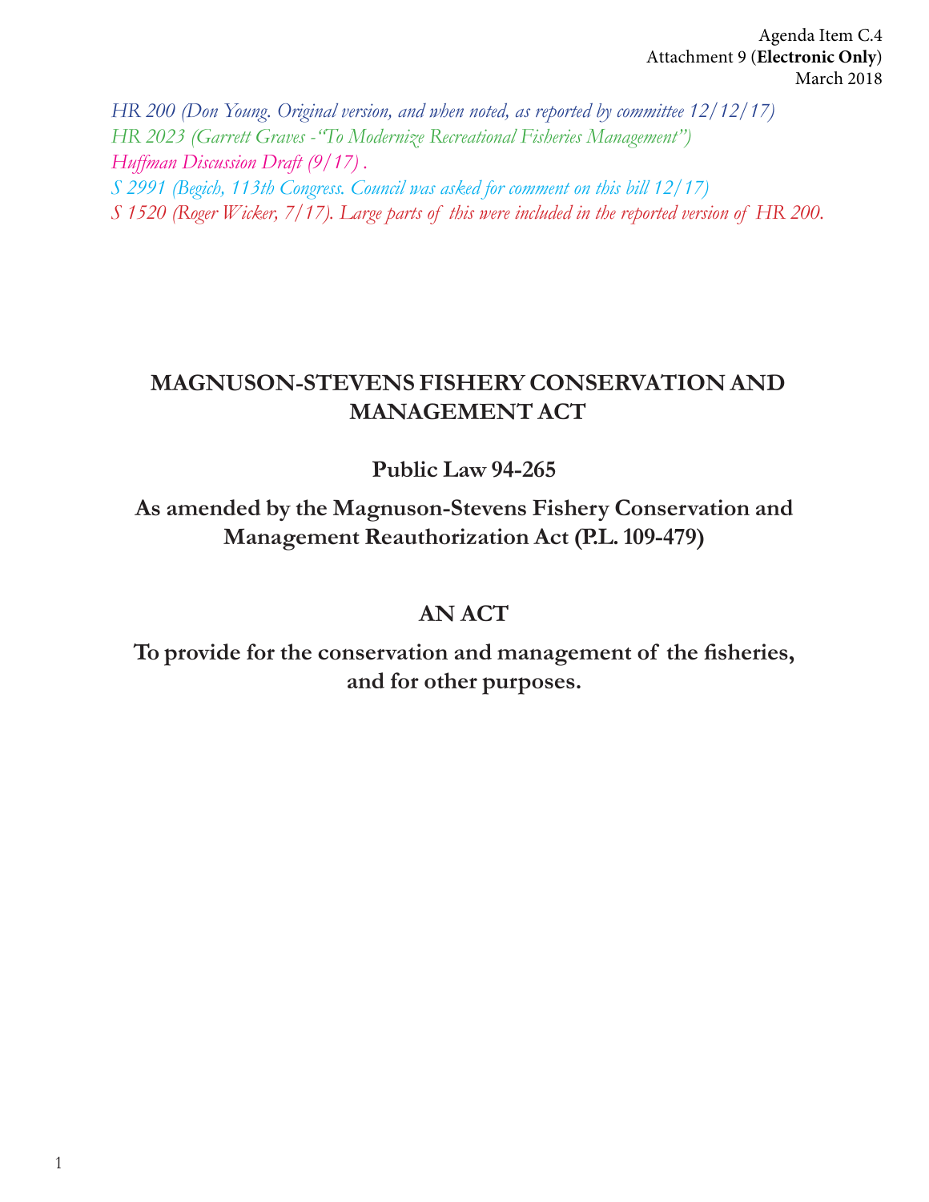Agenda Item C.4
Attachment 9 (**Electronic Only**)
March 2018

*HR 200 (Don Young. Original version, and when noted, as reported by committee 12/12/17)*
*HR 2023 (Garrett Graves -"To Modernize Recreational Fisheries Management")*
*Huffman Discussion Draft (9/17) .*
*S 2991 (Begich, 113th Congress. Council was asked for comment on this bill 12/17)*
*S 1520 (Roger Wicker, 7/17). Large parts of this were included in the reported version of HR 200.*

# MAGNUSON-STEVENS FISHERY CONSERVATION AND MANAGEMENT ACT

## Public Law 94-265

## As amended by the Magnuson-Stevens Fishery Conservation and Management Reauthorization Act (P.L. 109-479)

## AN ACT

## To provide for the conservation and management of the fisheries, and for other purposes.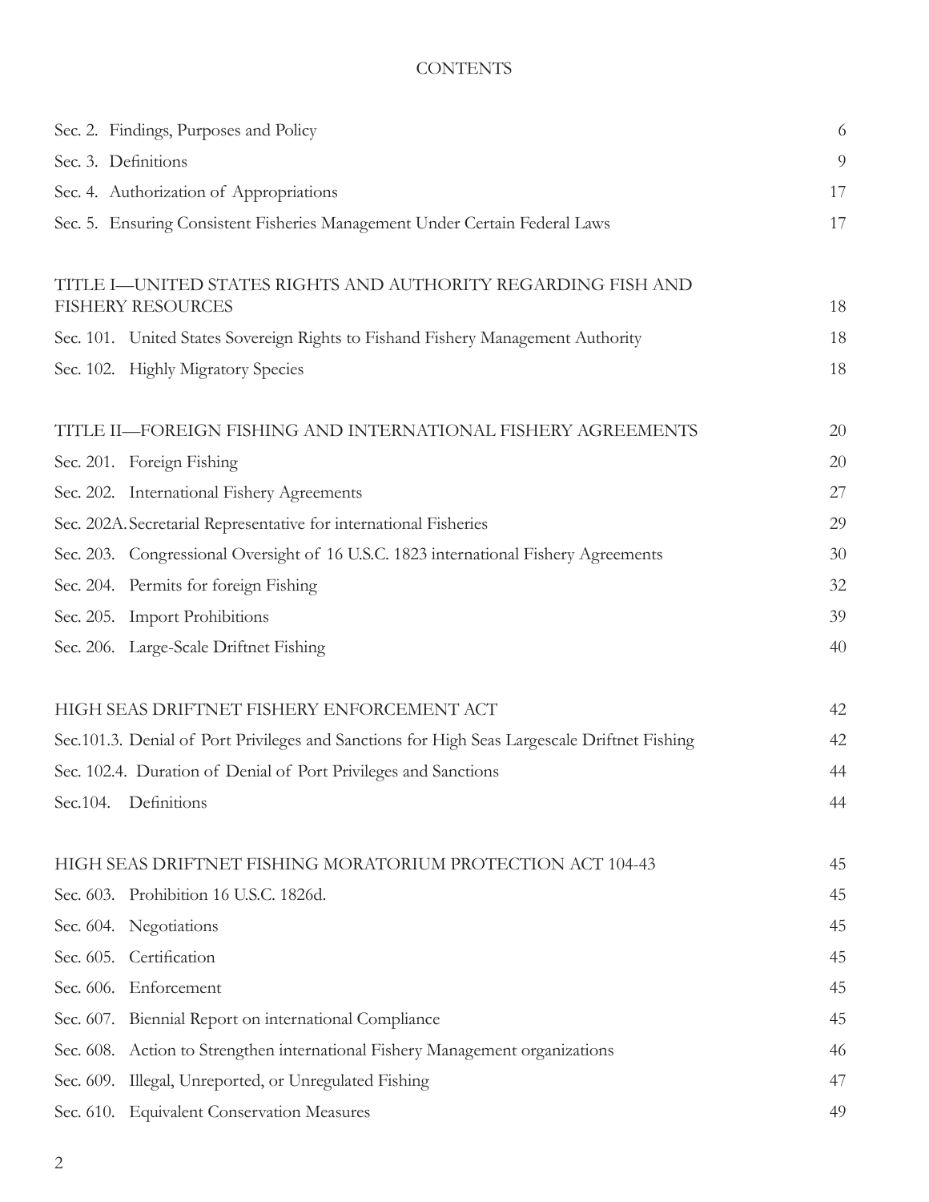CONTENTS

| | |
|---|---|
| Sec. 2. Findings, Purposes and Policy | 6 |
| Sec. 3. Definitions | 9 |
| Sec. 4. Authorization of Appropriations | 17 |
| Sec. 5. Ensuring Consistent Fisheries Management Under Certain Federal Laws | 17 |
| TITLE I—UNITED STATES RIGHTS AND AUTHORITY REGARDING FISH AND FISHERY RESOURCES | 18 |
| Sec. 101. United States Sovereign Rights to Fishand Fishery Management Authority | 18 |
| Sec. 102. Highly Migratory Species | 18 |
| TITLE II—FOREIGN FISHING AND INTERNATIONAL FISHERY AGREEMENTS | 20 |
| Sec. 201. Foreign Fishing | 20 |
| Sec. 202. International Fishery Agreements | 27 |
| Sec. 202A. Secretarial Representative for international Fisheries | 29 |
| Sec. 203. Congressional Oversight of 16 U.S.C. 1823 international Fishery Agreements | 30 |
| Sec. 204. Permits for foreign Fishing | 32 |
| Sec. 205. Import Prohibitions | 39 |
| Sec. 206. Large-Scale Driftnet Fishing | 40 |
| HIGH SEAS DRIFTNET FISHERY ENFORCEMENT ACT | 42 |
| Sec.101.3. Denial of Port Privileges and Sanctions for High Seas Largescale Driftnet Fishing | 42 |
| Sec. 102.4. Duration of Denial of Port Privileges and Sanctions | 44 |
| Sec.104. Definitions | 44 |
| HIGH SEAS DRIFTNET FISHING MORATORIUM PROTECTION ACT 104-43 | 45 |
| Sec. 603. Prohibition 16 U.S.C. 1826d. | 45 |
| Sec. 604. Negotiations | 45 |
| Sec. 605. Certification | 45 |
| Sec. 606. Enforcement | 45 |
| Sec. 607. Biennial Report on international Compliance | 45 |
| Sec. 608. Action to Strengthen international Fishery Management organizations | 46 |
| Sec. 609. Illegal, Unreported, or Unregulated Fishing | 47 |
| Sec. 610. Equivalent Conservation Measures | 49 |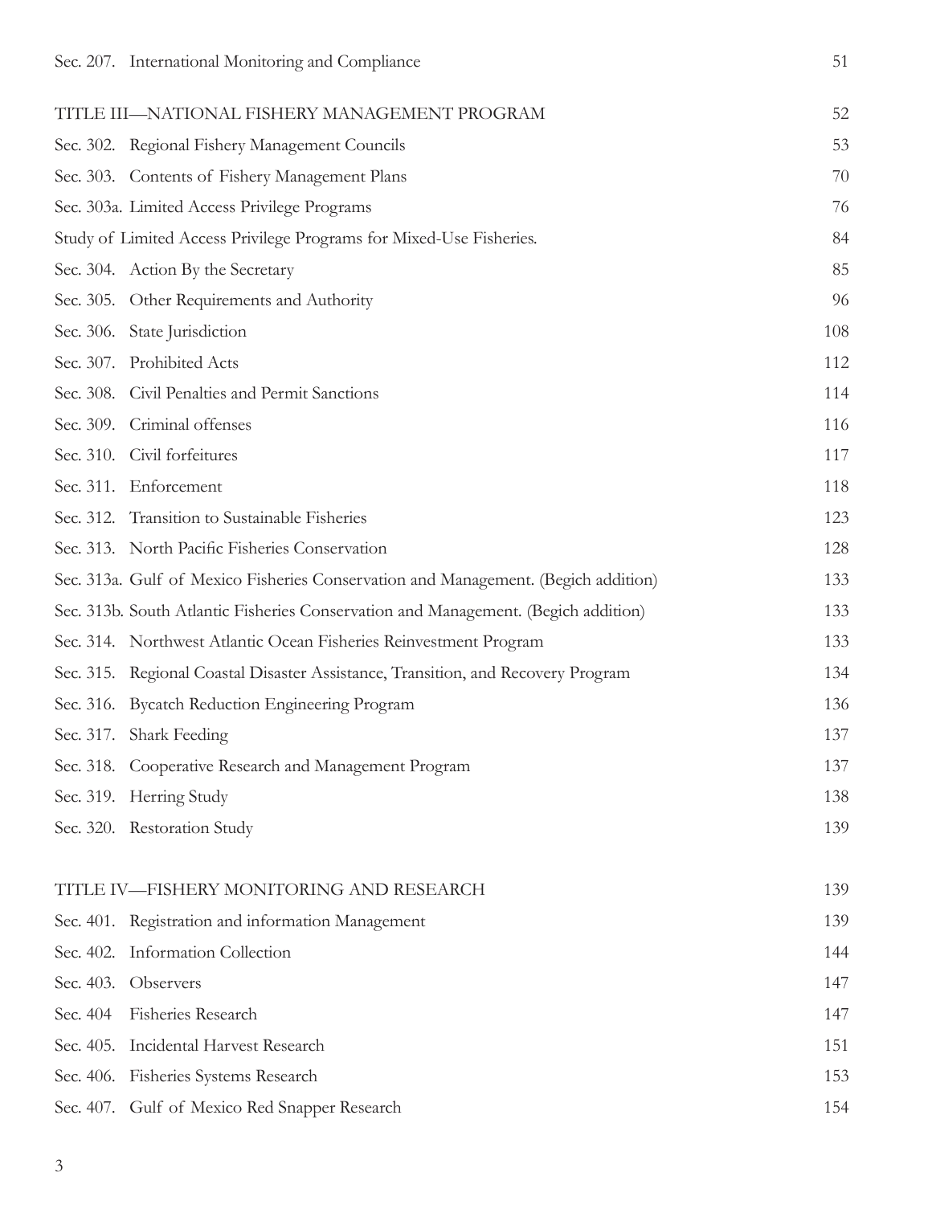| | |
|---|---|
| Sec. 207. International Monitoring and Compliance | 51 |
| TITLE III—NATIONAL FISHERY MANAGEMENT PROGRAM | 52 |
| Sec. 302. Regional Fishery Management Councils | 53 |
| Sec. 303. Contents of Fishery Management Plans | 70 |
| Sec. 303a. Limited Access Privilege Programs | 76 |
| Study of Limited Access Privilege Programs for Mixed-Use Fisheries. | 84 |
| Sec. 304. Action By the Secretary | 85 |
| Sec. 305. Other Requirements and Authority | 96 |
| Sec. 306. State Jurisdiction | 108 |
| Sec. 307. Prohibited Acts | 112 |
| Sec. 308. Civil Penalties and Permit Sanctions | 114 |
| Sec. 309. Criminal offenses | 116 |
| Sec. 310. Civil forfeitures | 117 |
| Sec. 311. Enforcement | 118 |
| Sec. 312. Transition to Sustainable Fisheries | 123 |
| Sec. 313. North Pacific Fisheries Conservation | 128 |
| Sec. 313a. Gulf of Mexico Fisheries Conservation and Management. (Begich addition) | 133 |
| Sec. 313b. South Atlantic Fisheries Conservation and Management. (Begich addition) | 133 |
| Sec. 314. Northwest Atlantic Ocean Fisheries Reinvestment Program | 133 |
| Sec. 315. Regional Coastal Disaster Assistance, Transition, and Recovery Program | 134 |
| Sec. 316. Bycatch Reduction Engineering Program | 136 |
| Sec. 317. Shark Feeding | 137 |
| Sec. 318. Cooperative Research and Management Program | 137 |
| Sec. 319. Herring Study | 138 |
| Sec. 320. Restoration Study | 139 |
| TITLE IV—FISHERY MONITORING AND RESEARCH | 139 |
| Sec. 401. Registration and information Management | 139 |
| Sec. 402. Information Collection | 144 |
| Sec. 403. Observers | 147 |
| Sec. 404 Fisheries Research | 147 |
| Sec. 405. Incidental Harvest Research | 151 |
| Sec. 406. Fisheries Systems Research | 153 |
| Sec. 407. Gulf of Mexico Red Snapper Research | 154 |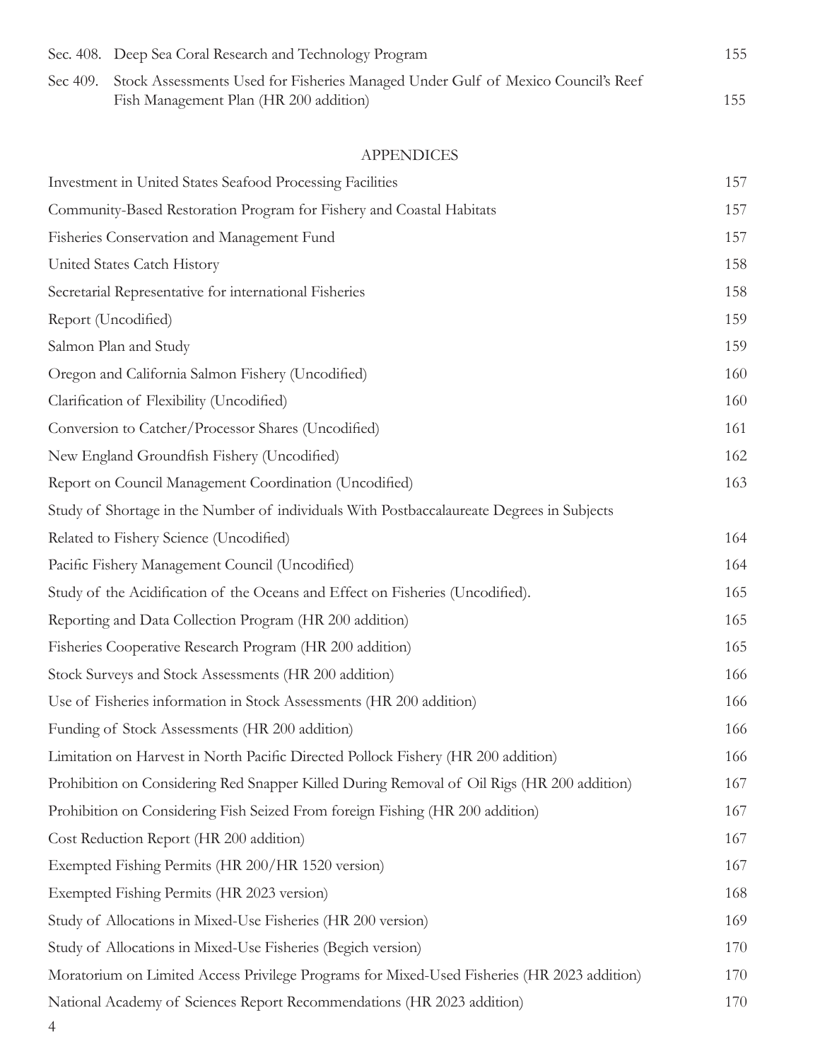| | | |
|---|---|---|
| Sec. 408. | Deep Sea Coral Research and Technology Program | 155 |
| Sec 409. | Stock Assessments Used for Fisheries Managed Under Gulf of Mexico Council's Reef Fish Management Plan (HR 200 addition) | 155 |

## APPENDICES

| | |
|---|---|
| Investment in United States Seafood Processing Facilities | 157 |
| Community-Based Restoration Program for Fishery and Coastal Habitats | 157 |
| Fisheries Conservation and Management Fund | 157 |
| United States Catch History | 158 |
| Secretarial Representative for international Fisheries | 158 |
| Report (Uncodified) | 159 |
| Salmon Plan and Study | 159 |
| Oregon and California Salmon Fishery (Uncodified) | 160 |
| Clarification of Flexibility (Uncodified) | 160 |
| Conversion to Catcher/Processor Shares (Uncodified) | 161 |
| New England Groundfish Fishery (Uncodified) | 162 |
| Report on Council Management Coordination (Uncodified) | 163 |
| Study of Shortage in the Number of individuals With Postbaccalaureate Degrees in Subjects Related to Fishery Science (Uncodified) | 164 |
| Pacific Fishery Management Council (Uncodified) | 164 |
| Study of the Acidification of the Oceans and Effect on Fisheries (Uncodified). | 165 |
| Reporting and Data Collection Program (HR 200 addition) | 165 |
| Fisheries Cooperative Research Program (HR 200 addition) | 165 |
| Stock Surveys and Stock Assessments (HR 200 addition) | 166 |
| Use of Fisheries information in Stock Assessments (HR 200 addition) | 166 |
| Funding of Stock Assessments (HR 200 addition) | 166 |
| Limitation on Harvest in North Pacific Directed Pollock Fishery (HR 200 addition) | 166 |
| Prohibition on Considering Red Snapper Killed During Removal of Oil Rigs (HR 200 addition) | 167 |
| Prohibition on Considering Fish Seized From foreign Fishing (HR 200 addition) | 167 |
| Cost Reduction Report (HR 200 addition) | 167 |
| Exempted Fishing Permits (HR 200/HR 1520 version) | 167 |
| Exempted Fishing Permits (HR 2023 version) | 168 |
| Study of Allocations in Mixed-Use Fisheries (HR 200 version) | 169 |
| Study of Allocations in Mixed-Use Fisheries (Begich version) | 170 |
| Moratorium on Limited Access Privilege Programs for Mixed-Used Fisheries (HR 2023 addition) | 170 |
| National Academy of Sciences Report Recommendations (HR 2023 addition) | 170 |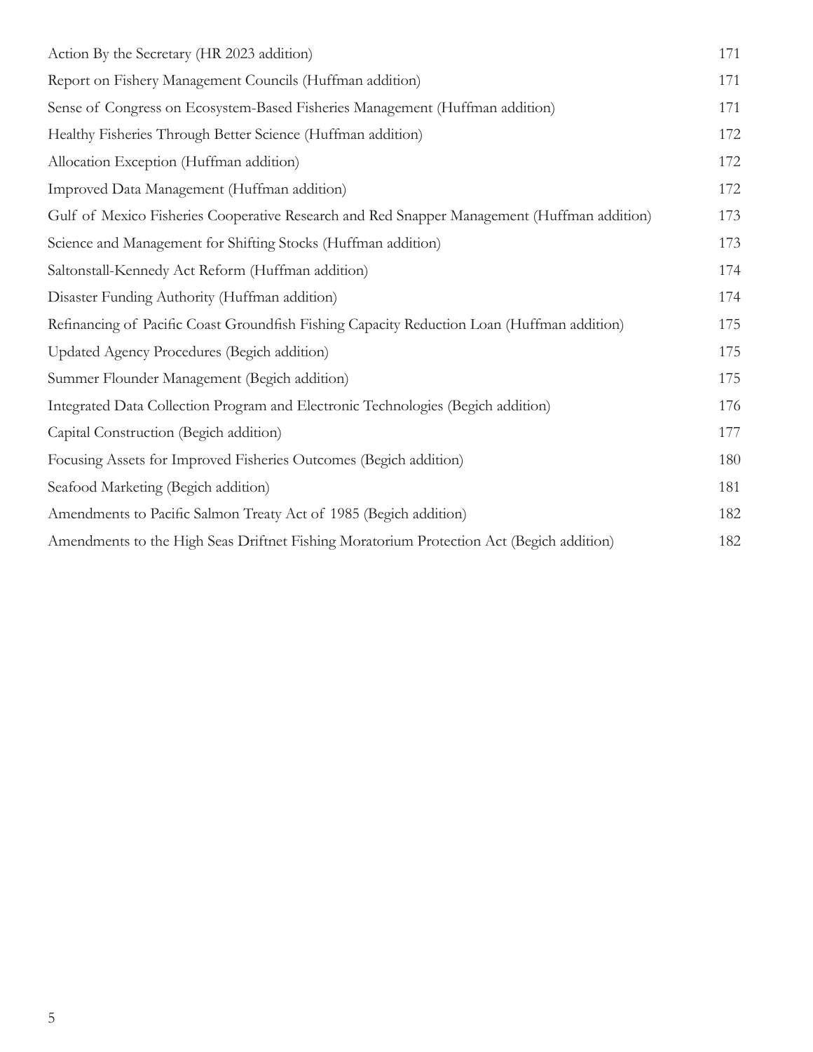| | |
|---|---|
| Action By the Secretary (HR 2023 addition) | 171 |
| Report on Fishery Management Councils (Huffman addition) | 171 |
| Sense of Congress on Ecosystem-Based Fisheries Management (Huffman addition) | 171 |
| Healthy Fisheries Through Better Science (Huffman addition) | 172 |
| Allocation Exception (Huffman addition) | 172 |
| Improved Data Management (Huffman addition) | 172 |
| Gulf of Mexico Fisheries Cooperative Research and Red Snapper Management (Huffman addition) | 173 |
| Science and Management for Shifting Stocks (Huffman addition) | 173 |
| Saltonstall-Kennedy Act Reform (Huffman addition) | 174 |
| Disaster Funding Authority (Huffman addition) | 174 |
| Refinancing of Pacific Coast Groundfish Fishing Capacity Reduction Loan (Huffman addition) | 175 |
| Updated Agency Procedures (Begich addition) | 175 |
| Summer Flounder Management (Begich addition) | 175 |
| Integrated Data Collection Program and Electronic Technologies (Begich addition) | 176 |
| Capital Construction (Begich addition) | 177 |
| Focusing Assets for Improved Fisheries Outcomes (Begich addition) | 180 |
| Seafood Marketing (Begich addition) | 181 |
| Amendments to Pacific Salmon Treaty Act of 1985 (Begich addition) | 182 |
| Amendments to the High Seas Driftnet Fishing Moratorium Protection Act (Begich addition) | 182 |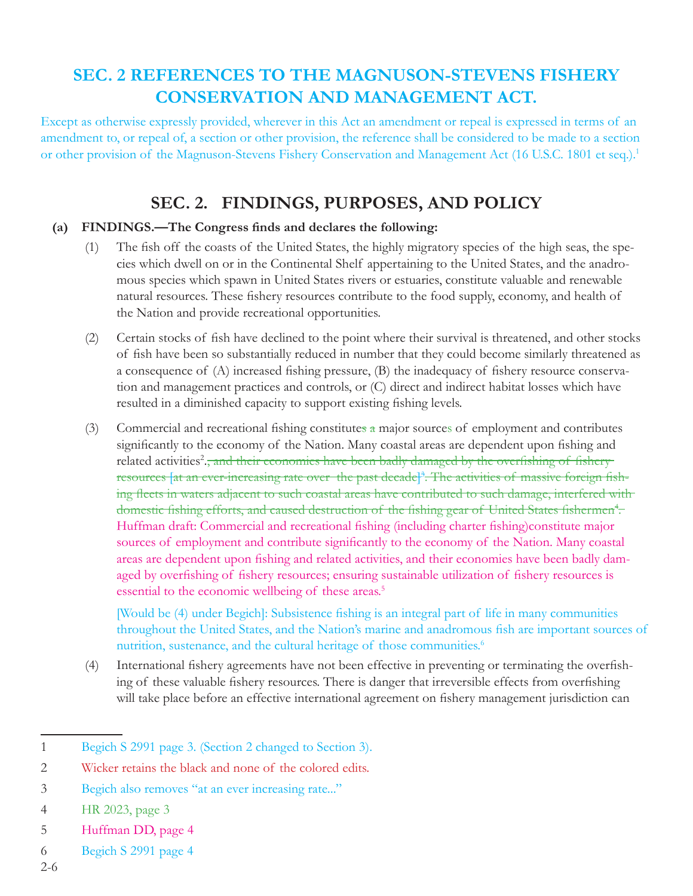## SEC. 2 REFERENCES TO THE MAGNUSON-STEVENS FISHERY CONSERVATION AND MANAGEMENT ACT.

Except as otherwise expressly provided, wherever in this Act an amendment or repeal is expressed in terms of an amendment to, or repeal of, a section or other provision, the reference shall be considered to be made to a section or other provision of the Magnuson-Stevens Fishery Conservation and Management Act (16 U.S.C. 1801 et seq.).[1]

## SEC. 2. FINDINGS, PURPOSES, AND POLICY

**(a) FINDINGS.—The Congress finds and declares the following:**

(1) The fish off the coasts of the United States, the highly migratory species of the high seas, the species which dwell on or in the Continental Shelf appertaining to the United States, and the anadromous species which spawn in United States rivers or estuaries, constitute valuable and renewable natural resources. These fishery resources contribute to the food supply, economy, and health of the Nation and provide recreational opportunities.

(2) Certain stocks of fish have declined to the point where their survival is threatened, and other stocks of fish have been so substantially reduced in number that they could become similarly threatened as a consequence of (A) increased fishing pressure, (B) the inadequacy of fishery resource conservation and management practices and controls, or (C) direct and indirect habitat losses which have resulted in a diminished capacity to support existing fishing levels.

(3) Commercial and recreational fishing constitute~~s a~~ major sources of employment and contributes significantly to the economy of the Nation. Many coastal areas are dependent upon fishing and related activities[2]~~, and their economies have been badly damaged by the overfishing of fishery resources [at an ever-increasing rate over the past decade][3]. The activities of massive foreign fishing fleets in waters adjacent to such coastal areas have contributed to such damage, interfered with domestic fishing efforts, and caused destruction of the fishing gear of United States fishermen[4].~~ Huffman draft: Commercial and recreational fishing (including charter fishing)constitute major sources of employment and contribute significantly to the economy of the Nation. Many coastal areas are dependent upon fishing and related activities, and their economies have been badly damaged by overfishing of fishery resources; ensuring sustainable utilization of fishery resources is essential to the economic wellbeing of these areas.[5]

[Would be (4) under Begich]: Subsistence fishing is an integral part of life in many communities throughout the United States, and the Nation's marine and anadromous fish are important sources of nutrition, sustenance, and the cultural heritage of those communities.[6]

(4) International fishery agreements have not been effective in preventing or terminating the overfishing of these valuable fishery resources. There is danger that irreversible effects from overfishing will take place before an effective international agreement on fishery management jurisdiction can

---

1 Begich S 2991 page 3. (Section 2 changed to Section 3).

2 Wicker retains the black and none of the colored edits.

3 Begich also removes "at an ever increasing rate..."

4 HR 2023, page 3

5 Huffman DD, page 4

6 Begich S 2991 page 4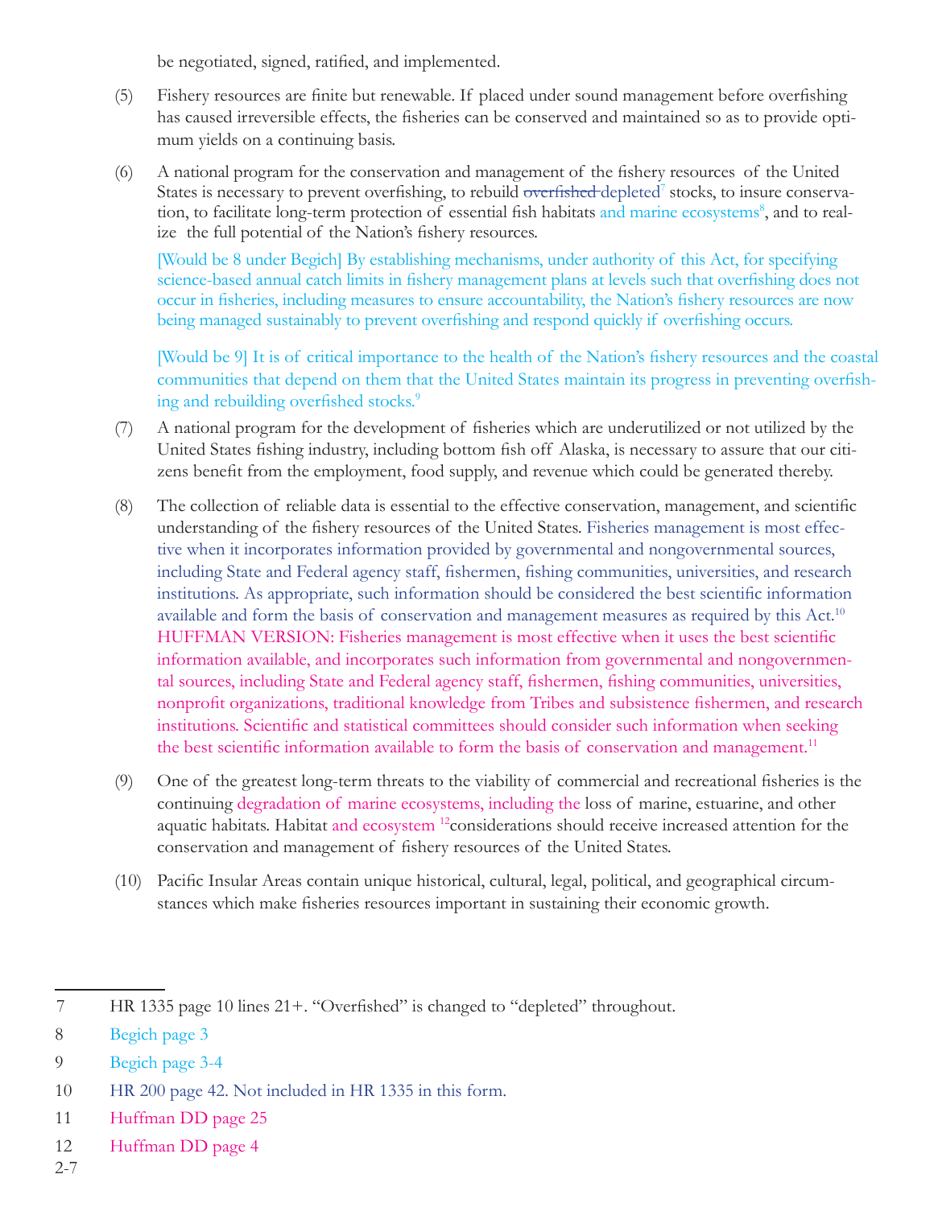be negotiated, signed, ratified, and implemented.

(5) Fishery resources are finite but renewable. If placed under sound management before overfishing has caused irreversible effects, the fisheries can be conserved and maintained so as to provide optimum yields on a continuing basis.

(6) A national program for the conservation and management of the fishery resources of the United States is necessary to prevent overfishing, to rebuild ~~overfished~~ depleted[7] stocks, to insure conservation, to facilitate long-term protection of essential fish habitats and marine ecosystems[8], and to realize the full potential of the Nation's fishery resources.

[Would be 8 under Begich] By establishing mechanisms, under authority of this Act, for specifying science-based annual catch limits in fishery management plans at levels such that overfishing does not occur in fisheries, including measures to ensure accountability, the Nation's fishery resources are now being managed sustainably to prevent overfishing and respond quickly if overfishing occurs.

[Would be 9] It is of critical importance to the health of the Nation's fishery resources and the coastal communities that depend on them that the United States maintain its progress in preventing overfishing and rebuilding overfished stocks.[9]

(7) A national program for the development of fisheries which are underutilized or not utilized by the United States fishing industry, including bottom fish off Alaska, is necessary to assure that our citizens benefit from the employment, food supply, and revenue which could be generated thereby.

(8) The collection of reliable data is essential to the effective conservation, management, and scientific understanding of the fishery resources of the United States. Fisheries management is most effective when it incorporates information provided by governmental and nongovernmental sources, including State and Federal agency staff, fishermen, fishing communities, universities, and research institutions. As appropriate, such information should be considered the best scientific information available and form the basis of conservation and management measures as required by this Act.[10] HUFFMAN VERSION: Fisheries management is most effective when it uses the best scientific information available, and incorporates such information from governmental and nongovernmental sources, including State and Federal agency staff, fishermen, fishing communities, universities, nonprofit organizations, traditional knowledge from Tribes and subsistence fishermen, and research institutions. Scientific and statistical committees should consider such information when seeking the best scientific information available to form the basis of conservation and management.[11]

(9) One of the greatest long-term threats to the viability of commercial and recreational fisheries is the continuing degradation of marine ecosystems, including the loss of marine, estuarine, and other aquatic habitats. Habitat and ecosystem [12]considerations should receive increased attention for the conservation and management of fishery resources of the United States.

(10) Pacific Insular Areas contain unique historical, cultural, legal, political, and geographical circumstances which make fisheries resources important in sustaining their economic growth.

---

7 HR 1335 page 10 lines 21+. "Overfished" is changed to "depleted" throughout.

8 Begich page 3

9 Begich page 3-4

10 HR 200 page 42. Not included in HR 1335 in this form.

11 Huffman DD page 25

12 Huffman DD page 4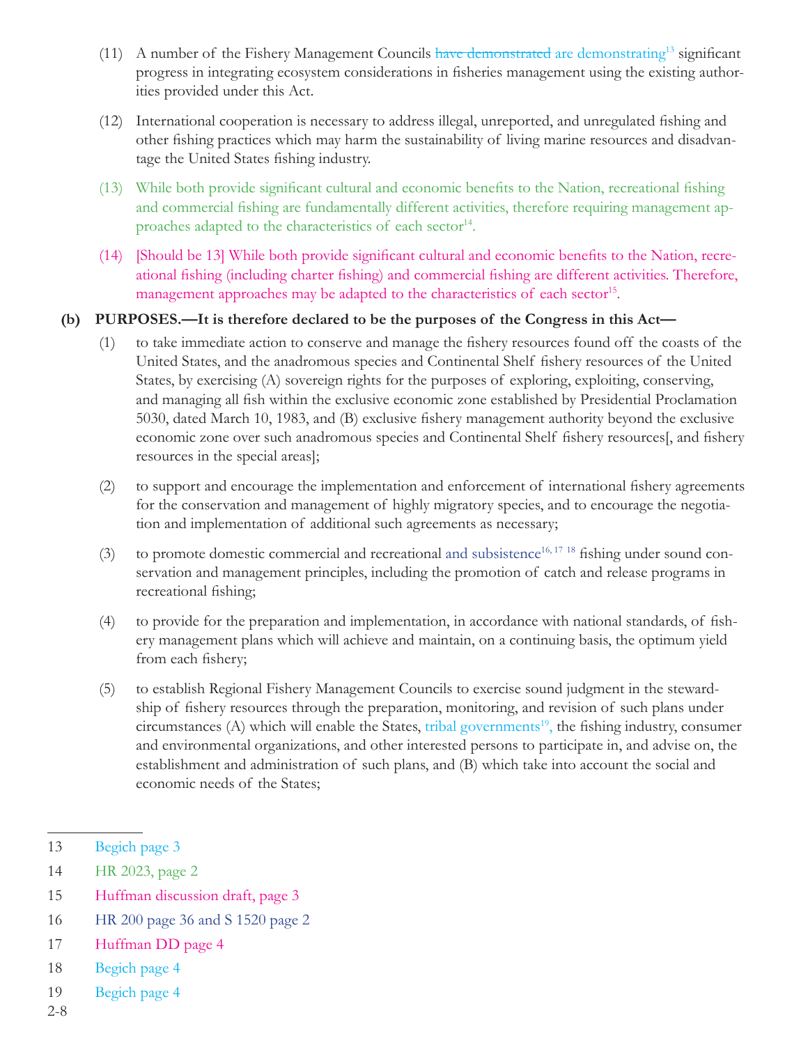(11) A number of the Fishery Management Councils ~~have demonstrated~~ are demonstrating[13] significant progress in integrating ecosystem considerations in fisheries management using the existing authorities provided under this Act.

(12) International cooperation is necessary to address illegal, unreported, and unregulated fishing and other fishing practices which may harm the sustainability of living marine resources and disadvantage the United States fishing industry.

(13) While both provide significant cultural and economic benefits to the Nation, recreational fishing and commercial fishing are fundamentally different activities, therefore requiring management approaches adapted to the characteristics of each sector[14].

(14) [Should be 13] While both provide significant cultural and economic benefits to the Nation, recreational fishing (including charter fishing) and commercial fishing are different activities. Therefore, management approaches may be adapted to the characteristics of each sector[15].

**(b) PURPOSES.—It is therefore declared to be the purposes of the Congress in this Act—**

(1) to take immediate action to conserve and manage the fishery resources found off the coasts of the United States, and the anadromous species and Continental Shelf fishery resources of the United States, by exercising (A) sovereign rights for the purposes of exploring, exploiting, conserving, and managing all fish within the exclusive economic zone established by Presidential Proclamation 5030, dated March 10, 1983, and (B) exclusive fishery management authority beyond the exclusive economic zone over such anadromous species and Continental Shelf fishery resources[, and fishery resources in the special areas];

(2) to support and encourage the implementation and enforcement of international fishery agreements for the conservation and management of highly migratory species, and to encourage the negotiation and implementation of additional such agreements as necessary;

(3) to promote domestic commercial and recreational and subsistence[16, 17 18] fishing under sound conservation and management principles, including the promotion of catch and release programs in recreational fishing;

(4) to provide for the preparation and implementation, in accordance with national standards, of fishery management plans which will achieve and maintain, on a continuing basis, the optimum yield from each fishery;

(5) to establish Regional Fishery Management Councils to exercise sound judgment in the stewardship of fishery resources through the preparation, monitoring, and revision of such plans under circumstances (A) which will enable the States, tribal governments[19], the fishing industry, consumer and environmental organizations, and other interested persons to participate in, and advise on, the establishment and administration of such plans, and (B) which take into account the social and economic needs of the States;

---

13 Begich page 3

14 HR 2023, page 2

15 Huffman discussion draft, page 3

16 HR 200 page 36 and S 1520 page 2

17 Huffman DD page 4

18 Begich page 4

19 Begich page 4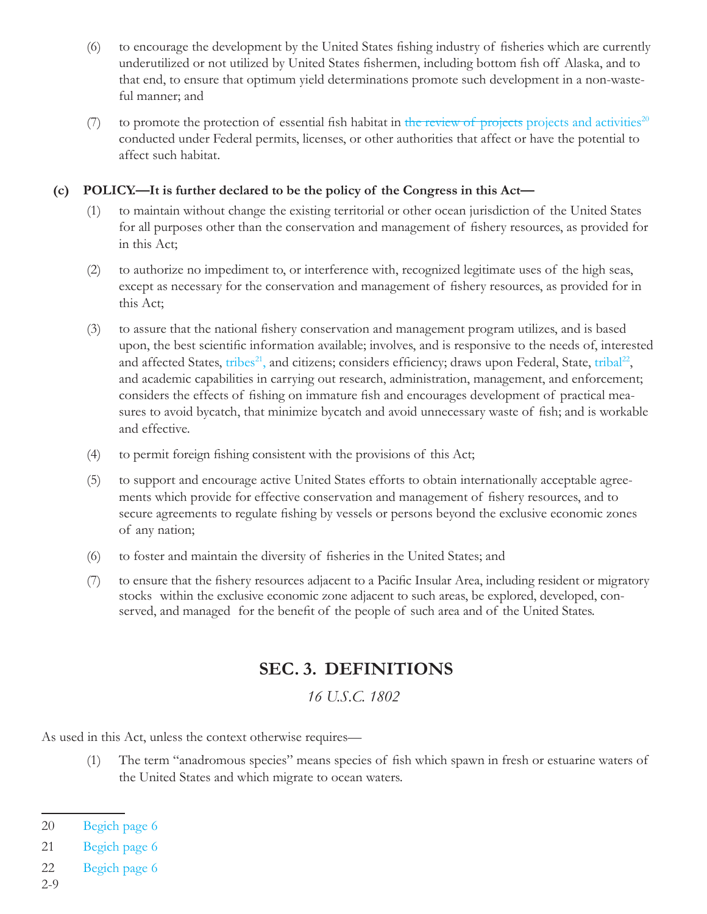(6) to encourage the development by the United States fishing industry of fisheries which are currently underutilized or not utilized by United States fishermen, including bottom fish off Alaska, and to that end, to ensure that optimum yield determinations promote such development in a non-wasteful manner; and

(7) to promote the protection of essential fish habitat in ~~the review of projects~~ projects and activities[20] conducted under Federal permits, licenses, or other authorities that affect or have the potential to affect such habitat.

**(c) POLICY.—It is further declared to be the policy of the Congress in this Act—**

(1) to maintain without change the existing territorial or other ocean jurisdiction of the United States for all purposes other than the conservation and management of fishery resources, as provided for in this Act;

(2) to authorize no impediment to, or interference with, recognized legitimate uses of the high seas, except as necessary for the conservation and management of fishery resources, as provided for in this Act;

(3) to assure that the national fishery conservation and management program utilizes, and is based upon, the best scientific information available; involves, and is responsive to the needs of, interested and affected States, tribes[21], and citizens; considers efficiency; draws upon Federal, State, tribal[22], and academic capabilities in carrying out research, administration, management, and enforcement; considers the effects of fishing on immature fish and encourages development of practical measures to avoid bycatch, that minimize bycatch and avoid unnecessary waste of fish; and is workable and effective.

(4) to permit foreign fishing consistent with the provisions of this Act;

(5) to support and encourage active United States efforts to obtain internationally acceptable agreements which provide for effective conservation and management of fishery resources, and to secure agreements to regulate fishing by vessels or persons beyond the exclusive economic zones of any nation;

(6) to foster and maintain the diversity of fisheries in the United States; and

(7) to ensure that the fishery resources adjacent to a Pacific Insular Area, including resident or migratory stocks within the exclusive economic zone adjacent to such areas, be explored, developed, conserved, and managed for the benefit of the people of such area and of the United States.

## SEC. 3. DEFINITIONS

*16 U.S.C. 1802*

As used in this Act, unless the context otherwise requires—

(1) The term "anadromous species" means species of fish which spawn in fresh or estuarine waters of the United States and which migrate to ocean waters.

---

20 Begich page 6

21 Begich page 6

22 Begich page 6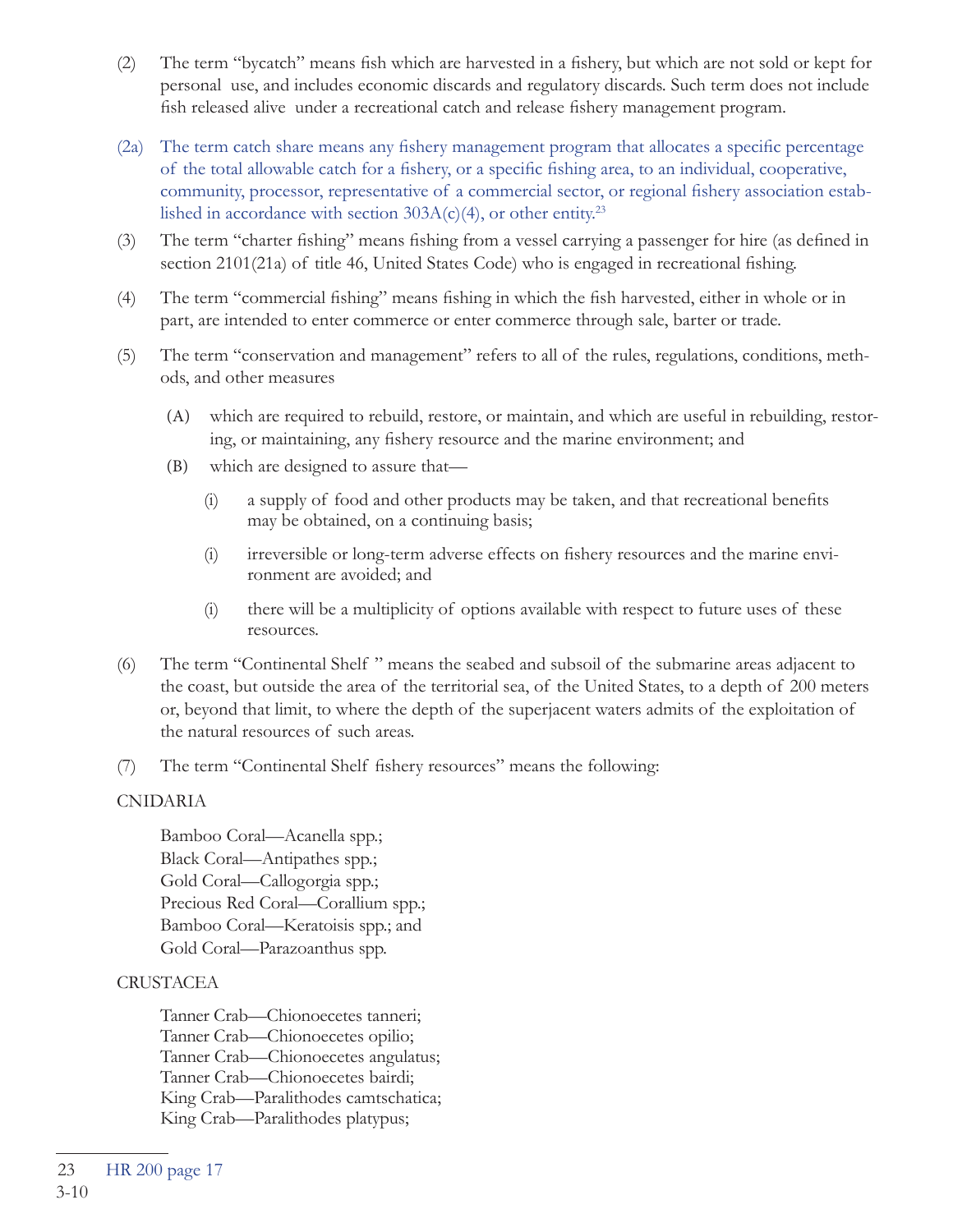(2) The term "bycatch" means fish which are harvested in a fishery, but which are not sold or kept for personal use, and includes economic discards and regulatory discards. Such term does not include fish released alive under a recreational catch and release fishery management program.

(2a) The term catch share means any fishery management program that allocates a specific percentage of the total allowable catch for a fishery, or a specific fishing area, to an individual, cooperative, community, processor, representative of a commercial sector, or regional fishery association established in accordance with section 303A(c)(4), or other entity.[23]

(3) The term "charter fishing" means fishing from a vessel carrying a passenger for hire (as defined in section 2101(21a) of title 46, United States Code) who is engaged in recreational fishing.

(4) The term "commercial fishing" means fishing in which the fish harvested, either in whole or in part, are intended to enter commerce or enter commerce through sale, barter or trade.

(5) The term "conservation and management" refers to all of the rules, regulations, conditions, methods, and other measures

- (A) which are required to rebuild, restore, or maintain, and which are useful in rebuilding, restoring, or maintaining, any fishery resource and the marine environment; and
- (B) which are designed to assure that—
  - (i) a supply of food and other products may be taken, and that recreational benefits may be obtained, on a continuing basis;
  - (i) irreversible or long-term adverse effects on fishery resources and the marine environment are avoided; and
  - (i) there will be a multiplicity of options available with respect to future uses of these resources.

(6) The term "Continental Shelf " means the seabed and subsoil of the submarine areas adjacent to the coast, but outside the area of the territorial sea, of the United States, to a depth of 200 meters or, beyond that limit, to where the depth of the superjacent waters admits of the exploitation of the natural resources of such areas.

(7) The term "Continental Shelf fishery resources" means the following:

CNIDARIA

Bamboo Coral—Acanella spp.;
Black Coral—Antipathes spp.;
Gold Coral—Callogorgia spp.;
Precious Red Coral—Corallium spp.;
Bamboo Coral—Keratoisis spp.; and
Gold Coral—Parazoanthus spp.

CRUSTACEA

Tanner Crab—Chionoecetes tanneri;
Tanner Crab—Chionoecetes opilio;
Tanner Crab—Chionoecetes angulatus;
Tanner Crab—Chionoecetes bairdi;
King Crab—Paralithodes camtschatica;
King Crab—Paralithodes platypus;

---

23 HR 200 page 17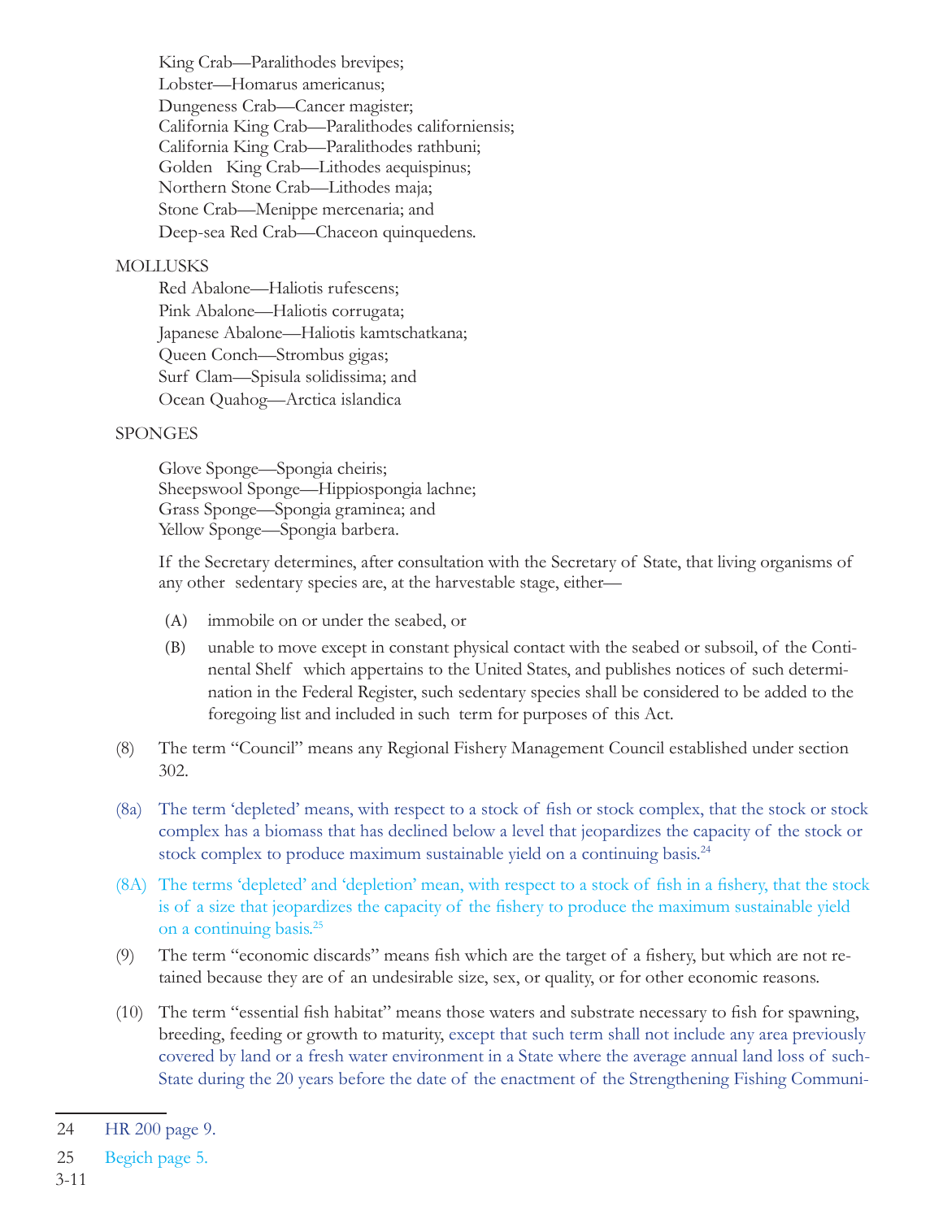King Crab—Paralithodes brevipes;
Lobster—Homarus americanus;
Dungeness Crab—Cancer magister;
California King Crab—Paralithodes californiensis;
California King Crab—Paralithodes rathbuni;
Golden King Crab—Lithodes aequispinus;
Northern Stone Crab—Lithodes maja;
Stone Crab—Menippe mercenaria; and
Deep-sea Red Crab—Chaceon quinquedens.

MOLLUSKS

Red Abalone—Haliotis rufescens;
Pink Abalone—Haliotis corrugata;
Japanese Abalone—Haliotis kamtschatkana;
Queen Conch—Strombus gigas;
Surf Clam—Spisula solidissima; and
Ocean Quahog—Arctica islandica

SPONGES

Glove Sponge—Spongia cheiris;
Sheepswool Sponge—Hippiospongia lachne;
Grass Sponge—Spongia graminea; and
Yellow Sponge—Spongia barbera.

If the Secretary determines, after consultation with the Secretary of State, that living organisms of any other sedentary species are, at the harvestable stage, either—

(A) immobile on or under the seabed, or

(B) unable to move except in constant physical contact with the seabed or subsoil, of the Continental Shelf which appertains to the United States, and publishes notices of such determination in the Federal Register, such sedentary species shall be considered to be added to the foregoing list and included in such term for purposes of this Act.

(8) The term "Council" means any Regional Fishery Management Council established under section 302.

(8a) The term 'depleted' means, with respect to a stock of fish or stock complex, that the stock or stock complex has a biomass that has declined below a level that jeopardizes the capacity of the stock or stock complex to produce maximum sustainable yield on a continuing basis.[24]

(8A) The terms 'depleted' and 'depletion' mean, with respect to a stock of fish in a fishery, that the stock is of a size that jeopardizes the capacity of the fishery to produce the maximum sustainable yield on a continuing basis.[25]

(9) The term "economic discards" means fish which are the target of a fishery, but which are not retained because they are of an undesirable size, sex, or quality, or for other economic reasons.

(10) The term "essential fish habitat" means those waters and substrate necessary to fish for spawning, breeding, feeding or growth to maturity, except that such term shall not include any area previously covered by land or a fresh water environment in a State where the average annual land loss of such-State during the 20 years before the date of the enactment of the Strengthening Fishing Communi-

24 HR 200 page 9.

25 Begich page 5.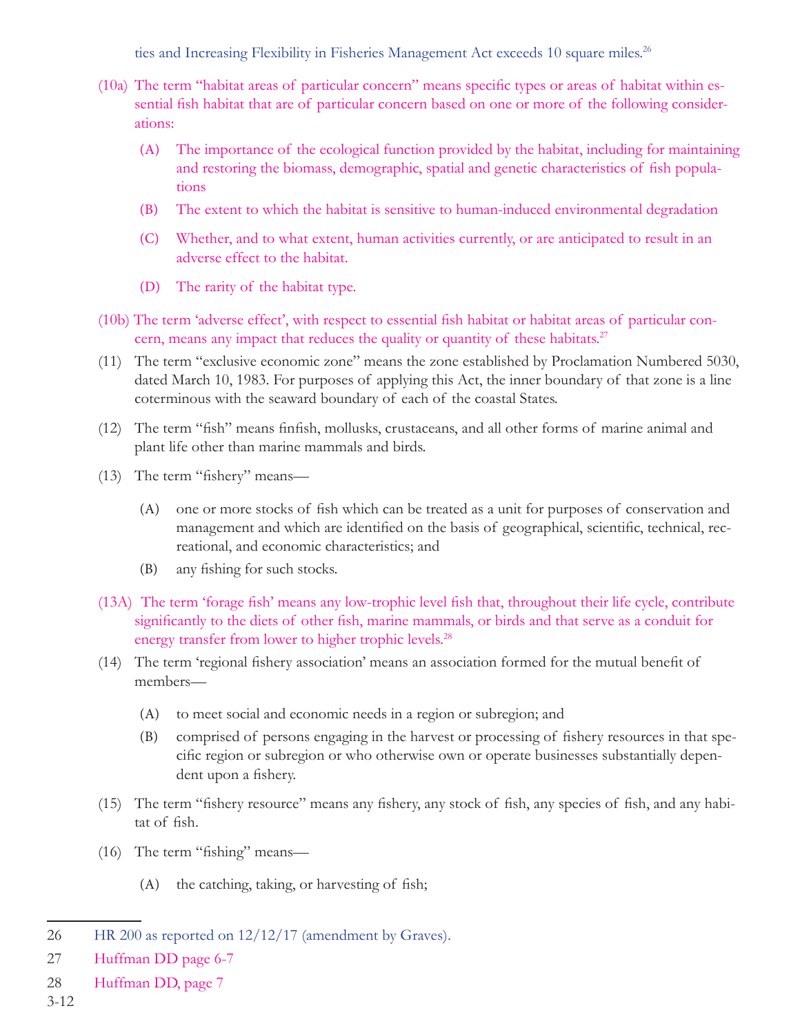ties and Increasing Flexibility in Fisheries Management Act exceeds 10 square miles.[26]

(10a) The term "habitat areas of particular concern" means specific types or areas of habitat within essential fish habitat that are of particular concern based on one or more of the following considerations:

- (A) The importance of the ecological function provided by the habitat, including for maintaining and restoring the biomass, demographic, spatial and genetic characteristics of fish populations
- (B) The extent to which the habitat is sensitive to human-induced environmental degradation
- (C) Whether, and to what extent, human activities currently, or are anticipated to result in an adverse effect to the habitat.
- (D) The rarity of the habitat type.

(10b) The term 'adverse effect', with respect to essential fish habitat or habitat areas of particular concern, means any impact that reduces the quality or quantity of these habitats.[27]

(11) The term "exclusive economic zone" means the zone established by Proclamation Numbered 5030, dated March 10, 1983. For purposes of applying this Act, the inner boundary of that zone is a line coterminous with the seaward boundary of each of the coastal States.

(12) The term "fish" means finfish, mollusks, crustaceans, and all other forms of marine animal and plant life other than marine mammals and birds.

(13) The term "fishery" means—

- (A) one or more stocks of fish which can be treated as a unit for purposes of conservation and management and which are identified on the basis of geographical, scientific, technical, recreational, and economic characteristics; and
- (B) any fishing for such stocks.

(13A) The term 'forage fish' means any low-trophic level fish that, throughout their life cycle, contribute significantly to the diets of other fish, marine mammals, or birds and that serve as a conduit for energy transfer from lower to higher trophic levels.[28]

(14) The term 'regional fishery association' means an association formed for the mutual benefit of members—

- (A) to meet social and economic needs in a region or subregion; and
- (B) comprised of persons engaging in the harvest or processing of fishery resources in that specific region or subregion or who otherwise own or operate businesses substantially dependent upon a fishery.

(15) The term "fishery resource" means any fishery, any stock of fish, any species of fish, and any habitat of fish.

(16) The term "fishing" means—

- (A) the catching, taking, or harvesting of fish;

---

26 HR 200 as reported on 12/12/17 (amendment by Graves).

27 Huffman DD page 6-7

28 Huffman DD, page 7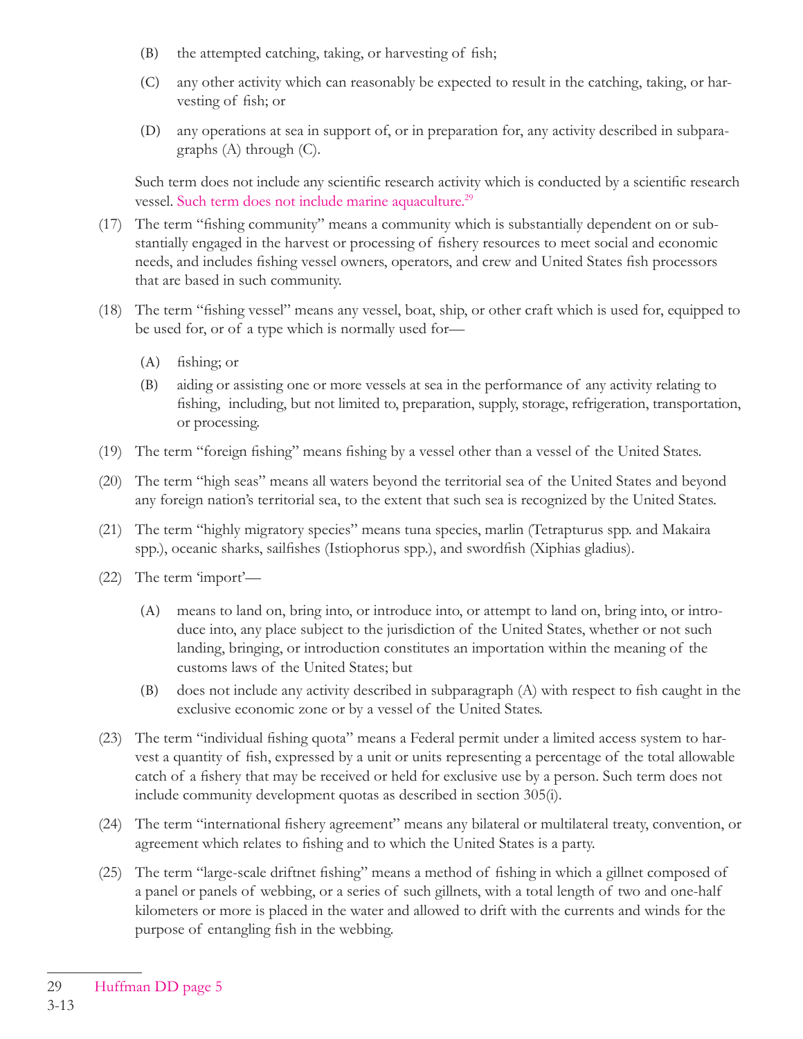(B) the attempted catching, taking, or harvesting of fish;

(C) any other activity which can reasonably be expected to result in the catching, taking, or harvesting of fish; or

(D) any operations at sea in support of, or in preparation for, any activity described in subparagraphs (A) through (C).

Such term does not include any scientific research activity which is conducted by a scientific research vessel. Such term does not include marine aquaculture.[29]

(17) The term "fishing community" means a community which is substantially dependent on or substantially engaged in the harvest or processing of fishery resources to meet social and economic needs, and includes fishing vessel owners, operators, and crew and United States fish processors that are based in such community.

(18) The term "fishing vessel" means any vessel, boat, ship, or other craft which is used for, equipped to be used for, or of a type which is normally used for—

(A) fishing; or

(B) aiding or assisting one or more vessels at sea in the performance of any activity relating to fishing, including, but not limited to, preparation, supply, storage, refrigeration, transportation, or processing.

(19) The term "foreign fishing" means fishing by a vessel other than a vessel of the United States.

(20) The term "high seas" means all waters beyond the territorial sea of the United States and beyond any foreign nation's territorial sea, to the extent that such sea is recognized by the United States.

(21) The term "highly migratory species" means tuna species, marlin (Tetrapturus spp. and Makaira spp.), oceanic sharks, sailfishes (Istiophorus spp.), and swordfish (Xiphias gladius).

(22) The term 'import'—

(A) means to land on, bring into, or introduce into, or attempt to land on, bring into, or introduce into, any place subject to the jurisdiction of the United States, whether or not such landing, bringing, or introduction constitutes an importation within the meaning of the customs laws of the United States; but

(B) does not include any activity described in subparagraph (A) with respect to fish caught in the exclusive economic zone or by a vessel of the United States.

(23) The term "individual fishing quota" means a Federal permit under a limited access system to harvest a quantity of fish, expressed by a unit or units representing a percentage of the total allowable catch of a fishery that may be received or held for exclusive use by a person. Such term does not include community development quotas as described in section 305(i).

(24) The term "international fishery agreement" means any bilateral or multilateral treaty, convention, or agreement which relates to fishing and to which the United States is a party.

(25) The term "large-scale driftnet fishing" means a method of fishing in which a gillnet composed of a panel or panels of webbing, or a series of such gillnets, with a total length of two and one-half kilometers or more is placed in the water and allowed to drift with the currents and winds for the purpose of entangling fish in the webbing.

---

29 Huffman DD page 5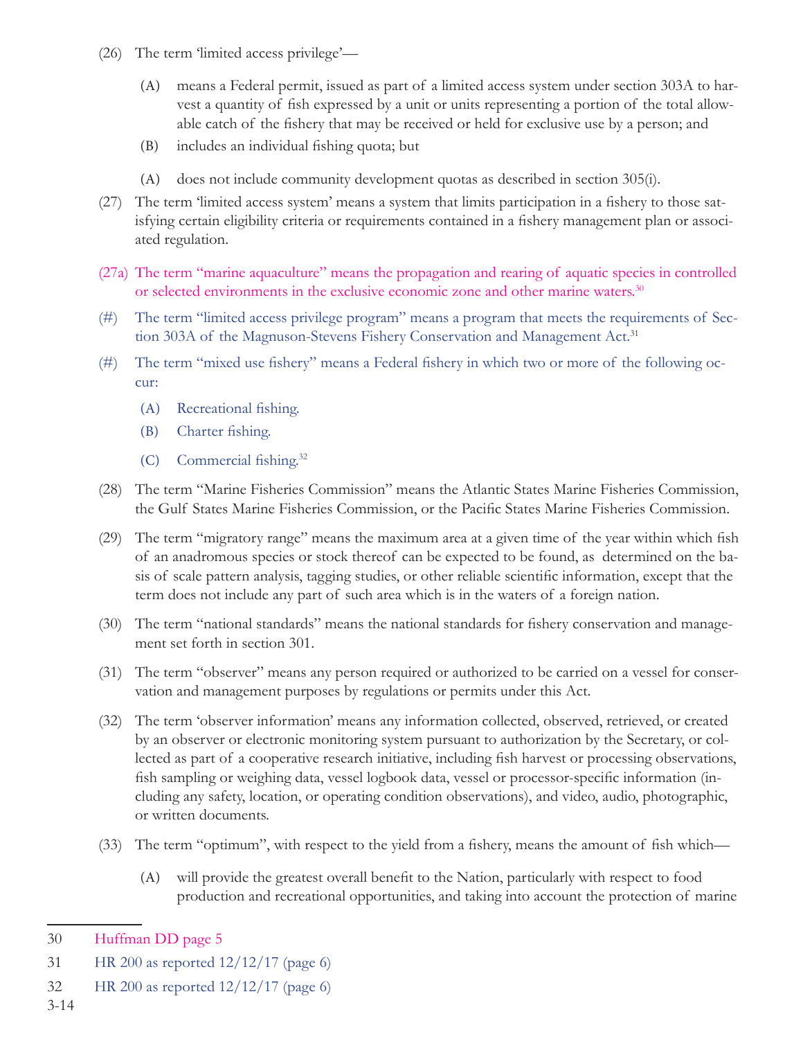(26) The term 'limited access privilege'—

  (A) means a Federal permit, issued as part of a limited access system under section 303A to harvest a quantity of fish expressed by a unit or units representing a portion of the total allowable catch of the fishery that may be received or held for exclusive use by a person; and

  (B) includes an individual fishing quota; but

  (A) does not include community development quotas as described in section 305(i).

(27) The term 'limited access system' means a system that limits participation in a fishery to those satisfying certain eligibility criteria or requirements contained in a fishery management plan or associated regulation.

(27a) The term "marine aquaculture" means the propagation and rearing of aquatic species in controlled or selected environments in the exclusive economic zone and other marine waters.[30]

(#) The term "limited access privilege program" means a program that meets the requirements of Section 303A of the Magnuson-Stevens Fishery Conservation and Management Act.[31]

(#) The term "mixed use fishery" means a Federal fishery in which two or more of the following occur:

  (A) Recreational fishing.

  (B) Charter fishing.

  (C) Commercial fishing.[32]

(28) The term "Marine Fisheries Commission" means the Atlantic States Marine Fisheries Commission, the Gulf States Marine Fisheries Commission, or the Pacific States Marine Fisheries Commission.

(29) The term "migratory range" means the maximum area at a given time of the year within which fish of an anadromous species or stock thereof can be expected to be found, as determined on the basis of scale pattern analysis, tagging studies, or other reliable scientific information, except that the term does not include any part of such area which is in the waters of a foreign nation.

(30) The term "national standards" means the national standards for fishery conservation and management set forth in section 301.

(31) The term "observer" means any person required or authorized to be carried on a vessel for conservation and management purposes by regulations or permits under this Act.

(32) The term 'observer information' means any information collected, observed, retrieved, or created by an observer or electronic monitoring system pursuant to authorization by the Secretary, or collected as part of a cooperative research initiative, including fish harvest or processing observations, fish sampling or weighing data, vessel logbook data, vessel or processor-specific information (including any safety, location, or operating condition observations), and video, audio, photographic, or written documents.

(33) The term "optimum", with respect to the yield from a fishery, means the amount of fish which—

  (A) will provide the greatest overall benefit to the Nation, particularly with respect to food production and recreational opportunities, and taking into account the protection of marine

---

30 Huffman DD page 5

31 HR 200 as reported 12/12/17 (page 6)

32 HR 200 as reported 12/12/17 (page 6)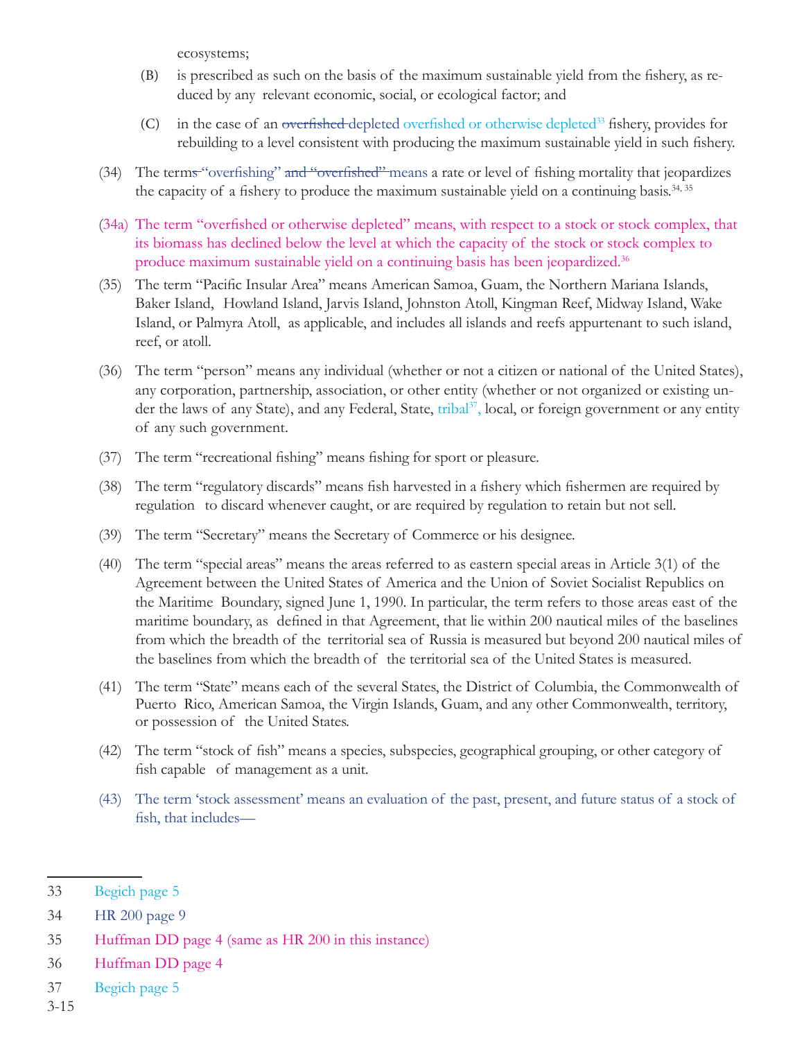ecosystems;

(B) is prescribed as such on the basis of the maximum sustainable yield from the fishery, as reduced by any relevant economic, social, or ecological factor; and

(C) in the case of an ~~overfished~~ ~~depleted~~ overfished or otherwise depleted[33] fishery, provides for rebuilding to a level consistent with producing the maximum sustainable yield in such fishery.

(34) The term~~s~~ "overfishing" ~~and "overfished"~~ means a rate or level of fishing mortality that jeopardizes the capacity of a fishery to produce the maximum sustainable yield on a continuing basis.[34, 35]

(34a) The term "overfished or otherwise depleted" means, with respect to a stock or stock complex, that its biomass has declined below the level at which the capacity of the stock or stock complex to produce maximum sustainable yield on a continuing basis has been jeopardized.[36]

(35) The term "Pacific Insular Area" means American Samoa, Guam, the Northern Mariana Islands, Baker Island, Howland Island, Jarvis Island, Johnston Atoll, Kingman Reef, Midway Island, Wake Island, or Palmyra Atoll, as applicable, and includes all islands and reefs appurtenant to such island, reef, or atoll.

(36) The term "person" means any individual (whether or not a citizen or national of the United States), any corporation, partnership, association, or other entity (whether or not organized or existing under the laws of any State), and any Federal, State, tribal[37], local, or foreign government or any entity of any such government.

(37) The term "recreational fishing" means fishing for sport or pleasure.

(38) The term "regulatory discards" means fish harvested in a fishery which fishermen are required by regulation to discard whenever caught, or are required by regulation to retain but not sell.

(39) The term "Secretary" means the Secretary of Commerce or his designee.

(40) The term "special areas" means the areas referred to as eastern special areas in Article 3(1) of the Agreement between the United States of America and the Union of Soviet Socialist Republics on the Maritime Boundary, signed June 1, 1990. In particular, the term refers to those areas east of the maritime boundary, as defined in that Agreement, that lie within 200 nautical miles of the baselines from which the breadth of the territorial sea of Russia is measured but beyond 200 nautical miles of the baselines from which the breadth of the territorial sea of the United States is measured.

(41) The term "State" means each of the several States, the District of Columbia, the Commonwealth of Puerto Rico, American Samoa, the Virgin Islands, Guam, and any other Commonwealth, territory, or possession of the United States.

(42) The term "stock of fish" means a species, subspecies, geographical grouping, or other category of fish capable of management as a unit.

(43) The term 'stock assessment' means an evaluation of the past, present, and future status of a stock of fish, that includes—

---

33 Begich page 5

34 HR 200 page 9

35 Huffman DD page 4 (same as HR 200 in this instance)

36 Huffman DD page 4

37 Begich page 5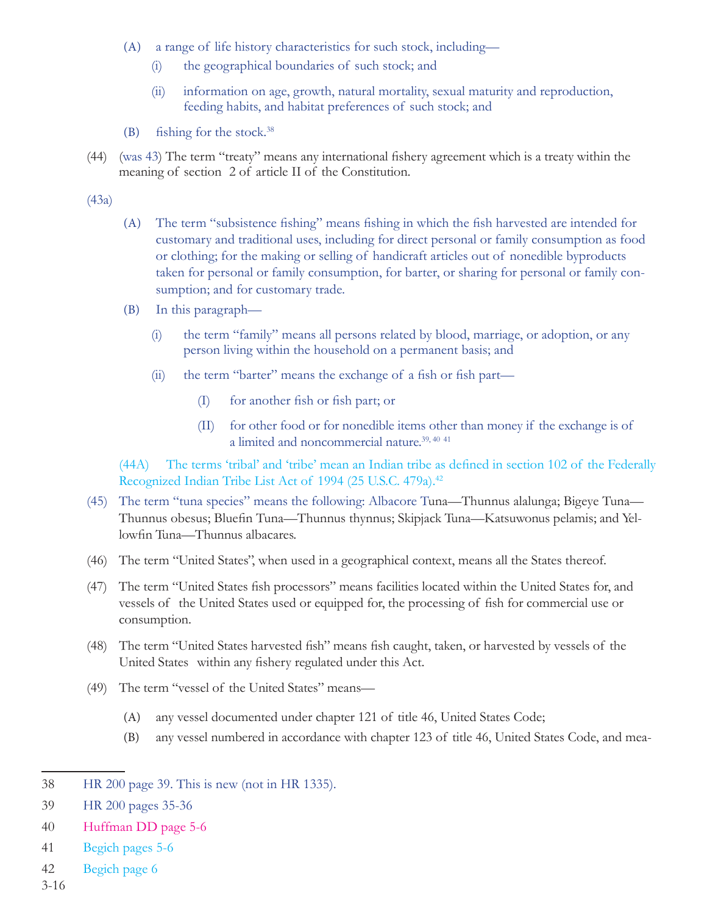(A) a range of life history characteristics for such stock, including—

(i) the geographical boundaries of such stock; and

(ii) information on age, growth, natural mortality, sexual maturity and reproduction, feeding habits, and habitat preferences of such stock; and

(B) fishing for the stock.[38]

(44) (was 43) The term "treaty" means any international fishery agreement which is a treaty within the meaning of section 2 of article II of the Constitution.

(43a)

(A) The term "subsistence fishing" means fishing in which the fish harvested are intended for customary and traditional uses, including for direct personal or family consumption as food or clothing; for the making or selling of handicraft articles out of nonedible byproducts taken for personal or family consumption, for barter, or sharing for personal or family consumption; and for customary trade.

(B) In this paragraph—

(i) the term "family" means all persons related by blood, marriage, or adoption, or any person living within the household on a permanent basis; and

(ii) the term "barter" means the exchange of a fish or fish part—

(I) for another fish or fish part; or

(II) for other food or for nonedible items other than money if the exchange is of a limited and noncommercial nature.[39, 40, 41]

(44A) The terms 'tribal' and 'tribe' mean an Indian tribe as defined in section 102 of the Federally Recognized Indian Tribe List Act of 1994 (25 U.S.C. 479a).[42]

(45) The term "tuna species" means the following: Albacore Tuna—Thunnus alalunga; Bigeye Tuna—Thunnus obesus; Bluefin Tuna—Thunnus thynnus; Skipjack Tuna—Katsuwonus pelamis; and Yellowfin Tuna—Thunnus albacares.

(46) The term "United States", when used in a geographical context, means all the States thereof.

(47) The term "United States fish processors" means facilities located within the United States for, and vessels of the United States used or equipped for, the processing of fish for commercial use or consumption.

(48) The term "United States harvested fish" means fish caught, taken, or harvested by vessels of the United States within any fishery regulated under this Act.

(49) The term "vessel of the United States" means—

(A) any vessel documented under chapter 121 of title 46, United States Code;

(B) any vessel numbered in accordance with chapter 123 of title 46, United States Code, and mea-

---

38 HR 200 page 39. This is new (not in HR 1335).

39 HR 200 pages 35-36

40 Huffman DD page 5-6

41 Begich pages 5-6

42 Begich page 6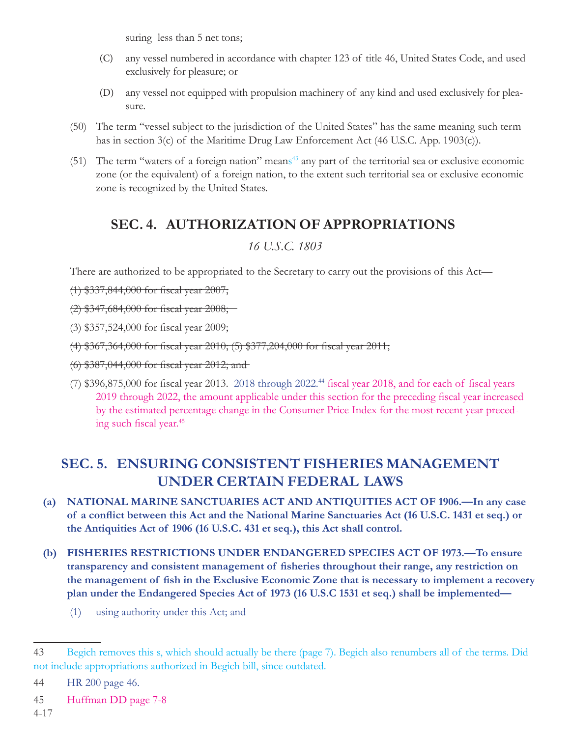suring less than 5 net tons;

(C) any vessel numbered in accordance with chapter 123 of title 46, United States Code, and used exclusively for pleasure; or

(D) any vessel not equipped with propulsion machinery of any kind and used exclusively for pleasure.

(50) The term "vessel subject to the jurisdiction of the United States" has the same meaning such term has in section 3(c) of the Maritime Drug Law Enforcement Act (46 U.S.C. App. 1903(c)).

(51) The term "waters of a foreign nation" means[43] any part of the territorial sea or exclusive economic zone (or the equivalent) of a foreign nation, to the extent such territorial sea or exclusive economic zone is recognized by the United States.

## SEC. 4. AUTHORIZATION OF APPROPRIATIONS

*16 U.S.C. 1803*

There are authorized to be appropriated to the Secretary to carry out the provisions of this Act—

~~(1) $337,844,000 for fiscal year 2007;~~

~~(2) $347,684,000 for fiscal year 2008;~~

~~(3) $357,524,000 for fiscal year 2009;~~

~~(4) $367,364,000 for fiscal year 2010; (5) $377,204,000 for fiscal year 2011;~~

~~(6) $387,044,000 for fiscal year 2012; and~~

~~(7) $396,875,000 for fiscal year 2013.~~ 2018 through 2022.[44] fiscal year 2018, and for each of fiscal years 2019 through 2022, the amount applicable under this section for the preceding fiscal year increased by the estimated percentage change in the Consumer Price Index for the most recent year preceding such fiscal year.[45]

## SEC. 5. ENSURING CONSISTENT FISHERIES MANAGEMENT UNDER CERTAIN FEDERAL LAWS

**(a) NATIONAL MARINE SANCTUARIES ACT AND ANTIQUITIES ACT OF 1906.—In any case of a conflict between this Act and the National Marine Sanctuaries Act (16 U.S.C. 1431 et seq.) or the Antiquities Act of 1906 (16 U.S.C. 431 et seq.), this Act shall control.**

**(b) FISHERIES RESTRICTIONS UNDER ENDANGERED SPECIES ACT OF 1973.—To ensure transparency and consistent management of fisheries throughout their range, any restriction on the management of fish in the Exclusive Economic Zone that is necessary to implement a recovery plan under the Endangered Species Act of 1973 (16 U.S.C 1531 et seq.) shall be implemented—**

(1) using authority under this Act; and

---

43 Begich removes this s, which should actually be there (page 7). Begich also renumbers all of the terms. Did not include appropriations authorized in Begich bill, since outdated.

44 HR 200 page 46.

45 Huffman DD page 7-8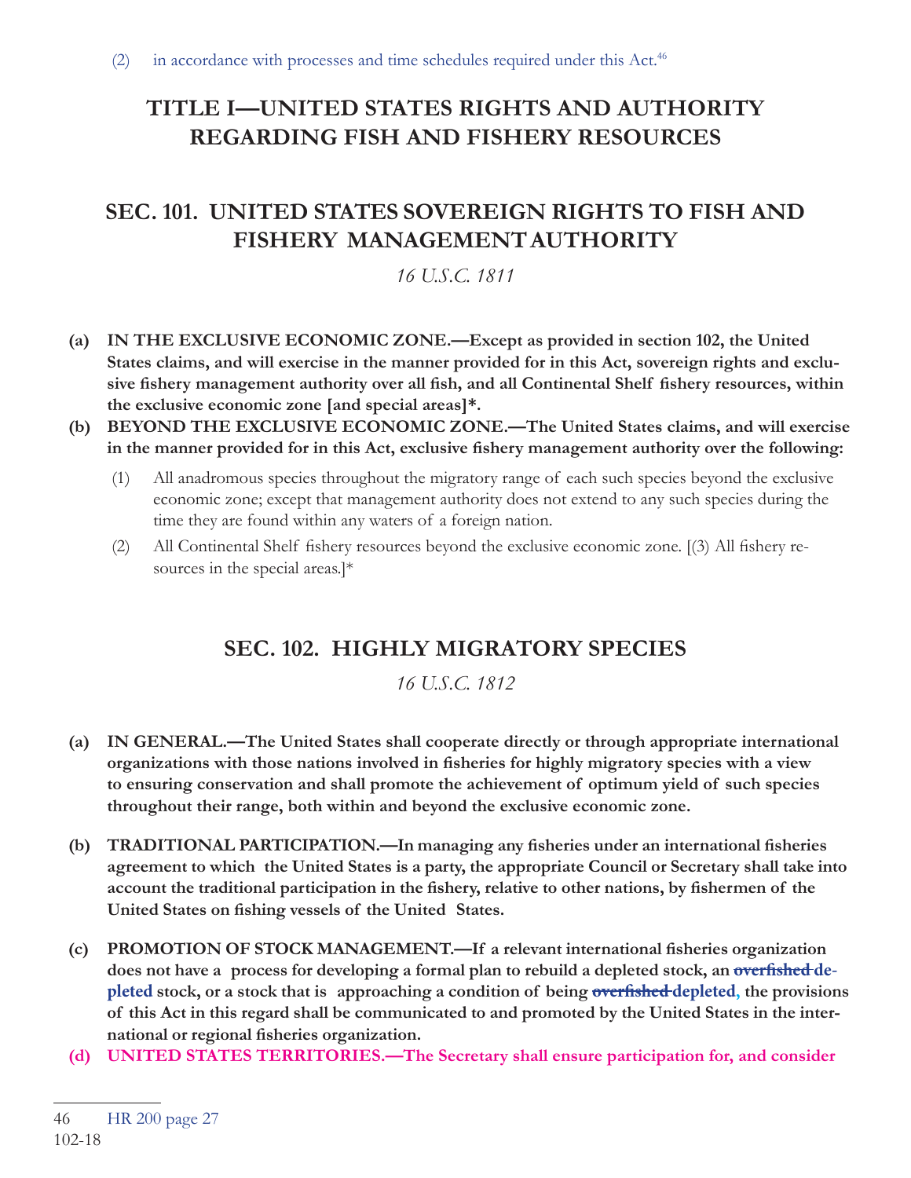(2) in accordance with processes and time schedules required under this Act.[46]

# TITLE I—UNITED STATES RIGHTS AND AUTHORITY REGARDING FISH AND FISHERY RESOURCES

## SEC. 101. UNITED STATES SOVEREIGN RIGHTS TO FISH AND FISHERY MANAGEMENT AUTHORITY

*16 U.S.C. 1811*

**(a) IN THE EXCLUSIVE ECONOMIC ZONE.—Except as provided in section 102, the United States claims, and will exercise in the manner provided for in this Act, sovereign rights and exclusive fishery management authority over all fish, and all Continental Shelf fishery resources, within the exclusive economic zone [and special areas]*.**

**(b) BEYOND THE EXCLUSIVE ECONOMIC ZONE.—The United States claims, and will exercise in the manner provided for in this Act, exclusive fishery management authority over the following:**

(1) All anadromous species throughout the migratory range of each such species beyond the exclusive economic zone; except that management authority does not extend to any such species during the time they are found within any waters of a foreign nation.

(2) All Continental Shelf fishery resources beyond the exclusive economic zone. [(3) All fishery resources in the special areas.]*

## SEC. 102. HIGHLY MIGRATORY SPECIES

*16 U.S.C. 1812*

**(a) IN GENERAL.—The United States shall cooperate directly or through appropriate international organizations with those nations involved in fisheries for highly migratory species with a view to ensuring conservation and shall promote the achievement of optimum yield of such species throughout their range, both within and beyond the exclusive economic zone.**

**(b) TRADITIONAL PARTICIPATION.—In managing any fisheries under an international fisheries agreement to which the United States is a party, the appropriate Council or Secretary shall take into account the traditional participation in the fishery, relative to other nations, by fishermen of the United States on fishing vessels of the United States.**

**(c) PROMOTION OF STOCK MANAGEMENT.—If a relevant international fisheries organization does not have a process for developing a formal plan to rebuild a depleted stock, an ~~overfished~~ depleted stock, or a stock that is approaching a condition of being ~~overfished~~ depleted, the provisions of this Act in this regard shall be communicated to and promoted by the United States in the international or regional fisheries organization.**

**(d) UNITED STATES TERRITORIES.—The Secretary shall ensure participation for, and consider**

46 HR 200 page 27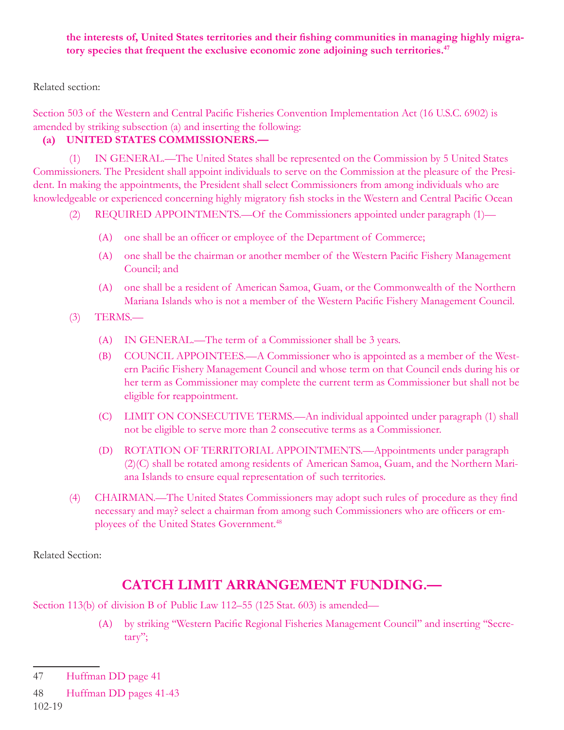**the interests of, United States territories and their fishing communities in managing highly migratory species that frequent the exclusive economic zone adjoining such territories.**[47]

Related section:

Section 503 of the Western and Central Pacific Fisheries Convention Implementation Act (16 U.S.C. 6902) is amended by striking subsection (a) and inserting the following:

**(a) UNITED STATES COMMISSIONERS.—**

(1) IN GENERAL.—The United States shall be represented on the Commission by 5 United States Commissioners. The President shall appoint individuals to serve on the Commission at the pleasure of the President. In making the appointments, the President shall select Commissioners from among individuals who are knowledgeable or experienced concerning highly migratory fish stocks in the Western and Central Pacific Ocean

(2) REQUIRED APPOINTMENTS.—Of the Commissioners appointed under paragraph (1)—

(A) one shall be an officer or employee of the Department of Commerce;

(A) one shall be the chairman or another member of the Western Pacific Fishery Management Council; and

(A) one shall be a resident of American Samoa, Guam, or the Commonwealth of the Northern Mariana Islands who is not a member of the Western Pacific Fishery Management Council.

(3) TERMS.—

(A) IN GENERAL.—The term of a Commissioner shall be 3 years.

(B) COUNCIL APPOINTEES.—A Commissioner who is appointed as a member of the Western Pacific Fishery Management Council and whose term on that Council ends during his or her term as Commissioner may complete the current term as Commissioner but shall not be eligible for reappointment.

(C) LIMIT ON CONSECUTIVE TERMS.—An individual appointed under paragraph (1) shall not be eligible to serve more than 2 consecutive terms as a Commissioner.

(D) ROTATION OF TERRITORIAL APPOINTMENTS.—Appointments under paragraph (2)(C) shall be rotated among residents of American Samoa, Guam, and the Northern Mariana Islands to ensure equal representation of such territories.

(4) CHAIRMAN.—The United States Commissioners may adopt such rules of procedure as they find necessary and may? select a chairman from among such Commissioners who are officers or employees of the United States Government.[48]

Related Section:

## CATCH LIMIT ARRANGEMENT FUNDING.—

Section 113(b) of division B of Public Law 112–55 (125 Stat. 603) is amended—

(A) by striking "Western Pacific Regional Fisheries Management Council" and inserting "Secretary";

---

47 Huffman DD page 41

48 Huffman DD pages 41-43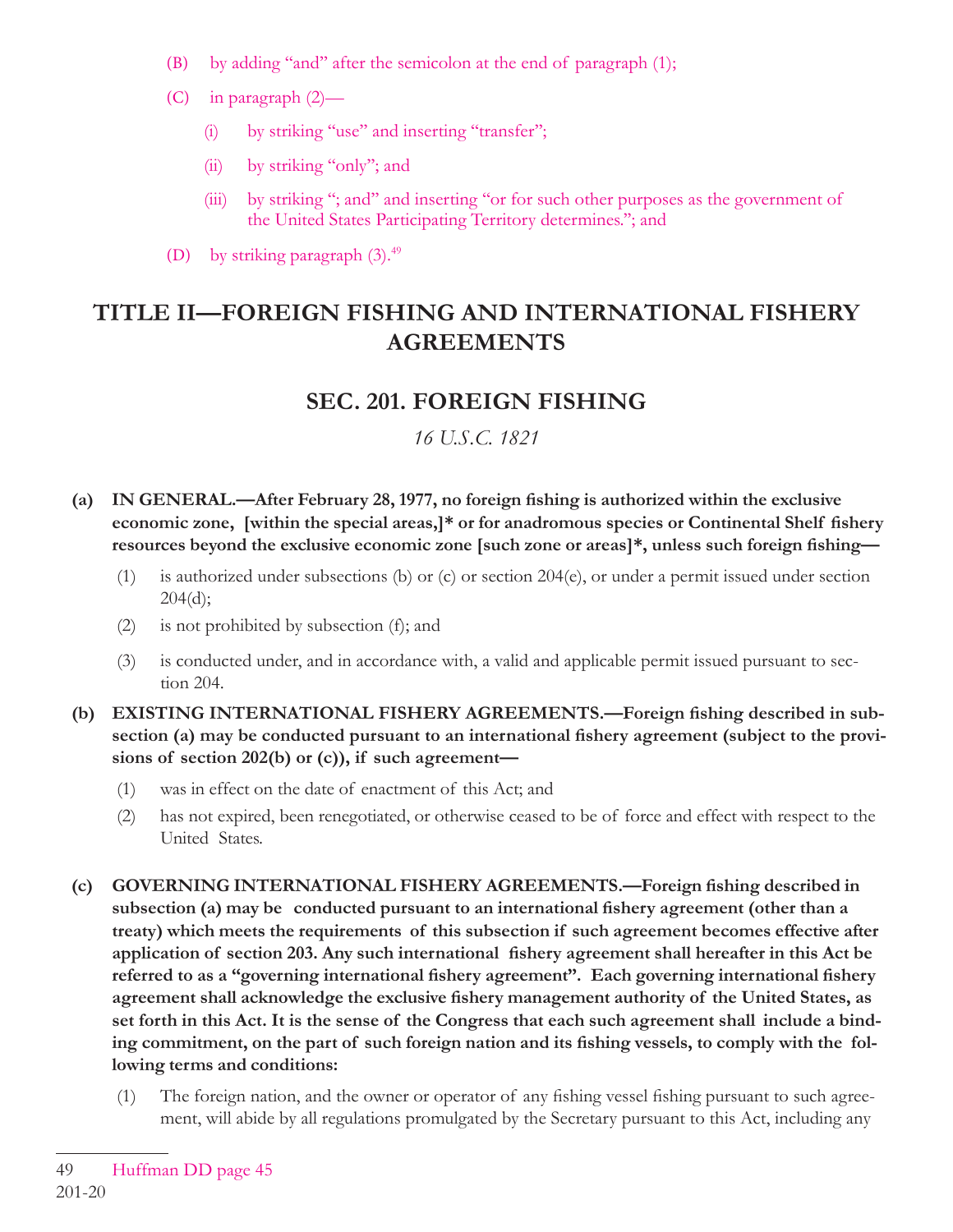(B) by adding "and" after the semicolon at the end of paragraph (1);

(C) in paragraph (2)—

(i) by striking "use" and inserting "transfer";

(ii) by striking "only"; and

(iii) by striking "; and" and inserting "or for such other purposes as the government of the United States Participating Territory determines."; and

(D) by striking paragraph (3).[49]

## TITLE II—FOREIGN FISHING AND INTERNATIONAL FISHERY AGREEMENTS

### SEC. 201. FOREIGN FISHING

*16 U.S.C. 1821*

**(a) IN GENERAL.—After February 28, 1977, no foreign fishing is authorized within the exclusive economic zone, [within the special areas,]* or for anadromous species or Continental Shelf fishery resources beyond the exclusive economic zone [such zone or areas]*, unless such foreign fishing—**

(1) is authorized under subsections (b) or (c) or section 204(e), or under a permit issued under section 204(d);

(2) is not prohibited by subsection (f); and

(3) is conducted under, and in accordance with, a valid and applicable permit issued pursuant to section 204.

**(b) EXISTING INTERNATIONAL FISHERY AGREEMENTS.—Foreign fishing described in subsection (a) may be conducted pursuant to an international fishery agreement (subject to the provisions of section 202(b) or (c)), if such agreement—**

(1) was in effect on the date of enactment of this Act; and

(2) has not expired, been renegotiated, or otherwise ceased to be of force and effect with respect to the United States.

**(c) GOVERNING INTERNATIONAL FISHERY AGREEMENTS.—Foreign fishing described in subsection (a) may be conducted pursuant to an international fishery agreement (other than a treaty) which meets the requirements of this subsection if such agreement becomes effective after application of section 203. Any such international fishery agreement shall hereafter in this Act be referred to as a "governing international fishery agreement". Each governing international fishery agreement shall acknowledge the exclusive fishery management authority of the United States, as set forth in this Act. It is the sense of the Congress that each such agreement shall include a binding commitment, on the part of such foreign nation and its fishing vessels, to comply with the following terms and conditions:**

(1) The foreign nation, and the owner or operator of any fishing vessel fishing pursuant to such agreement, will abide by all regulations promulgated by the Secretary pursuant to this Act, including any

---

[49] Huffman DD page 45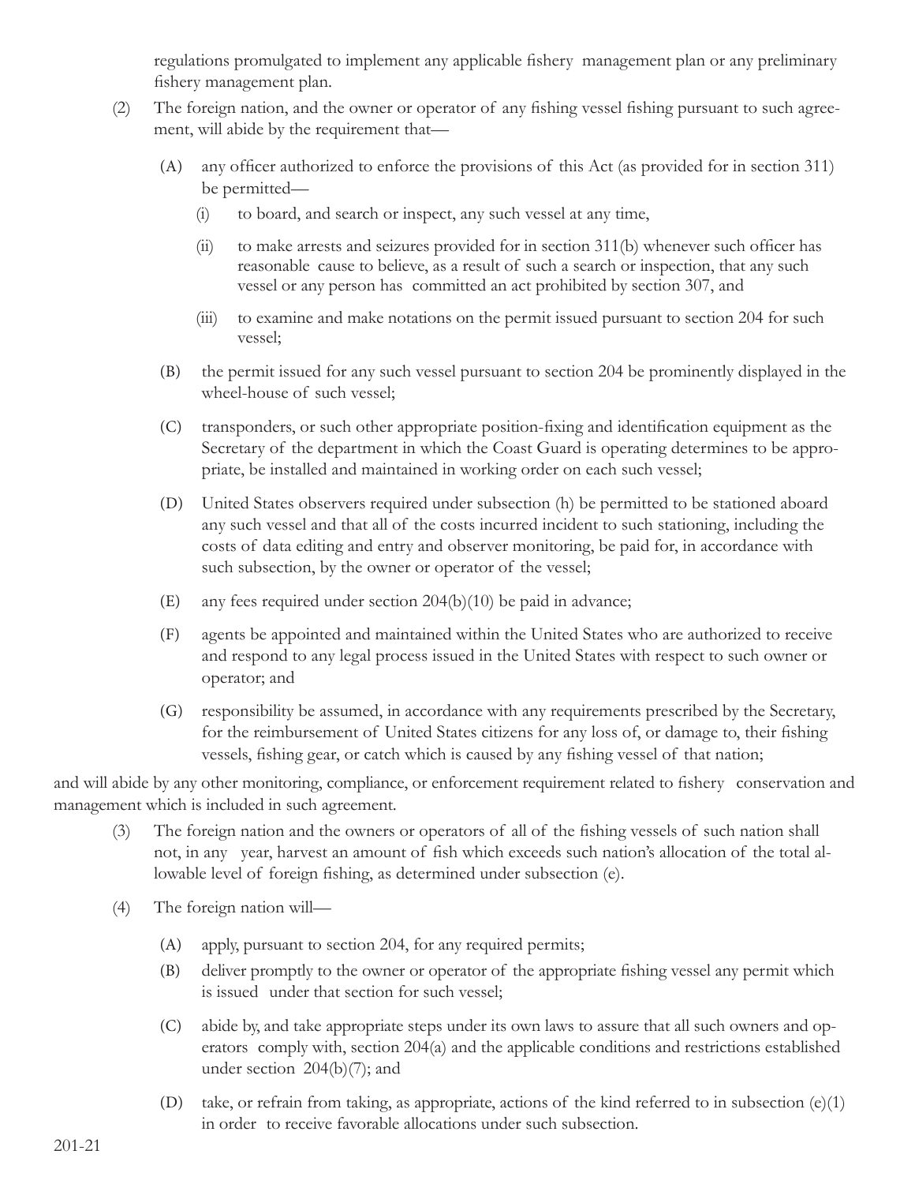regulations promulgated to implement any applicable fishery management plan or any preliminary fishery management plan.

(2) The foreign nation, and the owner or operator of any fishing vessel fishing pursuant to such agreement, will abide by the requirement that—

  (A) any officer authorized to enforce the provisions of this Act (as provided for in section 311) be permitted—

    (i) to board, and search or inspect, any such vessel at any time,

    (ii) to make arrests and seizures provided for in section 311(b) whenever such officer has reasonable cause to believe, as a result of such a search or inspection, that any such vessel or any person has committed an act prohibited by section 307, and

    (iii) to examine and make notations on the permit issued pursuant to section 204 for such vessel;

  (B) the permit issued for any such vessel pursuant to section 204 be prominently displayed in the wheel-house of such vessel;

  (C) transponders, or such other appropriate position-fixing and identification equipment as the Secretary of the department in which the Coast Guard is operating determines to be appropriate, be installed and maintained in working order on each such vessel;

  (D) United States observers required under subsection (h) be permitted to be stationed aboard any such vessel and that all of the costs incurred incident to such stationing, including the costs of data editing and entry and observer monitoring, be paid for, in accordance with such subsection, by the owner or operator of the vessel;

  (E) any fees required under section 204(b)(10) be paid in advance;

  (F) agents be appointed and maintained within the United States who are authorized to receive and respond to any legal process issued in the United States with respect to such owner or operator; and

  (G) responsibility be assumed, in accordance with any requirements prescribed by the Secretary, for the reimbursement of United States citizens for any loss of, or damage to, their fishing vessels, fishing gear, or catch which is caused by any fishing vessel of that nation;

and will abide by any other monitoring, compliance, or enforcement requirement related to fishery conservation and management which is included in such agreement.

(3) The foreign nation and the owners or operators of all of the fishing vessels of such nation shall not, in any year, harvest an amount of fish which exceeds such nation's allocation of the total allowable level of foreign fishing, as determined under subsection (e).

(4) The foreign nation will—

  (A) apply, pursuant to section 204, for any required permits;

  (B) deliver promptly to the owner or operator of the appropriate fishing vessel any permit which is issued under that section for such vessel;

  (C) abide by, and take appropriate steps under its own laws to assure that all such owners and operators comply with, section 204(a) and the applicable conditions and restrictions established under section 204(b)(7); and

  (D) take, or refrain from taking, as appropriate, actions of the kind referred to in subsection (e)(1) in order to receive favorable allocations under such subsection.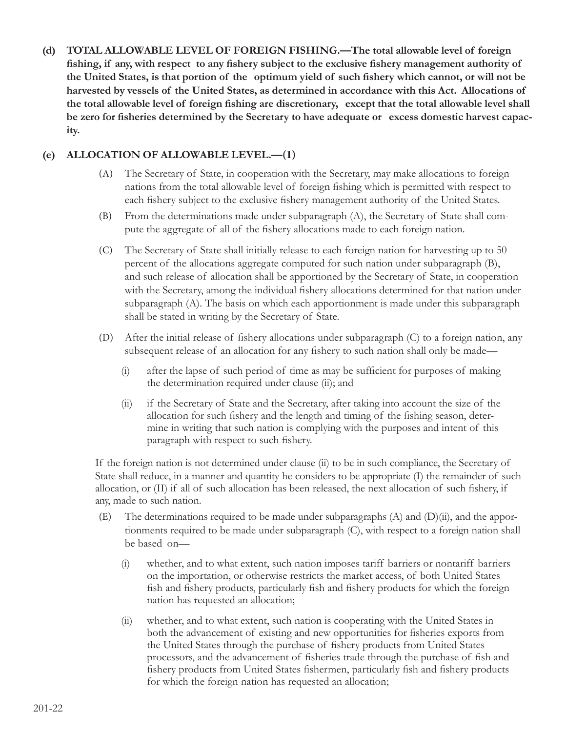**(d) TOTAL ALLOWABLE LEVEL OF FOREIGN FISHING.—The total allowable level of foreign fishing, if any, with respect to any fishery subject to the exclusive fishery management authority of the United States, is that portion of the optimum yield of such fishery which cannot, or will not be harvested by vessels of the United States, as determined in accordance with this Act. Allocations of the total allowable level of foreign fishing are discretionary, except that the total allowable level shall be zero for fisheries determined by the Secretary to have adequate or excess domestic harvest capacity.**

**(e) ALLOCATION OF ALLOWABLE LEVEL.—(1)**

(A) The Secretary of State, in cooperation with the Secretary, may make allocations to foreign nations from the total allowable level of foreign fishing which is permitted with respect to each fishery subject to the exclusive fishery management authority of the United States.

(B) From the determinations made under subparagraph (A), the Secretary of State shall compute the aggregate of all of the fishery allocations made to each foreign nation.

(C) The Secretary of State shall initially release to each foreign nation for harvesting up to 50 percent of the allocations aggregate computed for such nation under subparagraph (B), and such release of allocation shall be apportioned by the Secretary of State, in cooperation with the Secretary, among the individual fishery allocations determined for that nation under subparagraph (A). The basis on which each apportionment is made under this subparagraph shall be stated in writing by the Secretary of State.

(D) After the initial release of fishery allocations under subparagraph (C) to a foreign nation, any subsequent release of an allocation for any fishery to such nation shall only be made—

(i) after the lapse of such period of time as may be sufficient for purposes of making the determination required under clause (ii); and

(ii) if the Secretary of State and the Secretary, after taking into account the size of the allocation for such fishery and the length and timing of the fishing season, determine in writing that such nation is complying with the purposes and intent of this paragraph with respect to such fishery.

If the foreign nation is not determined under clause (ii) to be in such compliance, the Secretary of State shall reduce, in a manner and quantity he considers to be appropriate (I) the remainder of such allocation, or (II) if all of such allocation has been released, the next allocation of such fishery, if any, made to such nation.

(E) The determinations required to be made under subparagraphs (A) and (D)(ii), and the apportionments required to be made under subparagraph (C), with respect to a foreign nation shall be based on—

(i) whether, and to what extent, such nation imposes tariff barriers or nontariff barriers on the importation, or otherwise restricts the market access, of both United States fish and fishery products, particularly fish and fishery products for which the foreign nation has requested an allocation;

(ii) whether, and to what extent, such nation is cooperating with the United States in both the advancement of existing and new opportunities for fisheries exports from the United States through the purchase of fishery products from United States processors, and the advancement of fisheries trade through the purchase of fish and fishery products from United States fishermen, particularly fish and fishery products for which the foreign nation has requested an allocation;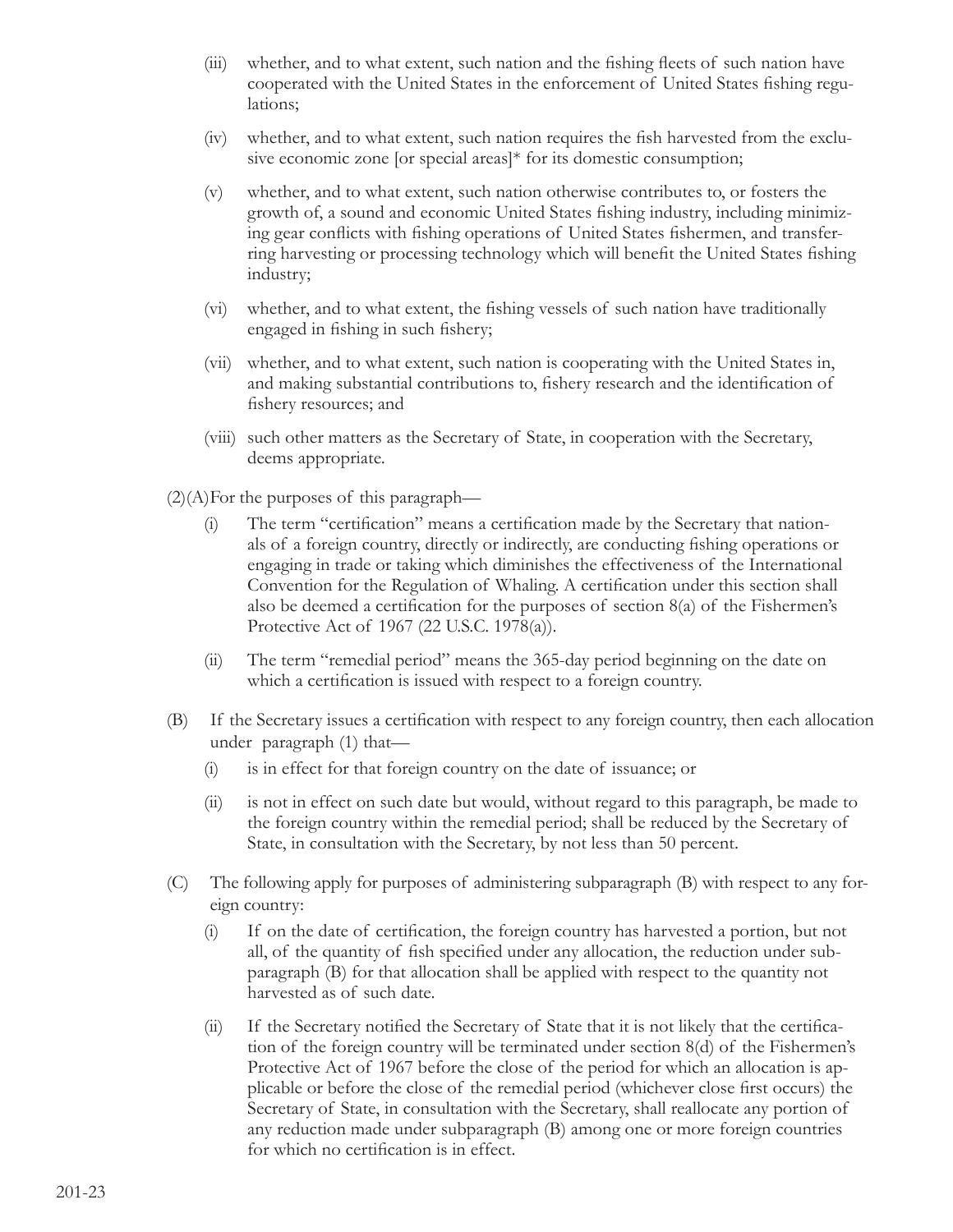(iii) whether, and to what extent, such nation and the fishing fleets of such nation have cooperated with the United States in the enforcement of United States fishing regulations;

(iv) whether, and to what extent, such nation requires the fish harvested from the exclusive economic zone [or special areas]* for its domestic consumption;

(v) whether, and to what extent, such nation otherwise contributes to, or fosters the growth of, a sound and economic United States fishing industry, including minimizing gear conflicts with fishing operations of United States fishermen, and transferring harvesting or processing technology which will benefit the United States fishing industry;

(vi) whether, and to what extent, the fishing vessels of such nation have traditionally engaged in fishing in such fishery;

(vii) whether, and to what extent, such nation is cooperating with the United States in, and making substantial contributions to, fishery research and the identification of fishery resources; and

(viii) such other matters as the Secretary of State, in cooperation with the Secretary, deems appropriate.

(2)(A) For the purposes of this paragraph—

(i) The term "certification" means a certification made by the Secretary that nationals of a foreign country, directly or indirectly, are conducting fishing operations or engaging in trade or taking which diminishes the effectiveness of the International Convention for the Regulation of Whaling. A certification under this section shall also be deemed a certification for the purposes of section 8(a) of the Fishermen's Protective Act of 1967 (22 U.S.C. 1978(a)).

(ii) The term "remedial period" means the 365-day period beginning on the date on which a certification is issued with respect to a foreign country.

(B) If the Secretary issues a certification with respect to any foreign country, then each allocation under paragraph (1) that—

(i) is in effect for that foreign country on the date of issuance; or

(ii) is not in effect on such date but would, without regard to this paragraph, be made to the foreign country within the remedial period; shall be reduced by the Secretary of State, in consultation with the Secretary, by not less than 50 percent.

(C) The following apply for purposes of administering subparagraph (B) with respect to any foreign country:

(i) If on the date of certification, the foreign country has harvested a portion, but not all, of the quantity of fish specified under any allocation, the reduction under subparagraph (B) for that allocation shall be applied with respect to the quantity not harvested as of such date.

(ii) If the Secretary notified the Secretary of State that it is not likely that the certification of the foreign country will be terminated under section 8(d) of the Fishermen's Protective Act of 1967 before the close of the period for which an allocation is applicable or before the close of the remedial period (whichever close first occurs) the Secretary of State, in consultation with the Secretary, shall reallocate any portion of any reduction made under subparagraph (B) among one or more foreign countries for which no certification is in effect.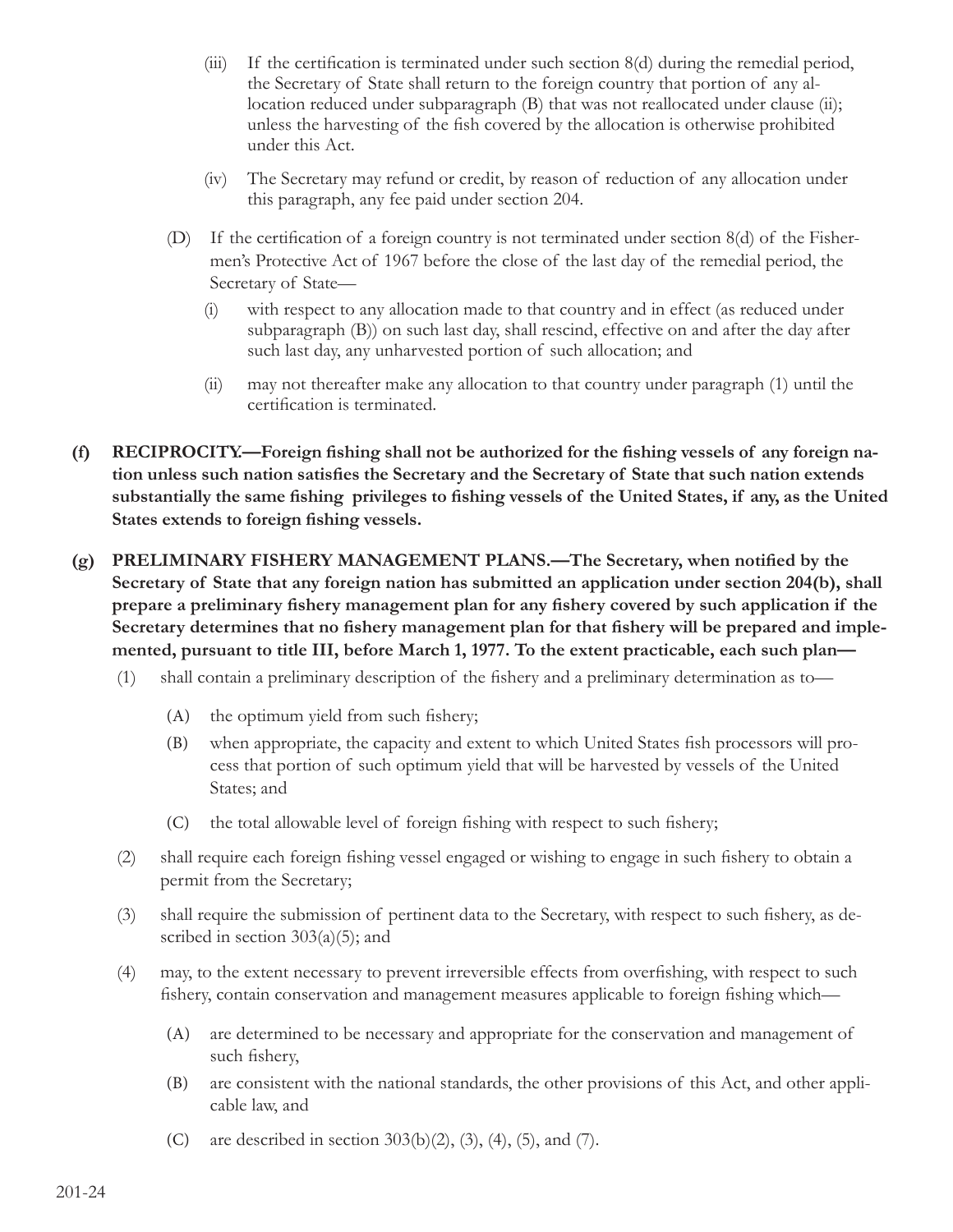(iii) If the certification is terminated under such section 8(d) during the remedial period, the Secretary of State shall return to the foreign country that portion of any allocation reduced under subparagraph (B) that was not reallocated under clause (ii); unless the harvesting of the fish covered by the allocation is otherwise prohibited under this Act.

(iv) The Secretary may refund or credit, by reason of reduction of any allocation under this paragraph, any fee paid under section 204.

(D) If the certification of a foreign country is not terminated under section 8(d) of the Fishermen's Protective Act of 1967 before the close of the last day of the remedial period, the Secretary of State—

(i) with respect to any allocation made to that country and in effect (as reduced under subparagraph (B)) on such last day, shall rescind, effective on and after the day after such last day, any unharvested portion of such allocation; and

(ii) may not thereafter make any allocation to that country under paragraph (1) until the certification is terminated.

**(f) RECIPROCITY.—Foreign fishing shall not be authorized for the fishing vessels of any foreign nation unless such nation satisfies the Secretary and the Secretary of State that such nation extends substantially the same fishing privileges to fishing vessels of the United States, if any, as the United States extends to foreign fishing vessels.**

**(g) PRELIMINARY FISHERY MANAGEMENT PLANS.—The Secretary, when notified by the Secretary of State that any foreign nation has submitted an application under section 204(b), shall prepare a preliminary fishery management plan for any fishery covered by such application if the Secretary determines that no fishery management plan for that fishery will be prepared and implemented, pursuant to title III, before March 1, 1977. To the extent practicable, each such plan—**

(1) shall contain a preliminary description of the fishery and a preliminary determination as to—

(A) the optimum yield from such fishery;

(B) when appropriate, the capacity and extent to which United States fish processors will process that portion of such optimum yield that will be harvested by vessels of the United States; and

(C) the total allowable level of foreign fishing with respect to such fishery;

(2) shall require each foreign fishing vessel engaged or wishing to engage in such fishery to obtain a permit from the Secretary;

(3) shall require the submission of pertinent data to the Secretary, with respect to such fishery, as described in section 303(a)(5); and

(4) may, to the extent necessary to prevent irreversible effects from overfishing, with respect to such fishery, contain conservation and management measures applicable to foreign fishing which—

(A) are determined to be necessary and appropriate for the conservation and management of such fishery,

(B) are consistent with the national standards, the other provisions of this Act, and other applicable law, and

(C) are described in section 303(b)(2), (3), (4), (5), and (7).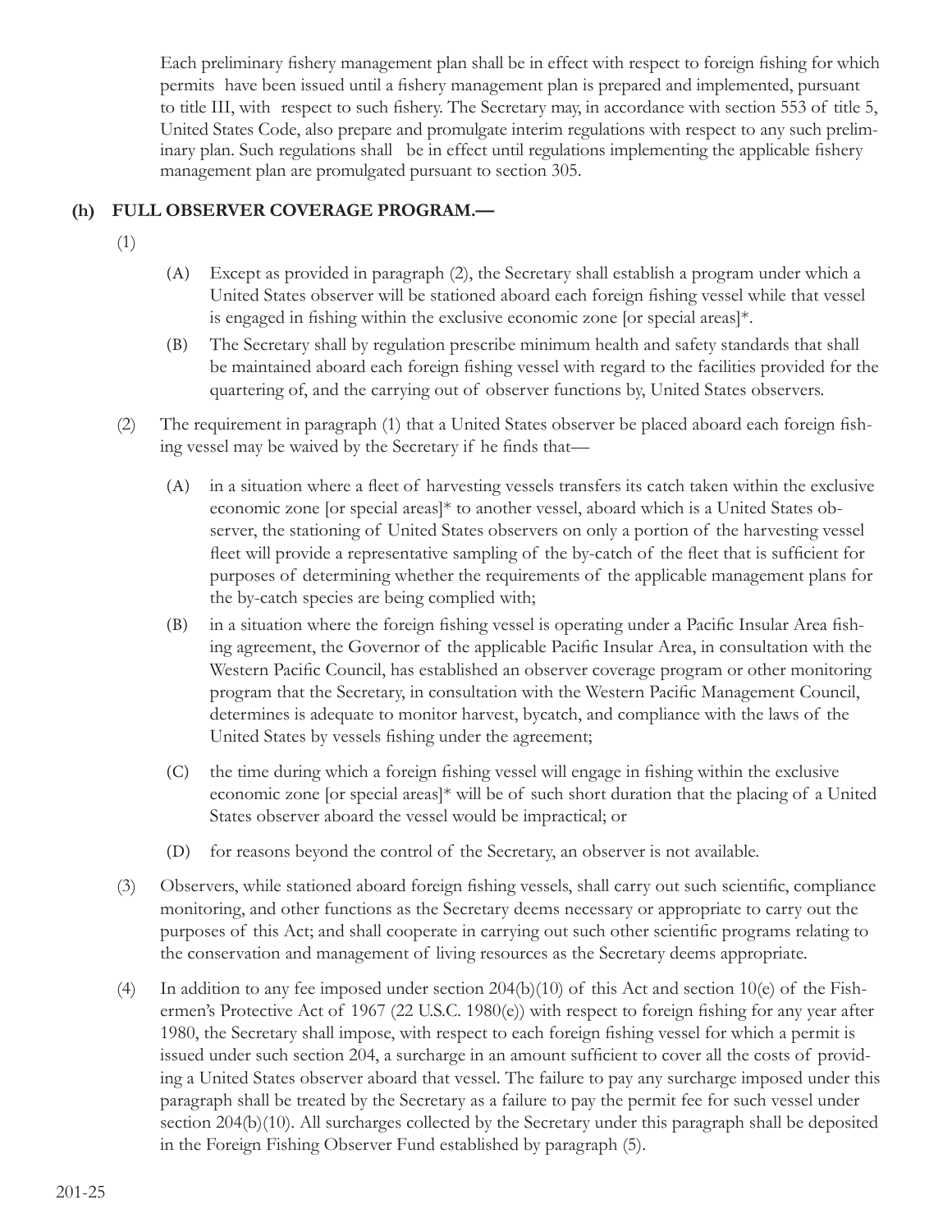Each preliminary fishery management plan shall be in effect with respect to foreign fishing for which permits have been issued until a fishery management plan is prepared and implemented, pursuant to title III, with respect to such fishery. The Secretary may, in accordance with section 553 of title 5, United States Code, also prepare and promulgate interim regulations with respect to any such preliminary plan. Such regulations shall be in effect until regulations implementing the applicable fishery management plan are promulgated pursuant to section 305.

**(h) FULL OBSERVER COVERAGE PROGRAM.—**

(1)

(A) Except as provided in paragraph (2), the Secretary shall establish a program under which a United States observer will be stationed aboard each foreign fishing vessel while that vessel is engaged in fishing within the exclusive economic zone [or special areas]*.

(B) The Secretary shall by regulation prescribe minimum health and safety standards that shall be maintained aboard each foreign fishing vessel with regard to the facilities provided for the quartering of, and the carrying out of observer functions by, United States observers.

(2) The requirement in paragraph (1) that a United States observer be placed aboard each foreign fishing vessel may be waived by the Secretary if he finds that—

(A) in a situation where a fleet of harvesting vessels transfers its catch taken within the exclusive economic zone [or special areas]* to another vessel, aboard which is a United States observer, the stationing of United States observers on only a portion of the harvesting vessel fleet will provide a representative sampling of the by-catch of the fleet that is sufficient for purposes of determining whether the requirements of the applicable management plans for the by-catch species are being complied with;

(B) in a situation where the foreign fishing vessel is operating under a Pacific Insular Area fishing agreement, the Governor of the applicable Pacific Insular Area, in consultation with the Western Pacific Council, has established an observer coverage program or other monitoring program that the Secretary, in consultation with the Western Pacific Management Council, determines is adequate to monitor harvest, bycatch, and compliance with the laws of the United States by vessels fishing under the agreement;

(C) the time during which a foreign fishing vessel will engage in fishing within the exclusive economic zone [or special areas]* will be of such short duration that the placing of a United States observer aboard the vessel would be impractical; or

(D) for reasons beyond the control of the Secretary, an observer is not available.

(3) Observers, while stationed aboard foreign fishing vessels, shall carry out such scientific, compliance monitoring, and other functions as the Secretary deems necessary or appropriate to carry out the purposes of this Act; and shall cooperate in carrying out such other scientific programs relating to the conservation and management of living resources as the Secretary deems appropriate.

(4) In addition to any fee imposed under section 204(b)(10) of this Act and section 10(e) of the Fishermen's Protective Act of 1967 (22 U.S.C. 1980(e)) with respect to foreign fishing for any year after 1980, the Secretary shall impose, with respect to each foreign fishing vessel for which a permit is issued under such section 204, a surcharge in an amount sufficient to cover all the costs of providing a United States observer aboard that vessel. The failure to pay any surcharge imposed under this paragraph shall be treated by the Secretary as a failure to pay the permit fee for such vessel under section 204(b)(10). All surcharges collected by the Secretary under this paragraph shall be deposited in the Foreign Fishing Observer Fund established by paragraph (5).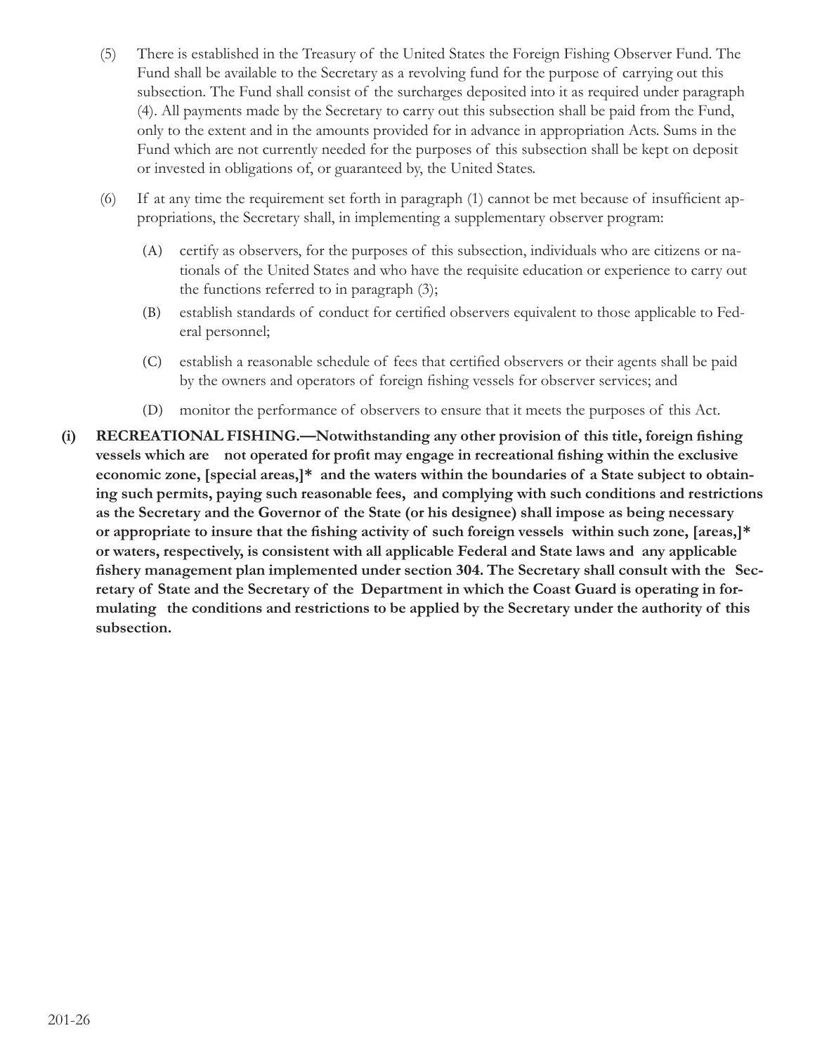(5) There is established in the Treasury of the United States the Foreign Fishing Observer Fund. The Fund shall be available to the Secretary as a revolving fund for the purpose of carrying out this subsection. The Fund shall consist of the surcharges deposited into it as required under paragraph (4). All payments made by the Secretary to carry out this subsection shall be paid from the Fund, only to the extent and in the amounts provided for in advance in appropriation Acts. Sums in the Fund which are not currently needed for the purposes of this subsection shall be kept on deposit or invested in obligations of, or guaranteed by, the United States.

(6) If at any time the requirement set forth in paragraph (1) cannot be met because of insufficient appropriations, the Secretary shall, in implementing a supplementary observer program:

   (A) certify as observers, for the purposes of this subsection, individuals who are citizens or nationals of the United States and who have the requisite education or experience to carry out the functions referred to in paragraph (3);

   (B) establish standards of conduct for certified observers equivalent to those applicable to Federal personnel;

   (C) establish a reasonable schedule of fees that certified observers or their agents shall be paid by the owners and operators of foreign fishing vessels for observer services; and

   (D) monitor the performance of observers to ensure that it meets the purposes of this Act.

**(i) RECREATIONAL FISHING.—Notwithstanding any other provision of this title, foreign fishing vessels which are not operated for profit may engage in recreational fishing within the exclusive economic zone, [special areas,]* and the waters within the boundaries of a State subject to obtaining such permits, paying such reasonable fees, and complying with such conditions and restrictions as the Secretary and the Governor of the State (or his designee) shall impose as being necessary or appropriate to insure that the fishing activity of such foreign vessels within such zone, [areas,]* or waters, respectively, is consistent with all applicable Federal and State laws and any applicable fishery management plan implemented under section 304. The Secretary shall consult with the Secretary of State and the Secretary of the Department in which the Coast Guard is operating in formulating the conditions and restrictions to be applied by the Secretary under the authority of this subsection.**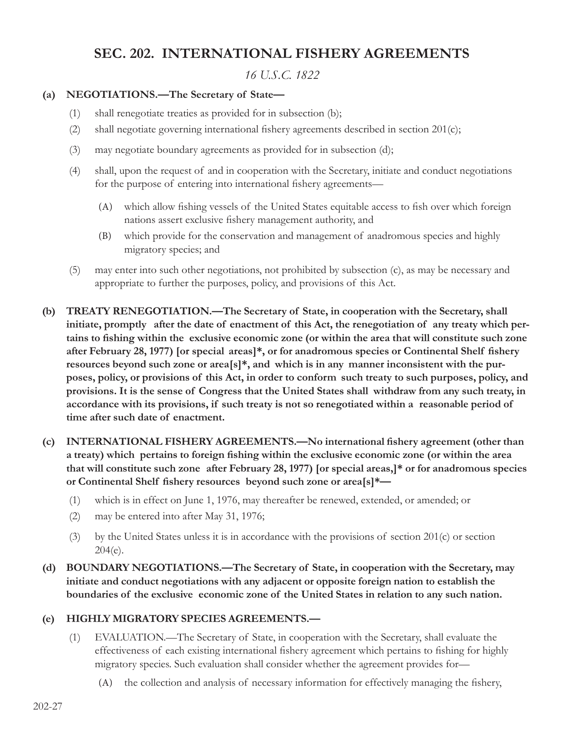# SEC. 202. INTERNATIONAL FISHERY AGREEMENTS

*16 U.S.C. 1822*

**(a) NEGOTIATIONS.—The Secretary of State—**

(1) shall renegotiate treaties as provided for in subsection (b);

(2) shall negotiate governing international fishery agreements described in section 201(c);

(3) may negotiate boundary agreements as provided for in subsection (d);

(4) shall, upon the request of and in cooperation with the Secretary, initiate and conduct negotiations for the purpose of entering into international fishery agreements—

(A) which allow fishing vessels of the United States equitable access to fish over which foreign nations assert exclusive fishery management authority, and

(B) which provide for the conservation and management of anadromous species and highly migratory species; and

(5) may enter into such other negotiations, not prohibited by subsection (c), as may be necessary and appropriate to further the purposes, policy, and provisions of this Act.

**(b) TREATY RENEGOTIATION.—The Secretary of State, in cooperation with the Secretary, shall initiate, promptly after the date of enactment of this Act, the renegotiation of any treaty which pertains to fishing within the exclusive economic zone (or within the area that will constitute such zone after February 28, 1977) [or special areas]*, or for anadromous species or Continental Shelf fishery resources beyond such zone or area[s]*, and which is in any manner inconsistent with the purposes, policy, or provisions of this Act, in order to conform such treaty to such purposes, policy, and provisions. It is the sense of Congress that the United States shall withdraw from any such treaty, in accordance with its provisions, if such treaty is not so renegotiated within a reasonable period of time after such date of enactment.**

**(c) INTERNATIONAL FISHERY AGREEMENTS.—No international fishery agreement (other than a treaty) which pertains to foreign fishing within the exclusive economic zone (or within the area that will constitute such zone after February 28, 1977) [or special areas,]* or for anadromous species or Continental Shelf fishery resources beyond such zone or area[s]*—**

(1) which is in effect on June 1, 1976, may thereafter be renewed, extended, or amended; or

(2) may be entered into after May 31, 1976;

(3) by the United States unless it is in accordance with the provisions of section 201(c) or section 204(e).

**(d) BOUNDARY NEGOTIATIONS.—The Secretary of State, in cooperation with the Secretary, may initiate and conduct negotiations with any adjacent or opposite foreign nation to establish the boundaries of the exclusive economic zone of the United States in relation to any such nation.**

**(e) HIGHLY MIGRATORY SPECIES AGREEMENTS.—**

(1) EVALUATION.—The Secretary of State, in cooperation with the Secretary, shall evaluate the effectiveness of each existing international fishery agreement which pertains to fishing for highly migratory species. Such evaluation shall consider whether the agreement provides for—

(A) the collection and analysis of necessary information for effectively managing the fishery,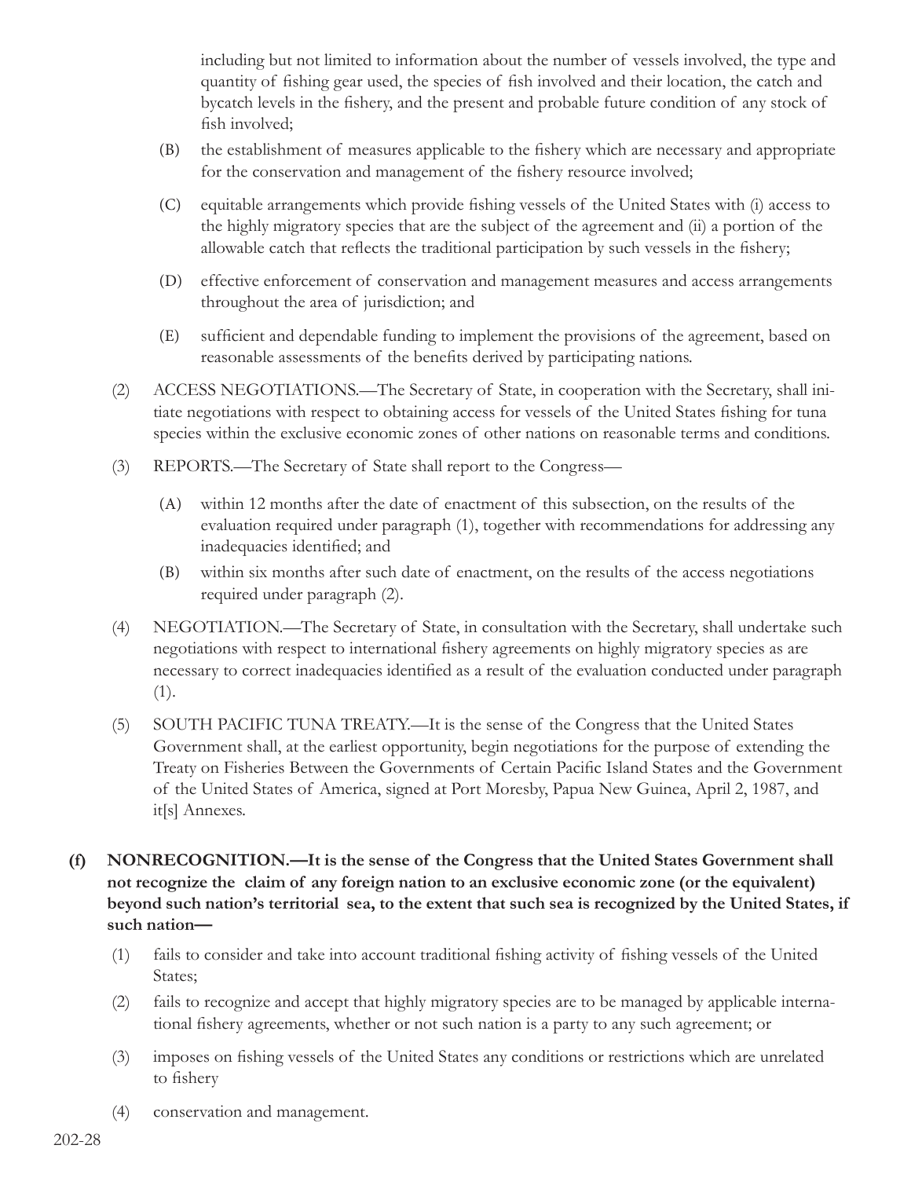including but not limited to information about the number of vessels involved, the type and quantity of fishing gear used, the species of fish involved and their location, the catch and bycatch levels in the fishery, and the present and probable future condition of any stock of fish involved;

(B) the establishment of measures applicable to the fishery which are necessary and appropriate for the conservation and management of the fishery resource involved;

(C) equitable arrangements which provide fishing vessels of the United States with (i) access to the highly migratory species that are the subject of the agreement and (ii) a portion of the allowable catch that reflects the traditional participation by such vessels in the fishery;

(D) effective enforcement of conservation and management measures and access arrangements throughout the area of jurisdiction; and

(E) sufficient and dependable funding to implement the provisions of the agreement, based on reasonable assessments of the benefits derived by participating nations.

(2) ACCESS NEGOTIATIONS.—The Secretary of State, in cooperation with the Secretary, shall initiate negotiations with respect to obtaining access for vessels of the United States fishing for tuna species within the exclusive economic zones of other nations on reasonable terms and conditions.

(3) REPORTS.—The Secretary of State shall report to the Congress—

(A) within 12 months after the date of enactment of this subsection, on the results of the evaluation required under paragraph (1), together with recommendations for addressing any inadequacies identified; and

(B) within six months after such date of enactment, on the results of the access negotiations required under paragraph (2).

(4) NEGOTIATION.—The Secretary of State, in consultation with the Secretary, shall undertake such negotiations with respect to international fishery agreements on highly migratory species as are necessary to correct inadequacies identified as a result of the evaluation conducted under paragraph (1).

(5) SOUTH PACIFIC TUNA TREATY.—It is the sense of the Congress that the United States Government shall, at the earliest opportunity, begin negotiations for the purpose of extending the Treaty on Fisheries Between the Governments of Certain Pacific Island States and the Government of the United States of America, signed at Port Moresby, Papua New Guinea, April 2, 1987, and it[s] Annexes.

**(f) NONRECOGNITION.—It is the sense of the Congress that the United States Government shall not recognize the claim of any foreign nation to an exclusive economic zone (or the equivalent) beyond such nation's territorial sea, to the extent that such sea is recognized by the United States, if such nation—**

(1) fails to consider and take into account traditional fishing activity of fishing vessels of the United States;

(2) fails to recognize and accept that highly migratory species are to be managed by applicable international fishery agreements, whether or not such nation is a party to any such agreement; or

(3) imposes on fishing vessels of the United States any conditions or restrictions which are unrelated to fishery

(4) conservation and management.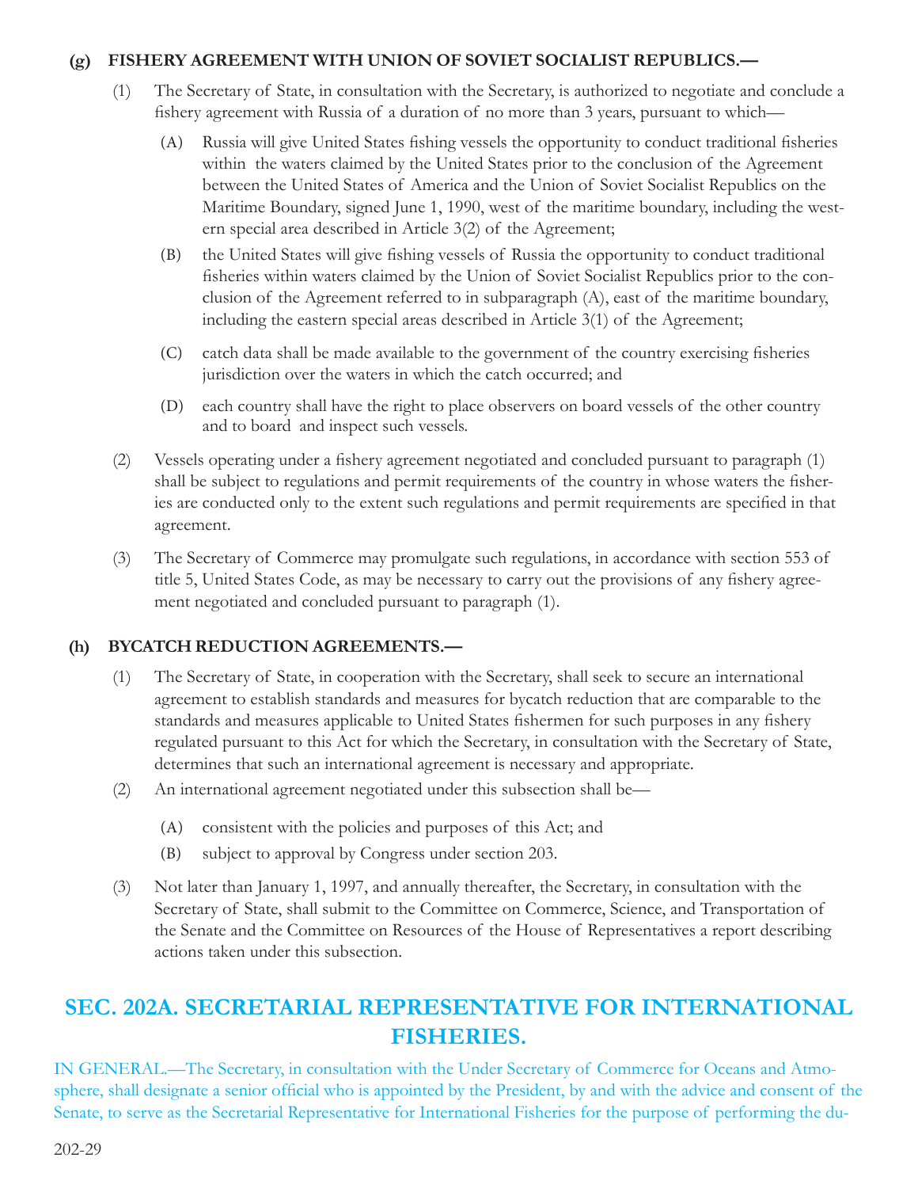**(g) FISHERY AGREEMENT WITH UNION OF SOVIET SOCIALIST REPUBLICS.—**

(1) The Secretary of State, in consultation with the Secretary, is authorized to negotiate and conclude a fishery agreement with Russia of a duration of no more than 3 years, pursuant to which—

(A) Russia will give United States fishing vessels the opportunity to conduct traditional fisheries within the waters claimed by the United States prior to the conclusion of the Agreement between the United States of America and the Union of Soviet Socialist Republics on the Maritime Boundary, signed June 1, 1990, west of the maritime boundary, including the western special area described in Article 3(2) of the Agreement;

(B) the United States will give fishing vessels of Russia the opportunity to conduct traditional fisheries within waters claimed by the Union of Soviet Socialist Republics prior to the conclusion of the Agreement referred to in subparagraph (A), east of the maritime boundary, including the eastern special areas described in Article 3(1) of the Agreement;

(C) catch data shall be made available to the government of the country exercising fisheries jurisdiction over the waters in which the catch occurred; and

(D) each country shall have the right to place observers on board vessels of the other country and to board and inspect such vessels.

(2) Vessels operating under a fishery agreement negotiated and concluded pursuant to paragraph (1) shall be subject to regulations and permit requirements of the country in whose waters the fisheries are conducted only to the extent such regulations and permit requirements are specified in that agreement.

(3) The Secretary of Commerce may promulgate such regulations, in accordance with section 553 of title 5, United States Code, as may be necessary to carry out the provisions of any fishery agreement negotiated and concluded pursuant to paragraph (1).

**(h) BYCATCH REDUCTION AGREEMENTS.—**

(1) The Secretary of State, in cooperation with the Secretary, shall seek to secure an international agreement to establish standards and measures for bycatch reduction that are comparable to the standards and measures applicable to United States fishermen for such purposes in any fishery regulated pursuant to this Act for which the Secretary, in consultation with the Secretary of State, determines that such an international agreement is necessary and appropriate.

(2) An international agreement negotiated under this subsection shall be—

(A) consistent with the policies and purposes of this Act; and

(B) subject to approval by Congress under section 203.

(3) Not later than January 1, 1997, and annually thereafter, the Secretary, in consultation with the Secretary of State, shall submit to the Committee on Commerce, Science, and Transportation of the Senate and the Committee on Resources of the House of Representatives a report describing actions taken under this subsection.

## SEC. 202A. SECRETARIAL REPRESENTATIVE FOR INTERNATIONAL FISHERIES.

IN GENERAL.—The Secretary, in consultation with the Under Secretary of Commerce for Oceans and Atmosphere, shall designate a senior official who is appointed by the President, by and with the advice and consent of the Senate, to serve as the Secretarial Representative for International Fisheries for the purpose of performing the du-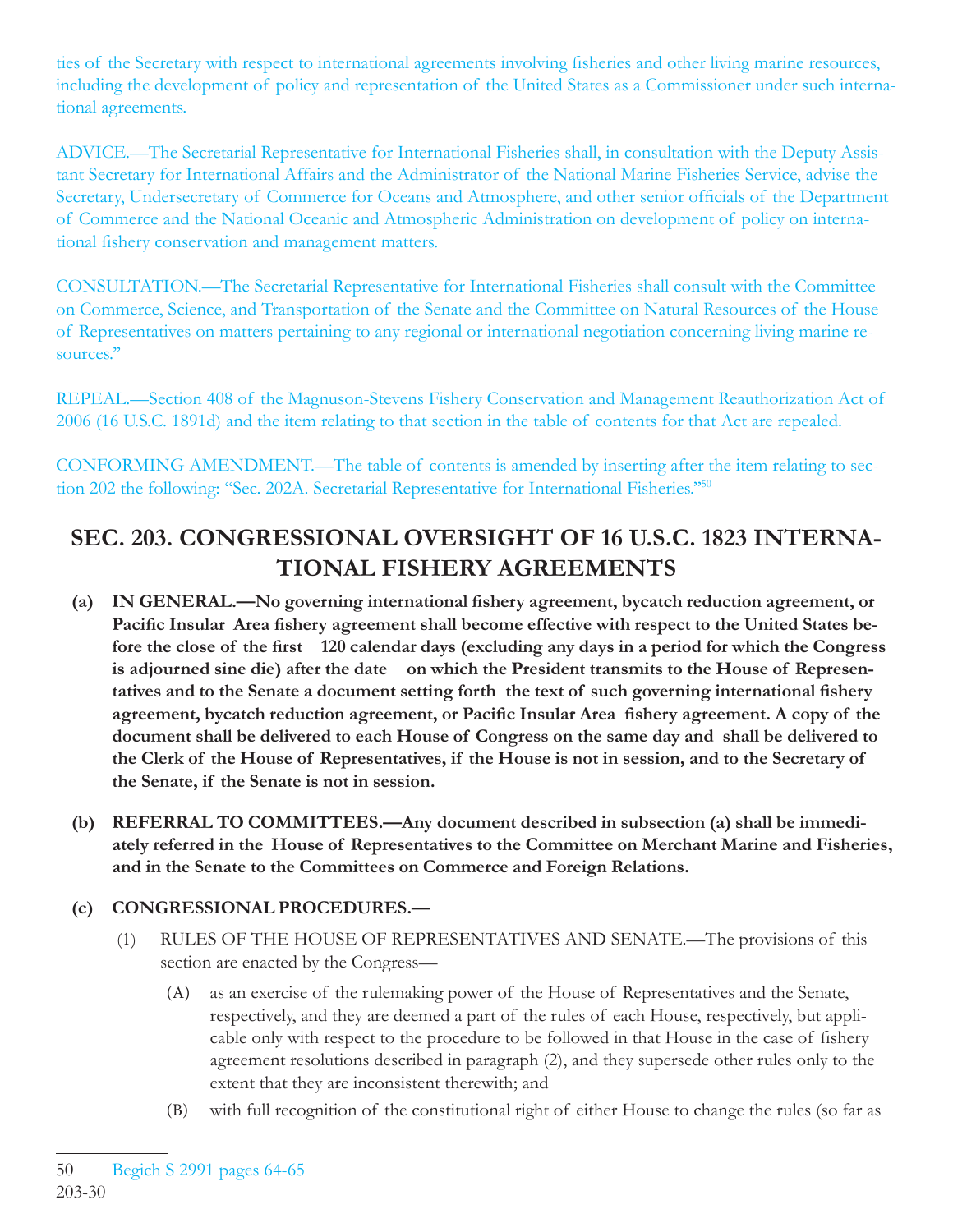ties of the Secretary with respect to international agreements involving fisheries and other living marine resources, including the development of policy and representation of the United States as a Commissioner under such international agreements.

ADVICE.—The Secretarial Representative for International Fisheries shall, in consultation with the Deputy Assistant Secretary for International Affairs and the Administrator of the National Marine Fisheries Service, advise the Secretary, Undersecretary of Commerce for Oceans and Atmosphere, and other senior officials of the Department of Commerce and the National Oceanic and Atmospheric Administration on development of policy on international fishery conservation and management matters.

CONSULTATION.—The Secretarial Representative for International Fisheries shall consult with the Committee on Commerce, Science, and Transportation of the Senate and the Committee on Natural Resources of the House of Representatives on matters pertaining to any regional or international negotiation concerning living marine resources."

REPEAL.—Section 408 of the Magnuson-Stevens Fishery Conservation and Management Reauthorization Act of 2006 (16 U.S.C. 1891d) and the item relating to that section in the table of contents for that Act are repealed.

CONFORMING AMENDMENT.—The table of contents is amended by inserting after the item relating to section 202 the following: "Sec. 202A. Secretarial Representative for International Fisheries."[50]

## SEC. 203. CONGRESSIONAL OVERSIGHT OF 16 U.S.C. 1823 INTERNATIONAL FISHERY AGREEMENTS

**(a) IN GENERAL.—No governing international fishery agreement, bycatch reduction agreement, or Pacific Insular Area fishery agreement shall become effective with respect to the United States before the close of the first 120 calendar days (excluding any days in a period for which the Congress is adjourned sine die) after the date on which the President transmits to the House of Representatives and to the Senate a document setting forth the text of such governing international fishery agreement, bycatch reduction agreement, or Pacific Insular Area fishery agreement. A copy of the document shall be delivered to each House of Congress on the same day and shall be delivered to the Clerk of the House of Representatives, if the House is not in session, and to the Secretary of the Senate, if the Senate is not in session.**

**(b) REFERRAL TO COMMITTEES.—Any document described in subsection (a) shall be immediately referred in the House of Representatives to the Committee on Merchant Marine and Fisheries, and in the Senate to the Committees on Commerce and Foreign Relations.**

**(c) CONGRESSIONAL PROCEDURES.—**

(1) RULES OF THE HOUSE OF REPRESENTATIVES AND SENATE.—The provisions of this section are enacted by the Congress—

(A) as an exercise of the rulemaking power of the House of Representatives and the Senate, respectively, and they are deemed a part of the rules of each House, respectively, but applicable only with respect to the procedure to be followed in that House in the case of fishery agreement resolutions described in paragraph (2), and they supersede other rules only to the extent that they are inconsistent therewith; and

(B) with full recognition of the constitutional right of either House to change the rules (so far as

---

50 Begich S 2991 pages 64-65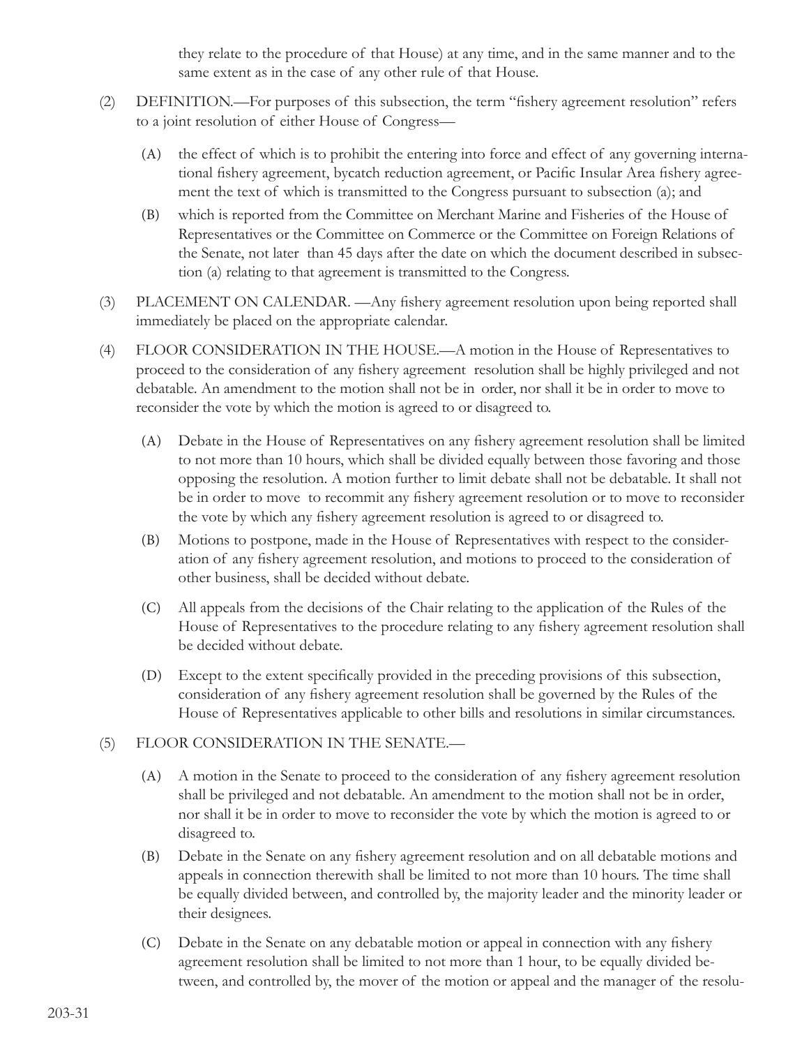they relate to the procedure of that House) at any time, and in the same manner and to the same extent as in the case of any other rule of that House.

(2) DEFINITION.—For purposes of this subsection, the term "fishery agreement resolution" refers to a joint resolution of either House of Congress—

(A) the effect of which is to prohibit the entering into force and effect of any governing international fishery agreement, bycatch reduction agreement, or Pacific Insular Area fishery agreement the text of which is transmitted to the Congress pursuant to subsection (a); and

(B) which is reported from the Committee on Merchant Marine and Fisheries of the House of Representatives or the Committee on Commerce or the Committee on Foreign Relations of the Senate, not later than 45 days after the date on which the document described in subsection (a) relating to that agreement is transmitted to the Congress.

(3) PLACEMENT ON CALENDAR. —Any fishery agreement resolution upon being reported shall immediately be placed on the appropriate calendar.

(4) FLOOR CONSIDERATION IN THE HOUSE.—A motion in the House of Representatives to proceed to the consideration of any fishery agreement resolution shall be highly privileged and not debatable. An amendment to the motion shall not be in order, nor shall it be in order to move to reconsider the vote by which the motion is agreed to or disagreed to.

(A) Debate in the House of Representatives on any fishery agreement resolution shall be limited to not more than 10 hours, which shall be divided equally between those favoring and those opposing the resolution. A motion further to limit debate shall not be debatable. It shall not be in order to move to recommit any fishery agreement resolution or to move to reconsider the vote by which any fishery agreement resolution is agreed to or disagreed to.

(B) Motions to postpone, made in the House of Representatives with respect to the consideration of any fishery agreement resolution, and motions to proceed to the consideration of other business, shall be decided without debate.

(C) All appeals from the decisions of the Chair relating to the application of the Rules of the House of Representatives to the procedure relating to any fishery agreement resolution shall be decided without debate.

(D) Except to the extent specifically provided in the preceding provisions of this subsection, consideration of any fishery agreement resolution shall be governed by the Rules of the House of Representatives applicable to other bills and resolutions in similar circumstances.

(5) FLOOR CONSIDERATION IN THE SENATE.—

(A) A motion in the Senate to proceed to the consideration of any fishery agreement resolution shall be privileged and not debatable. An amendment to the motion shall not be in order, nor shall it be in order to move to reconsider the vote by which the motion is agreed to or disagreed to.

(B) Debate in the Senate on any fishery agreement resolution and on all debatable motions and appeals in connection therewith shall be limited to not more than 10 hours. The time shall be equally divided between, and controlled by, the majority leader and the minority leader or their designees.

(C) Debate in the Senate on any debatable motion or appeal in connection with any fishery agreement resolution shall be limited to not more than 1 hour, to be equally divided between, and controlled by, the mover of the motion or appeal and the manager of the resolu-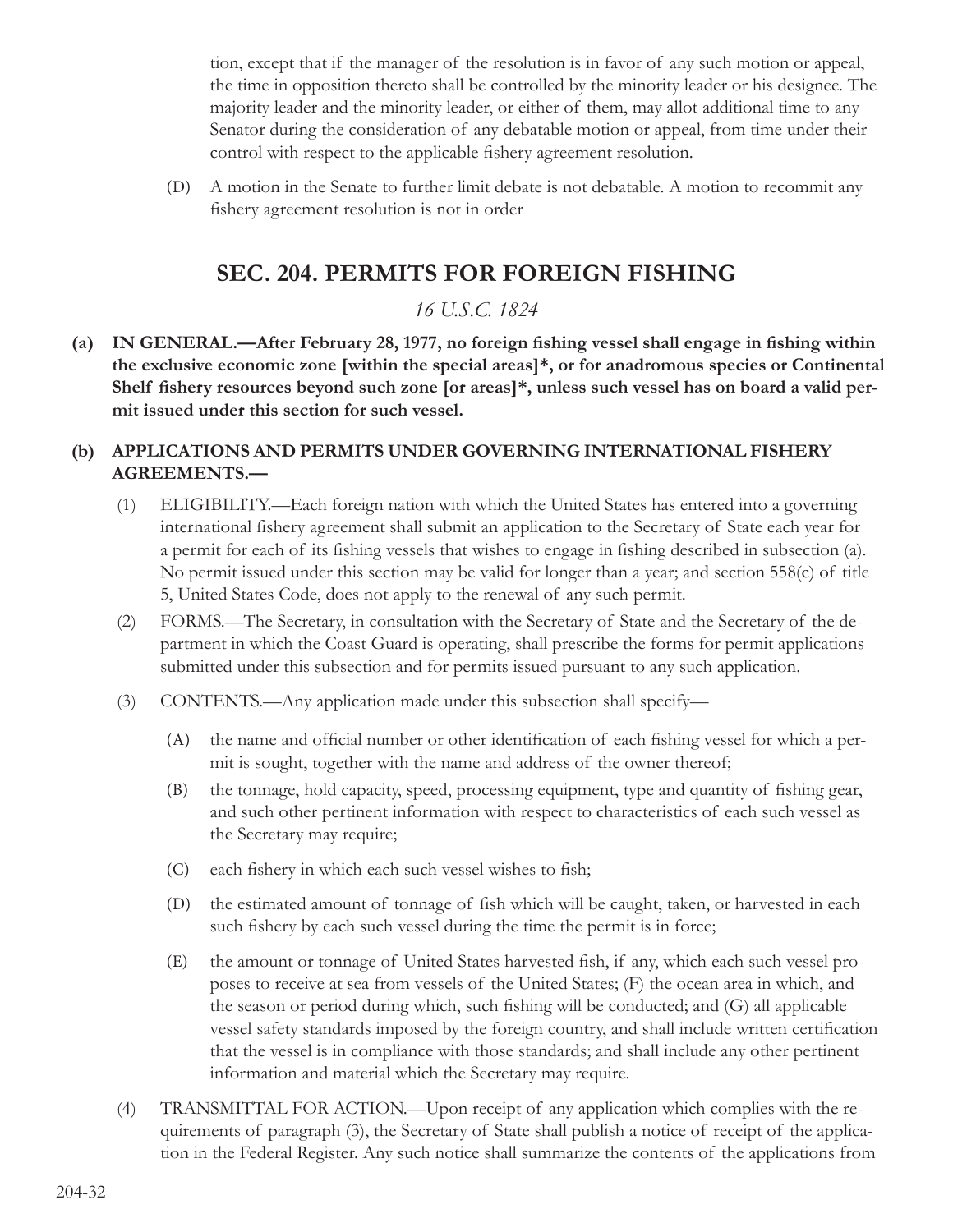tion, except that if the manager of the resolution is in favor of any such motion or appeal, the time in opposition thereto shall be controlled by the minority leader or his designee. The majority leader and the minority leader, or either of them, may allot additional time to any Senator during the consideration of any debatable motion or appeal, from time under their control with respect to the applicable fishery agreement resolution.

(D) A motion in the Senate to further limit debate is not debatable. A motion to recommit any fishery agreement resolution is not in order

## SEC. 204. PERMITS FOR FOREIGN FISHING

*16 U.S.C. 1824*

**(a) IN GENERAL.—After February 28, 1977, no foreign fishing vessel shall engage in fishing within the exclusive economic zone [within the special areas]*, or for anadromous species or Continental Shelf fishery resources beyond such zone [or areas]*, unless such vessel has on board a valid permit issued under this section for such vessel.**

**(b) APPLICATIONS AND PERMITS UNDER GOVERNING INTERNATIONAL FISHERY AGREEMENTS.—**

(1) ELIGIBILITY.—Each foreign nation with which the United States has entered into a governing international fishery agreement shall submit an application to the Secretary of State each year for a permit for each of its fishing vessels that wishes to engage in fishing described in subsection (a). No permit issued under this section may be valid for longer than a year; and section 558(c) of title 5, United States Code, does not apply to the renewal of any such permit.

(2) FORMS.—The Secretary, in consultation with the Secretary of State and the Secretary of the department in which the Coast Guard is operating, shall prescribe the forms for permit applications submitted under this subsection and for permits issued pursuant to any such application.

(3) CONTENTS.—Any application made under this subsection shall specify—

(A) the name and official number or other identification of each fishing vessel for which a permit is sought, together with the name and address of the owner thereof;

(B) the tonnage, hold capacity, speed, processing equipment, type and quantity of fishing gear, and such other pertinent information with respect to characteristics of each such vessel as the Secretary may require;

(C) each fishery in which each such vessel wishes to fish;

(D) the estimated amount of tonnage of fish which will be caught, taken, or harvested in each such fishery by each such vessel during the time the permit is in force;

(E) the amount or tonnage of United States harvested fish, if any, which each such vessel proposes to receive at sea from vessels of the United States; (F) the ocean area in which, and the season or period during which, such fishing will be conducted; and (G) all applicable vessel safety standards imposed by the foreign country, and shall include written certification that the vessel is in compliance with those standards; and shall include any other pertinent information and material which the Secretary may require.

(4) TRANSMITTAL FOR ACTION.—Upon receipt of any application which complies with the requirements of paragraph (3), the Secretary of State shall publish a notice of receipt of the application in the Federal Register. Any such notice shall summarize the contents of the applications from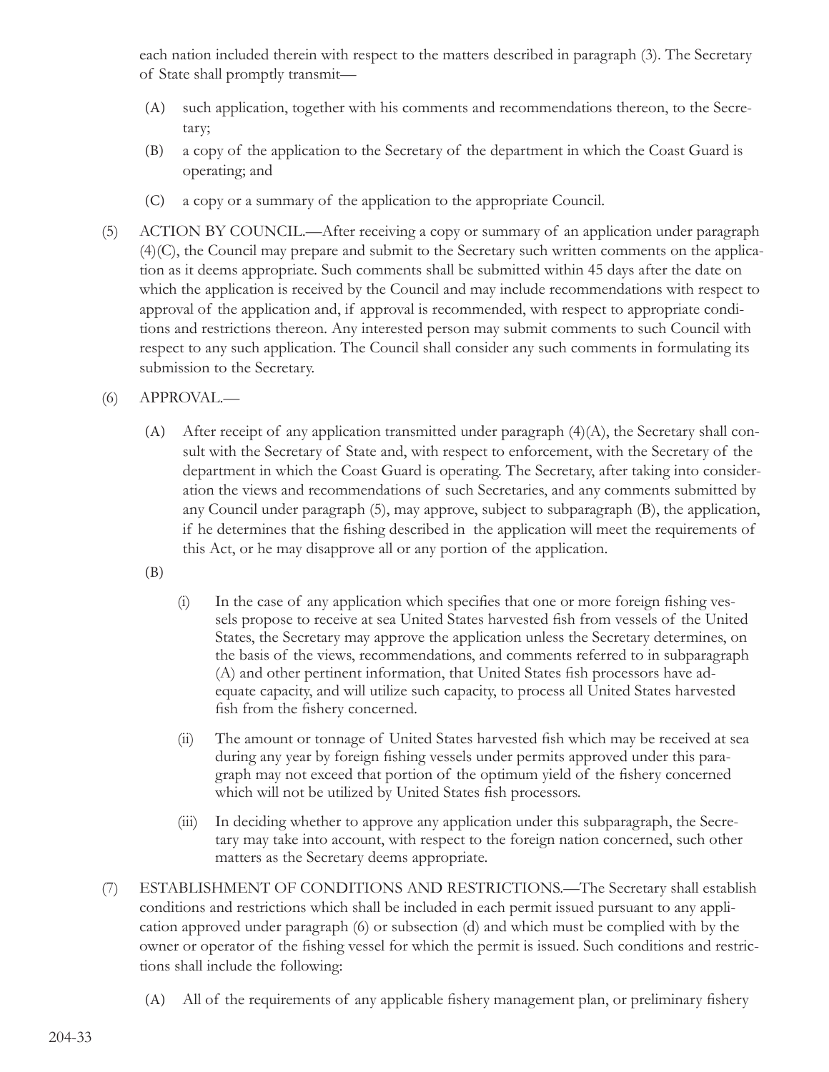each nation included therein with respect to the matters described in paragraph (3). The Secretary of State shall promptly transmit—

(A) such application, together with his comments and recommendations thereon, to the Secretary;

(B) a copy of the application to the Secretary of the department in which the Coast Guard is operating; and

(C) a copy or a summary of the application to the appropriate Council.

(5) ACTION BY COUNCIL.—After receiving a copy or summary of an application under paragraph (4)(C), the Council may prepare and submit to the Secretary such written comments on the application as it deems appropriate. Such comments shall be submitted within 45 days after the date on which the application is received by the Council and may include recommendations with respect to approval of the application and, if approval is recommended, with respect to appropriate conditions and restrictions thereon. Any interested person may submit comments to such Council with respect to any such application. The Council shall consider any such comments in formulating its submission to the Secretary.

(6) APPROVAL.—

(A) After receipt of any application transmitted under paragraph (4)(A), the Secretary shall consult with the Secretary of State and, with respect to enforcement, with the Secretary of the department in which the Coast Guard is operating. The Secretary, after taking into consideration the views and recommendations of such Secretaries, and any comments submitted by any Council under paragraph (5), may approve, subject to subparagraph (B), the application, if he determines that the fishing described in the application will meet the requirements of this Act, or he may disapprove all or any portion of the application.

(B)

(i) In the case of any application which specifies that one or more foreign fishing vessels propose to receive at sea United States harvested fish from vessels of the United States, the Secretary may approve the application unless the Secretary determines, on the basis of the views, recommendations, and comments referred to in subparagraph (A) and other pertinent information, that United States fish processors have adequate capacity, and will utilize such capacity, to process all United States harvested fish from the fishery concerned.

(ii) The amount or tonnage of United States harvested fish which may be received at sea during any year by foreign fishing vessels under permits approved under this paragraph may not exceed that portion of the optimum yield of the fishery concerned which will not be utilized by United States fish processors.

(iii) In deciding whether to approve any application under this subparagraph, the Secretary may take into account, with respect to the foreign nation concerned, such other matters as the Secretary deems appropriate.

(7) ESTABLISHMENT OF CONDITIONS AND RESTRICTIONS.—The Secretary shall establish conditions and restrictions which shall be included in each permit issued pursuant to any application approved under paragraph (6) or subsection (d) and which must be complied with by the owner or operator of the fishing vessel for which the permit is issued. Such conditions and restrictions shall include the following:

(A) All of the requirements of any applicable fishery management plan, or preliminary fishery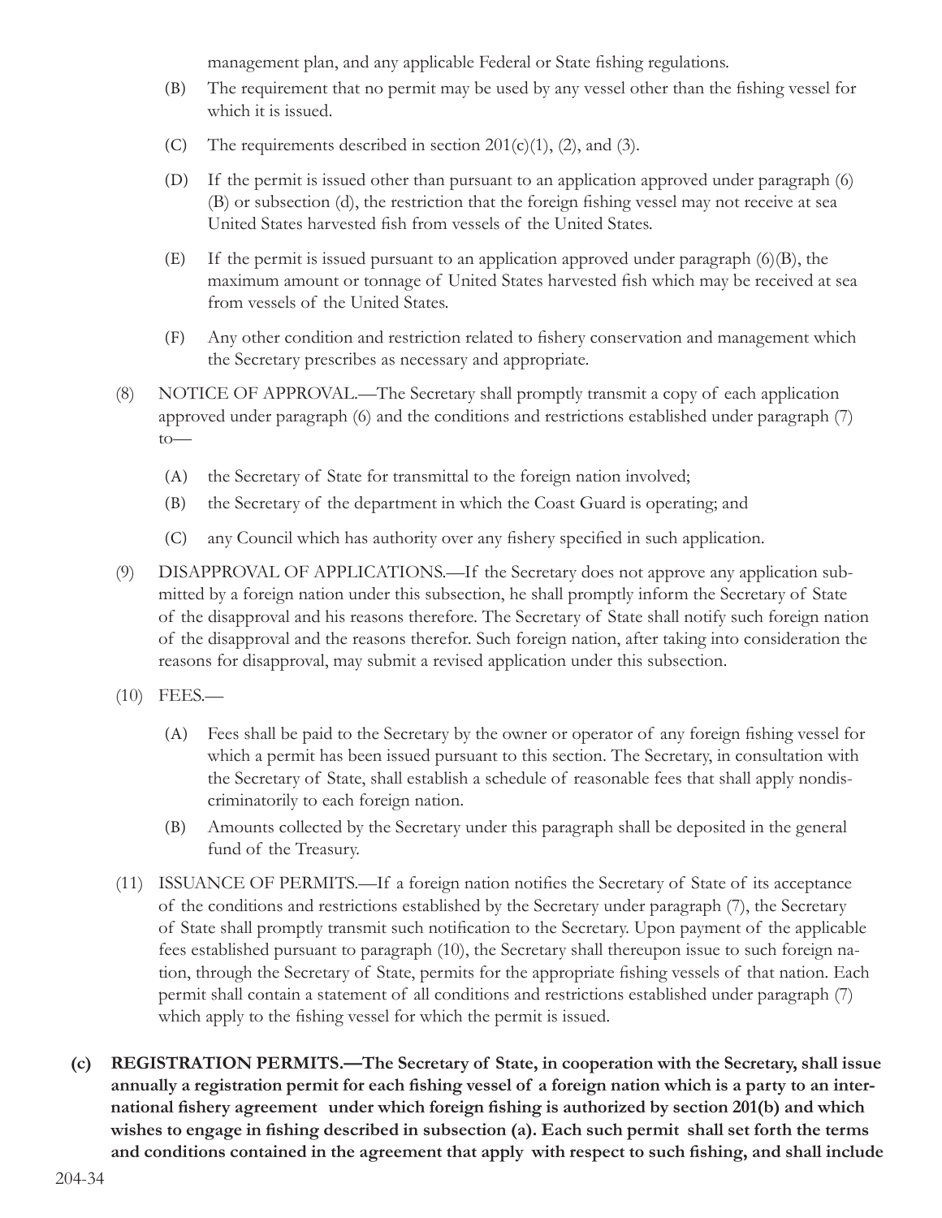management plan, and any applicable Federal or State fishing regulations.

(B) The requirement that no permit may be used by any vessel other than the fishing vessel for which it is issued.

(C) The requirements described in section 201(c)(1), (2), and (3).

(D) If the permit is issued other than pursuant to an application approved under paragraph (6)(B) or subsection (d), the restriction that the foreign fishing vessel may not receive at sea United States harvested fish from vessels of the United States.

(E) If the permit is issued pursuant to an application approved under paragraph (6)(B), the maximum amount or tonnage of United States harvested fish which may be received at sea from vessels of the United States.

(F) Any other condition and restriction related to fishery conservation and management which the Secretary prescribes as necessary and appropriate.

(8) NOTICE OF APPROVAL.—The Secretary shall promptly transmit a copy of each application approved under paragraph (6) and the conditions and restrictions established under paragraph (7) to—

(A) the Secretary of State for transmittal to the foreign nation involved;

(B) the Secretary of the department in which the Coast Guard is operating; and

(C) any Council which has authority over any fishery specified in such application.

(9) DISAPPROVAL OF APPLICATIONS.—If the Secretary does not approve any application submitted by a foreign nation under this subsection, he shall promptly inform the Secretary of State of the disapproval and his reasons therefore. The Secretary of State shall notify such foreign nation of the disapproval and the reasons therefor. Such foreign nation, after taking into consideration the reasons for disapproval, may submit a revised application under this subsection.

(10) FEES.—

(A) Fees shall be paid to the Secretary by the owner or operator of any foreign fishing vessel for which a permit has been issued pursuant to this section. The Secretary, in consultation with the Secretary of State, shall establish a schedule of reasonable fees that shall apply nondiscriminatorily to each foreign nation.

(B) Amounts collected by the Secretary under this paragraph shall be deposited in the general fund of the Treasury.

(11) ISSUANCE OF PERMITS.—If a foreign nation notifies the Secretary of State of its acceptance of the conditions and restrictions established by the Secretary under paragraph (7), the Secretary of State shall promptly transmit such notification to the Secretary. Upon payment of the applicable fees established pursuant to paragraph (10), the Secretary shall thereupon issue to such foreign nation, through the Secretary of State, permits for the appropriate fishing vessels of that nation. Each permit shall contain a statement of all conditions and restrictions established under paragraph (7) which apply to the fishing vessel for which the permit is issued.

**(c) REGISTRATION PERMITS.—The Secretary of State, in cooperation with the Secretary, shall issue annually a registration permit for each fishing vessel of a foreign nation which is a party to an international fishery agreement under which foreign fishing is authorized by section 201(b) and which wishes to engage in fishing described in subsection (a). Each such permit shall set forth the terms and conditions contained in the agreement that apply with respect to such fishing, and shall include**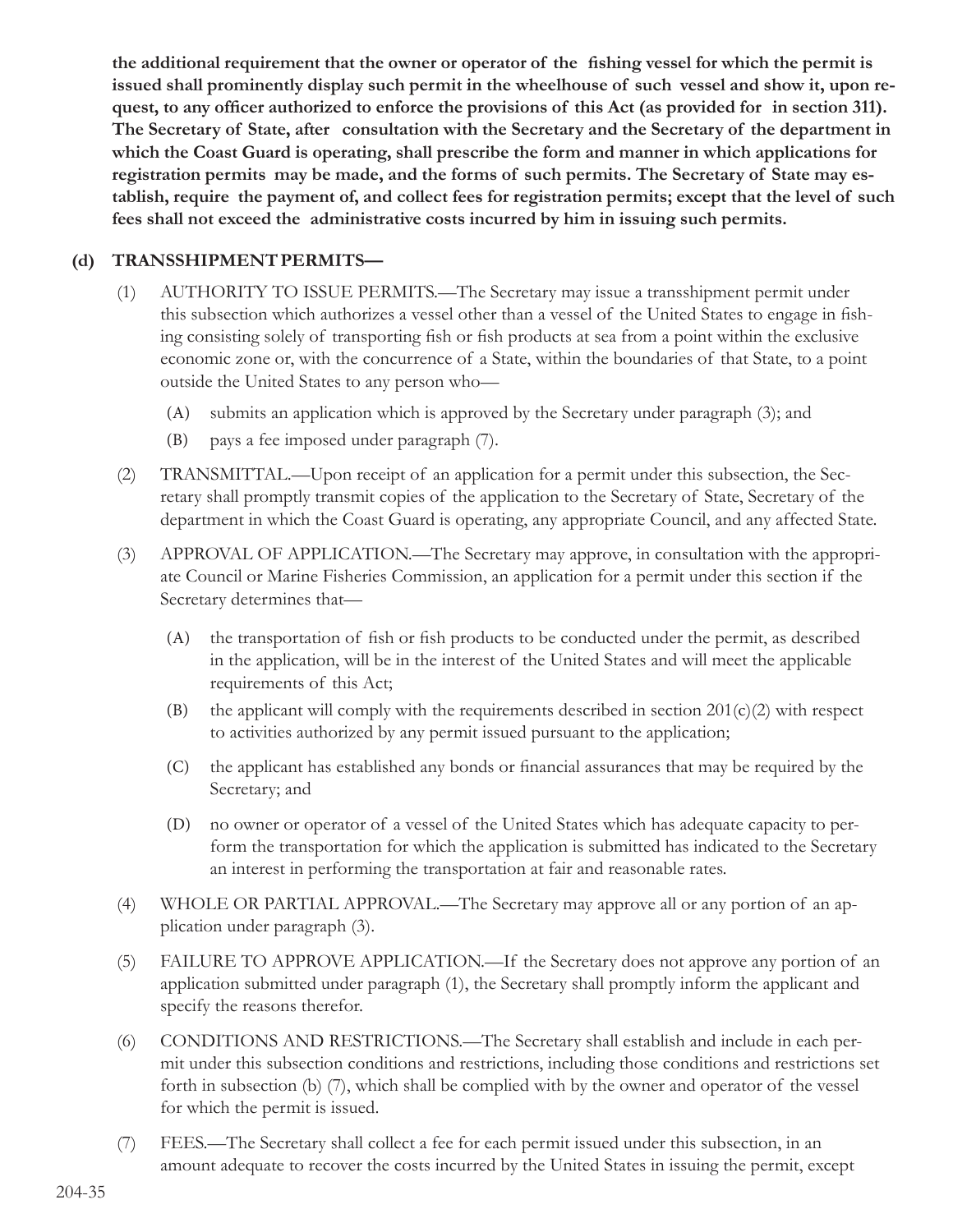**the additional requirement that the owner or operator of the fishing vessel for which the permit is issued shall prominently display such permit in the wheelhouse of such vessel and show it, upon request, to any officer authorized to enforce the provisions of this Act (as provided for in section 311). The Secretary of State, after consultation with the Secretary and the Secretary of the department in which the Coast Guard is operating, shall prescribe the form and manner in which applications for registration permits may be made, and the forms of such permits. The Secretary of State may establish, require the payment of, and collect fees for registration permits; except that the level of such fees shall not exceed the administrative costs incurred by him in issuing such permits.**

**(d) TRANSSHIPMENT PERMITS—**

(1) AUTHORITY TO ISSUE PERMITS.—The Secretary may issue a transshipment permit under this subsection which authorizes a vessel other than a vessel of the United States to engage in fishing consisting solely of transporting fish or fish products at sea from a point within the exclusive economic zone or, with the concurrence of a State, within the boundaries of that State, to a point outside the United States to any person who—

(A) submits an application which is approved by the Secretary under paragraph (3); and

(B) pays a fee imposed under paragraph (7).

(2) TRANSMITTAL.—Upon receipt of an application for a permit under this subsection, the Secretary shall promptly transmit copies of the application to the Secretary of State, Secretary of the department in which the Coast Guard is operating, any appropriate Council, and any affected State.

(3) APPROVAL OF APPLICATION.—The Secretary may approve, in consultation with the appropriate Council or Marine Fisheries Commission, an application for a permit under this section if the Secretary determines that—

(A) the transportation of fish or fish products to be conducted under the permit, as described in the application, will be in the interest of the United States and will meet the applicable requirements of this Act;

(B) the applicant will comply with the requirements described in section 201(c)(2) with respect to activities authorized by any permit issued pursuant to the application;

(C) the applicant has established any bonds or financial assurances that may be required by the Secretary; and

(D) no owner or operator of a vessel of the United States which has adequate capacity to perform the transportation for which the application is submitted has indicated to the Secretary an interest in performing the transportation at fair and reasonable rates.

(4) WHOLE OR PARTIAL APPROVAL.—The Secretary may approve all or any portion of an application under paragraph (3).

(5) FAILURE TO APPROVE APPLICATION.—If the Secretary does not approve any portion of an application submitted under paragraph (1), the Secretary shall promptly inform the applicant and specify the reasons therefor.

(6) CONDITIONS AND RESTRICTIONS.—The Secretary shall establish and include in each permit under this subsection conditions and restrictions, including those conditions and restrictions set forth in subsection (b) (7), which shall be complied with by the owner and operator of the vessel for which the permit is issued.

(7) FEES.—The Secretary shall collect a fee for each permit issued under this subsection, in an amount adequate to recover the costs incurred by the United States in issuing the permit, except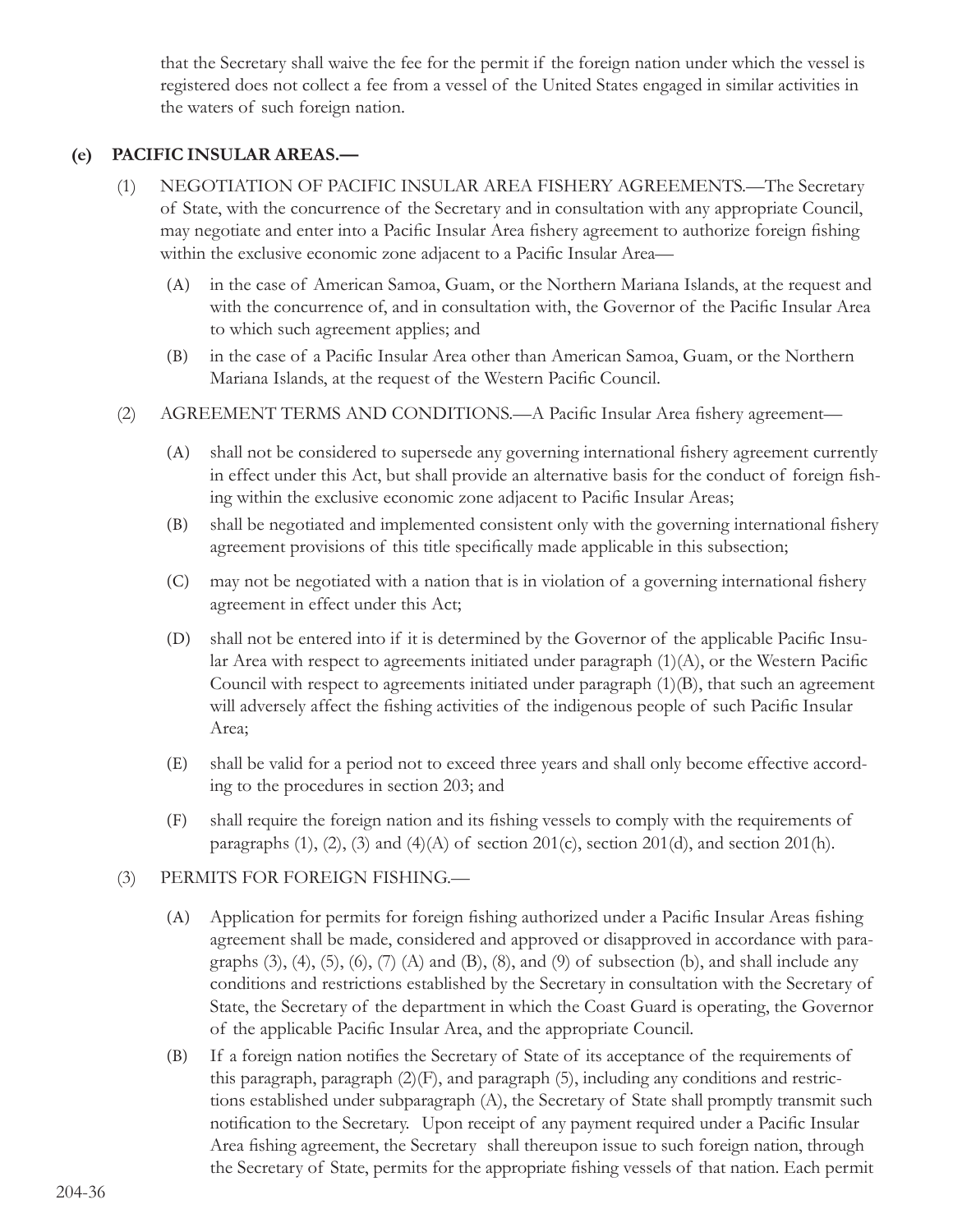that the Secretary shall waive the fee for the permit if the foreign nation under which the vessel is registered does not collect a fee from a vessel of the United States engaged in similar activities in the waters of such foreign nation.

**(e) PACIFIC INSULAR AREAS.—**

(1) NEGOTIATION OF PACIFIC INSULAR AREA FISHERY AGREEMENTS.—The Secretary of State, with the concurrence of the Secretary and in consultation with any appropriate Council, may negotiate and enter into a Pacific Insular Area fishery agreement to authorize foreign fishing within the exclusive economic zone adjacent to a Pacific Insular Area—

(A) in the case of American Samoa, Guam, or the Northern Mariana Islands, at the request and with the concurrence of, and in consultation with, the Governor of the Pacific Insular Area to which such agreement applies; and

(B) in the case of a Pacific Insular Area other than American Samoa, Guam, or the Northern Mariana Islands, at the request of the Western Pacific Council.

(2) AGREEMENT TERMS AND CONDITIONS.—A Pacific Insular Area fishery agreement—

(A) shall not be considered to supersede any governing international fishery agreement currently in effect under this Act, but shall provide an alternative basis for the conduct of foreign fishing within the exclusive economic zone adjacent to Pacific Insular Areas;

(B) shall be negotiated and implemented consistent only with the governing international fishery agreement provisions of this title specifically made applicable in this subsection;

(C) may not be negotiated with a nation that is in violation of a governing international fishery agreement in effect under this Act;

(D) shall not be entered into if it is determined by the Governor of the applicable Pacific Insular Area with respect to agreements initiated under paragraph (1)(A), or the Western Pacific Council with respect to agreements initiated under paragraph (1)(B), that such an agreement will adversely affect the fishing activities of the indigenous people of such Pacific Insular Area;

(E) shall be valid for a period not to exceed three years and shall only become effective according to the procedures in section 203; and

(F) shall require the foreign nation and its fishing vessels to comply with the requirements of paragraphs (1), (2), (3) and (4)(A) of section 201(c), section 201(d), and section 201(h).

(3) PERMITS FOR FOREIGN FISHING.—

(A) Application for permits for foreign fishing authorized under a Pacific Insular Areas fishing agreement shall be made, considered and approved or disapproved in accordance with paragraphs (3), (4), (5), (6), (7) (A) and (B), (8), and (9) of subsection (b), and shall include any conditions and restrictions established by the Secretary in consultation with the Secretary of State, the Secretary of the department in which the Coast Guard is operating, the Governor of the applicable Pacific Insular Area, and the appropriate Council.

(B) If a foreign nation notifies the Secretary of State of its acceptance of the requirements of this paragraph, paragraph (2)(F), and paragraph (5), including any conditions and restrictions established under subparagraph (A), the Secretary of State shall promptly transmit such notification to the Secretary. Upon receipt of any payment required under a Pacific Insular Area fishing agreement, the Secretary shall thereupon issue to such foreign nation, through the Secretary of State, permits for the appropriate fishing vessels of that nation. Each permit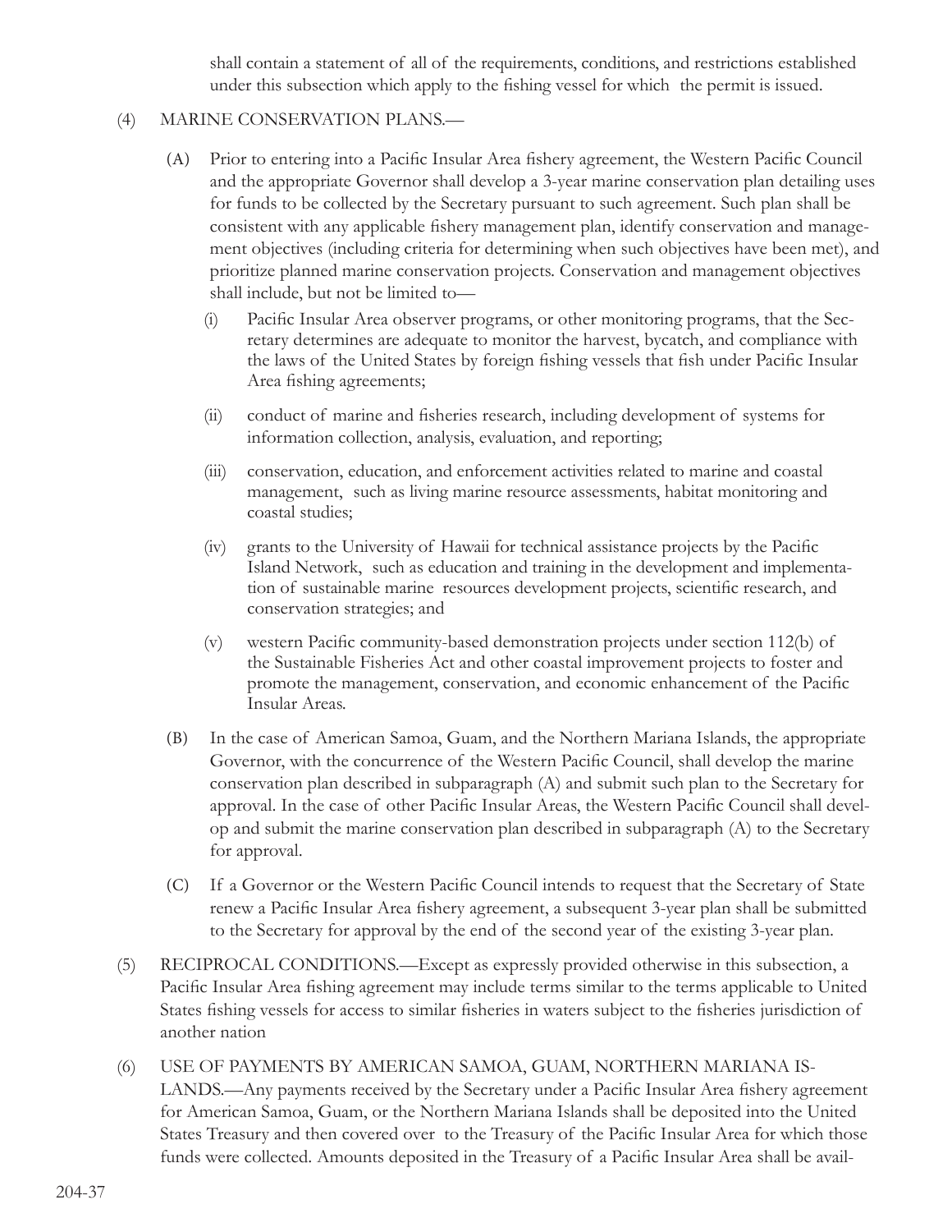shall contain a statement of all of the requirements, conditions, and restrictions established under this subsection which apply to the fishing vessel for which the permit is issued.

(4) MARINE CONSERVATION PLANS.—

(A) Prior to entering into a Pacific Insular Area fishery agreement, the Western Pacific Council and the appropriate Governor shall develop a 3-year marine conservation plan detailing uses for funds to be collected by the Secretary pursuant to such agreement. Such plan shall be consistent with any applicable fishery management plan, identify conservation and management objectives (including criteria for determining when such objectives have been met), and prioritize planned marine conservation projects. Conservation and management objectives shall include, but not be limited to—

(i) Pacific Insular Area observer programs, or other monitoring programs, that the Secretary determines are adequate to monitor the harvest, bycatch, and compliance with the laws of the United States by foreign fishing vessels that fish under Pacific Insular Area fishing agreements;

(ii) conduct of marine and fisheries research, including development of systems for information collection, analysis, evaluation, and reporting;

(iii) conservation, education, and enforcement activities related to marine and coastal management, such as living marine resource assessments, habitat monitoring and coastal studies;

(iv) grants to the University of Hawaii for technical assistance projects by the Pacific Island Network, such as education and training in the development and implementation of sustainable marine resources development projects, scientific research, and conservation strategies; and

(v) western Pacific community-based demonstration projects under section 112(b) of the Sustainable Fisheries Act and other coastal improvement projects to foster and promote the management, conservation, and economic enhancement of the Pacific Insular Areas.

(B) In the case of American Samoa, Guam, and the Northern Mariana Islands, the appropriate Governor, with the concurrence of the Western Pacific Council, shall develop the marine conservation plan described in subparagraph (A) and submit such plan to the Secretary for approval. In the case of other Pacific Insular Areas, the Western Pacific Council shall develop and submit the marine conservation plan described in subparagraph (A) to the Secretary for approval.

(C) If a Governor or the Western Pacific Council intends to request that the Secretary of State renew a Pacific Insular Area fishery agreement, a subsequent 3-year plan shall be submitted to the Secretary for approval by the end of the second year of the existing 3-year plan.

(5) RECIPROCAL CONDITIONS.—Except as expressly provided otherwise in this subsection, a Pacific Insular Area fishing agreement may include terms similar to the terms applicable to United States fishing vessels for access to similar fisheries in waters subject to the fisheries jurisdiction of another nation

(6) USE OF PAYMENTS BY AMERICAN SAMOA, GUAM, NORTHERN MARIANA ISLANDS.—Any payments received by the Secretary under a Pacific Insular Area fishery agreement for American Samoa, Guam, or the Northern Mariana Islands shall be deposited into the United States Treasury and then covered over to the Treasury of the Pacific Insular Area for which those funds were collected. Amounts deposited in the Treasury of a Pacific Insular Area shall be avail-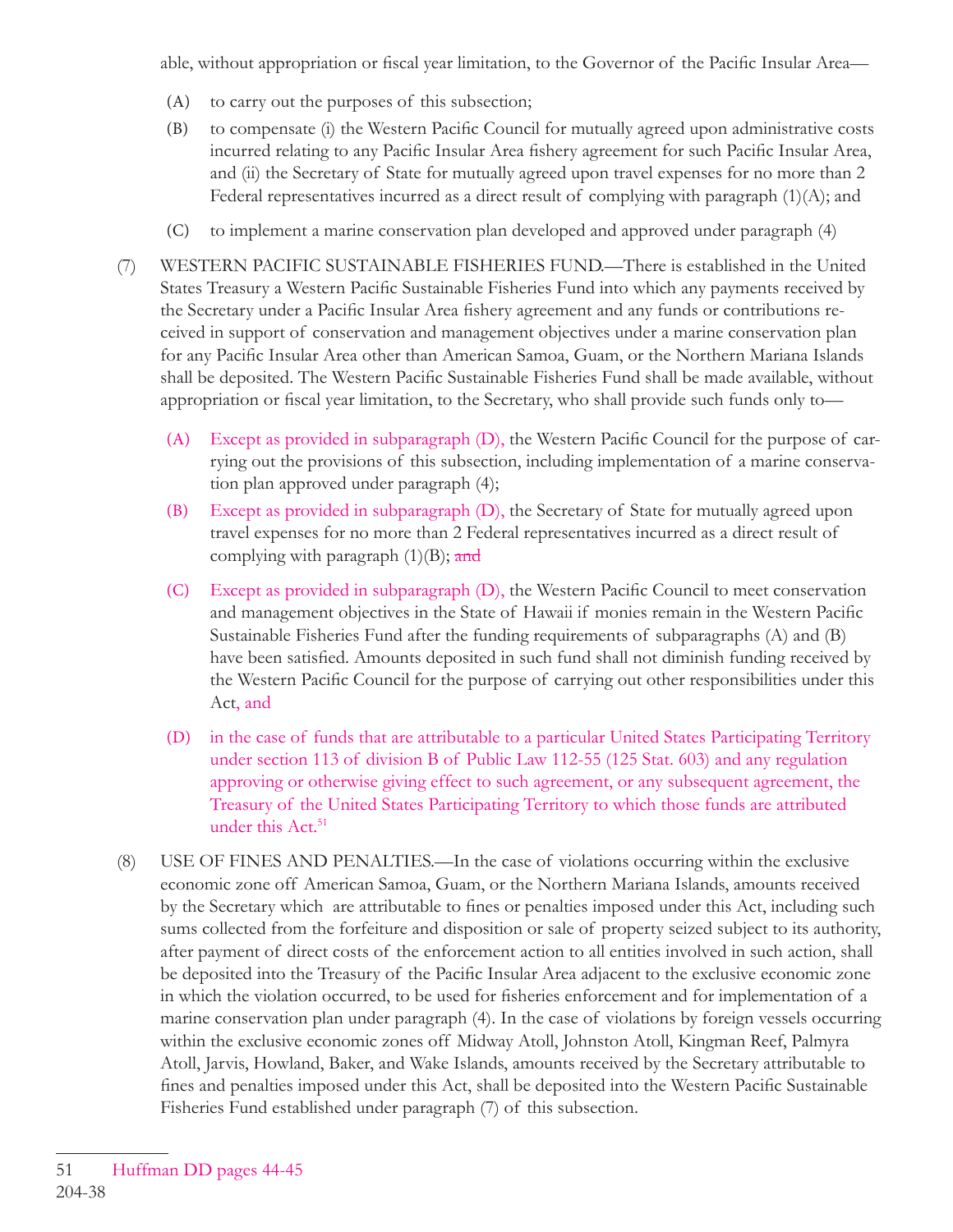able, without appropriation or fiscal year limitation, to the Governor of the Pacific Insular Area—

(A) to carry out the purposes of this subsection;

(B) to compensate (i) the Western Pacific Council for mutually agreed upon administrative costs incurred relating to any Pacific Insular Area fishery agreement for such Pacific Insular Area, and (ii) the Secretary of State for mutually agreed upon travel expenses for no more than 2 Federal representatives incurred as a direct result of complying with paragraph (1)(A); and

(C) to implement a marine conservation plan developed and approved under paragraph (4)

(7) WESTERN PACIFIC SUSTAINABLE FISHERIES FUND.—There is established in the United States Treasury a Western Pacific Sustainable Fisheries Fund into which any payments received by the Secretary under a Pacific Insular Area fishery agreement and any funds or contributions received in support of conservation and management objectives under a marine conservation plan for any Pacific Insular Area other than American Samoa, Guam, or the Northern Mariana Islands shall be deposited. The Western Pacific Sustainable Fisheries Fund shall be made available, without appropriation or fiscal year limitation, to the Secretary, who shall provide such funds only to—

(A) Except as provided in subparagraph (D), the Western Pacific Council for the purpose of carrying out the provisions of this subsection, including implementation of a marine conservation plan approved under paragraph (4);

(B) Except as provided in subparagraph (D), the Secretary of State for mutually agreed upon travel expenses for no more than 2 Federal representatives incurred as a direct result of complying with paragraph (1)(B); ~~and~~

(C) Except as provided in subparagraph (D), the Western Pacific Council to meet conservation and management objectives in the State of Hawaii if monies remain in the Western Pacific Sustainable Fisheries Fund after the funding requirements of subparagraphs (A) and (B) have been satisfied. Amounts deposited in such fund shall not diminish funding received by the Western Pacific Council for the purpose of carrying out other responsibilities under this Act, and

(D) in the case of funds that are attributable to a particular United States Participating Territory under section 113 of division B of Public Law 112-55 (125 Stat. 603) and any regulation approving or otherwise giving effect to such agreement, or any subsequent agreement, the Treasury of the United States Participating Territory to which those funds are attributed under this Act.[51]

(8) USE OF FINES AND PENALTIES.—In the case of violations occurring within the exclusive economic zone off American Samoa, Guam, or the Northern Mariana Islands, amounts received by the Secretary which are attributable to fines or penalties imposed under this Act, including such sums collected from the forfeiture and disposition or sale of property seized subject to its authority, after payment of direct costs of the enforcement action to all entities involved in such action, shall be deposited into the Treasury of the Pacific Insular Area adjacent to the exclusive economic zone in which the violation occurred, to be used for fisheries enforcement and for implementation of a marine conservation plan under paragraph (4). In the case of violations by foreign vessels occurring within the exclusive economic zones off Midway Atoll, Johnston Atoll, Kingman Reef, Palmyra Atoll, Jarvis, Howland, Baker, and Wake Islands, amounts received by the Secretary attributable to fines and penalties imposed under this Act, shall be deposited into the Western Pacific Sustainable Fisheries Fund established under paragraph (7) of this subsection.

---

51 Huffman DD pages 44-45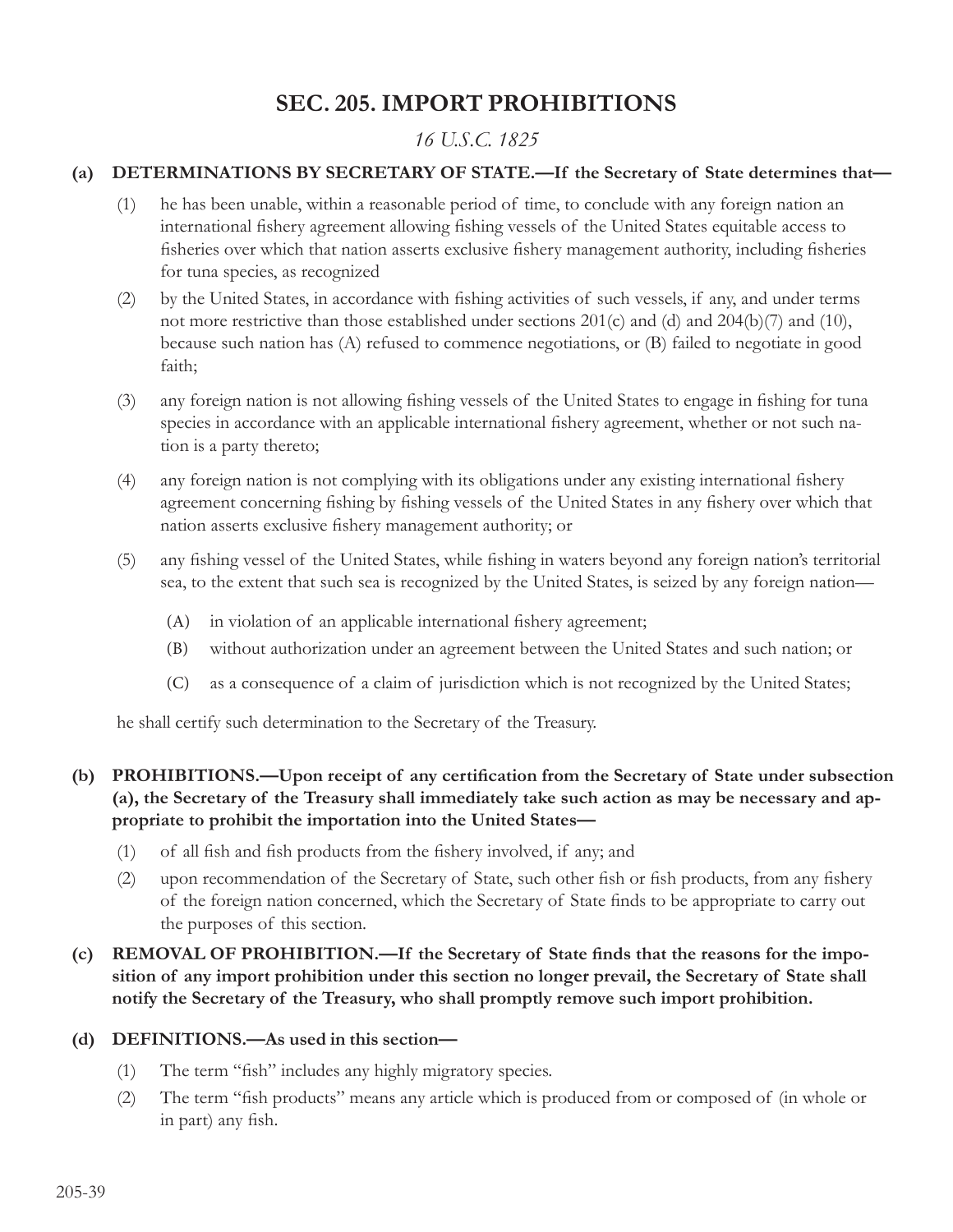# SEC. 205. IMPORT PROHIBITIONS

*16 U.S.C. 1825*

**(a) DETERMINATIONS BY SECRETARY OF STATE.—If the Secretary of State determines that—**

(1) he has been unable, within a reasonable period of time, to conclude with any foreign nation an international fishery agreement allowing fishing vessels of the United States equitable access to fisheries over which that nation asserts exclusive fishery management authority, including fisheries for tuna species, as recognized

(2) by the United States, in accordance with fishing activities of such vessels, if any, and under terms not more restrictive than those established under sections 201(c) and (d) and 204(b)(7) and (10), because such nation has (A) refused to commence negotiations, or (B) failed to negotiate in good faith;

(3) any foreign nation is not allowing fishing vessels of the United States to engage in fishing for tuna species in accordance with an applicable international fishery agreement, whether or not such nation is a party thereto;

(4) any foreign nation is not complying with its obligations under any existing international fishery agreement concerning fishing by fishing vessels of the United States in any fishery over which that nation asserts exclusive fishery management authority; or

(5) any fishing vessel of the United States, while fishing in waters beyond any foreign nation's territorial sea, to the extent that such sea is recognized by the United States, is seized by any foreign nation—

   (A) in violation of an applicable international fishery agreement;

   (B) without authorization under an agreement between the United States and such nation; or

   (C) as a consequence of a claim of jurisdiction which is not recognized by the United States;

he shall certify such determination to the Secretary of the Treasury.

**(b) PROHIBITIONS.—Upon receipt of any certification from the Secretary of State under subsection (a), the Secretary of the Treasury shall immediately take such action as may be necessary and appropriate to prohibit the importation into the United States—**

(1) of all fish and fish products from the fishery involved, if any; and

(2) upon recommendation of the Secretary of State, such other fish or fish products, from any fishery of the foreign nation concerned, which the Secretary of State finds to be appropriate to carry out the purposes of this section.

**(c) REMOVAL OF PROHIBITION.—If the Secretary of State finds that the reasons for the imposition of any import prohibition under this section no longer prevail, the Secretary of State shall notify the Secretary of the Treasury, who shall promptly remove such import prohibition.**

**(d) DEFINITIONS.—As used in this section—**

(1) The term "fish" includes any highly migratory species.

(2) The term "fish products" means any article which is produced from or composed of (in whole or in part) any fish.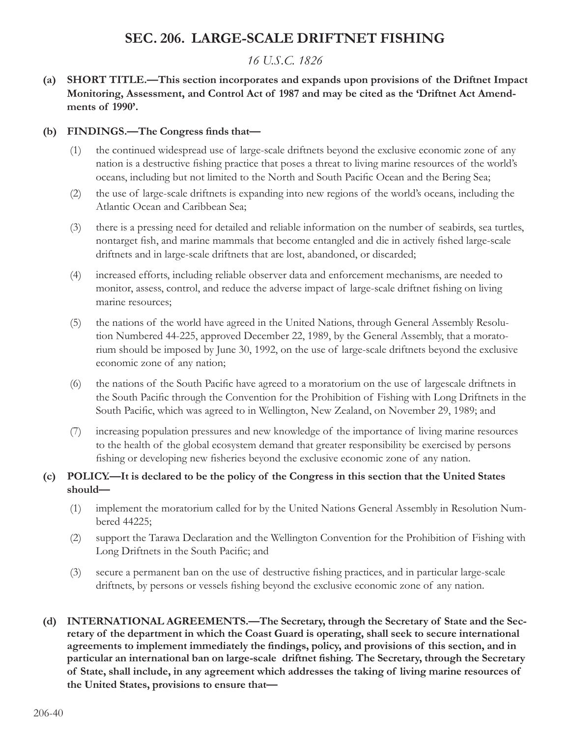# SEC. 206. LARGE-SCALE DRIFTNET FISHING

*16 U.S.C. 1826*

**(a) SHORT TITLE.—This section incorporates and expands upon provisions of the Driftnet Impact Monitoring, Assessment, and Control Act of 1987 and may be cited as the 'Driftnet Act Amendments of 1990'.**

**(b) FINDINGS.—The Congress finds that—**

(1) the continued widespread use of large-scale driftnets beyond the exclusive economic zone of any nation is a destructive fishing practice that poses a threat to living marine resources of the world's oceans, including but not limited to the North and South Pacific Ocean and the Bering Sea;

(2) the use of large-scale driftnets is expanding into new regions of the world's oceans, including the Atlantic Ocean and Caribbean Sea;

(3) there is a pressing need for detailed and reliable information on the number of seabirds, sea turtles, nontarget fish, and marine mammals that become entangled and die in actively fished large-scale driftnets and in large-scale driftnets that are lost, abandoned, or discarded;

(4) increased efforts, including reliable observer data and enforcement mechanisms, are needed to monitor, assess, control, and reduce the adverse impact of large-scale driftnet fishing on living marine resources;

(5) the nations of the world have agreed in the United Nations, through General Assembly Resolution Numbered 44-225, approved December 22, 1989, by the General Assembly, that a moratorium should be imposed by June 30, 1992, on the use of large-scale driftnets beyond the exclusive economic zone of any nation;

(6) the nations of the South Pacific have agreed to a moratorium on the use of largescale driftnets in the South Pacific through the Convention for the Prohibition of Fishing with Long Driftnets in the South Pacific, which was agreed to in Wellington, New Zealand, on November 29, 1989; and

(7) increasing population pressures and new knowledge of the importance of living marine resources to the health of the global ecosystem demand that greater responsibility be exercised by persons fishing or developing new fisheries beyond the exclusive economic zone of any nation.

**(c) POLICY.—It is declared to be the policy of the Congress in this section that the United States should—**

(1) implement the moratorium called for by the United Nations General Assembly in Resolution Numbered 44225;

(2) support the Tarawa Declaration and the Wellington Convention for the Prohibition of Fishing with Long Driftnets in the South Pacific; and

(3) secure a permanent ban on the use of destructive fishing practices, and in particular large-scale driftnets, by persons or vessels fishing beyond the exclusive economic zone of any nation.

**(d) INTERNATIONAL AGREEMENTS.—The Secretary, through the Secretary of State and the Secretary of the department in which the Coast Guard is operating, shall seek to secure international agreements to implement immediately the findings, policy, and provisions of this section, and in particular an international ban on large-scale driftnet fishing. The Secretary, through the Secretary of State, shall include, in any agreement which addresses the taking of living marine resources of the United States, provisions to ensure that—**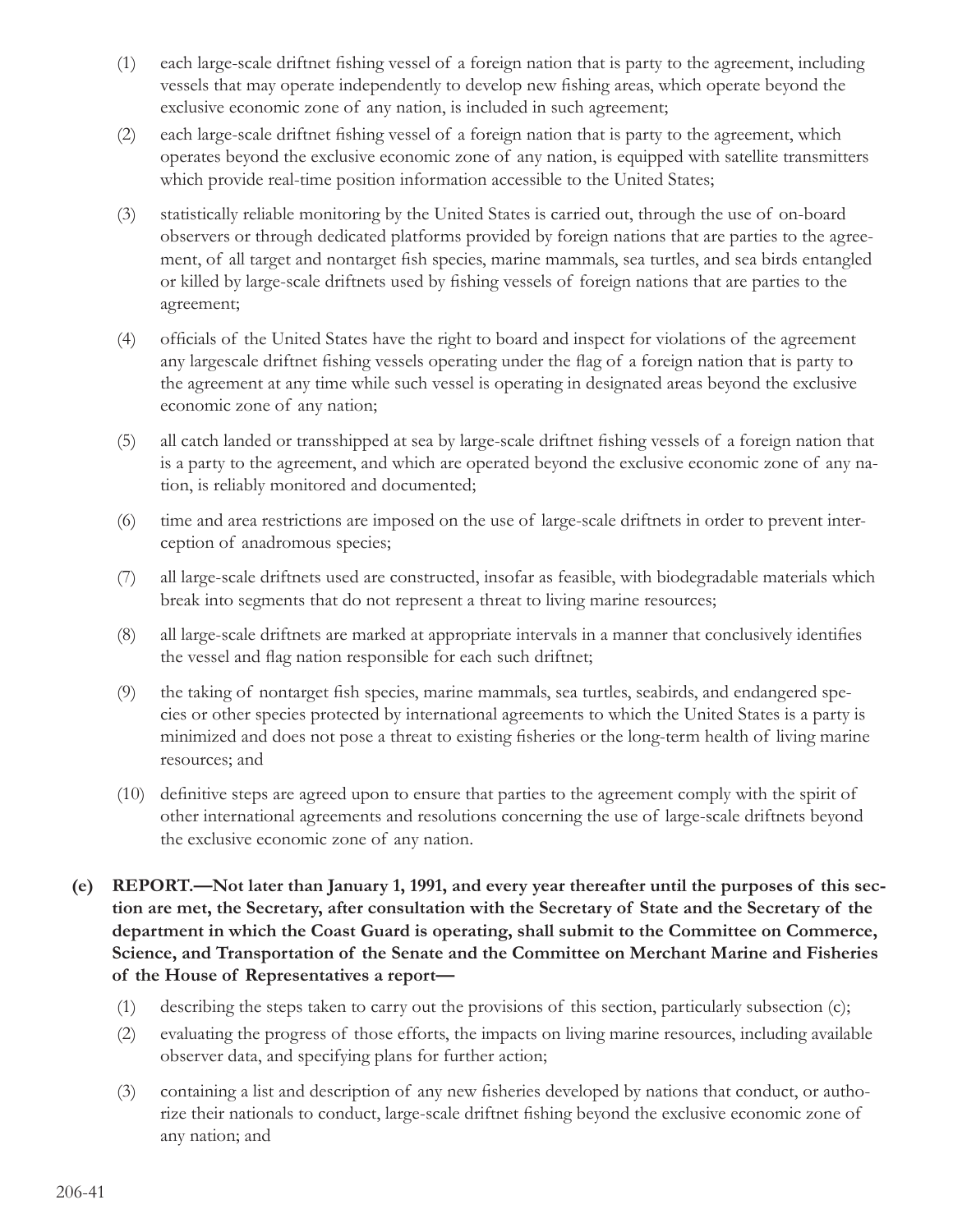(1) each large-scale driftnet fishing vessel of a foreign nation that is party to the agreement, including vessels that may operate independently to develop new fishing areas, which operate beyond the exclusive economic zone of any nation, is included in such agreement;

(2) each large-scale driftnet fishing vessel of a foreign nation that is party to the agreement, which operates beyond the exclusive economic zone of any nation, is equipped with satellite transmitters which provide real-time position information accessible to the United States;

(3) statistically reliable monitoring by the United States is carried out, through the use of on-board observers or through dedicated platforms provided by foreign nations that are parties to the agreement, of all target and nontarget fish species, marine mammals, sea turtles, and sea birds entangled or killed by large-scale driftnets used by fishing vessels of foreign nations that are parties to the agreement;

(4) officials of the United States have the right to board and inspect for violations of the agreement any largescale driftnet fishing vessels operating under the flag of a foreign nation that is party to the agreement at any time while such vessel is operating in designated areas beyond the exclusive economic zone of any nation;

(5) all catch landed or transshipped at sea by large-scale driftnet fishing vessels of a foreign nation that is a party to the agreement, and which are operated beyond the exclusive economic zone of any nation, is reliably monitored and documented;

(6) time and area restrictions are imposed on the use of large-scale driftnets in order to prevent interception of anadromous species;

(7) all large-scale driftnets used are constructed, insofar as feasible, with biodegradable materials which break into segments that do not represent a threat to living marine resources;

(8) all large-scale driftnets are marked at appropriate intervals in a manner that conclusively identifies the vessel and flag nation responsible for each such driftnet;

(9) the taking of nontarget fish species, marine mammals, sea turtles, seabirds, and endangered species or other species protected by international agreements to which the United States is a party is minimized and does not pose a threat to existing fisheries or the long-term health of living marine resources; and

(10) definitive steps are agreed upon to ensure that parties to the agreement comply with the spirit of other international agreements and resolutions concerning the use of large-scale driftnets beyond the exclusive economic zone of any nation.

**(e) REPORT.—Not later than January 1, 1991, and every year thereafter until the purposes of this section are met, the Secretary, after consultation with the Secretary of State and the Secretary of the department in which the Coast Guard is operating, shall submit to the Committee on Commerce, Science, and Transportation of the Senate and the Committee on Merchant Marine and Fisheries of the House of Representatives a report—**

(1) describing the steps taken to carry out the provisions of this section, particularly subsection (c);

(2) evaluating the progress of those efforts, the impacts on living marine resources, including available observer data, and specifying plans for further action;

(3) containing a list and description of any new fisheries developed by nations that conduct, or authorize their nationals to conduct, large-scale driftnet fishing beyond the exclusive economic zone of any nation; and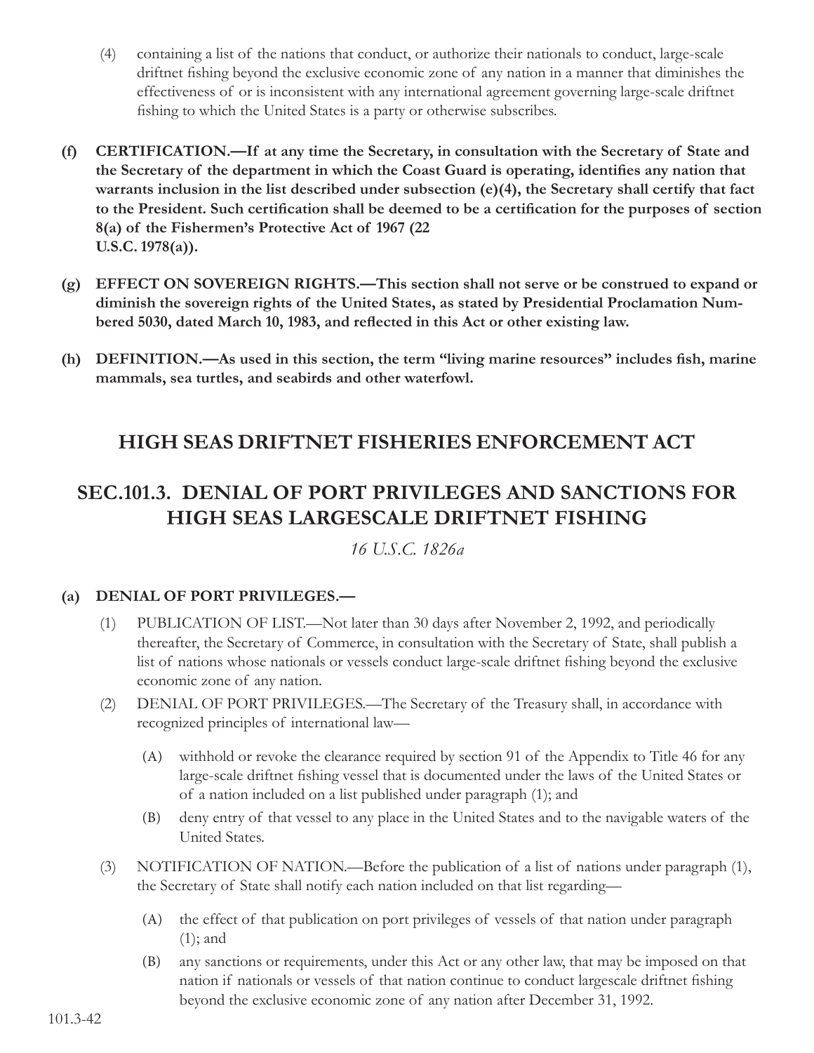(4) containing a list of the nations that conduct, or authorize their nationals to conduct, large-scale driftnet fishing beyond the exclusive economic zone of any nation in a manner that diminishes the effectiveness of or is inconsistent with any international agreement governing large-scale driftnet fishing to which the United States is a party or otherwise subscribes.

**(f) CERTIFICATION.—If at any time the Secretary, in consultation with the Secretary of State and the Secretary of the department in which the Coast Guard is operating, identifies any nation that warrants inclusion in the list described under subsection (e)(4), the Secretary shall certify that fact to the President. Such certification shall be deemed to be a certification for the purposes of section 8(a) of the Fishermen's Protective Act of 1967 (22 U.S.C. 1978(a)).**

**(g) EFFECT ON SOVEREIGN RIGHTS.—This section shall not serve or be construed to expand or diminish the sovereign rights of the United States, as stated by Presidential Proclamation Numbered 5030, dated March 10, 1983, and reflected in this Act or other existing law.**

**(h) DEFINITION.—As used in this section, the term "living marine resources" includes fish, marine mammals, sea turtles, and seabirds and other waterfowl.**

## HIGH SEAS DRIFTNET FISHERIES ENFORCEMENT ACT

## SEC.101.3. DENIAL OF PORT PRIVILEGES AND SANCTIONS FOR HIGH SEAS LARGESCALE DRIFTNET FISHING

*16 U.S.C. 1826a*

**(a) DENIAL OF PORT PRIVILEGES.—**

(1) PUBLICATION OF LIST.—Not later than 30 days after November 2, 1992, and periodically thereafter, the Secretary of Commerce, in consultation with the Secretary of State, shall publish a list of nations whose nationals or vessels conduct large-scale driftnet fishing beyond the exclusive economic zone of any nation.

(2) DENIAL OF PORT PRIVILEGES.—The Secretary of the Treasury shall, in accordance with recognized principles of international law—

(A) withhold or revoke the clearance required by section 91 of the Appendix to Title 46 for any large-scale driftnet fishing vessel that is documented under the laws of the United States or of a nation included on a list published under paragraph (1); and

(B) deny entry of that vessel to any place in the United States and to the navigable waters of the United States.

(3) NOTIFICATION OF NATION.—Before the publication of a list of nations under paragraph (1), the Secretary of State shall notify each nation included on that list regarding—

(A) the effect of that publication on port privileges of vessels of that nation under paragraph (1); and

(B) any sanctions or requirements, under this Act or any other law, that may be imposed on that nation if nationals or vessels of that nation continue to conduct largescale driftnet fishing beyond the exclusive economic zone of any nation after December 31, 1992.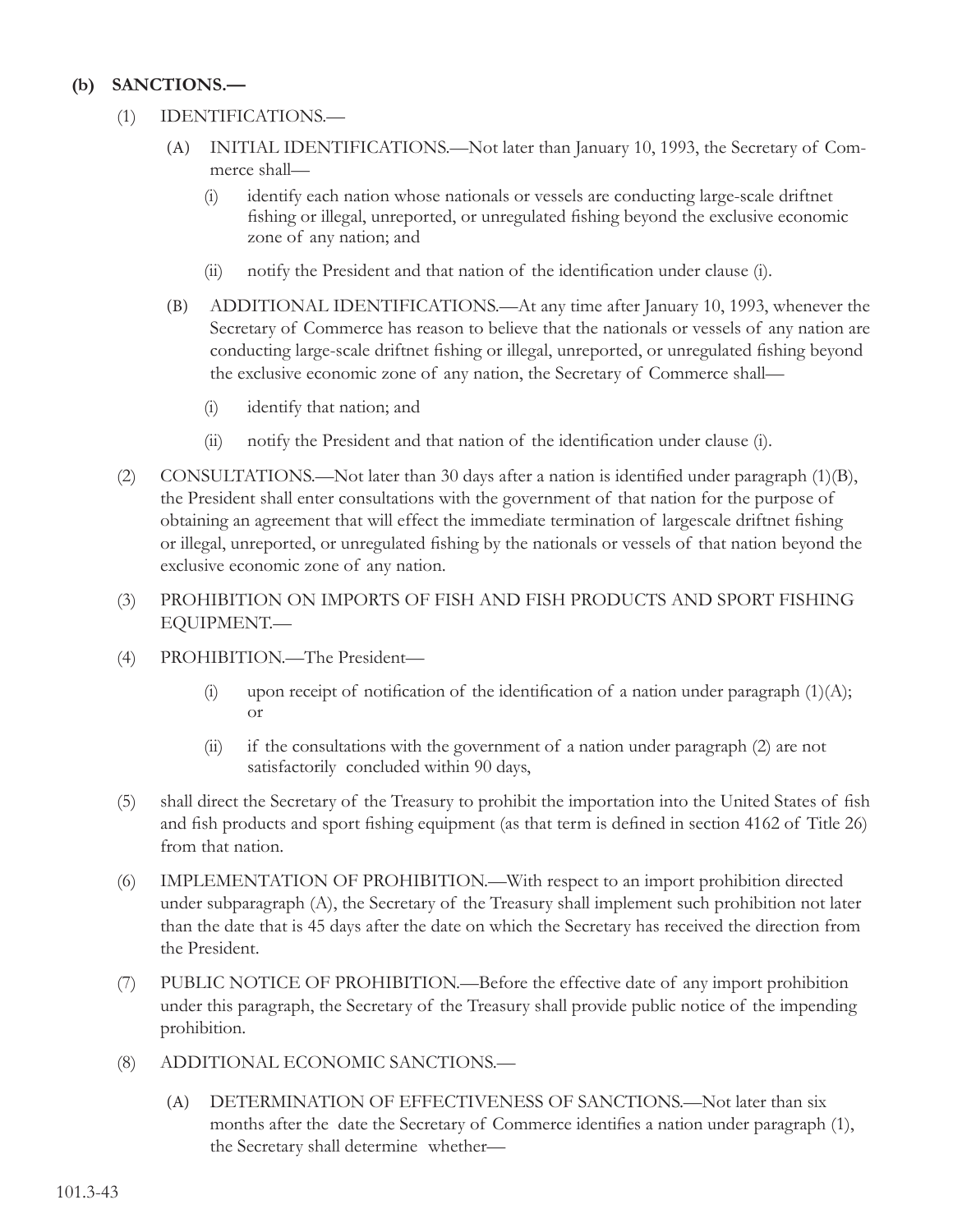**(b) SANCTIONS.—**

(1) IDENTIFICATIONS.—

(A) INITIAL IDENTIFICATIONS.—Not later than January 10, 1993, the Secretary of Commerce shall—

(i) identify each nation whose nationals or vessels are conducting large-scale driftnet fishing or illegal, unreported, or unregulated fishing beyond the exclusive economic zone of any nation; and

(ii) notify the President and that nation of the identification under clause (i).

(B) ADDITIONAL IDENTIFICATIONS.—At any time after January 10, 1993, whenever the Secretary of Commerce has reason to believe that the nationals or vessels of any nation are conducting large-scale driftnet fishing or illegal, unreported, or unregulated fishing beyond the exclusive economic zone of any nation, the Secretary of Commerce shall—

(i) identify that nation; and

(ii) notify the President and that nation of the identification under clause (i).

(2) CONSULTATIONS.—Not later than 30 days after a nation is identified under paragraph (1)(B), the President shall enter consultations with the government of that nation for the purpose of obtaining an agreement that will effect the immediate termination of largescale driftnet fishing or illegal, unreported, or unregulated fishing by the nationals or vessels of that nation beyond the exclusive economic zone of any nation.

(3) PROHIBITION ON IMPORTS OF FISH AND FISH PRODUCTS AND SPORT FISHING EQUIPMENT.—

(4) PROHIBITION.—The President—

(i) upon receipt of notification of the identification of a nation under paragraph (1)(A); or

(ii) if the consultations with the government of a nation under paragraph (2) are not satisfactorily concluded within 90 days,

(5) shall direct the Secretary of the Treasury to prohibit the importation into the United States of fish and fish products and sport fishing equipment (as that term is defined in section 4162 of Title 26) from that nation.

(6) IMPLEMENTATION OF PROHIBITION.—With respect to an import prohibition directed under subparagraph (A), the Secretary of the Treasury shall implement such prohibition not later than the date that is 45 days after the date on which the Secretary has received the direction from the President.

(7) PUBLIC NOTICE OF PROHIBITION.—Before the effective date of any import prohibition under this paragraph, the Secretary of the Treasury shall provide public notice of the impending prohibition.

(8) ADDITIONAL ECONOMIC SANCTIONS.—

(A) DETERMINATION OF EFFECTIVENESS OF SANCTIONS.—Not later than six months after the date the Secretary of Commerce identifies a nation under paragraph (1), the Secretary shall determine whether—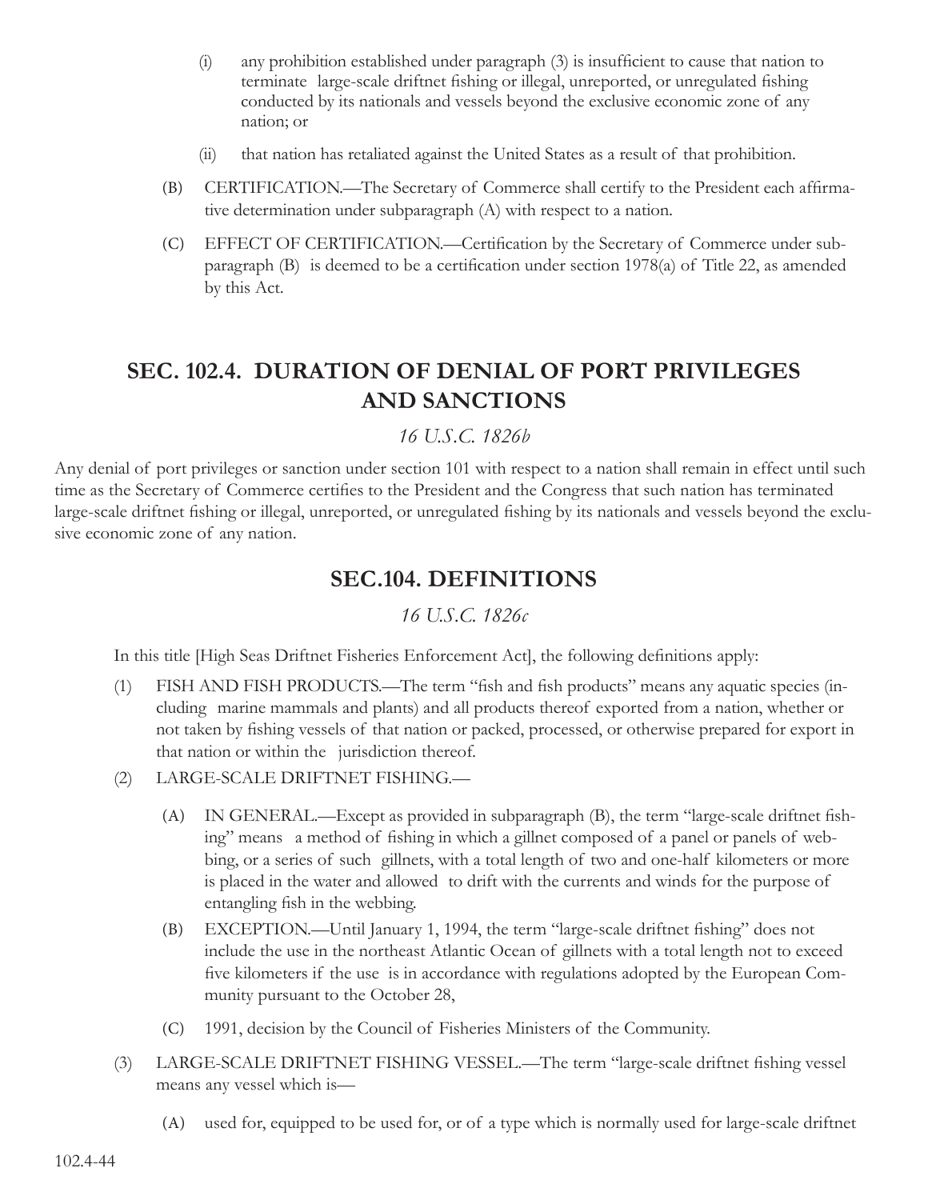(i) any prohibition established under paragraph (3) is insufficient to cause that nation to terminate large-scale driftnet fishing or illegal, unreported, or unregulated fishing conducted by its nationals and vessels beyond the exclusive economic zone of any nation; or

(ii) that nation has retaliated against the United States as a result of that prohibition.

(B) CERTIFICATION.—The Secretary of Commerce shall certify to the President each affirmative determination under subparagraph (A) with respect to a nation.

(C) EFFECT OF CERTIFICATION.—Certification by the Secretary of Commerce under subparagraph (B) is deemed to be a certification under section 1978(a) of Title 22, as amended by this Act.

## SEC. 102.4. DURATION OF DENIAL OF PORT PRIVILEGES AND SANCTIONS

*16 U.S.C. 1826b*

Any denial of port privileges or sanction under section 101 with respect to a nation shall remain in effect until such time as the Secretary of Commerce certifies to the President and the Congress that such nation has terminated large-scale driftnet fishing or illegal, unreported, or unregulated fishing by its nationals and vessels beyond the exclusive economic zone of any nation.

## SEC.104. DEFINITIONS

*16 U.S.C. 1826c*

In this title [High Seas Driftnet Fisheries Enforcement Act], the following definitions apply:

(1) FISH AND FISH PRODUCTS.—The term "fish and fish products" means any aquatic species (including marine mammals and plants) and all products thereof exported from a nation, whether or not taken by fishing vessels of that nation or packed, processed, or otherwise prepared for export in that nation or within the jurisdiction thereof.

(2) LARGE-SCALE DRIFTNET FISHING.—

(A) IN GENERAL.—Except as provided in subparagraph (B), the term "large-scale driftnet fishing" means a method of fishing in which a gillnet composed of a panel or panels of webbing, or a series of such gillnets, with a total length of two and one-half kilometers or more is placed in the water and allowed to drift with the currents and winds for the purpose of entangling fish in the webbing.

(B) EXCEPTION.—Until January 1, 1994, the term "large-scale driftnet fishing" does not include the use in the northeast Atlantic Ocean of gillnets with a total length not to exceed five kilometers if the use is in accordance with regulations adopted by the European Community pursuant to the October 28,

(C) 1991, decision by the Council of Fisheries Ministers of the Community.

(3) LARGE-SCALE DRIFTNET FISHING VESSEL.—The term "large-scale driftnet fishing vessel means any vessel which is—

(A) used for, equipped to be used for, or of a type which is normally used for large-scale driftnet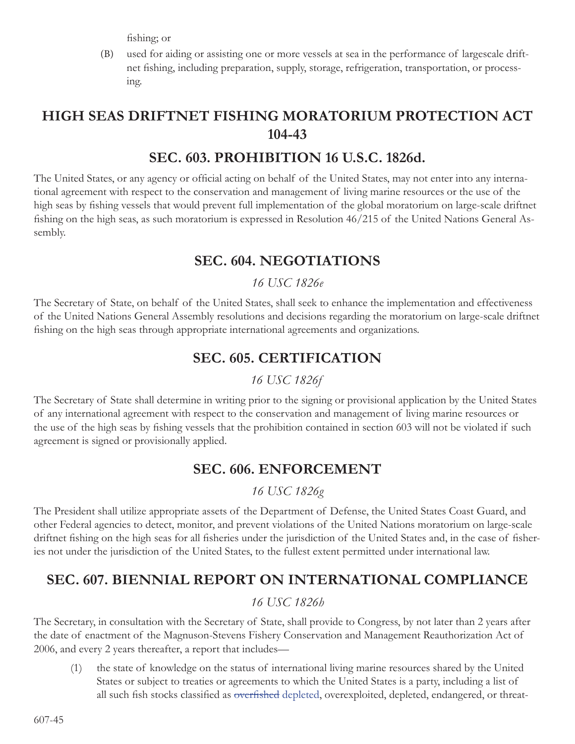fishing; or

(B) used for aiding or assisting one or more vessels at sea in the performance of largescale driftnet fishing, including preparation, supply, storage, refrigeration, transportation, or processing.

# HIGH SEAS DRIFTNET FISHING MORATORIUM PROTECTION ACT 104-43

## SEC. 603. PROHIBITION 16 U.S.C. 1826d.

The United States, or any agency or official acting on behalf of the United States, may not enter into any international agreement with respect to the conservation and management of living marine resources or the use of the high seas by fishing vessels that would prevent full implementation of the global moratorium on large-scale driftnet fishing on the high seas, as such moratorium is expressed in Resolution 46/215 of the United Nations General Assembly.

## SEC. 604. NEGOTIATIONS

*16 USC 1826e*

The Secretary of State, on behalf of the United States, shall seek to enhance the implementation and effectiveness of the United Nations General Assembly resolutions and decisions regarding the moratorium on large-scale driftnet fishing on the high seas through appropriate international agreements and organizations.

## SEC. 605. CERTIFICATION

*16 USC 1826f*

The Secretary of State shall determine in writing prior to the signing or provisional application by the United States of any international agreement with respect to the conservation and management of living marine resources or the use of the high seas by fishing vessels that the prohibition contained in section 603 will not be violated if such agreement is signed or provisionally applied.

## SEC. 606. ENFORCEMENT

*16 USC 1826g*

The President shall utilize appropriate assets of the Department of Defense, the United States Coast Guard, and other Federal agencies to detect, monitor, and prevent violations of the United Nations moratorium on large-scale driftnet fishing on the high seas for all fisheries under the jurisdiction of the United States and, in the case of fisheries not under the jurisdiction of the United States, to the fullest extent permitted under international law.

## SEC. 607. BIENNIAL REPORT ON INTERNATIONAL COMPLIANCE

*16 USC 1826h*

The Secretary, in consultation with the Secretary of State, shall provide to Congress, by not later than 2 years after the date of enactment of the Magnuson-Stevens Fishery Conservation and Management Reauthorization Act of 2006, and every 2 years thereafter, a report that includes—

(1) the state of knowledge on the status of international living marine resources shared by the United States or subject to treaties or agreements to which the United States is a party, including a list of all such fish stocks classified as ~~overfished~~ depleted, overexploited, depleted, endangered, or threat-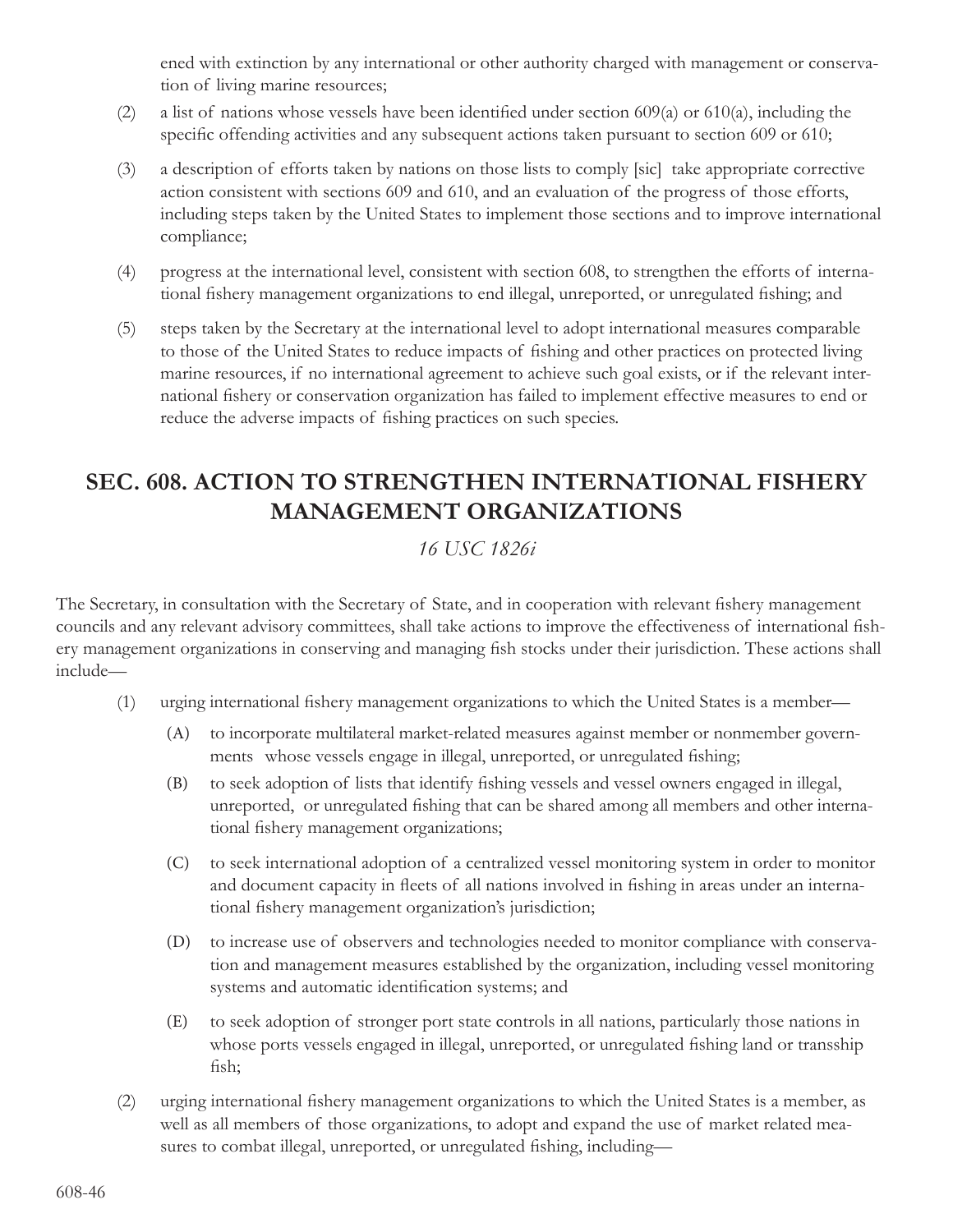ened with extinction by any international or other authority charged with management or conservation of living marine resources;

(2) a list of nations whose vessels have been identified under section 609(a) or 610(a), including the specific offending activities and any subsequent actions taken pursuant to section 609 or 610;

(3) a description of efforts taken by nations on those lists to comply [sic] take appropriate corrective action consistent with sections 609 and 610, and an evaluation of the progress of those efforts, including steps taken by the United States to implement those sections and to improve international compliance;

(4) progress at the international level, consistent with section 608, to strengthen the efforts of international fishery management organizations to end illegal, unreported, or unregulated fishing; and

(5) steps taken by the Secretary at the international level to adopt international measures comparable to those of the United States to reduce impacts of fishing and other practices on protected living marine resources, if no international agreement to achieve such goal exists, or if the relevant international fishery or conservation organization has failed to implement effective measures to end or reduce the adverse impacts of fishing practices on such species.

## SEC. 608. ACTION TO STRENGTHEN INTERNATIONAL FISHERY MANAGEMENT ORGANIZATIONS

*16 USC 1826i*

The Secretary, in consultation with the Secretary of State, and in cooperation with relevant fishery management councils and any relevant advisory committees, shall take actions to improve the effectiveness of international fishery management organizations in conserving and managing fish stocks under their jurisdiction. These actions shall include—

(1) urging international fishery management organizations to which the United States is a member—

  (A) to incorporate multilateral market-related measures against member or nonmember governments whose vessels engage in illegal, unreported, or unregulated fishing;

  (B) to seek adoption of lists that identify fishing vessels and vessel owners engaged in illegal, unreported, or unregulated fishing that can be shared among all members and other international fishery management organizations;

  (C) to seek international adoption of a centralized vessel monitoring system in order to monitor and document capacity in fleets of all nations involved in fishing in areas under an international fishery management organization's jurisdiction;

  (D) to increase use of observers and technologies needed to monitor compliance with conservation and management measures established by the organization, including vessel monitoring systems and automatic identification systems; and

  (E) to seek adoption of stronger port state controls in all nations, particularly those nations in whose ports vessels engaged in illegal, unreported, or unregulated fishing land or transship fish;

(2) urging international fishery management organizations to which the United States is a member, as well as all members of those organizations, to adopt and expand the use of market related measures to combat illegal, unreported, or unregulated fishing, including—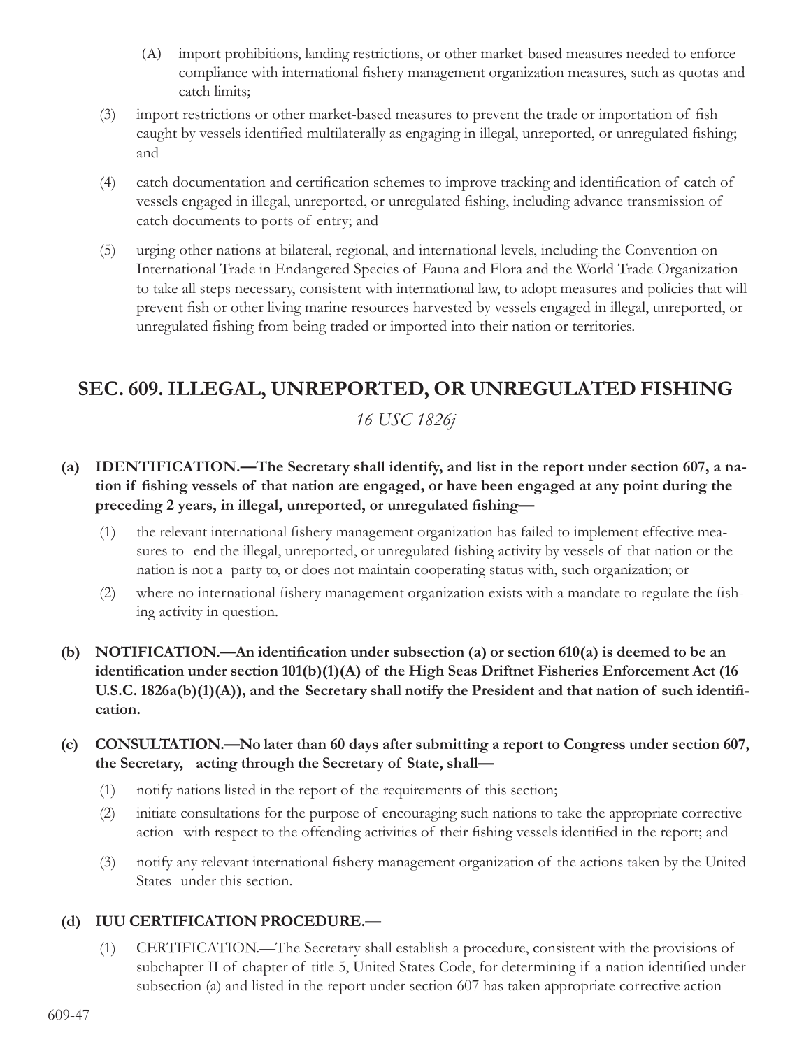(A) import prohibitions, landing restrictions, or other market-based measures needed to enforce compliance with international fishery management organization measures, such as quotas and catch limits;

(3) import restrictions or other market-based measures to prevent the trade or importation of fish caught by vessels identified multilaterally as engaging in illegal, unreported, or unregulated fishing; and

(4) catch documentation and certification schemes to improve tracking and identification of catch of vessels engaged in illegal, unreported, or unregulated fishing, including advance transmission of catch documents to ports of entry; and

(5) urging other nations at bilateral, regional, and international levels, including the Convention on International Trade in Endangered Species of Fauna and Flora and the World Trade Organization to take all steps necessary, consistent with international law, to adopt measures and policies that will prevent fish or other living marine resources harvested by vessels engaged in illegal, unreported, or unregulated fishing from being traded or imported into their nation or territories.

## SEC. 609. ILLEGAL, UNREPORTED, OR UNREGULATED FISHING

*16 USC 1826j*

**(a) IDENTIFICATION.—The Secretary shall identify, and list in the report under section 607, a nation if fishing vessels of that nation are engaged, or have been engaged at any point during the preceding 2 years, in illegal, unreported, or unregulated fishing—**

(1) the relevant international fishery management organization has failed to implement effective measures to end the illegal, unreported, or unregulated fishing activity by vessels of that nation or the nation is not a party to, or does not maintain cooperating status with, such organization; or

(2) where no international fishery management organization exists with a mandate to regulate the fishing activity in question.

**(b) NOTIFICATION.—An identification under subsection (a) or section 610(a) is deemed to be an identification under section 101(b)(1)(A) of the High Seas Driftnet Fisheries Enforcement Act (16 U.S.C. 1826a(b)(1)(A)), and the Secretary shall notify the President and that nation of such identification.**

**(c) CONSULTATION.—No later than 60 days after submitting a report to Congress under section 607, the Secretary, acting through the Secretary of State, shall—**

(1) notify nations listed in the report of the requirements of this section;

(2) initiate consultations for the purpose of encouraging such nations to take the appropriate corrective action with respect to the offending activities of their fishing vessels identified in the report; and

(3) notify any relevant international fishery management organization of the actions taken by the United States under this section.

**(d) IUU CERTIFICATION PROCEDURE.—**

(1) CERTIFICATION.—The Secretary shall establish a procedure, consistent with the provisions of subchapter II of chapter of title 5, United States Code, for determining if a nation identified under subsection (a) and listed in the report under section 607 has taken appropriate corrective action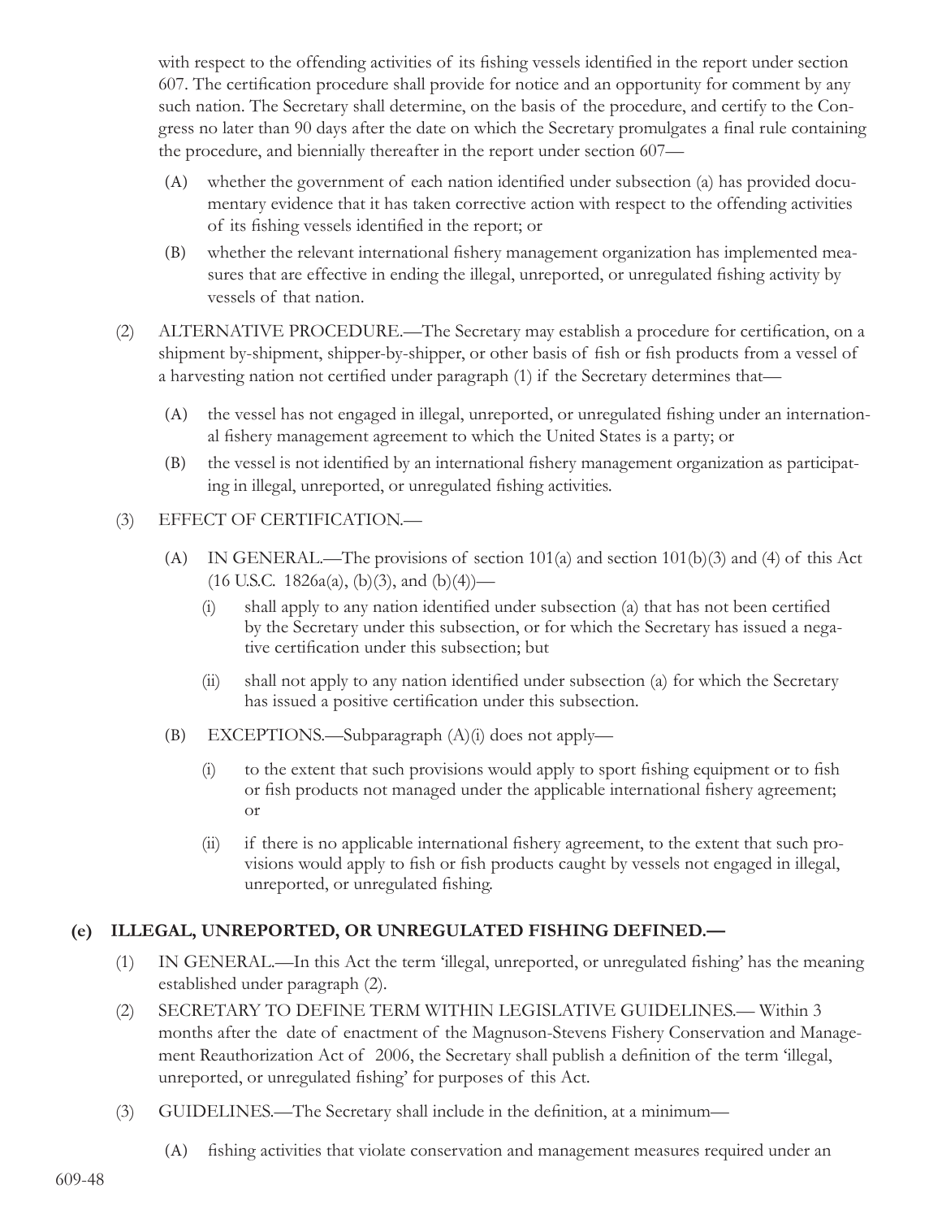with respect to the offending activities of its fishing vessels identified in the report under section 607. The certification procedure shall provide for notice and an opportunity for comment by any such nation. The Secretary shall determine, on the basis of the procedure, and certify to the Congress no later than 90 days after the date on which the Secretary promulgates a final rule containing the procedure, and biennially thereafter in the report under section 607—

- (A) whether the government of each nation identified under subsection (a) has provided documentary evidence that it has taken corrective action with respect to the offending activities of its fishing vessels identified in the report; or
- (B) whether the relevant international fishery management organization has implemented measures that are effective in ending the illegal, unreported, or unregulated fishing activity by vessels of that nation.

(2) ALTERNATIVE PROCEDURE.—The Secretary may establish a procedure for certification, on a shipment by-shipment, shipper-by-shipper, or other basis of fish or fish products from a vessel of a harvesting nation not certified under paragraph (1) if the Secretary determines that—

- (A) the vessel has not engaged in illegal, unreported, or unregulated fishing under an international fishery management agreement to which the United States is a party; or
- (B) the vessel is not identified by an international fishery management organization as participating in illegal, unreported, or unregulated fishing activities.

(3) EFFECT OF CERTIFICATION.—

- (A) IN GENERAL.—The provisions of section 101(a) and section 101(b)(3) and (4) of this Act (16 U.S.C. 1826a(a), (b)(3), and (b)(4))—
  - (i) shall apply to any nation identified under subsection (a) that has not been certified by the Secretary under this subsection, or for which the Secretary has issued a negative certification under this subsection; but
  - (ii) shall not apply to any nation identified under subsection (a) for which the Secretary has issued a positive certification under this subsection.
- (B) EXCEPTIONS.—Subparagraph (A)(i) does not apply—
  - (i) to the extent that such provisions would apply to sport fishing equipment or to fish or fish products not managed under the applicable international fishery agreement; or
  - (ii) if there is no applicable international fishery agreement, to the extent that such provisions would apply to fish or fish products caught by vessels not engaged in illegal, unreported, or unregulated fishing.

## (e) ILLEGAL, UNREPORTED, OR UNREGULATED FISHING DEFINED.—

(1) IN GENERAL.—In this Act the term 'illegal, unreported, or unregulated fishing' has the meaning established under paragraph (2).

(2) SECRETARY TO DEFINE TERM WITHIN LEGISLATIVE GUIDELINES.— Within 3 months after the date of enactment of the Magnuson-Stevens Fishery Conservation and Management Reauthorization Act of 2006, the Secretary shall publish a definition of the term 'illegal, unreported, or unregulated fishing' for purposes of this Act.

(3) GUIDELINES.—The Secretary shall include in the definition, at a minimum—

- (A) fishing activities that violate conservation and management measures required under an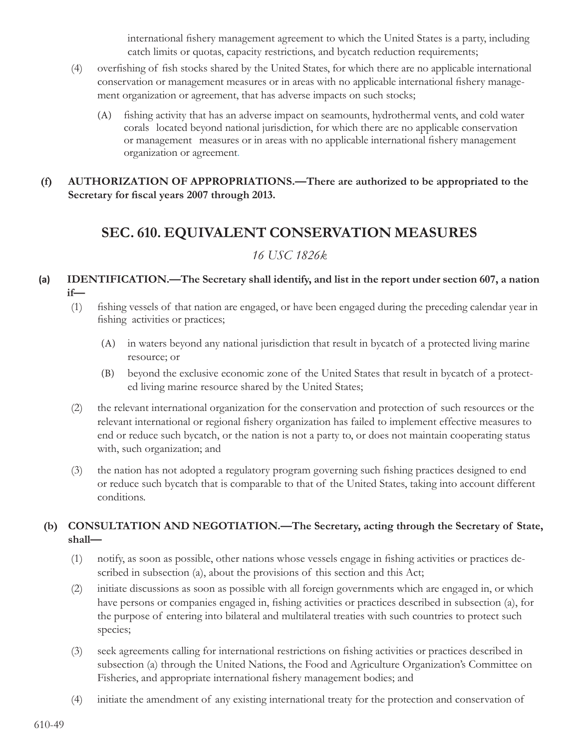international fishery management agreement to which the United States is a party, including catch limits or quotas, capacity restrictions, and bycatch reduction requirements;

(4) overfishing of fish stocks shared by the United States, for which there are no applicable international conservation or management measures or in areas with no applicable international fishery management organization or agreement, that has adverse impacts on such stocks;

(A) fishing activity that has an adverse impact on seamounts, hydrothermal vents, and cold water corals located beyond national jurisdiction, for which there are no applicable conservation or management measures or in areas with no applicable international fishery management organization or agreement.

**(f) AUTHORIZATION OF APPROPRIATIONS.—There are authorized to be appropriated to the Secretary for fiscal years 2007 through 2013.**

## SEC. 610. EQUIVALENT CONSERVATION MEASURES

*16 USC 1826k*

**(a) IDENTIFICATION.—The Secretary shall identify, and list in the report under section 607, a nation if—**

(1) fishing vessels of that nation are engaged, or have been engaged during the preceding calendar year in fishing activities or practices;

(A) in waters beyond any national jurisdiction that result in bycatch of a protected living marine resource; or

(B) beyond the exclusive economic zone of the United States that result in bycatch of a protected living marine resource shared by the United States;

(2) the relevant international organization for the conservation and protection of such resources or the relevant international or regional fishery organization has failed to implement effective measures to end or reduce such bycatch, or the nation is not a party to, or does not maintain cooperating status with, such organization; and

(3) the nation has not adopted a regulatory program governing such fishing practices designed to end or reduce such bycatch that is comparable to that of the United States, taking into account different conditions.

**(b) CONSULTATION AND NEGOTIATION.—The Secretary, acting through the Secretary of State, shall—**

(1) notify, as soon as possible, other nations whose vessels engage in fishing activities or practices described in subsection (a), about the provisions of this section and this Act;

(2) initiate discussions as soon as possible with all foreign governments which are engaged in, or which have persons or companies engaged in, fishing activities or practices described in subsection (a), for the purpose of entering into bilateral and multilateral treaties with such countries to protect such species;

(3) seek agreements calling for international restrictions on fishing activities or practices described in subsection (a) through the United Nations, the Food and Agriculture Organization's Committee on Fisheries, and appropriate international fishery management bodies; and

(4) initiate the amendment of any existing international treaty for the protection and conservation of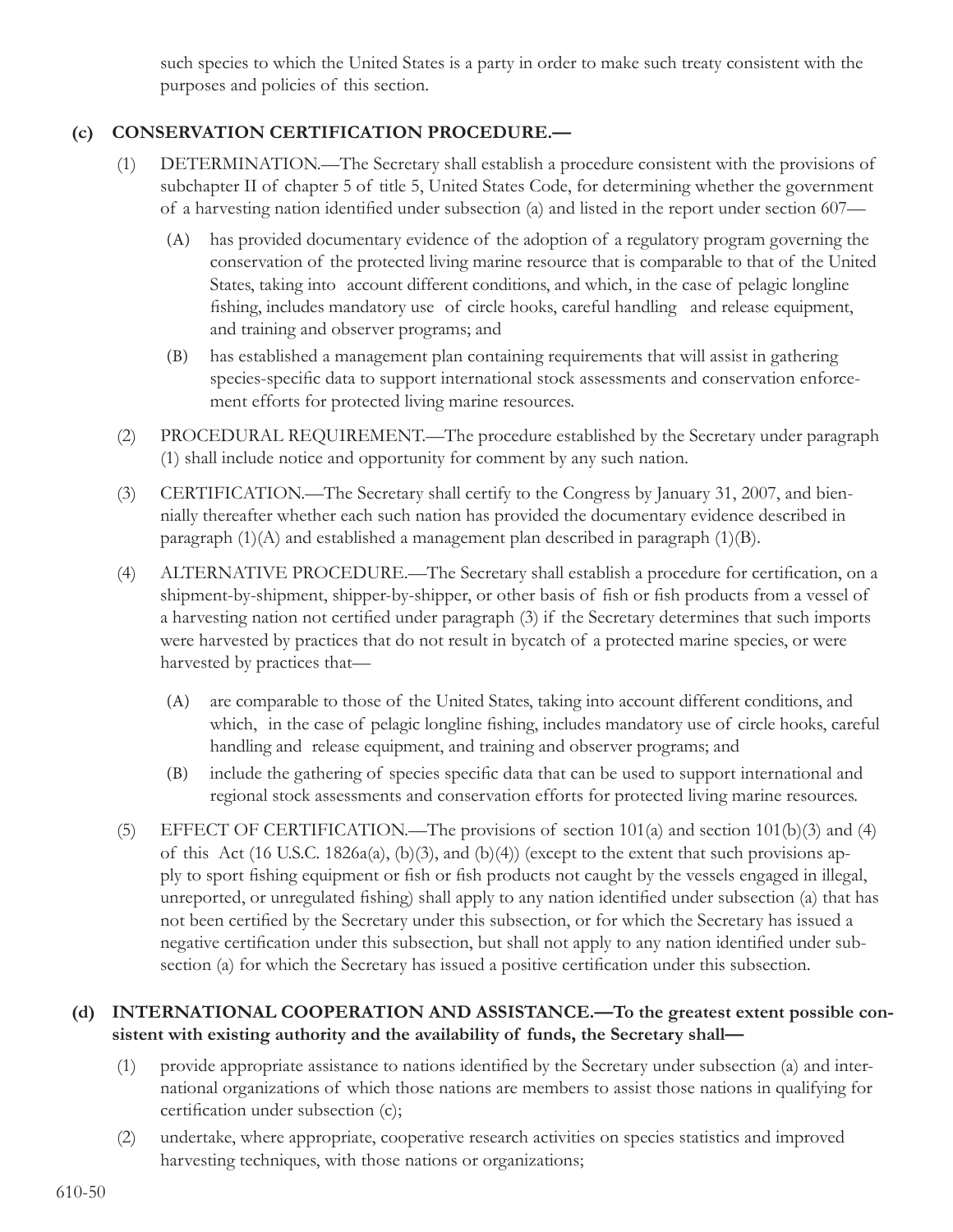such species to which the United States is a party in order to make such treaty consistent with the purposes and policies of this section.

**(c) CONSERVATION CERTIFICATION PROCEDURE.—**

(1) DETERMINATION.—The Secretary shall establish a procedure consistent with the provisions of subchapter II of chapter 5 of title 5, United States Code, for determining whether the government of a harvesting nation identified under subsection (a) and listed in the report under section 607—

(A) has provided documentary evidence of the adoption of a regulatory program governing the conservation of the protected living marine resource that is comparable to that of the United States, taking into account different conditions, and which, in the case of pelagic longline fishing, includes mandatory use of circle hooks, careful handling and release equipment, and training and observer programs; and

(B) has established a management plan containing requirements that will assist in gathering species-specific data to support international stock assessments and conservation enforcement efforts for protected living marine resources.

(2) PROCEDURAL REQUIREMENT.—The procedure established by the Secretary under paragraph (1) shall include notice and opportunity for comment by any such nation.

(3) CERTIFICATION.—The Secretary shall certify to the Congress by January 31, 2007, and biennially thereafter whether each such nation has provided the documentary evidence described in paragraph (1)(A) and established a management plan described in paragraph (1)(B).

(4) ALTERNATIVE PROCEDURE.—The Secretary shall establish a procedure for certification, on a shipment-by-shipment, shipper-by-shipper, or other basis of fish or fish products from a vessel of a harvesting nation not certified under paragraph (3) if the Secretary determines that such imports were harvested by practices that do not result in bycatch of a protected marine species, or were harvested by practices that—

(A) are comparable to those of the United States, taking into account different conditions, and which, in the case of pelagic longline fishing, includes mandatory use of circle hooks, careful handling and release equipment, and training and observer programs; and

(B) include the gathering of species specific data that can be used to support international and regional stock assessments and conservation efforts for protected living marine resources.

(5) EFFECT OF CERTIFICATION.—The provisions of section 101(a) and section 101(b)(3) and (4) of this Act (16 U.S.C. 1826a(a), (b)(3), and (b)(4)) (except to the extent that such provisions apply to sport fishing equipment or fish or fish products not caught by the vessels engaged in illegal, unreported, or unregulated fishing) shall apply to any nation identified under subsection (a) that has not been certified by the Secretary under this subsection, or for which the Secretary has issued a negative certification under this subsection, but shall not apply to any nation identified under subsection (a) for which the Secretary has issued a positive certification under this subsection.

**(d) INTERNATIONAL COOPERATION AND ASSISTANCE.—To the greatest extent possible consistent with existing authority and the availability of funds, the Secretary shall—**

(1) provide appropriate assistance to nations identified by the Secretary under subsection (a) and international organizations of which those nations are members to assist those nations in qualifying for certification under subsection (c);

(2) undertake, where appropriate, cooperative research activities on species statistics and improved harvesting techniques, with those nations or organizations;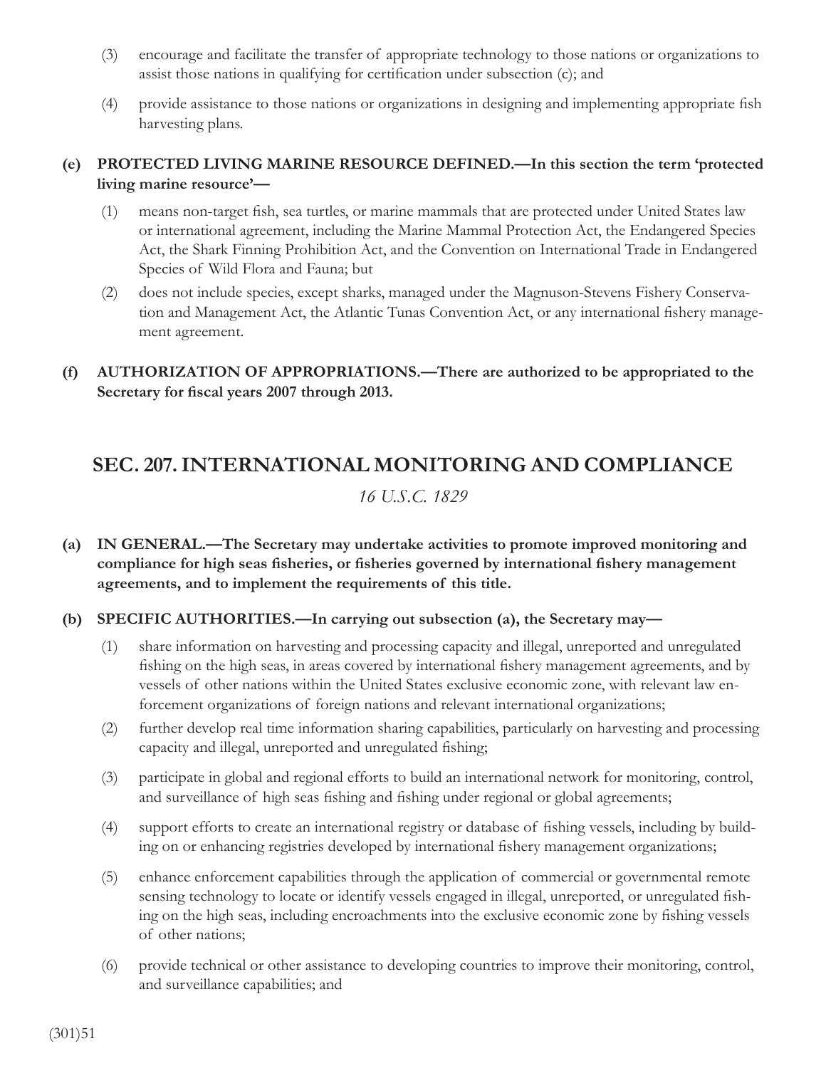(3) encourage and facilitate the transfer of appropriate technology to those nations or organizations to assist those nations in qualifying for certification under subsection (c); and

(4) provide assistance to those nations or organizations in designing and implementing appropriate fish harvesting plans.

**(e) PROTECTED LIVING MARINE RESOURCE DEFINED.—In this section the term 'protected living marine resource'—**

(1) means non-target fish, sea turtles, or marine mammals that are protected under United States law or international agreement, including the Marine Mammal Protection Act, the Endangered Species Act, the Shark Finning Prohibition Act, and the Convention on International Trade in Endangered Species of Wild Flora and Fauna; but

(2) does not include species, except sharks, managed under the Magnuson-Stevens Fishery Conservation and Management Act, the Atlantic Tunas Convention Act, or any international fishery management agreement.

**(f) AUTHORIZATION OF APPROPRIATIONS.—There are authorized to be appropriated to the Secretary for fiscal years 2007 through 2013.**

## SEC. 207. INTERNATIONAL MONITORING AND COMPLIANCE

*16 U.S.C. 1829*

**(a) IN GENERAL.—The Secretary may undertake activities to promote improved monitoring and compliance for high seas fisheries, or fisheries governed by international fishery management agreements, and to implement the requirements of this title.**

**(b) SPECIFIC AUTHORITIES.—In carrying out subsection (a), the Secretary may—**

(1) share information on harvesting and processing capacity and illegal, unreported and unregulated fishing on the high seas, in areas covered by international fishery management agreements, and by vessels of other nations within the United States exclusive economic zone, with relevant law enforcement organizations of foreign nations and relevant international organizations;

(2) further develop real time information sharing capabilities, particularly on harvesting and processing capacity and illegal, unreported and unregulated fishing;

(3) participate in global and regional efforts to build an international network for monitoring, control, and surveillance of high seas fishing and fishing under regional or global agreements;

(4) support efforts to create an international registry or database of fishing vessels, including by building on or enhancing registries developed by international fishery management organizations;

(5) enhance enforcement capabilities through the application of commercial or governmental remote sensing technology to locate or identify vessels engaged in illegal, unreported, or unregulated fishing on the high seas, including encroachments into the exclusive economic zone by fishing vessels of other nations;

(6) provide technical or other assistance to developing countries to improve their monitoring, control, and surveillance capabilities; and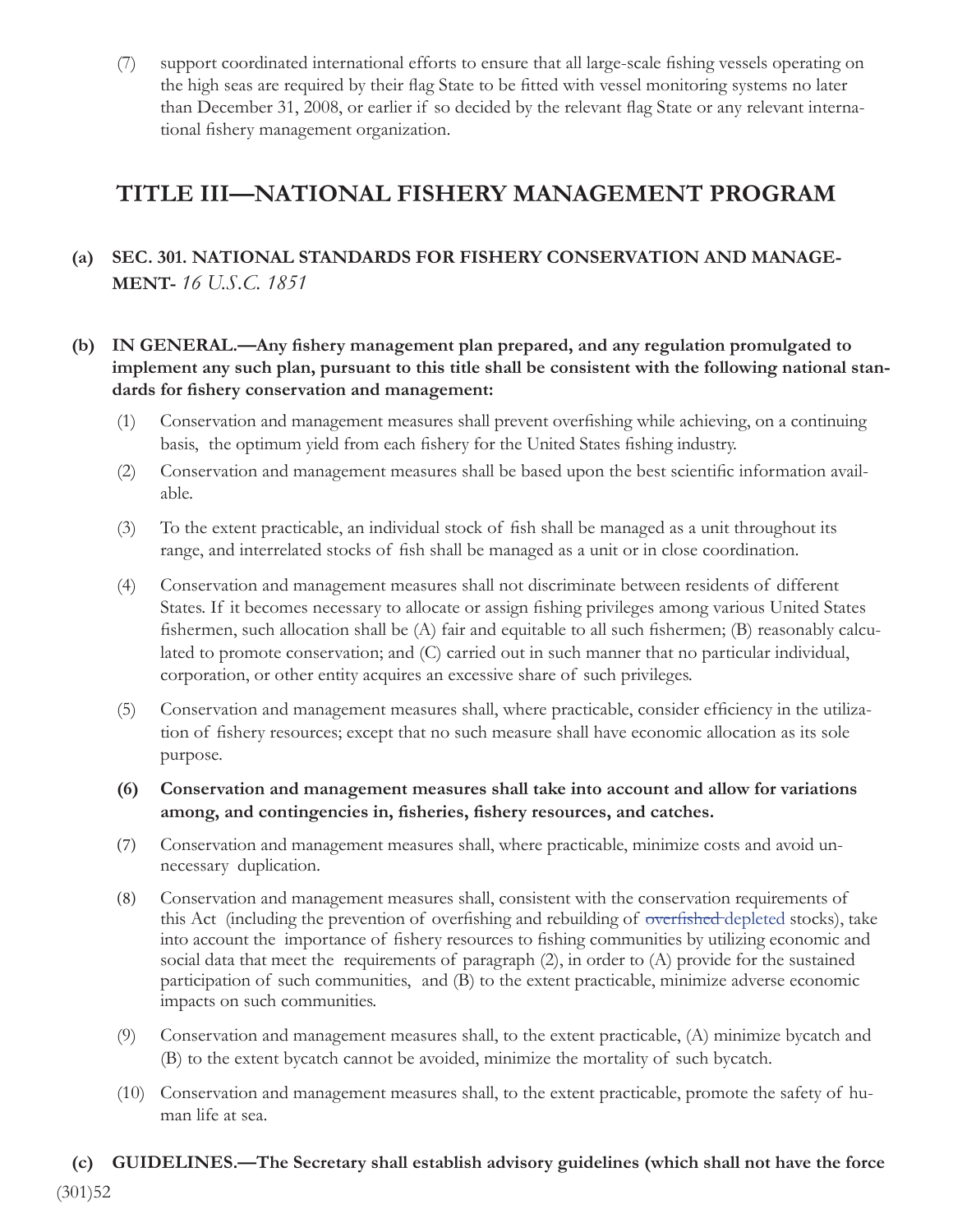(7) support coordinated international efforts to ensure that all large-scale fishing vessels operating on the high seas are required by their flag State to be fitted with vessel monitoring systems no later than December 31, 2008, or earlier if so decided by the relevant flag State or any relevant international fishery management organization.

# TITLE III—NATIONAL FISHERY MANAGEMENT PROGRAM

## (a) SEC. 301. NATIONAL STANDARDS FOR FISHERY CONSERVATION AND MANAGEMENT- *16 U.S.C. 1851*

**(b) IN GENERAL.—Any fishery management plan prepared, and any regulation promulgated to implement any such plan, pursuant to this title shall be consistent with the following national standards for fishery conservation and management:**

(1) Conservation and management measures shall prevent overfishing while achieving, on a continuing basis, the optimum yield from each fishery for the United States fishing industry.

(2) Conservation and management measures shall be based upon the best scientific information available.

(3) To the extent practicable, an individual stock of fish shall be managed as a unit throughout its range, and interrelated stocks of fish shall be managed as a unit or in close coordination.

(4) Conservation and management measures shall not discriminate between residents of different States. If it becomes necessary to allocate or assign fishing privileges among various United States fishermen, such allocation shall be (A) fair and equitable to all such fishermen; (B) reasonably calculated to promote conservation; and (C) carried out in such manner that no particular individual, corporation, or other entity acquires an excessive share of such privileges.

(5) Conservation and management measures shall, where practicable, consider efficiency in the utilization of fishery resources; except that no such measure shall have economic allocation as its sole purpose.

**(6) Conservation and management measures shall take into account and allow for variations among, and contingencies in, fisheries, fishery resources, and catches.**

(7) Conservation and management measures shall, where practicable, minimize costs and avoid unnecessary duplication.

(8) Conservation and management measures shall, consistent with the conservation requirements of this Act (including the prevention of overfishing and rebuilding of ~~overfished~~ depleted stocks), take into account the importance of fishery resources to fishing communities by utilizing economic and social data that meet the requirements of paragraph (2), in order to (A) provide for the sustained participation of such communities, and (B) to the extent practicable, minimize adverse economic impacts on such communities.

(9) Conservation and management measures shall, to the extent practicable, (A) minimize bycatch and (B) to the extent bycatch cannot be avoided, minimize the mortality of such bycatch.

(10) Conservation and management measures shall, to the extent practicable, promote the safety of human life at sea.

**(c) GUIDELINES.—The Secretary shall establish advisory guidelines (which shall not have the force**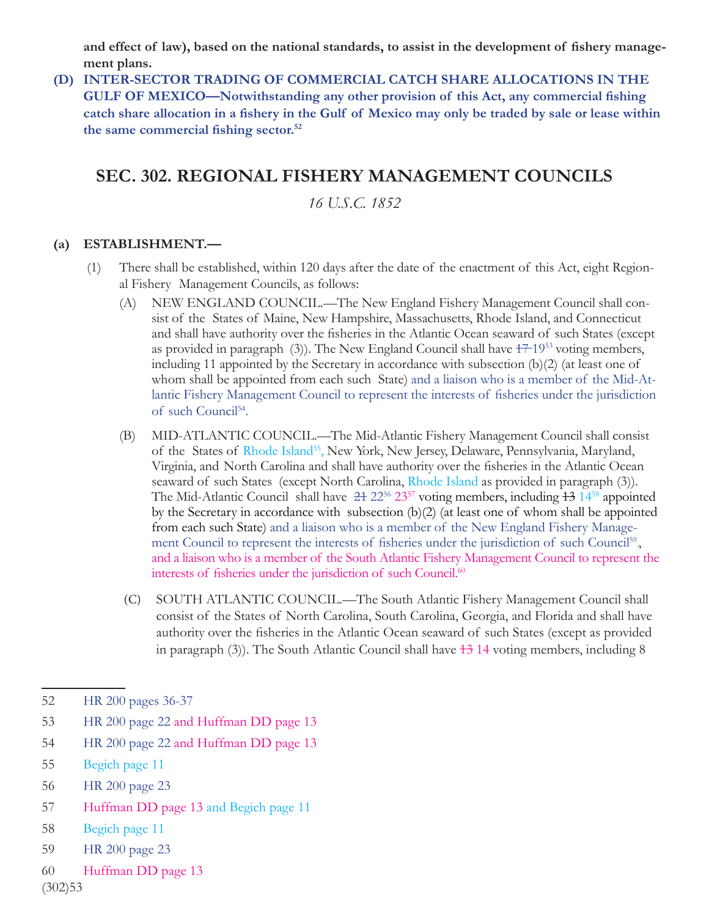**and effect of law), based on the national standards, to assist in the development of fishery management plans.**

**(D) INTER-SECTOR TRADING OF COMMERCIAL CATCH SHARE ALLOCATIONS IN THE GULF OF MEXICO—Notwithstanding any other provision of this Act, any commercial fishing catch share allocation in a fishery in the Gulf of Mexico may only be traded by sale or lease within the same commercial fishing sector.**[52]

## SEC. 302. REGIONAL FISHERY MANAGEMENT COUNCILS

*16 U.S.C. 1852*

**(a) ESTABLISHMENT.—**

(1) There shall be established, within 120 days after the date of the enactment of this Act, eight Regional Fishery Management Councils, as follows:

(A) NEW ENGLAND COUNCIL.—The New England Fishery Management Council shall consist of the States of Maine, New Hampshire, Massachusetts, Rhode Island, and Connecticut and shall have authority over the fisheries in the Atlantic Ocean seaward of such States (except as provided in paragraph (3)). The New England Council shall have ~~17~~ 19[53] voting members, including 11 appointed by the Secretary in accordance with subsection (b)(2) (at least one of whom shall be appointed from each such State) and a liaison who is a member of the Mid-Atlantic Fishery Management Council to represent the interests of fisheries under the jurisdiction of such Council[54].

(B) MID-ATLANTIC COUNCIL.—The Mid-Atlantic Fishery Management Council shall consist of the States of Rhode Island[55], New York, New Jersey, Delaware, Pennsylvania, Maryland, Virginia, and North Carolina and shall have authority over the fisheries in the Atlantic Ocean seaward of such States (except North Carolina, Rhode Island as provided in paragraph (3)). The Mid-Atlantic Council shall have ~~21~~ 22[56] 23[57] voting members, including ~~13~~ 14[58] appointed by the Secretary in accordance with subsection (b)(2) (at least one of whom shall be appointed from each such State) and a liaison who is a member of the New England Fishery Management Council to represent the interests of fisheries under the jurisdiction of such Council[59], and a liaison who is a member of the South Atlantic Fishery Management Council to represent the interests of fisheries under the jurisdiction of such Council.[60]

(C) SOUTH ATLANTIC COUNCIL.—The South Atlantic Fishery Management Council shall consist of the States of North Carolina, South Carolina, Georgia, and Florida and shall have authority over the fisheries in the Atlantic Ocean seaward of such States (except as provided in paragraph (3)). The South Atlantic Council shall have ~~13~~ 14 voting members, including 8

---

52 HR 200 pages 36-37

53 HR 200 page 22 and Huffman DD page 13

54 HR 200 page 22 and Huffman DD page 13

55 Begich page 11

56 HR 200 page 23

57 Huffman DD page 13 and Begich page 11

58 Begich page 11

59 HR 200 page 23

60 Huffman DD page 13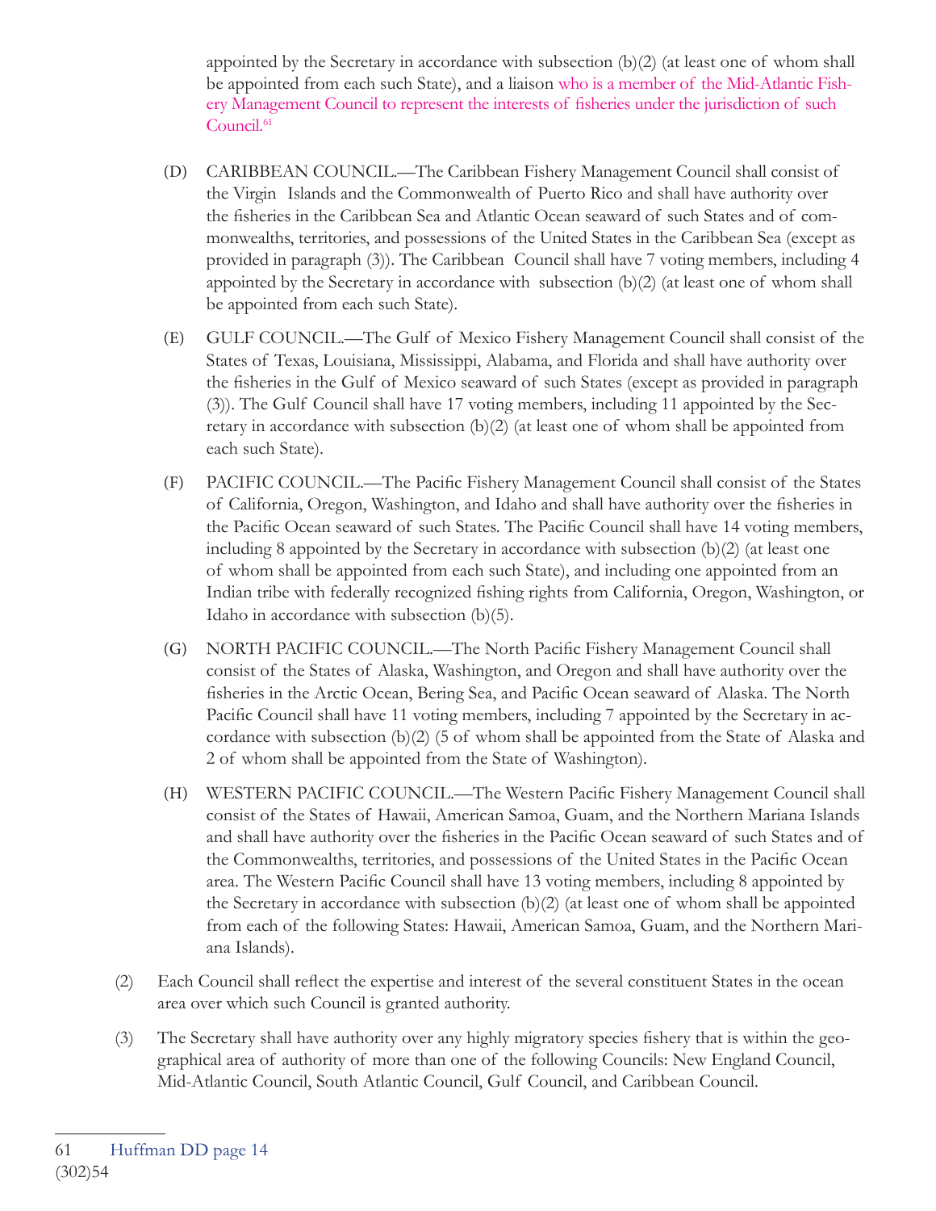appointed by the Secretary in accordance with subsection (b)(2) (at least one of whom shall be appointed from each such State), and a liaison who is a member of the Mid-Atlantic Fishery Management Council to represent the interests of fisheries under the jurisdiction of such Council.[61]

(D) CARIBBEAN COUNCIL.—The Caribbean Fishery Management Council shall consist of the Virgin Islands and the Commonwealth of Puerto Rico and shall have authority over the fisheries in the Caribbean Sea and Atlantic Ocean seaward of such States and of commonwealths, territories, and possessions of the United States in the Caribbean Sea (except as provided in paragraph (3)). The Caribbean Council shall have 7 voting members, including 4 appointed by the Secretary in accordance with subsection (b)(2) (at least one of whom shall be appointed from each such State).

(E) GULF COUNCIL.—The Gulf of Mexico Fishery Management Council shall consist of the States of Texas, Louisiana, Mississippi, Alabama, and Florida and shall have authority over the fisheries in the Gulf of Mexico seaward of such States (except as provided in paragraph (3)). The Gulf Council shall have 17 voting members, including 11 appointed by the Secretary in accordance with subsection (b)(2) (at least one of whom shall be appointed from each such State).

(F) PACIFIC COUNCIL.—The Pacific Fishery Management Council shall consist of the States of California, Oregon, Washington, and Idaho and shall have authority over the fisheries in the Pacific Ocean seaward of such States. The Pacific Council shall have 14 voting members, including 8 appointed by the Secretary in accordance with subsection (b)(2) (at least one of whom shall be appointed from each such State), and including one appointed from an Indian tribe with federally recognized fishing rights from California, Oregon, Washington, or Idaho in accordance with subsection (b)(5).

(G) NORTH PACIFIC COUNCIL.—The North Pacific Fishery Management Council shall consist of the States of Alaska, Washington, and Oregon and shall have authority over the fisheries in the Arctic Ocean, Bering Sea, and Pacific Ocean seaward of Alaska. The North Pacific Council shall have 11 voting members, including 7 appointed by the Secretary in accordance with subsection (b)(2) (5 of whom shall be appointed from the State of Alaska and 2 of whom shall be appointed from the State of Washington).

(H) WESTERN PACIFIC COUNCIL.—The Western Pacific Fishery Management Council shall consist of the States of Hawaii, American Samoa, Guam, and the Northern Mariana Islands and shall have authority over the fisheries in the Pacific Ocean seaward of such States and of the Commonwealths, territories, and possessions of the United States in the Pacific Ocean area. The Western Pacific Council shall have 13 voting members, including 8 appointed by the Secretary in accordance with subsection (b)(2) (at least one of whom shall be appointed from each of the following States: Hawaii, American Samoa, Guam, and the Northern Mariana Islands).

(2) Each Council shall reflect the expertise and interest of the several constituent States in the ocean area over which such Council is granted authority.

(3) The Secretary shall have authority over any highly migratory species fishery that is within the geographical area of authority of more than one of the following Councils: New England Council, Mid-Atlantic Council, South Atlantic Council, Gulf Council, and Caribbean Council.

---

61 Huffman DD page 14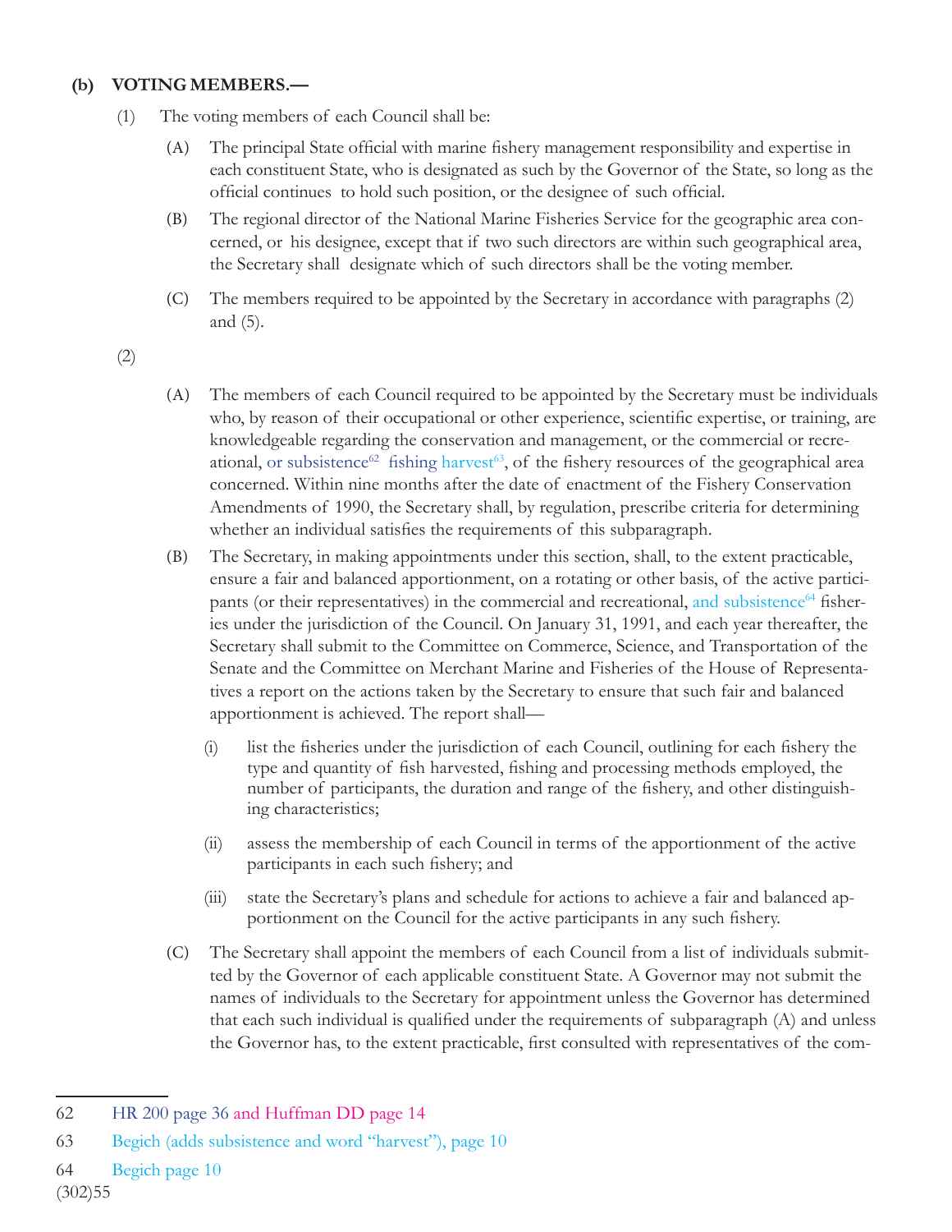**(b) VOTING MEMBERS.—**

(1) The voting members of each Council shall be:

(A) The principal State official with marine fishery management responsibility and expertise in each constituent State, who is designated as such by the Governor of the State, so long as the official continues to hold such position, or the designee of such official.

(B) The regional director of the National Marine Fisheries Service for the geographic area concerned, or his designee, except that if two such directors are within such geographical area, the Secretary shall designate which of such directors shall be the voting member.

(C) The members required to be appointed by the Secretary in accordance with paragraphs (2) and (5).

(2)

(A) The members of each Council required to be appointed by the Secretary must be individuals who, by reason of their occupational or other experience, scientific expertise, or training, are knowledgeable regarding the conservation and management, or the commercial or recreational, or subsistence[62] fishing harvest[63], of the fishery resources of the geographical area concerned. Within nine months after the date of enactment of the Fishery Conservation Amendments of 1990, the Secretary shall, by regulation, prescribe criteria for determining whether an individual satisfies the requirements of this subparagraph.

(B) The Secretary, in making appointments under this section, shall, to the extent practicable, ensure a fair and balanced apportionment, on a rotating or other basis, of the active participants (or their representatives) in the commercial and recreational, and subsistence[64] fisheries under the jurisdiction of the Council. On January 31, 1991, and each year thereafter, the Secretary shall submit to the Committee on Commerce, Science, and Transportation of the Senate and the Committee on Merchant Marine and Fisheries of the House of Representatives a report on the actions taken by the Secretary to ensure that such fair and balanced apportionment is achieved. The report shall—

(i) list the fisheries under the jurisdiction of each Council, outlining for each fishery the type and quantity of fish harvested, fishing and processing methods employed, the number of participants, the duration and range of the fishery, and other distinguishing characteristics;

(ii) assess the membership of each Council in terms of the apportionment of the active participants in each such fishery; and

(iii) state the Secretary's plans and schedule for actions to achieve a fair and balanced apportionment on the Council for the active participants in any such fishery.

(C) The Secretary shall appoint the members of each Council from a list of individuals submitted by the Governor of each applicable constituent State. A Governor may not submit the names of individuals to the Secretary for appointment unless the Governor has determined that each such individual is qualified under the requirements of subparagraph (A) and unless the Governor has, to the extent practicable, first consulted with representatives of the com-

---

62 HR 200 page 36 and Huffman DD page 14

63 Begich (adds subsistence and word "harvest"), page 10

64 Begich page 10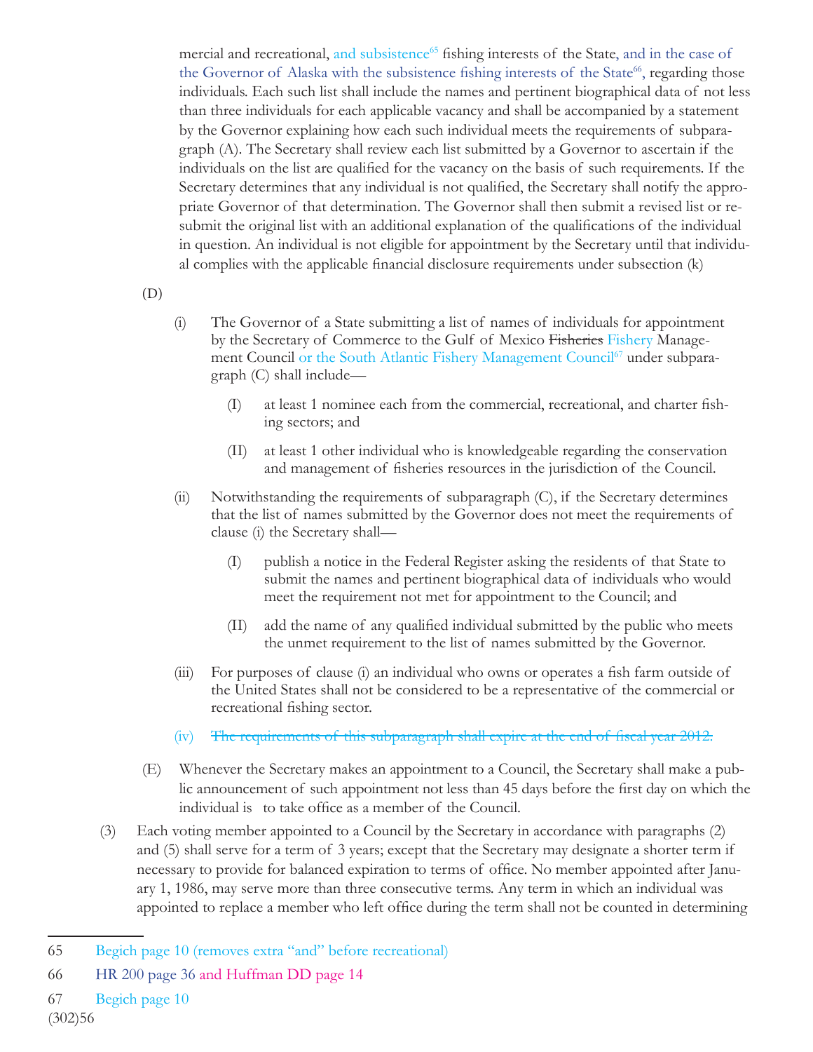mercial and recreational, and subsistence[65] fishing interests of the State, and in the case of the Governor of Alaska with the subsistence fishing interests of the State[66], regarding those individuals. Each such list shall include the names and pertinent biographical data of not less than three individuals for each applicable vacancy and shall be accompanied by a statement by the Governor explaining how each such individual meets the requirements of subparagraph (A). The Secretary shall review each list submitted by a Governor to ascertain if the individuals on the list are qualified for the vacancy on the basis of such requirements. If the Secretary determines that any individual is not qualified, the Secretary shall notify the appropriate Governor of that determination. The Governor shall then submit a revised list or resubmit the original list with an additional explanation of the qualifications of the individual in question. An individual is not eligible for appointment by the Secretary until that individual complies with the applicable financial disclosure requirements under subsection (k)

(D)

(i) The Governor of a State submitting a list of names of individuals for appointment by the Secretary of Commerce to the Gulf of Mexico ~~Fisheries~~ Fishery Management Council or the South Atlantic Fishery Management Council[67] under subparagraph (C) shall include—

(I) at least 1 nominee each from the commercial, recreational, and charter fishing sectors; and

(II) at least 1 other individual who is knowledgeable regarding the conservation and management of fisheries resources in the jurisdiction of the Council.

(ii) Notwithstanding the requirements of subparagraph (C), if the Secretary determines that the list of names submitted by the Governor does not meet the requirements of clause (i) the Secretary shall—

(I) publish a notice in the Federal Register asking the residents of that State to submit the names and pertinent biographical data of individuals who would meet the requirement not met for appointment to the Council; and

(II) add the name of any qualified individual submitted by the public who meets the unmet requirement to the list of names submitted by the Governor.

(iii) For purposes of clause (i) an individual who owns or operates a fish farm outside of the United States shall not be considered to be a representative of the commercial or recreational fishing sector.

(iv) ~~The requirements of this subparagraph shall expire at the end of fiscal year 2012.~~

(E) Whenever the Secretary makes an appointment to a Council, the Secretary shall make a public announcement of such appointment not less than 45 days before the first day on which the individual is to take office as a member of the Council.

(3) Each voting member appointed to a Council by the Secretary in accordance with paragraphs (2) and (5) shall serve for a term of 3 years; except that the Secretary may designate a shorter term if necessary to provide for balanced expiration to terms of office. No member appointed after January 1, 1986, may serve more than three consecutive terms. Any term in which an individual was appointed to replace a member who left office during the term shall not be counted in determining

---

65 Begich page 10 (removes extra "and" before recreational)

66 HR 200 page 36 and Huffman DD page 14

67 Begich page 10

(302)56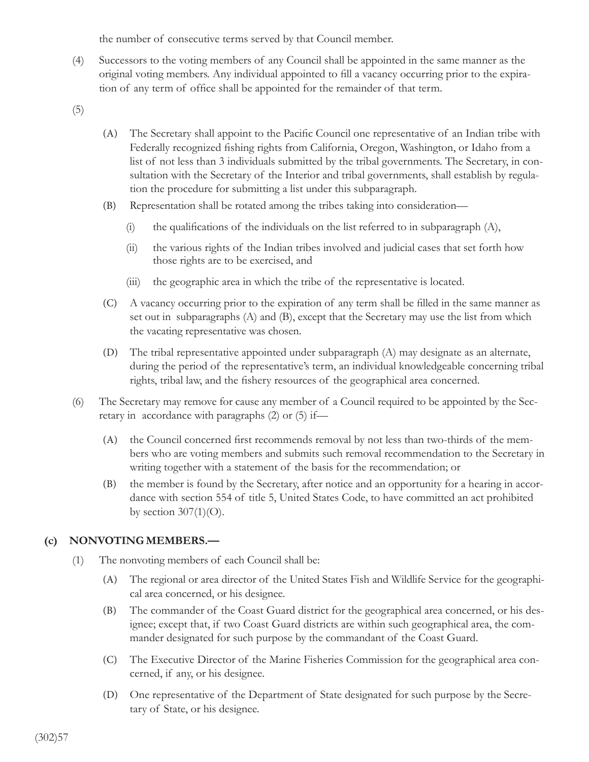the number of consecutive terms served by that Council member.

(4) Successors to the voting members of any Council shall be appointed in the same manner as the original voting members. Any individual appointed to fill a vacancy occurring prior to the expiration of any term of office shall be appointed for the remainder of that term.

(5)

(A) The Secretary shall appoint to the Pacific Council one representative of an Indian tribe with Federally recognized fishing rights from California, Oregon, Washington, or Idaho from a list of not less than 3 individuals submitted by the tribal governments. The Secretary, in consultation with the Secretary of the Interior and tribal governments, shall establish by regulation the procedure for submitting a list under this subparagraph.

(B) Representation shall be rotated among the tribes taking into consideration—

(i) the qualifications of the individuals on the list referred to in subparagraph (A),

(ii) the various rights of the Indian tribes involved and judicial cases that set forth how those rights are to be exercised, and

(iii) the geographic area in which the tribe of the representative is located.

(C) A vacancy occurring prior to the expiration of any term shall be filled in the same manner as set out in subparagraphs (A) and (B), except that the Secretary may use the list from which the vacating representative was chosen.

(D) The tribal representative appointed under subparagraph (A) may designate as an alternate, during the period of the representative's term, an individual knowledgeable concerning tribal rights, tribal law, and the fishery resources of the geographical area concerned.

(6) The Secretary may remove for cause any member of a Council required to be appointed by the Secretary in accordance with paragraphs (2) or (5) if—

(A) the Council concerned first recommends removal by not less than two-thirds of the members who are voting members and submits such removal recommendation to the Secretary in writing together with a statement of the basis for the recommendation; or

(B) the member is found by the Secretary, after notice and an opportunity for a hearing in accordance with section 554 of title 5, United States Code, to have committed an act prohibited by section 307(1)(O).

**(c) NONVOTING MEMBERS.—**

(1) The nonvoting members of each Council shall be:

(A) The regional or area director of the United States Fish and Wildlife Service for the geographical area concerned, or his designee.

(B) The commander of the Coast Guard district for the geographical area concerned, or his designee; except that, if two Coast Guard districts are within such geographical area, the commander designated for such purpose by the commandant of the Coast Guard.

(C) The Executive Director of the Marine Fisheries Commission for the geographical area concerned, if any, or his designee.

(D) One representative of the Department of State designated for such purpose by the Secretary of State, or his designee.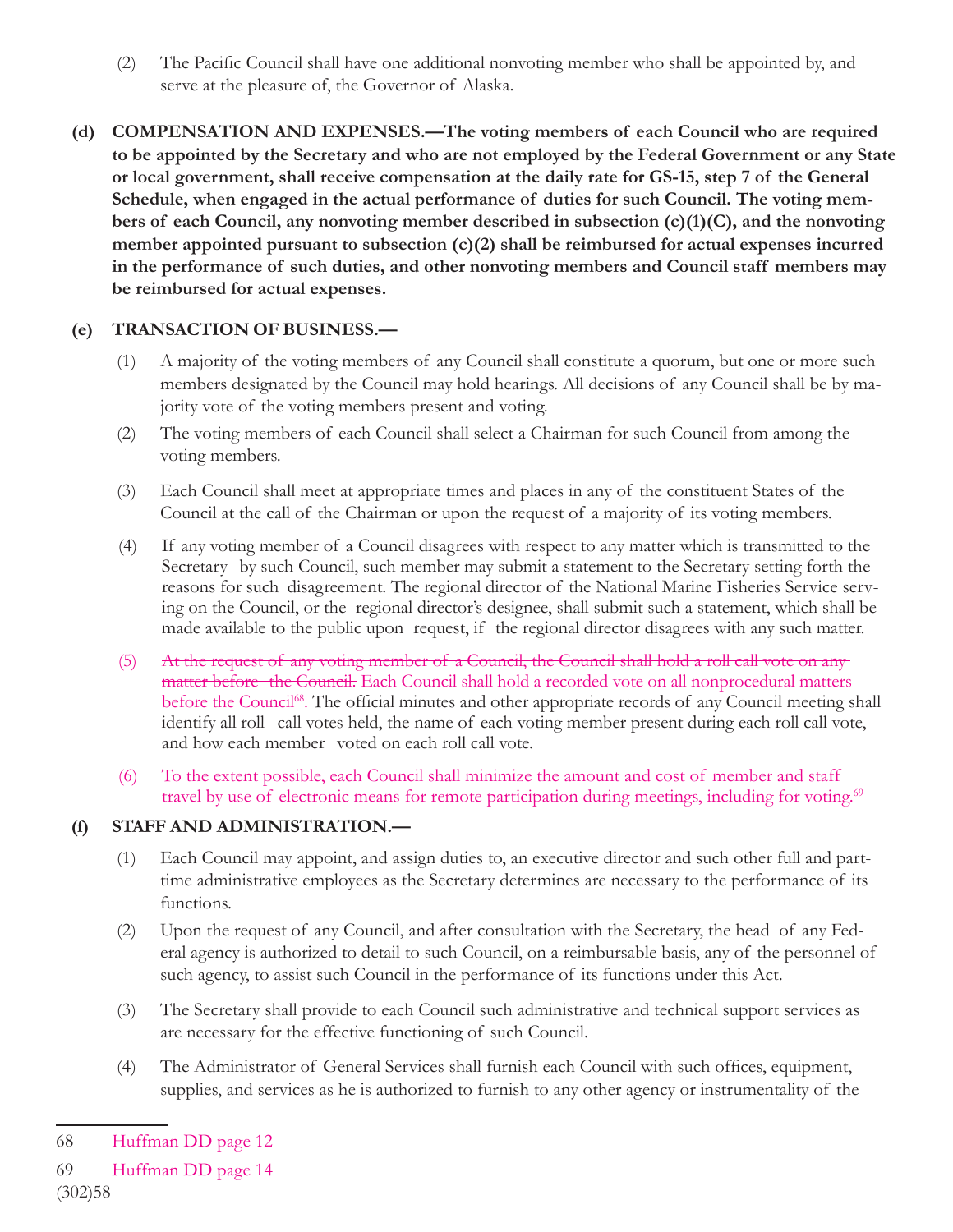(2) The Pacific Council shall have one additional nonvoting member who shall be appointed by, and serve at the pleasure of, the Governor of Alaska.

**(d) COMPENSATION AND EXPENSES.—The voting members of each Council who are required to be appointed by the Secretary and who are not employed by the Federal Government or any State or local government, shall receive compensation at the daily rate for GS-15, step 7 of the General Schedule, when engaged in the actual performance of duties for such Council. The voting members of each Council, any nonvoting member described in subsection (c)(1)(C), and the nonvoting member appointed pursuant to subsection (c)(2) shall be reimbursed for actual expenses incurred in the performance of such duties, and other nonvoting members and Council staff members may be reimbursed for actual expenses.**

**(e) TRANSACTION OF BUSINESS.—**

(1) A majority of the voting members of any Council shall constitute a quorum, but one or more such members designated by the Council may hold hearings. All decisions of any Council shall be by majority vote of the voting members present and voting.

(2) The voting members of each Council shall select a Chairman for such Council from among the voting members.

(3) Each Council shall meet at appropriate times and places in any of the constituent States of the Council at the call of the Chairman or upon the request of a majority of its voting members.

(4) If any voting member of a Council disagrees with respect to any matter which is transmitted to the Secretary by such Council, such member may submit a statement to the Secretary setting forth the reasons for such disagreement. The regional director of the National Marine Fisheries Service serving on the Council, or the regional director's designee, shall submit such a statement, which shall be made available to the public upon request, if the regional director disagrees with any such matter.

(5) ~~At the request of any voting member of a Council, the Council shall hold a roll call vote on any matter before the Council.~~ Each Council shall hold a recorded vote on all nonprocedural matters before the Council[68]. The official minutes and other appropriate records of any Council meeting shall identify all roll call votes held, the name of each voting member present during each roll call vote, and how each member voted on each roll call vote.

(6) To the extent possible, each Council shall minimize the amount and cost of member and staff travel by use of electronic means for remote participation during meetings, including for voting.[69]

**(f) STAFF AND ADMINISTRATION.—**

(1) Each Council may appoint, and assign duties to, an executive director and such other full and part-time administrative employees as the Secretary determines are necessary to the performance of its functions.

(2) Upon the request of any Council, and after consultation with the Secretary, the head of any Federal agency is authorized to detail to such Council, on a reimbursable basis, any of the personnel of such agency, to assist such Council in the performance of its functions under this Act.

(3) The Secretary shall provide to each Council such administrative and technical support services as are necessary for the effective functioning of such Council.

(4) The Administrator of General Services shall furnish each Council with such offices, equipment, supplies, and services as he is authorized to furnish to any other agency or instrumentality of the

---

68 Huffman DD page 12

69 Huffman DD page 14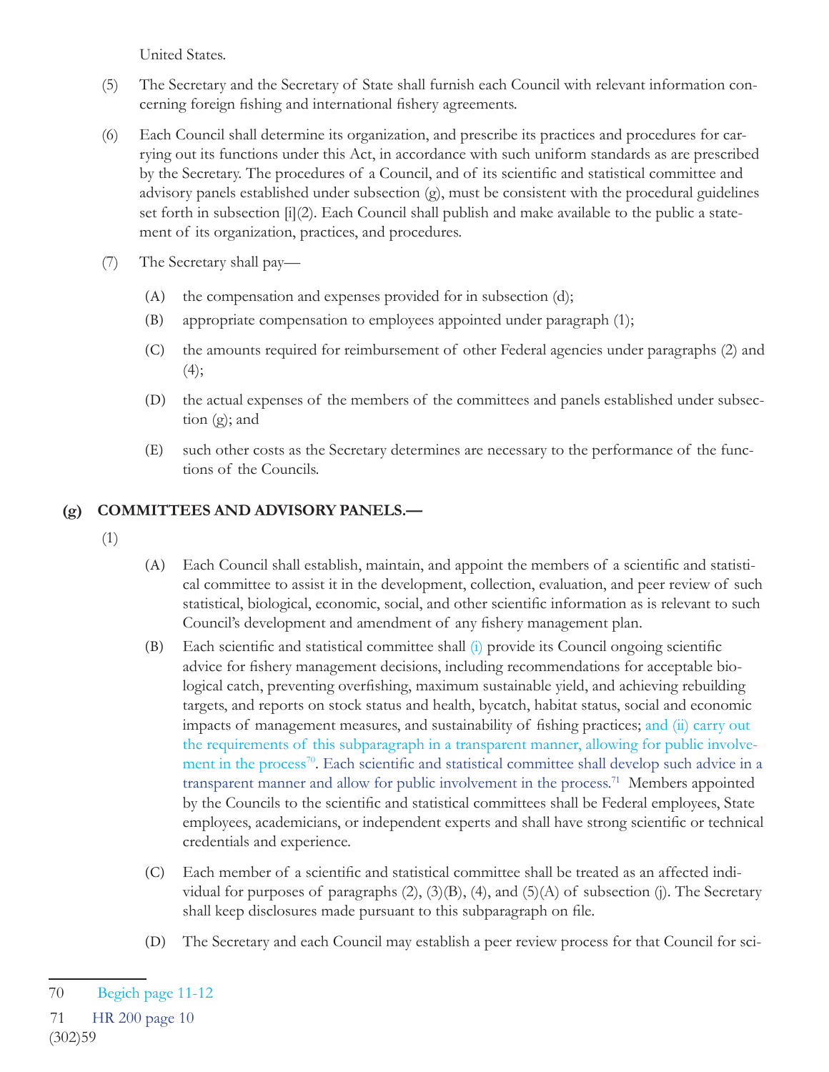United States.

(5) The Secretary and the Secretary of State shall furnish each Council with relevant information concerning foreign fishing and international fishery agreements.

(6) Each Council shall determine its organization, and prescribe its practices and procedures for carrying out its functions under this Act, in accordance with such uniform standards as are prescribed by the Secretary. The procedures of a Council, and of its scientific and statistical committee and advisory panels established under subsection (g), must be consistent with the procedural guidelines set forth in subsection [i](2). Each Council shall publish and make available to the public a statement of its organization, practices, and procedures.

(7) The Secretary shall pay—

(A) the compensation and expenses provided for in subsection (d);

(B) appropriate compensation to employees appointed under paragraph (1);

(C) the amounts required for reimbursement of other Federal agencies under paragraphs (2) and (4);

(D) the actual expenses of the members of the committees and panels established under subsection (g); and

(E) such other costs as the Secretary determines are necessary to the performance of the functions of the Councils.

## (g) COMMITTEES AND ADVISORY PANELS.—

(1)

(A) Each Council shall establish, maintain, and appoint the members of a scientific and statistical committee to assist it in the development, collection, evaluation, and peer review of such statistical, biological, economic, social, and other scientific information as is relevant to such Council's development and amendment of any fishery management plan.

(B) Each scientific and statistical committee shall (i) provide its Council ongoing scientific advice for fishery management decisions, including recommendations for acceptable biological catch, preventing overfishing, maximum sustainable yield, and achieving rebuilding targets, and reports on stock status and health, bycatch, habitat status, social and economic impacts of management measures, and sustainability of fishing practices; and (ii) carry out the requirements of this subparagraph in a transparent manner, allowing for public involvement in the process[70]. Each scientific and statistical committee shall develop such advice in a transparent manner and allow for public involvement in the process.[71] Members appointed by the Councils to the scientific and statistical committees shall be Federal employees, State employees, academicians, or independent experts and shall have strong scientific or technical credentials and experience.

(C) Each member of a scientific and statistical committee shall be treated as an affected individual for purposes of paragraphs (2), (3)(B), (4), and (5)(A) of subsection (j). The Secretary shall keep disclosures made pursuant to this subparagraph on file.

(D) The Secretary and each Council may establish a peer review process for that Council for sci-

---

70 Begich page 11-12

71 HR 200 page 10

(302)59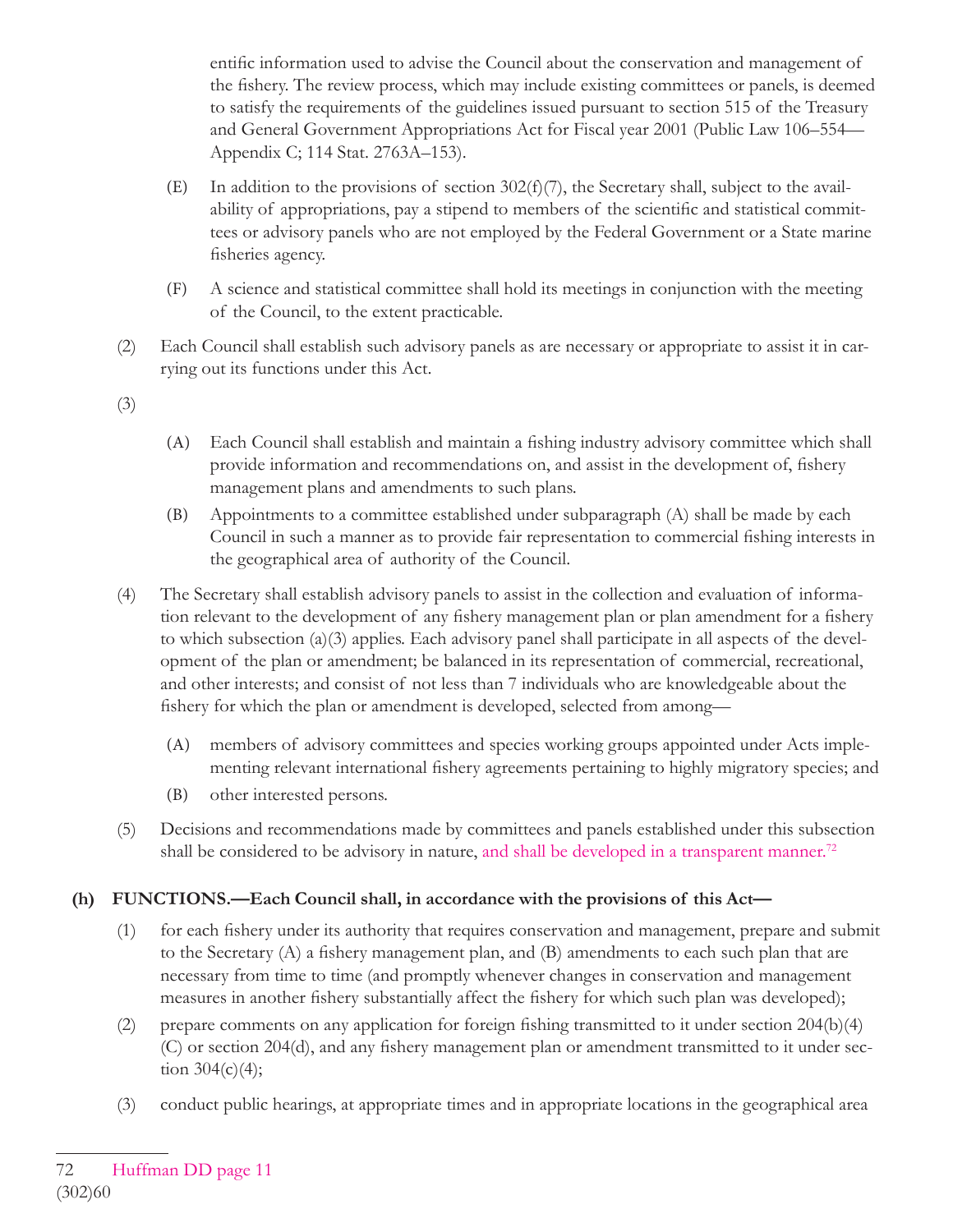entific information used to advise the Council about the conservation and management of the fishery. The review process, which may include existing committees or panels, is deemed to satisfy the requirements of the guidelines issued pursuant to section 515 of the Treasury and General Government Appropriations Act for Fiscal year 2001 (Public Law 106–554—Appendix C; 114 Stat. 2763A–153).

(E) In addition to the provisions of section 302(f)(7), the Secretary shall, subject to the availability of appropriations, pay a stipend to members of the scientific and statistical committees or advisory panels who are not employed by the Federal Government or a State marine fisheries agency.

(F) A science and statistical committee shall hold its meetings in conjunction with the meeting of the Council, to the extent practicable.

(2) Each Council shall establish such advisory panels as are necessary or appropriate to assist it in carrying out its functions under this Act.

(3)

(A) Each Council shall establish and maintain a fishing industry advisory committee which shall provide information and recommendations on, and assist in the development of, fishery management plans and amendments to such plans.

(B) Appointments to a committee established under subparagraph (A) shall be made by each Council in such a manner as to provide fair representation to commercial fishing interests in the geographical area of authority of the Council.

(4) The Secretary shall establish advisory panels to assist in the collection and evaluation of information relevant to the development of any fishery management plan or plan amendment for a fishery to which subsection (a)(3) applies. Each advisory panel shall participate in all aspects of the development of the plan or amendment; be balanced in its representation of commercial, recreational, and other interests; and consist of not less than 7 individuals who are knowledgeable about the fishery for which the plan or amendment is developed, selected from among—

(A) members of advisory committees and species working groups appointed under Acts implementing relevant international fishery agreements pertaining to highly migratory species; and

(B) other interested persons.

(5) Decisions and recommendations made by committees and panels established under this subsection shall be considered to be advisory in nature, and shall be developed in a transparent manner.[72]

**(h) FUNCTIONS.—Each Council shall, in accordance with the provisions of this Act—**

(1) for each fishery under its authority that requires conservation and management, prepare and submit to the Secretary (A) a fishery management plan, and (B) amendments to each such plan that are necessary from time to time (and promptly whenever changes in conservation and management measures in another fishery substantially affect the fishery for which such plan was developed);

(2) prepare comments on any application for foreign fishing transmitted to it under section 204(b)(4)(C) or section 204(d), and any fishery management plan or amendment transmitted to it under section 304(c)(4);

(3) conduct public hearings, at appropriate times and in appropriate locations in the geographical area

---

72 Huffman DD page 11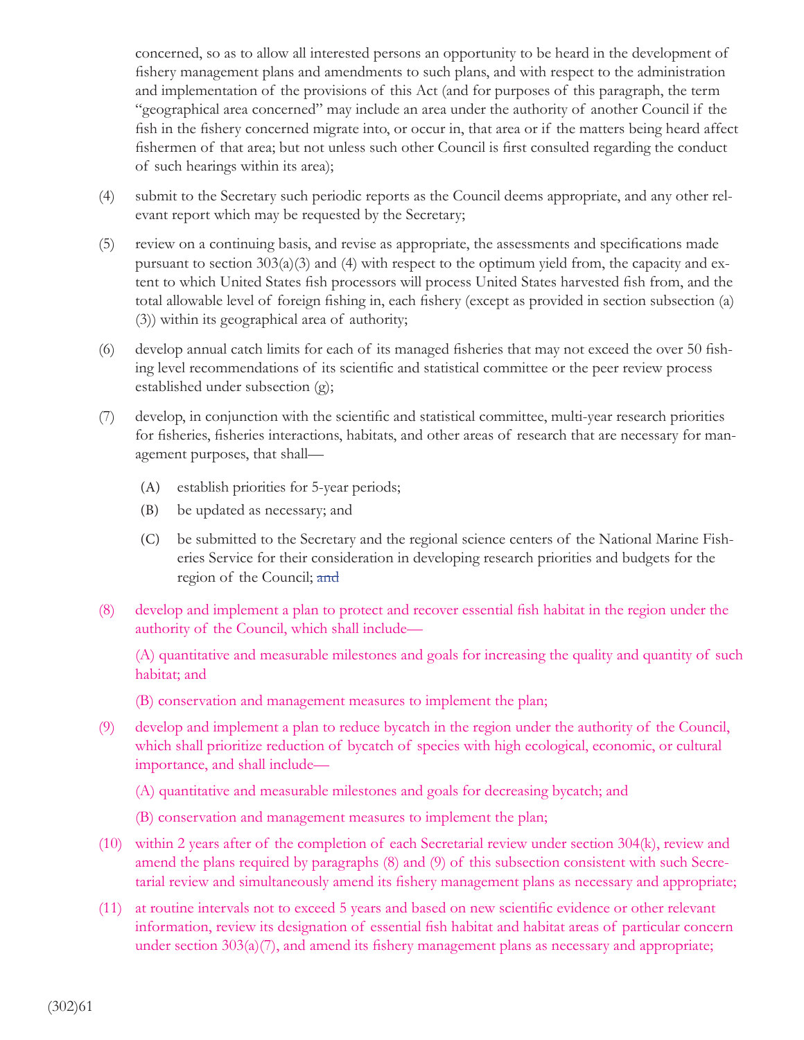concerned, so as to allow all interested persons an opportunity to be heard in the development of fishery management plans and amendments to such plans, and with respect to the administration and implementation of the provisions of this Act (and for purposes of this paragraph, the term "geographical area concerned" may include an area under the authority of another Council if the fish in the fishery concerned migrate into, or occur in, that area or if the matters being heard affect fishermen of that area; but not unless such other Council is first consulted regarding the conduct of such hearings within its area);

(4) submit to the Secretary such periodic reports as the Council deems appropriate, and any other relevant report which may be requested by the Secretary;

(5) review on a continuing basis, and revise as appropriate, the assessments and specifications made pursuant to section 303(a)(3) and (4) with respect to the optimum yield from, the capacity and extent to which United States fish processors will process United States harvested fish from, and the total allowable level of foreign fishing in, each fishery (except as provided in section subsection (a)(3)) within its geographical area of authority;

(6) develop annual catch limits for each of its managed fisheries that may not exceed the over 50 fishing level recommendations of its scientific and statistical committee or the peer review process established under subsection (g);

(7) develop, in conjunction with the scientific and statistical committee, multi-year research priorities for fisheries, fisheries interactions, habitats, and other areas of research that are necessary for management purposes, that shall—

  (A) establish priorities for 5-year periods;

  (B) be updated as necessary; and

  (C) be submitted to the Secretary and the regional science centers of the National Marine Fisheries Service for their consideration in developing research priorities and budgets for the region of the Council; ~~and~~

(8) develop and implement a plan to protect and recover essential fish habitat in the region under the authority of the Council, which shall include—

  (A) quantitative and measurable milestones and goals for increasing the quality and quantity of such habitat; and

  (B) conservation and management measures to implement the plan;

(9) develop and implement a plan to reduce bycatch in the region under the authority of the Council, which shall prioritize reduction of bycatch of species with high ecological, economic, or cultural importance, and shall include—

  (A) quantitative and measurable milestones and goals for decreasing bycatch; and

  (B) conservation and management measures to implement the plan;

(10) within 2 years after of the completion of each Secretarial review under section 304(k), review and amend the plans required by paragraphs (8) and (9) of this subsection consistent with such Secretarial review and simultaneously amend its fishery management plans as necessary and appropriate;

(11) at routine intervals not to exceed 5 years and based on new scientific evidence or other relevant information, review its designation of essential fish habitat and habitat areas of particular concern under section 303(a)(7), and amend its fishery management plans as necessary and appropriate;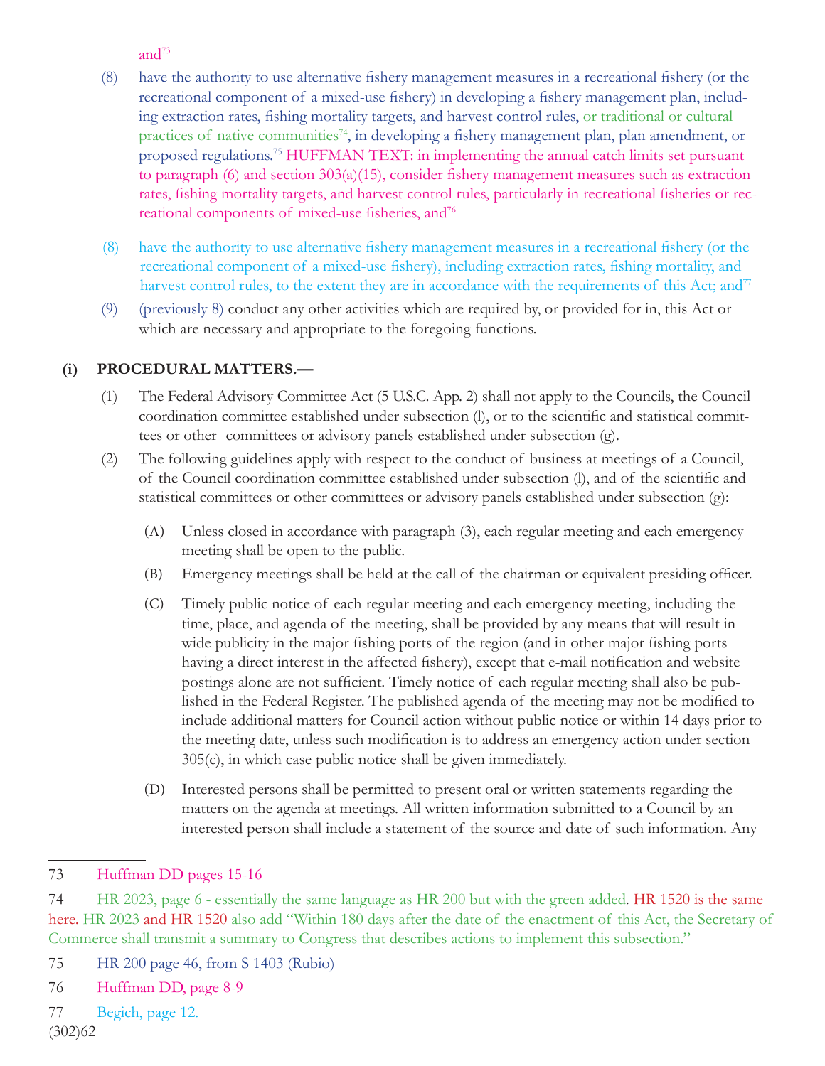and[73]

(8) have the authority to use alternative fishery management measures in a recreational fishery (or the recreational component of a mixed-use fishery) in developing a fishery management plan, including extraction rates, fishing mortality targets, and harvest control rules, or traditional or cultural practices of native communities[74], in developing a fishery management plan, plan amendment, or proposed regulations.[75] HUFFMAN TEXT: in implementing the annual catch limits set pursuant to paragraph (6) and section 303(a)(15), consider fishery management measures such as extraction rates, fishing mortality targets, and harvest control rules, particularly in recreational fisheries or recreational components of mixed-use fisheries, and[76]

(8) have the authority to use alternative fishery management measures in a recreational fishery (or the recreational component of a mixed-use fishery), including extraction rates, fishing mortality, and harvest control rules, to the extent they are in accordance with the requirements of this Act; and[77]

(9) (previously 8) conduct any other activities which are required by, or provided for in, this Act or which are necessary and appropriate to the foregoing functions.

**(i) PROCEDURAL MATTERS.—**

(1) The Federal Advisory Committee Act (5 U.S.C. App. 2) shall not apply to the Councils, the Council coordination committee established under subsection (l), or to the scientific and statistical committees or other committees or advisory panels established under subsection (g).

(2) The following guidelines apply with respect to the conduct of business at meetings of a Council, of the Council coordination committee established under subsection (l), and of the scientific and statistical committees or other committees or advisory panels established under subsection (g):

(A) Unless closed in accordance with paragraph (3), each regular meeting and each emergency meeting shall be open to the public.

(B) Emergency meetings shall be held at the call of the chairman or equivalent presiding officer.

(C) Timely public notice of each regular meeting and each emergency meeting, including the time, place, and agenda of the meeting, shall be provided by any means that will result in wide publicity in the major fishing ports of the region (and in other major fishing ports having a direct interest in the affected fishery), except that e-mail notification and website postings alone are not sufficient. Timely notice of each regular meeting shall also be published in the Federal Register. The published agenda of the meeting may not be modified to include additional matters for Council action without public notice or within 14 days prior to the meeting date, unless such modification is to address an emergency action under section 305(c), in which case public notice shall be given immediately.

(D) Interested persons shall be permitted to present oral or written statements regarding the matters on the agenda at meetings. All written information submitted to a Council by an interested person shall include a statement of the source and date of such information. Any

---

73 Huffman DD pages 15-16

74 HR 2023, page 6 - essentially the same language as HR 200 but with the green added. HR 1520 is the same here. HR 2023 and HR 1520 also add "Within 180 days after the date of the enactment of this Act, the Secretary of Commerce shall transmit a summary to Congress that describes actions to implement this subsection."

75 HR 200 page 46, from S 1403 (Rubio)

76 Huffman DD, page 8-9

77 Begich, page 12.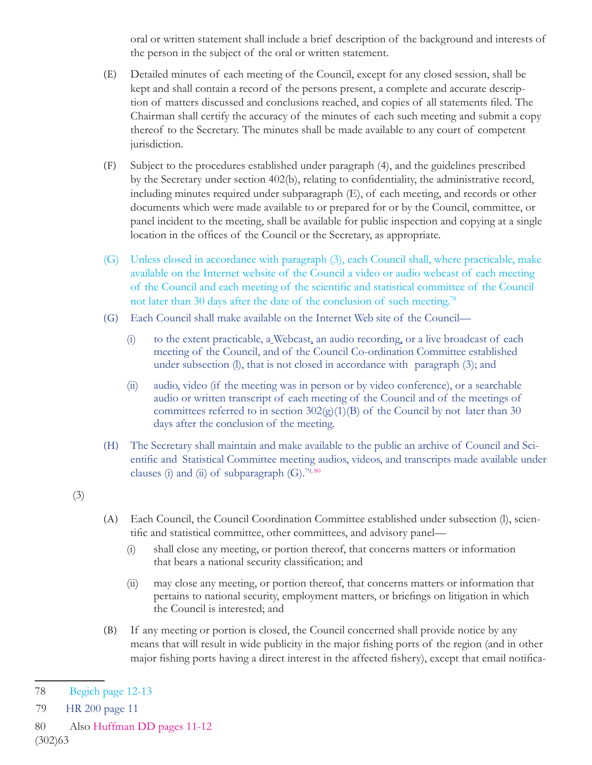oral or written statement shall include a brief description of the background and interests of the person in the subject of the oral or written statement.

(E) Detailed minutes of each meeting of the Council, except for any closed session, shall be kept and shall contain a record of the persons present, a complete and accurate description of matters discussed and conclusions reached, and copies of all statements filed. The Chairman shall certify the accuracy of the minutes of each such meeting and submit a copy thereof to the Secretary. The minutes shall be made available to any court of competent jurisdiction.

(F) Subject to the procedures established under paragraph (4), and the guidelines prescribed by the Secretary under section 402(b), relating to confidentiality, the administrative record, including minutes required under subparagraph (E), of each meeting, and records or other documents which were made available to or prepared for or by the Council, committee, or panel incident to the meeting, shall be available for public inspection and copying at a single location in the offices of the Council or the Secretary, as appropriate.

(G) Unless closed in accordance with paragraph (3), each Council shall, where practicable, make available on the Internet website of the Council a video or audio webcast of each meeting of the Council and each meeting of the scientific and statistical committee of the Council not later than 30 days after the date of the conclusion of such meeting.[78]

(G) Each Council shall make available on the Internet Web site of the Council—

(i) to the extent practicable, a Webcast, an audio recording, or a live broadcast of each meeting of the Council, and of the Council Co-ordination Committee established under subsection (l), that is not closed in accordance with paragraph (3); and

(ii) audio, video (if the meeting was in person or by video conference), or a searchable audio or written transcript of each meeting of the Council and of the meetings of committees referred to in section 302(g)(1)(B) of the Council by not later than 30 days after the conclusion of the meeting.

(H) The Secretary shall maintain and make available to the public an archive of Council and Scientific and Statistical Committee meeting audios, videos, and transcripts made available under clauses (i) and (ii) of subparagraph (G).[79, 80]

(3)

(A) Each Council, the Council Coordination Committee established under subsection (l), scientific and statistical committee, other committees, and advisory panel—

(i) shall close any meeting, or portion thereof, that concerns matters or information that bears a national security classification; and

(ii) may close any meeting, or portion thereof, that concerns matters or information that pertains to national security, employment matters, or briefings on litigation in which the Council is interested; and

(B) If any meeting or portion is closed, the Council concerned shall provide notice by any means that will result in wide publicity in the major fishing ports of the region (and in other major fishing ports having a direct interest in the affected fishery), except that email notifica-

---

78 Begich page 12-13

79 HR 200 page 11

80 Also Huffman DD pages 11-12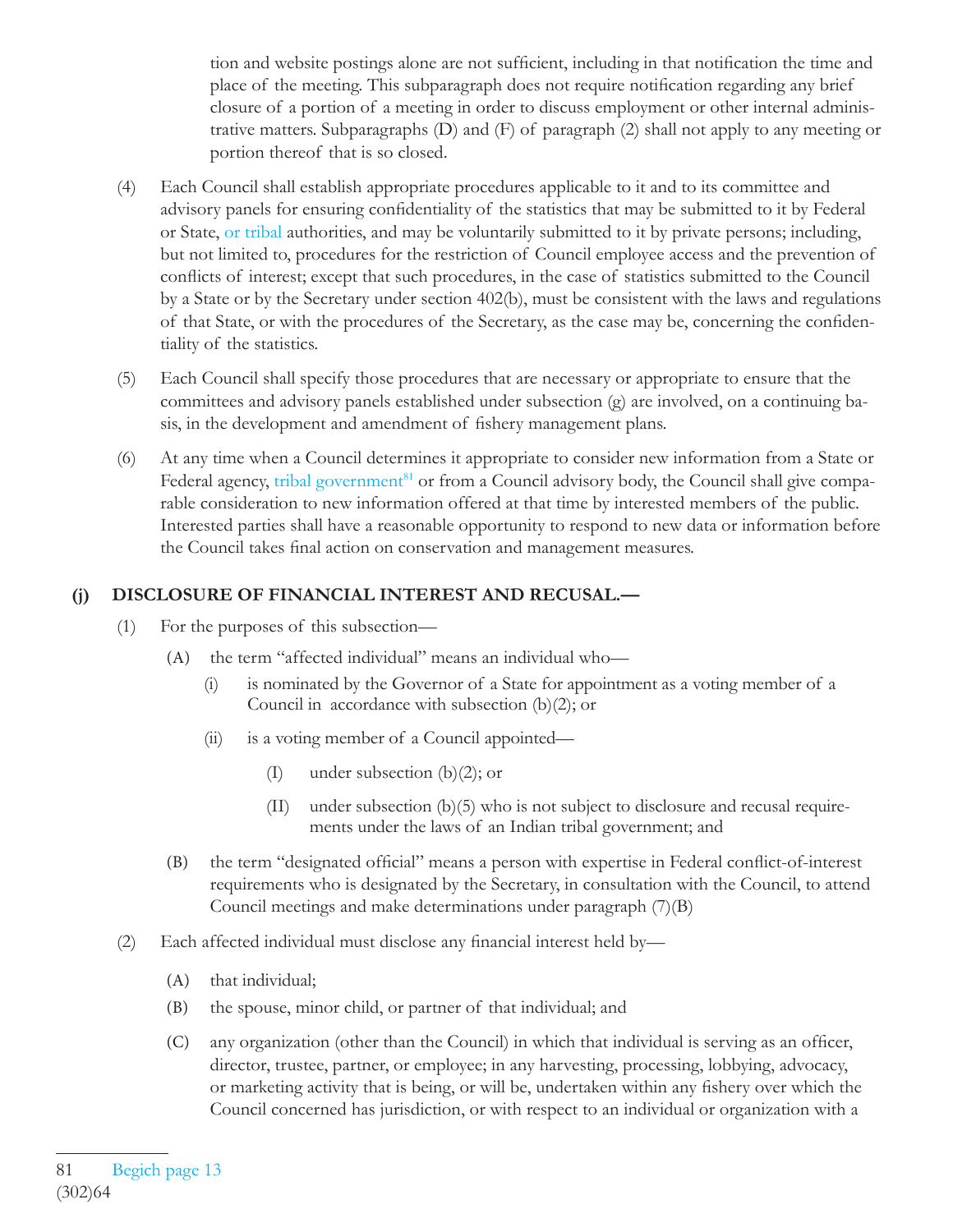tion and website postings alone are not sufficient, including in that notification the time and place of the meeting. This subparagraph does not require notification regarding any brief closure of a portion of a meeting in order to discuss employment or other internal administrative matters. Subparagraphs (D) and (F) of paragraph (2) shall not apply to any meeting or portion thereof that is so closed.

(4) Each Council shall establish appropriate procedures applicable to it and to its committee and advisory panels for ensuring confidentiality of the statistics that may be submitted to it by Federal or State, or tribal authorities, and may be voluntarily submitted to it by private persons; including, but not limited to, procedures for the restriction of Council employee access and the prevention of conflicts of interest; except that such procedures, in the case of statistics submitted to the Council by a State or by the Secretary under section 402(b), must be consistent with the laws and regulations of that State, or with the procedures of the Secretary, as the case may be, concerning the confidentiality of the statistics.

(5) Each Council shall specify those procedures that are necessary or appropriate to ensure that the committees and advisory panels established under subsection (g) are involved, on a continuing basis, in the development and amendment of fishery management plans.

(6) At any time when a Council determines it appropriate to consider new information from a State or Federal agency, tribal government[81] or from a Council advisory body, the Council shall give comparable consideration to new information offered at that time by interested members of the public. Interested parties shall have a reasonable opportunity to respond to new data or information before the Council takes final action on conservation and management measures.

**(j) DISCLOSURE OF FINANCIAL INTEREST AND RECUSAL.—**

(1) For the purposes of this subsection—

(A) the term "affected individual" means an individual who—

(i) is nominated by the Governor of a State for appointment as a voting member of a Council in accordance with subsection (b)(2); or

(ii) is a voting member of a Council appointed—

(I) under subsection (b)(2); or

(II) under subsection (b)(5) who is not subject to disclosure and recusal requirements under the laws of an Indian tribal government; and

(B) the term "designated official" means a person with expertise in Federal conflict-of-interest requirements who is designated by the Secretary, in consultation with the Council, to attend Council meetings and make determinations under paragraph (7)(B)

(2) Each affected individual must disclose any financial interest held by—

(A) that individual;

(B) the spouse, minor child, or partner of that individual; and

(C) any organization (other than the Council) in which that individual is serving as an officer, director, trustee, partner, or employee; in any harvesting, processing, lobbying, advocacy, or marketing activity that is being, or will be, undertaken within any fishery over which the Council concerned has jurisdiction, or with respect to an individual or organization with a

---

81 Begich page 13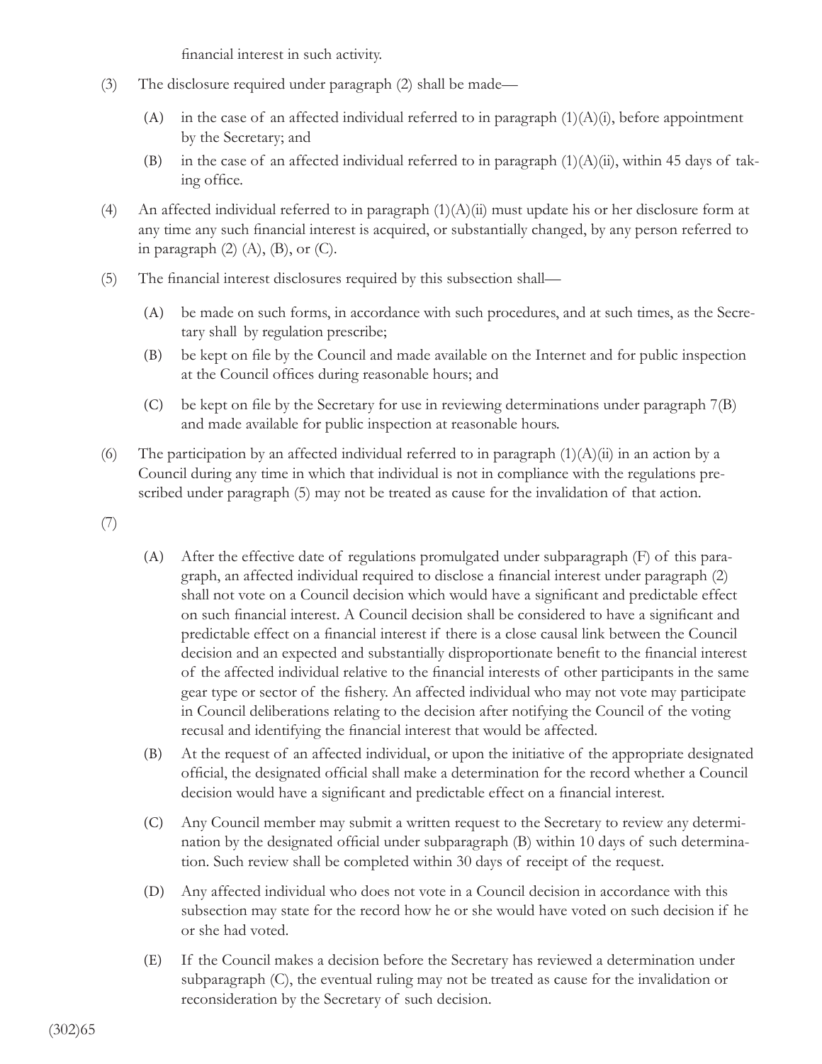financial interest in such activity.

(3) The disclosure required under paragraph (2) shall be made—

(A) in the case of an affected individual referred to in paragraph (1)(A)(i), before appointment by the Secretary; and

(B) in the case of an affected individual referred to in paragraph (1)(A)(ii), within 45 days of taking office.

(4) An affected individual referred to in paragraph (1)(A)(ii) must update his or her disclosure form at any time any such financial interest is acquired, or substantially changed, by any person referred to in paragraph (2) (A), (B), or (C).

(5) The financial interest disclosures required by this subsection shall—

(A) be made on such forms, in accordance with such procedures, and at such times, as the Secretary shall by regulation prescribe;

(B) be kept on file by the Council and made available on the Internet and for public inspection at the Council offices during reasonable hours; and

(C) be kept on file by the Secretary for use in reviewing determinations under paragraph 7(B) and made available for public inspection at reasonable hours.

(6) The participation by an affected individual referred to in paragraph (1)(A)(ii) in an action by a Council during any time in which that individual is not in compliance with the regulations prescribed under paragraph (5) may not be treated as cause for the invalidation of that action.

(7)

(A) After the effective date of regulations promulgated under subparagraph (F) of this paragraph, an affected individual required to disclose a financial interest under paragraph (2) shall not vote on a Council decision which would have a significant and predictable effect on such financial interest. A Council decision shall be considered to have a significant and predictable effect on a financial interest if there is a close causal link between the Council decision and an expected and substantially disproportionate benefit to the financial interest of the affected individual relative to the financial interests of other participants in the same gear type or sector of the fishery. An affected individual who may not vote may participate in Council deliberations relating to the decision after notifying the Council of the voting recusal and identifying the financial interest that would be affected.

(B) At the request of an affected individual, or upon the initiative of the appropriate designated official, the designated official shall make a determination for the record whether a Council decision would have a significant and predictable effect on a financial interest.

(C) Any Council member may submit a written request to the Secretary to review any determination by the designated official under subparagraph (B) within 10 days of such determination. Such review shall be completed within 30 days of receipt of the request.

(D) Any affected individual who does not vote in a Council decision in accordance with this subsection may state for the record how he or she would have voted on such decision if he or she had voted.

(E) If the Council makes a decision before the Secretary has reviewed a determination under subparagraph (C), the eventual ruling may not be treated as cause for the invalidation or reconsideration by the Secretary of such decision.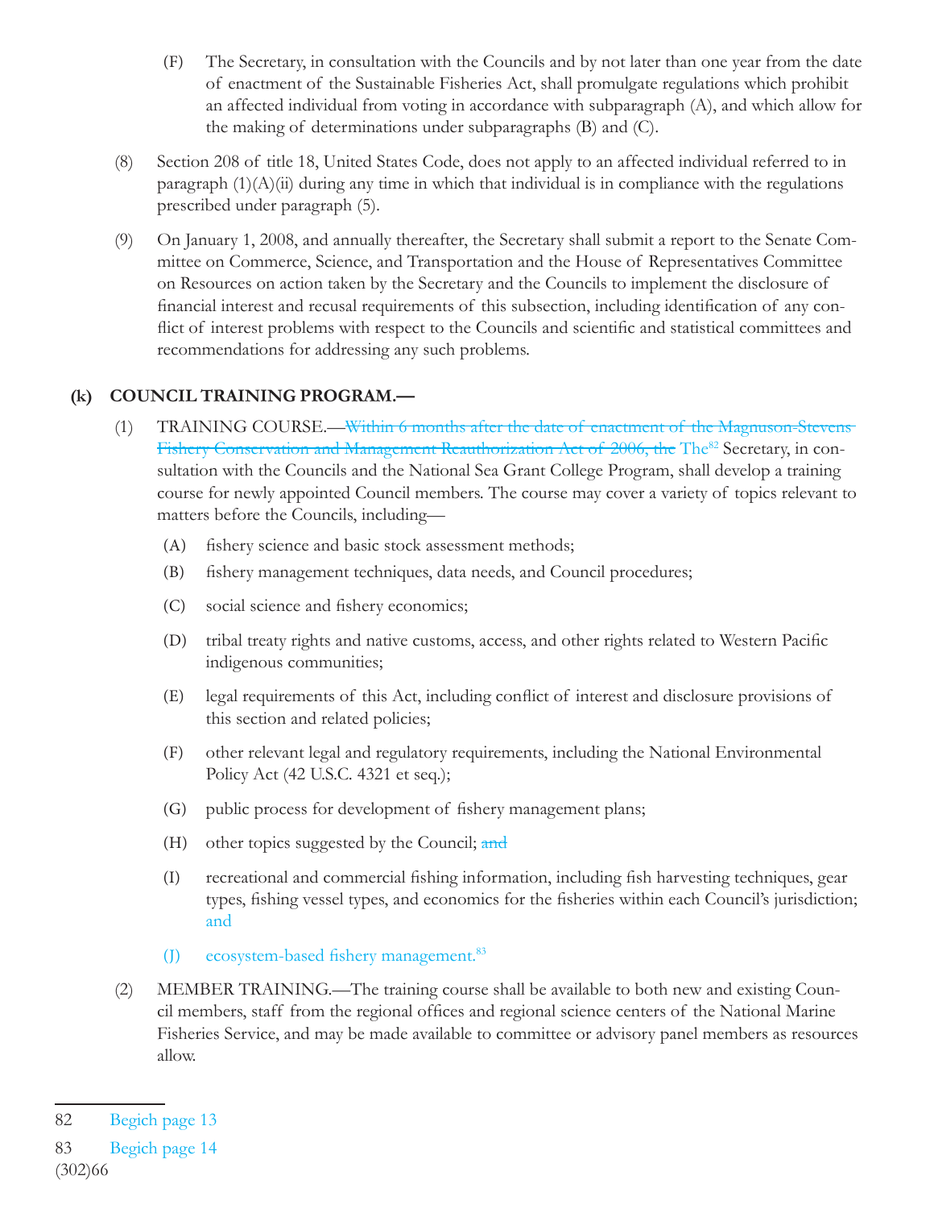(F) The Secretary, in consultation with the Councils and by not later than one year from the date of enactment of the Sustainable Fisheries Act, shall promulgate regulations which prohibit an affected individual from voting in accordance with subparagraph (A), and which allow for the making of determinations under subparagraphs (B) and (C).

(8) Section 208 of title 18, United States Code, does not apply to an affected individual referred to in paragraph (1)(A)(ii) during any time in which that individual is in compliance with the regulations prescribed under paragraph (5).

(9) On January 1, 2008, and annually thereafter, the Secretary shall submit a report to the Senate Committee on Commerce, Science, and Transportation and the House of Representatives Committee on Resources on action taken by the Secretary and the Councils to implement the disclosure of financial interest and recusal requirements of this subsection, including identification of any conflict of interest problems with respect to the Councils and scientific and statistical committees and recommendations for addressing any such problems.

**(k) COUNCIL TRAINING PROGRAM.—**

(1) TRAINING COURSE.—~~Within 6 months after the date of enactment of the Magnuson-Stevens Fishery Conservation and Management Reauthorization Act of 2006, the~~ The[82] Secretary, in consultation with the Councils and the National Sea Grant College Program, shall develop a training course for newly appointed Council members. The course may cover a variety of topics relevant to matters before the Councils, including—

(A) fishery science and basic stock assessment methods;

(B) fishery management techniques, data needs, and Council procedures;

(C) social science and fishery economics;

(D) tribal treaty rights and native customs, access, and other rights related to Western Pacific indigenous communities;

(E) legal requirements of this Act, including conflict of interest and disclosure provisions of this section and related policies;

(F) other relevant legal and regulatory requirements, including the National Environmental Policy Act (42 U.S.C. 4321 et seq.);

(G) public process for development of fishery management plans;

(H) other topics suggested by the Council; ~~and~~

(I) recreational and commercial fishing information, including fish harvesting techniques, gear types, fishing vessel types, and economics for the fisheries within each Council's jurisdiction; and

(J) ecosystem-based fishery management.[83]

(2) MEMBER TRAINING.—The training course shall be available to both new and existing Council members, staff from the regional offices and regional science centers of the National Marine Fisheries Service, and may be made available to committee or advisory panel members as resources allow.

---

82 Begich page 13

83 Begich page 14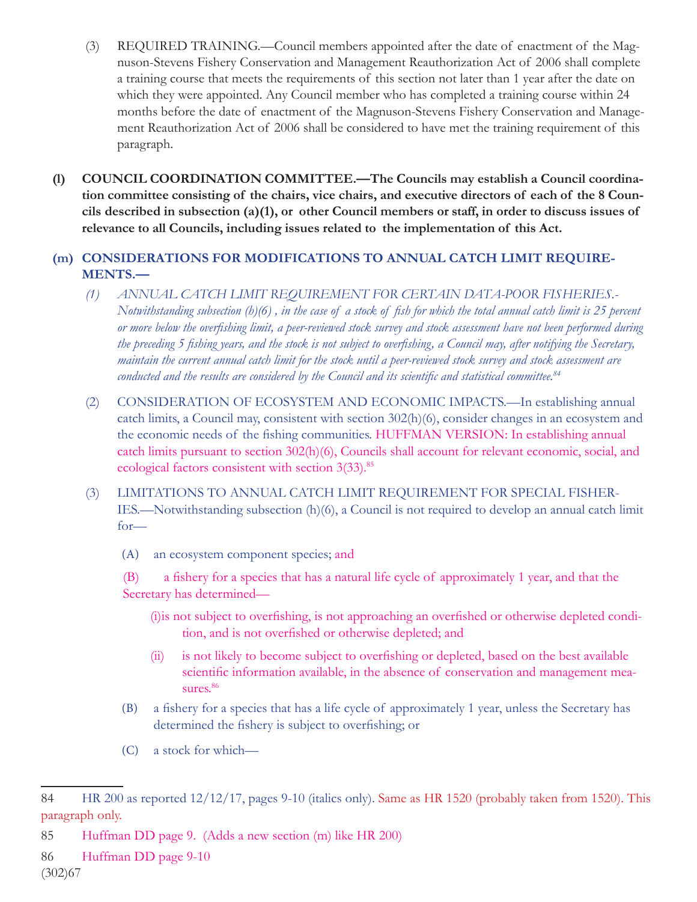(3) REQUIRED TRAINING.—Council members appointed after the date of enactment of the Magnuson-Stevens Fishery Conservation and Management Reauthorization Act of 2006 shall complete a training course that meets the requirements of this section not later than 1 year after the date on which they were appointed. Any Council member who has completed a training course within 24 months before the date of enactment of the Magnuson-Stevens Fishery Conservation and Management Reauthorization Act of 2006 shall be considered to have met the training requirement of this paragraph.

**(l) COUNCIL COORDINATION COMMITTEE.—The Councils may establish a Council coordination committee consisting of the chairs, vice chairs, and executive directors of each of the 8 Councils described in subsection (a)(1), or other Council members or staff, in order to discuss issues of relevance to all Councils, including issues related to the implementation of this Act.**

**(m) CONSIDERATIONS FOR MODIFICATIONS TO ANNUAL CATCH LIMIT REQUIREMENTS.—**

*(1) ANNUAL CATCH LIMIT REQUIREMENT FOR CERTAIN DATA-POOR FISHERIES.- Notwithstanding subsection (h)(6) , in the case of a stock of fish for which the total annual catch limit is 25 percent or more below the overfishing limit, a peer-reviewed stock survey and stock assessment have not been performed during the preceding 5 fishing years, and the stock is not subject to overfishing, a Council may, after notifying the Secretary, maintain the current annual catch limit for the stock until a peer-reviewed stock survey and stock assessment are conducted and the results are considered by the Council and its scientific and statistical committee.*[84]

(2) CONSIDERATION OF ECOSYSTEM AND ECONOMIC IMPACTS.—In establishing annual catch limits, a Council may, consistent with section 302(h)(6), consider changes in an ecosystem and the economic needs of the fishing communities. HUFFMAN VERSION: In establishing annual catch limits pursuant to section 302(h)(6), Councils shall account for relevant economic, social, and ecological factors consistent with section 3(33).[85]

(3) LIMITATIONS TO ANNUAL CATCH LIMIT REQUIREMENT FOR SPECIAL FISHERIES.—Notwithstanding subsection (h)(6), a Council is not required to develop an annual catch limit for—

(A) an ecosystem component species; and

(B) a fishery for a species that has a natural life cycle of approximately 1 year, and that the Secretary has determined—

(i) is not subject to overfishing, is not approaching an overfished or otherwise depleted condition, and is not overfished or otherwise depleted; and

(ii) is not likely to become subject to overfishing or depleted, based on the best available scientific information available, in the absence of conservation and management measures.[86]

(B) a fishery for a species that has a life cycle of approximately 1 year, unless the Secretary has determined the fishery is subject to overfishing; or

(C) a stock for which—

---

84 HR 200 as reported 12/12/17, pages 9-10 (italics only). Same as HR 1520 (probably taken from 1520). This paragraph only.

85 Huffman DD page 9. (Adds a new section (m) like HR 200)

86 Huffman DD page 9-10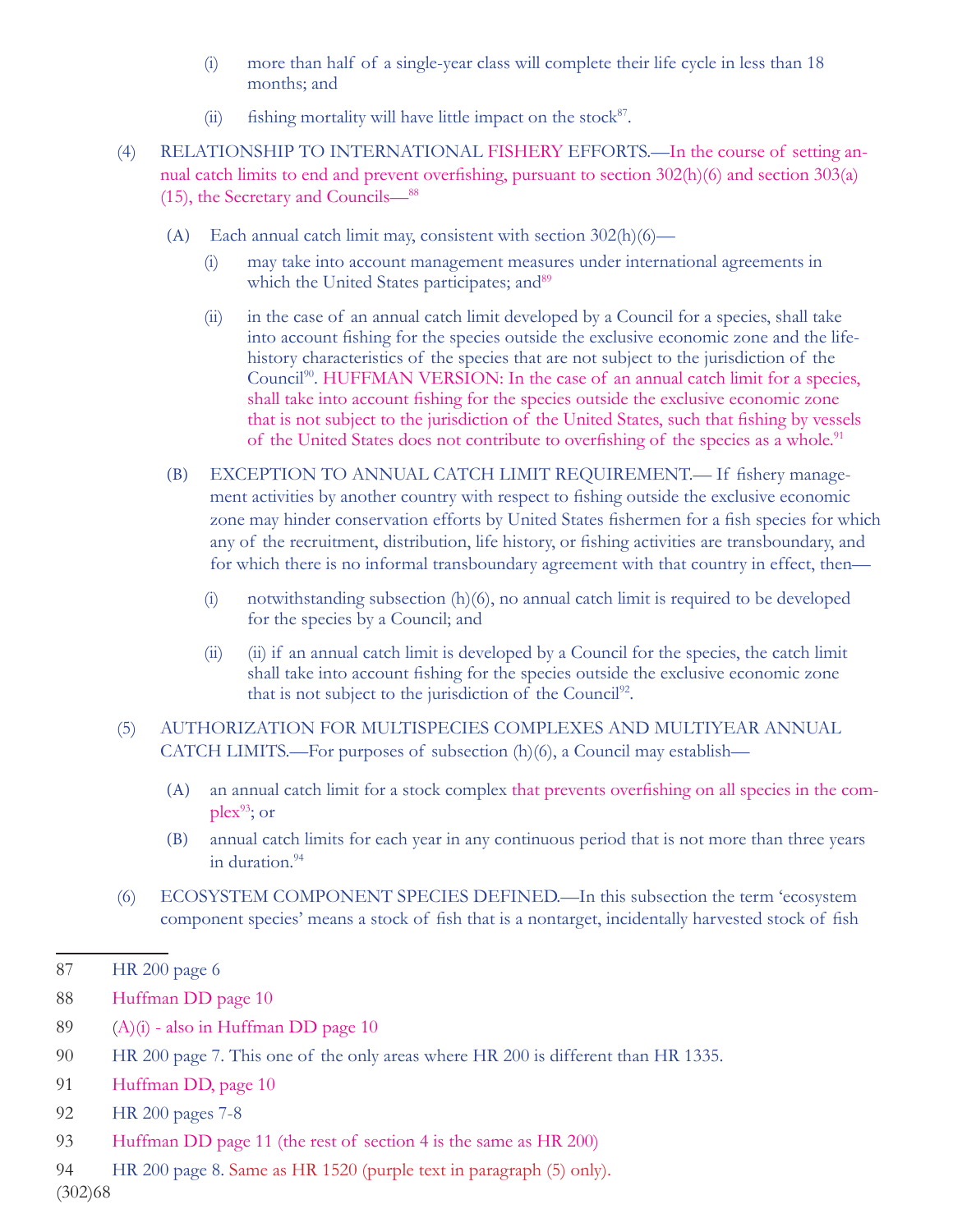(i) more than half of a single-year class will complete their life cycle in less than 18 months; and

(ii) fishing mortality will have little impact on the stock[87].

(4) RELATIONSHIP TO INTERNATIONAL FISHERY EFFORTS.—In the course of setting annual catch limits to end and prevent overfishing, pursuant to section 302(h)(6) and section 303(a)(15), the Secretary and Councils—[88]

(A) Each annual catch limit may, consistent with section 302(h)(6)—

(i) may take into account management measures under international agreements in which the United States participates; and[89]

(ii) in the case of an annual catch limit developed by a Council for a species, shall take into account fishing for the species outside the exclusive economic zone and the life-history characteristics of the species that are not subject to the jurisdiction of the Council[90]. HUFFMAN VERSION: In the case of an annual catch limit for a species, shall take into account fishing for the species outside the exclusive economic zone that is not subject to the jurisdiction of the United States, such that fishing by vessels of the United States does not contribute to overfishing of the species as a whole.[91]

(B) EXCEPTION TO ANNUAL CATCH LIMIT REQUIREMENT.— If fishery management activities by another country with respect to fishing outside the exclusive economic zone may hinder conservation efforts by United States fishermen for a fish species for which any of the recruitment, distribution, life history, or fishing activities are transboundary, and for which there is no informal transboundary agreement with that country in effect, then—

(i) notwithstanding subsection (h)(6), no annual catch limit is required to be developed for the species by a Council; and

(ii) (ii) if an annual catch limit is developed by a Council for the species, the catch limit shall take into account fishing for the species outside the exclusive economic zone that is not subject to the jurisdiction of the Council[92].

(5) AUTHORIZATION FOR MULTISPECIES COMPLEXES AND MULTIYEAR ANNUAL CATCH LIMITS.—For purposes of subsection (h)(6), a Council may establish—

(A) an annual catch limit for a stock complex that prevents overfishing on all species in the complex[93]; or

(B) annual catch limits for each year in any continuous period that is not more than three years in duration.[94]

(6) ECOSYSTEM COMPONENT SPECIES DEFINED.—In this subsection the term 'ecosystem component species' means a stock of fish that is a nontarget, incidentally harvested stock of fish

---

87 HR 200 page 6

88 Huffman DD page 10

89 (A)(i) - also in Huffman DD page 10

90 HR 200 page 7. This one of the only areas where HR 200 is different than HR 1335.

91 Huffman DD, page 10

92 HR 200 pages 7-8

93 Huffman DD page 11 (the rest of section 4 is the same as HR 200)

94 HR 200 page 8. Same as HR 1520 (purple text in paragraph (5) only).

(302)68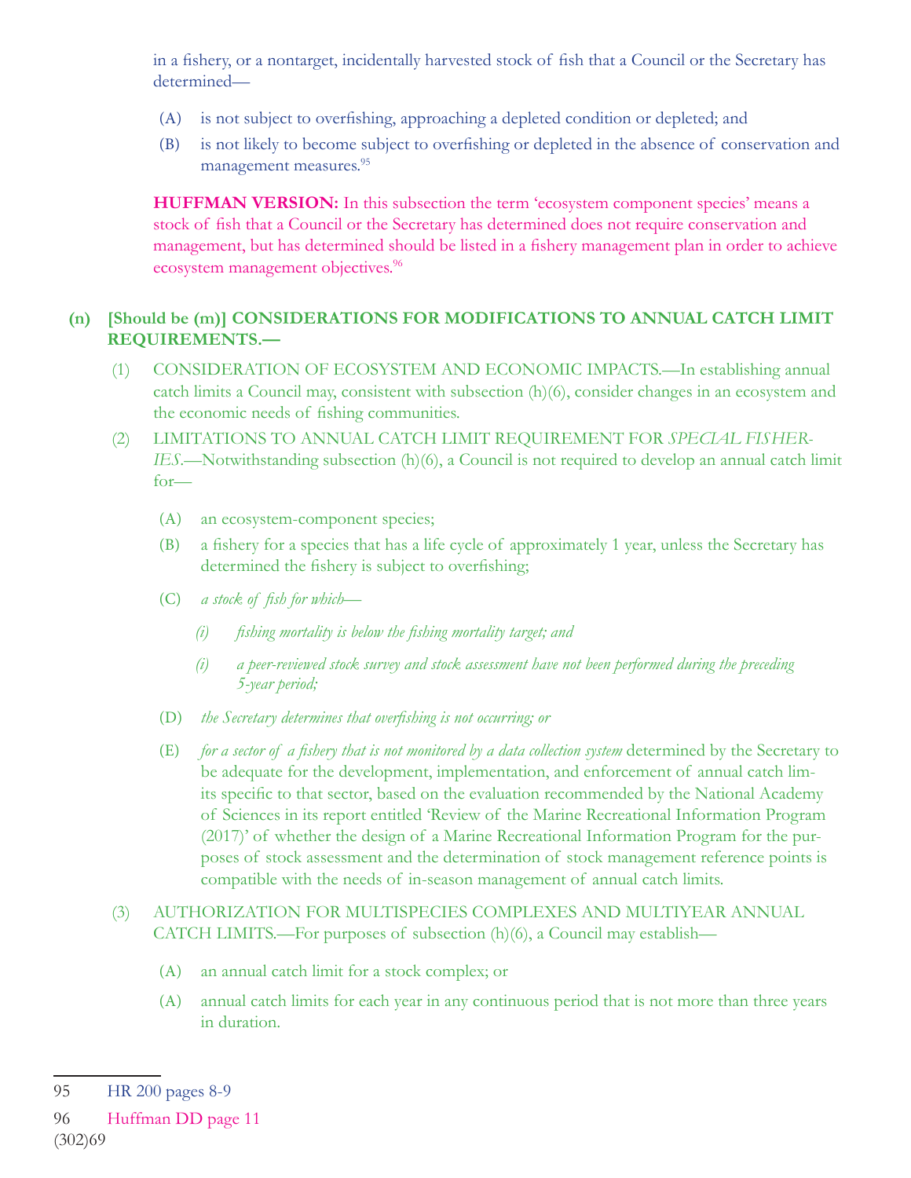in a fishery, or a nontarget, incidentally harvested stock of fish that a Council or the Secretary has determined—

(A) is not subject to overfishing, approaching a depleted condition or depleted; and

(B) is not likely to become subject to overfishing or depleted in the absence of conservation and management measures.[95]

**HUFFMAN VERSION:** In this subsection the term 'ecosystem component species' means a stock of fish that a Council or the Secretary has determined does not require conservation and management, but has determined should be listed in a fishery management plan in order to achieve ecosystem management objectives.[96]

**(n) [Should be (m)] CONSIDERATIONS FOR MODIFICATIONS TO ANNUAL CATCH LIMIT REQUIREMENTS.—**

(1) CONSIDERATION OF ECOSYSTEM AND ECONOMIC IMPACTS.—In establishing annual catch limits a Council may, consistent with subsection (h)(6), consider changes in an ecosystem and the economic needs of fishing communities.

(2) LIMITATIONS TO ANNUAL CATCH LIMIT REQUIREMENT FOR *SPECIAL FISHERIES*.—Notwithstanding subsection (h)(6), a Council is not required to develop an annual catch limit for—

(A) an ecosystem-component species;

(B) a fishery for a species that has a life cycle of approximately 1 year, unless the Secretary has determined the fishery is subject to overfishing;

(C) *a stock of fish for which—*

(i) *fishing mortality is below the fishing mortality target; and*

(i) *a peer-reviewed stock survey and stock assessment have not been performed during the preceding 5-year period;*

(D) *the Secretary determines that overfishing is not occurring; or*

(E) *for a sector of a fishery that is not monitored by a data collection system* determined by the Secretary to be adequate for the development, implementation, and enforcement of annual catch limits specific to that sector, based on the evaluation recommended by the National Academy of Sciences in its report entitled 'Review of the Marine Recreational Information Program (2017)' of whether the design of a Marine Recreational Information Program for the purposes of stock assessment and the determination of stock management reference points is compatible with the needs of in-season management of annual catch limits.

(3) AUTHORIZATION FOR MULTISPECIES COMPLEXES AND MULTIYEAR ANNUAL CATCH LIMITS.—For purposes of subsection (h)(6), a Council may establish—

(A) an annual catch limit for a stock complex; or

(A) annual catch limits for each year in any continuous period that is not more than three years in duration.

---

95 HR 200 pages 8-9

96 Huffman DD page 11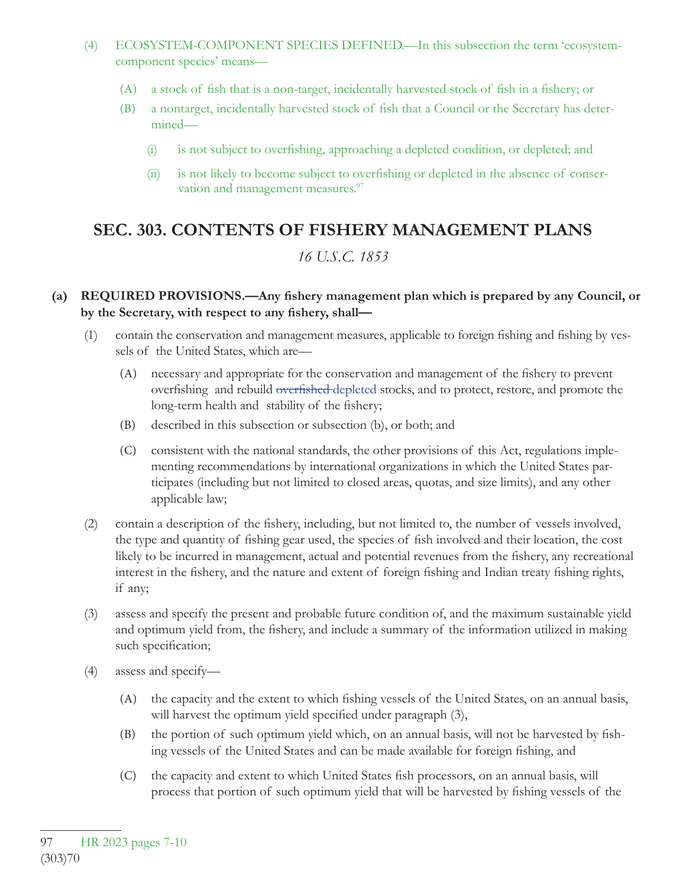(4) ECOSYSTEM-COMPONENT SPECIES DEFINED.—In this subsection the term 'ecosystem-component species' means—

(A) a stock of fish that is a non-target, incidentally harvested stock of fish in a fishery; or

(B) a nontarget, incidentally harvested stock of fish that a Council or the Secretary has determined—

(i) is not subject to overfishing, approaching a depleted condition, or depleted; and

(ii) is not likely to become subject to overfishing or depleted in the absence of conservation and management measures.[97]

## SEC. 303. CONTENTS OF FISHERY MANAGEMENT PLANS

*16 U.S.C. 1853*

**(a) REQUIRED PROVISIONS.—Any fishery management plan which is prepared by any Council, or by the Secretary, with respect to any fishery, shall—**

(1) contain the conservation and management measures, applicable to foreign fishing and fishing by vessels of the United States, which are—

(A) necessary and appropriate for the conservation and management of the fishery to prevent overfishing and rebuild ~~overfished~~ depleted stocks, and to protect, restore, and promote the long-term health and stability of the fishery;

(B) described in this subsection or subsection (b), or both; and

(C) consistent with the national standards, the other provisions of this Act, regulations implementing recommendations by international organizations in which the United States participates (including but not limited to closed areas, quotas, and size limits), and any other applicable law;

(2) contain a description of the fishery, including, but not limited to, the number of vessels involved, the type and quantity of fishing gear used, the species of fish involved and their location, the cost likely to be incurred in management, actual and potential revenues from the fishery, any recreational interest in the fishery, and the nature and extent of foreign fishing and Indian treaty fishing rights, if any;

(3) assess and specify the present and probable future condition of, and the maximum sustainable yield and optimum yield from, the fishery, and include a summary of the information utilized in making such specification;

(4) assess and specify—

(A) the capacity and the extent to which fishing vessels of the United States, on an annual basis, will harvest the optimum yield specified under paragraph (3),

(B) the portion of such optimum yield which, on an annual basis, will not be harvested by fishing vessels of the United States and can be made available for foreign fishing, and

(C) the capacity and extent to which United States fish processors, on an annual basis, will process that portion of such optimum yield that will be harvested by fishing vessels of the

---

97 HR 2023 pages 7-10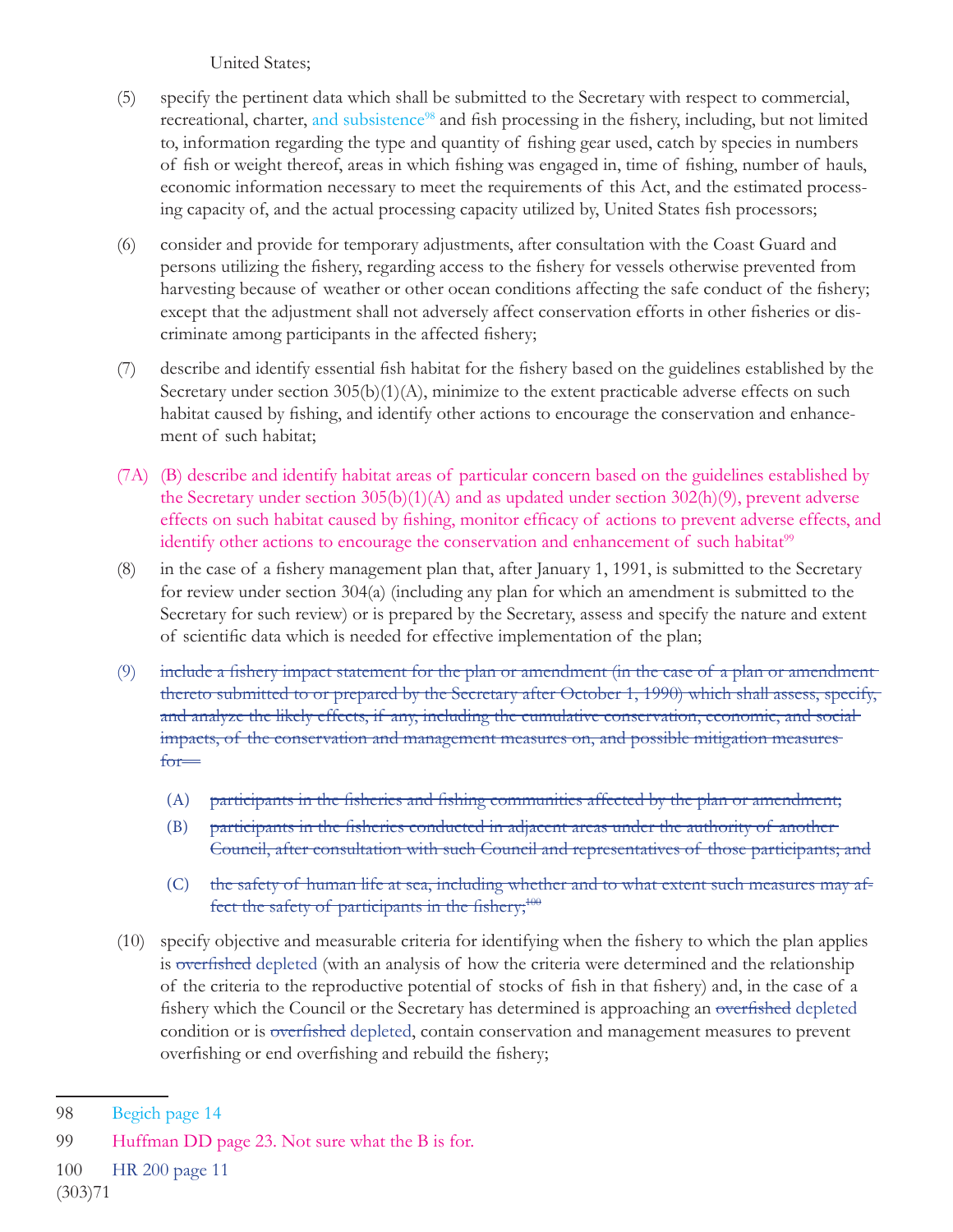United States;

(5) specify the pertinent data which shall be submitted to the Secretary with respect to commercial, recreational, charter, and subsistence[98] and fish processing in the fishery, including, but not limited to, information regarding the type and quantity of fishing gear used, catch by species in numbers of fish or weight thereof, areas in which fishing was engaged in, time of fishing, number of hauls, economic information necessary to meet the requirements of this Act, and the estimated processing capacity of, and the actual processing capacity utilized by, United States fish processors;

(6) consider and provide for temporary adjustments, after consultation with the Coast Guard and persons utilizing the fishery, regarding access to the fishery for vessels otherwise prevented from harvesting because of weather or other ocean conditions affecting the safe conduct of the fishery; except that the adjustment shall not adversely affect conservation efforts in other fisheries or discriminate among participants in the affected fishery;

(7) describe and identify essential fish habitat for the fishery based on the guidelines established by the Secretary under section 305(b)(1)(A), minimize to the extent practicable adverse effects on such habitat caused by fishing, and identify other actions to encourage the conservation and enhancement of such habitat;

(7A) (B) describe and identify habitat areas of particular concern based on the guidelines established by the Secretary under section 305(b)(1)(A) and as updated under section 302(h)(9), prevent adverse effects on such habitat caused by fishing, monitor efficacy of actions to prevent adverse effects, and identify other actions to encourage the conservation and enhancement of such habitat[99]

(8) in the case of a fishery management plan that, after January 1, 1991, is submitted to the Secretary for review under section 304(a) (including any plan for which an amendment is submitted to the Secretary for such review) or is prepared by the Secretary, assess and specify the nature and extent of scientific data which is needed for effective implementation of the plan;

(9) ~~include a fishery impact statement for the plan or amendment (in the case of a plan or amendment thereto submitted to or prepared by the Secretary after October 1, 1990) which shall assess, specify, and analyze the likely effects, if any, including the cumulative conservation, economic, and social impacts, of the conservation and management measures on, and possible mitigation measures for—~~

  (A) ~~participants in the fisheries and fishing communities affected by the plan or amendment;~~

  (B) ~~participants in the fisheries conducted in adjacent areas under the authority of another Council, after consultation with such Council and representatives of those participants; and~~

  (C) ~~the safety of human life at sea, including whether and to what extent such measures may affect the safety of participants in the fishery;~~[100]

(10) specify objective and measurable criteria for identifying when the fishery to which the plan applies is ~~overfished~~ depleted (with an analysis of how the criteria were determined and the relationship of the criteria to the reproductive potential of stocks of fish in that fishery) and, in the case of a fishery which the Council or the Secretary has determined is approaching an ~~overfished~~ depleted condition or is ~~overfished~~ depleted, contain conservation and management measures to prevent overfishing or end overfishing and rebuild the fishery;

---

98 Begich page 14

99 Huffman DD page 23. Not sure what the B is for.

100 HR 200 page 11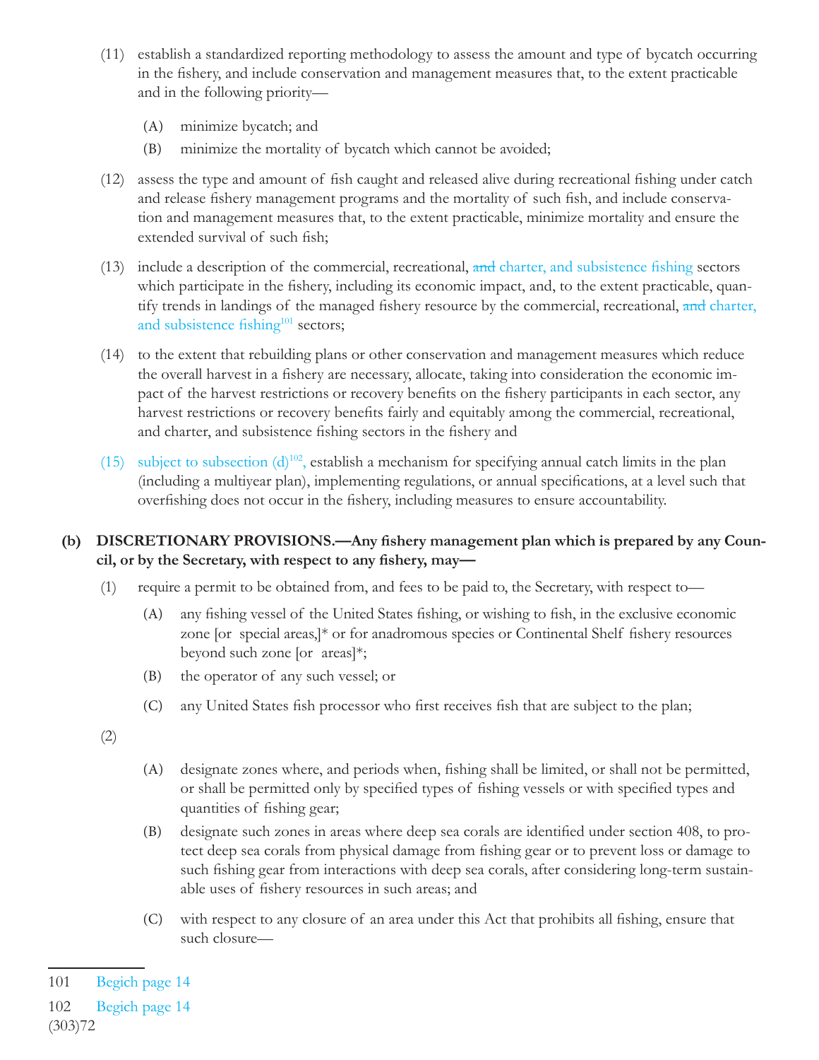(11) establish a standardized reporting methodology to assess the amount and type of bycatch occurring in the fishery, and include conservation and management measures that, to the extent practicable and in the following priority—

  (A) minimize bycatch; and

  (B) minimize the mortality of bycatch which cannot be avoided;

(12) assess the type and amount of fish caught and released alive during recreational fishing under catch and release fishery management programs and the mortality of such fish, and include conservation and management measures that, to the extent practicable, minimize mortality and ensure the extended survival of such fish;

(13) include a description of the commercial, recreational, ~~and~~ charter, and subsistence fishing sectors which participate in the fishery, including its economic impact, and, to the extent practicable, quantify trends in landings of the managed fishery resource by the commercial, recreational, ~~and~~ charter, and subsistence fishing[101] sectors;

(14) to the extent that rebuilding plans or other conservation and management measures which reduce the overall harvest in a fishery are necessary, allocate, taking into consideration the economic impact of the harvest restrictions or recovery benefits on the fishery participants in each sector, any harvest restrictions or recovery benefits fairly and equitably among the commercial, recreational, and charter, and subsistence fishing sectors in the fishery and

(15) subject to subsection (d)[102], establish a mechanism for specifying annual catch limits in the plan (including a multiyear plan), implementing regulations, or annual specifications, at a level such that overfishing does not occur in the fishery, including measures to ensure accountability.

**(b) DISCRETIONARY PROVISIONS.—Any fishery management plan which is prepared by any Council, or by the Secretary, with respect to any fishery, may—**

(1) require a permit to be obtained from, and fees to be paid to, the Secretary, with respect to—

  (A) any fishing vessel of the United States fishing, or wishing to fish, in the exclusive economic zone [or special areas,]* or for anadromous species or Continental Shelf fishery resources beyond such zone [or areas]*;

  (B) the operator of any such vessel; or

  (C) any United States fish processor who first receives fish that are subject to the plan;

(2)

  (A) designate zones where, and periods when, fishing shall be limited, or shall not be permitted, or shall be permitted only by specified types of fishing vessels or with specified types and quantities of fishing gear;

  (B) designate such zones in areas where deep sea corals are identified under section 408, to protect deep sea corals from physical damage from fishing gear or to prevent loss or damage to such fishing gear from interactions with deep sea corals, after considering long-term sustainable uses of fishery resources in such areas; and

  (C) with respect to any closure of an area under this Act that prohibits all fishing, ensure that such closure—

---

101 Begich page 14

102 Begich page 14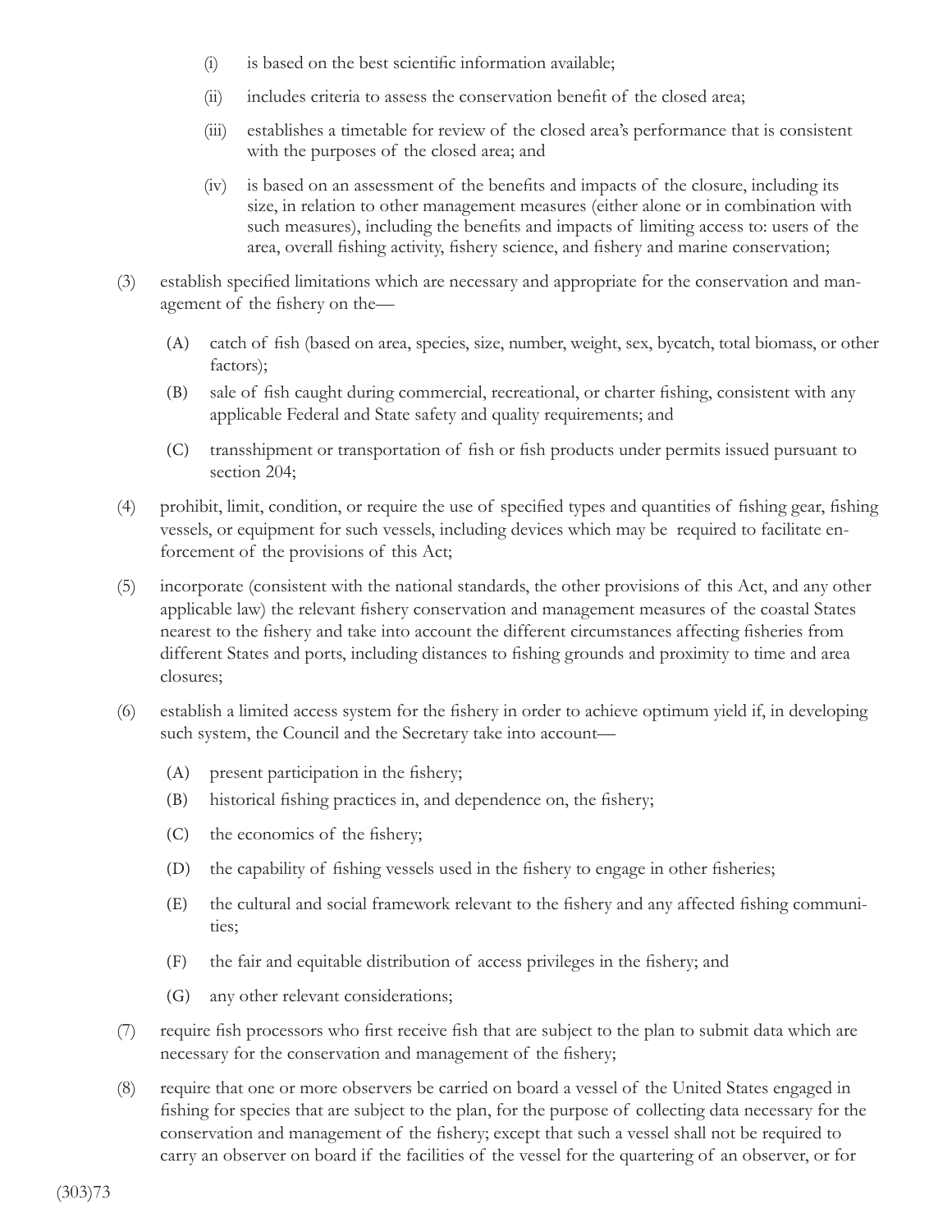(i) is based on the best scientific information available;

(ii) includes criteria to assess the conservation benefit of the closed area;

(iii) establishes a timetable for review of the closed area's performance that is consistent with the purposes of the closed area; and

(iv) is based on an assessment of the benefits and impacts of the closure, including its size, in relation to other management measures (either alone or in combination with such measures), including the benefits and impacts of limiting access to: users of the area, overall fishing activity, fishery science, and fishery and marine conservation;

(3) establish specified limitations which are necessary and appropriate for the conservation and management of the fishery on the—

(A) catch of fish (based on area, species, size, number, weight, sex, bycatch, total biomass, or other factors);

(B) sale of fish caught during commercial, recreational, or charter fishing, consistent with any applicable Federal and State safety and quality requirements; and

(C) transshipment or transportation of fish or fish products under permits issued pursuant to section 204;

(4) prohibit, limit, condition, or require the use of specified types and quantities of fishing gear, fishing vessels, or equipment for such vessels, including devices which may be required to facilitate enforcement of the provisions of this Act;

(5) incorporate (consistent with the national standards, the other provisions of this Act, and any other applicable law) the relevant fishery conservation and management measures of the coastal States nearest to the fishery and take into account the different circumstances affecting fisheries from different States and ports, including distances to fishing grounds and proximity to time and area closures;

(6) establish a limited access system for the fishery in order to achieve optimum yield if, in developing such system, the Council and the Secretary take into account—

(A) present participation in the fishery;

(B) historical fishing practices in, and dependence on, the fishery;

(C) the economics of the fishery;

(D) the capability of fishing vessels used in the fishery to engage in other fisheries;

(E) the cultural and social framework relevant to the fishery and any affected fishing communities;

(F) the fair and equitable distribution of access privileges in the fishery; and

(G) any other relevant considerations;

(7) require fish processors who first receive fish that are subject to the plan to submit data which are necessary for the conservation and management of the fishery;

(8) require that one or more observers be carried on board a vessel of the United States engaged in fishing for species that are subject to the plan, for the purpose of collecting data necessary for the conservation and management of the fishery; except that such a vessel shall not be required to carry an observer on board if the facilities of the vessel for the quartering of an observer, or for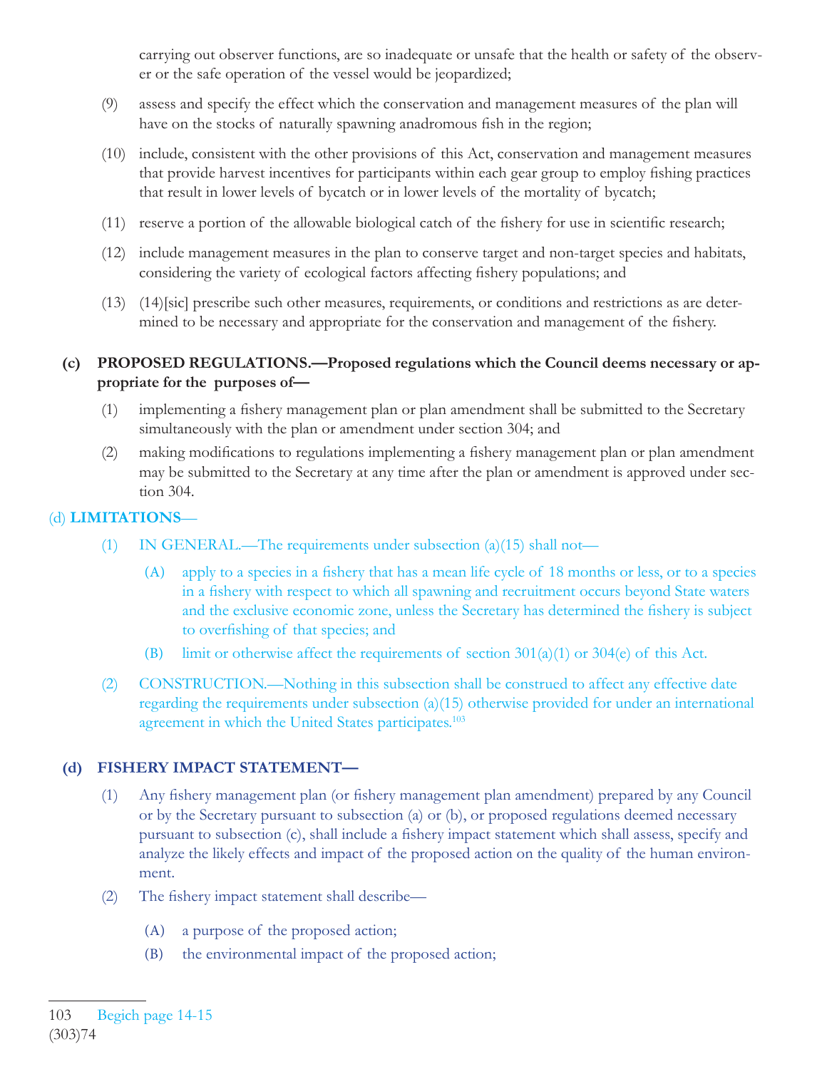carrying out observer functions, are so inadequate or unsafe that the health or safety of the observer or the safe operation of the vessel would be jeopardized;

(9) assess and specify the effect which the conservation and management measures of the plan will have on the stocks of naturally spawning anadromous fish in the region;

(10) include, consistent with the other provisions of this Act, conservation and management measures that provide harvest incentives for participants within each gear group to employ fishing practices that result in lower levels of bycatch or in lower levels of the mortality of bycatch;

(11) reserve a portion of the allowable biological catch of the fishery for use in scientific research;

(12) include management measures in the plan to conserve target and non-target species and habitats, considering the variety of ecological factors affecting fishery populations; and

(13) (14)[sic] prescribe such other measures, requirements, or conditions and restrictions as are determined to be necessary and appropriate for the conservation and management of the fishery.

**(c) PROPOSED REGULATIONS.—Proposed regulations which the Council deems necessary or appropriate for the purposes of—**

(1) implementing a fishery management plan or plan amendment shall be submitted to the Secretary simultaneously with the plan or amendment under section 304; and

(2) making modifications to regulations implementing a fishery management plan or plan amendment may be submitted to the Secretary at any time after the plan or amendment is approved under section 304.

(d) **LIMITATIONS**—

(1) IN GENERAL.—The requirements under subsection (a)(15) shall not—

(A) apply to a species in a fishery that has a mean life cycle of 18 months or less, or to a species in a fishery with respect to which all spawning and recruitment occurs beyond State waters and the exclusive economic zone, unless the Secretary has determined the fishery is subject to overfishing of that species; and

(B) limit or otherwise affect the requirements of section 301(a)(1) or 304(e) of this Act.

(2) CONSTRUCTION.—Nothing in this subsection shall be construed to affect any effective date regarding the requirements under subsection (a)(15) otherwise provided for under an international agreement in which the United States participates.[103]

**(d) FISHERY IMPACT STATEMENT—**

(1) Any fishery management plan (or fishery management plan amendment) prepared by any Council or by the Secretary pursuant to subsection (a) or (b), or proposed regulations deemed necessary pursuant to subsection (c), shall include a fishery impact statement which shall assess, specify and analyze the likely effects and impact of the proposed action on the quality of the human environment.

(2) The fishery impact statement shall describe—

(A) a purpose of the proposed action;

(B) the environmental impact of the proposed action;

---

103 Begich page 14-15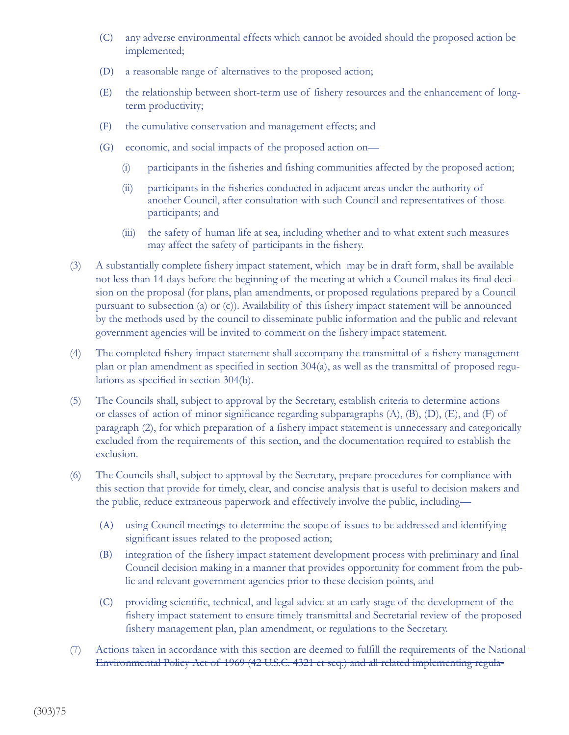(C) any adverse environmental effects which cannot be avoided should the proposed action be implemented;

(D) a reasonable range of alternatives to the proposed action;

(E) the relationship between short-term use of fishery resources and the enhancement of long-term productivity;

(F) the cumulative conservation and management effects; and

(G) economic, and social impacts of the proposed action on—

(i) participants in the fisheries and fishing communities affected by the proposed action;

(ii) participants in the fisheries conducted in adjacent areas under the authority of another Council, after consultation with such Council and representatives of those participants; and

(iii) the safety of human life at sea, including whether and to what extent such measures may affect the safety of participants in the fishery.

(3) A substantially complete fishery impact statement, which may be in draft form, shall be available not less than 14 days before the beginning of the meeting at which a Council makes its final decision on the proposal (for plans, plan amendments, or proposed regulations prepared by a Council pursuant to subsection (a) or (c)). Availability of this fishery impact statement will be announced by the methods used by the council to disseminate public information and the public and relevant government agencies will be invited to comment on the fishery impact statement.

(4) The completed fishery impact statement shall accompany the transmittal of a fishery management plan or plan amendment as specified in section 304(a), as well as the transmittal of proposed regulations as specified in section 304(b).

(5) The Councils shall, subject to approval by the Secretary, establish criteria to determine actions or classes of action of minor significance regarding subparagraphs (A), (B), (D), (E), and (F) of paragraph (2), for which preparation of a fishery impact statement is unnecessary and categorically excluded from the requirements of this section, and the documentation required to establish the exclusion.

(6) The Councils shall, subject to approval by the Secretary, prepare procedures for compliance with this section that provide for timely, clear, and concise analysis that is useful to decision makers and the public, reduce extraneous paperwork and effectively involve the public, including—

(A) using Council meetings to determine the scope of issues to be addressed and identifying significant issues related to the proposed action;

(B) integration of the fishery impact statement development process with preliminary and final Council decision making in a manner that provides opportunity for comment from the public and relevant government agencies prior to these decision points, and

(C) providing scientific, technical, and legal advice at an early stage of the development of the fishery impact statement to ensure timely transmittal and Secretarial review of the proposed fishery management plan, plan amendment, or regulations to the Secretary.

(7) ~~Actions taken in accordance with this section are deemed to fulfill the requirements of the National Environmental Policy Act of 1969 (42 U.S.C. 4321 et seq.) and all related implementing regula-~~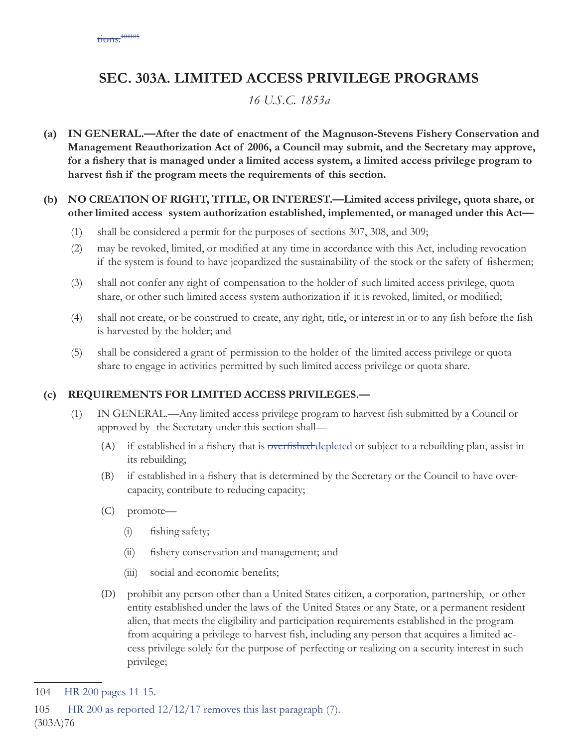~~tions.~~[104][105]

## SEC. 303A. LIMITED ACCESS PRIVILEGE PROGRAMS

*16 U.S.C. 1853a*

**(a) IN GENERAL.—After the date of enactment of the Magnuson-Stevens Fishery Conservation and Management Reauthorization Act of 2006, a Council may submit, and the Secretary may approve, for a fishery that is managed under a limited access system, a limited access privilege program to harvest fish if the program meets the requirements of this section.**

**(b) NO CREATION OF RIGHT, TITLE, OR INTEREST.—Limited access privilege, quota share, or other limited access system authorization established, implemented, or managed under this Act—**

(1) shall be considered a permit for the purposes of sections 307, 308, and 309;

(2) may be revoked, limited, or modified at any time in accordance with this Act, including revocation if the system is found to have jeopardized the sustainability of the stock or the safety of fishermen;

(3) shall not confer any right of compensation to the holder of such limited access privilege, quota share, or other such limited access system authorization if it is revoked, limited, or modified;

(4) shall not create, or be construed to create, any right, title, or interest in or to any fish before the fish is harvested by the holder; and

(5) shall be considered a grant of permission to the holder of the limited access privilege or quota share to engage in activities permitted by such limited access privilege or quota share.

**(c) REQUIREMENTS FOR LIMITED ACCESS PRIVILEGES.—**

(1) IN GENERAL.—Any limited access privilege program to harvest fish submitted by a Council or approved by the Secretary under this section shall—

(A) if established in a fishery that is ~~overfished~~ depleted or subject to a rebuilding plan, assist in its rebuilding;

(B) if established in a fishery that is determined by the Secretary or the Council to have over-capacity, contribute to reducing capacity;

(C) promote—

(i) fishing safety;

(ii) fishery conservation and management; and

(iii) social and economic benefits;

(D) prohibit any person other than a United States citizen, a corporation, partnership, or other entity established under the laws of the United States or any State, or a permanent resident alien, that meets the eligibility and participation requirements established in the program from acquiring a privilege to harvest fish, including any person that acquires a limited access privilege solely for the purpose of perfecting or realizing on a security interest in such privilege;

---

104 HR 200 pages 11-15.

105 HR 200 as reported 12/12/17 removes this last paragraph (7).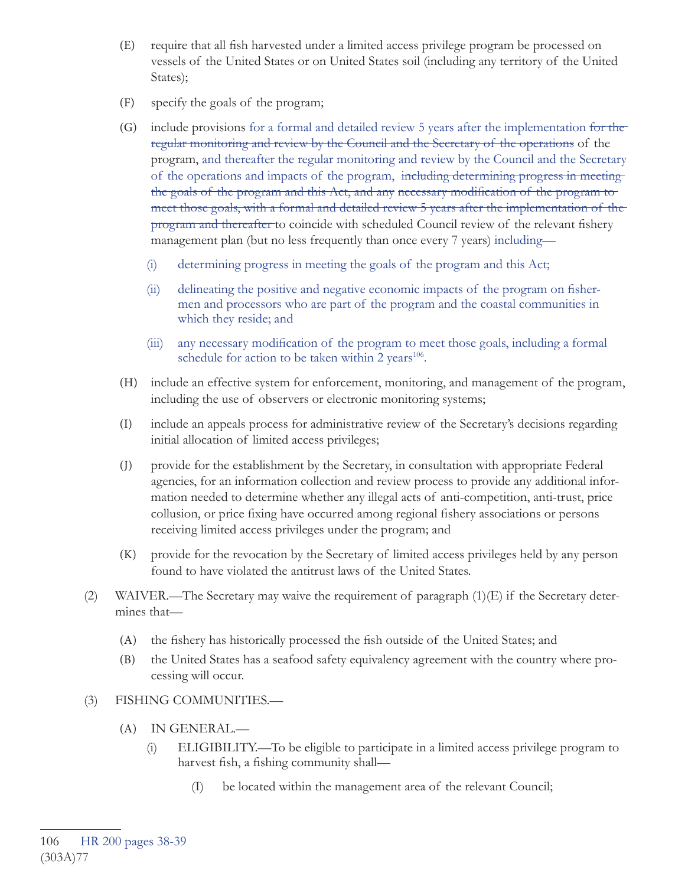(E) require that all fish harvested under a limited access privilege program be processed on vessels of the United States or on United States soil (including any territory of the United States);

(F) specify the goals of the program;

(G) include provisions for a formal and detailed review 5 years after the implementation ~~for the regular monitoring and review by the Council and the Secretary of the operations~~ of the program, and thereafter the regular monitoring and review by the Council and the Secretary of the operations and impacts of the program, ~~including determining progress in meeting the goals of the program and this Act, and any necessary modification of the program to meet those goals, with a formal and detailed review 5 years after the implementation of the program and thereafter~~ to coincide with scheduled Council review of the relevant fishery management plan (but no less frequently than once every 7 years) including—

   (i) determining progress in meeting the goals of the program and this Act;

   (ii) delineating the positive and negative economic impacts of the program on fishermen and processors who are part of the program and the coastal communities in which they reside; and

   (iii) any necessary modification of the program to meet those goals, including a formal schedule for action to be taken within 2 years[106].

(H) include an effective system for enforcement, monitoring, and management of the program, including the use of observers or electronic monitoring systems;

(I) include an appeals process for administrative review of the Secretary's decisions regarding initial allocation of limited access privileges;

(J) provide for the establishment by the Secretary, in consultation with appropriate Federal agencies, for an information collection and review process to provide any additional information needed to determine whether any illegal acts of anti-competition, anti-trust, price collusion, or price fixing have occurred among regional fishery associations or persons receiving limited access privileges under the program; and

(K) provide for the revocation by the Secretary of limited access privileges held by any person found to have violated the antitrust laws of the United States.

(2) WAIVER.—The Secretary may waive the requirement of paragraph (1)(E) if the Secretary determines that—

   (A) the fishery has historically processed the fish outside of the United States; and

   (B) the United States has a seafood safety equivalency agreement with the country where processing will occur.

(3) FISHING COMMUNITIES.—

   (A) IN GENERAL.—

      (i) ELIGIBILITY.—To be eligible to participate in a limited access privilege program to harvest fish, a fishing community shall—

         (I) be located within the management area of the relevant Council;

---

106 HR 200 pages 38-39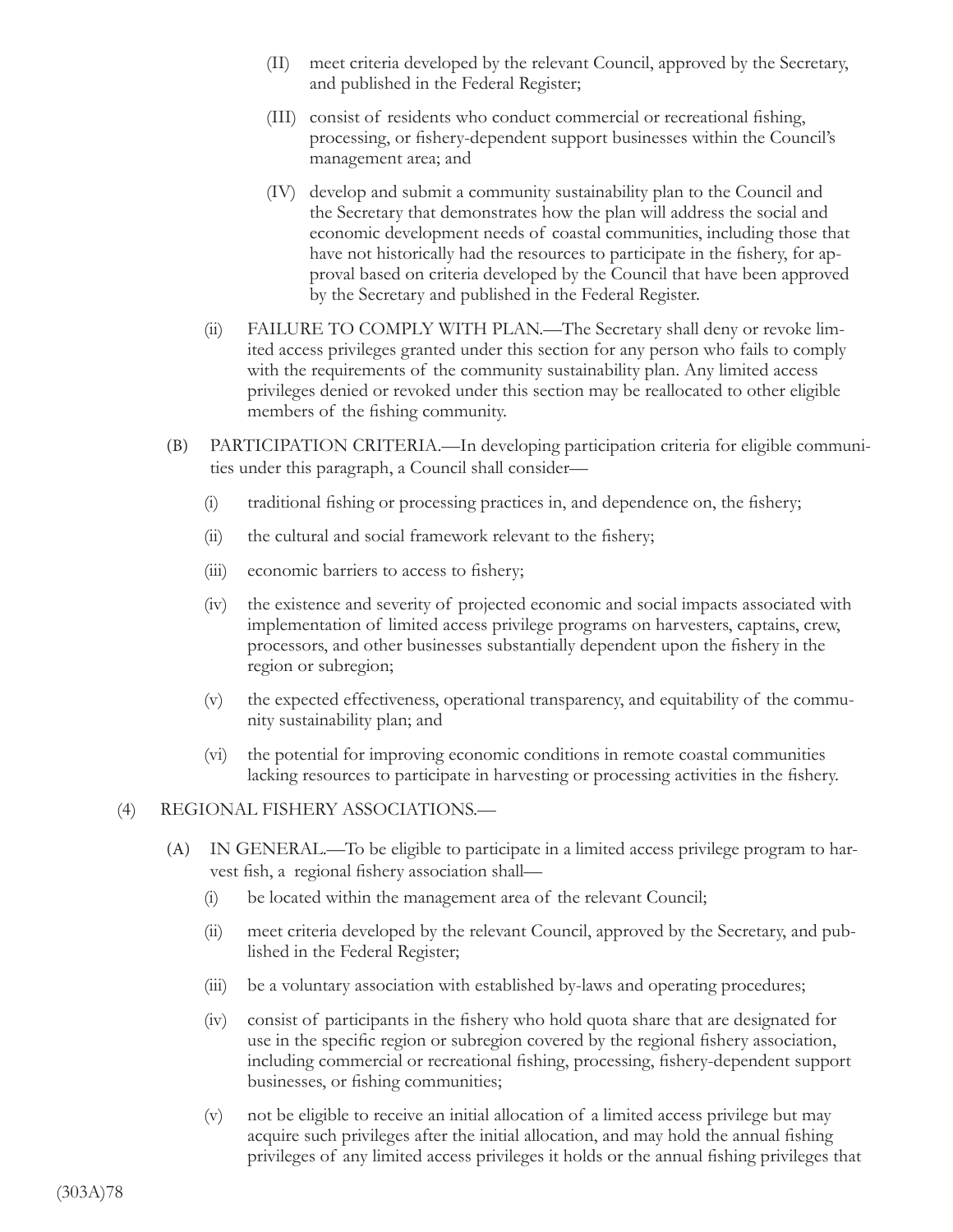(II) meet criteria developed by the relevant Council, approved by the Secretary, and published in the Federal Register;

(III) consist of residents who conduct commercial or recreational fishing, processing, or fishery-dependent support businesses within the Council's management area; and

(IV) develop and submit a community sustainability plan to the Council and the Secretary that demonstrates how the plan will address the social and economic development needs of coastal communities, including those that have not historically had the resources to participate in the fishery, for approval based on criteria developed by the Council that have been approved by the Secretary and published in the Federal Register.

(ii) FAILURE TO COMPLY WITH PLAN.—The Secretary shall deny or revoke limited access privileges granted under this section for any person who fails to comply with the requirements of the community sustainability plan. Any limited access privileges denied or revoked under this section may be reallocated to other eligible members of the fishing community.

(B) PARTICIPATION CRITERIA.—In developing participation criteria for eligible communities under this paragraph, a Council shall consider—

(i) traditional fishing or processing practices in, and dependence on, the fishery;

(ii) the cultural and social framework relevant to the fishery;

(iii) economic barriers to access to fishery;

(iv) the existence and severity of projected economic and social impacts associated with implementation of limited access privilege programs on harvesters, captains, crew, processors, and other businesses substantially dependent upon the fishery in the region or subregion;

(v) the expected effectiveness, operational transparency, and equitability of the community sustainability plan; and

(vi) the potential for improving economic conditions in remote coastal communities lacking resources to participate in harvesting or processing activities in the fishery.

(4) REGIONAL FISHERY ASSOCIATIONS.—

(A) IN GENERAL.—To be eligible to participate in a limited access privilege program to harvest fish, a regional fishery association shall—

(i) be located within the management area of the relevant Council;

(ii) meet criteria developed by the relevant Council, approved by the Secretary, and published in the Federal Register;

(iii) be a voluntary association with established by-laws and operating procedures;

(iv) consist of participants in the fishery who hold quota share that are designated for use in the specific region or subregion covered by the regional fishery association, including commercial or recreational fishing, processing, fishery-dependent support businesses, or fishing communities;

(v) not be eligible to receive an initial allocation of a limited access privilege but may acquire such privileges after the initial allocation, and may hold the annual fishing privileges of any limited access privileges it holds or the annual fishing privileges that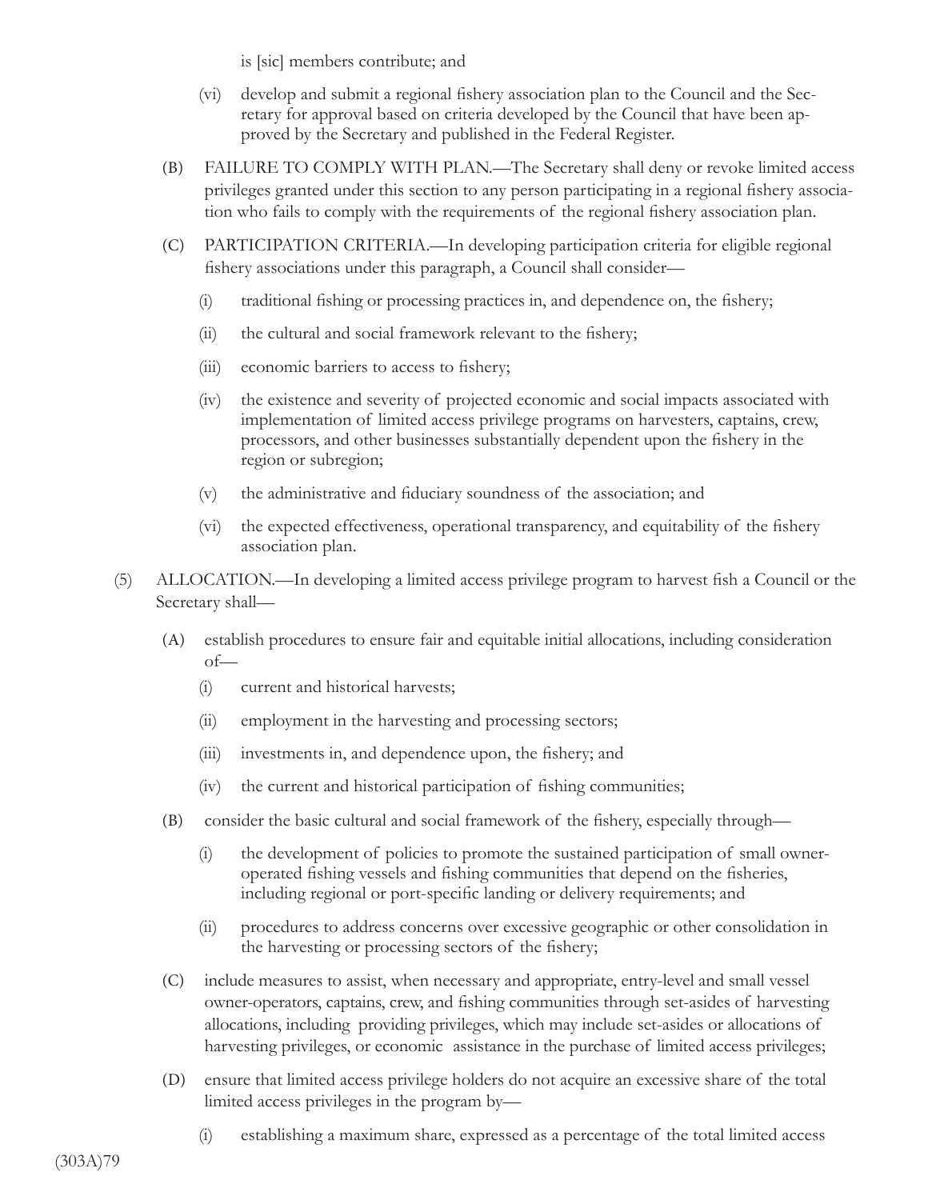is [sic] members contribute; and

(vi) develop and submit a regional fishery association plan to the Council and the Secretary for approval based on criteria developed by the Council that have been approved by the Secretary and published in the Federal Register.

(B) FAILURE TO COMPLY WITH PLAN.—The Secretary shall deny or revoke limited access privileges granted under this section to any person participating in a regional fishery association who fails to comply with the requirements of the regional fishery association plan.

(C) PARTICIPATION CRITERIA.—In developing participation criteria for eligible regional fishery associations under this paragraph, a Council shall consider—

(i) traditional fishing or processing practices in, and dependence on, the fishery;

(ii) the cultural and social framework relevant to the fishery;

(iii) economic barriers to access to fishery;

(iv) the existence and severity of projected economic and social impacts associated with implementation of limited access privilege programs on harvesters, captains, crew, processors, and other businesses substantially dependent upon the fishery in the region or subregion;

(v) the administrative and fiduciary soundness of the association; and

(vi) the expected effectiveness, operational transparency, and equitability of the fishery association plan.

(5) ALLOCATION.—In developing a limited access privilege program to harvest fish a Council or the Secretary shall—

(A) establish procedures to ensure fair and equitable initial allocations, including consideration of—

(i) current and historical harvests;

(ii) employment in the harvesting and processing sectors;

(iii) investments in, and dependence upon, the fishery; and

(iv) the current and historical participation of fishing communities;

(B) consider the basic cultural and social framework of the fishery, especially through—

(i) the development of policies to promote the sustained participation of small owner-operated fishing vessels and fishing communities that depend on the fisheries, including regional or port-specific landing or delivery requirements; and

(ii) procedures to address concerns over excessive geographic or other consolidation in the harvesting or processing sectors of the fishery;

(C) include measures to assist, when necessary and appropriate, entry-level and small vessel owner-operators, captains, crew, and fishing communities through set-asides of harvesting allocations, including providing privileges, which may include set-asides or allocations of harvesting privileges, or economic assistance in the purchase of limited access privileges;

(D) ensure that limited access privilege holders do not acquire an excessive share of the total limited access privileges in the program by—

(i) establishing a maximum share, expressed as a percentage of the total limited access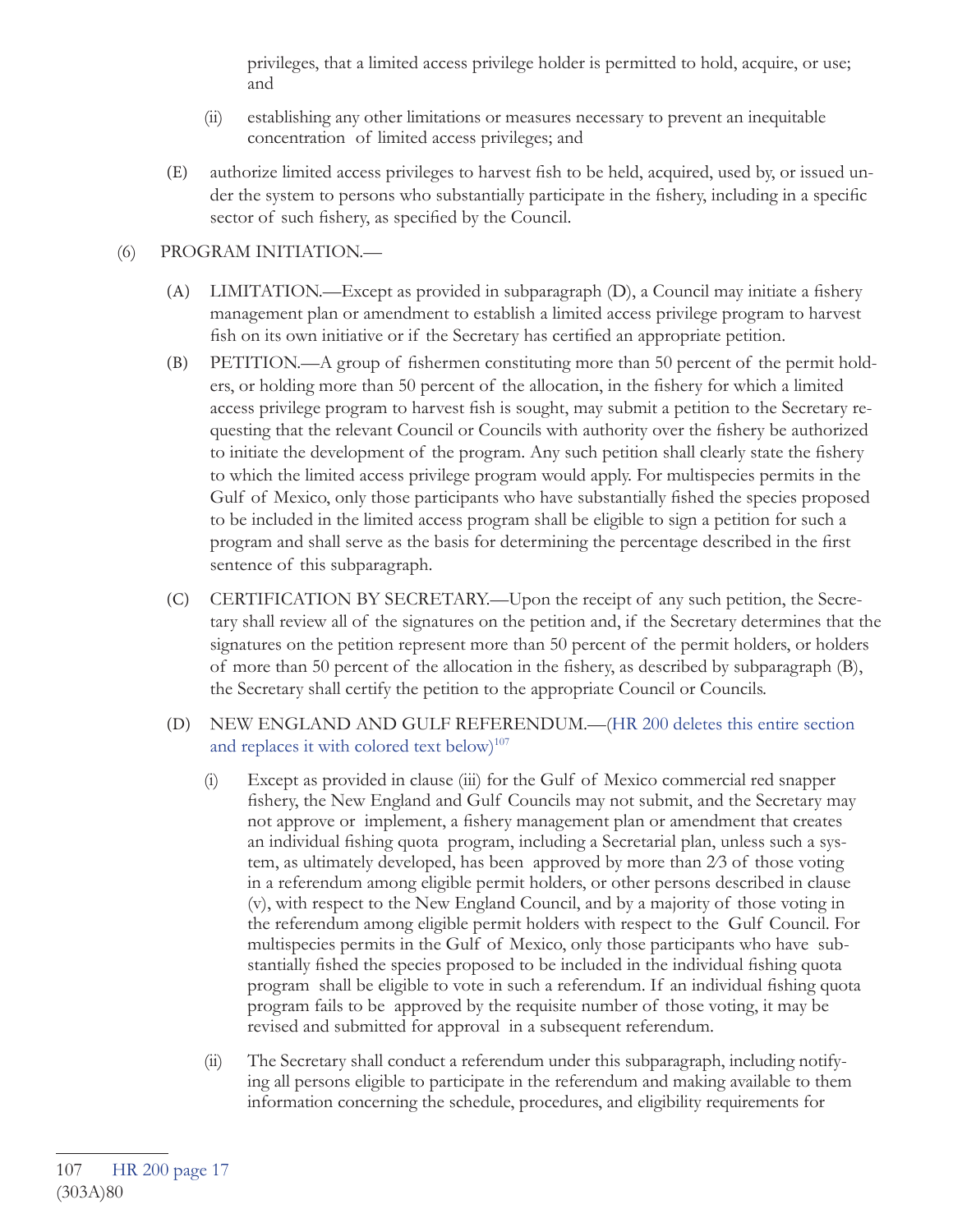privileges, that a limited access privilege holder is permitted to hold, acquire, or use; and

(ii) establishing any other limitations or measures necessary to prevent an inequitable concentration of limited access privileges; and

(E) authorize limited access privileges to harvest fish to be held, acquired, used by, or issued under the system to persons who substantially participate in the fishery, including in a specific sector of such fishery, as specified by the Council.

(6) PROGRAM INITIATION.—

(A) LIMITATION.—Except as provided in subparagraph (D), a Council may initiate a fishery management plan or amendment to establish a limited access privilege program to harvest fish on its own initiative or if the Secretary has certified an appropriate petition.

(B) PETITION.—A group of fishermen constituting more than 50 percent of the permit holders, or holding more than 50 percent of the allocation, in the fishery for which a limited access privilege program to harvest fish is sought, may submit a petition to the Secretary requesting that the relevant Council or Councils with authority over the fishery be authorized to initiate the development of the program. Any such petition shall clearly state the fishery to which the limited access privilege program would apply. For multispecies permits in the Gulf of Mexico, only those participants who have substantially fished the species proposed to be included in the limited access program shall be eligible to sign a petition for such a program and shall serve as the basis for determining the percentage described in the first sentence of this subparagraph.

(C) CERTIFICATION BY SECRETARY.—Upon the receipt of any such petition, the Secretary shall review all of the signatures on the petition and, if the Secretary determines that the signatures on the petition represent more than 50 percent of the permit holders, or holders of more than 50 percent of the allocation in the fishery, as described by subparagraph (B), the Secretary shall certify the petition to the appropriate Council or Councils.

(D) NEW ENGLAND AND GULF REFERENDUM.—(HR 200 deletes this entire section and replaces it with colored text below)[107]

(i) Except as provided in clause (iii) for the Gulf of Mexico commercial red snapper fishery, the New England and Gulf Councils may not submit, and the Secretary may not approve or implement, a fishery management plan or amendment that creates an individual fishing quota program, including a Secretarial plan, unless such a system, as ultimately developed, has been approved by more than 2⁄3 of those voting in a referendum among eligible permit holders, or other persons described in clause (v), with respect to the New England Council, and by a majority of those voting in the referendum among eligible permit holders with respect to the Gulf Council. For multispecies permits in the Gulf of Mexico, only those participants who have substantially fished the species proposed to be included in the individual fishing quota program shall be eligible to vote in such a referendum. If an individual fishing quota program fails to be approved by the requisite number of those voting, it may be revised and submitted for approval in a subsequent referendum.

(ii) The Secretary shall conduct a referendum under this subparagraph, including notifying all persons eligible to participate in the referendum and making available to them information concerning the schedule, procedures, and eligibility requirements for

107 HR 200 page 17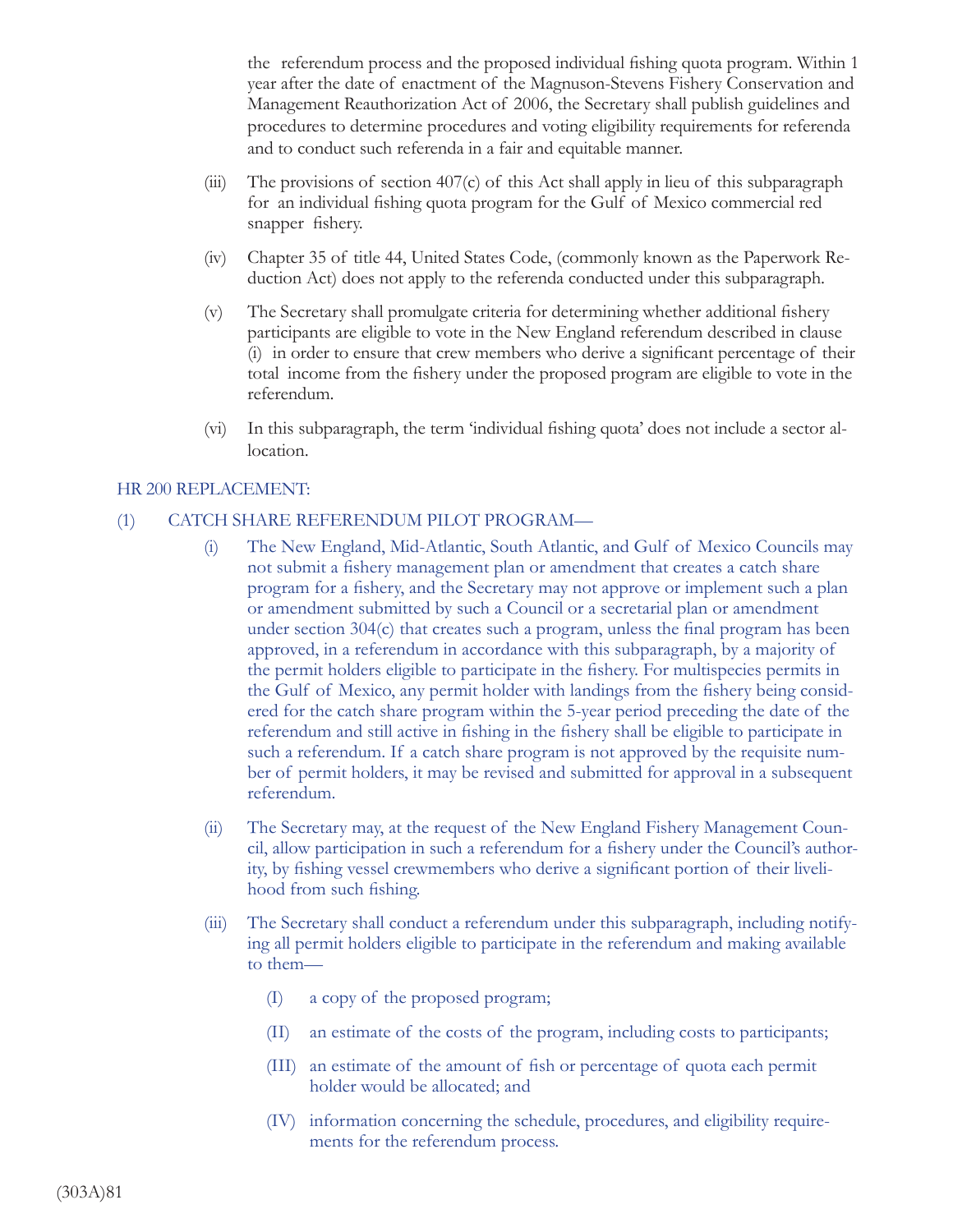the referendum process and the proposed individual fishing quota program. Within 1 year after the date of enactment of the Magnuson-Stevens Fishery Conservation and Management Reauthorization Act of 2006, the Secretary shall publish guidelines and procedures to determine procedures and voting eligibility requirements for referenda and to conduct such referenda in a fair and equitable manner.

(iii) The provisions of section 407(c) of this Act shall apply in lieu of this subparagraph for an individual fishing quota program for the Gulf of Mexico commercial red snapper fishery.

(iv) Chapter 35 of title 44, United States Code, (commonly known as the Paperwork Reduction Act) does not apply to the referenda conducted under this subparagraph.

(v) The Secretary shall promulgate criteria for determining whether additional fishery participants are eligible to vote in the New England referendum described in clause (i) in order to ensure that crew members who derive a significant percentage of their total income from the fishery under the proposed program are eligible to vote in the referendum.

(vi) In this subparagraph, the term 'individual fishing quota' does not include a sector allocation.

HR 200 REPLACEMENT:

(1) CATCH SHARE REFERENDUM PILOT PROGRAM—

(i) The New England, Mid-Atlantic, South Atlantic, and Gulf of Mexico Councils may not submit a fishery management plan or amendment that creates a catch share program for a fishery, and the Secretary may not approve or implement such a plan or amendment submitted by such a Council or a secretarial plan or amendment under section 304(c) that creates such a program, unless the final program has been approved, in a referendum in accordance with this subparagraph, by a majority of the permit holders eligible to participate in the fishery. For multispecies permits in the Gulf of Mexico, any permit holder with landings from the fishery being considered for the catch share program within the 5-year period preceding the date of the referendum and still active in fishing in the fishery shall be eligible to participate in such a referendum. If a catch share program is not approved by the requisite number of permit holders, it may be revised and submitted for approval in a subsequent referendum.

(ii) The Secretary may, at the request of the New England Fishery Management Council, allow participation in such a referendum for a fishery under the Council's authority, by fishing vessel crewmembers who derive a significant portion of their livelihood from such fishing.

(iii) The Secretary shall conduct a referendum under this subparagraph, including notifying all permit holders eligible to participate in the referendum and making available to them—

(I) a copy of the proposed program;

(II) an estimate of the costs of the program, including costs to participants;

(III) an estimate of the amount of fish or percentage of quota each permit holder would be allocated; and

(IV) information concerning the schedule, procedures, and eligibility requirements for the referendum process.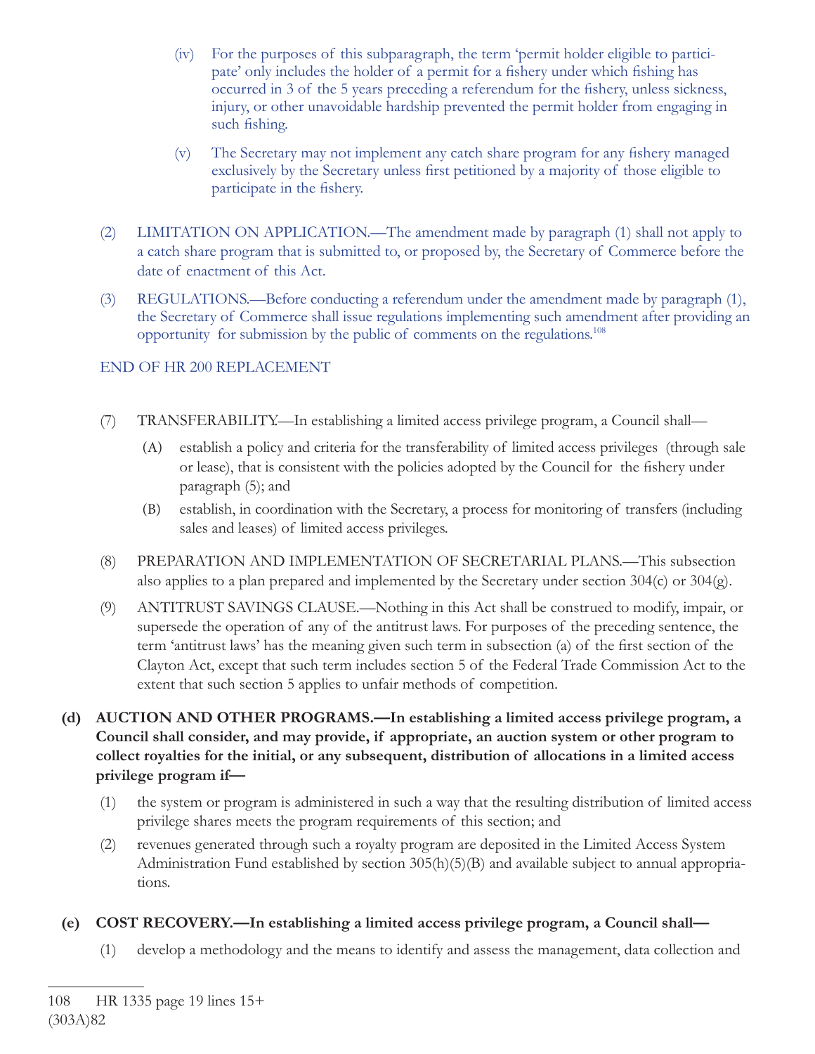(iv) For the purposes of this subparagraph, the term 'permit holder eligible to participate' only includes the holder of a permit for a fishery under which fishing has occurred in 3 of the 5 years preceding a referendum for the fishery, unless sickness, injury, or other unavoidable hardship prevented the permit holder from engaging in such fishing.

(v) The Secretary may not implement any catch share program for any fishery managed exclusively by the Secretary unless first petitioned by a majority of those eligible to participate in the fishery.

(2) LIMITATION ON APPLICATION.—The amendment made by paragraph (1) shall not apply to a catch share program that is submitted to, or proposed by, the Secretary of Commerce before the date of enactment of this Act.

(3) REGULATIONS.—Before conducting a referendum under the amendment made by paragraph (1), the Secretary of Commerce shall issue regulations implementing such amendment after providing an opportunity for submission by the public of comments on the regulations.[108]

END OF HR 200 REPLACEMENT

(7) TRANSFERABILITY.—In establishing a limited access privilege program, a Council shall—

(A) establish a policy and criteria for the transferability of limited access privileges (through sale or lease), that is consistent with the policies adopted by the Council for the fishery under paragraph (5); and

(B) establish, in coordination with the Secretary, a process for monitoring of transfers (including sales and leases) of limited access privileges.

(8) PREPARATION AND IMPLEMENTATION OF SECRETARIAL PLANS.—This subsection also applies to a plan prepared and implemented by the Secretary under section 304(c) or 304(g).

(9) ANTITRUST SAVINGS CLAUSE.—Nothing in this Act shall be construed to modify, impair, or supersede the operation of any of the antitrust laws. For purposes of the preceding sentence, the term 'antitrust laws' has the meaning given such term in subsection (a) of the first section of the Clayton Act, except that such term includes section 5 of the Federal Trade Commission Act to the extent that such section 5 applies to unfair methods of competition.

**(d) AUCTION AND OTHER PROGRAMS.—In establishing a limited access privilege program, a Council shall consider, and may provide, if appropriate, an auction system or other program to collect royalties for the initial, or any subsequent, distribution of allocations in a limited access privilege program if—**

(1) the system or program is administered in such a way that the resulting distribution of limited access privilege shares meets the program requirements of this section; and

(2) revenues generated through such a royalty program are deposited in the Limited Access System Administration Fund established by section 305(h)(5)(B) and available subject to annual appropriations.

**(e) COST RECOVERY.—In establishing a limited access privilege program, a Council shall—**

(1) develop a methodology and the means to identify and assess the management, data collection and

108 HR 1335 page 19 lines 15+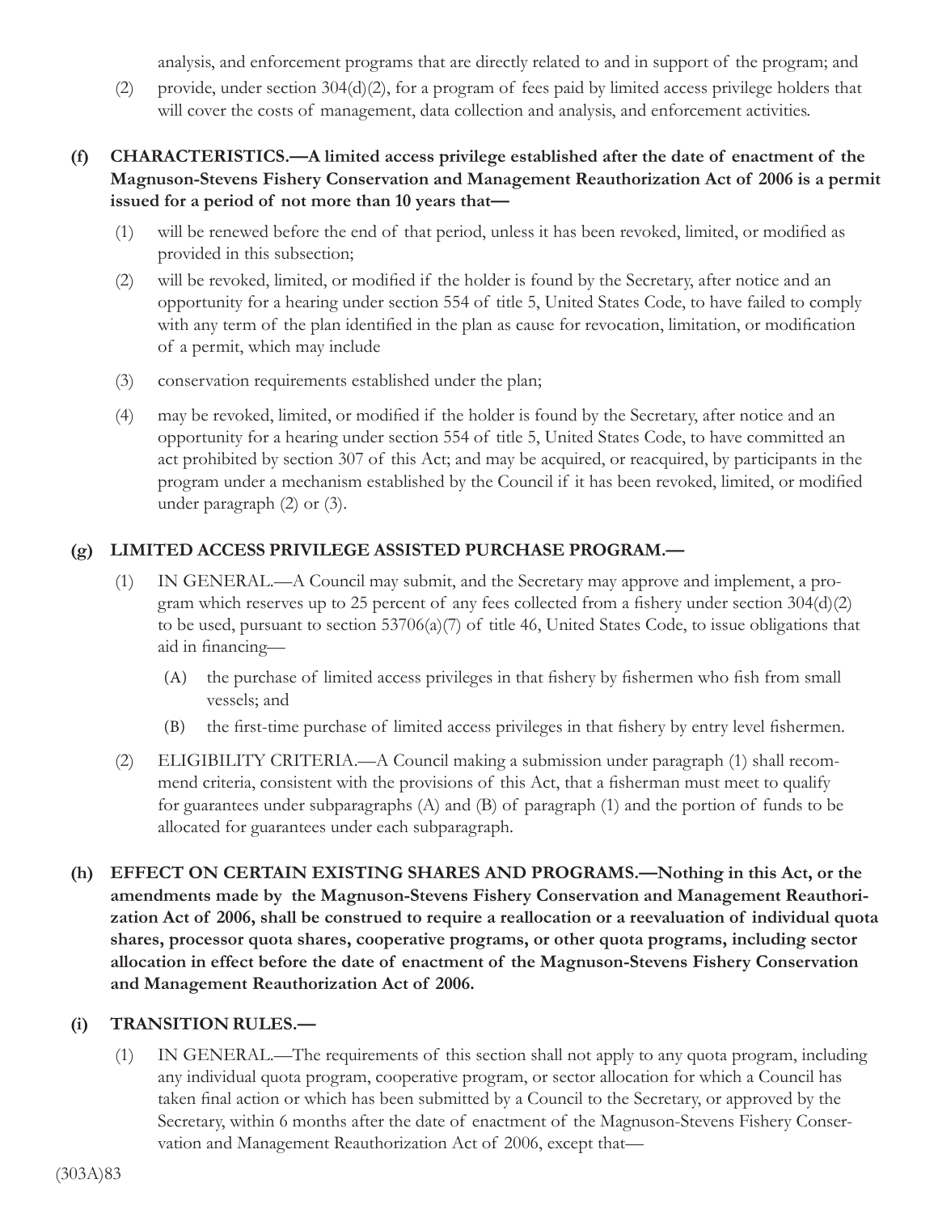analysis, and enforcement programs that are directly related to and in support of the program; and

(2) provide, under section 304(d)(2), for a program of fees paid by limited access privilege holders that will cover the costs of management, data collection and analysis, and enforcement activities.

**(f) CHARACTERISTICS.—A limited access privilege established after the date of enactment of the Magnuson-Stevens Fishery Conservation and Management Reauthorization Act of 2006 is a permit issued for a period of not more than 10 years that—**

(1) will be renewed before the end of that period, unless it has been revoked, limited, or modified as provided in this subsection;

(2) will be revoked, limited, or modified if the holder is found by the Secretary, after notice and an opportunity for a hearing under section 554 of title 5, United States Code, to have failed to comply with any term of the plan identified in the plan as cause for revocation, limitation, or modification of a permit, which may include

(3) conservation requirements established under the plan;

(4) may be revoked, limited, or modified if the holder is found by the Secretary, after notice and an opportunity for a hearing under section 554 of title 5, United States Code, to have committed an act prohibited by section 307 of this Act; and may be acquired, or reacquired, by participants in the program under a mechanism established by the Council if it has been revoked, limited, or modified under paragraph (2) or (3).

**(g) LIMITED ACCESS PRIVILEGE ASSISTED PURCHASE PROGRAM.—**

(1) IN GENERAL.—A Council may submit, and the Secretary may approve and implement, a program which reserves up to 25 percent of any fees collected from a fishery under section 304(d)(2) to be used, pursuant to section 53706(a)(7) of title 46, United States Code, to issue obligations that aid in financing—

(A) the purchase of limited access privileges in that fishery by fishermen who fish from small vessels; and

(B) the first-time purchase of limited access privileges in that fishery by entry level fishermen.

(2) ELIGIBILITY CRITERIA.—A Council making a submission under paragraph (1) shall recommend criteria, consistent with the provisions of this Act, that a fisherman must meet to qualify for guarantees under subparagraphs (A) and (B) of paragraph (1) and the portion of funds to be allocated for guarantees under each subparagraph.

**(h) EFFECT ON CERTAIN EXISTING SHARES AND PROGRAMS.—Nothing in this Act, or the amendments made by the Magnuson-Stevens Fishery Conservation and Management Reauthorization Act of 2006, shall be construed to require a reallocation or a reevaluation of individual quota shares, processor quota shares, cooperative programs, or other quota programs, including sector allocation in effect before the date of enactment of the Magnuson-Stevens Fishery Conservation and Management Reauthorization Act of 2006.**

**(i) TRANSITION RULES.—**

(1) IN GENERAL.—The requirements of this section shall not apply to any quota program, including any individual quota program, cooperative program, or sector allocation for which a Council has taken final action or which has been submitted by a Council to the Secretary, or approved by the Secretary, within 6 months after the date of enactment of the Magnuson-Stevens Fishery Conservation and Management Reauthorization Act of 2006, except that—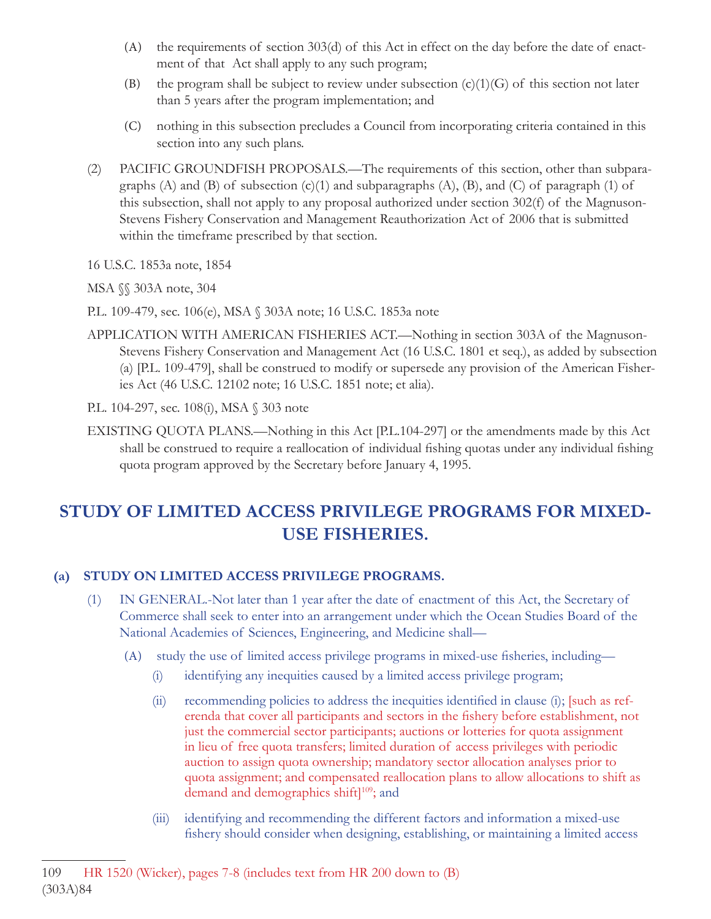(A) the requirements of section 303(d) of this Act in effect on the day before the date of enactment of that Act shall apply to any such program;

(B) the program shall be subject to review under subsection (c)(1)(G) of this section not later than 5 years after the program implementation; and

(C) nothing in this subsection precludes a Council from incorporating criteria contained in this section into any such plans.

(2) PACIFIC GROUNDFISH PROPOSALS.—The requirements of this section, other than subparagraphs (A) and (B) of subsection (c)(1) and subparagraphs (A), (B), and (C) of paragraph (1) of this subsection, shall not apply to any proposal authorized under section 302(f) of the Magnuson-Stevens Fishery Conservation and Management Reauthorization Act of 2006 that is submitted within the timeframe prescribed by that section.

16 U.S.C. 1853a note, 1854

MSA §§ 303A note, 304

P.L. 109-479, sec. 106(e), MSA § 303A note; 16 U.S.C. 1853a note

APPLICATION WITH AMERICAN FISHERIES ACT.—Nothing in section 303A of the Magnuson-Stevens Fishery Conservation and Management Act (16 U.S.C. 1801 et seq.), as added by subsection (a) [P.L. 109-479], shall be construed to modify or supersede any provision of the American Fisheries Act (46 U.S.C. 12102 note; 16 U.S.C. 1851 note; et alia).

P.L. 104-297, sec. 108(i), MSA § 303 note

EXISTING QUOTA PLANS.—Nothing in this Act [P.L.104-297] or the amendments made by this Act shall be construed to require a reallocation of individual fishing quotas under any individual fishing quota program approved by the Secretary before January 4, 1995.

## STUDY OF LIMITED ACCESS PRIVILEGE PROGRAMS FOR MIXED-USE FISHERIES.

### (a) STUDY ON LIMITED ACCESS PRIVILEGE PROGRAMS.

(1) IN GENERAL.-Not later than 1 year after the date of enactment of this Act, the Secretary of Commerce shall seek to enter into an arrangement under which the Ocean Studies Board of the National Academies of Sciences, Engineering, and Medicine shall—

(A) study the use of limited access privilege programs in mixed-use fisheries, including—

(i) identifying any inequities caused by a limited access privilege program;

(ii) recommending policies to address the inequities identified in clause (i); [such as referenda that cover all participants and sectors in the fishery before establishment, not just the commercial sector participants; auctions or lotteries for quota assignment in lieu of free quota transfers; limited duration of access privileges with periodic auction to assign quota ownership; mandatory sector allocation analyses prior to quota assignment; and compensated reallocation plans to allow allocations to shift as demand and demographics shift][109]; and

(iii) identifying and recommending the different factors and information a mixed-use fishery should consider when designing, establishing, or maintaining a limited access

---

109 HR 1520 (Wicker), pages 7-8 (includes text from HR 200 down to (B)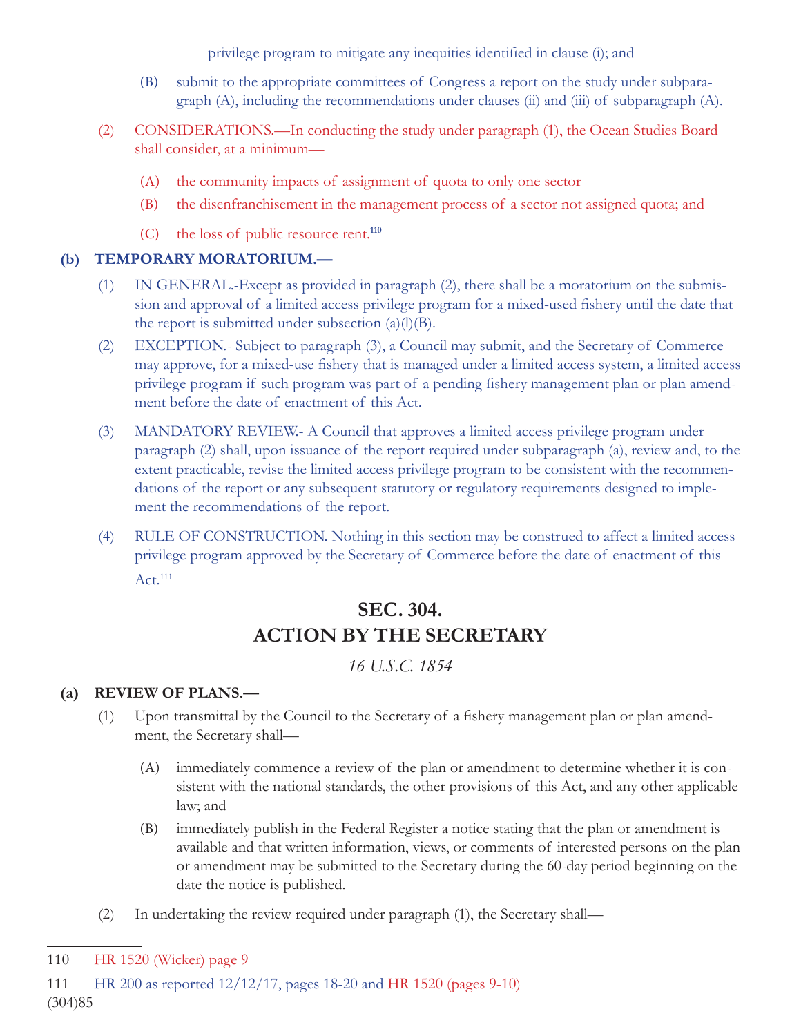privilege program to mitigate any inequities identified in clause (i); and

(B) submit to the appropriate committees of Congress a report on the study under subparagraph (A), including the recommendations under clauses (ii) and (iii) of subparagraph (A).

(2) CONSIDERATIONS.—In conducting the study under paragraph (1), the Ocean Studies Board shall consider, at a minimum—

(A) the community impacts of assignment of quota to only one sector

(B) the disenfranchisement in the management process of a sector not assigned quota; and

(C) the loss of public resource rent.[110]

**(b) TEMPORARY MORATORIUM.—**

(1) IN GENERAL.-Except as provided in paragraph (2), there shall be a moratorium on the submission and approval of a limited access privilege program for a mixed-used fishery until the date that the report is submitted under subsection (a)(l)(B).

(2) EXCEPTION.- Subject to paragraph (3), a Council may submit, and the Secretary of Commerce may approve, for a mixed-use fishery that is managed under a limited access system, a limited access privilege program if such program was part of a pending fishery management plan or plan amendment before the date of enactment of this Act.

(3) MANDATORY REVIEW.- A Council that approves a limited access privilege program under paragraph (2) shall, upon issuance of the report required under subparagraph (a), review and, to the extent practicable, revise the limited access privilege program to be consistent with the recommendations of the report or any subsequent statutory or regulatory requirements designed to implement the recommendations of the report.

(4) RULE OF CONSTRUCTION. Nothing in this section may be construed to affect a limited access privilege program approved by the Secretary of Commerce before the date of enactment of this Act.[111]

## SEC. 304.
## ACTION BY THE SECRETARY

*16 U.S.C. 1854*

**(a) REVIEW OF PLANS.—**

(1) Upon transmittal by the Council to the Secretary of a fishery management plan or plan amendment, the Secretary shall—

(A) immediately commence a review of the plan or amendment to determine whether it is consistent with the national standards, the other provisions of this Act, and any other applicable law; and

(B) immediately publish in the Federal Register a notice stating that the plan or amendment is available and that written information, views, or comments of interested persons on the plan or amendment may be submitted to the Secretary during the 60-day period beginning on the date the notice is published.

(2) In undertaking the review required under paragraph (1), the Secretary shall—

---

110 HR 1520 (Wicker) page 9

111 HR 200 as reported 12/12/17, pages 18-20 and HR 1520 (pages 9-10)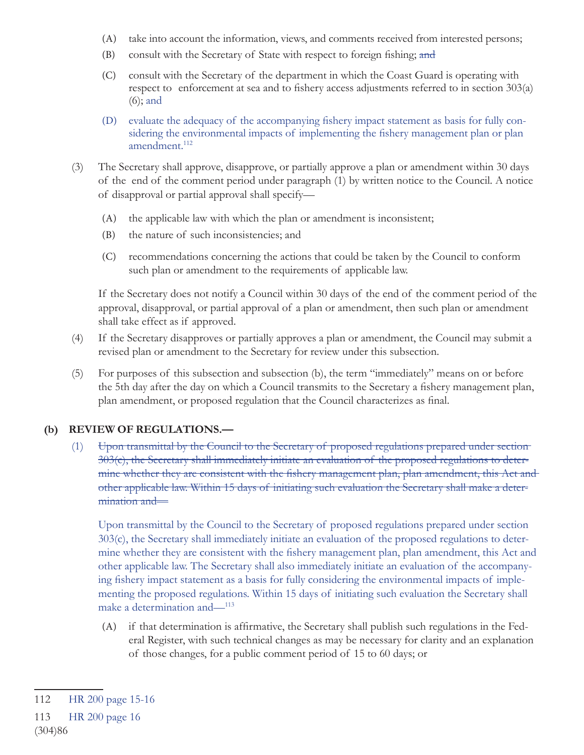(A) take into account the information, views, and comments received from interested persons;

(B) consult with the Secretary of State with respect to foreign fishing; ~~and~~

(C) consult with the Secretary of the department in which the Coast Guard is operating with respect to enforcement at sea and to fishery access adjustments referred to in section 303(a)(6); and

(D) evaluate the adequacy of the accompanying fishery impact statement as basis for fully considering the environmental impacts of implementing the fishery management plan or plan amendment.[112]

(3) The Secretary shall approve, disapprove, or partially approve a plan or amendment within 30 days of the end of the comment period under paragraph (1) by written notice to the Council. A notice of disapproval or partial approval shall specify—

(A) the applicable law with which the plan or amendment is inconsistent;

(B) the nature of such inconsistencies; and

(C) recommendations concerning the actions that could be taken by the Council to conform such plan or amendment to the requirements of applicable law.

If the Secretary does not notify a Council within 30 days of the end of the comment period of the approval, disapproval, or partial approval of a plan or amendment, then such plan or amendment shall take effect as if approved.

(4) If the Secretary disapproves or partially approves a plan or amendment, the Council may submit a revised plan or amendment to the Secretary for review under this subsection.

(5) For purposes of this subsection and subsection (b), the term "immediately" means on or before the 5th day after the day on which a Council transmits to the Secretary a fishery management plan, plan amendment, or proposed regulation that the Council characterizes as final.

**(b) REVIEW OF REGULATIONS.—**

(1) ~~Upon transmittal by the Council to the Secretary of proposed regulations prepared under section 303(c), the Secretary shall immediately initiate an evaluation of the proposed regulations to determine whether they are consistent with the fishery management plan, plan amendment, this Act and other applicable law. Within 15 days of initiating such evaluation the Secretary shall make a determination and—~~

Upon transmittal by the Council to the Secretary of proposed regulations prepared under section 303(c), the Secretary shall immediately initiate an evaluation of the proposed regulations to determine whether they are consistent with the fishery management plan, plan amendment, this Act and other applicable law. The Secretary shall also immediately initiate an evaluation of the accompanying fishery impact statement as a basis for fully considering the environmental impacts of implementing the proposed regulations. Within 15 days of initiating such evaluation the Secretary shall make a determination and—[113]

(A) if that determination is affirmative, the Secretary shall publish such regulations in the Federal Register, with such technical changes as may be necessary for clarity and an explanation of those changes, for a public comment period of 15 to 60 days; or

---

112 HR 200 page 15-16

113 HR 200 page 16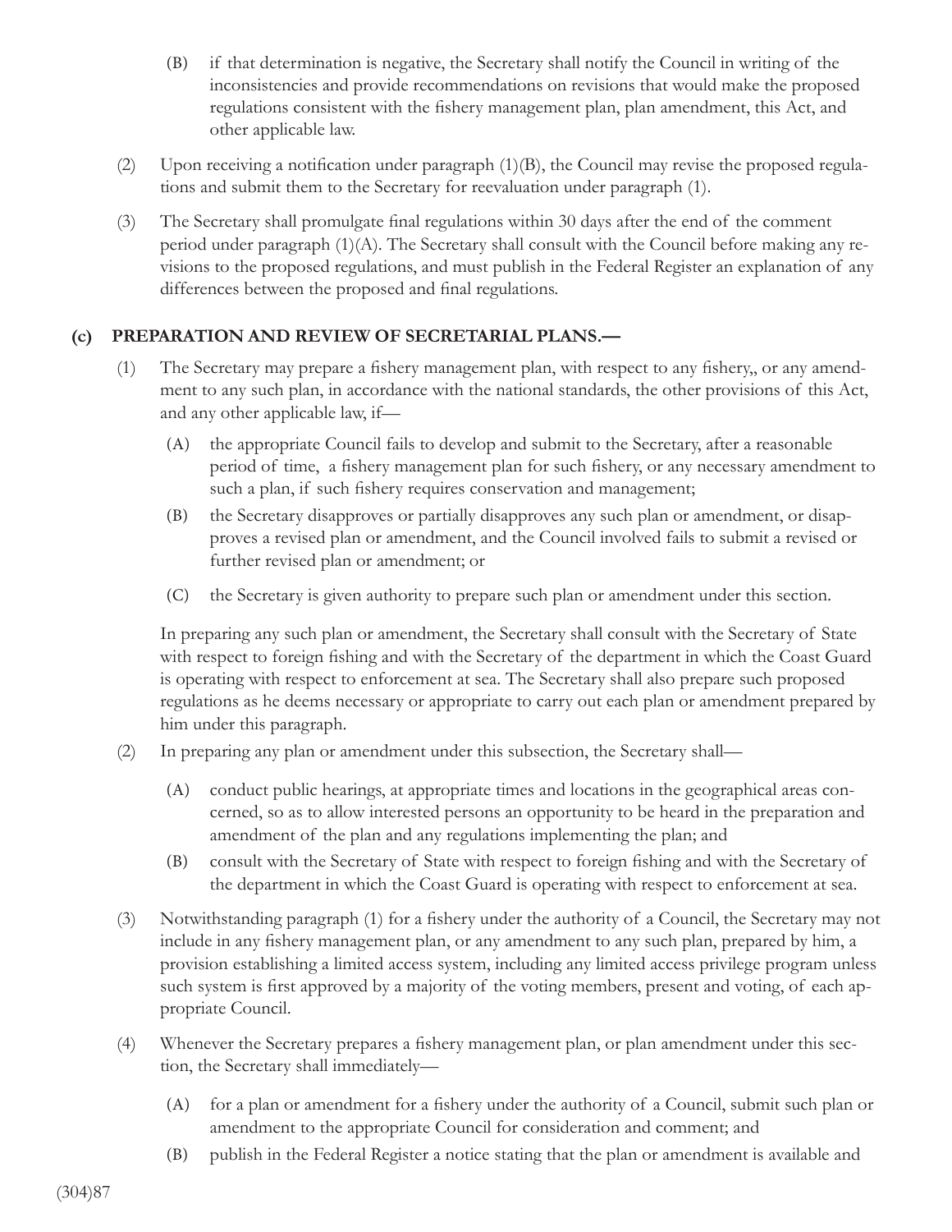(B) if that determination is negative, the Secretary shall notify the Council in writing of the inconsistencies and provide recommendations on revisions that would make the proposed regulations consistent with the fishery management plan, plan amendment, this Act, and other applicable law.

(2) Upon receiving a notification under paragraph (1)(B), the Council may revise the proposed regulations and submit them to the Secretary for reevaluation under paragraph (1).

(3) The Secretary shall promulgate final regulations within 30 days after the end of the comment period under paragraph (1)(A). The Secretary shall consult with the Council before making any revisions to the proposed regulations, and must publish in the Federal Register an explanation of any differences between the proposed and final regulations.

**(c) PREPARATION AND REVIEW OF SECRETARIAL PLANS.—**

(1) The Secretary may prepare a fishery management plan, with respect to any fishery,, or any amendment to any such plan, in accordance with the national standards, the other provisions of this Act, and any other applicable law, if—

(A) the appropriate Council fails to develop and submit to the Secretary, after a reasonable period of time, a fishery management plan for such fishery, or any necessary amendment to such a plan, if such fishery requires conservation and management;

(B) the Secretary disapproves or partially disapproves any such plan or amendment, or disapproves a revised plan or amendment, and the Council involved fails to submit a revised or further revised plan or amendment; or

(C) the Secretary is given authority to prepare such plan or amendment under this section.

In preparing any such plan or amendment, the Secretary shall consult with the Secretary of State with respect to foreign fishing and with the Secretary of the department in which the Coast Guard is operating with respect to enforcement at sea. The Secretary shall also prepare such proposed regulations as he deems necessary or appropriate to carry out each plan or amendment prepared by him under this paragraph.

(2) In preparing any plan or amendment under this subsection, the Secretary shall—

(A) conduct public hearings, at appropriate times and locations in the geographical areas concerned, so as to allow interested persons an opportunity to be heard in the preparation and amendment of the plan and any regulations implementing the plan; and

(B) consult with the Secretary of State with respect to foreign fishing and with the Secretary of the department in which the Coast Guard is operating with respect to enforcement at sea.

(3) Notwithstanding paragraph (1) for a fishery under the authority of a Council, the Secretary may not include in any fishery management plan, or any amendment to any such plan, prepared by him, a provision establishing a limited access system, including any limited access privilege program unless such system is first approved by a majority of the voting members, present and voting, of each appropriate Council.

(4) Whenever the Secretary prepares a fishery management plan, or plan amendment under this section, the Secretary shall immediately—

(A) for a plan or amendment for a fishery under the authority of a Council, submit such plan or amendment to the appropriate Council for consideration and comment; and

(B) publish in the Federal Register a notice stating that the plan or amendment is available and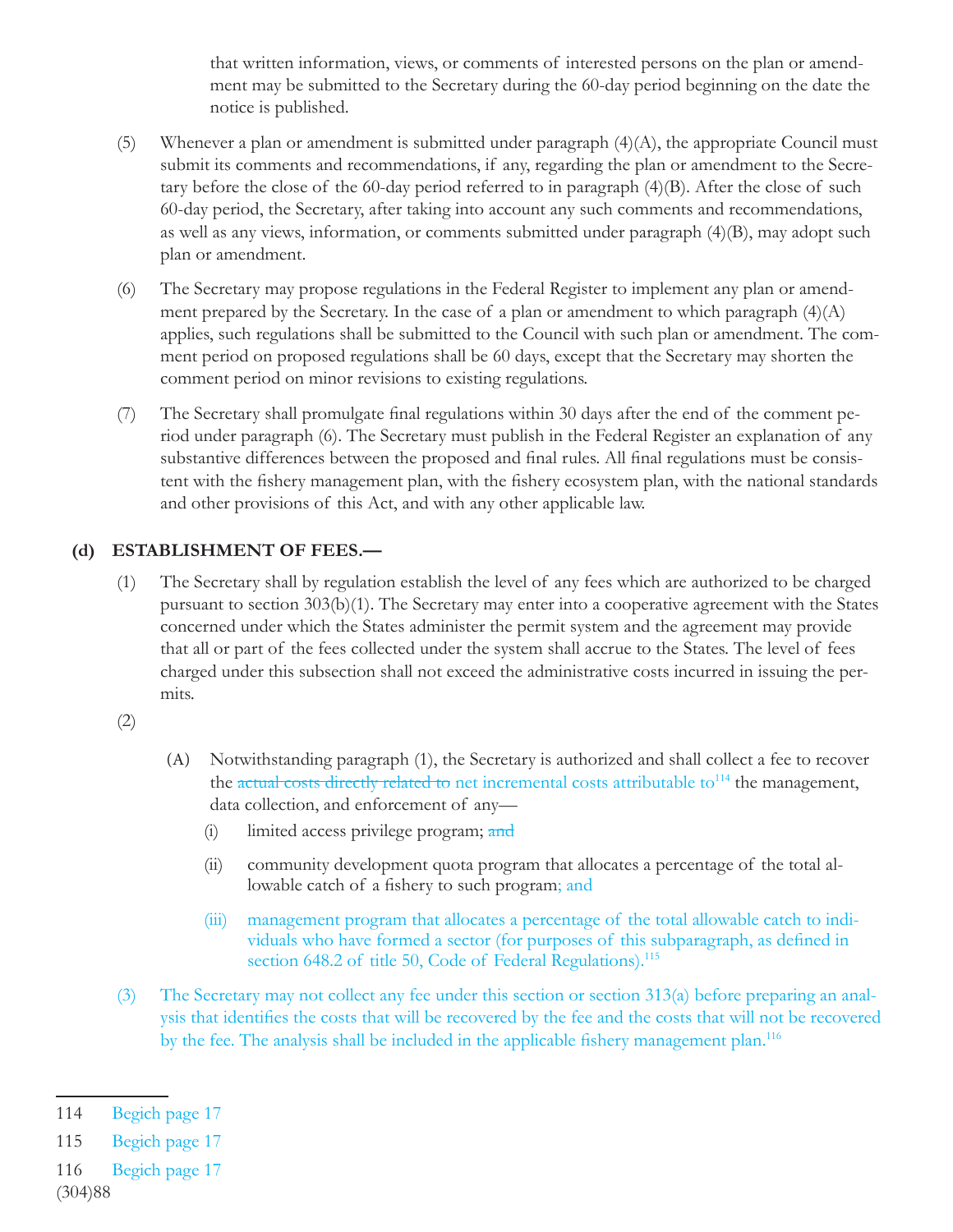that written information, views, or comments of interested persons on the plan or amendment may be submitted to the Secretary during the 60-day period beginning on the date the notice is published.

(5) Whenever a plan or amendment is submitted under paragraph (4)(A), the appropriate Council must submit its comments and recommendations, if any, regarding the plan or amendment to the Secretary before the close of the 60-day period referred to in paragraph (4)(B). After the close of such 60-day period, the Secretary, after taking into account any such comments and recommendations, as well as any views, information, or comments submitted under paragraph (4)(B), may adopt such plan or amendment.

(6) The Secretary may propose regulations in the Federal Register to implement any plan or amendment prepared by the Secretary. In the case of a plan or amendment to which paragraph (4)(A) applies, such regulations shall be submitted to the Council with such plan or amendment. The comment period on proposed regulations shall be 60 days, except that the Secretary may shorten the comment period on minor revisions to existing regulations.

(7) The Secretary shall promulgate final regulations within 30 days after the end of the comment period under paragraph (6). The Secretary must publish in the Federal Register an explanation of any substantive differences between the proposed and final rules. All final regulations must be consistent with the fishery management plan, with the fishery ecosystem plan, with the national standards and other provisions of this Act, and with any other applicable law.

**(d) ESTABLISHMENT OF FEES.—**

(1) The Secretary shall by regulation establish the level of any fees which are authorized to be charged pursuant to section 303(b)(1). The Secretary may enter into a cooperative agreement with the States concerned under which the States administer the permit system and the agreement may provide that all or part of the fees collected under the system shall accrue to the States. The level of fees charged under this subsection shall not exceed the administrative costs incurred in issuing the permits.

(2)

(A) Notwithstanding paragraph (1), the Secretary is authorized and shall collect a fee to recover the ~~actual costs directly related to~~ net incremental costs attributable to[114] the management, data collection, and enforcement of any—

(i) limited access privilege program; ~~and~~

(ii) community development quota program that allocates a percentage of the total allowable catch of a fishery to such program; and

(iii) management program that allocates a percentage of the total allowable catch to individuals who have formed a sector (for purposes of this subparagraph, as defined in section 648.2 of title 50, Code of Federal Regulations).[115]

(3) The Secretary may not collect any fee under this section or section 313(a) before preparing an analysis that identifies the costs that will be recovered by the fee and the costs that will not be recovered by the fee. The analysis shall be included in the applicable fishery management plan.[116]

---

114 Begich page 17

115 Begich page 17

116 Begich page 17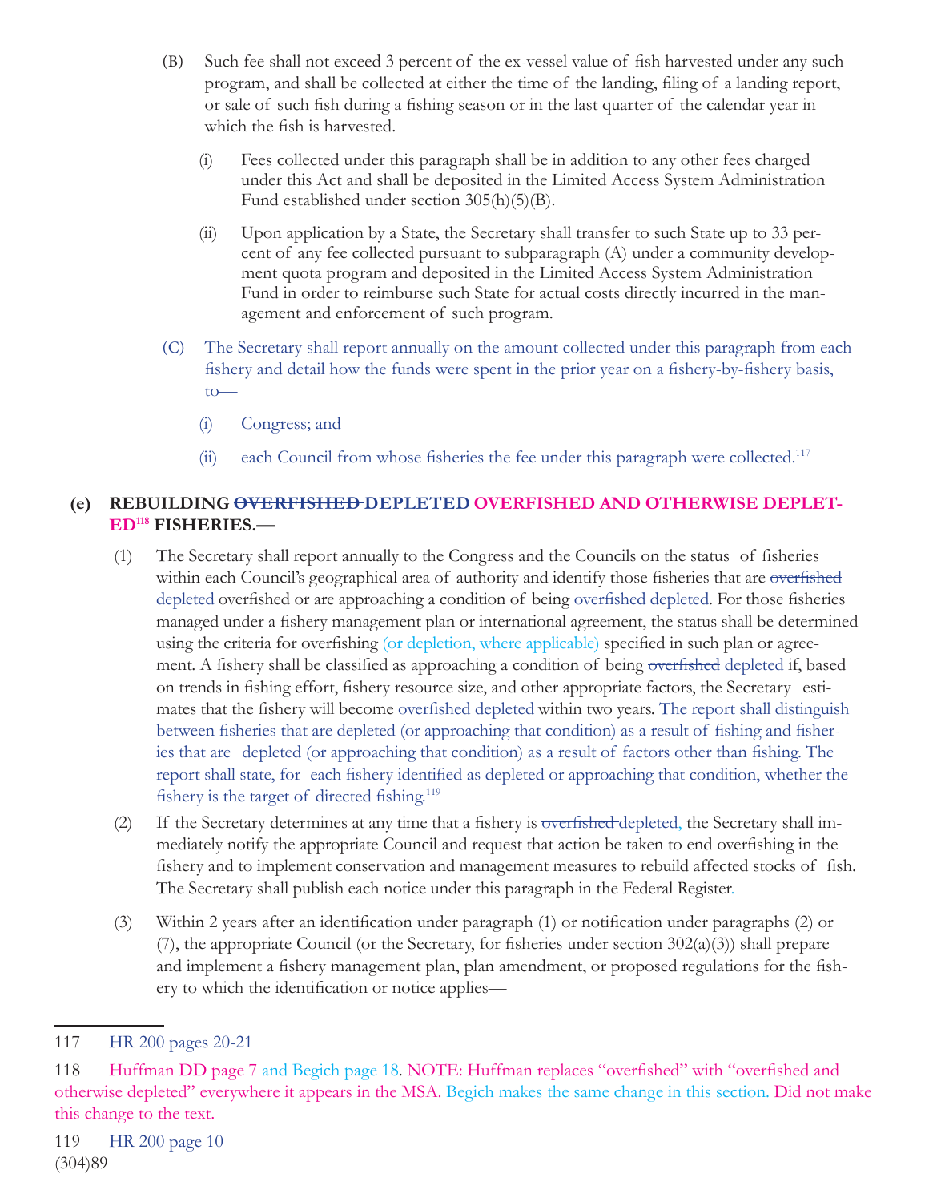(B) Such fee shall not exceed 3 percent of the ex-vessel value of fish harvested under any such program, and shall be collected at either the time of the landing, filing of a landing report, or sale of such fish during a fishing season or in the last quarter of the calendar year in which the fish is harvested.

(i) Fees collected under this paragraph shall be in addition to any other fees charged under this Act and shall be deposited in the Limited Access System Administration Fund established under section 305(h)(5)(B).

(ii) Upon application by a State, the Secretary shall transfer to such State up to 33 percent of any fee collected pursuant to subparagraph (A) under a community development quota program and deposited in the Limited Access System Administration Fund in order to reimburse such State for actual costs directly incurred in the management and enforcement of such program.

(C) The Secretary shall report annually on the amount collected under this paragraph from each fishery and detail how the funds were spent in the prior year on a fishery-by-fishery basis, to—

(i) Congress; and

(ii) each Council from whose fisheries the fee under this paragraph were collected.[117]

**(e) REBUILDING ~~OVERFISHED~~ DEPLETED OVERFISHED AND OTHERWISE DEPLETED[118] FISHERIES.—**

(1) The Secretary shall report annually to the Congress and the Councils on the status of fisheries within each Council's geographical area of authority and identify those fisheries that are ~~overfished~~ depleted overfished or are approaching a condition of being ~~overfished~~ depleted. For those fisheries managed under a fishery management plan or international agreement, the status shall be determined using the criteria for overfishing (or depletion, where applicable) specified in such plan or agreement. A fishery shall be classified as approaching a condition of being ~~overfished~~ depleted if, based on trends in fishing effort, fishery resource size, and other appropriate factors, the Secretary estimates that the fishery will become ~~overfished~~ depleted within two years. The report shall distinguish between fisheries that are depleted (or approaching that condition) as a result of fishing and fisheries that are depleted (or approaching that condition) as a result of factors other than fishing. The report shall state, for each fishery identified as depleted or approaching that condition, whether the fishery is the target of directed fishing.[119]

(2) If the Secretary determines at any time that a fishery is ~~overfished~~ depleted, the Secretary shall immediately notify the appropriate Council and request that action be taken to end overfishing in the fishery and to implement conservation and management measures to rebuild affected stocks of fish. The Secretary shall publish each notice under this paragraph in the Federal Register.

(3) Within 2 years after an identification under paragraph (1) or notification under paragraphs (2) or (7), the appropriate Council (or the Secretary, for fisheries under section 302(a)(3)) shall prepare and implement a fishery management plan, plan amendment, or proposed regulations for the fishery to which the identification or notice applies—

---

117 HR 200 pages 20-21

118 Huffman DD page 7 and Begich page 18. NOTE: Huffman replaces "overfished" with "overfished and otherwise depleted" everywhere it appears in the MSA. Begich makes the same change in this section. Did not make this change to the text.

119 HR 200 page 10

(304)89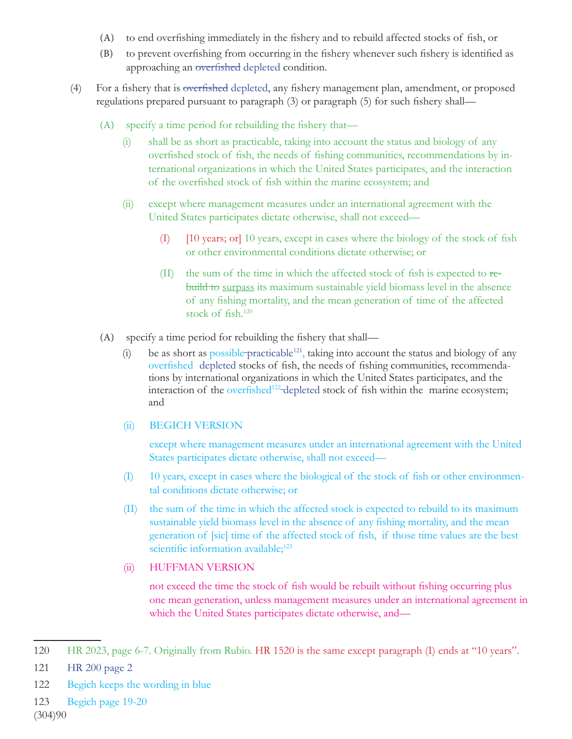(A) to end overfishing immediately in the fishery and to rebuild affected stocks of fish, or

(B) to prevent overfishing from occurring in the fishery whenever such fishery is identified as approaching an ~~overfished~~ depleted condition.

(4) For a fishery that is ~~overfished~~ depleted, any fishery management plan, amendment, or proposed regulations prepared pursuant to paragraph (3) or paragraph (5) for such fishery shall—

(A) specify a time period for rebuilding the fishery that—

(i) shall be as short as practicable, taking into account the status and biology of any overfished stock of fish, the needs of fishing communities, recommendations by international organizations in which the United States participates, and the interaction of the overfished stock of fish within the marine ecosystem; and

(ii) except where management measures under an international agreement with the United States participates dictate otherwise, shall not exceed—

(I) [10 years; or] 10 years, except in cases where the biology of the stock of fish or other environmental conditions dictate otherwise; or

(II) the sum of the time in which the affected stock of fish is expected to ~~rebuild to~~ surpass its maximum sustainable yield biomass level in the absence of any fishing mortality, and the mean generation of time of the affected stock of fish.[120]

(A) specify a time period for rebuilding the fishery that shall—

(i) be as short as possible ~~practicable~~[121], taking into account the status and biology of any overfished ~~depleted~~ stocks of fish, the needs of fishing communities, recommendations by international organizations in which the United States participates, and the interaction of the overfished[122] ~~depleted~~ stock of fish within the marine ecosystem; and

(ii) BEGICH VERSION

except where management measures under an international agreement with the United States participates dictate otherwise, shall not exceed—

(I) 10 years, except in cases where the biological of the stock of fish or other environmental conditions dictate otherwise; or

(II) the sum of the time in which the affected stock is expected to rebuild to its maximum sustainable yield biomass level in the absence of any fishing mortality, and the mean generation of [sic] time of the affected stock of fish, if those time values are the best scientific information available;[123]

(ii) HUFFMAN VERSION

not exceed the time the stock of fish would be rebuilt without fishing occurring plus one mean generation, unless management measures under an international agreement in which the United States participates dictate otherwise, and—

---

120 HR 2023, page 6-7. Originally from Rubio. HR 1520 is the same except paragraph (I) ends at "10 years".

121 HR 200 page 2

122 Begich keeps the wording in blue

123 Begich page 19-20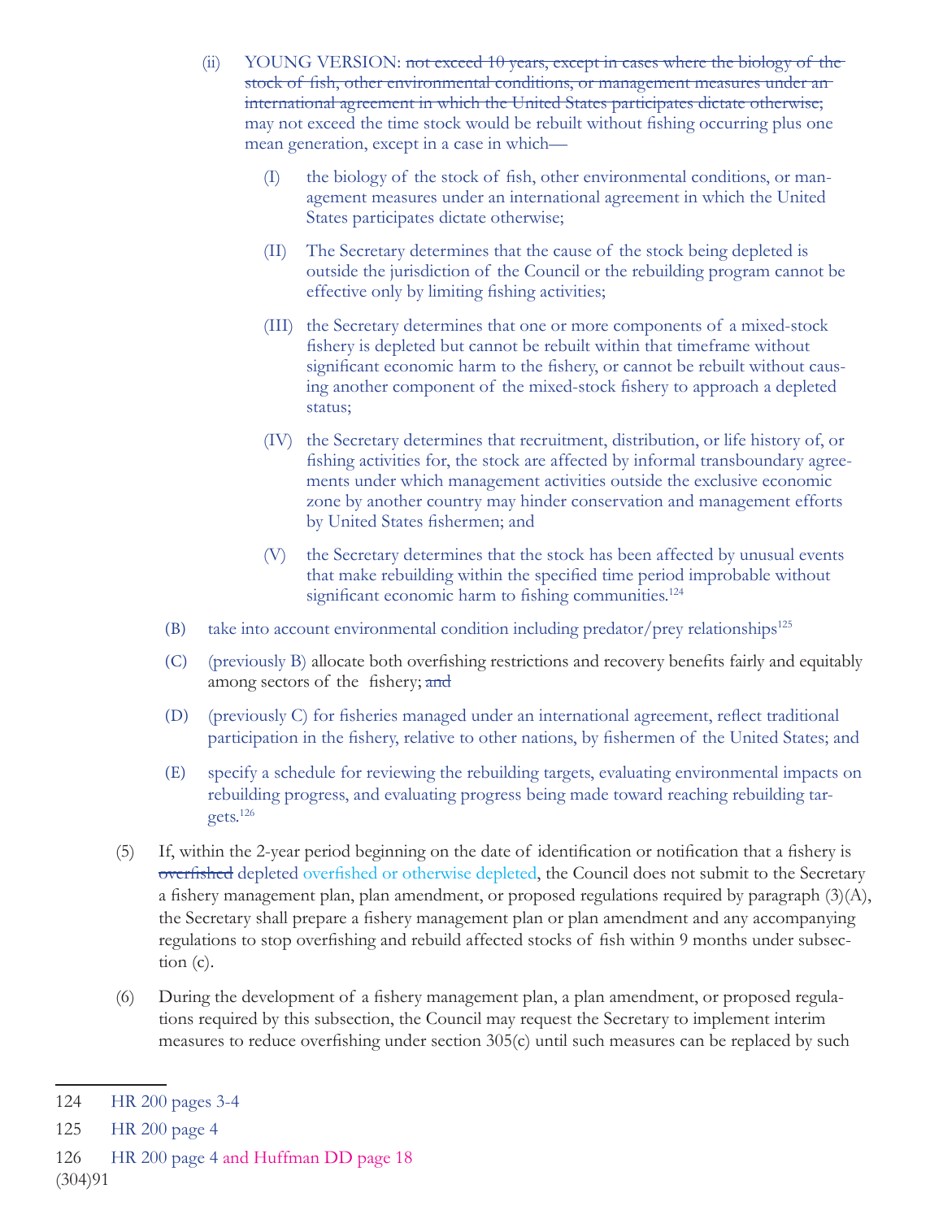(ii) YOUNG VERSION: ~~not exceed 10 years, except in cases where the biology of the stock of fish, other environmental conditions, or management measures under an international agreement in which the United States participates dictate otherwise;~~ may not exceed the time stock would be rebuilt without fishing occurring plus one mean generation, except in a case in which—

(I) the biology of the stock of fish, other environmental conditions, or management measures under an international agreement in which the United States participates dictate otherwise;

(II) The Secretary determines that the cause of the stock being depleted is outside the jurisdiction of the Council or the rebuilding program cannot be effective only by limiting fishing activities;

(III) the Secretary determines that one or more components of a mixed-stock fishery is depleted but cannot be rebuilt within that timeframe without significant economic harm to the fishery, or cannot be rebuilt without causing another component of the mixed-stock fishery to approach a depleted status;

(IV) the Secretary determines that recruitment, distribution, or life history of, or fishing activities for, the stock are affected by informal transboundary agreements under which management activities outside the exclusive economic zone by another country may hinder conservation and management efforts by United States fishermen; and

(V) the Secretary determines that the stock has been affected by unusual events that make rebuilding within the specified time period improbable without significant economic harm to fishing communities.[124]

(B) take into account environmental condition including predator/prey relationships[125]

(C) (previously B) allocate both overfishing restrictions and recovery benefits fairly and equitably among sectors of the fishery; ~~and~~

(D) (previously C) for fisheries managed under an international agreement, reflect traditional participation in the fishery, relative to other nations, by fishermen of the United States; and

(E) specify a schedule for reviewing the rebuilding targets, evaluating environmental impacts on rebuilding progress, and evaluating progress being made toward reaching rebuilding targets.[126]

(5) If, within the 2-year period beginning on the date of identification or notification that a fishery is ~~overfished~~ depleted overfished or otherwise depleted, the Council does not submit to the Secretary a fishery management plan, plan amendment, or proposed regulations required by paragraph (3)(A), the Secretary shall prepare a fishery management plan or plan amendment and any accompanying regulations to stop overfishing and rebuild affected stocks of fish within 9 months under subsection (c).

(6) During the development of a fishery management plan, a plan amendment, or proposed regulations required by this subsection, the Council may request the Secretary to implement interim measures to reduce overfishing under section 305(c) until such measures can be replaced by such

---

124 HR 200 pages 3-4

125 HR 200 page 4

126 HR 200 page 4 and Huffman DD page 18

(304)91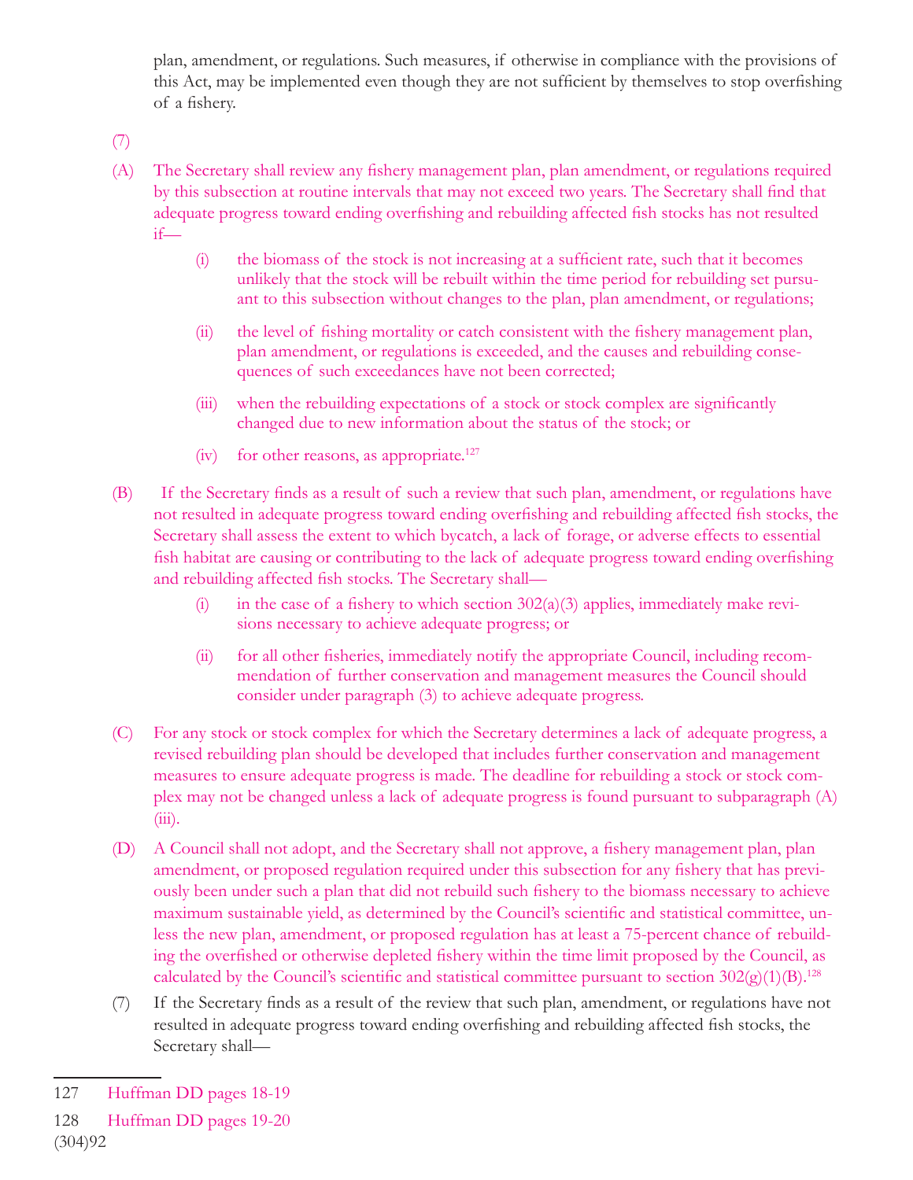plan, amendment, or regulations. Such measures, if otherwise in compliance with the provisions of this Act, may be implemented even though they are not sufficient by themselves to stop overfishing of a fishery.

(7)

(A) The Secretary shall review any fishery management plan, plan amendment, or regulations required by this subsection at routine intervals that may not exceed two years. The Secretary shall find that adequate progress toward ending overfishing and rebuilding affected fish stocks has not resulted if—

- (i) the biomass of the stock is not increasing at a sufficient rate, such that it becomes unlikely that the stock will be rebuilt within the time period for rebuilding set pursuant to this subsection without changes to the plan, plan amendment, or regulations;
- (ii) the level of fishing mortality or catch consistent with the fishery management plan, plan amendment, or regulations is exceeded, and the causes and rebuilding consequences of such exceedances have not been corrected;
- (iii) when the rebuilding expectations of a stock or stock complex are significantly changed due to new information about the status of the stock; or
- (iv) for other reasons, as appropriate.[127]

(B) If the Secretary finds as a result of such a review that such plan, amendment, or regulations have not resulted in adequate progress toward ending overfishing and rebuilding affected fish stocks, the Secretary shall assess the extent to which bycatch, a lack of forage, or adverse effects to essential fish habitat are causing or contributing to the lack of adequate progress toward ending overfishing and rebuilding affected fish stocks. The Secretary shall—

- (i) in the case of a fishery to which section 302(a)(3) applies, immediately make revisions necessary to achieve adequate progress; or
- (ii) for all other fisheries, immediately notify the appropriate Council, including recommendation of further conservation and management measures the Council should consider under paragraph (3) to achieve adequate progress.

(C) For any stock or stock complex for which the Secretary determines a lack of adequate progress, a revised rebuilding plan should be developed that includes further conservation and management measures to ensure adequate progress is made. The deadline for rebuilding a stock or stock complex may not be changed unless a lack of adequate progress is found pursuant to subparagraph (A)(iii).

(D) A Council shall not adopt, and the Secretary shall not approve, a fishery management plan, plan amendment, or proposed regulation required under this subsection for any fishery that has previously been under such a plan that did not rebuild such fishery to the biomass necessary to achieve maximum sustainable yield, as determined by the Council's scientific and statistical committee, unless the new plan, amendment, or proposed regulation has at least a 75-percent chance of rebuilding the overfished or otherwise depleted fishery within the time limit proposed by the Council, as calculated by the Council's scientific and statistical committee pursuant to section 302(g)(1)(B).[128]

(7) If the Secretary finds as a result of the review that such plan, amendment, or regulations have not resulted in adequate progress toward ending overfishing and rebuilding affected fish stocks, the Secretary shall—

---

127 Huffman DD pages 18-19

128 Huffman DD pages 19-20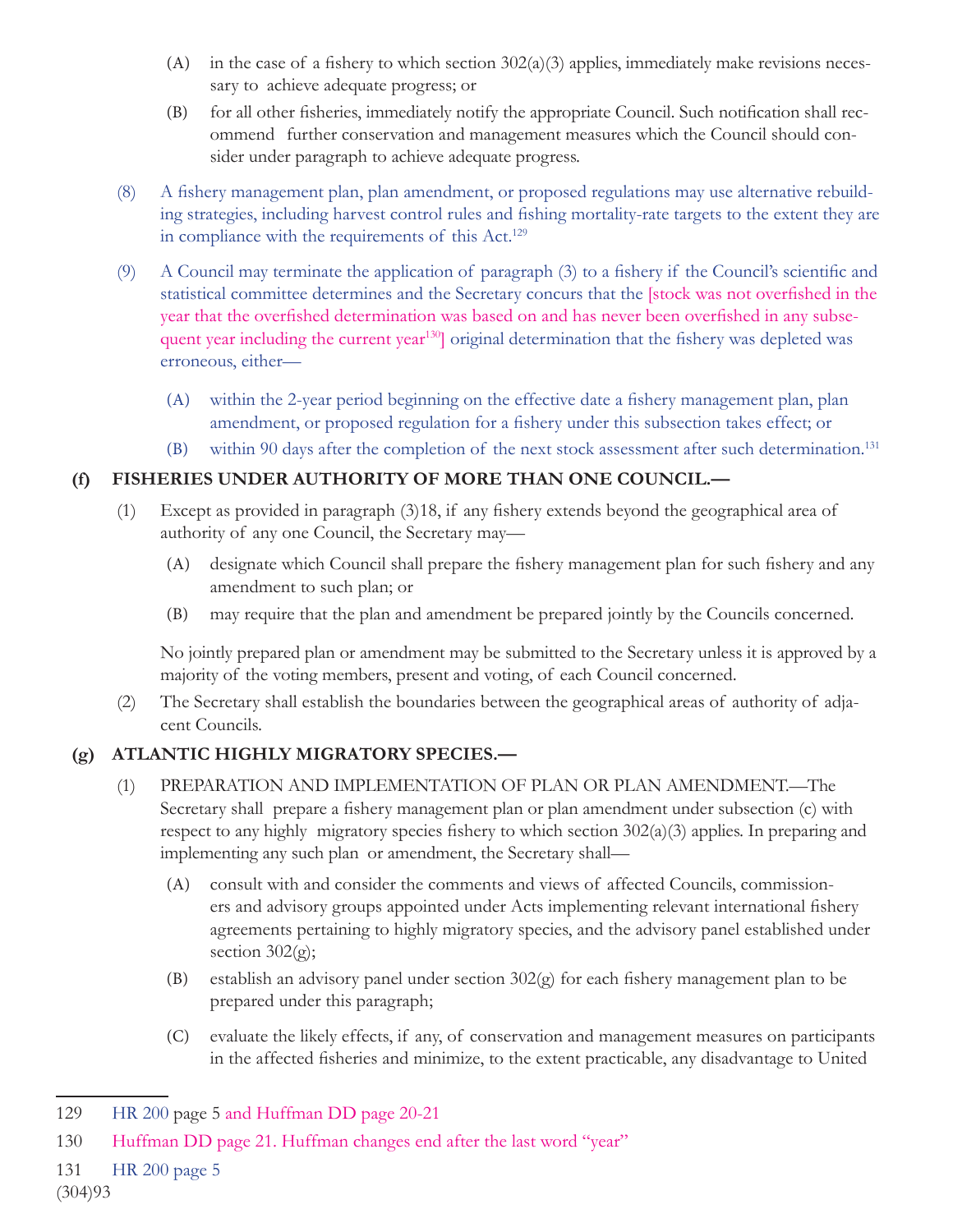(A) in the case of a fishery to which section 302(a)(3) applies, immediately make revisions necessary to achieve adequate progress; or

(B) for all other fisheries, immediately notify the appropriate Council. Such notification shall recommend further conservation and management measures which the Council should consider under paragraph to achieve adequate progress.

(8) A fishery management plan, plan amendment, or proposed regulations may use alternative rebuilding strategies, including harvest control rules and fishing mortality-rate targets to the extent they are in compliance with the requirements of this Act.[129]

(9) A Council may terminate the application of paragraph (3) to a fishery if the Council's scientific and statistical committee determines and the Secretary concurs that the [stock was not overfished in the year that the overfished determination was based on and has never been overfished in any subsequent year including the current year[130]] original determination that the fishery was depleted was erroneous, either—

(A) within the 2-year period beginning on the effective date a fishery management plan, plan amendment, or proposed regulation for a fishery under this subsection takes effect; or

(B) within 90 days after the completion of the next stock assessment after such determination.[131]

**(f) FISHERIES UNDER AUTHORITY OF MORE THAN ONE COUNCIL.—**

(1) Except as provided in paragraph (3)18, if any fishery extends beyond the geographical area of authority of any one Council, the Secretary may—

(A) designate which Council shall prepare the fishery management plan for such fishery and any amendment to such plan; or

(B) may require that the plan and amendment be prepared jointly by the Councils concerned.

No jointly prepared plan or amendment may be submitted to the Secretary unless it is approved by a majority of the voting members, present and voting, of each Council concerned.

(2) The Secretary shall establish the boundaries between the geographical areas of authority of adjacent Councils.

**(g) ATLANTIC HIGHLY MIGRATORY SPECIES.—**

(1) PREPARATION AND IMPLEMENTATION OF PLAN OR PLAN AMENDMENT.—The Secretary shall prepare a fishery management plan or plan amendment under subsection (c) with respect to any highly migratory species fishery to which section 302(a)(3) applies. In preparing and implementing any such plan or amendment, the Secretary shall—

(A) consult with and consider the comments and views of affected Councils, commissioners and advisory groups appointed under Acts implementing relevant international fishery agreements pertaining to highly migratory species, and the advisory panel established under section 302(g);

(B) establish an advisory panel under section 302(g) for each fishery management plan to be prepared under this paragraph;

(C) evaluate the likely effects, if any, of conservation and management measures on participants in the affected fisheries and minimize, to the extent practicable, any disadvantage to United

---

129 HR 200 page 5 and Huffman DD page 20-21

130 Huffman DD page 21. Huffman changes end after the last word "year"

131 HR 200 page 5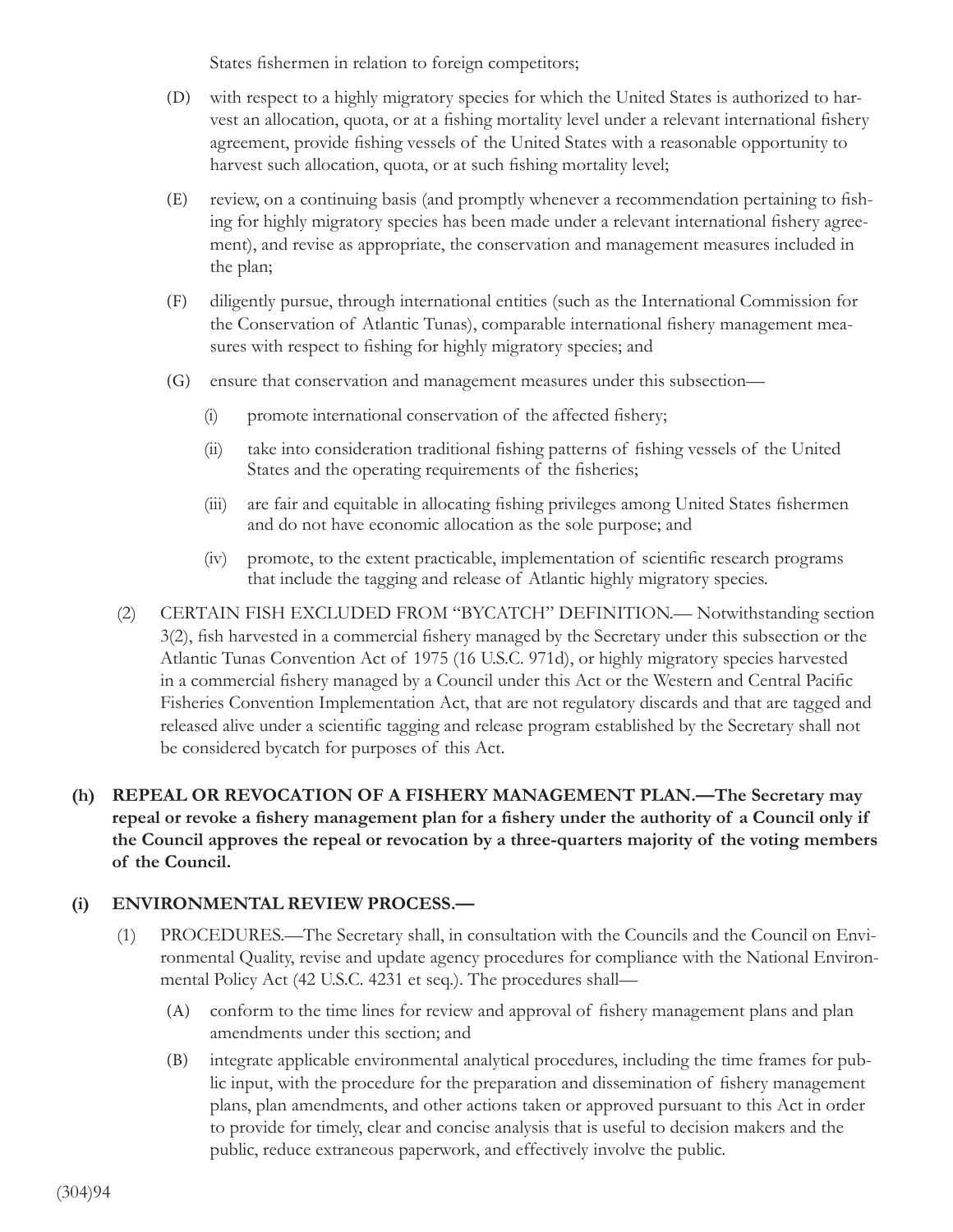States fishermen in relation to foreign competitors;

(D) with respect to a highly migratory species for which the United States is authorized to harvest an allocation, quota, or at a fishing mortality level under a relevant international fishery agreement, provide fishing vessels of the United States with a reasonable opportunity to harvest such allocation, quota, or at such fishing mortality level;

(E) review, on a continuing basis (and promptly whenever a recommendation pertaining to fishing for highly migratory species has been made under a relevant international fishery agreement), and revise as appropriate, the conservation and management measures included in the plan;

(F) diligently pursue, through international entities (such as the International Commission for the Conservation of Atlantic Tunas), comparable international fishery management measures with respect to fishing for highly migratory species; and

(G) ensure that conservation and management measures under this subsection—

(i) promote international conservation of the affected fishery;

(ii) take into consideration traditional fishing patterns of fishing vessels of the United States and the operating requirements of the fisheries;

(iii) are fair and equitable in allocating fishing privileges among United States fishermen and do not have economic allocation as the sole purpose; and

(iv) promote, to the extent practicable, implementation of scientific research programs that include the tagging and release of Atlantic highly migratory species.

(2) CERTAIN FISH EXCLUDED FROM "BYCATCH" DEFINITION.— Notwithstanding section 3(2), fish harvested in a commercial fishery managed by the Secretary under this subsection or the Atlantic Tunas Convention Act of 1975 (16 U.S.C. 971d), or highly migratory species harvested in a commercial fishery managed by a Council under this Act or the Western and Central Pacific Fisheries Convention Implementation Act, that are not regulatory discards and that are tagged and released alive under a scientific tagging and release program established by the Secretary shall not be considered bycatch for purposes of this Act.

**(h) REPEAL OR REVOCATION OF A FISHERY MANAGEMENT PLAN.—The Secretary may repeal or revoke a fishery management plan for a fishery under the authority of a Council only if the Council approves the repeal or revocation by a three-quarters majority of the voting members of the Council.**

**(i) ENVIRONMENTAL REVIEW PROCESS.—**

(1) PROCEDURES.—The Secretary shall, in consultation with the Councils and the Council on Environmental Quality, revise and update agency procedures for compliance with the National Environmental Policy Act (42 U.S.C. 4231 et seq.). The procedures shall—

(A) conform to the time lines for review and approval of fishery management plans and plan amendments under this section; and

(B) integrate applicable environmental analytical procedures, including the time frames for public input, with the procedure for the preparation and dissemination of fishery management plans, plan amendments, and other actions taken or approved pursuant to this Act in order to provide for timely, clear and concise analysis that is useful to decision makers and the public, reduce extraneous paperwork, and effectively involve the public.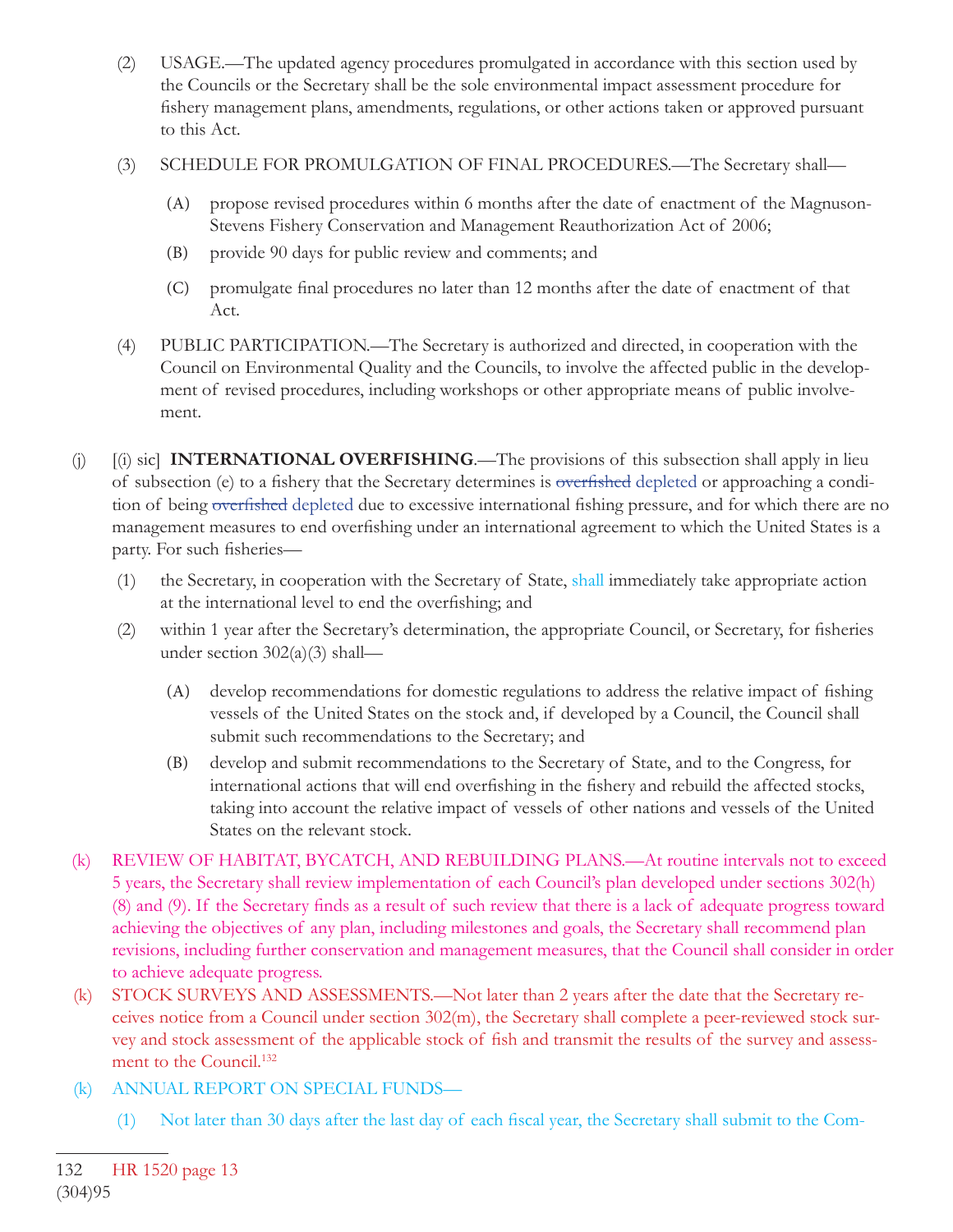(2) USAGE.—The updated agency procedures promulgated in accordance with this section used by the Councils or the Secretary shall be the sole environmental impact assessment procedure for fishery management plans, amendments, regulations, or other actions taken or approved pursuant to this Act.

(3) SCHEDULE FOR PROMULGATION OF FINAL PROCEDURES.—The Secretary shall—

(A) propose revised procedures within 6 months after the date of enactment of the Magnuson-Stevens Fishery Conservation and Management Reauthorization Act of 2006;

(B) provide 90 days for public review and comments; and

(C) promulgate final procedures no later than 12 months after the date of enactment of that Act.

(4) PUBLIC PARTICIPATION.—The Secretary is authorized and directed, in cooperation with the Council on Environmental Quality and the Councils, to involve the affected public in the development of revised procedures, including workshops or other appropriate means of public involvement.

(j) [(i) sic] **INTERNATIONAL OVERFISHING**.—The provisions of this subsection shall apply in lieu of subsection (e) to a fishery that the Secretary determines is ~~overfished~~ depleted or approaching a condition of being ~~overfished~~ depleted due to excessive international fishing pressure, and for which there are no management measures to end overfishing under an international agreement to which the United States is a party. For such fisheries—

(1) the Secretary, in cooperation with the Secretary of State, shall immediately take appropriate action at the international level to end the overfishing; and

(2) within 1 year after the Secretary's determination, the appropriate Council, or Secretary, for fisheries under section 302(a)(3) shall—

(A) develop recommendations for domestic regulations to address the relative impact of fishing vessels of the United States on the stock and, if developed by a Council, the Council shall submit such recommendations to the Secretary; and

(B) develop and submit recommendations to the Secretary of State, and to the Congress, for international actions that will end overfishing in the fishery and rebuild the affected stocks, taking into account the relative impact of vessels of other nations and vessels of the United States on the relevant stock.

(k) REVIEW OF HABITAT, BYCATCH, AND REBUILDING PLANS.—At routine intervals not to exceed 5 years, the Secretary shall review implementation of each Council's plan developed under sections 302(h)(8) and (9). If the Secretary finds as a result of such review that there is a lack of adequate progress toward achieving the objectives of any plan, including milestones and goals, the Secretary shall recommend plan revisions, including further conservation and management measures, that the Council shall consider in order to achieve adequate progress.

(k) STOCK SURVEYS AND ASSESSMENTS.—Not later than 2 years after the date that the Secretary receives notice from a Council under section 302(m), the Secretary shall complete a peer-reviewed stock survey and stock assessment of the applicable stock of fish and transmit the results of the survey and assessment to the Council.[132]

(k) ANNUAL REPORT ON SPECIAL FUNDS—

(1) Not later than 30 days after the last day of each fiscal year, the Secretary shall submit to the Com-

---

132 HR 1520 page 13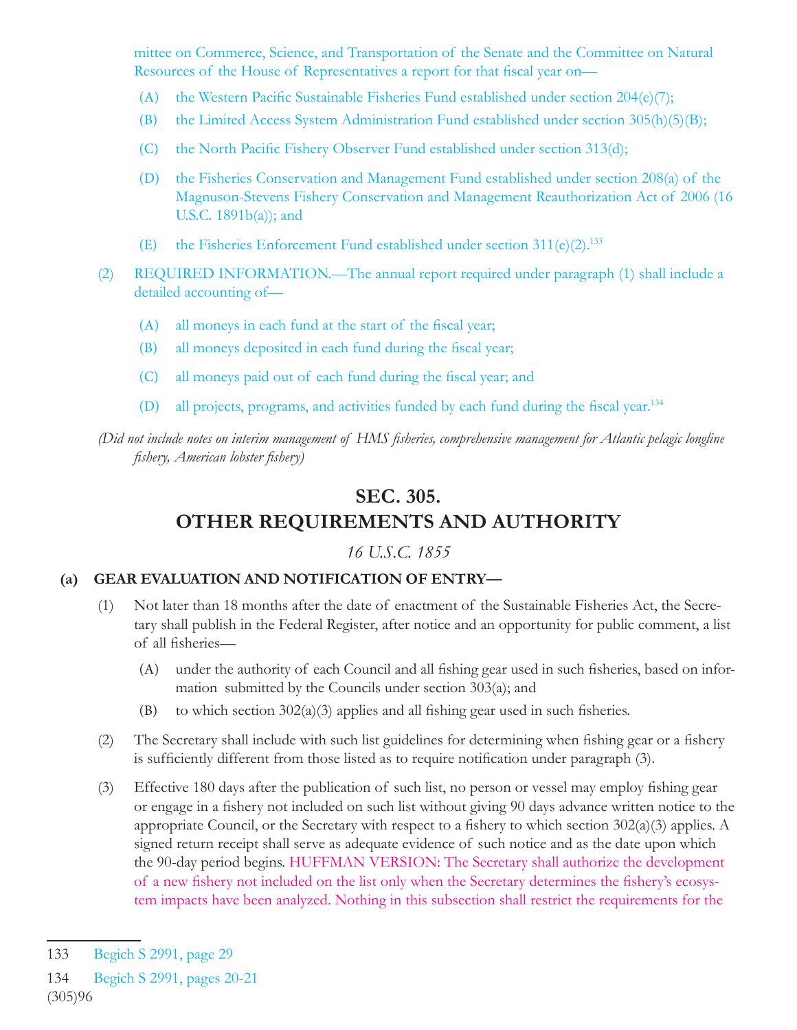mittee on Commerce, Science, and Transportation of the Senate and the Committee on Natural Resources of the House of Representatives a report for that fiscal year on—

(A) the Western Pacific Sustainable Fisheries Fund established under section 204(e)(7);

(B) the Limited Access System Administration Fund established under section 305(h)(5)(B);

(C) the North Pacific Fishery Observer Fund established under section 313(d);

(D) the Fisheries Conservation and Management Fund established under section 208(a) of the Magnuson-Stevens Fishery Conservation and Management Reauthorization Act of 2006 (16 U.S.C. 1891b(a)); and

(E) the Fisheries Enforcement Fund established under section 311(e)(2).[133]

(2) REQUIRED INFORMATION.—The annual report required under paragraph (1) shall include a detailed accounting of—

(A) all moneys in each fund at the start of the fiscal year;

(B) all moneys deposited in each fund during the fiscal year;

(C) all moneys paid out of each fund during the fiscal year; and

(D) all projects, programs, and activities funded by each fund during the fiscal year.[134]

*(Did not include notes on interim management of HMS fisheries, comprehensive management for Atlantic pelagic longline fishery, American lobster fishery)*

## SEC. 305.
## OTHER REQUIREMENTS AND AUTHORITY

*16 U.S.C. 1855*

### (a) GEAR EVALUATION AND NOTIFICATION OF ENTRY—

(1) Not later than 18 months after the date of enactment of the Sustainable Fisheries Act, the Secretary shall publish in the Federal Register, after notice and an opportunity for public comment, a list of all fisheries—

(A) under the authority of each Council and all fishing gear used in such fisheries, based on information submitted by the Councils under section 303(a); and

(B) to which section 302(a)(3) applies and all fishing gear used in such fisheries.

(2) The Secretary shall include with such list guidelines for determining when fishing gear or a fishery is sufficiently different from those listed as to require notification under paragraph (3).

(3) Effective 180 days after the publication of such list, no person or vessel may employ fishing gear or engage in a fishery not included on such list without giving 90 days advance written notice to the appropriate Council, or the Secretary with respect to a fishery to which section 302(a)(3) applies. A signed return receipt shall serve as adequate evidence of such notice and as the date upon which the 90-day period begins. HUFFMAN VERSION: The Secretary shall authorize the development of a new fishery not included on the list only when the Secretary determines the fishery's ecosystem impacts have been analyzed. Nothing in this subsection shall restrict the requirements for the

---

133 Begich S 2991, page 29

134 Begich S 2991, pages 20-21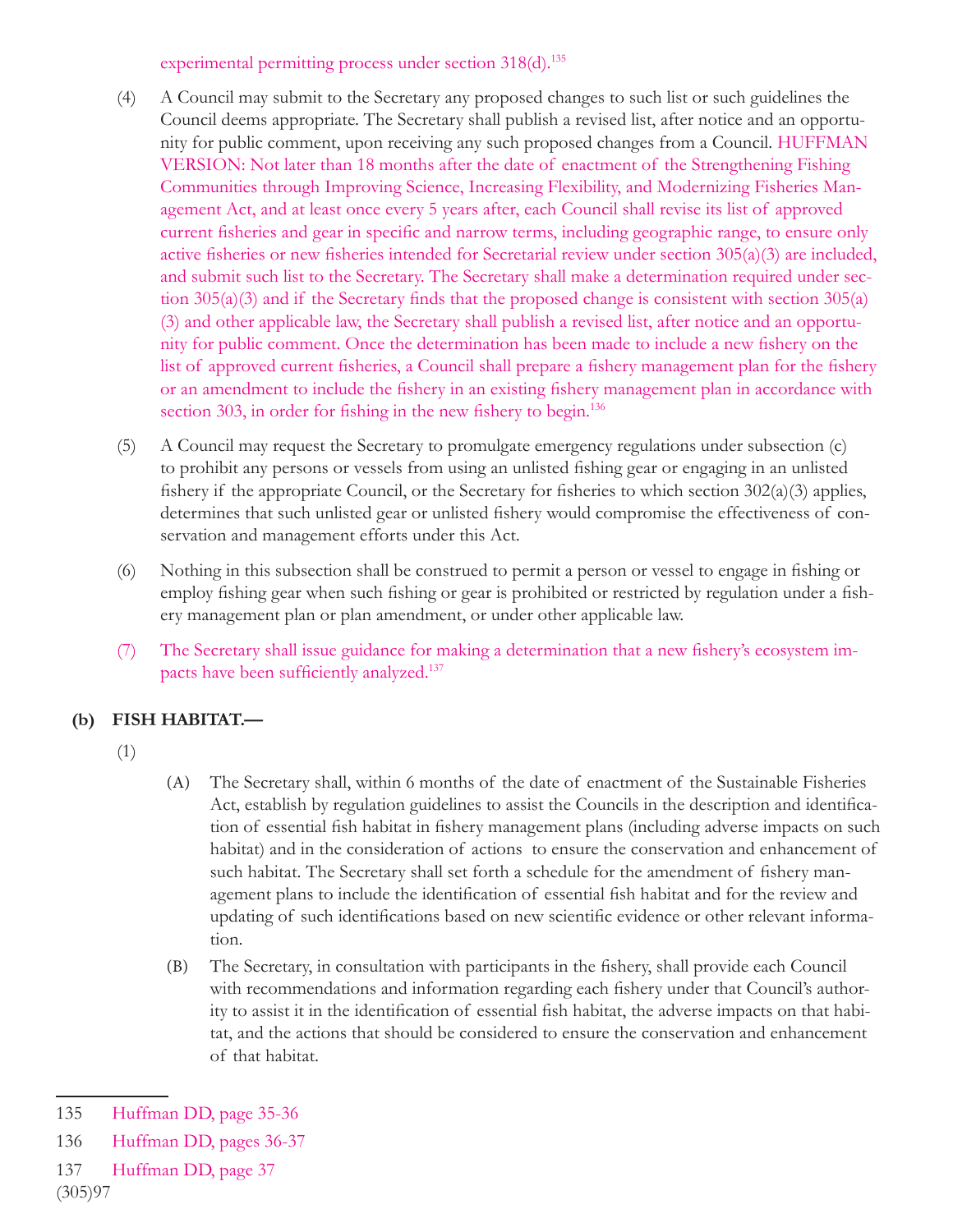experimental permitting process under section 318(d).[135]

(4) A Council may submit to the Secretary any proposed changes to such list or such guidelines the Council deems appropriate. The Secretary shall publish a revised list, after notice and an opportunity for public comment, upon receiving any such proposed changes from a Council. HUFFMAN VERSION: Not later than 18 months after the date of enactment of the Strengthening Fishing Communities through Improving Science, Increasing Flexibility, and Modernizing Fisheries Management Act, and at least once every 5 years after, each Council shall revise its list of approved current fisheries and gear in specific and narrow terms, including geographic range, to ensure only active fisheries or new fisheries intended for Secretarial review under section 305(a)(3) are included, and submit such list to the Secretary. The Secretary shall make a determination required under section 305(a)(3) and if the Secretary finds that the proposed change is consistent with section 305(a)(3) and other applicable law, the Secretary shall publish a revised list, after notice and an opportunity for public comment. Once the determination has been made to include a new fishery on the list of approved current fisheries, a Council shall prepare a fishery management plan for the fishery or an amendment to include the fishery in an existing fishery management plan in accordance with section 303, in order for fishing in the new fishery to begin.[136]

(5) A Council may request the Secretary to promulgate emergency regulations under subsection (c) to prohibit any persons or vessels from using an unlisted fishing gear or engaging in an unlisted fishery if the appropriate Council, or the Secretary for fisheries to which section 302(a)(3) applies, determines that such unlisted gear or unlisted fishery would compromise the effectiveness of conservation and management efforts under this Act.

(6) Nothing in this subsection shall be construed to permit a person or vessel to engage in fishing or employ fishing gear when such fishing or gear is prohibited or restricted by regulation under a fishery management plan or plan amendment, or under other applicable law.

(7) The Secretary shall issue guidance for making a determination that a new fishery's ecosystem impacts have been sufficiently analyzed.[137]

**(b) FISH HABITAT.—**

(1)

(A) The Secretary shall, within 6 months of the date of enactment of the Sustainable Fisheries Act, establish by regulation guidelines to assist the Councils in the description and identification of essential fish habitat in fishery management plans (including adverse impacts on such habitat) and in the consideration of actions to ensure the conservation and enhancement of such habitat. The Secretary shall set forth a schedule for the amendment of fishery management plans to include the identification of essential fish habitat and for the review and updating of such identifications based on new scientific evidence or other relevant information.

(B) The Secretary, in consultation with participants in the fishery, shall provide each Council with recommendations and information regarding each fishery under that Council's authority to assist it in the identification of essential fish habitat, the adverse impacts on that habitat, and the actions that should be considered to ensure the conservation and enhancement of that habitat.

---

135 Huffman DD, page 35-36

136 Huffman DD, pages 36-37

137 Huffman DD, page 37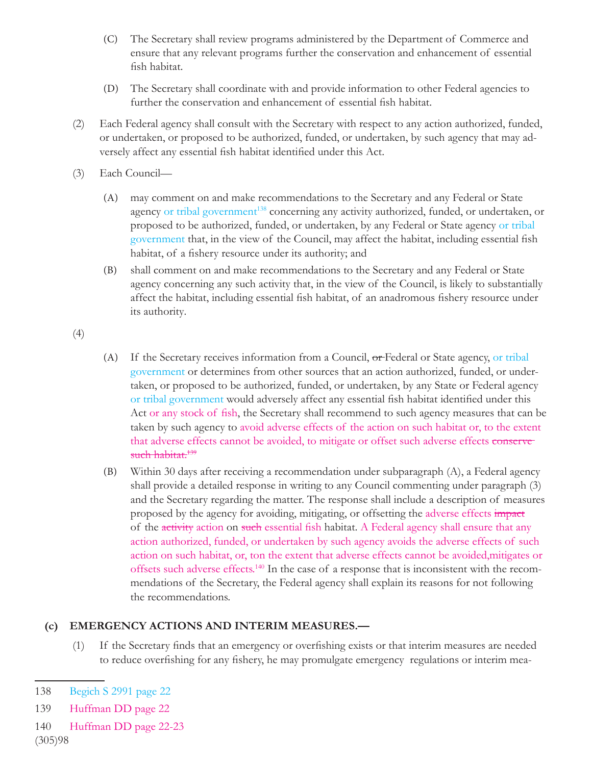(C) The Secretary shall review programs administered by the Department of Commerce and ensure that any relevant programs further the conservation and enhancement of essential fish habitat.

(D) The Secretary shall coordinate with and provide information to other Federal agencies to further the conservation and enhancement of essential fish habitat.

(2) Each Federal agency shall consult with the Secretary with respect to any action authorized, funded, or undertaken, or proposed to be authorized, funded, or undertaken, by such agency that may adversely affect any essential fish habitat identified under this Act.

(3) Each Council—

(A) may comment on and make recommendations to the Secretary and any Federal or State agency or tribal government[138] concerning any activity authorized, funded, or undertaken, or proposed to be authorized, funded, or undertaken, by any Federal or State agency or tribal government that, in the view of the Council, may affect the habitat, including essential fish habitat, of a fishery resource under its authority; and

(B) shall comment on and make recommendations to the Secretary and any Federal or State agency concerning any such activity that, in the view of the Council, is likely to substantially affect the habitat, including essential fish habitat, of an anadromous fishery resource under its authority.

(4)

(A) If the Secretary receives information from a Council, ~~or~~ Federal or State agency, or tribal government or determines from other sources that an action authorized, funded, or undertaken, or proposed to be authorized, funded, or undertaken, by any State or Federal agency or tribal government would adversely affect any essential fish habitat identified under this Act or any stock of fish, the Secretary shall recommend to such agency measures that can be taken by such agency to avoid adverse effects of the action on such habitat or, to the extent that adverse effects cannot be avoided, to mitigate or offset such adverse effects ~~conserve such habitat.~~[139]

(B) Within 30 days after receiving a recommendation under subparagraph (A), a Federal agency shall provide a detailed response in writing to any Council commenting under paragraph (3) and the Secretary regarding the matter. The response shall include a description of measures proposed by the agency for avoiding, mitigating, or offsetting the adverse effects ~~impact~~ of the ~~activity~~ action on ~~such~~ essential fish habitat. A Federal agency shall ensure that any action authorized, funded, or undertaken by such agency avoids the adverse effects of such action on such habitat, or, ton the extent that adverse effects cannot be avoided,mitigates or offsets such adverse effects.[140] In the case of a response that is inconsistent with the recommendations of the Secretary, the Federal agency shall explain its reasons for not following the recommendations.

**(c) EMERGENCY ACTIONS AND INTERIM MEASURES.—**

(1) If the Secretary finds that an emergency or overfishing exists or that interim measures are needed to reduce overfishing for any fishery, he may promulgate emergency regulations or interim mea-

---

138 Begich S 2991 page 22

139 Huffman DD page 22

140 Huffman DD page 22-23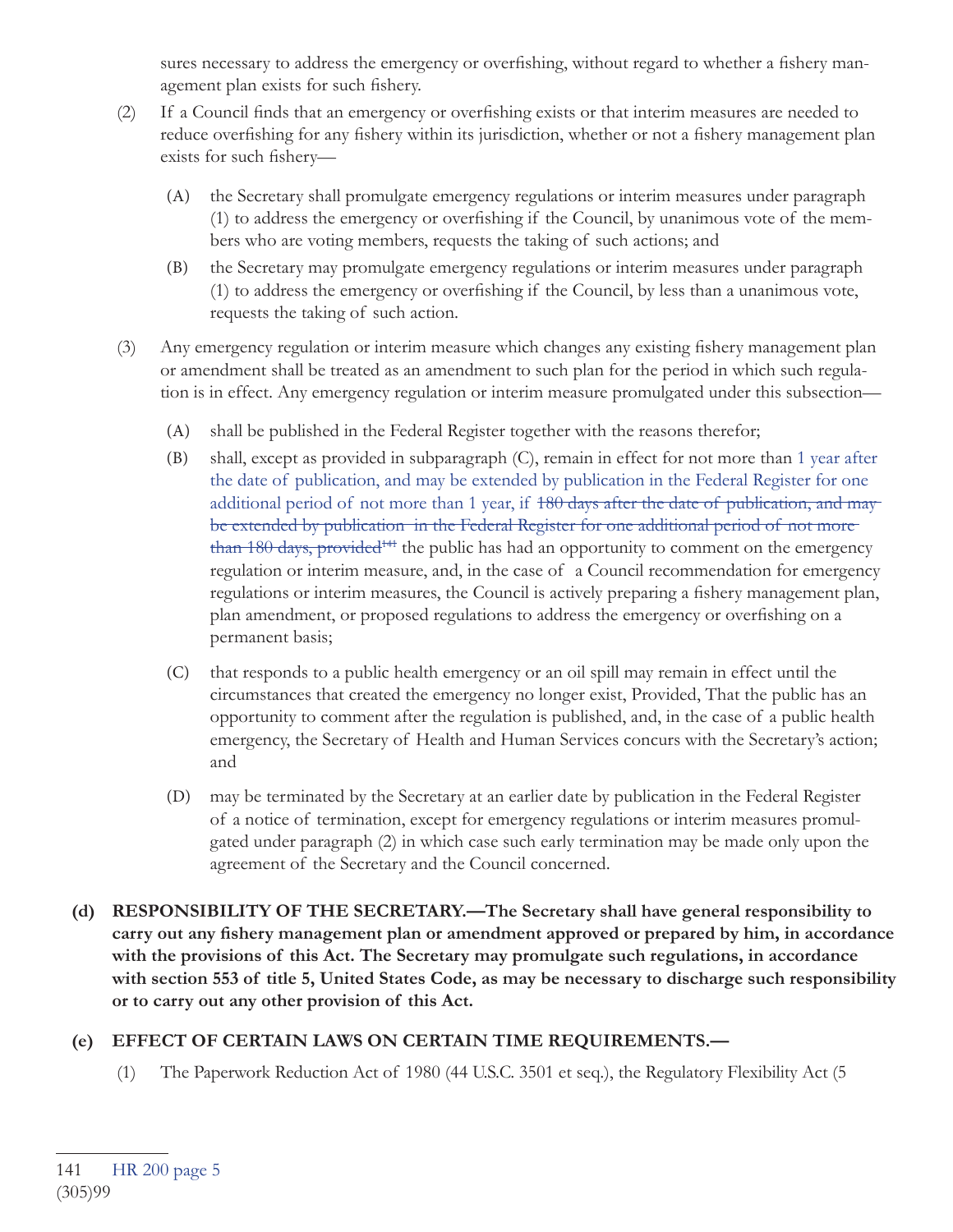sures necessary to address the emergency or overfishing, without regard to whether a fishery management plan exists for such fishery.

(2) If a Council finds that an emergency or overfishing exists or that interim measures are needed to reduce overfishing for any fishery within its jurisdiction, whether or not a fishery management plan exists for such fishery—

(A) the Secretary shall promulgate emergency regulations or interim measures under paragraph (1) to address the emergency or overfishing if the Council, by unanimous vote of the members who are voting members, requests the taking of such actions; and

(B) the Secretary may promulgate emergency regulations or interim measures under paragraph (1) to address the emergency or overfishing if the Council, by less than a unanimous vote, requests the taking of such action.

(3) Any emergency regulation or interim measure which changes any existing fishery management plan or amendment shall be treated as an amendment to such plan for the period in which such regulation is in effect. Any emergency regulation or interim measure promulgated under this subsection—

(A) shall be published in the Federal Register together with the reasons therefor;

(B) shall, except as provided in subparagraph (C), remain in effect for not more than 1 year after the date of publication, and may be extended by publication in the Federal Register for one additional period of not more than 1 year, if ~~180 days after the date of publication, and may be extended by publication in the Federal Register for one additional period of not more than 180 days, provided~~[141] the public has had an opportunity to comment on the emergency regulation or interim measure, and, in the case of a Council recommendation for emergency regulations or interim measures, the Council is actively preparing a fishery management plan, plan amendment, or proposed regulations to address the emergency or overfishing on a permanent basis;

(C) that responds to a public health emergency or an oil spill may remain in effect until the circumstances that created the emergency no longer exist, Provided, That the public has an opportunity to comment after the regulation is published, and, in the case of a public health emergency, the Secretary of Health and Human Services concurs with the Secretary's action; and

(D) may be terminated by the Secretary at an earlier date by publication in the Federal Register of a notice of termination, except for emergency regulations or interim measures promulgated under paragraph (2) in which case such early termination may be made only upon the agreement of the Secretary and the Council concerned.

**(d) RESPONSIBILITY OF THE SECRETARY.—The Secretary shall have general responsibility to carry out any fishery management plan or amendment approved or prepared by him, in accordance with the provisions of this Act. The Secretary may promulgate such regulations, in accordance with section 553 of title 5, United States Code, as may be necessary to discharge such responsibility or to carry out any other provision of this Act.**

**(e) EFFECT OF CERTAIN LAWS ON CERTAIN TIME REQUIREMENTS.—**

(1) The Paperwork Reduction Act of 1980 (44 U.S.C. 3501 et seq.), the Regulatory Flexibility Act (5

---

141 HR 200 page 5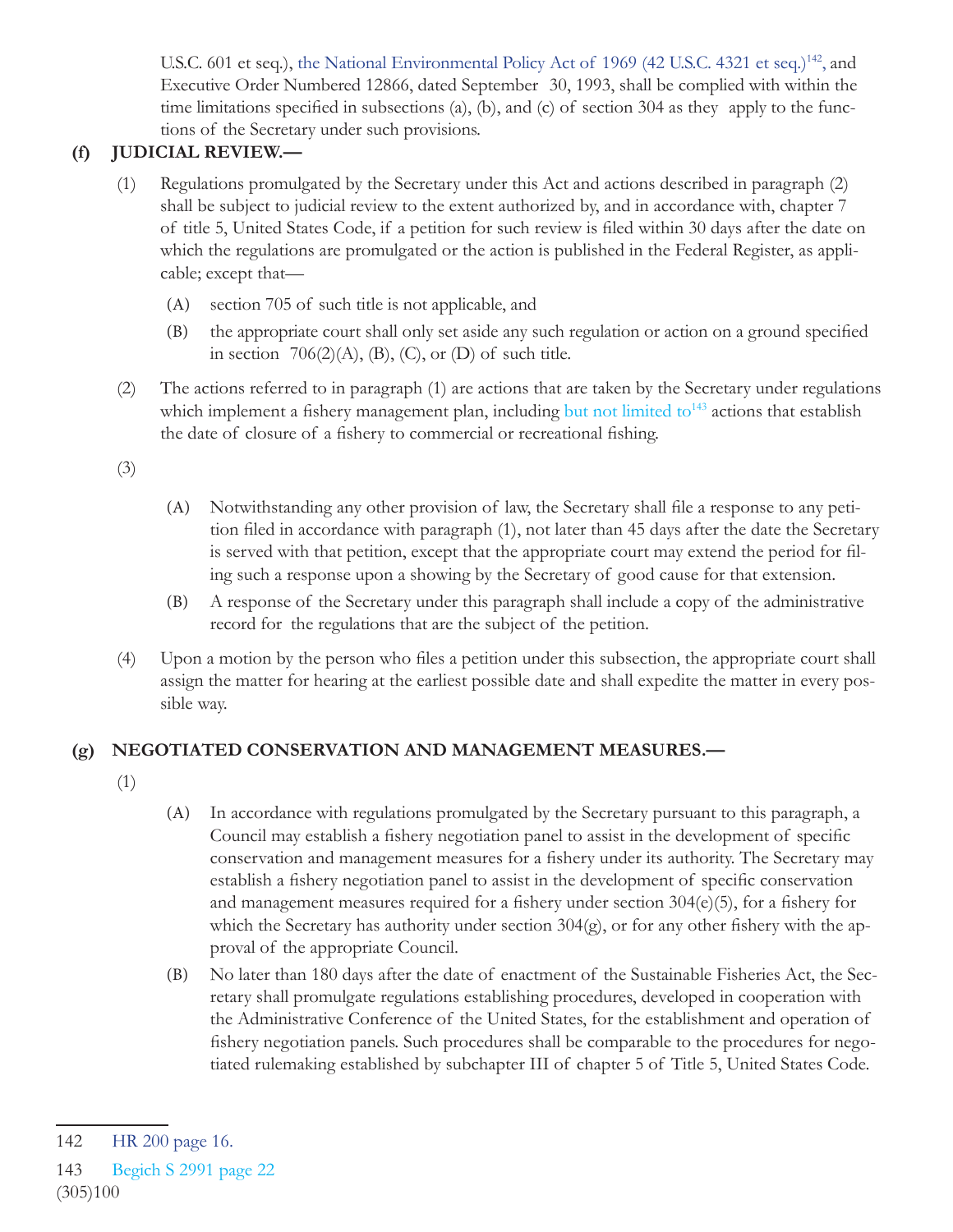U.S.C. 601 et seq.), the National Environmental Policy Act of 1969 (42 U.S.C. 4321 et seq.)[142], and Executive Order Numbered 12866, dated September 30, 1993, shall be complied with within the time limitations specified in subsections (a), (b), and (c) of section 304 as they apply to the functions of the Secretary under such provisions.

**(f) JUDICIAL REVIEW.—**

(1) Regulations promulgated by the Secretary under this Act and actions described in paragraph (2) shall be subject to judicial review to the extent authorized by, and in accordance with, chapter 7 of title 5, United States Code, if a petition for such review is filed within 30 days after the date on which the regulations are promulgated or the action is published in the Federal Register, as applicable; except that—

(A) section 705 of such title is not applicable, and

(B) the appropriate court shall only set aside any such regulation or action on a ground specified in section 706(2)(A), (B), (C), or (D) of such title.

(2) The actions referred to in paragraph (1) are actions that are taken by the Secretary under regulations which implement a fishery management plan, including but not limited to[143] actions that establish the date of closure of a fishery to commercial or recreational fishing.

(3)

(A) Notwithstanding any other provision of law, the Secretary shall file a response to any petition filed in accordance with paragraph (1), not later than 45 days after the date the Secretary is served with that petition, except that the appropriate court may extend the period for filing such a response upon a showing by the Secretary of good cause for that extension.

(B) A response of the Secretary under this paragraph shall include a copy of the administrative record for the regulations that are the subject of the petition.

(4) Upon a motion by the person who files a petition under this subsection, the appropriate court shall assign the matter for hearing at the earliest possible date and shall expedite the matter in every possible way.

**(g) NEGOTIATED CONSERVATION AND MANAGEMENT MEASURES.—**

(1)

(A) In accordance with regulations promulgated by the Secretary pursuant to this paragraph, a Council may establish a fishery negotiation panel to assist in the development of specific conservation and management measures for a fishery under its authority. The Secretary may establish a fishery negotiation panel to assist in the development of specific conservation and management measures required for a fishery under section 304(e)(5), for a fishery for which the Secretary has authority under section 304(g), or for any other fishery with the approval of the appropriate Council.

(B) No later than 180 days after the date of enactment of the Sustainable Fisheries Act, the Secretary shall promulgate regulations establishing procedures, developed in cooperation with the Administrative Conference of the United States, for the establishment and operation of fishery negotiation panels. Such procedures shall be comparable to the procedures for negotiated rulemaking established by subchapter III of chapter 5 of Title 5, United States Code.

---

142 HR 200 page 16.

143 Begich S 2991 page 22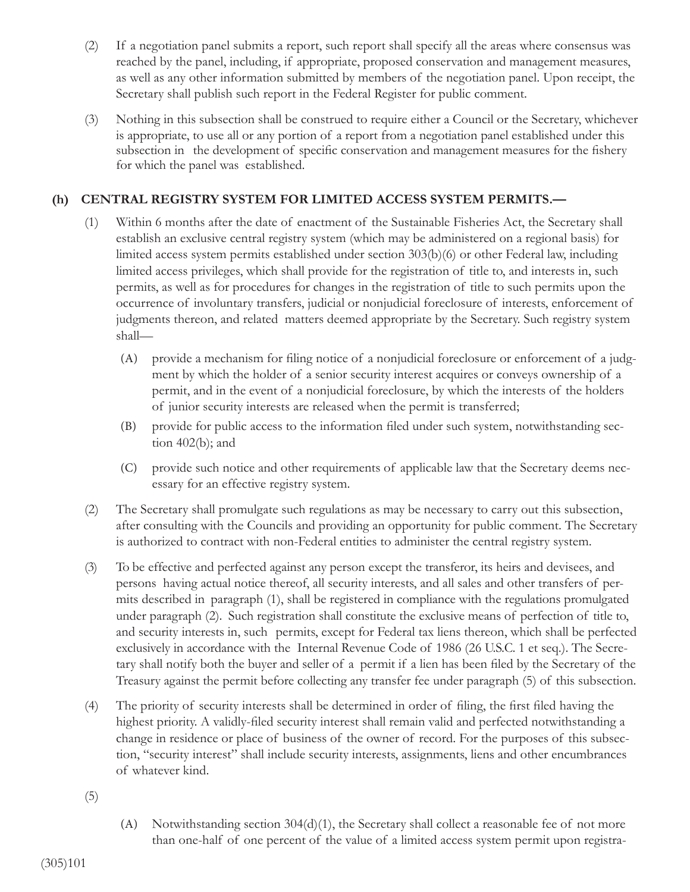(2) If a negotiation panel submits a report, such report shall specify all the areas where consensus was reached by the panel, including, if appropriate, proposed conservation and management measures, as well as any other information submitted by members of the negotiation panel. Upon receipt, the Secretary shall publish such report in the Federal Register for public comment.

(3) Nothing in this subsection shall be construed to require either a Council or the Secretary, whichever is appropriate, to use all or any portion of a report from a negotiation panel established under this subsection in the development of specific conservation and management measures for the fishery for which the panel was established.

### (h) CENTRAL REGISTRY SYSTEM FOR LIMITED ACCESS SYSTEM PERMITS.—

(1) Within 6 months after the date of enactment of the Sustainable Fisheries Act, the Secretary shall establish an exclusive central registry system (which may be administered on a regional basis) for limited access system permits established under section 303(b)(6) or other Federal law, including limited access privileges, which shall provide for the registration of title to, and interests in, such permits, as well as for procedures for changes in the registration of title to such permits upon the occurrence of involuntary transfers, judicial or nonjudicial foreclosure of interests, enforcement of judgments thereon, and related matters deemed appropriate by the Secretary. Such registry system shall—

- (A) provide a mechanism for filing notice of a nonjudicial foreclosure or enforcement of a judgment by which the holder of a senior security interest acquires or conveys ownership of a permit, and in the event of a nonjudicial foreclosure, by which the interests of the holders of junior security interests are released when the permit is transferred;
- (B) provide for public access to the information filed under such system, notwithstanding section 402(b); and
- (C) provide such notice and other requirements of applicable law that the Secretary deems necessary for an effective registry system.

(2) The Secretary shall promulgate such regulations as may be necessary to carry out this subsection, after consulting with the Councils and providing an opportunity for public comment. The Secretary is authorized to contract with non-Federal entities to administer the central registry system.

(3) To be effective and perfected against any person except the transferor, its heirs and devisees, and persons having actual notice thereof, all security interests, and all sales and other transfers of permits described in paragraph (1), shall be registered in compliance with the regulations promulgated under paragraph (2). Such registration shall constitute the exclusive means of perfection of title to, and security interests in, such permits, except for Federal tax liens thereon, which shall be perfected exclusively in accordance with the Internal Revenue Code of 1986 (26 U.S.C. 1 et seq.). The Secretary shall notify both the buyer and seller of a permit if a lien has been filed by the Secretary of the Treasury against the permit before collecting any transfer fee under paragraph (5) of this subsection.

(4) The priority of security interests shall be determined in order of filing, the first filed having the highest priority. A validly-filed security interest shall remain valid and perfected notwithstanding a change in residence or place of business of the owner of record. For the purposes of this subsection, "security interest" shall include security interests, assignments, liens and other encumbrances of whatever kind.

(5)

- (A) Notwithstanding section 304(d)(1), the Secretary shall collect a reasonable fee of not more than one-half of one percent of the value of a limited access system permit upon registra-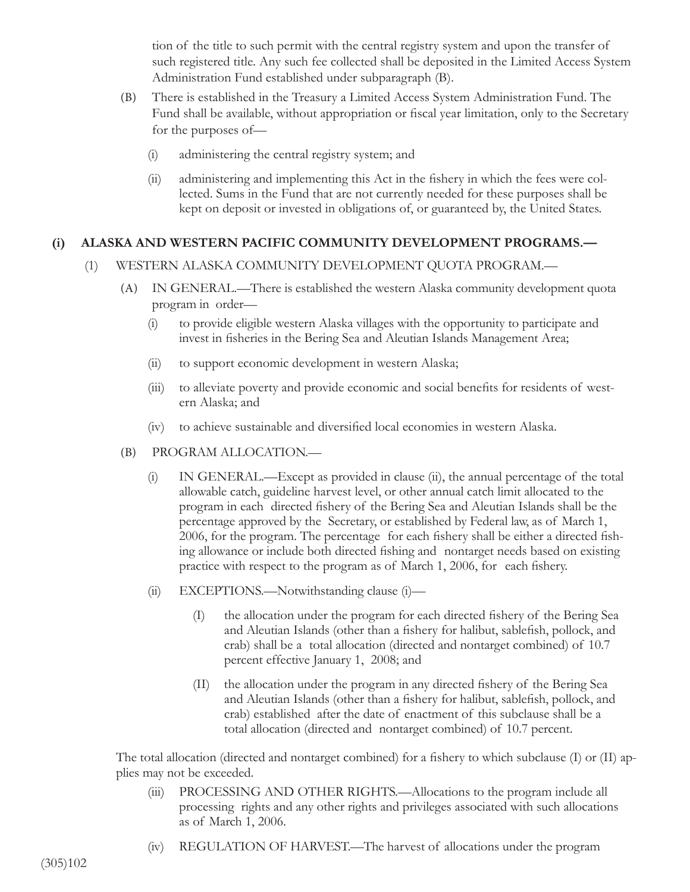tion of the title to such permit with the central registry system and upon the transfer of such registered title. Any such fee collected shall be deposited in the Limited Access System Administration Fund established under subparagraph (B).

(B) There is established in the Treasury a Limited Access System Administration Fund. The Fund shall be available, without appropriation or fiscal year limitation, only to the Secretary for the purposes of—

(i) administering the central registry system; and

(ii) administering and implementing this Act in the fishery in which the fees were collected. Sums in the Fund that are not currently needed for these purposes shall be kept on deposit or invested in obligations of, or guaranteed by, the United States.

**(i) ALASKA AND WESTERN PACIFIC COMMUNITY DEVELOPMENT PROGRAMS.—**

(1) WESTERN ALASKA COMMUNITY DEVELOPMENT QUOTA PROGRAM.—

(A) IN GENERAL.—There is established the western Alaska community development quota program in order—

(i) to provide eligible western Alaska villages with the opportunity to participate and invest in fisheries in the Bering Sea and Aleutian Islands Management Area;

(ii) to support economic development in western Alaska;

(iii) to alleviate poverty and provide economic and social benefits for residents of western Alaska; and

(iv) to achieve sustainable and diversified local economies in western Alaska.

(B) PROGRAM ALLOCATION.—

(i) IN GENERAL.—Except as provided in clause (ii), the annual percentage of the total allowable catch, guideline harvest level, or other annual catch limit allocated to the program in each directed fishery of the Bering Sea and Aleutian Islands shall be the percentage approved by the Secretary, or established by Federal law, as of March 1, 2006, for the program. The percentage for each fishery shall be either a directed fishing allowance or include both directed fishing and nontarget needs based on existing practice with respect to the program as of March 1, 2006, for each fishery.

(ii) EXCEPTIONS.—Notwithstanding clause (i)—

(I) the allocation under the program for each directed fishery of the Bering Sea and Aleutian Islands (other than a fishery for halibut, sablefish, pollock, and crab) shall be a total allocation (directed and nontarget combined) of 10.7 percent effective January 1, 2008; and

(II) the allocation under the program in any directed fishery of the Bering Sea and Aleutian Islands (other than a fishery for halibut, sablefish, pollock, and crab) established after the date of enactment of this subclause shall be a total allocation (directed and nontarget combined) of 10.7 percent.

The total allocation (directed and nontarget combined) for a fishery to which subclause (I) or (II) applies may not be exceeded.

(iii) PROCESSING AND OTHER RIGHTS.—Allocations to the program include all processing rights and any other rights and privileges associated with such allocations as of March 1, 2006.

(iv) REGULATION OF HARVEST.—The harvest of allocations under the program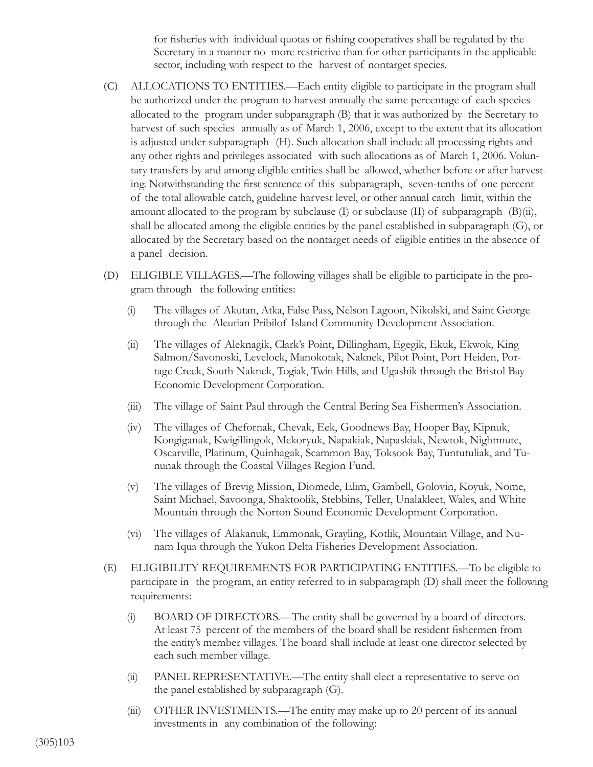for fisheries with individual quotas or fishing cooperatives shall be regulated by the Secretary in a manner no more restrictive than for other participants in the applicable sector, including with respect to the harvest of nontarget species.

(C) ALLOCATIONS TO ENTITIES.—Each entity eligible to participate in the program shall be authorized under the program to harvest annually the same percentage of each species allocated to the program under subparagraph (B) that it was authorized by the Secretary to harvest of such species annually as of March 1, 2006, except to the extent that its allocation is adjusted under subparagraph (H). Such allocation shall include all processing rights and any other rights and privileges associated with such allocations as of March 1, 2006. Voluntary transfers by and among eligible entities shall be allowed, whether before or after harvesting. Notwithstanding the first sentence of this subparagraph, seven-tenths of one percent of the total allowable catch, guideline harvest level, or other annual catch limit, within the amount allocated to the program by subclause (I) or subclause (II) of subparagraph (B)(ii), shall be allocated among the eligible entities by the panel established in subparagraph (G), or allocated by the Secretary based on the nontarget needs of eligible entities in the absence of a panel decision.

(D) ELIGIBLE VILLAGES.—The following villages shall be eligible to participate in the program through the following entities:

(i) The villages of Akutan, Atka, False Pass, Nelson Lagoon, Nikolski, and Saint George through the Aleutian Pribilof Island Community Development Association.

(ii) The villages of Aleknagik, Clark's Point, Dillingham, Egegik, Ekuk, Ekwok, King Salmon/Savonoski, Levelock, Manokotak, Naknek, Pilot Point, Port Heiden, Portage Creek, South Naknek, Togiak, Twin Hills, and Ugashik through the Bristol Bay Economic Development Corporation.

(iii) The village of Saint Paul through the Central Bering Sea Fishermen's Association.

(iv) The villages of Chefornak, Chevak, Eek, Goodnews Bay, Hooper Bay, Kipnuk, Kongiganak, Kwigillingok, Mekoryuk, Napakiak, Napaskiak, Newtok, Nightmute, Oscarville, Platinum, Quinhagak, Scammon Bay, Toksook Bay, Tuntutuliak, and Tununak through the Coastal Villages Region Fund.

(v) The villages of Brevig Mission, Diomede, Elim, Gambell, Golovin, Koyuk, Nome, Saint Michael, Savoonga, Shaktoolik, Stebbins, Teller, Unalakleet, Wales, and White Mountain through the Norton Sound Economic Development Corporation.

(vi) The villages of Alakanuk, Emmonak, Grayling, Kotlik, Mountain Village, and Nunam Iqua through the Yukon Delta Fisheries Development Association.

(E) ELIGIBILITY REQUIREMENTS FOR PARTICIPATING ENTITIES.—To be eligible to participate in the program, an entity referred to in subparagraph (D) shall meet the following requirements:

(i) BOARD OF DIRECTORS.—The entity shall be governed by a board of directors. At least 75 percent of the members of the board shall be resident fishermen from the entity's member villages. The board shall include at least one director selected by each such member village.

(ii) PANEL REPRESENTATIVE.—The entity shall elect a representative to serve on the panel established by subparagraph (G).

(iii) OTHER INVESTMENTS.—The entity may make up to 20 percent of its annual investments in any combination of the following: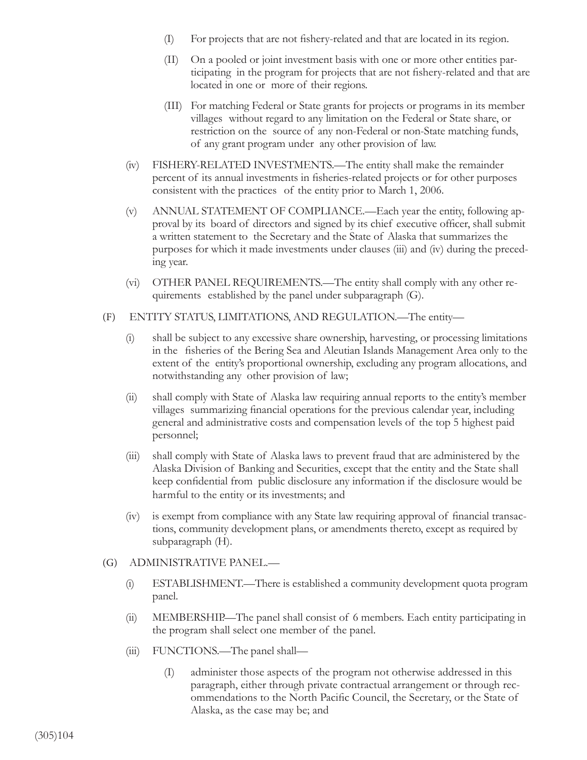(I) For projects that are not fishery-related and that are located in its region.

(II) On a pooled or joint investment basis with one or more other entities participating in the program for projects that are not fishery-related and that are located in one or more of their regions.

(III) For matching Federal or State grants for projects or programs in its member villages without regard to any limitation on the Federal or State share, or restriction on the source of any non-Federal or non-State matching funds, of any grant program under any other provision of law.

(iv) FISHERY-RELATED INVESTMENTS.—The entity shall make the remainder percent of its annual investments in fisheries-related projects or for other purposes consistent with the practices of the entity prior to March 1, 2006.

(v) ANNUAL STATEMENT OF COMPLIANCE.—Each year the entity, following approval by its board of directors and signed by its chief executive officer, shall submit a written statement to the Secretary and the State of Alaska that summarizes the purposes for which it made investments under clauses (iii) and (iv) during the preceding year.

(vi) OTHER PANEL REQUIREMENTS.—The entity shall comply with any other requirements established by the panel under subparagraph (G).

(F) ENTITY STATUS, LIMITATIONS, AND REGULATION.—The entity—

(i) shall be subject to any excessive share ownership, harvesting, or processing limitations in the fisheries of the Bering Sea and Aleutian Islands Management Area only to the extent of the entity's proportional ownership, excluding any program allocations, and notwithstanding any other provision of law;

(ii) shall comply with State of Alaska law requiring annual reports to the entity's member villages summarizing financial operations for the previous calendar year, including general and administrative costs and compensation levels of the top 5 highest paid personnel;

(iii) shall comply with State of Alaska laws to prevent fraud that are administered by the Alaska Division of Banking and Securities, except that the entity and the State shall keep confidential from public disclosure any information if the disclosure would be harmful to the entity or its investments; and

(iv) is exempt from compliance with any State law requiring approval of financial transactions, community development plans, or amendments thereto, except as required by subparagraph (H).

(G) ADMINISTRATIVE PANEL.—

(i) ESTABLISHMENT.—There is established a community development quota program panel.

(ii) MEMBERSHIP.—The panel shall consist of 6 members. Each entity participating in the program shall select one member of the panel.

(iii) FUNCTIONS.—The panel shall—

(I) administer those aspects of the program not otherwise addressed in this paragraph, either through private contractual arrangement or through recommendations to the North Pacific Council, the Secretary, or the State of Alaska, as the case may be; and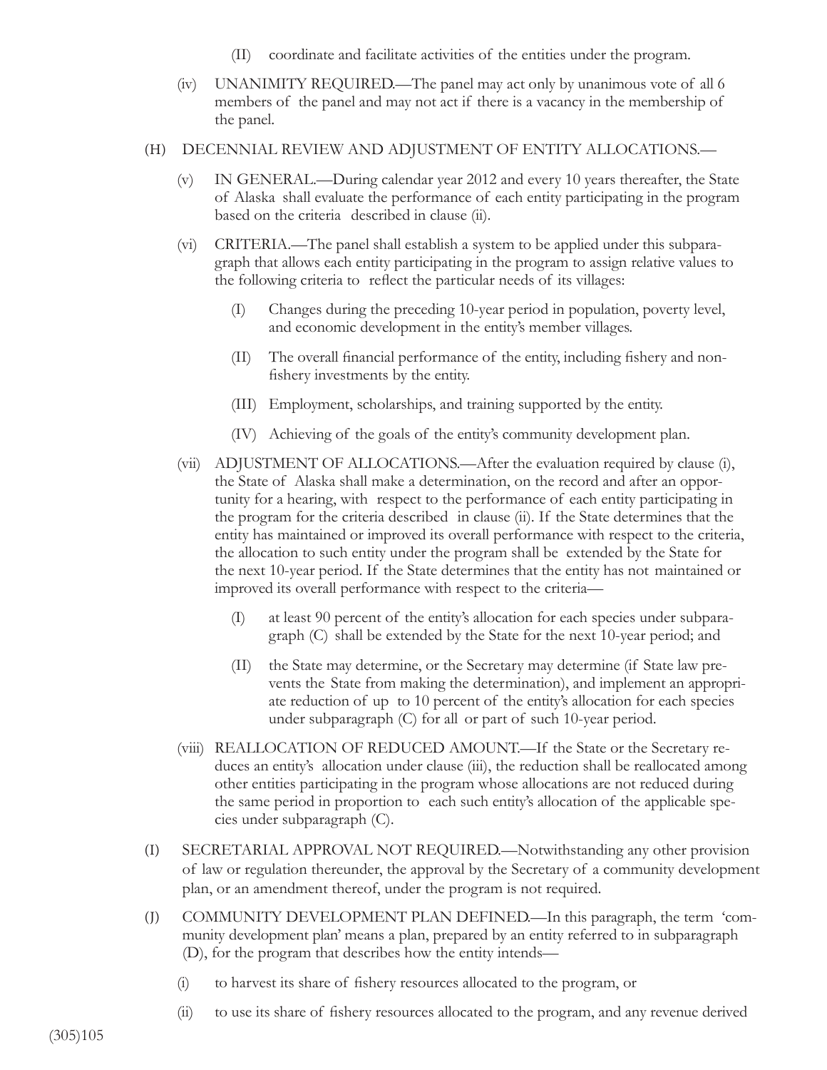(II) coordinate and facilitate activities of the entities under the program.

(iv) UNANIMITY REQUIRED.—The panel may act only by unanimous vote of all 6 members of the panel and may not act if there is a vacancy in the membership of the panel.

(H) DECENNIAL REVIEW AND ADJUSTMENT OF ENTITY ALLOCATIONS.—

(v) IN GENERAL.—During calendar year 2012 and every 10 years thereafter, the State of Alaska shall evaluate the performance of each entity participating in the program based on the criteria described in clause (ii).

(vi) CRITERIA.—The panel shall establish a system to be applied under this subparagraph that allows each entity participating in the program to assign relative values to the following criteria to reflect the particular needs of its villages:

(I) Changes during the preceding 10-year period in population, poverty level, and economic development in the entity's member villages.

(II) The overall financial performance of the entity, including fishery and non-fishery investments by the entity.

(III) Employment, scholarships, and training supported by the entity.

(IV) Achieving of the goals of the entity's community development plan.

(vii) ADJUSTMENT OF ALLOCATIONS.—After the evaluation required by clause (i), the State of Alaska shall make a determination, on the record and after an opportunity for a hearing, with respect to the performance of each entity participating in the program for the criteria described in clause (ii). If the State determines that the entity has maintained or improved its overall performance with respect to the criteria, the allocation to such entity under the program shall be extended by the State for the next 10-year period. If the State determines that the entity has not maintained or improved its overall performance with respect to the criteria—

(I) at least 90 percent of the entity's allocation for each species under subparagraph (C) shall be extended by the State for the next 10-year period; and

(II) the State may determine, or the Secretary may determine (if State law prevents the State from making the determination), and implement an appropriate reduction of up to 10 percent of the entity's allocation for each species under subparagraph (C) for all or part of such 10-year period.

(viii) REALLOCATION OF REDUCED AMOUNT.—If the State or the Secretary reduces an entity's allocation under clause (iii), the reduction shall be reallocated among other entities participating in the program whose allocations are not reduced during the same period in proportion to each such entity's allocation of the applicable species under subparagraph (C).

(I) SECRETARIAL APPROVAL NOT REQUIRED.—Notwithstanding any other provision of law or regulation thereunder, the approval by the Secretary of a community development plan, or an amendment thereof, under the program is not required.

(J) COMMUNITY DEVELOPMENT PLAN DEFINED.—In this paragraph, the term 'community development plan' means a plan, prepared by an entity referred to in subparagraph (D), for the program that describes how the entity intends—

(i) to harvest its share of fishery resources allocated to the program, or

(ii) to use its share of fishery resources allocated to the program, and any revenue derived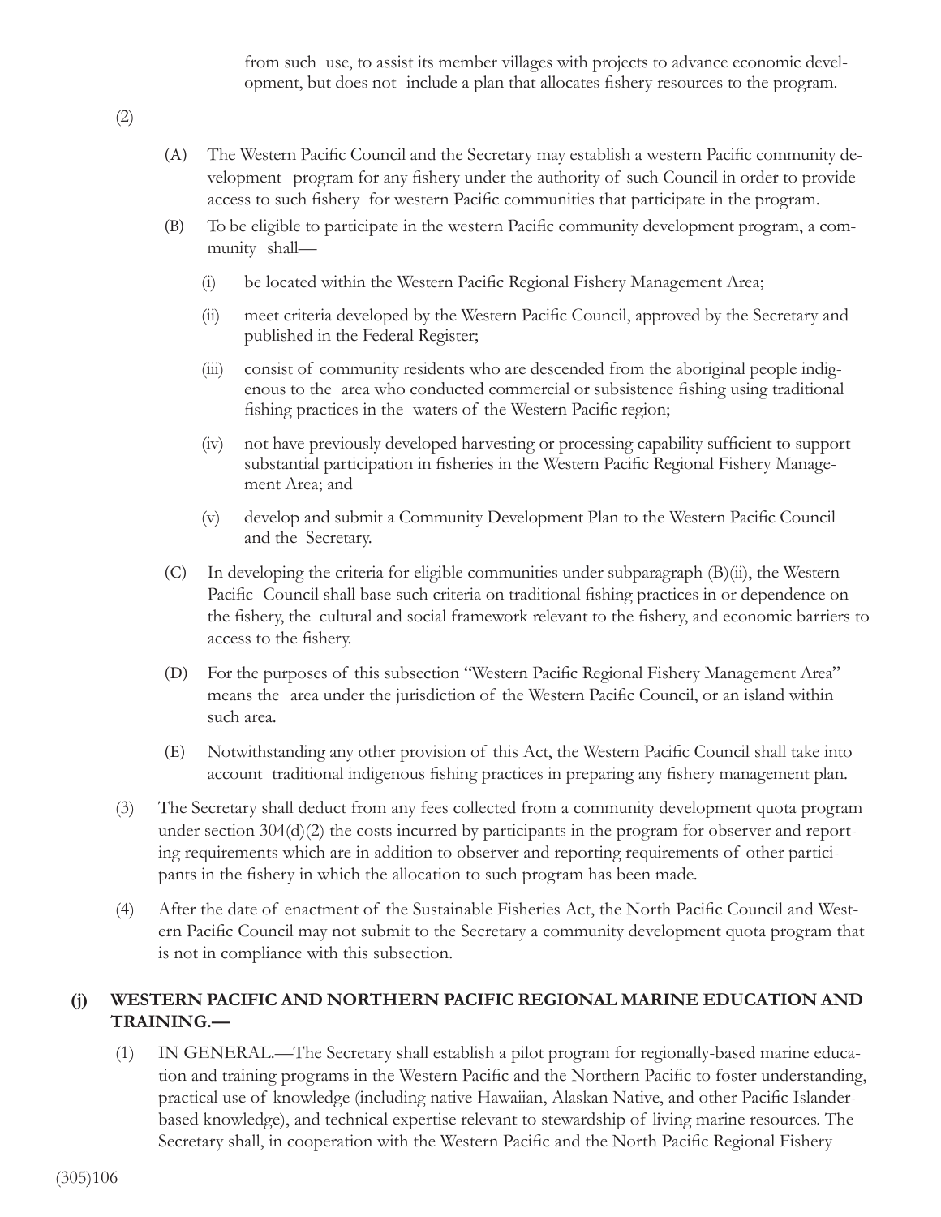from such use, to assist its member villages with projects to advance economic development, but does not include a plan that allocates fishery resources to the program.

(2)

(A) The Western Pacific Council and the Secretary may establish a western Pacific community development program for any fishery under the authority of such Council in order to provide access to such fishery for western Pacific communities that participate in the program.

(B) To be eligible to participate in the western Pacific community development program, a community shall—

(i) be located within the Western Pacific Regional Fishery Management Area;

(ii) meet criteria developed by the Western Pacific Council, approved by the Secretary and published in the Federal Register;

(iii) consist of community residents who are descended from the aboriginal people indigenous to the area who conducted commercial or subsistence fishing using traditional fishing practices in the waters of the Western Pacific region;

(iv) not have previously developed harvesting or processing capability sufficient to support substantial participation in fisheries in the Western Pacific Regional Fishery Management Area; and

(v) develop and submit a Community Development Plan to the Western Pacific Council and the Secretary.

(C) In developing the criteria for eligible communities under subparagraph (B)(ii), the Western Pacific Council shall base such criteria on traditional fishing practices in or dependence on the fishery, the cultural and social framework relevant to the fishery, and economic barriers to access to the fishery.

(D) For the purposes of this subsection "Western Pacific Regional Fishery Management Area" means the area under the jurisdiction of the Western Pacific Council, or an island within such area.

(E) Notwithstanding any other provision of this Act, the Western Pacific Council shall take into account traditional indigenous fishing practices in preparing any fishery management plan.

(3) The Secretary shall deduct from any fees collected from a community development quota program under section 304(d)(2) the costs incurred by participants in the program for observer and reporting requirements which are in addition to observer and reporting requirements of other participants in the fishery in which the allocation to such program has been made.

(4) After the date of enactment of the Sustainable Fisheries Act, the North Pacific Council and Western Pacific Council may not submit to the Secretary a community development quota program that is not in compliance with this subsection.

**(j) WESTERN PACIFIC AND NORTHERN PACIFIC REGIONAL MARINE EDUCATION AND TRAINING.—**

(1) IN GENERAL.—The Secretary shall establish a pilot program for regionally-based marine education and training programs in the Western Pacific and the Northern Pacific to foster understanding, practical use of knowledge (including native Hawaiian, Alaskan Native, and other Pacific Islander-based knowledge), and technical expertise relevant to stewardship of living marine resources. The Secretary shall, in cooperation with the Western Pacific and the North Pacific Regional Fishery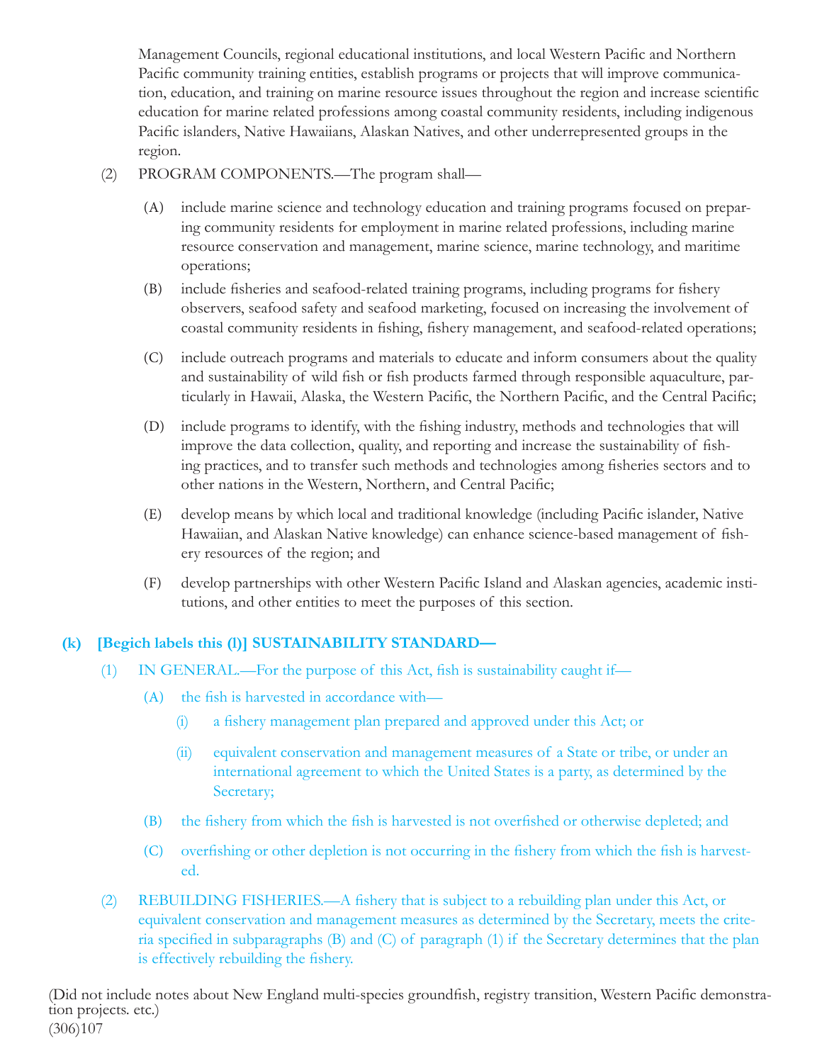Management Councils, regional educational institutions, and local Western Pacific and Northern Pacific community training entities, establish programs or projects that will improve communication, education, and training on marine resource issues throughout the region and increase scientific education for marine related professions among coastal community residents, including indigenous Pacific islanders, Native Hawaiians, Alaskan Natives, and other underrepresented groups in the region.

(2) PROGRAM COMPONENTS.—The program shall—

(A) include marine science and technology education and training programs focused on preparing community residents for employment in marine related professions, including marine resource conservation and management, marine science, marine technology, and maritime operations;

(B) include fisheries and seafood-related training programs, including programs for fishery observers, seafood safety and seafood marketing, focused on increasing the involvement of coastal community residents in fishing, fishery management, and seafood-related operations;

(C) include outreach programs and materials to educate and inform consumers about the quality and sustainability of wild fish or fish products farmed through responsible aquaculture, particularly in Hawaii, Alaska, the Western Pacific, the Northern Pacific, and the Central Pacific;

(D) include programs to identify, with the fishing industry, methods and technologies that will improve the data collection, quality, and reporting and increase the sustainability of fishing practices, and to transfer such methods and technologies among fisheries sectors and to other nations in the Western, Northern, and Central Pacific;

(E) develop means by which local and traditional knowledge (including Pacific islander, Native Hawaiian, and Alaskan Native knowledge) can enhance science-based management of fishery resources of the region; and

(F) develop partnerships with other Western Pacific Island and Alaskan agencies, academic institutions, and other entities to meet the purposes of this section.

**(k) [Begich labels this (l)] SUSTAINABILITY STANDARD—**

(1) IN GENERAL.—For the purpose of this Act, fish is sustainability caught if—

(A) the fish is harvested in accordance with—

(i) a fishery management plan prepared and approved under this Act; or

(ii) equivalent conservation and management measures of a State or tribe, or under an international agreement to which the United States is a party, as determined by the Secretary;

(B) the fishery from which the fish is harvested is not overfished or otherwise depleted; and

(C) overfishing or other depletion is not occurring in the fishery from which the fish is harvested.

(2) REBUILDING FISHERIES.—A fishery that is subject to a rebuilding plan under this Act, or equivalent conservation and management measures as determined by the Secretary, meets the criteria specified in subparagraphs (B) and (C) of paragraph (1) if the Secretary determines that the plan is effectively rebuilding the fishery.

(Did not include notes about New England multi-species groundfish, registry transition, Western Pacific demonstration projects. etc.)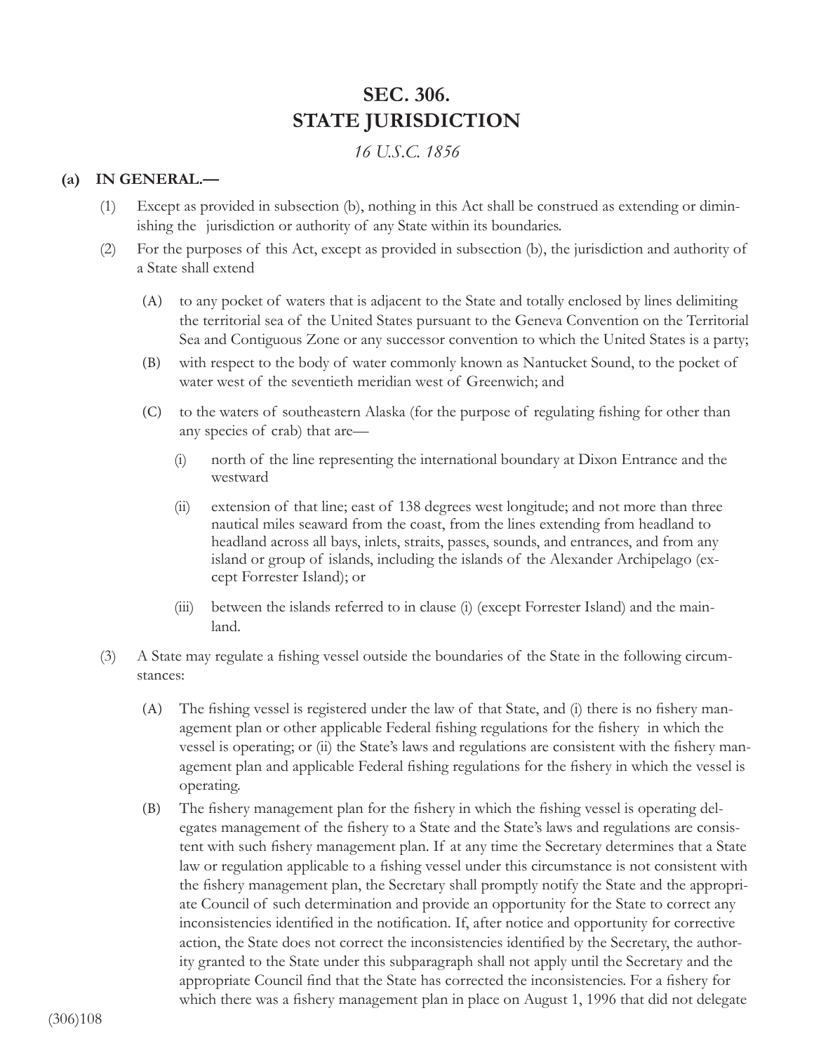# SEC. 306.
# STATE JURISDICTION

*16 U.S.C. 1856*

**(a) IN GENERAL.—**

(1) Except as provided in subsection (b), nothing in this Act shall be construed as extending or diminishing the jurisdiction or authority of any State within its boundaries.

(2) For the purposes of this Act, except as provided in subsection (b), the jurisdiction and authority of a State shall extend

(A) to any pocket of waters that is adjacent to the State and totally enclosed by lines delimiting the territorial sea of the United States pursuant to the Geneva Convention on the Territorial Sea and Contiguous Zone or any successor convention to which the United States is a party;

(B) with respect to the body of water commonly known as Nantucket Sound, to the pocket of water west of the seventieth meridian west of Greenwich; and

(C) to the waters of southeastern Alaska (for the purpose of regulating fishing for other than any species of crab) that are—

(i) north of the line representing the international boundary at Dixon Entrance and the westward

(ii) extension of that line; east of 138 degrees west longitude; and not more than three nautical miles seaward from the coast, from the lines extending from headland to headland across all bays, inlets, straits, passes, sounds, and entrances, and from any island or group of islands, including the islands of the Alexander Archipelago (except Forrester Island); or

(iii) between the islands referred to in clause (i) (except Forrester Island) and the mainland.

(3) A State may regulate a fishing vessel outside the boundaries of the State in the following circumstances:

(A) The fishing vessel is registered under the law of that State, and (i) there is no fishery management plan or other applicable Federal fishing regulations for the fishery in which the vessel is operating; or (ii) the State's laws and regulations are consistent with the fishery management plan and applicable Federal fishing regulations for the fishery in which the vessel is operating.

(B) The fishery management plan for the fishery in which the fishing vessel is operating delegates management of the fishery to a State and the State's laws and regulations are consistent with such fishery management plan. If at any time the Secretary determines that a State law or regulation applicable to a fishing vessel under this circumstance is not consistent with the fishery management plan, the Secretary shall promptly notify the State and the appropriate Council of such determination and provide an opportunity for the State to correct any inconsistencies identified in the notification. If, after notice and opportunity for corrective action, the State does not correct the inconsistencies identified by the Secretary, the authority granted to the State under this subparagraph shall not apply until the Secretary and the appropriate Council find that the State has corrected the inconsistencies. For a fishery for which there was a fishery management plan in place on August 1, 1996 that did not delegate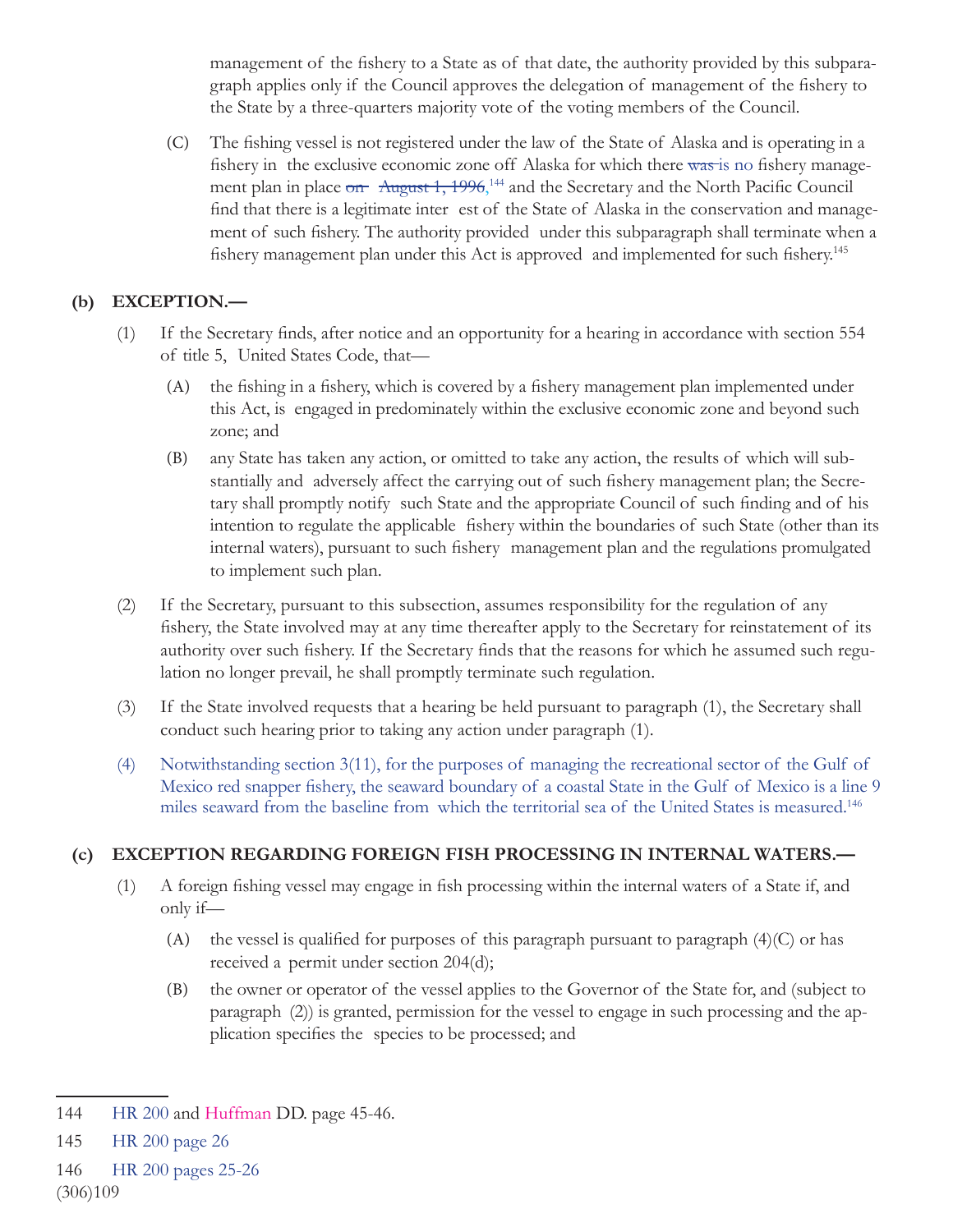management of the fishery to a State as of that date, the authority provided by this subparagraph applies only if the Council approves the delegation of management of the fishery to the State by a three-quarters majority vote of the voting members of the Council.

(C) The fishing vessel is not registered under the law of the State of Alaska and is operating in a fishery in the exclusive economic zone off Alaska for which there ~~was~~ is no fishery management plan in place ~~on August 1, 1996,~~[144] and the Secretary and the North Pacific Council find that there is a legitimate interest of the State of Alaska in the conservation and management of such fishery. The authority provided under this subparagraph shall terminate when a fishery management plan under this Act is approved and implemented for such fishery.[145]

**(b) EXCEPTION.—**

(1) If the Secretary finds, after notice and an opportunity for a hearing in accordance with section 554 of title 5, United States Code, that—

(A) the fishing in a fishery, which is covered by a fishery management plan implemented under this Act, is engaged in predominately within the exclusive economic zone and beyond such zone; and

(B) any State has taken any action, or omitted to take any action, the results of which will substantially and adversely affect the carrying out of such fishery management plan; the Secretary shall promptly notify such State and the appropriate Council of such finding and of his intention to regulate the applicable fishery within the boundaries of such State (other than its internal waters), pursuant to such fishery management plan and the regulations promulgated to implement such plan.

(2) If the Secretary, pursuant to this subsection, assumes responsibility for the regulation of any fishery, the State involved may at any time thereafter apply to the Secretary for reinstatement of its authority over such fishery. If the Secretary finds that the reasons for which he assumed such regulation no longer prevail, he shall promptly terminate such regulation.

(3) If the State involved requests that a hearing be held pursuant to paragraph (1), the Secretary shall conduct such hearing prior to taking any action under paragraph (1).

(4) Notwithstanding section 3(11), for the purposes of managing the recreational sector of the Gulf of Mexico red snapper fishery, the seaward boundary of a coastal State in the Gulf of Mexico is a line 9 miles seaward from the baseline from which the territorial sea of the United States is measured.[146]

**(c) EXCEPTION REGARDING FOREIGN FISH PROCESSING IN INTERNAL WATERS.—**

(1) A foreign fishing vessel may engage in fish processing within the internal waters of a State if, and only if—

(A) the vessel is qualified for purposes of this paragraph pursuant to paragraph (4)(C) or has received a permit under section 204(d);

(B) the owner or operator of the vessel applies to the Governor of the State for, and (subject to paragraph (2)) is granted, permission for the vessel to engage in such processing and the application specifies the species to be processed; and

---

144 HR 200 and Huffman DD. page 45-46.

145 HR 200 page 26

146 HR 200 pages 25-26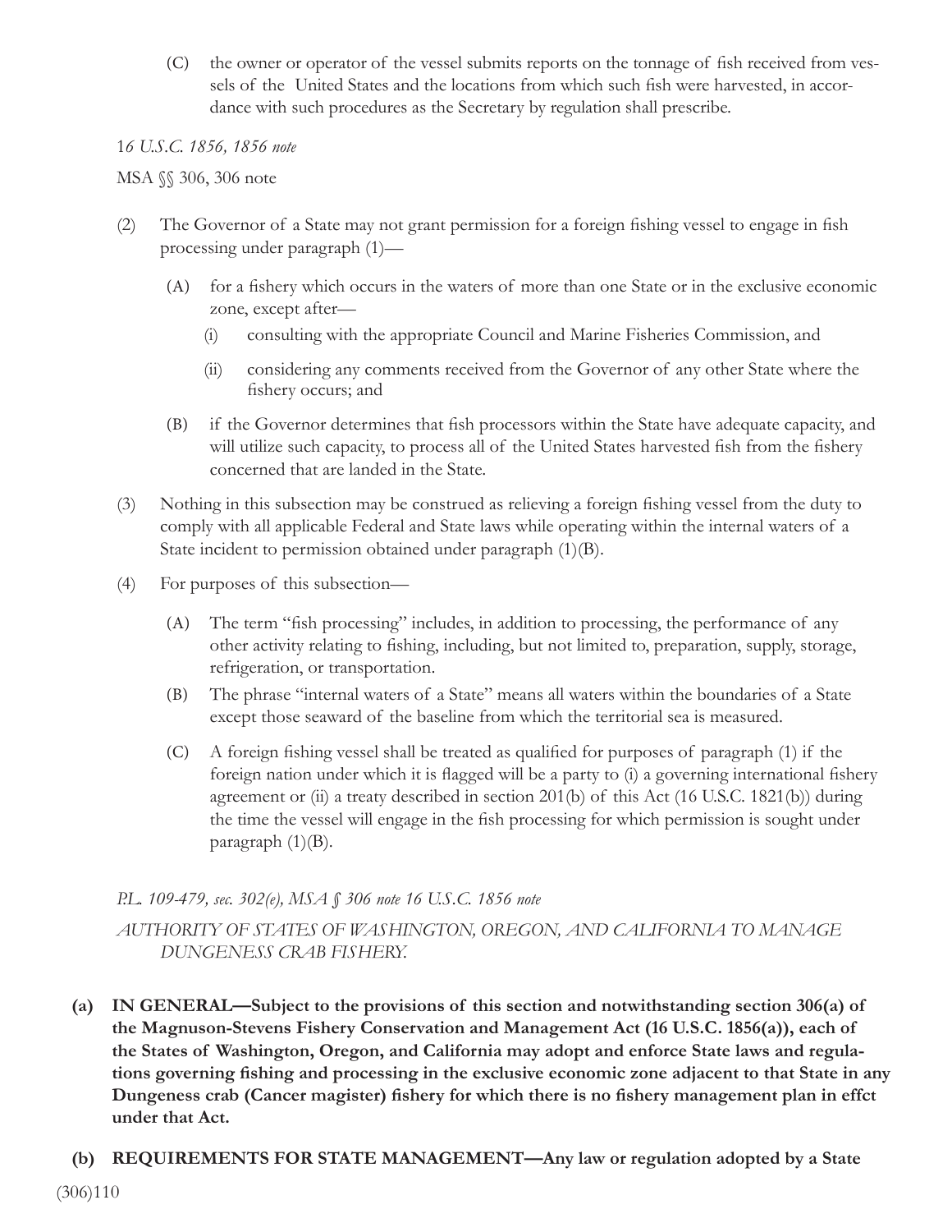(C) the owner or operator of the vessel submits reports on the tonnage of fish received from vessels of the United States and the locations from which such fish were harvested, in accordance with such procedures as the Secretary by regulation shall prescribe.

*16 U.S.C. 1856, 1856 note*

MSA §§ 306, 306 note

(2) The Governor of a State may not grant permission for a foreign fishing vessel to engage in fish processing under paragraph (1)—

(A) for a fishery which occurs in the waters of more than one State or in the exclusive economic zone, except after—

(i) consulting with the appropriate Council and Marine Fisheries Commission, and

(ii) considering any comments received from the Governor of any other State where the fishery occurs; and

(B) if the Governor determines that fish processors within the State have adequate capacity, and will utilize such capacity, to process all of the United States harvested fish from the fishery concerned that are landed in the State.

(3) Nothing in this subsection may be construed as relieving a foreign fishing vessel from the duty to comply with all applicable Federal and State laws while operating within the internal waters of a State incident to permission obtained under paragraph (1)(B).

(4) For purposes of this subsection—

(A) The term "fish processing" includes, in addition to processing, the performance of any other activity relating to fishing, including, but not limited to, preparation, supply, storage, refrigeration, or transportation.

(B) The phrase "internal waters of a State" means all waters within the boundaries of a State except those seaward of the baseline from which the territorial sea is measured.

(C) A foreign fishing vessel shall be treated as qualified for purposes of paragraph (1) if the foreign nation under which it is flagged will be a party to (i) a governing international fishery agreement or (ii) a treaty described in section 201(b) of this Act (16 U.S.C. 1821(b)) during the time the vessel will engage in the fish processing for which permission is sought under paragraph (1)(B).

*P.L. 109-479, sec. 302(e), MSA § 306 note 16 U.S.C. 1856 note*

*AUTHORITY OF STATES OF WASHINGTON, OREGON, AND CALIFORNIA TO MANAGE DUNGENESS CRAB FISHERY.*

**(a) IN GENERAL—Subject to the provisions of this section and notwithstanding section 306(a) of the Magnuson-Stevens Fishery Conservation and Management Act (16 U.S.C. 1856(a)), each of the States of Washington, Oregon, and California may adopt and enforce State laws and regulations governing fishing and processing in the exclusive economic zone adjacent to that State in any Dungeness crab (Cancer magister) fishery for which there is no fishery management plan in effct under that Act.**

**(b) REQUIREMENTS FOR STATE MANAGEMENT—Any law or regulation adopted by a State**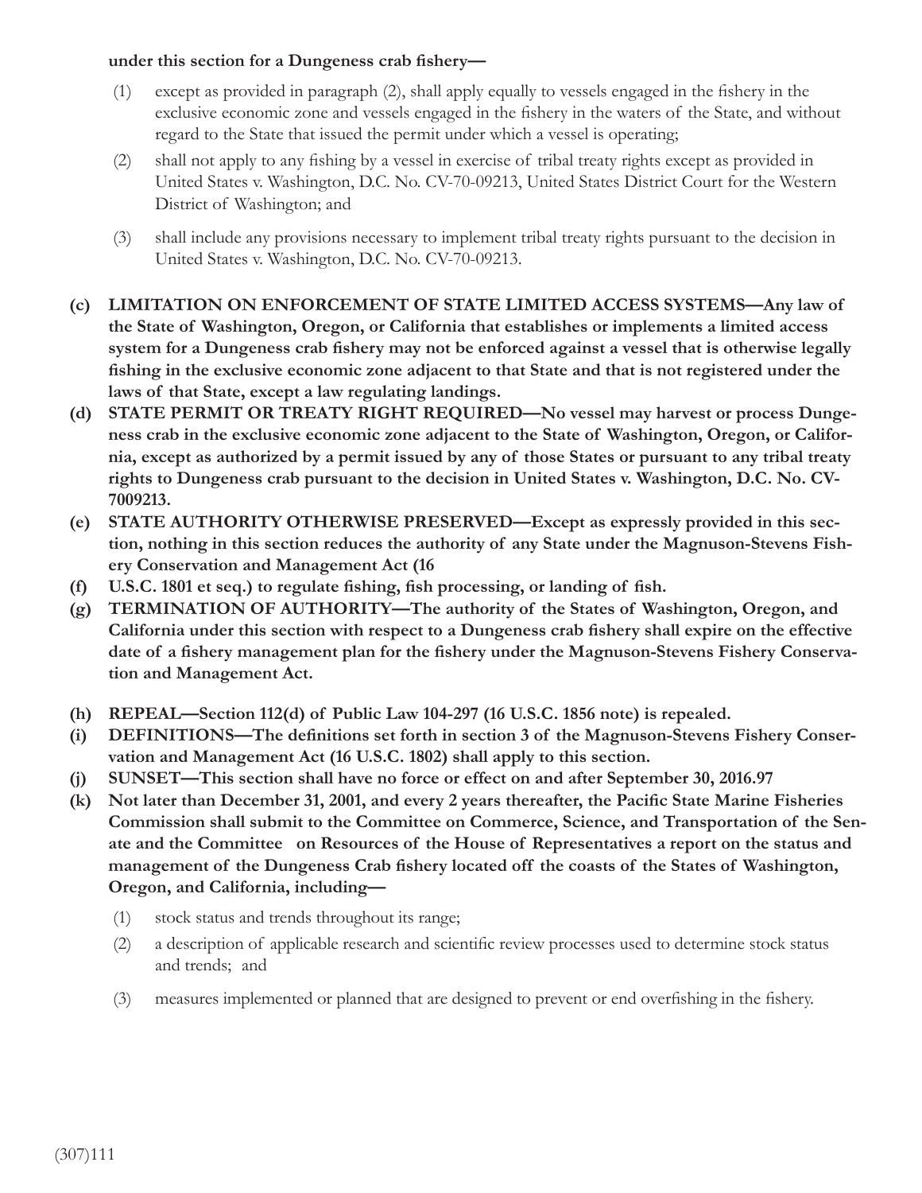**under this section for a Dungeness crab fishery—**

(1) except as provided in paragraph (2), shall apply equally to vessels engaged in the fishery in the exclusive economic zone and vessels engaged in the fishery in the waters of the State, and without regard to the State that issued the permit under which a vessel is operating;

(2) shall not apply to any fishing by a vessel in exercise of tribal treaty rights except as provided in United States v. Washington, D.C. No. CV-70-09213, United States District Court for the Western District of Washington; and

(3) shall include any provisions necessary to implement tribal treaty rights pursuant to the decision in United States v. Washington, D.C. No. CV-70-09213.

**(c) LIMITATION ON ENFORCEMENT OF STATE LIMITED ACCESS SYSTEMS—Any law of the State of Washington, Oregon, or California that establishes or implements a limited access system for a Dungeness crab fishery may not be enforced against a vessel that is otherwise legally fishing in the exclusive economic zone adjacent to that State and that is not registered under the laws of that State, except a law regulating landings.**

**(d) STATE PERMIT OR TREATY RIGHT REQUIRED—No vessel may harvest or process Dungeness crab in the exclusive economic zone adjacent to the State of Washington, Oregon, or California, except as authorized by a permit issued by any of those States or pursuant to any tribal treaty rights to Dungeness crab pursuant to the decision in United States v. Washington, D.C. No. CV-7009213.**

**(e) STATE AUTHORITY OTHERWISE PRESERVED—Except as expressly provided in this section, nothing in this section reduces the authority of any State under the Magnuson-Stevens Fishery Conservation and Management Act (16**

**(f) U.S.C. 1801 et seq.) to regulate fishing, fish processing, or landing of fish.**

**(g) TERMINATION OF AUTHORITY—The authority of the States of Washington, Oregon, and California under this section with respect to a Dungeness crab fishery shall expire on the effective date of a fishery management plan for the fishery under the Magnuson-Stevens Fishery Conservation and Management Act.**

**(h) REPEAL—Section 112(d) of Public Law 104-297 (16 U.S.C. 1856 note) is repealed.**

**(i) DEFINITIONS—The definitions set forth in section 3 of the Magnuson-Stevens Fishery Conservation and Management Act (16 U.S.C. 1802) shall apply to this section.**

**(j) SUNSET—This section shall have no force or effect on and after September 30, 2016.97**

**(k) Not later than December 31, 2001, and every 2 years thereafter, the Pacific State Marine Fisheries Commission shall submit to the Committee on Commerce, Science, and Transportation of the Senate and the Committee on Resources of the House of Representatives a report on the status and management of the Dungeness Crab fishery located off the coasts of the States of Washington, Oregon, and California, including—**

(1) stock status and trends throughout its range;

(2) a description of applicable research and scientific review processes used to determine stock status and trends; and

(3) measures implemented or planned that are designed to prevent or end overfishing in the fishery.

(307)111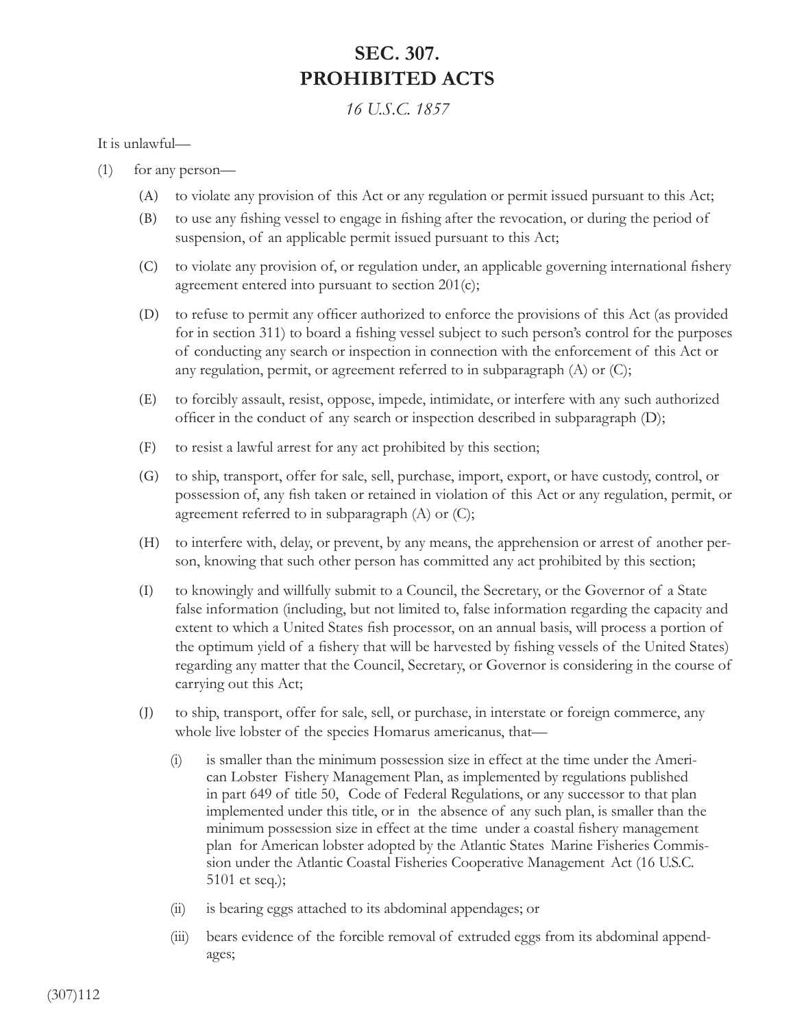# SEC. 307.
# PROHIBITED ACTS

*16 U.S.C. 1857*

It is unlawful—

(1) for any person—

(A) to violate any provision of this Act or any regulation or permit issued pursuant to this Act;

(B) to use any fishing vessel to engage in fishing after the revocation, or during the period of suspension, of an applicable permit issued pursuant to this Act;

(C) to violate any provision of, or regulation under, an applicable governing international fishery agreement entered into pursuant to section 201(c);

(D) to refuse to permit any officer authorized to enforce the provisions of this Act (as provided for in section 311) to board a fishing vessel subject to such person's control for the purposes of conducting any search or inspection in connection with the enforcement of this Act or any regulation, permit, or agreement referred to in subparagraph (A) or (C);

(E) to forcibly assault, resist, oppose, impede, intimidate, or interfere with any such authorized officer in the conduct of any search or inspection described in subparagraph (D);

(F) to resist a lawful arrest for any act prohibited by this section;

(G) to ship, transport, offer for sale, sell, purchase, import, export, or have custody, control, or possession of, any fish taken or retained in violation of this Act or any regulation, permit, or agreement referred to in subparagraph (A) or (C);

(H) to interfere with, delay, or prevent, by any means, the apprehension or arrest of another person, knowing that such other person has committed any act prohibited by this section;

(I) to knowingly and willfully submit to a Council, the Secretary, or the Governor of a State false information (including, but not limited to, false information regarding the capacity and extent to which a United States fish processor, on an annual basis, will process a portion of the optimum yield of a fishery that will be harvested by fishing vessels of the United States) regarding any matter that the Council, Secretary, or Governor is considering in the course of carrying out this Act;

(J) to ship, transport, offer for sale, sell, or purchase, in interstate or foreign commerce, any whole live lobster of the species Homarus americanus, that—

(i) is smaller than the minimum possession size in effect at the time under the American Lobster Fishery Management Plan, as implemented by regulations published in part 649 of title 50, Code of Federal Regulations, or any successor to that plan implemented under this title, or in the absence of any such plan, is smaller than the minimum possession size in effect at the time under a coastal fishery management plan for American lobster adopted by the Atlantic States Marine Fisheries Commission under the Atlantic Coastal Fisheries Cooperative Management Act (16 U.S.C. 5101 et seq.);

(ii) is bearing eggs attached to its abdominal appendages; or

(iii) bears evidence of the forcible removal of extruded eggs from its abdominal appendages;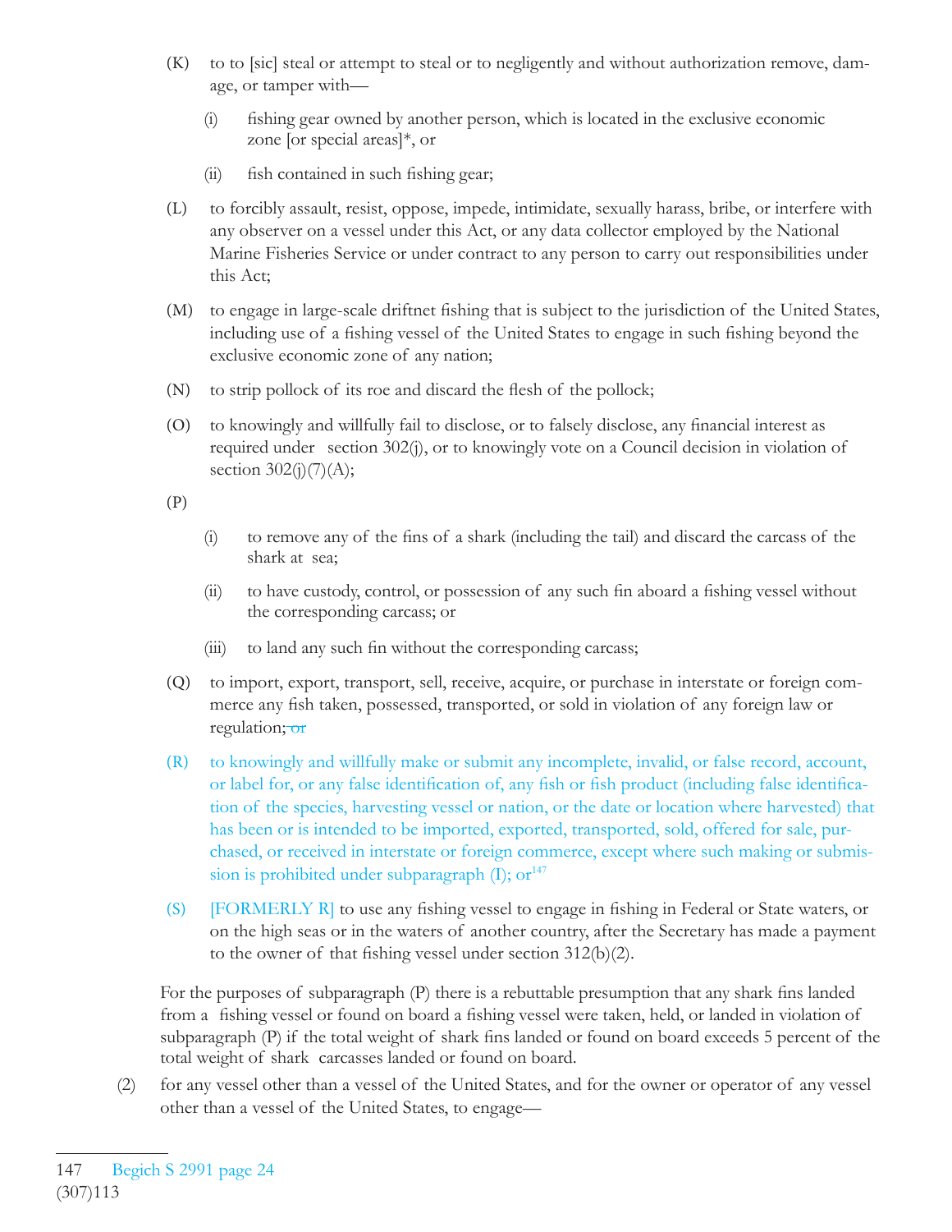(K) to to [sic] steal or attempt to steal or to negligently and without authorization remove, damage, or tamper with—

(i) fishing gear owned by another person, which is located in the exclusive economic zone [or special areas]*, or

(ii) fish contained in such fishing gear;

(L) to forcibly assault, resist, oppose, impede, intimidate, sexually harass, bribe, or interfere with any observer on a vessel under this Act, or any data collector employed by the National Marine Fisheries Service or under contract to any person to carry out responsibilities under this Act;

(M) to engage in large-scale driftnet fishing that is subject to the jurisdiction of the United States, including use of a fishing vessel of the United States to engage in such fishing beyond the exclusive economic zone of any nation;

(N) to strip pollock of its roe and discard the flesh of the pollock;

(O) to knowingly and willfully fail to disclose, or to falsely disclose, any financial interest as required under section 302(j), or to knowingly vote on a Council decision in violation of section 302(j)(7)(A);

(P)

(i) to remove any of the fins of a shark (including the tail) and discard the carcass of the shark at sea;

(ii) to have custody, control, or possession of any such fin aboard a fishing vessel without the corresponding carcass; or

(iii) to land any such fin without the corresponding carcass;

(Q) to import, export, transport, sell, receive, acquire, or purchase in interstate or foreign commerce any fish taken, possessed, transported, or sold in violation of any foreign law or regulation; ~~or~~

(R) to knowingly and willfully make or submit any incomplete, invalid, or false record, account, or label for, or any false identification of, any fish or fish product (including false identification of the species, harvesting vessel or nation, or the date or location where harvested) that has been or is intended to be imported, exported, transported, sold, offered for sale, purchased, or received in interstate or foreign commerce, except where such making or submission is prohibited under subparagraph (I); or[147]

(S) [FORMERLY R] to use any fishing vessel to engage in fishing in Federal or State waters, or on the high seas or in the waters of another country, after the Secretary has made a payment to the owner of that fishing vessel under section 312(b)(2).

For the purposes of subparagraph (P) there is a rebuttable presumption that any shark fins landed from a fishing vessel or found on board a fishing vessel were taken, held, or landed in violation of subparagraph (P) if the total weight of shark fins landed or found on board exceeds 5 percent of the total weight of shark carcasses landed or found on board.

(2) for any vessel other than a vessel of the United States, and for the owner or operator of any vessel other than a vessel of the United States, to engage—

---

147 Begich S 2991 page 24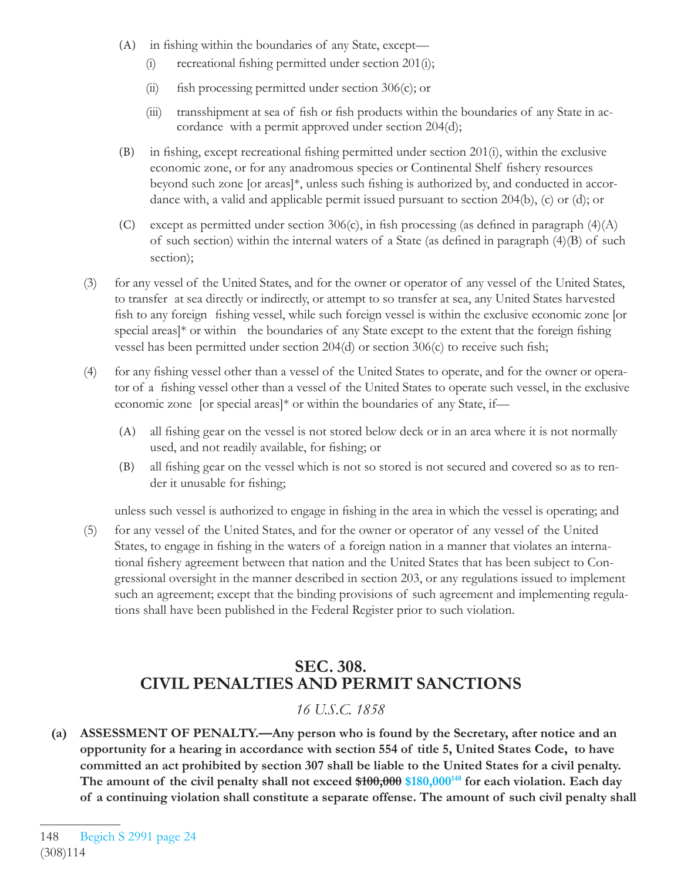(A) in fishing within the boundaries of any State, except—

(i) recreational fishing permitted under section 201(i);

(ii) fish processing permitted under section 306(c); or

(iii) transshipment at sea of fish or fish products within the boundaries of any State in accordance with a permit approved under section 204(d);

(B) in fishing, except recreational fishing permitted under section 201(i), within the exclusive economic zone, or for any anadromous species or Continental Shelf fishery resources beyond such zone [or areas]*, unless such fishing is authorized by, and conducted in accordance with, a valid and applicable permit issued pursuant to section 204(b), (c) or (d); or

(C) except as permitted under section 306(c), in fish processing (as defined in paragraph (4)(A) of such section) within the internal waters of a State (as defined in paragraph (4)(B) of such section);

(3) for any vessel of the United States, and for the owner or operator of any vessel of the United States, to transfer at sea directly or indirectly, or attempt to so transfer at sea, any United States harvested fish to any foreign fishing vessel, while such foreign vessel is within the exclusive economic zone [or special areas]* or within the boundaries of any State except to the extent that the foreign fishing vessel has been permitted under section 204(d) or section 306(c) to receive such fish;

(4) for any fishing vessel other than a vessel of the United States to operate, and for the owner or operator of a fishing vessel other than a vessel of the United States to operate such vessel, in the exclusive economic zone [or special areas]* or within the boundaries of any State, if—

(A) all fishing gear on the vessel is not stored below deck or in an area where it is not normally used, and not readily available, for fishing; or

(B) all fishing gear on the vessel which is not so stored is not secured and covered so as to render it unusable for fishing;

unless such vessel is authorized to engage in fishing in the area in which the vessel is operating; and

(5) for any vessel of the United States, and for the owner or operator of any vessel of the United States, to engage in fishing in the waters of a foreign nation in a manner that violates an international fishery agreement between that nation and the United States that has been subject to Congressional oversight in the manner described in section 203, or any regulations issued to implement such an agreement; except that the binding provisions of such agreement and implementing regulations shall have been published in the Federal Register prior to such violation.

## SEC. 308. CIVIL PENALTIES AND PERMIT SANCTIONS

*16 U.S.C. 1858*

**(a) ASSESSMENT OF PENALTY.—Any person who is found by the Secretary, after notice and an opportunity for a hearing in accordance with section 554 of title 5, United States Code, to have committed an act prohibited by section 307 shall be liable to the United States for a civil penalty. The amount of the civil penalty shall not exceed ~~$100,000~~ $180,000[148] for each violation. Each day of a continuing violation shall constitute a separate offense. The amount of such civil penalty shall**

148 Begich S 2991 page 24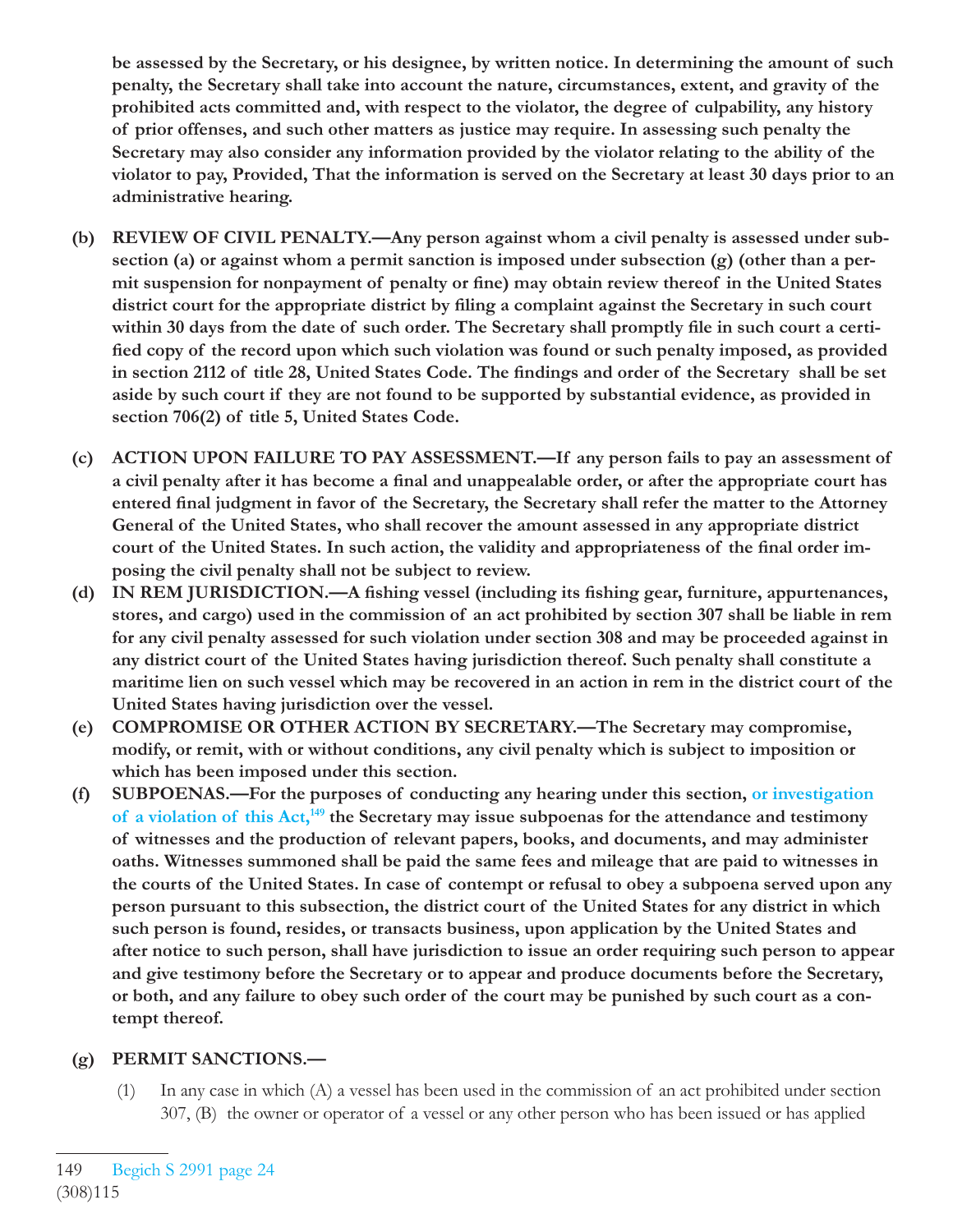**be assessed by the Secretary, or his designee, by written notice. In determining the amount of such penalty, the Secretary shall take into account the nature, circumstances, extent, and gravity of the prohibited acts committed and, with respect to the violator, the degree of culpability, any history of prior offenses, and such other matters as justice may require. In assessing such penalty the Secretary may also consider any information provided by the violator relating to the ability of the violator to pay, Provided, That the information is served on the Secretary at least 30 days prior to an administrative hearing.**

**(b) REVIEW OF CIVIL PENALTY.—Any person against whom a civil penalty is assessed under subsection (a) or against whom a permit sanction is imposed under subsection (g) (other than a permit suspension for nonpayment of penalty or fine) may obtain review thereof in the United States district court for the appropriate district by filing a complaint against the Secretary in such court within 30 days from the date of such order. The Secretary shall promptly file in such court a certified copy of the record upon which such violation was found or such penalty imposed, as provided in section 2112 of title 28, United States Code. The findings and order of the Secretary shall be set aside by such court if they are not found to be supported by substantial evidence, as provided in section 706(2) of title 5, United States Code.**

**(c) ACTION UPON FAILURE TO PAY ASSESSMENT.—If any person fails to pay an assessment of a civil penalty after it has become a final and unappealable order, or after the appropriate court has entered final judgment in favor of the Secretary, the Secretary shall refer the matter to the Attorney General of the United States, who shall recover the amount assessed in any appropriate district court of the United States. In such action, the validity and appropriateness of the final order imposing the civil penalty shall not be subject to review.**

**(d) IN REM JURISDICTION.—A fishing vessel (including its fishing gear, furniture, appurtenances, stores, and cargo) used in the commission of an act prohibited by section 307 shall be liable in rem for any civil penalty assessed for such violation under section 308 and may be proceeded against in any district court of the United States having jurisdiction thereof. Such penalty shall constitute a maritime lien on such vessel which may be recovered in an action in rem in the district court of the United States having jurisdiction over the vessel.**

**(e) COMPROMISE OR OTHER ACTION BY SECRETARY.—The Secretary may compromise, modify, or remit, with or without conditions, any civil penalty which is subject to imposition or which has been imposed under this section.**

**(f) SUBPOENAS.—For the purposes of conducting any hearing under this section, or investigation of a violation of this Act,[149] the Secretary may issue subpoenas for the attendance and testimony of witnesses and the production of relevant papers, books, and documents, and may administer oaths. Witnesses summoned shall be paid the same fees and mileage that are paid to witnesses in the courts of the United States. In case of contempt or refusal to obey a subpoena served upon any person pursuant to this subsection, the district court of the United States for any district in which such person is found, resides, or transacts business, upon application by the United States and after notice to such person, shall have jurisdiction to issue an order requiring such person to appear and give testimony before the Secretary or to appear and produce documents before the Secretary, or both, and any failure to obey such order of the court may be punished by such court as a contempt thereof.**

**(g) PERMIT SANCTIONS.—**

(1) In any case in which (A) a vessel has been used in the commission of an act prohibited under section 307, (B) the owner or operator of a vessel or any other person who has been issued or has applied

149 Begich S 2991 page 24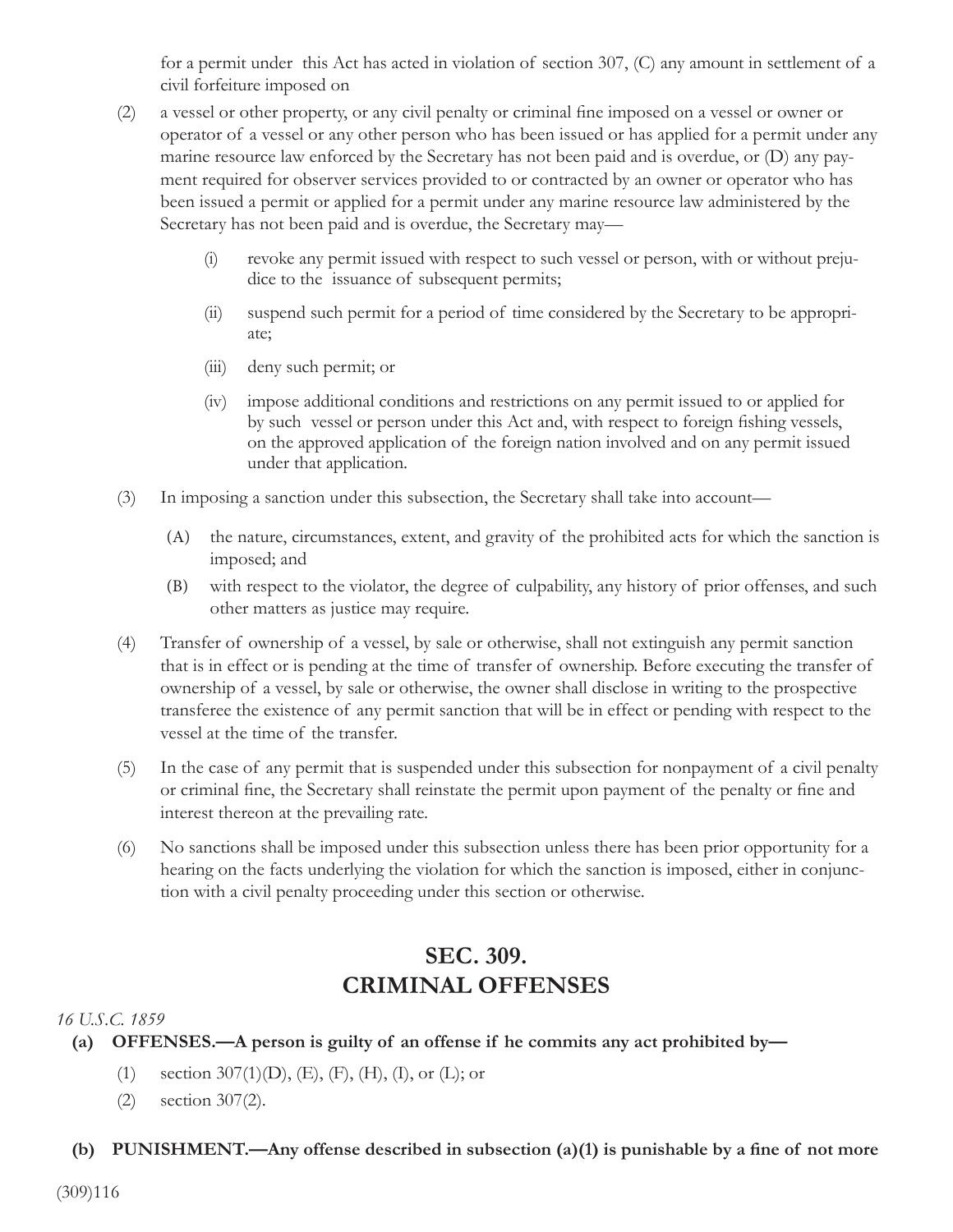for a permit under this Act has acted in violation of section 307, (C) any amount in settlement of a civil forfeiture imposed on

(2) a vessel or other property, or any civil penalty or criminal fine imposed on a vessel or owner or operator of a vessel or any other person who has been issued or has applied for a permit under any marine resource law enforced by the Secretary has not been paid and is overdue, or (D) any payment required for observer services provided to or contracted by an owner or operator who has been issued a permit or applied for a permit under any marine resource law administered by the Secretary has not been paid and is overdue, the Secretary may—

   (i) revoke any permit issued with respect to such vessel or person, with or without prejudice to the issuance of subsequent permits;

   (ii) suspend such permit for a period of time considered by the Secretary to be appropriate;

   (iii) deny such permit; or

   (iv) impose additional conditions and restrictions on any permit issued to or applied for by such vessel or person under this Act and, with respect to foreign fishing vessels, on the approved application of the foreign nation involved and on any permit issued under that application.

(3) In imposing a sanction under this subsection, the Secretary shall take into account—

   (A) the nature, circumstances, extent, and gravity of the prohibited acts for which the sanction is imposed; and

   (B) with respect to the violator, the degree of culpability, any history of prior offenses, and such other matters as justice may require.

(4) Transfer of ownership of a vessel, by sale or otherwise, shall not extinguish any permit sanction that is in effect or is pending at the time of transfer of ownership. Before executing the transfer of ownership of a vessel, by sale or otherwise, the owner shall disclose in writing to the prospective transferee the existence of any permit sanction that will be in effect or pending with respect to the vessel at the time of the transfer.

(5) In the case of any permit that is suspended under this subsection for nonpayment of a civil penalty or criminal fine, the Secretary shall reinstate the permit upon payment of the penalty or fine and interest thereon at the prevailing rate.

(6) No sanctions shall be imposed under this subsection unless there has been prior opportunity for a hearing on the facts underlying the violation for which the sanction is imposed, either in conjunction with a civil penalty proceeding under this section or otherwise.

## SEC. 309. CRIMINAL OFFENSES

*16 U.S.C. 1859*

**(a) OFFENSES.—A person is guilty of an offense if he commits any act prohibited by—**

   (1) section 307(1)(D), (E), (F), (H), (I), or (L); or

   (2) section 307(2).

**(b) PUNISHMENT.—Any offense described in subsection (a)(1) is punishable by a fine of not more**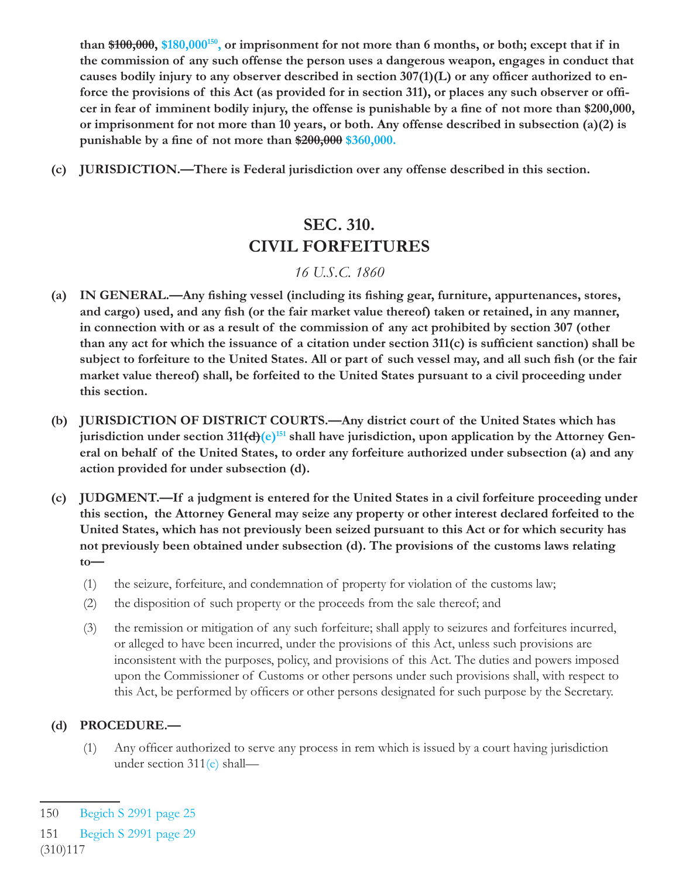**than ~~$100,000~~, $180,000[150], or imprisonment for not more than 6 months, or both; except that if in the commission of any such offense the person uses a dangerous weapon, engages in conduct that causes bodily injury to any observer described in section 307(1)(L) or any officer authorized to enforce the provisions of this Act (as provided for in section 311), or places any such observer or officer in fear of imminent bodily injury, the offense is punishable by a fine of not more than $200,000, or imprisonment for not more than 10 years, or both. Any offense described in subsection (a)(2) is punishable by a fine of not more than ~~$200,000~~ $360,000.**

**(c) JURISDICTION.—There is Federal jurisdiction over any offense described in this section.**

## SEC. 310.
## CIVIL FORFEITURES

*16 U.S.C. 1860*

**(a) IN GENERAL.—Any fishing vessel (including its fishing gear, furniture, appurtenances, stores, and cargo) used, and any fish (or the fair market value thereof) taken or retained, in any manner, in connection with or as a result of the commission of any act prohibited by section 307 (other than any act for which the issuance of a citation under section 311(c) is sufficient sanction) shall be subject to forfeiture to the United States. All or part of such vessel may, and all such fish (or the fair market value thereof) shall, be forfeited to the United States pursuant to a civil proceeding under this section.**

**(b) JURISDICTION OF DISTRICT COURTS.—Any district court of the United States which has jurisdiction under section 311~~(d)~~(e)[151] shall have jurisdiction, upon application by the Attorney General on behalf of the United States, to order any forfeiture authorized under subsection (a) and any action provided for under subsection (d).**

**(c) JUDGMENT.—If a judgment is entered for the United States in a civil forfeiture proceeding under this section, the Attorney General may seize any property or other interest declared forfeited to the United States, which has not previously been seized pursuant to this Act or for which security has not previously been obtained under subsection (d). The provisions of the customs laws relating to—**

(1) the seizure, forfeiture, and condemnation of property for violation of the customs law;

(2) the disposition of such property or the proceeds from the sale thereof; and

(3) the remission or mitigation of any such forfeiture; shall apply to seizures and forfeitures incurred, or alleged to have been incurred, under the provisions of this Act, unless such provisions are inconsistent with the purposes, policy, and provisions of this Act. The duties and powers imposed upon the Commissioner of Customs or other persons under such provisions shall, with respect to this Act, be performed by officers or other persons designated for such purpose by the Secretary.

**(d) PROCEDURE.—**

(1) Any officer authorized to serve any process in rem which is issued by a court having jurisdiction under section 311(e) shall—

---

150 Begich S 2991 page 25

151 Begich S 2991 page 29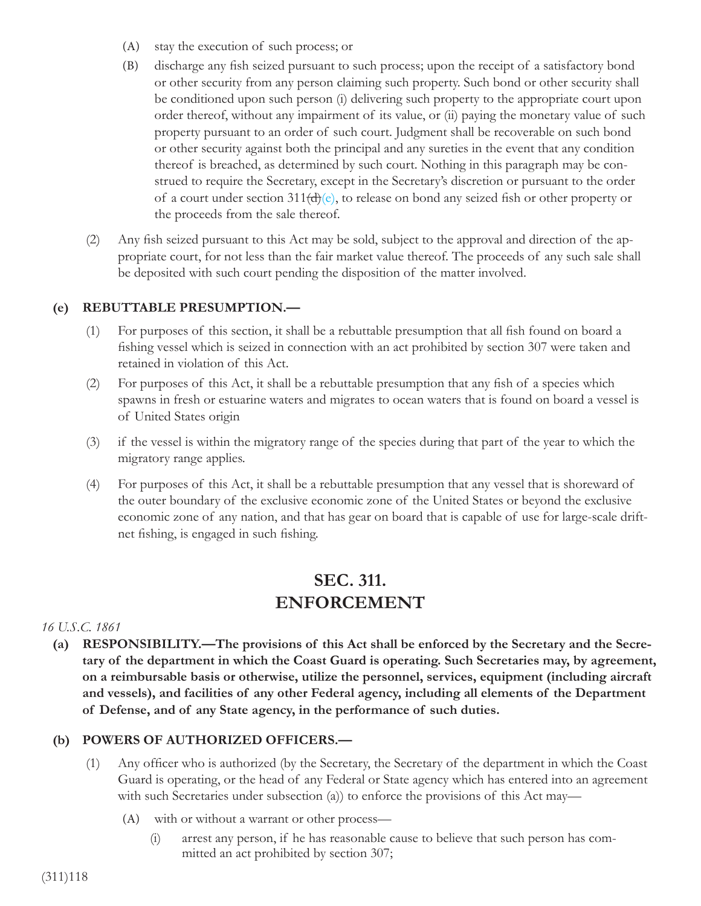(A) stay the execution of such process; or

(B) discharge any fish seized pursuant to such process; upon the receipt of a satisfactory bond or other security from any person claiming such property. Such bond or other security shall be conditioned upon such person (i) delivering such property to the appropriate court upon order thereof, without any impairment of its value, or (ii) paying the monetary value of such property pursuant to an order of such court. Judgment shall be recoverable on such bond or other security against both the principal and any sureties in the event that any condition thereof is breached, as determined by such court. Nothing in this paragraph may be construed to require the Secretary, except in the Secretary's discretion or pursuant to the order of a court under section 311~~(d)~~(e), to release on bond any seized fish or other property or the proceeds from the sale thereof.

(2) Any fish seized pursuant to this Act may be sold, subject to the approval and direction of the appropriate court, for not less than the fair market value thereof. The proceeds of any such sale shall be deposited with such court pending the disposition of the matter involved.

**(e) REBUTTABLE PRESUMPTION.—**

(1) For purposes of this section, it shall be a rebuttable presumption that all fish found on board a fishing vessel which is seized in connection with an act prohibited by section 307 were taken and retained in violation of this Act.

(2) For purposes of this Act, it shall be a rebuttable presumption that any fish of a species which spawns in fresh or estuarine waters and migrates to ocean waters that is found on board a vessel is of United States origin

(3) if the vessel is within the migratory range of the species during that part of the year to which the migratory range applies.

(4) For purposes of this Act, it shall be a rebuttable presumption that any vessel that is shoreward of the outer boundary of the exclusive economic zone of the United States or beyond the exclusive economic zone of any nation, and that has gear on board that is capable of use for large-scale driftnet fishing, is engaged in such fishing.

## SEC. 311. ENFORCEMENT

*16 U.S.C. 1861*

**(a) RESPONSIBILITY.—The provisions of this Act shall be enforced by the Secretary and the Secretary of the department in which the Coast Guard is operating. Such Secretaries may, by agreement, on a reimbursable basis or otherwise, utilize the personnel, services, equipment (including aircraft and vessels), and facilities of any other Federal agency, including all elements of the Department of Defense, and of any State agency, in the performance of such duties.**

**(b) POWERS OF AUTHORIZED OFFICERS.—**

(1) Any officer who is authorized (by the Secretary, the Secretary of the department in which the Coast Guard is operating, or the head of any Federal or State agency which has entered into an agreement with such Secretaries under subsection (a)) to enforce the provisions of this Act may—

(A) with or without a warrant or other process—

(i) arrest any person, if he has reasonable cause to believe that such person has committed an act prohibited by section 307;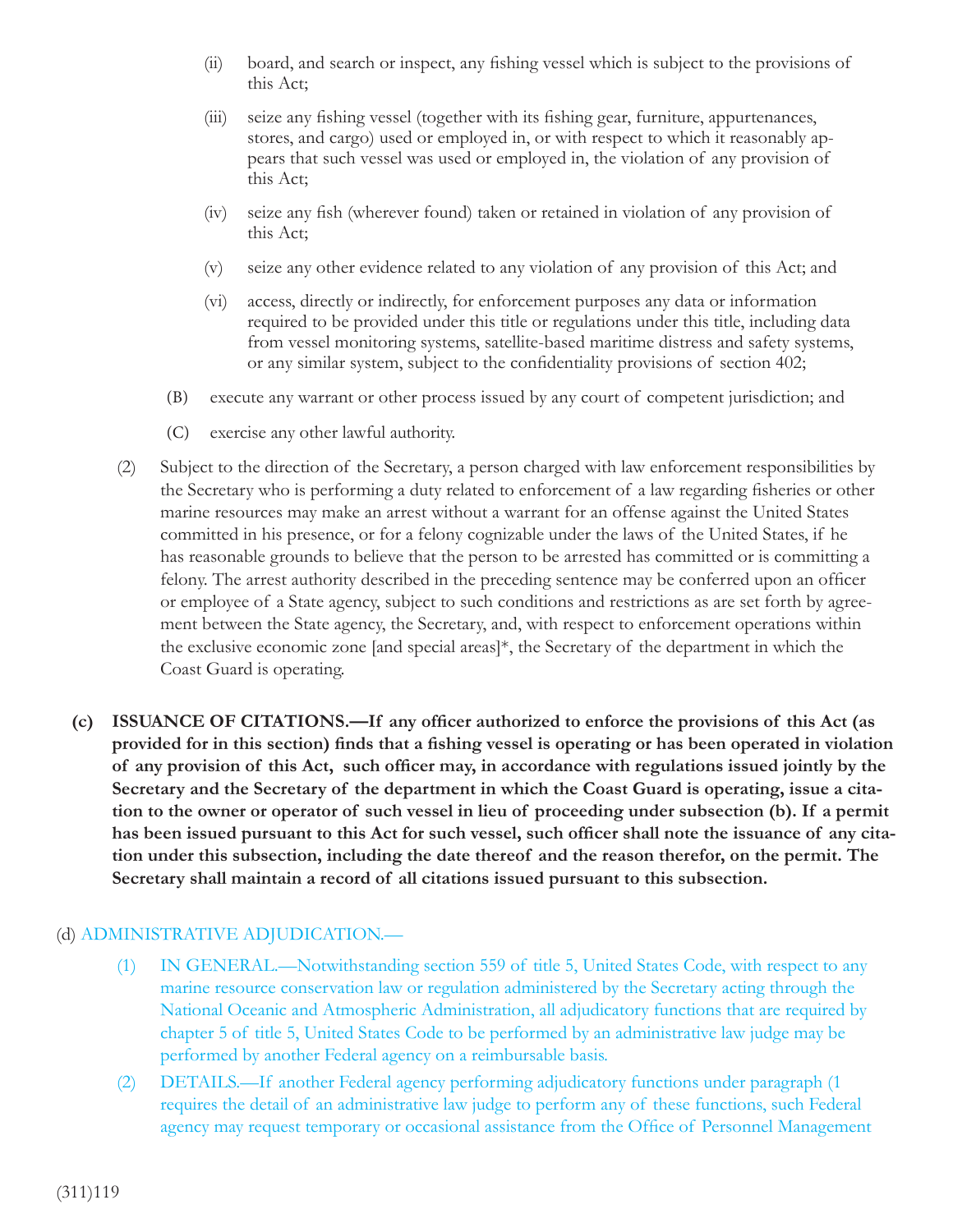(ii) board, and search or inspect, any fishing vessel which is subject to the provisions of this Act;

(iii) seize any fishing vessel (together with its fishing gear, furniture, appurtenances, stores, and cargo) used or employed in, or with respect to which it reasonably appears that such vessel was used or employed in, the violation of any provision of this Act;

(iv) seize any fish (wherever found) taken or retained in violation of any provision of this Act;

(v) seize any other evidence related to any violation of any provision of this Act; and

(vi) access, directly or indirectly, for enforcement purposes any data or information required to be provided under this title or regulations under this title, including data from vessel monitoring systems, satellite-based maritime distress and safety systems, or any similar system, subject to the confidentiality provisions of section 402;

(B) execute any warrant or other process issued by any court of competent jurisdiction; and

(C) exercise any other lawful authority.

(2) Subject to the direction of the Secretary, a person charged with law enforcement responsibilities by the Secretary who is performing a duty related to enforcement of a law regarding fisheries or other marine resources may make an arrest without a warrant for an offense against the United States committed in his presence, or for a felony cognizable under the laws of the United States, if he has reasonable grounds to believe that the person to be arrested has committed or is committing a felony. The arrest authority described in the preceding sentence may be conferred upon an officer or employee of a State agency, subject to such conditions and restrictions as are set forth by agreement between the State agency, the Secretary, and, with respect to enforcement operations within the exclusive economic zone [and special areas]*, the Secretary of the department in which the Coast Guard is operating.

**(c) ISSUANCE OF CITATIONS.—If any officer authorized to enforce the provisions of this Act (as provided for in this section) finds that a fishing vessel is operating or has been operated in violation of any provision of this Act, such officer may, in accordance with regulations issued jointly by the Secretary and the Secretary of the department in which the Coast Guard is operating, issue a citation to the owner or operator of such vessel in lieu of proceeding under subsection (b). If a permit has been issued pursuant to this Act for such vessel, such officer shall note the issuance of any citation under this subsection, including the date thereof and the reason therefor, on the permit. The Secretary shall maintain a record of all citations issued pursuant to this subsection.**

(d) ADMINISTRATIVE ADJUDICATION.—

(1) IN GENERAL.—Notwithstanding section 559 of title 5, United States Code, with respect to any marine resource conservation law or regulation administered by the Secretary acting through the National Oceanic and Atmospheric Administration, all adjudicatory functions that are required by chapter 5 of title 5, United States Code to be performed by an administrative law judge may be performed by another Federal agency on a reimbursable basis.

(2) DETAILS.—If another Federal agency performing adjudicatory functions under paragraph (1 requires the detail of an administrative law judge to perform any of these functions, such Federal agency may request temporary or occasional assistance from the Office of Personnel Management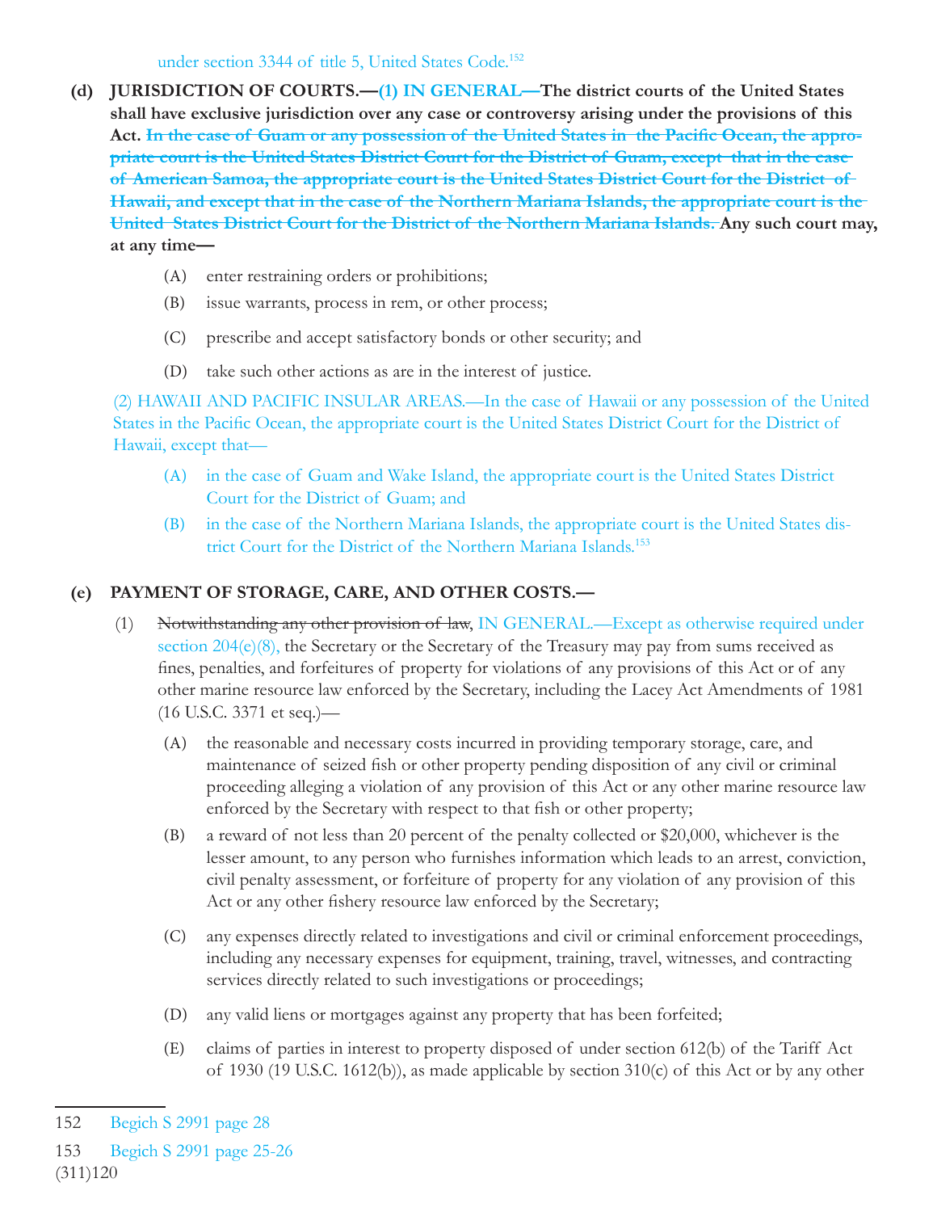under section 3344 of title 5, United States Code.[152]

**(d) JURISDICTION OF COURTS.—(1) IN GENERAL—The district courts of the United States shall have exclusive jurisdiction over any case or controversy arising under the provisions of this Act. ~~In the case of Guam or any possession of the United States in the Pacific Ocean, the appropriate court is the United States District Court for the District of Guam, except that in the case of American Samoa, the appropriate court is the United States District Court for the District of Hawaii, and except that in the case of the Northern Mariana Islands, the appropriate court is the United States District Court for the District of the Northern Mariana Islands.~~ Any such court may, at any time—**

- (A) enter restraining orders or prohibitions;
- (B) issue warrants, process in rem, or other process;
- (C) prescribe and accept satisfactory bonds or other security; and
- (D) take such other actions as are in the interest of justice.

(2) HAWAII AND PACIFIC INSULAR AREAS.—In the case of Hawaii or any possession of the United States in the Pacific Ocean, the appropriate court is the United States District Court for the District of Hawaii, except that—

- (A) in the case of Guam and Wake Island, the appropriate court is the United States District Court for the District of Guam; and
- (B) in the case of the Northern Mariana Islands, the appropriate court is the United States district Court for the District of the Northern Mariana Islands.[153]

**(e) PAYMENT OF STORAGE, CARE, AND OTHER COSTS.—**

(1) ~~Notwithstanding any other provision of law~~, IN GENERAL.—Except as otherwise required under section 204(e)(8), the Secretary or the Secretary of the Treasury may pay from sums received as fines, penalties, and forfeitures of property for violations of any provisions of this Act or of any other marine resource law enforced by the Secretary, including the Lacey Act Amendments of 1981 (16 U.S.C. 3371 et seq.)—

- (A) the reasonable and necessary costs incurred in providing temporary storage, care, and maintenance of seized fish or other property pending disposition of any civil or criminal proceeding alleging a violation of any provision of this Act or any other marine resource law enforced by the Secretary with respect to that fish or other property;
- (B) a reward of not less than 20 percent of the penalty collected or $20,000, whichever is the lesser amount, to any person who furnishes information which leads to an arrest, conviction, civil penalty assessment, or forfeiture of property for any violation of any provision of this Act or any other fishery resource law enforced by the Secretary;
- (C) any expenses directly related to investigations and civil or criminal enforcement proceedings, including any necessary expenses for equipment, training, travel, witnesses, and contracting services directly related to such investigations or proceedings;
- (D) any valid liens or mortgages against any property that has been forfeited;
- (E) claims of parties in interest to property disposed of under section 612(b) of the Tariff Act of 1930 (19 U.S.C. 1612(b)), as made applicable by section 310(c) of this Act or by any other

---

152 Begich S 2991 page 28

153 Begich S 2991 page 25-26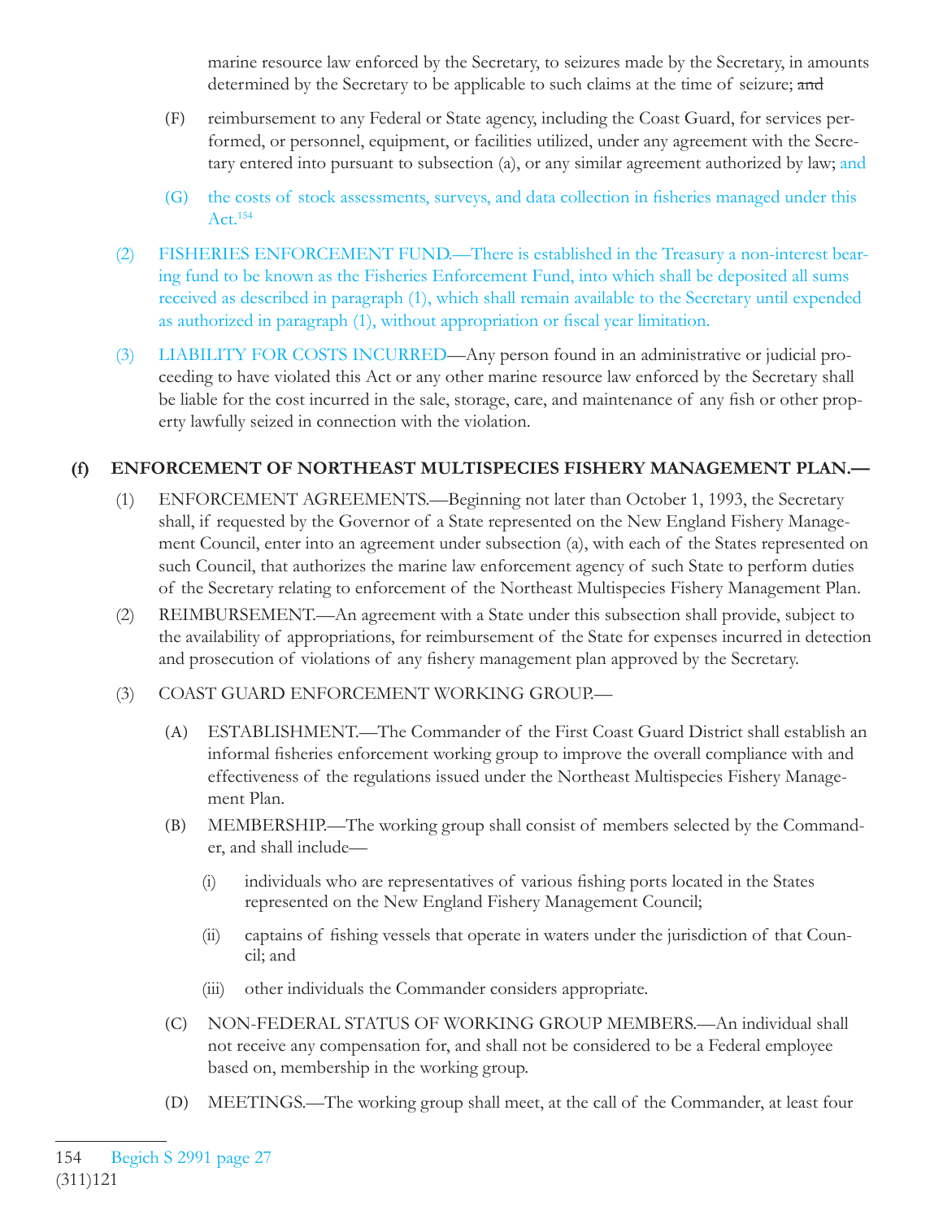marine resource law enforced by the Secretary, to seizures made by the Secretary, in amounts determined by the Secretary to be applicable to such claims at the time of seizure; ~~and~~

(F) reimbursement to any Federal or State agency, including the Coast Guard, for services performed, or personnel, equipment, or facilities utilized, under any agreement with the Secretary entered into pursuant to subsection (a), or any similar agreement authorized by law; and

(G) the costs of stock assessments, surveys, and data collection in fisheries managed under this Act.[154]

(2) FISHERIES ENFORCEMENT FUND.—There is established in the Treasury a non-interest bearing fund to be known as the Fisheries Enforcement Fund, into which shall be deposited all sums received as described in paragraph (1), which shall remain available to the Secretary until expended as authorized in paragraph (1), without appropriation or fiscal year limitation.

(3) LIABILITY FOR COSTS INCURRED—Any person found in an administrative or judicial proceeding to have violated this Act or any other marine resource law enforced by the Secretary shall be liable for the cost incurred in the sale, storage, care, and maintenance of any fish or other property lawfully seized in connection with the violation.

**(f) ENFORCEMENT OF NORTHEAST MULTISPECIES FISHERY MANAGEMENT PLAN.—**

(1) ENFORCEMENT AGREEMENTS.—Beginning not later than October 1, 1993, the Secretary shall, if requested by the Governor of a State represented on the New England Fishery Management Council, enter into an agreement under subsection (a), with each of the States represented on such Council, that authorizes the marine law enforcement agency of such State to perform duties of the Secretary relating to enforcement of the Northeast Multispecies Fishery Management Plan.

(2) REIMBURSEMENT.—An agreement with a State under this subsection shall provide, subject to the availability of appropriations, for reimbursement of the State for expenses incurred in detection and prosecution of violations of any fishery management plan approved by the Secretary.

(3) COAST GUARD ENFORCEMENT WORKING GROUP.—

(A) ESTABLISHMENT.—The Commander of the First Coast Guard District shall establish an informal fisheries enforcement working group to improve the overall compliance with and effectiveness of the regulations issued under the Northeast Multispecies Fishery Management Plan.

(B) MEMBERSHIP.—The working group shall consist of members selected by the Commander, and shall include—

(i) individuals who are representatives of various fishing ports located in the States represented on the New England Fishery Management Council;

(ii) captains of fishing vessels that operate in waters under the jurisdiction of that Council; and

(iii) other individuals the Commander considers appropriate.

(C) NON-FEDERAL STATUS OF WORKING GROUP MEMBERS.—An individual shall not receive any compensation for, and shall not be considered to be a Federal employee based on, membership in the working group.

(D) MEETINGS.—The working group shall meet, at the call of the Commander, at least four

---

154 Begich S 2991 page 27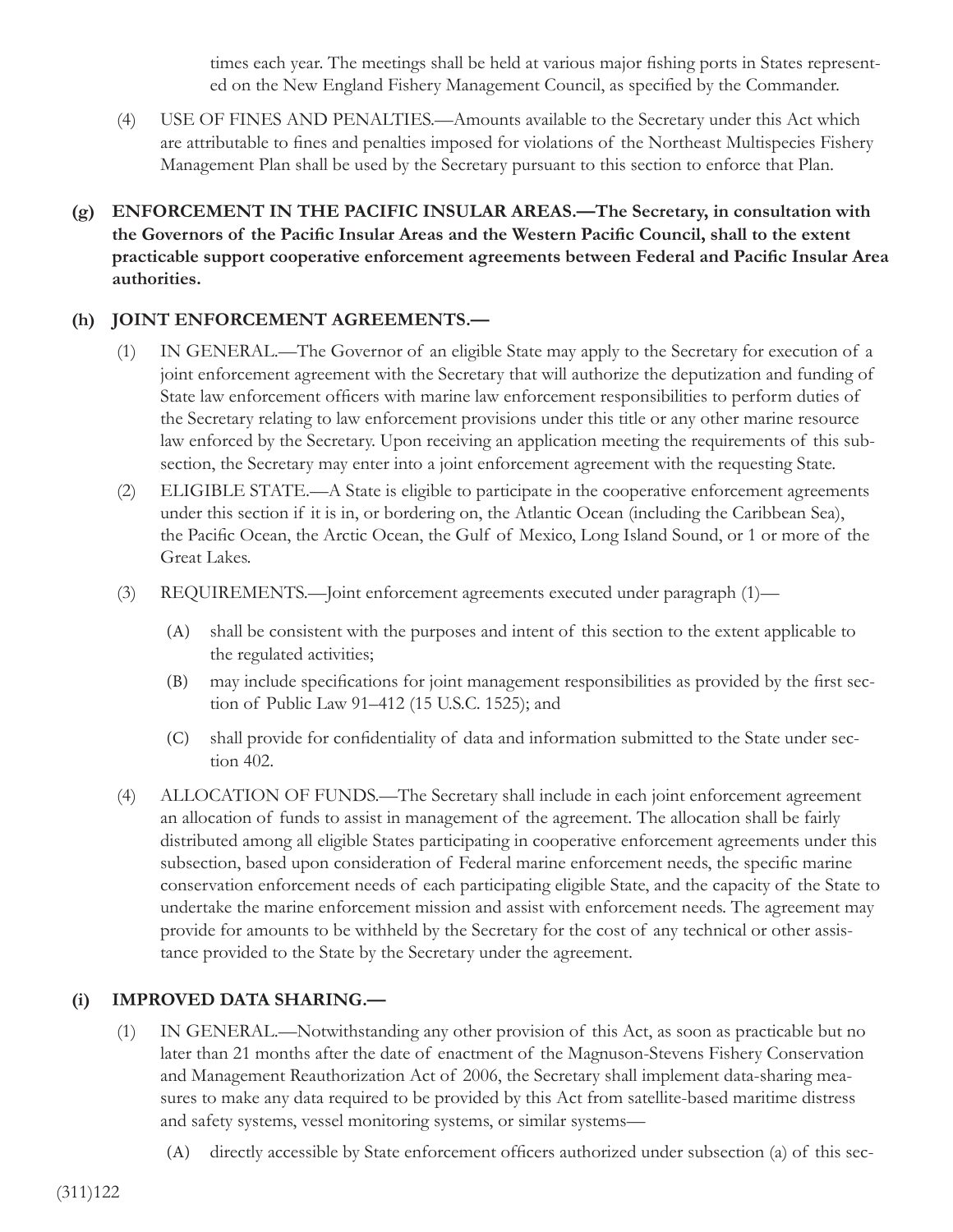times each year. The meetings shall be held at various major fishing ports in States represented on the New England Fishery Management Council, as specified by the Commander.

(4) USE OF FINES AND PENALTIES.—Amounts available to the Secretary under this Act which are attributable to fines and penalties imposed for violations of the Northeast Multispecies Fishery Management Plan shall be used by the Secretary pursuant to this section to enforce that Plan.

**(g) ENFORCEMENT IN THE PACIFIC INSULAR AREAS.—The Secretary, in consultation with the Governors of the Pacific Insular Areas and the Western Pacific Council, shall to the extent practicable support cooperative enforcement agreements between Federal and Pacific Insular Area authorities.**

**(h) JOINT ENFORCEMENT AGREEMENTS.—**

(1) IN GENERAL.—The Governor of an eligible State may apply to the Secretary for execution of a joint enforcement agreement with the Secretary that will authorize the deputization and funding of State law enforcement officers with marine law enforcement responsibilities to perform duties of the Secretary relating to law enforcement provisions under this title or any other marine resource law enforced by the Secretary. Upon receiving an application meeting the requirements of this subsection, the Secretary may enter into a joint enforcement agreement with the requesting State.

(2) ELIGIBLE STATE.—A State is eligible to participate in the cooperative enforcement agreements under this section if it is in, or bordering on, the Atlantic Ocean (including the Caribbean Sea), the Pacific Ocean, the Arctic Ocean, the Gulf of Mexico, Long Island Sound, or 1 or more of the Great Lakes.

(3) REQUIREMENTS.—Joint enforcement agreements executed under paragraph (1)—

(A) shall be consistent with the purposes and intent of this section to the extent applicable to the regulated activities;

(B) may include specifications for joint management responsibilities as provided by the first section of Public Law 91–412 (15 U.S.C. 1525); and

(C) shall provide for confidentiality of data and information submitted to the State under section 402.

(4) ALLOCATION OF FUNDS.—The Secretary shall include in each joint enforcement agreement an allocation of funds to assist in management of the agreement. The allocation shall be fairly distributed among all eligible States participating in cooperative enforcement agreements under this subsection, based upon consideration of Federal marine enforcement needs, the specific marine conservation enforcement needs of each participating eligible State, and the capacity of the State to undertake the marine enforcement mission and assist with enforcement needs. The agreement may provide for amounts to be withheld by the Secretary for the cost of any technical or other assistance provided to the State by the Secretary under the agreement.

**(i) IMPROVED DATA SHARING.—**

(1) IN GENERAL.—Notwithstanding any other provision of this Act, as soon as practicable but no later than 21 months after the date of enactment of the Magnuson-Stevens Fishery Conservation and Management Reauthorization Act of 2006, the Secretary shall implement data-sharing measures to make any data required to be provided by this Act from satellite-based maritime distress and safety systems, vessel monitoring systems, or similar systems—

(A) directly accessible by State enforcement officers authorized under subsection (a) of this sec-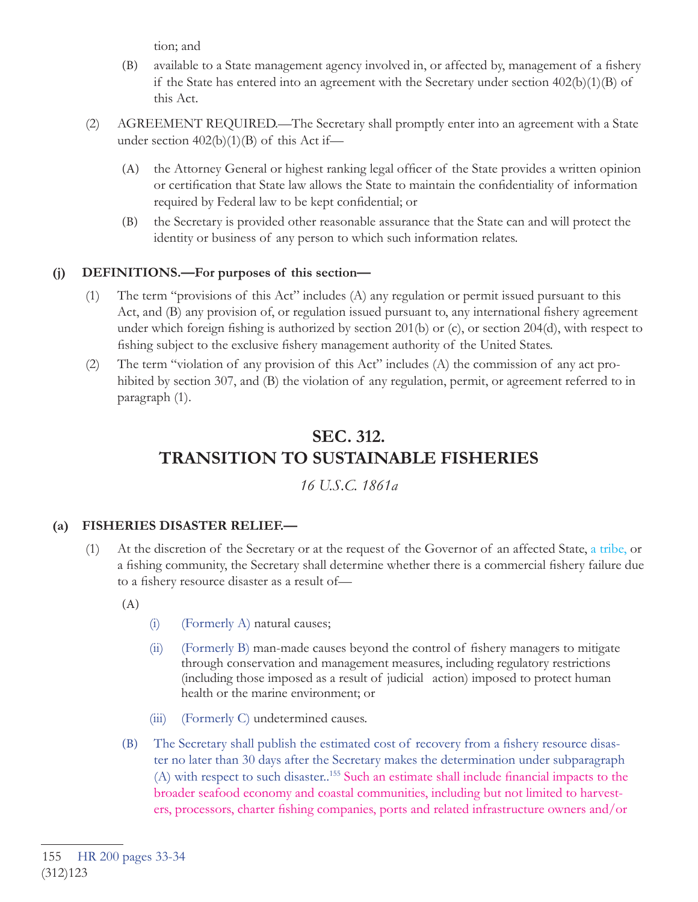tion; and

(B) available to a State management agency involved in, or affected by, management of a fishery if the State has entered into an agreement with the Secretary under section 402(b)(1)(B) of this Act.

(2) AGREEMENT REQUIRED.—The Secretary shall promptly enter into an agreement with a State under section 402(b)(1)(B) of this Act if—

(A) the Attorney General or highest ranking legal officer of the State provides a written opinion or certification that State law allows the State to maintain the confidentiality of information required by Federal law to be kept confidential; or

(B) the Secretary is provided other reasonable assurance that the State can and will protect the identity or business of any person to which such information relates.

**(j) DEFINITIONS.—For purposes of this section—**

(1) The term "provisions of this Act" includes (A) any regulation or permit issued pursuant to this Act, and (B) any provision of, or regulation issued pursuant to, any international fishery agreement under which foreign fishing is authorized by section 201(b) or (c), or section 204(d), with respect to fishing subject to the exclusive fishery management authority of the United States.

(2) The term "violation of any provision of this Act" includes (A) the commission of any act prohibited by section 307, and (B) the violation of any regulation, permit, or agreement referred to in paragraph (1).

# SEC. 312. TRANSITION TO SUSTAINABLE FISHERIES

*16 U.S.C. 1861a*

**(a) FISHERIES DISASTER RELIEF.—**

(1) At the discretion of the Secretary or at the request of the Governor of an affected State, a tribe, or a fishing community, the Secretary shall determine whether there is a commercial fishery failure due to a fishery resource disaster as a result of—

(A)

(i) (Formerly A) natural causes;

(ii) (Formerly B) man-made causes beyond the control of fishery managers to mitigate through conservation and management measures, including regulatory restrictions (including those imposed as a result of judicial action) imposed to protect human health or the marine environment; or

(iii) (Formerly C) undetermined causes.

(B) The Secretary shall publish the estimated cost of recovery from a fishery resource disaster no later than 30 days after the Secretary makes the determination under subparagraph (A) with respect to such disaster..[155] Such an estimate shall include financial impacts to the broader seafood economy and coastal communities, including but not limited to harvesters, processors, charter fishing companies, ports and related infrastructure owners and/or

155 HR 200 pages 33-34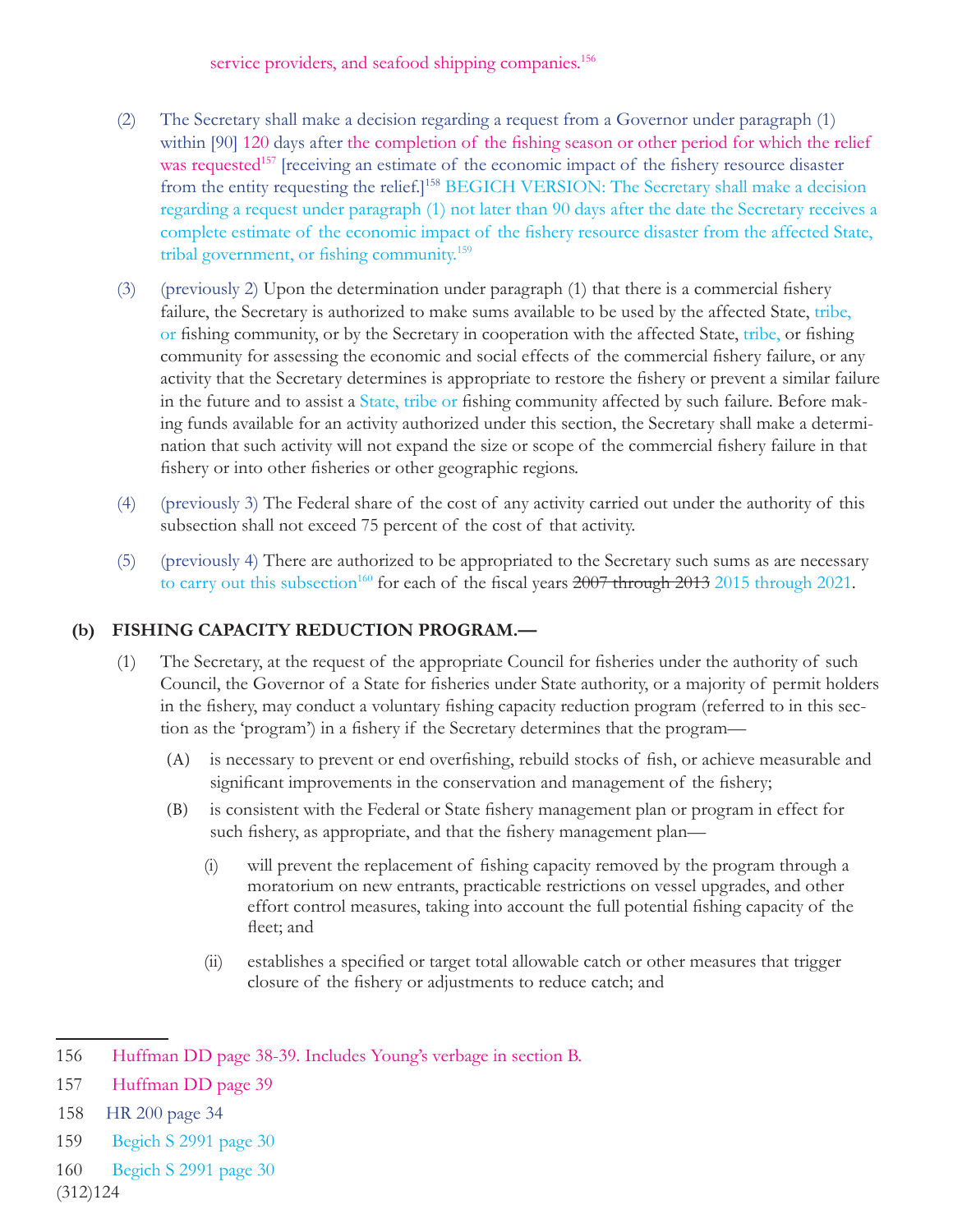service providers, and seafood shipping companies.[156]

(2) The Secretary shall make a decision regarding a request from a Governor under paragraph (1) within [90] 120 days after the completion of the fishing season or other period for which the relief was requested[157] [receiving an estimate of the economic impact of the fishery resource disaster from the entity requesting the relief.][158] BEGICH VERSION: The Secretary shall make a decision regarding a request under paragraph (1) not later than 90 days after the date the Secretary receives a complete estimate of the economic impact of the fishery resource disaster from the affected State, tribal government, or fishing community.[159]

(3) (previously 2) Upon the determination under paragraph (1) that there is a commercial fishery failure, the Secretary is authorized to make sums available to be used by the affected State, tribe, or fishing community, or by the Secretary in cooperation with the affected State, tribe, or fishing community for assessing the economic and social effects of the commercial fishery failure, or any activity that the Secretary determines is appropriate to restore the fishery or prevent a similar failure in the future and to assist a State, tribe or fishing community affected by such failure. Before making funds available for an activity authorized under this section, the Secretary shall make a determination that such activity will not expand the size or scope of the commercial fishery failure in that fishery or into other fisheries or other geographic regions.

(4) (previously 3) The Federal share of the cost of any activity carried out under the authority of this subsection shall not exceed 75 percent of the cost of that activity.

(5) (previously 4) There are authorized to be appropriated to the Secretary such sums as are necessary to carry out this subsection[160] for each of the fiscal years ~~2007 through 2013~~ 2015 through 2021.

**(b) FISHING CAPACITY REDUCTION PROGRAM.—**

(1) The Secretary, at the request of the appropriate Council for fisheries under the authority of such Council, the Governor of a State for fisheries under State authority, or a majority of permit holders in the fishery, may conduct a voluntary fishing capacity reduction program (referred to in this section as the 'program') in a fishery if the Secretary determines that the program—

(A) is necessary to prevent or end overfishing, rebuild stocks of fish, or achieve measurable and significant improvements in the conservation and management of the fishery;

(B) is consistent with the Federal or State fishery management plan or program in effect for such fishery, as appropriate, and that the fishery management plan—

(i) will prevent the replacement of fishing capacity removed by the program through a moratorium on new entrants, practicable restrictions on vessel upgrades, and other effort control measures, taking into account the full potential fishing capacity of the fleet; and

(ii) establishes a specified or target total allowable catch or other measures that trigger closure of the fishery or adjustments to reduce catch; and

---

156 Huffman DD page 38-39. Includes Young's verbage in section B.

157 Huffman DD page 39

158 HR 200 page 34

159 Begich S 2991 page 30

160 Begich S 2991 page 30

(312)124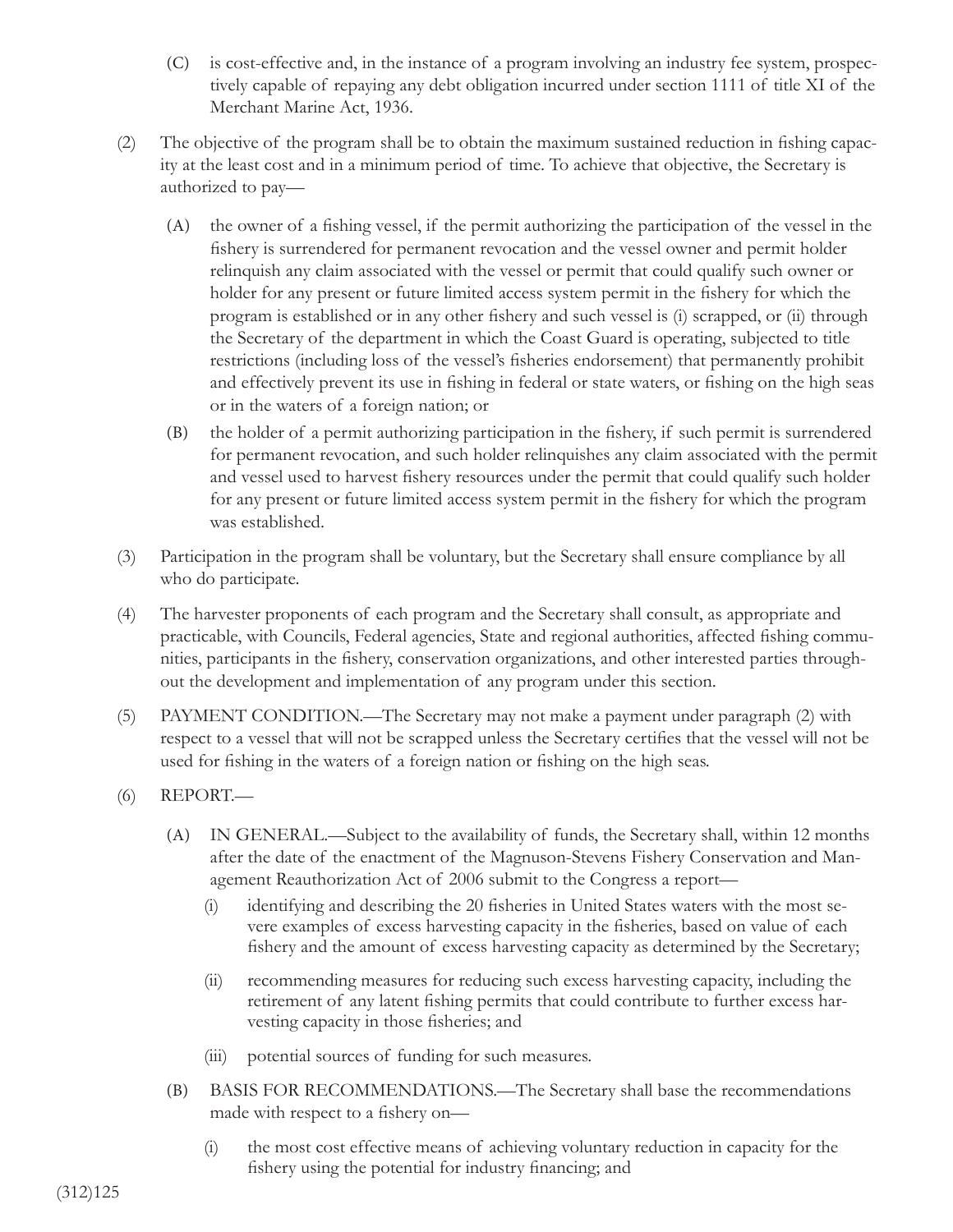(C) is cost-effective and, in the instance of a program involving an industry fee system, prospectively capable of repaying any debt obligation incurred under section 1111 of title XI of the Merchant Marine Act, 1936.

(2) The objective of the program shall be to obtain the maximum sustained reduction in fishing capacity at the least cost and in a minimum period of time. To achieve that objective, the Secretary is authorized to pay—

(A) the owner of a fishing vessel, if the permit authorizing the participation of the vessel in the fishery is surrendered for permanent revocation and the vessel owner and permit holder relinquish any claim associated with the vessel or permit that could qualify such owner or holder for any present or future limited access system permit in the fishery for which the program is established or in any other fishery and such vessel is (i) scrapped, or (ii) through the Secretary of the department in which the Coast Guard is operating, subjected to title restrictions (including loss of the vessel's fisheries endorsement) that permanently prohibit and effectively prevent its use in fishing in federal or state waters, or fishing on the high seas or in the waters of a foreign nation; or

(B) the holder of a permit authorizing participation in the fishery, if such permit is surrendered for permanent revocation, and such holder relinquishes any claim associated with the permit and vessel used to harvest fishery resources under the permit that could qualify such holder for any present or future limited access system permit in the fishery for which the program was established.

(3) Participation in the program shall be voluntary, but the Secretary shall ensure compliance by all who do participate.

(4) The harvester proponents of each program and the Secretary shall consult, as appropriate and practicable, with Councils, Federal agencies, State and regional authorities, affected fishing communities, participants in the fishery, conservation organizations, and other interested parties throughout the development and implementation of any program under this section.

(5) PAYMENT CONDITION.—The Secretary may not make a payment under paragraph (2) with respect to a vessel that will not be scrapped unless the Secretary certifies that the vessel will not be used for fishing in the waters of a foreign nation or fishing on the high seas.

(6) REPORT.—

(A) IN GENERAL.—Subject to the availability of funds, the Secretary shall, within 12 months after the date of the enactment of the Magnuson-Stevens Fishery Conservation and Management Reauthorization Act of 2006 submit to the Congress a report—

(i) identifying and describing the 20 fisheries in United States waters with the most severe examples of excess harvesting capacity in the fisheries, based on value of each fishery and the amount of excess harvesting capacity as determined by the Secretary;

(ii) recommending measures for reducing such excess harvesting capacity, including the retirement of any latent fishing permits that could contribute to further excess harvesting capacity in those fisheries; and

(iii) potential sources of funding for such measures.

(B) BASIS FOR RECOMMENDATIONS.—The Secretary shall base the recommendations made with respect to a fishery on—

(i) the most cost effective means of achieving voluntary reduction in capacity for the fishery using the potential for industry financing; and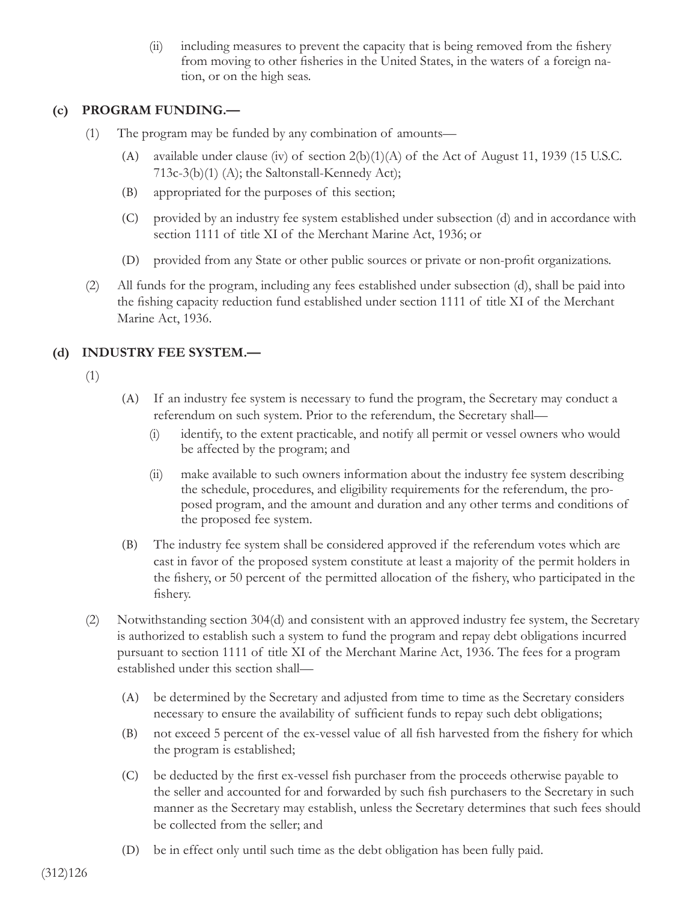(ii) including measures to prevent the capacity that is being removed from the fishery from moving to other fisheries in the United States, in the waters of a foreign nation, or on the high seas.

**(c) PROGRAM FUNDING.—**

(1) The program may be funded by any combination of amounts—

(A) available under clause (iv) of section 2(b)(1)(A) of the Act of August 11, 1939 (15 U.S.C. 713c-3(b)(1) (A); the Saltonstall-Kennedy Act);

(B) appropriated for the purposes of this section;

(C) provided by an industry fee system established under subsection (d) and in accordance with section 1111 of title XI of the Merchant Marine Act, 1936; or

(D) provided from any State or other public sources or private or non-profit organizations.

(2) All funds for the program, including any fees established under subsection (d), shall be paid into the fishing capacity reduction fund established under section 1111 of title XI of the Merchant Marine Act, 1936.

**(d) INDUSTRY FEE SYSTEM.—**

(1)

(A) If an industry fee system is necessary to fund the program, the Secretary may conduct a referendum on such system. Prior to the referendum, the Secretary shall—

(i) identify, to the extent practicable, and notify all permit or vessel owners who would be affected by the program; and

(ii) make available to such owners information about the industry fee system describing the schedule, procedures, and eligibility requirements for the referendum, the proposed program, and the amount and duration and any other terms and conditions of the proposed fee system.

(B) The industry fee system shall be considered approved if the referendum votes which are cast in favor of the proposed system constitute at least a majority of the permit holders in the fishery, or 50 percent of the permitted allocation of the fishery, who participated in the fishery.

(2) Notwithstanding section 304(d) and consistent with an approved industry fee system, the Secretary is authorized to establish such a system to fund the program and repay debt obligations incurred pursuant to section 1111 of title XI of the Merchant Marine Act, 1936. The fees for a program established under this section shall—

(A) be determined by the Secretary and adjusted from time to time as the Secretary considers necessary to ensure the availability of sufficient funds to repay such debt obligations;

(B) not exceed 5 percent of the ex-vessel value of all fish harvested from the fishery for which the program is established;

(C) be deducted by the first ex-vessel fish purchaser from the proceeds otherwise payable to the seller and accounted for and forwarded by such fish purchasers to the Secretary in such manner as the Secretary may establish, unless the Secretary determines that such fees should be collected from the seller; and

(D) be in effect only until such time as the debt obligation has been fully paid.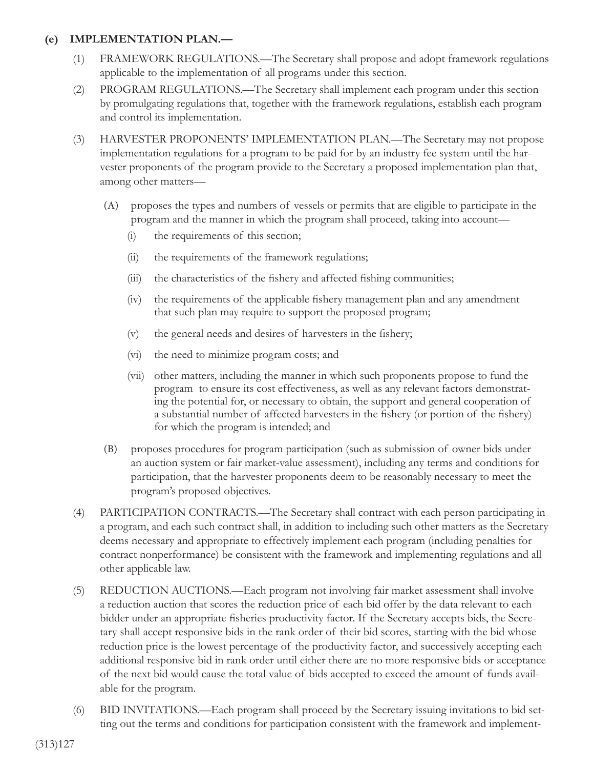**(e) IMPLEMENTATION PLAN.—**

(1) FRAMEWORK REGULATIONS.—The Secretary shall propose and adopt framework regulations applicable to the implementation of all programs under this section.

(2) PROGRAM REGULATIONS.—The Secretary shall implement each program under this section by promulgating regulations that, together with the framework regulations, establish each program and control its implementation.

(3) HARVESTER PROPONENTS' IMPLEMENTATION PLAN.—The Secretary may not propose implementation regulations for a program to be paid for by an industry fee system until the harvester proponents of the program provide to the Secretary a proposed implementation plan that, among other matters—

(A) proposes the types and numbers of vessels or permits that are eligible to participate in the program and the manner in which the program shall proceed, taking into account—

(i) the requirements of this section;

(ii) the requirements of the framework regulations;

(iii) the characteristics of the fishery and affected fishing communities;

(iv) the requirements of the applicable fishery management plan and any amendment that such plan may require to support the proposed program;

(v) the general needs and desires of harvesters in the fishery;

(vi) the need to minimize program costs; and

(vii) other matters, including the manner in which such proponents propose to fund the program to ensure its cost effectiveness, as well as any relevant factors demonstrating the potential for, or necessary to obtain, the support and general cooperation of a substantial number of affected harvesters in the fishery (or portion of the fishery) for which the program is intended; and

(B) proposes procedures for program participation (such as submission of owner bids under an auction system or fair market-value assessment), including any terms and conditions for participation, that the harvester proponents deem to be reasonably necessary to meet the program's proposed objectives.

(4) PARTICIPATION CONTRACTS.—The Secretary shall contract with each person participating in a program, and each such contract shall, in addition to including such other matters as the Secretary deems necessary and appropriate to effectively implement each program (including penalties for contract nonperformance) be consistent with the framework and implementing regulations and all other applicable law.

(5) REDUCTION AUCTIONS.—Each program not involving fair market assessment shall involve a reduction auction that scores the reduction price of each bid offer by the data relevant to each bidder under an appropriate fisheries productivity factor. If the Secretary accepts bids, the Secretary shall accept responsive bids in the rank order of their bid scores, starting with the bid whose reduction price is the lowest percentage of the productivity factor, and successively accepting each additional responsive bid in rank order until either there are no more responsive bids or acceptance of the next bid would cause the total value of bids accepted to exceed the amount of funds available for the program.

(6) BID INVITATIONS.—Each program shall proceed by the Secretary issuing invitations to bid setting out the terms and conditions for participation consistent with the framework and implement-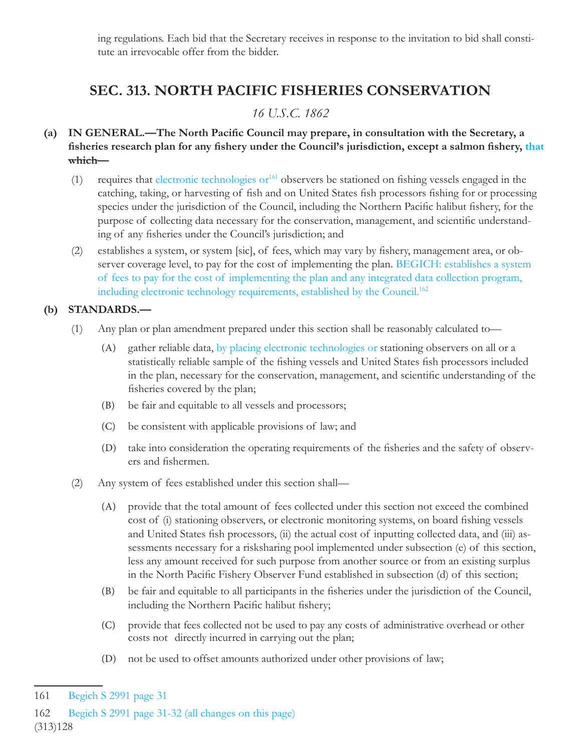ing regulations. Each bid that the Secretary receives in response to the invitation to bid shall constitute an irrevocable offer from the bidder.

## SEC. 313. NORTH PACIFIC FISHERIES CONSERVATION

*16 U.S.C. 1862*

**(a) IN GENERAL.—The North Pacific Council may prepare, in consultation with the Secretary, a fisheries research plan for any fishery under the Council's jurisdiction, except a salmon fishery, that ~~which—~~**

(1) requires that electronic technologies or[161] observers be stationed on fishing vessels engaged in the catching, taking, or harvesting of fish and on United States fish processors fishing for or processing species under the jurisdiction of the Council, including the Northern Pacific halibut fishery, for the purpose of collecting data necessary for the conservation, management, and scientific understanding of any fisheries under the Council's jurisdiction; and

(2) establishes a system, or system [sic], of fees, which may vary by fishery, management area, or observer coverage level, to pay for the cost of implementing the plan. BEGICH: establishes a system of fees to pay for the cost of implementing the plan and any integrated data collection program, including electronic technology requirements, established by the Council.[162]

**(b) STANDARDS.—**

(1) Any plan or plan amendment prepared under this section shall be reasonably calculated to—

(A) gather reliable data, by placing electronic technologies or stationing observers on all or a statistically reliable sample of the fishing vessels and United States fish processors included in the plan, necessary for the conservation, management, and scientific understanding of the fisheries covered by the plan;

(B) be fair and equitable to all vessels and processors;

(C) be consistent with applicable provisions of law; and

(D) take into consideration the operating requirements of the fisheries and the safety of observers and fishermen.

(2) Any system of fees established under this section shall—

(A) provide that the total amount of fees collected under this section not exceed the combined cost of (i) stationing observers, or electronic monitoring systems, on board fishing vessels and United States fish processors, (ii) the actual cost of inputting collected data, and (iii) assessments necessary for a risksharing pool implemented under subsection (e) of this section, less any amount received for such purpose from another source or from an existing surplus in the North Pacific Fishery Observer Fund established in subsection (d) of this section;

(B) be fair and equitable to all participants in the fisheries under the jurisdiction of the Council, including the Northern Pacific halibut fishery;

(C) provide that fees collected not be used to pay any costs of administrative overhead or other costs not directly incurred in carrying out the plan;

(D) not be used to offset amounts authorized under other provisions of law;

---

161 Begich S 2991 page 31

162 Begich S 2991 page 31-32 (all changes on this page)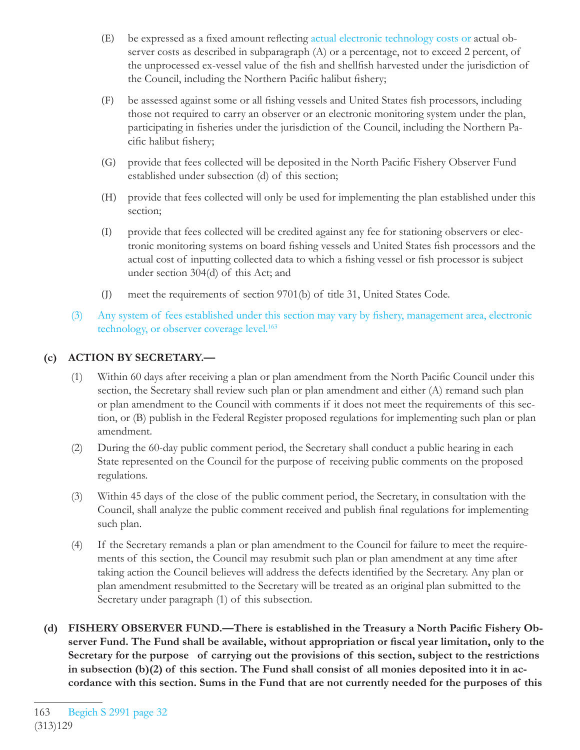(E) be expressed as a fixed amount reflecting actual electronic technology costs or actual observer costs as described in subparagraph (A) or a percentage, not to exceed 2 percent, of the unprocessed ex-vessel value of the fish and shellfish harvested under the jurisdiction of the Council, including the Northern Pacific halibut fishery;

(F) be assessed against some or all fishing vessels and United States fish processors, including those not required to carry an observer or an electronic monitoring system under the plan, participating in fisheries under the jurisdiction of the Council, including the Northern Pacific halibut fishery;

(G) provide that fees collected will be deposited in the North Pacific Fishery Observer Fund established under subsection (d) of this section;

(H) provide that fees collected will only be used for implementing the plan established under this section;

(I) provide that fees collected will be credited against any fee for stationing observers or electronic monitoring systems on board fishing vessels and United States fish processors and the actual cost of inputting collected data to which a fishing vessel or fish processor is subject under section 304(d) of this Act; and

(J) meet the requirements of section 9701(b) of title 31, United States Code.

(3) Any system of fees established under this section may vary by fishery, management area, electronic technology, or observer coverage level.[163]

**(c) ACTION BY SECRETARY.—**

(1) Within 60 days after receiving a plan or plan amendment from the North Pacific Council under this section, the Secretary shall review such plan or plan amendment and either (A) remand such plan or plan amendment to the Council with comments if it does not meet the requirements of this section, or (B) publish in the Federal Register proposed regulations for implementing such plan or plan amendment.

(2) During the 60-day public comment period, the Secretary shall conduct a public hearing in each State represented on the Council for the purpose of receiving public comments on the proposed regulations.

(3) Within 45 days of the close of the public comment period, the Secretary, in consultation with the Council, shall analyze the public comment received and publish final regulations for implementing such plan.

(4) If the Secretary remands a plan or plan amendment to the Council for failure to meet the requirements of this section, the Council may resubmit such plan or plan amendment at any time after taking action the Council believes will address the defects identified by the Secretary. Any plan or plan amendment resubmitted to the Secretary will be treated as an original plan submitted to the Secretary under paragraph (1) of this subsection.

**(d) FISHERY OBSERVER FUND.—There is established in the Treasury a North Pacific Fishery Observer Fund. The Fund shall be available, without appropriation or fiscal year limitation, only to the Secretary for the purpose of carrying out the provisions of this section, subject to the restrictions in subsection (b)(2) of this section. The Fund shall consist of all monies deposited into it in accordance with this section. Sums in the Fund that are not currently needed for the purposes of this**

---

163 Begich S 2991 page 32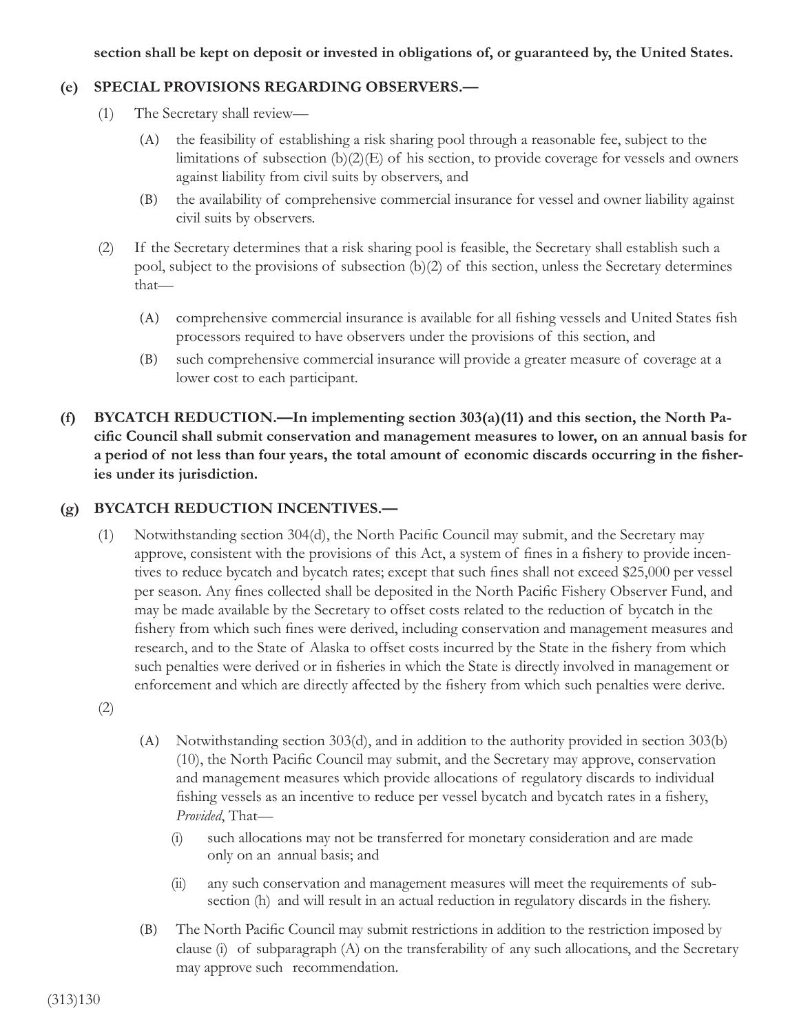**section shall be kept on deposit or invested in obligations of, or guaranteed by, the United States.**

**(e) SPECIAL PROVISIONS REGARDING OBSERVERS.—**

(1) The Secretary shall review—

(A) the feasibility of establishing a risk sharing pool through a reasonable fee, subject to the limitations of subsection (b)(2)(E) of his section, to provide coverage for vessels and owners against liability from civil suits by observers, and

(B) the availability of comprehensive commercial insurance for vessel and owner liability against civil suits by observers.

(2) If the Secretary determines that a risk sharing pool is feasible, the Secretary shall establish such a pool, subject to the provisions of subsection (b)(2) of this section, unless the Secretary determines that—

(A) comprehensive commercial insurance is available for all fishing vessels and United States fish processors required to have observers under the provisions of this section, and

(B) such comprehensive commercial insurance will provide a greater measure of coverage at a lower cost to each participant.

**(f) BYCATCH REDUCTION.—In implementing section 303(a)(11) and this section, the North Pacific Council shall submit conservation and management measures to lower, on an annual basis for a period of not less than four years, the total amount of economic discards occurring in the fisheries under its jurisdiction.**

**(g) BYCATCH REDUCTION INCENTIVES.—**

(1) Notwithstanding section 304(d), the North Pacific Council may submit, and the Secretary may approve, consistent with the provisions of this Act, a system of fines in a fishery to provide incentives to reduce bycatch and bycatch rates; except that such fines shall not exceed $25,000 per vessel per season. Any fines collected shall be deposited in the North Pacific Fishery Observer Fund, and may be made available by the Secretary to offset costs related to the reduction of bycatch in the fishery from which such fines were derived, including conservation and management measures and research, and to the State of Alaska to offset costs incurred by the State in the fishery from which such penalties were derived or in fisheries in which the State is directly involved in management or enforcement and which are directly affected by the fishery from which such penalties were derive.

(2)

(A) Notwithstanding section 303(d), and in addition to the authority provided in section 303(b)(10), the North Pacific Council may submit, and the Secretary may approve, conservation and management measures which provide allocations of regulatory discards to individual fishing vessels as an incentive to reduce per vessel bycatch and bycatch rates in a fishery, *Provided*, That—

(i) such allocations may not be transferred for monetary consideration and are made only on an annual basis; and

(ii) any such conservation and management measures will meet the requirements of subsection (h) and will result in an actual reduction in regulatory discards in the fishery.

(B) The North Pacific Council may submit restrictions in addition to the restriction imposed by clause (i) of subparagraph (A) on the transferability of any such allocations, and the Secretary may approve such recommendation.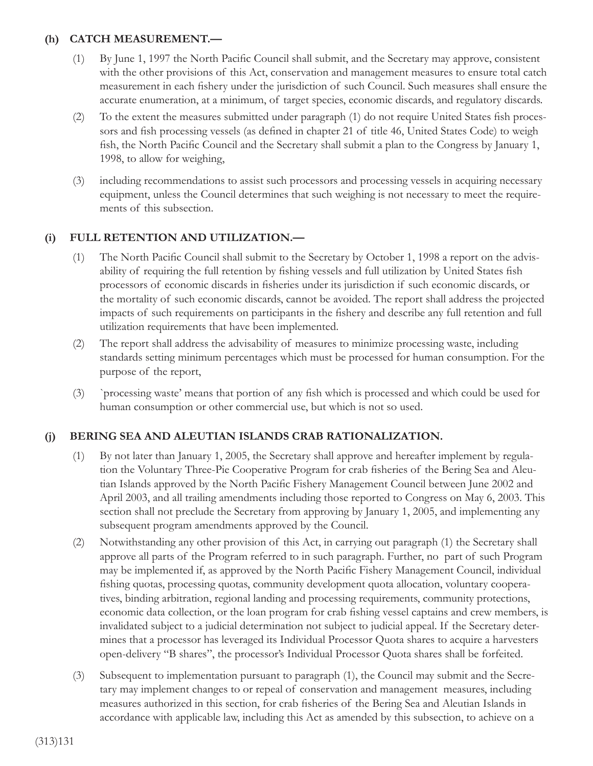**(h) CATCH MEASUREMENT.—**

(1) By June 1, 1997 the North Pacific Council shall submit, and the Secretary may approve, consistent with the other provisions of this Act, conservation and management measures to ensure total catch measurement in each fishery under the jurisdiction of such Council. Such measures shall ensure the accurate enumeration, at a minimum, of target species, economic discards, and regulatory discards.

(2) To the extent the measures submitted under paragraph (1) do not require United States fish processors and fish processing vessels (as defined in chapter 21 of title 46, United States Code) to weigh fish, the North Pacific Council and the Secretary shall submit a plan to the Congress by January 1, 1998, to allow for weighing,

(3) including recommendations to assist such processors and processing vessels in acquiring necessary equipment, unless the Council determines that such weighing is not necessary to meet the requirements of this subsection.

**(i) FULL RETENTION AND UTILIZATION.—**

(1) The North Pacific Council shall submit to the Secretary by October 1, 1998 a report on the advisability of requiring the full retention by fishing vessels and full utilization by United States fish processors of economic discards in fisheries under its jurisdiction if such economic discards, or the mortality of such economic discards, cannot be avoided. The report shall address the projected impacts of such requirements on participants in the fishery and describe any full retention and full utilization requirements that have been implemented.

(2) The report shall address the advisability of measures to minimize processing waste, including standards setting minimum percentages which must be processed for human consumption. For the purpose of the report,

(3) `processing waste' means that portion of any fish which is processed and which could be used for human consumption or other commercial use, but which is not so used.

**(j) BERING SEA AND ALEUTIAN ISLANDS CRAB RATIONALIZATION.**

(1) By not later than January 1, 2005, the Secretary shall approve and hereafter implement by regulation the Voluntary Three-Pie Cooperative Program for crab fisheries of the Bering Sea and Aleutian Islands approved by the North Pacific Fishery Management Council between June 2002 and April 2003, and all trailing amendments including those reported to Congress on May 6, 2003. This section shall not preclude the Secretary from approving by January 1, 2005, and implementing any subsequent program amendments approved by the Council.

(2) Notwithstanding any other provision of this Act, in carrying out paragraph (1) the Secretary shall approve all parts of the Program referred to in such paragraph. Further, no part of such Program may be implemented if, as approved by the North Pacific Fishery Management Council, individual fishing quotas, processing quotas, community development quota allocation, voluntary cooperatives, binding arbitration, regional landing and processing requirements, community protections, economic data collection, or the loan program for crab fishing vessel captains and crew members, is invalidated subject to a judicial determination not subject to judicial appeal. If the Secretary determines that a processor has leveraged its Individual Processor Quota shares to acquire a harvesters open-delivery "B shares", the processor's Individual Processor Quota shares shall be forfeited.

(3) Subsequent to implementation pursuant to paragraph (1), the Council may submit and the Secretary may implement changes to or repeal of conservation and management measures, including measures authorized in this section, for crab fisheries of the Bering Sea and Aleutian Islands in accordance with applicable law, including this Act as amended by this subsection, to achieve on a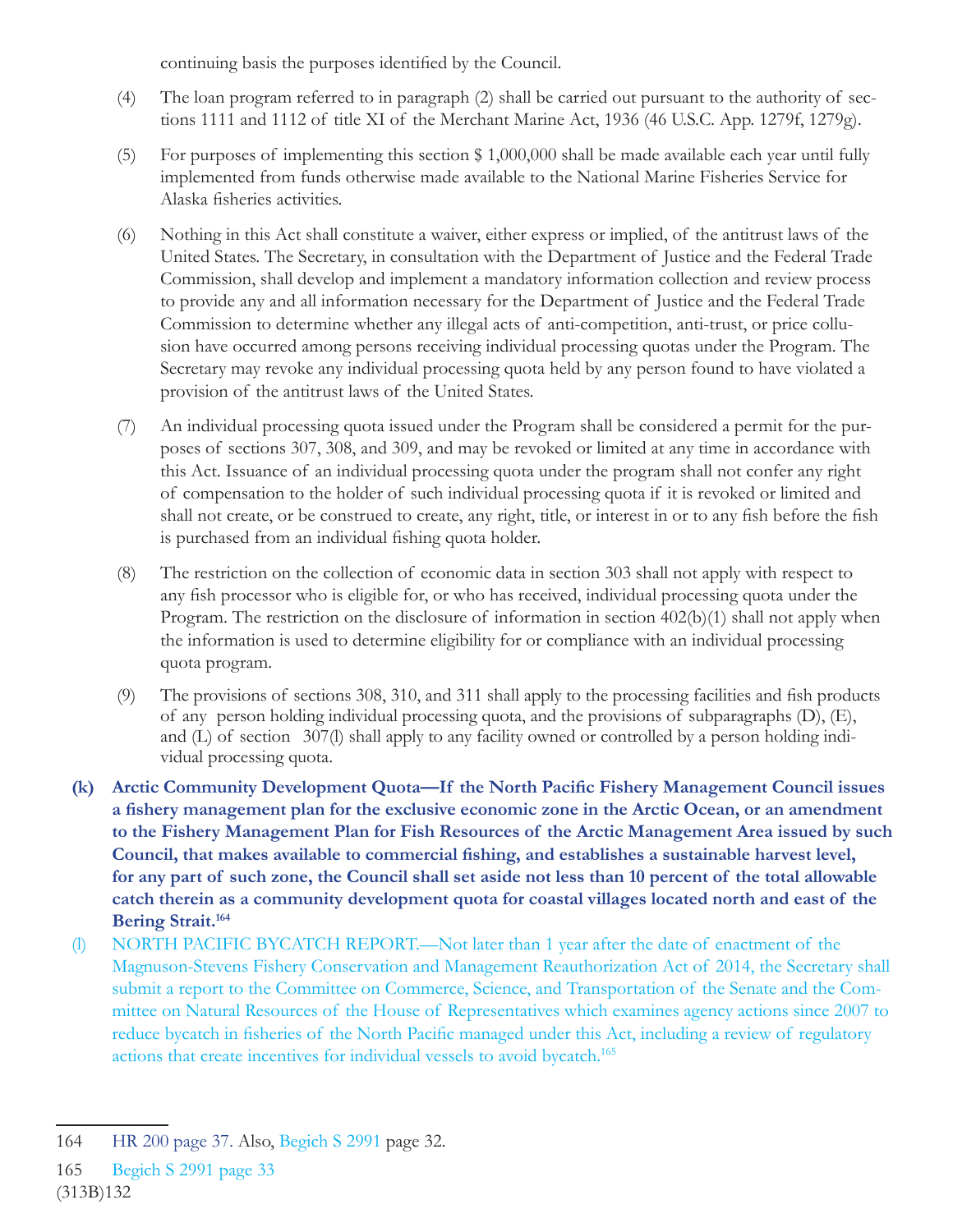continuing basis the purposes identified by the Council.

(4) The loan program referred to in paragraph (2) shall be carried out pursuant to the authority of sections 1111 and 1112 of title XI of the Merchant Marine Act, 1936 (46 U.S.C. App. 1279f, 1279g).

(5) For purposes of implementing this section $ 1,000,000 shall be made available each year until fully implemented from funds otherwise made available to the National Marine Fisheries Service for Alaska fisheries activities.

(6) Nothing in this Act shall constitute a waiver, either express or implied, of the antitrust laws of the United States. The Secretary, in consultation with the Department of Justice and the Federal Trade Commission, shall develop and implement a mandatory information collection and review process to provide any and all information necessary for the Department of Justice and the Federal Trade Commission to determine whether any illegal acts of anti-competition, anti-trust, or price collusion have occurred among persons receiving individual processing quotas under the Program. The Secretary may revoke any individual processing quota held by any person found to have violated a provision of the antitrust laws of the United States.

(7) An individual processing quota issued under the Program shall be considered a permit for the purposes of sections 307, 308, and 309, and may be revoked or limited at any time in accordance with this Act. Issuance of an individual processing quota under the program shall not confer any right of compensation to the holder of such individual processing quota if it is revoked or limited and shall not create, or be construed to create, any right, title, or interest in or to any fish before the fish is purchased from an individual fishing quota holder.

(8) The restriction on the collection of economic data in section 303 shall not apply with respect to any fish processor who is eligible for, or who has received, individual processing quota under the Program. The restriction on the disclosure of information in section 402(b)(1) shall not apply when the information is used to determine eligibility for or compliance with an individual processing quota program.

(9) The provisions of sections 308, 310, and 311 shall apply to the processing facilities and fish products of any person holding individual processing quota, and the provisions of subparagraphs (D), (E), and (L) of section 307(l) shall apply to any facility owned or controlled by a person holding individual processing quota.

**(k) Arctic Community Development Quota—If the North Pacific Fishery Management Council issues a fishery management plan for the exclusive economic zone in the Arctic Ocean, or an amendment to the Fishery Management Plan for Fish Resources of the Arctic Management Area issued by such Council, that makes available to commercial fishing, and establishes a sustainable harvest level, for any part of such zone, the Council shall set aside not less than 10 percent of the total allowable catch therein as a community development quota for coastal villages located north and east of the Bering Strait.**[164]

(l) NORTH PACIFIC BYCATCH REPORT.—Not later than 1 year after the date of enactment of the Magnuson-Stevens Fishery Conservation and Management Reauthorization Act of 2014, the Secretary shall submit a report to the Committee on Commerce, Science, and Transportation of the Senate and the Committee on Natural Resources of the House of Representatives which examines agency actions since 2007 to reduce bycatch in fisheries of the North Pacific managed under this Act, including a review of regulatory actions that create incentives for individual vessels to avoid bycatch.[165]

---

164 HR 200 page 37. Also, Begich S 2991 page 32.

165 Begich S 2991 page 33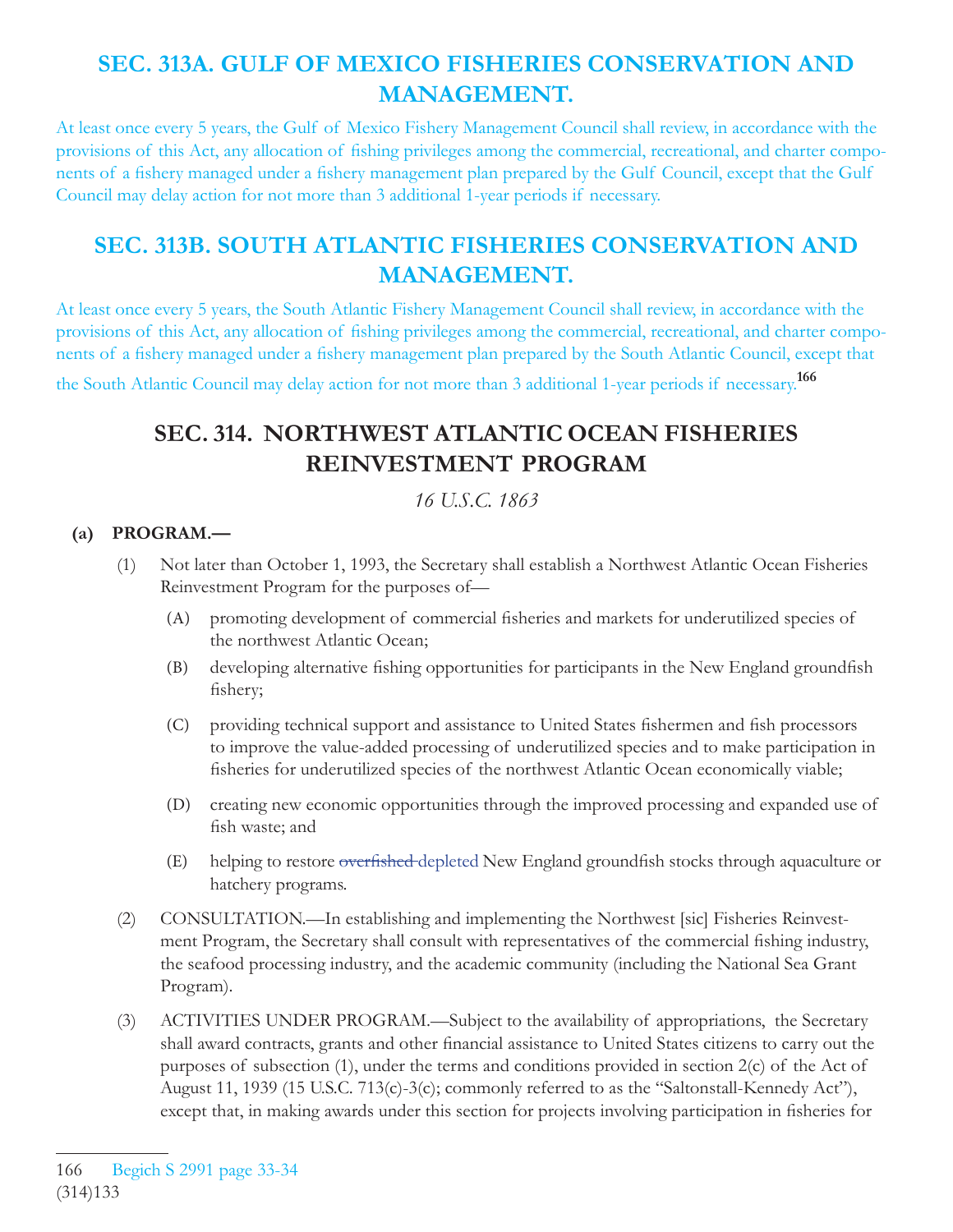## SEC. 313A. GULF OF MEXICO FISHERIES CONSERVATION AND MANAGEMENT.

At least once every 5 years, the Gulf of Mexico Fishery Management Council shall review, in accordance with the provisions of this Act, any allocation of fishing privileges among the commercial, recreational, and charter components of a fishery managed under a fishery management plan prepared by the Gulf Council, except that the Gulf Council may delay action for not more than 3 additional 1-year periods if necessary.

## SEC. 313B. SOUTH ATLANTIC FISHERIES CONSERVATION AND MANAGEMENT.

At least once every 5 years, the South Atlantic Fishery Management Council shall review, in accordance with the provisions of this Act, any allocation of fishing privileges among the commercial, recreational, and charter components of a fishery managed under a fishery management plan prepared by the South Atlantic Council, except that the South Atlantic Council may delay action for not more than 3 additional 1-year periods if necessary.[166]

## SEC. 314. NORTHWEST ATLANTIC OCEAN FISHERIES REINVESTMENT PROGRAM

*16 U.S.C. 1863*

**(a) PROGRAM.—**

(1) Not later than October 1, 1993, the Secretary shall establish a Northwest Atlantic Ocean Fisheries Reinvestment Program for the purposes of—

(A) promoting development of commercial fisheries and markets for underutilized species of the northwest Atlantic Ocean;

(B) developing alternative fishing opportunities for participants in the New England groundfish fishery;

(C) providing technical support and assistance to United States fishermen and fish processors to improve the value-added processing of underutilized species and to make participation in fisheries for underutilized species of the northwest Atlantic Ocean economically viable;

(D) creating new economic opportunities through the improved processing and expanded use of fish waste; and

(E) helping to restore ~~overfished~~ depleted New England groundfish stocks through aquaculture or hatchery programs.

(2) CONSULTATION.—In establishing and implementing the Northwest [sic] Fisheries Reinvestment Program, the Secretary shall consult with representatives of the commercial fishing industry, the seafood processing industry, and the academic community (including the National Sea Grant Program).

(3) ACTIVITIES UNDER PROGRAM.—Subject to the availability of appropriations, the Secretary shall award contracts, grants and other financial assistance to United States citizens to carry out the purposes of subsection (1), under the terms and conditions provided in section 2(c) of the Act of August 11, 1939 (15 U.S.C. 713(c)-3(c); commonly referred to as the "Saltonstall-Kennedy Act"), except that, in making awards under this section for projects involving participation in fisheries for

---

166 Begich S 2991 page 33-34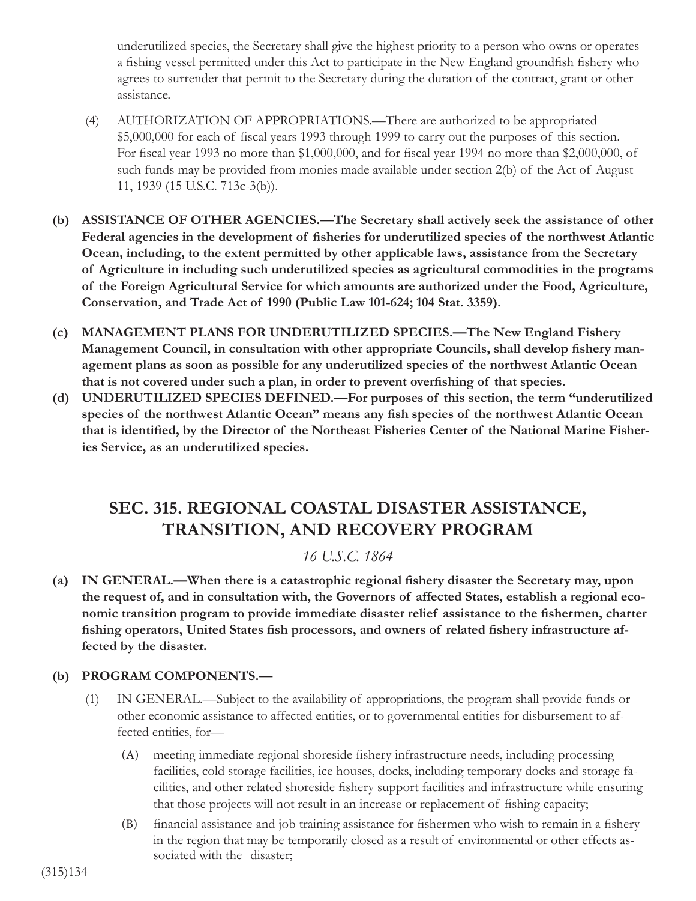underutilized species, the Secretary shall give the highest priority to a person who owns or operates a fishing vessel permitted under this Act to participate in the New England groundfish fishery who agrees to surrender that permit to the Secretary during the duration of the contract, grant or other assistance.

(4) AUTHORIZATION OF APPROPRIATIONS.—There are authorized to be appropriated $5,000,000 for each of fiscal years 1993 through 1999 to carry out the purposes of this section. For fiscal year 1993 no more than $1,000,000, and for fiscal year 1994 no more than $2,000,000, of such funds may be provided from monies made available under section 2(b) of the Act of August 11, 1939 (15 U.S.C. 713c-3(b)).

**(b) ASSISTANCE OF OTHER AGENCIES.—The Secretary shall actively seek the assistance of other Federal agencies in the development of fisheries for underutilized species of the northwest Atlantic Ocean, including, to the extent permitted by other applicable laws, assistance from the Secretary of Agriculture in including such underutilized species as agricultural commodities in the programs of the Foreign Agricultural Service for which amounts are authorized under the Food, Agriculture, Conservation, and Trade Act of 1990 (Public Law 101-624; 104 Stat. 3359).**

**(c) MANAGEMENT PLANS FOR UNDERUTILIZED SPECIES.—The New England Fishery Management Council, in consultation with other appropriate Councils, shall develop fishery management plans as soon as possible for any underutilized species of the northwest Atlantic Ocean that is not covered under such a plan, in order to prevent overfishing of that species.**

**(d) UNDERUTILIZED SPECIES DEFINED.—For purposes of this section, the term "underutilized species of the northwest Atlantic Ocean" means any fish species of the northwest Atlantic Ocean that is identified, by the Director of the Northeast Fisheries Center of the National Marine Fisheries Service, as an underutilized species.**

## SEC. 315. REGIONAL COASTAL DISASTER ASSISTANCE, TRANSITION, AND RECOVERY PROGRAM

*16 U.S.C. 1864*

**(a) IN GENERAL.—When there is a catastrophic regional fishery disaster the Secretary may, upon the request of, and in consultation with, the Governors of affected States, establish a regional economic transition program to provide immediate disaster relief assistance to the fishermen, charter fishing operators, United States fish processors, and owners of related fishery infrastructure affected by the disaster.**

**(b) PROGRAM COMPONENTS.—**

(1) IN GENERAL.—Subject to the availability of appropriations, the program shall provide funds or other economic assistance to affected entities, or to governmental entities for disbursement to affected entities, for—

(A) meeting immediate regional shoreside fishery infrastructure needs, including processing facilities, cold storage facilities, ice houses, docks, including temporary docks and storage facilities, and other related shoreside fishery support facilities and infrastructure while ensuring that those projects will not result in an increase or replacement of fishing capacity;

(B) financial assistance and job training assistance for fishermen who wish to remain in a fishery in the region that may be temporarily closed as a result of environmental or other effects associated with the disaster;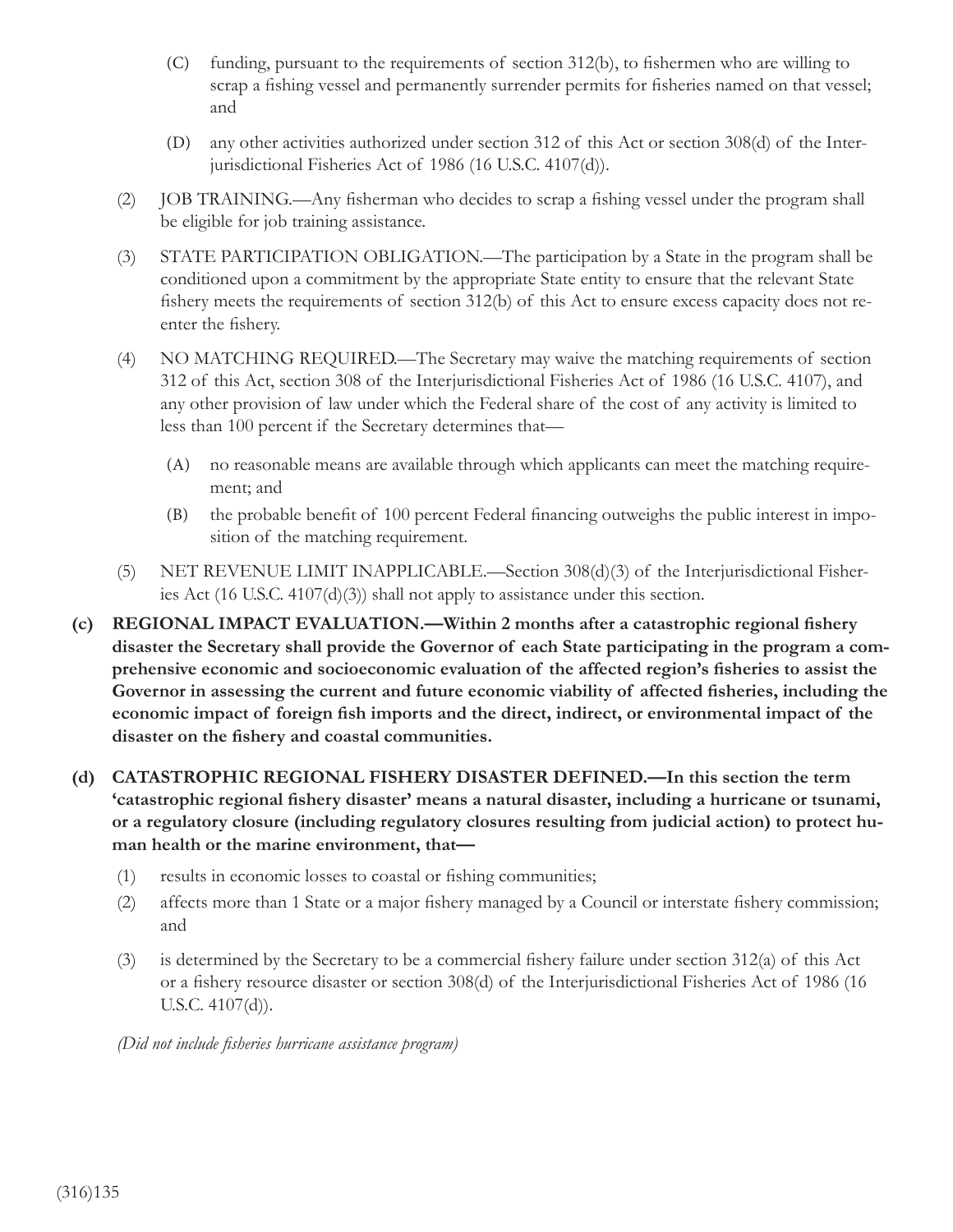(C) funding, pursuant to the requirements of section 312(b), to fishermen who are willing to scrap a fishing vessel and permanently surrender permits for fisheries named on that vessel; and

(D) any other activities authorized under section 312 of this Act or section 308(d) of the Interjurisdictional Fisheries Act of 1986 (16 U.S.C. 4107(d)).

(2) JOB TRAINING.—Any fisherman who decides to scrap a fishing vessel under the program shall be eligible for job training assistance.

(3) STATE PARTICIPATION OBLIGATION.—The participation by a State in the program shall be conditioned upon a commitment by the appropriate State entity to ensure that the relevant State fishery meets the requirements of section 312(b) of this Act to ensure excess capacity does not reenter the fishery.

(4) NO MATCHING REQUIRED.—The Secretary may waive the matching requirements of section 312 of this Act, section 308 of the Interjurisdictional Fisheries Act of 1986 (16 U.S.C. 4107), and any other provision of law under which the Federal share of the cost of any activity is limited to less than 100 percent if the Secretary determines that—

(A) no reasonable means are available through which applicants can meet the matching requirement; and

(B) the probable benefit of 100 percent Federal financing outweighs the public interest in imposition of the matching requirement.

(5) NET REVENUE LIMIT INAPPLICABLE.—Section 308(d)(3) of the Interjurisdictional Fisheries Act (16 U.S.C. 4107(d)(3)) shall not apply to assistance under this section.

**(c) REGIONAL IMPACT EVALUATION.—Within 2 months after a catastrophic regional fishery disaster the Secretary shall provide the Governor of each State participating in the program a comprehensive economic and socioeconomic evaluation of the affected region's fisheries to assist the Governor in assessing the current and future economic viability of affected fisheries, including the economic impact of foreign fish imports and the direct, indirect, or environmental impact of the disaster on the fishery and coastal communities.**

**(d) CATASTROPHIC REGIONAL FISHERY DISASTER DEFINED.—In this section the term 'catastrophic regional fishery disaster' means a natural disaster, including a hurricane or tsunami, or a regulatory closure (including regulatory closures resulting from judicial action) to protect human health or the marine environment, that—**

(1) results in economic losses to coastal or fishing communities;

(2) affects more than 1 State or a major fishery managed by a Council or interstate fishery commission; and

(3) is determined by the Secretary to be a commercial fishery failure under section 312(a) of this Act or a fishery resource disaster or section 308(d) of the Interjurisdictional Fisheries Act of 1986 (16 U.S.C. 4107(d)).

*(Did not include fisheries hurricane assistance program)*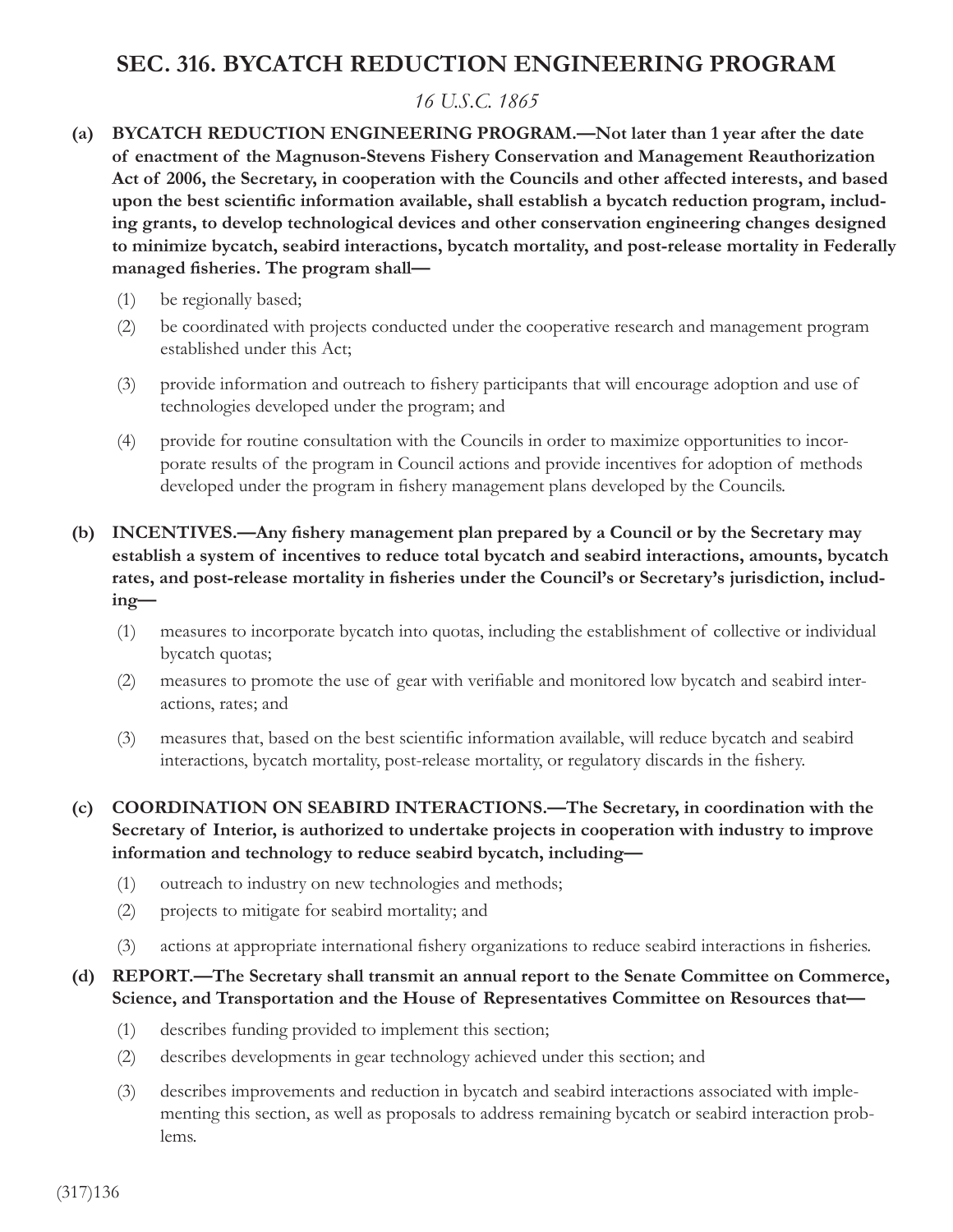## SEC. 316. BYCATCH REDUCTION ENGINEERING PROGRAM

*16 U.S.C. 1865*

**(a) BYCATCH REDUCTION ENGINEERING PROGRAM.—Not later than 1 year after the date of enactment of the Magnuson-Stevens Fishery Conservation and Management Reauthorization Act of 2006, the Secretary, in cooperation with the Councils and other affected interests, and based upon the best scientific information available, shall establish a bycatch reduction program, including grants, to develop technological devices and other conservation engineering changes designed to minimize bycatch, seabird interactions, bycatch mortality, and post-release mortality in Federally managed fisheries. The program shall—**

(1) be regionally based;

(2) be coordinated with projects conducted under the cooperative research and management program established under this Act;

(3) provide information and outreach to fishery participants that will encourage adoption and use of technologies developed under the program; and

(4) provide for routine consultation with the Councils in order to maximize opportunities to incorporate results of the program in Council actions and provide incentives for adoption of methods developed under the program in fishery management plans developed by the Councils.

**(b) INCENTIVES.—Any fishery management plan prepared by a Council or by the Secretary may establish a system of incentives to reduce total bycatch and seabird interactions, amounts, bycatch rates, and post-release mortality in fisheries under the Council's or Secretary's jurisdiction, including—**

(1) measures to incorporate bycatch into quotas, including the establishment of collective or individual bycatch quotas;

(2) measures to promote the use of gear with verifiable and monitored low bycatch and seabird interactions, rates; and

(3) measures that, based on the best scientific information available, will reduce bycatch and seabird interactions, bycatch mortality, post-release mortality, or regulatory discards in the fishery.

**(c) COORDINATION ON SEABIRD INTERACTIONS.—The Secretary, in coordination with the Secretary of Interior, is authorized to undertake projects in cooperation with industry to improve information and technology to reduce seabird bycatch, including—**

(1) outreach to industry on new technologies and methods;

(2) projects to mitigate for seabird mortality; and

(3) actions at appropriate international fishery organizations to reduce seabird interactions in fisheries.

**(d) REPORT.—The Secretary shall transmit an annual report to the Senate Committee on Commerce, Science, and Transportation and the House of Representatives Committee on Resources that—**

(1) describes funding provided to implement this section;

(2) describes developments in gear technology achieved under this section; and

(3) describes improvements and reduction in bycatch and seabird interactions associated with implementing this section, as well as proposals to address remaining bycatch or seabird interaction problems.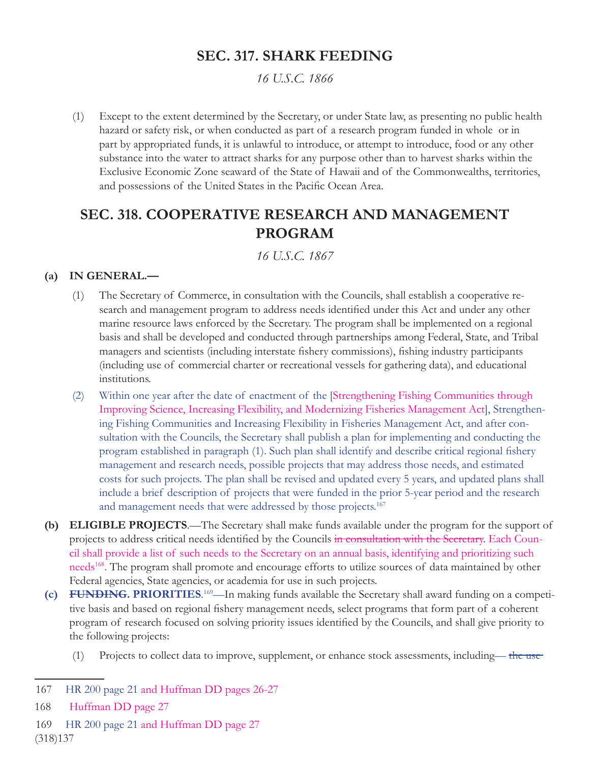## SEC. 317. SHARK FEEDING

*16 U.S.C. 1866*

(1) Except to the extent determined by the Secretary, or under State law, as presenting no public health hazard or safety risk, or when conducted as part of a research program funded in whole or in part by appropriated funds, it is unlawful to introduce, or attempt to introduce, food or any other substance into the water to attract sharks for any purpose other than to harvest sharks within the Exclusive Economic Zone seaward of the State of Hawaii and of the Commonwealths, territories, and possessions of the United States in the Pacific Ocean Area.

## SEC. 318. COOPERATIVE RESEARCH AND MANAGEMENT PROGRAM

*16 U.S.C. 1867*

**(a) IN GENERAL.—**

(1) The Secretary of Commerce, in consultation with the Councils, shall establish a cooperative research and management program to address needs identified under this Act and under any other marine resource laws enforced by the Secretary. The program shall be implemented on a regional basis and shall be developed and conducted through partnerships among Federal, State, and Tribal managers and scientists (including interstate fishery commissions), fishing industry participants (including use of commercial charter or recreational vessels for gathering data), and educational institutions.

(2) Within one year after the date of enactment of the [Strengthening Fishing Communities through Improving Science, Increasing Flexibility, and Modernizing Fisheries Management Act], Strengthening Fishing Communities and Increasing Flexibility in Fisheries Management Act, and after consultation with the Councils, the Secretary shall publish a plan for implementing and conducting the program established in paragraph (1). Such plan shall identify and describe critical regional fishery management and research needs, possible projects that may address those needs, and estimated costs for such projects. The plan shall be revised and updated every 5 years, and updated plans shall include a brief description of projects that were funded in the prior 5-year period and the research and management needs that were addressed by those projects.[167]

**(b) ELIGIBLE PROJECTS**.—The Secretary shall make funds available under the program for the support of projects to address critical needs identified by the Councils ~~in consultation with the Secretary~~. Each Council shall provide a list of such needs to the Secretary on an annual basis, identifying and prioritizing such needs[168]. The program shall promote and encourage efforts to utilize sources of data maintained by other Federal agencies, State agencies, or academia for use in such projects.

**(c) ~~FUNDING~~. PRIORITIES**.[169]—In making funds available the Secretary shall award funding on a competitive basis and based on regional fishery management needs, select programs that form part of a coherent program of research focused on solving priority issues identified by the Councils, and shall give priority to the following projects:

(1) Projects to collect data to improve, supplement, or enhance stock assessments, including— ~~the use~~

---

167 HR 200 page 21 and Huffman DD pages 26-27

168 Huffman DD page 27

169 HR 200 page 21 and Huffman DD page 27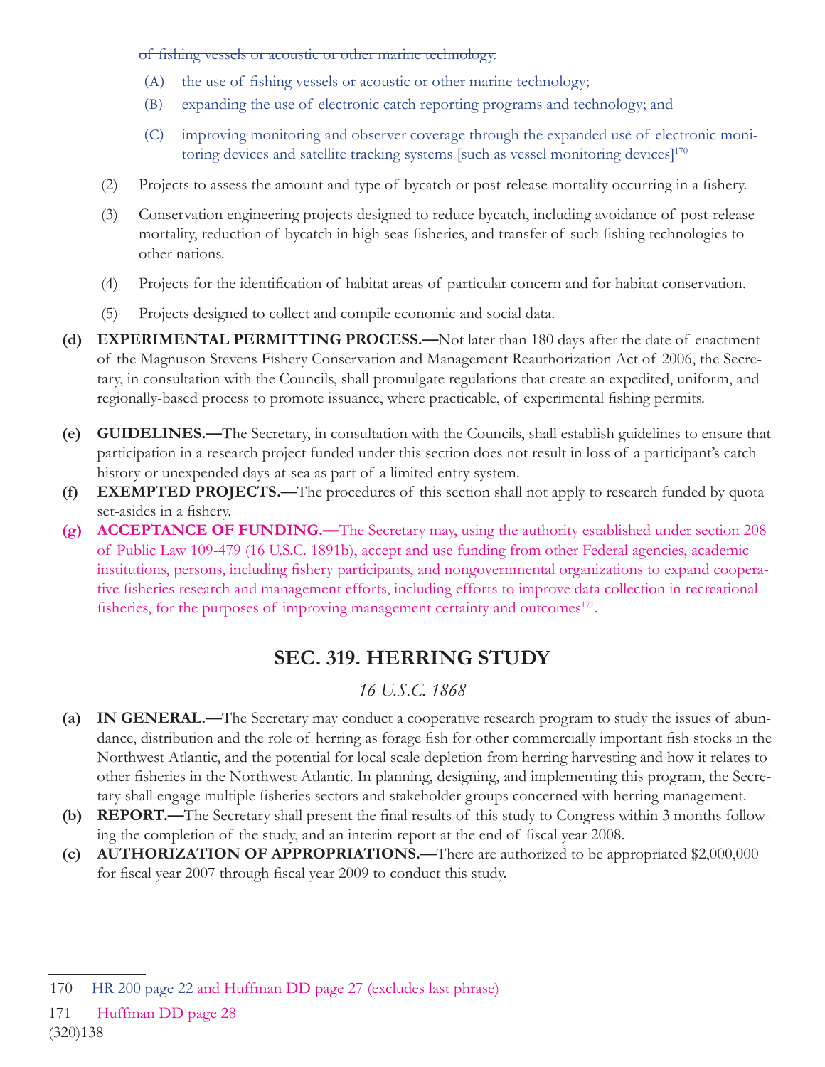~~of fishing vessels or acoustic or other marine technology.~~

(A) the use of fishing vessels or acoustic or other marine technology;

(B) expanding the use of electronic catch reporting programs and technology; and

(C) improving monitoring and observer coverage through the expanded use of electronic monitoring devices and satellite tracking systems [such as vessel monitoring devices][170]

(2) Projects to assess the amount and type of bycatch or post-release mortality occurring in a fishery.

(3) Conservation engineering projects designed to reduce bycatch, including avoidance of post-release mortality, reduction of bycatch in high seas fisheries, and transfer of such fishing technologies to other nations.

(4) Projects for the identification of habitat areas of particular concern and for habitat conservation.

(5) Projects designed to collect and compile economic and social data.

**(d) EXPERIMENTAL PERMITTING PROCESS.—**Not later than 180 days after the date of enactment of the Magnuson Stevens Fishery Conservation and Management Reauthorization Act of 2006, the Secretary, in consultation with the Councils, shall promulgate regulations that create an expedited, uniform, and regionally-based process to promote issuance, where practicable, of experimental fishing permits.

**(e) GUIDELINES.—**The Secretary, in consultation with the Councils, shall establish guidelines to ensure that participation in a research project funded under this section does not result in loss of a participant's catch history or unexpended days-at-sea as part of a limited entry system.

**(f) EXEMPTED PROJECTS.—**The procedures of this section shall not apply to research funded by quota set-asides in a fishery.

**(g) ACCEPTANCE OF FUNDING.—**The Secretary may, using the authority established under section 208 of Public Law 109-479 (16 U.S.C. 1891b), accept and use funding from other Federal agencies, academic institutions, persons, including fishery participants, and nongovernmental organizations to expand cooperative fisheries research and management efforts, including efforts to improve data collection in recreational fisheries, for the purposes of improving management certainty and outcomes[171].

## SEC. 319. HERRING STUDY

*16 U.S.C. 1868*

**(a) IN GENERAL.—**The Secretary may conduct a cooperative research program to study the issues of abundance, distribution and the role of herring as forage fish for other commercially important fish stocks in the Northwest Atlantic, and the potential for local scale depletion from herring harvesting and how it relates to other fisheries in the Northwest Atlantic. In planning, designing, and implementing this program, the Secretary shall engage multiple fisheries sectors and stakeholder groups concerned with herring management.

**(b) REPORT.—**The Secretary shall present the final results of this study to Congress within 3 months following the completion of the study, and an interim report at the end of fiscal year 2008.

**(c) AUTHORIZATION OF APPROPRIATIONS.—**There are authorized to be appropriated $2,000,000 for fiscal year 2007 through fiscal year 2009 to conduct this study.

---

170 HR 200 page 22 and Huffman DD page 27 (excludes last phrase)

171 Huffman DD page 28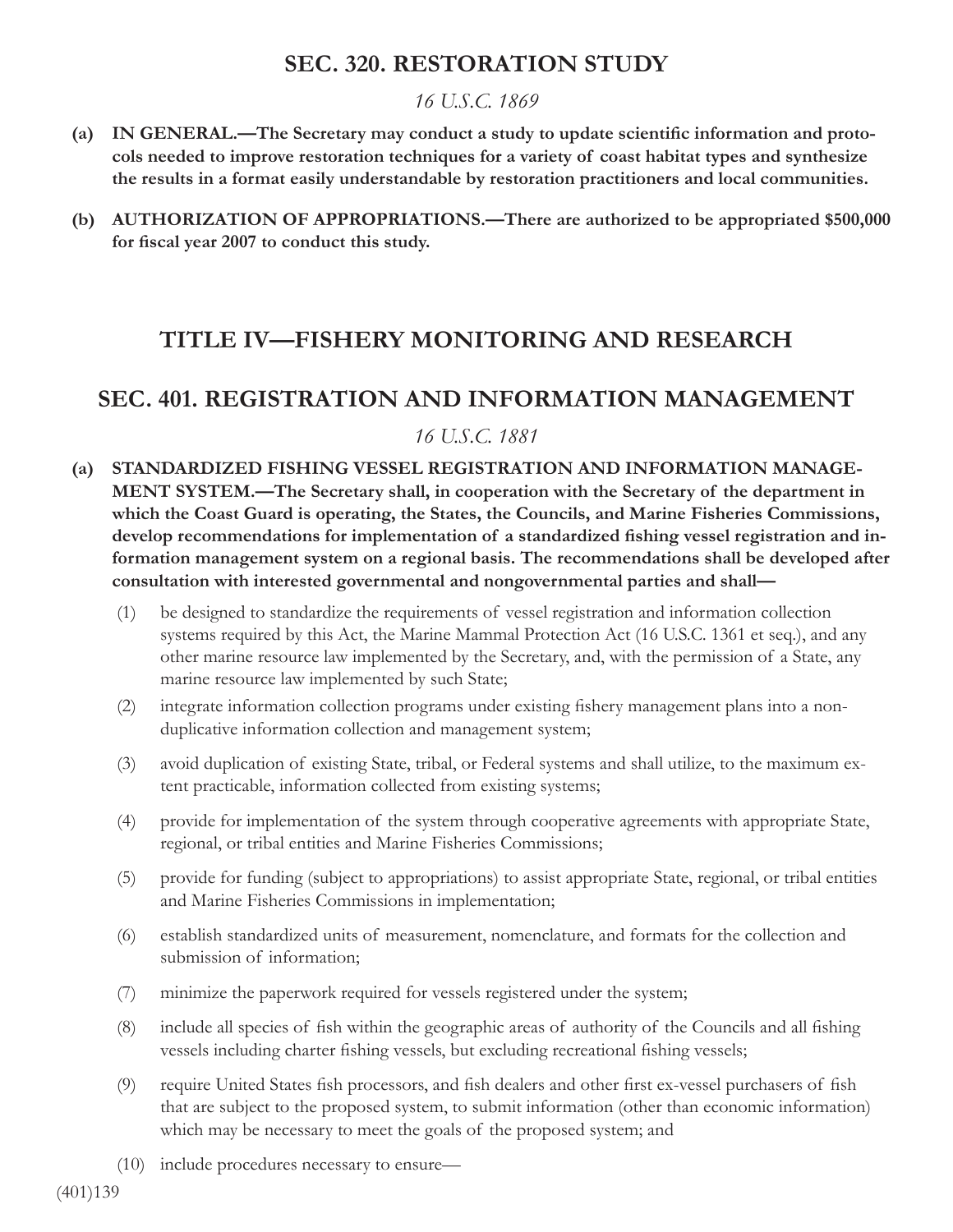## SEC. 320. RESTORATION STUDY

*16 U.S.C. 1869*

**(a) IN GENERAL.—The Secretary may conduct a study to update scientific information and protocols needed to improve restoration techniques for a variety of coast habitat types and synthesize the results in a format easily understandable by restoration practitioners and local communities.**

**(b) AUTHORIZATION OF APPROPRIATIONS.—There are authorized to be appropriated $500,000 for fiscal year 2007 to conduct this study.**

# TITLE IV—FISHERY MONITORING AND RESEARCH

## SEC. 401. REGISTRATION AND INFORMATION MANAGEMENT

*16 U.S.C. 1881*

**(a) STANDARDIZED FISHING VESSEL REGISTRATION AND INFORMATION MANAGEMENT SYSTEM.—The Secretary shall, in cooperation with the Secretary of the department in which the Coast Guard is operating, the States, the Councils, and Marine Fisheries Commissions, develop recommendations for implementation of a standardized fishing vessel registration and information management system on a regional basis. The recommendations shall be developed after consultation with interested governmental and nongovernmental parties and shall—**

(1) be designed to standardize the requirements of vessel registration and information collection systems required by this Act, the Marine Mammal Protection Act (16 U.S.C. 1361 et seq.), and any other marine resource law implemented by the Secretary, and, with the permission of a State, any marine resource law implemented by such State;

(2) integrate information collection programs under existing fishery management plans into a non-duplicative information collection and management system;

(3) avoid duplication of existing State, tribal, or Federal systems and shall utilize, to the maximum extent practicable, information collected from existing systems;

(4) provide for implementation of the system through cooperative agreements with appropriate State, regional, or tribal entities and Marine Fisheries Commissions;

(5) provide for funding (subject to appropriations) to assist appropriate State, regional, or tribal entities and Marine Fisheries Commissions in implementation;

(6) establish standardized units of measurement, nomenclature, and formats for the collection and submission of information;

(7) minimize the paperwork required for vessels registered under the system;

(8) include all species of fish within the geographic areas of authority of the Councils and all fishing vessels including charter fishing vessels, but excluding recreational fishing vessels;

(9) require United States fish processors, and fish dealers and other first ex-vessel purchasers of fish that are subject to the proposed system, to submit information (other than economic information) which may be necessary to meet the goals of the proposed system; and

(10) include procedures necessary to ensure—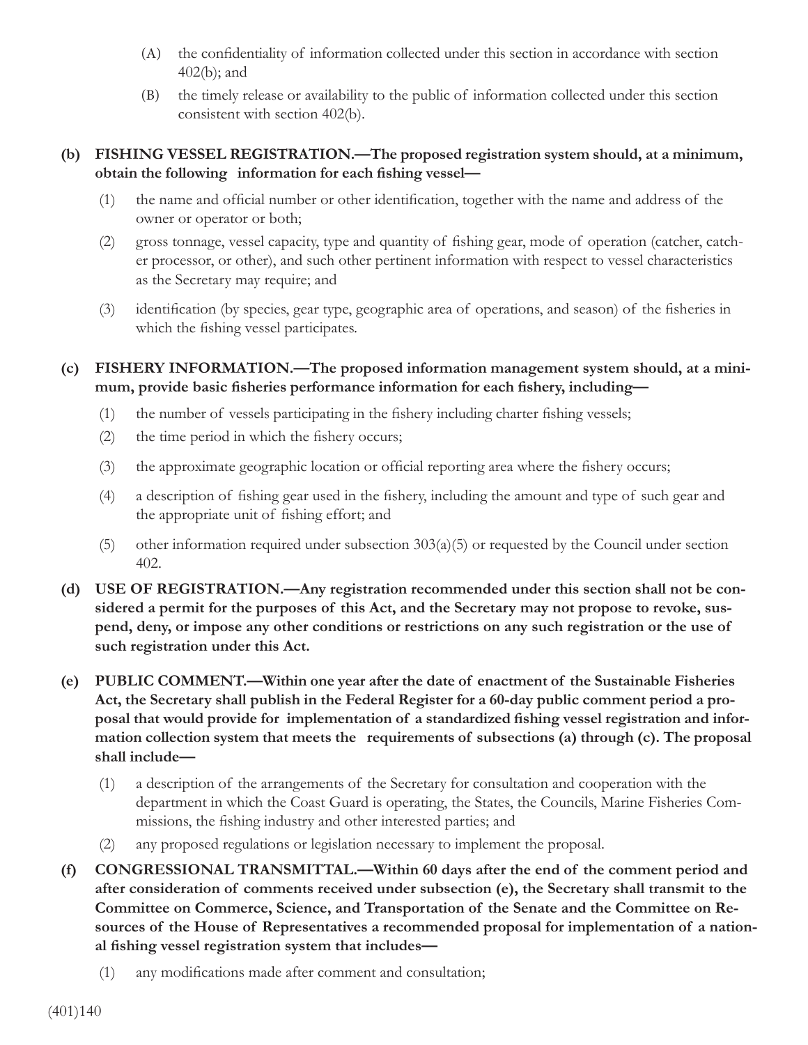(A) the confidentiality of information collected under this section in accordance with section 402(b); and

(B) the timely release or availability to the public of information collected under this section consistent with section 402(b).

**(b) FISHING VESSEL REGISTRATION.—The proposed registration system should, at a minimum, obtain the following information for each fishing vessel—**

(1) the name and official number or other identification, together with the name and address of the owner or operator or both;

(2) gross tonnage, vessel capacity, type and quantity of fishing gear, mode of operation (catcher, catcher processor, or other), and such other pertinent information with respect to vessel characteristics as the Secretary may require; and

(3) identification (by species, gear type, geographic area of operations, and season) of the fisheries in which the fishing vessel participates.

**(c) FISHERY INFORMATION.—The proposed information management system should, at a minimum, provide basic fisheries performance information for each fishery, including—**

(1) the number of vessels participating in the fishery including charter fishing vessels;

(2) the time period in which the fishery occurs;

(3) the approximate geographic location or official reporting area where the fishery occurs;

(4) a description of fishing gear used in the fishery, including the amount and type of such gear and the appropriate unit of fishing effort; and

(5) other information required under subsection 303(a)(5) or requested by the Council under section 402.

**(d) USE OF REGISTRATION.—Any registration recommended under this section shall not be considered a permit for the purposes of this Act, and the Secretary may not propose to revoke, suspend, deny, or impose any other conditions or restrictions on any such registration or the use of such registration under this Act.**

**(e) PUBLIC COMMENT.—Within one year after the date of enactment of the Sustainable Fisheries Act, the Secretary shall publish in the Federal Register for a 60-day public comment period a proposal that would provide for implementation of a standardized fishing vessel registration and information collection system that meets the requirements of subsections (a) through (c). The proposal shall include—**

(1) a description of the arrangements of the Secretary for consultation and cooperation with the department in which the Coast Guard is operating, the States, the Councils, Marine Fisheries Commissions, the fishing industry and other interested parties; and

(2) any proposed regulations or legislation necessary to implement the proposal.

**(f) CONGRESSIONAL TRANSMITTAL.—Within 60 days after the end of the comment period and after consideration of comments received under subsection (e), the Secretary shall transmit to the Committee on Commerce, Science, and Transportation of the Senate and the Committee on Resources of the House of Representatives a recommended proposal for implementation of a national fishing vessel registration system that includes—**

(1) any modifications made after comment and consultation;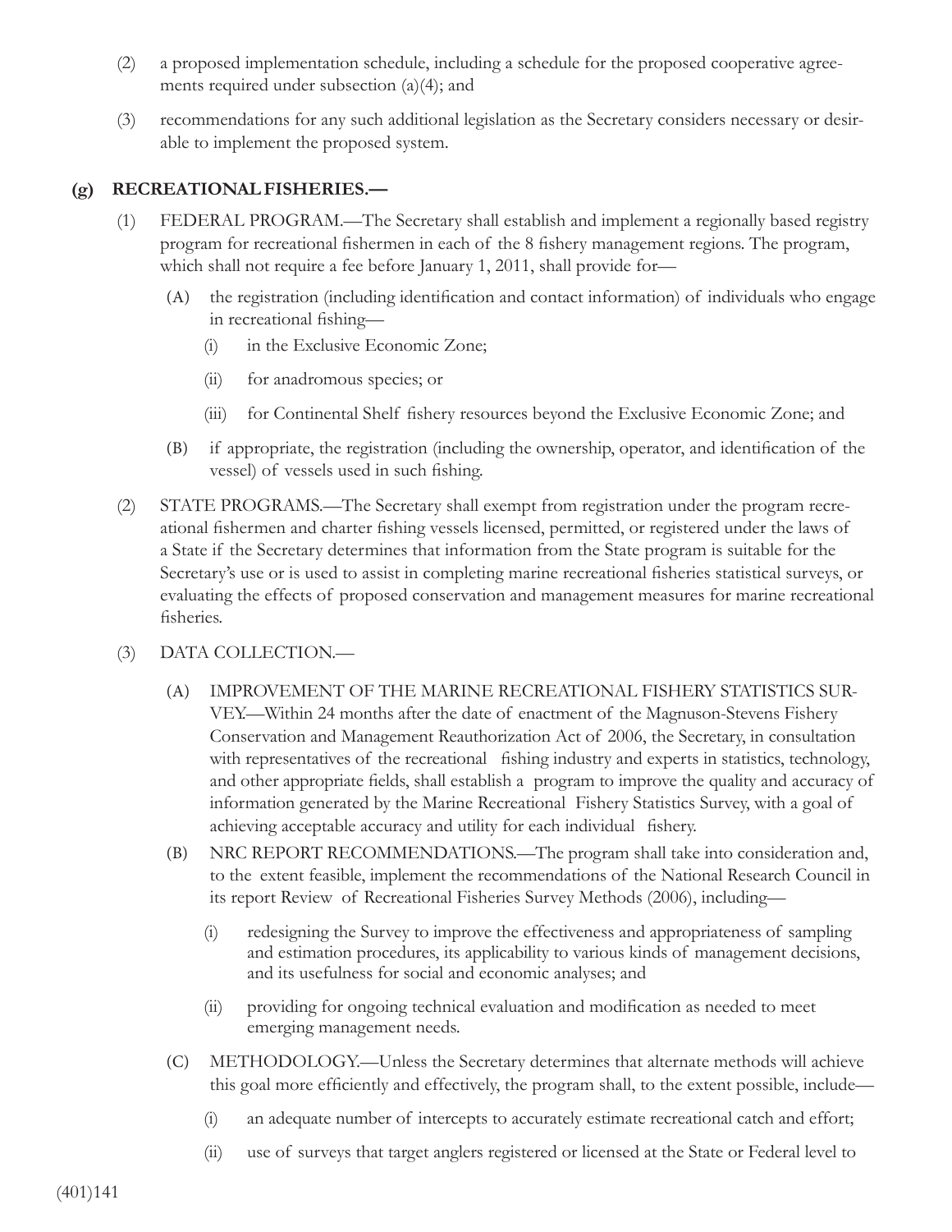(2) a proposed implementation schedule, including a schedule for the proposed cooperative agreements required under subsection (a)(4); and

(3) recommendations for any such additional legislation as the Secretary considers necessary or desirable to implement the proposed system.

**(g) RECREATIONAL FISHERIES.—**

(1) FEDERAL PROGRAM.—The Secretary shall establish and implement a regionally based registry program for recreational fishermen in each of the 8 fishery management regions. The program, which shall not require a fee before January 1, 2011, shall provide for—

(A) the registration (including identification and contact information) of individuals who engage in recreational fishing—

(i) in the Exclusive Economic Zone;

(ii) for anadromous species; or

(iii) for Continental Shelf fishery resources beyond the Exclusive Economic Zone; and

(B) if appropriate, the registration (including the ownership, operator, and identification of the vessel) of vessels used in such fishing.

(2) STATE PROGRAMS.—The Secretary shall exempt from registration under the program recreational fishermen and charter fishing vessels licensed, permitted, or registered under the laws of a State if the Secretary determines that information from the State program is suitable for the Secretary's use or is used to assist in completing marine recreational fisheries statistical surveys, or evaluating the effects of proposed conservation and management measures for marine recreational fisheries.

(3) DATA COLLECTION.—

(A) IMPROVEMENT OF THE MARINE RECREATIONAL FISHERY STATISTICS SURVEY.—Within 24 months after the date of enactment of the Magnuson-Stevens Fishery Conservation and Management Reauthorization Act of 2006, the Secretary, in consultation with representatives of the recreational fishing industry and experts in statistics, technology, and other appropriate fields, shall establish a program to improve the quality and accuracy of information generated by the Marine Recreational Fishery Statistics Survey, with a goal of achieving acceptable accuracy and utility for each individual fishery.

(B) NRC REPORT RECOMMENDATIONS.—The program shall take into consideration and, to the extent feasible, implement the recommendations of the National Research Council in its report Review of Recreational Fisheries Survey Methods (2006), including—

(i) redesigning the Survey to improve the effectiveness and appropriateness of sampling and estimation procedures, its applicability to various kinds of management decisions, and its usefulness for social and economic analyses; and

(ii) providing for ongoing technical evaluation and modification as needed to meet emerging management needs.

(C) METHODOLOGY.—Unless the Secretary determines that alternate methods will achieve this goal more efficiently and effectively, the program shall, to the extent possible, include—

(i) an adequate number of intercepts to accurately estimate recreational catch and effort;

(ii) use of surveys that target anglers registered or licensed at the State or Federal level to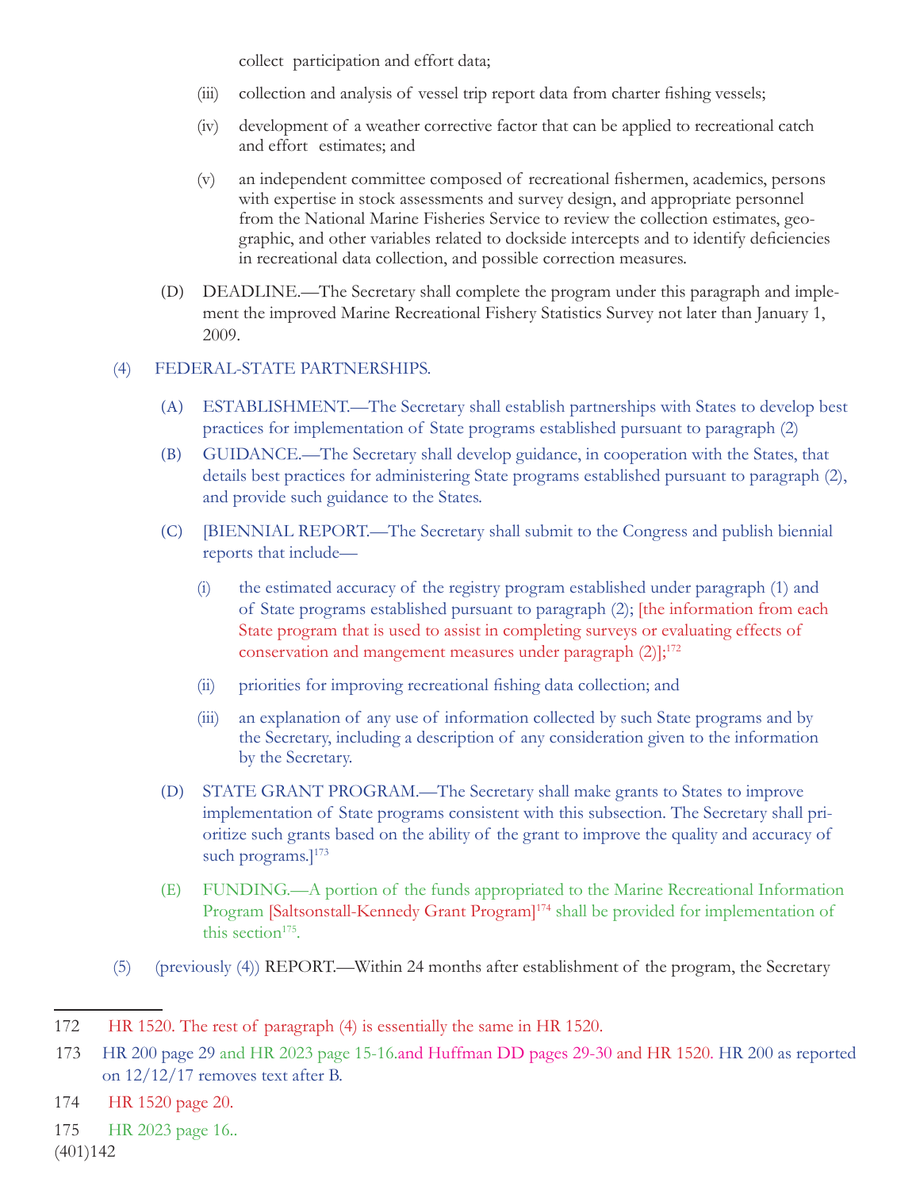collect participation and effort data;

(iii) collection and analysis of vessel trip report data from charter fishing vessels;

(iv) development of a weather corrective factor that can be applied to recreational catch and effort estimates; and

(v) an independent committee composed of recreational fishermen, academics, persons with expertise in stock assessments and survey design, and appropriate personnel from the National Marine Fisheries Service to review the collection estimates, geographic, and other variables related to dockside intercepts and to identify deficiencies in recreational data collection, and possible correction measures.

(D) DEADLINE.—The Secretary shall complete the program under this paragraph and implement the improved Marine Recreational Fishery Statistics Survey not later than January 1, 2009.

(4) FEDERAL-STATE PARTNERSHIPS.

(A) ESTABLISHMENT.—The Secretary shall establish partnerships with States to develop best practices for implementation of State programs established pursuant to paragraph (2)

(B) GUIDANCE.—The Secretary shall develop guidance, in cooperation with the States, that details best practices for administering State programs established pursuant to paragraph (2), and provide such guidance to the States.

(C) [BIENNIAL REPORT.—The Secretary shall submit to the Congress and publish biennial reports that include—

(i) the estimated accuracy of the registry program established under paragraph (1) and of State programs established pursuant to paragraph (2); [the information from each State program that is used to assist in completing surveys or evaluating effects of conservation and mangement measures under paragraph (2)];[172]

(ii) priorities for improving recreational fishing data collection; and

(iii) an explanation of any use of information collected by such State programs and by the Secretary, including a description of any consideration given to the information by the Secretary.

(D) STATE GRANT PROGRAM.—The Secretary shall make grants to States to improve implementation of State programs consistent with this subsection. The Secretary shall prioritize such grants based on the ability of the grant to improve the quality and accuracy of such programs.][173]

(E) FUNDING.—A portion of the funds appropriated to the Marine Recreational Information Program [Saltsonstall-Kennedy Grant Program][174] shall be provided for implementation of this section[175].

(5) (previously (4)) REPORT.—Within 24 months after establishment of the program, the Secretary

---

172 HR 1520. The rest of paragraph (4) is essentially the same in HR 1520.

173 HR 200 page 29 and HR 2023 page 15-16.and Huffman DD pages 29-30 and HR 1520. HR 200 as reported on 12/12/17 removes text after B.

174 HR 1520 page 20.

175 HR 2023 page 16..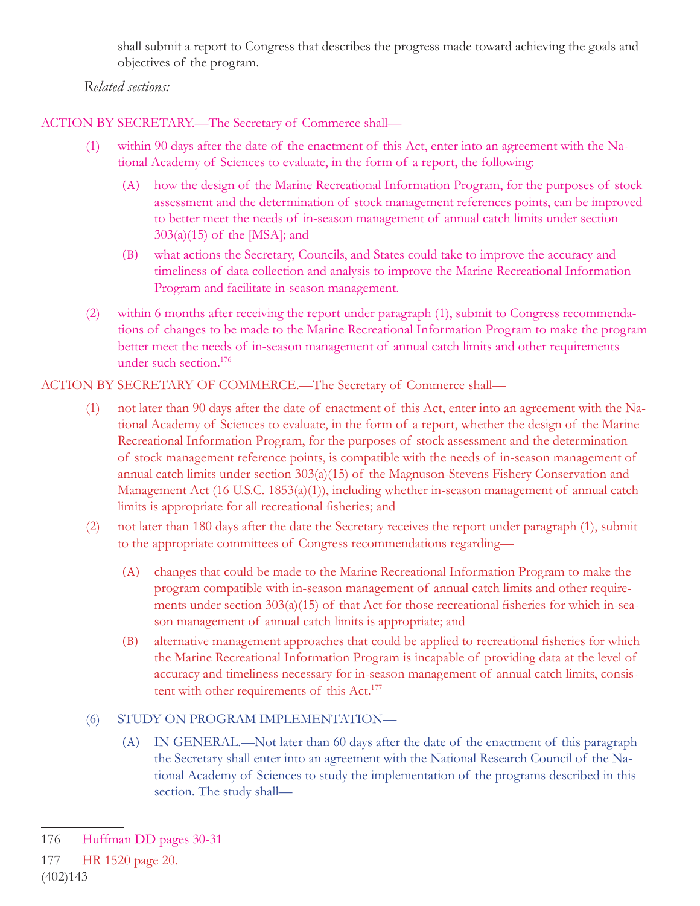shall submit a report to Congress that describes the progress made toward achieving the goals and objectives of the program.

*Related sections:*

ACTION BY SECRETARY.—The Secretary of Commerce shall—

(1) within 90 days after the date of the enactment of this Act, enter into an agreement with the National Academy of Sciences to evaluate, in the form of a report, the following:

(A) how the design of the Marine Recreational Information Program, for the purposes of stock assessment and the determination of stock management references points, can be improved to better meet the needs of in-season management of annual catch limits under section 303(a)(15) of the [MSA]; and

(B) what actions the Secretary, Councils, and States could take to improve the accuracy and timeliness of data collection and analysis to improve the Marine Recreational Information Program and facilitate in-season management.

(2) within 6 months after receiving the report under paragraph (1), submit to Congress recommendations of changes to be made to the Marine Recreational Information Program to make the program better meet the needs of in-season management of annual catch limits and other requirements under such section.[176]

ACTION BY SECRETARY OF COMMERCE.—The Secretary of Commerce shall—

(1) not later than 90 days after the date of enactment of this Act, enter into an agreement with the National Academy of Sciences to evaluate, in the form of a report, whether the design of the Marine Recreational Information Program, for the purposes of stock assessment and the determination of stock management reference points, is compatible with the needs of in-season management of annual catch limits under section 303(a)(15) of the Magnuson-Stevens Fishery Conservation and Management Act (16 U.S.C. 1853(a)(1)), including whether in-season management of annual catch limits is appropriate for all recreational fisheries; and

(2) not later than 180 days after the date the Secretary receives the report under paragraph (1), submit to the appropriate committees of Congress recommendations regarding—

(A) changes that could be made to the Marine Recreational Information Program to make the program compatible with in-season management of annual catch limits and other requirements under section 303(a)(15) of that Act for those recreational fisheries for which in-season management of annual catch limits is appropriate; and

(B) alternative management approaches that could be applied to recreational fisheries for which the Marine Recreational Information Program is incapable of providing data at the level of accuracy and timeliness necessary for in-season management of annual catch limits, consistent with other requirements of this Act.[177]

(6) STUDY ON PROGRAM IMPLEMENTATION—

(A) IN GENERAL.—Not later than 60 days after the date of the enactment of this paragraph the Secretary shall enter into an agreement with the National Research Council of the National Academy of Sciences to study the implementation of the programs described in this section. The study shall—

---

176 Huffman DD pages 30-31

177 HR 1520 page 20.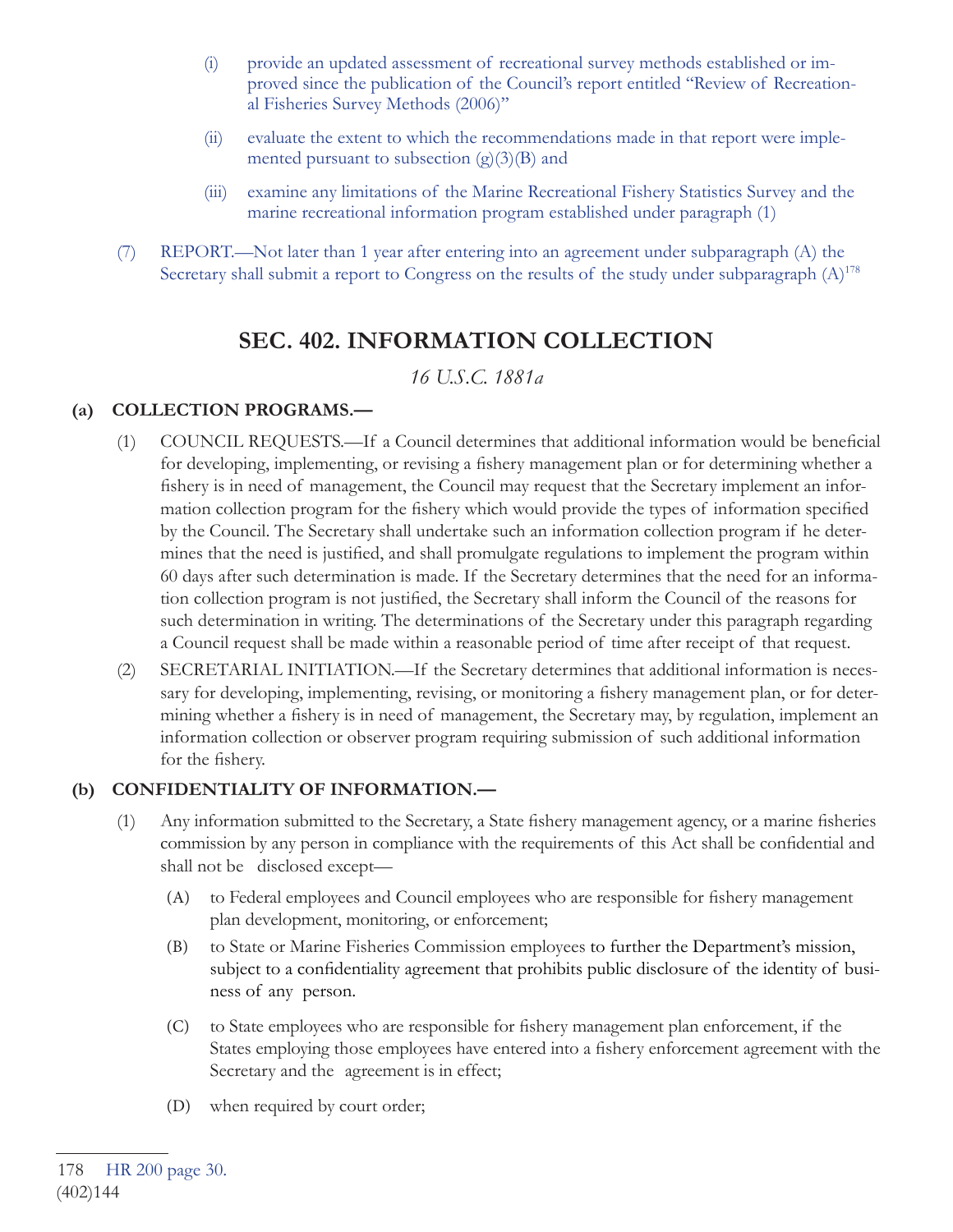(i) provide an updated assessment of recreational survey methods established or improved since the publication of the Council's report entitled "Review of Recreational Fisheries Survey Methods (2006)"

(ii) evaluate the extent to which the recommendations made in that report were implemented pursuant to subsection (g)(3)(B) and

(iii) examine any limitations of the Marine Recreational Fishery Statistics Survey and the marine recreational information program established under paragraph (1)

(7) REPORT.—Not later than 1 year after entering into an agreement under subparagraph (A) the Secretary shall submit a report to Congress on the results of the study under subparagraph (A)[178]

## SEC. 402. INFORMATION COLLECTION

*16 U.S.C. 1881a*

**(a) COLLECTION PROGRAMS.—**

(1) COUNCIL REQUESTS.—If a Council determines that additional information would be beneficial for developing, implementing, or revising a fishery management plan or for determining whether a fishery is in need of management, the Council may request that the Secretary implement an information collection program for the fishery which would provide the types of information specified by the Council. The Secretary shall undertake such an information collection program if he determines that the need is justified, and shall promulgate regulations to implement the program within 60 days after such determination is made. If the Secretary determines that the need for an information collection program is not justified, the Secretary shall inform the Council of the reasons for such determination in writing. The determinations of the Secretary under this paragraph regarding a Council request shall be made within a reasonable period of time after receipt of that request.

(2) SECRETARIAL INITIATION.—If the Secretary determines that additional information is necessary for developing, implementing, revising, or monitoring a fishery management plan, or for determining whether a fishery is in need of management, the Secretary may, by regulation, implement an information collection or observer program requiring submission of such additional information for the fishery.

**(b) CONFIDENTIALITY OF INFORMATION.—**

(1) Any information submitted to the Secretary, a State fishery management agency, or a marine fisheries commission by any person in compliance with the requirements of this Act shall be confidential and shall not be disclosed except—

(A) to Federal employees and Council employees who are responsible for fishery management plan development, monitoring, or enforcement;

(B) to State or Marine Fisheries Commission employees to further the Department's mission, subject to a confidentiality agreement that prohibits public disclosure of the identity of business of any person.

(C) to State employees who are responsible for fishery management plan enforcement, if the States employing those employees have entered into a fishery enforcement agreement with the Secretary and the agreement is in effect;

(D) when required by court order;

---

178 HR 200 page 30.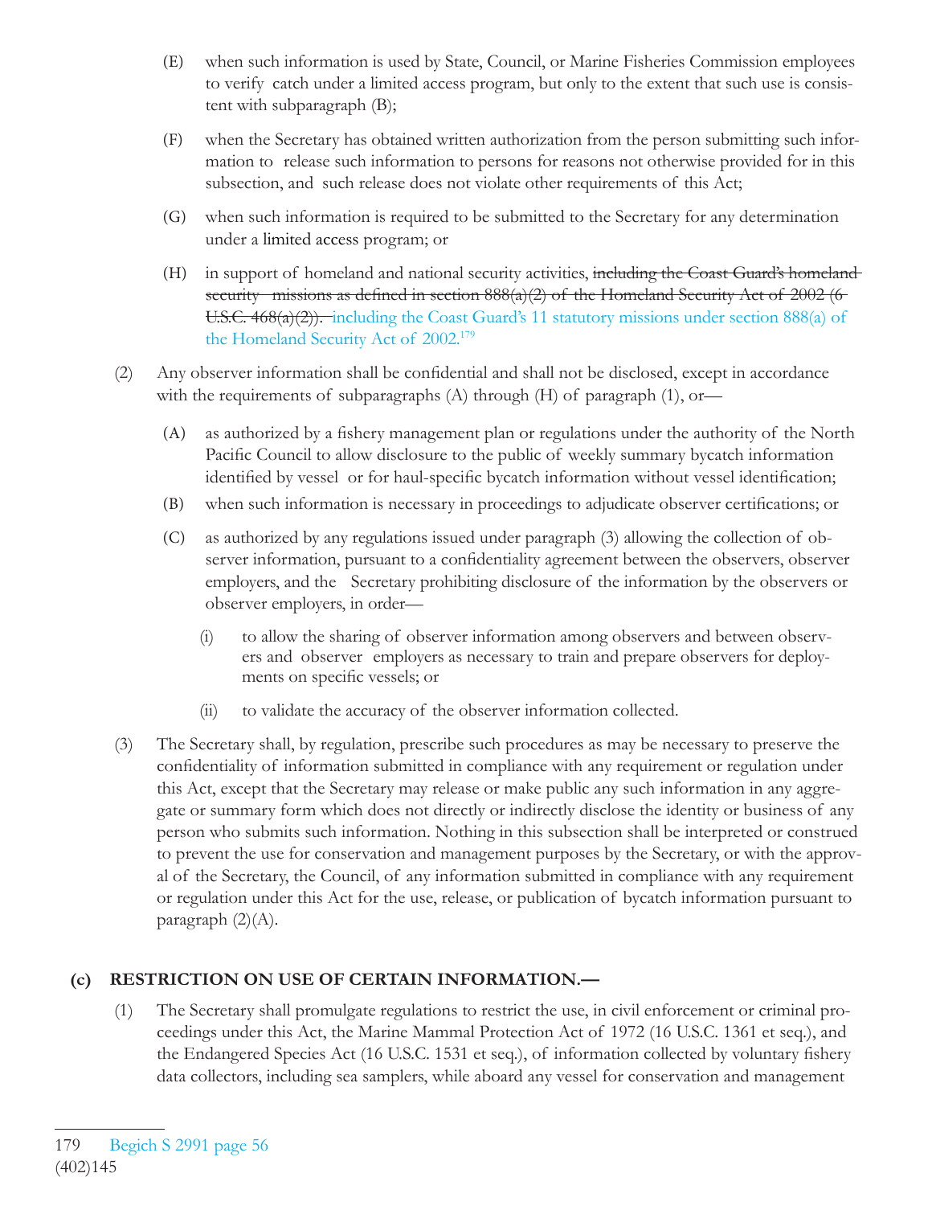(E) when such information is used by State, Council, or Marine Fisheries Commission employees to verify catch under a limited access program, but only to the extent that such use is consistent with subparagraph (B);

(F) when the Secretary has obtained written authorization from the person submitting such information to release such information to persons for reasons not otherwise provided for in this subsection, and such release does not violate other requirements of this Act;

(G) when such information is required to be submitted to the Secretary for any determination under a limited access program; or

(H) in support of homeland and national security activities, ~~including the Coast Guard's homeland security missions as defined in section 888(a)(2) of the Homeland Security Act of 2002 (6 U.S.C. 468(a)(2)).~~ including the Coast Guard's 11 statutory missions under section 888(a) of the Homeland Security Act of 2002.[179]

(2) Any observer information shall be confidential and shall not be disclosed, except in accordance with the requirements of subparagraphs (A) through (H) of paragraph (1), or—

(A) as authorized by a fishery management plan or regulations under the authority of the North Pacific Council to allow disclosure to the public of weekly summary bycatch information identified by vessel or for haul-specific bycatch information without vessel identification;

(B) when such information is necessary in proceedings to adjudicate observer certifications; or

(C) as authorized by any regulations issued under paragraph (3) allowing the collection of observer information, pursuant to a confidentiality agreement between the observers, observer employers, and the Secretary prohibiting disclosure of the information by the observers or observer employers, in order—

(i) to allow the sharing of observer information among observers and between observers and observer employers as necessary to train and prepare observers for deployments on specific vessels; or

(ii) to validate the accuracy of the observer information collected.

(3) The Secretary shall, by regulation, prescribe such procedures as may be necessary to preserve the confidentiality of information submitted in compliance with any requirement or regulation under this Act, except that the Secretary may release or make public any such information in any aggregate or summary form which does not directly or indirectly disclose the identity or business of any person who submits such information. Nothing in this subsection shall be interpreted or construed to prevent the use for conservation and management purposes by the Secretary, or with the approval of the Secretary, the Council, of any information submitted in compliance with any requirement or regulation under this Act for the use, release, or publication of bycatch information pursuant to paragraph (2)(A).

**(c) RESTRICTION ON USE OF CERTAIN INFORMATION.—**

(1) The Secretary shall promulgate regulations to restrict the use, in civil enforcement or criminal proceedings under this Act, the Marine Mammal Protection Act of 1972 (16 U.S.C. 1361 et seq.), and the Endangered Species Act (16 U.S.C. 1531 et seq.), of information collected by voluntary fishery data collectors, including sea samplers, while aboard any vessel for conservation and management

179 Begich S 2991 page 56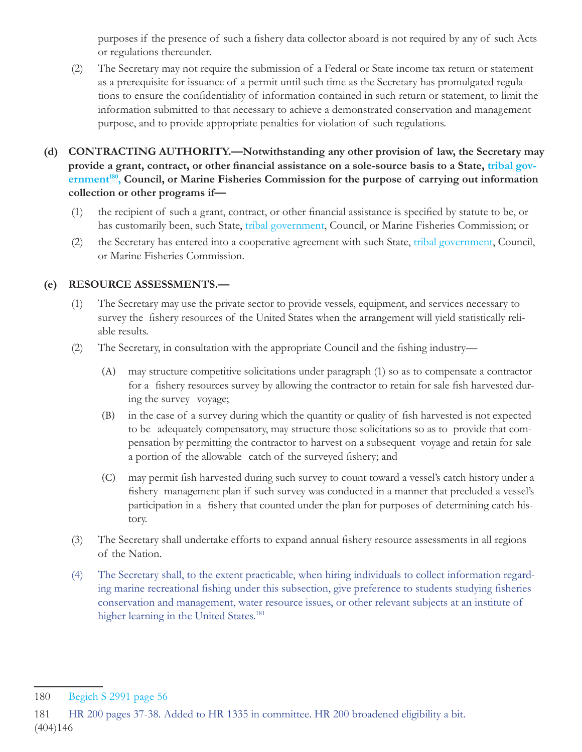purposes if the presence of such a fishery data collector aboard is not required by any of such Acts or regulations thereunder.

(2) The Secretary may not require the submission of a Federal or State income tax return or statement as a prerequisite for issuance of a permit until such time as the Secretary has promulgated regulations to ensure the confidentiality of information contained in such return or statement, to limit the information submitted to that necessary to achieve a demonstrated conservation and management purpose, and to provide appropriate penalties for violation of such regulations.

**(d) CONTRACTING AUTHORITY.—Notwithstanding any other provision of law, the Secretary may provide a grant, contract, or other financial assistance on a sole-source basis to a State, tribal government[180], Council, or Marine Fisheries Commission for the purpose of carrying out information collection or other programs if—**

(1) the recipient of such a grant, contract, or other financial assistance is specified by statute to be, or has customarily been, such State, tribal government, Council, or Marine Fisheries Commission; or

(2) the Secretary has entered into a cooperative agreement with such State, tribal government, Council, or Marine Fisheries Commission.

**(e) RESOURCE ASSESSMENTS.—**

(1) The Secretary may use the private sector to provide vessels, equipment, and services necessary to survey the fishery resources of the United States when the arrangement will yield statistically reliable results.

(2) The Secretary, in consultation with the appropriate Council and the fishing industry—

(A) may structure competitive solicitations under paragraph (1) so as to compensate a contractor for a fishery resources survey by allowing the contractor to retain for sale fish harvested during the survey voyage;

(B) in the case of a survey during which the quantity or quality of fish harvested is not expected to be adequately compensatory, may structure those solicitations so as to provide that compensation by permitting the contractor to harvest on a subsequent voyage and retain for sale a portion of the allowable catch of the surveyed fishery; and

(C) may permit fish harvested during such survey to count toward a vessel's catch history under a fishery management plan if such survey was conducted in a manner that precluded a vessel's participation in a fishery that counted under the plan for purposes of determining catch history.

(3) The Secretary shall undertake efforts to expand annual fishery resource assessments in all regions of the Nation.

(4) The Secretary shall, to the extent practicable, when hiring individuals to collect information regarding marine recreational fishing under this subsection, give preference to students studying fisheries conservation and management, water resource issues, or other relevant subjects at an institute of higher learning in the United States.[181]

---

180 Begich S 2991 page 56

181 HR 200 pages 37-38. Added to HR 1335 in committee. HR 200 broadened eligibility a bit.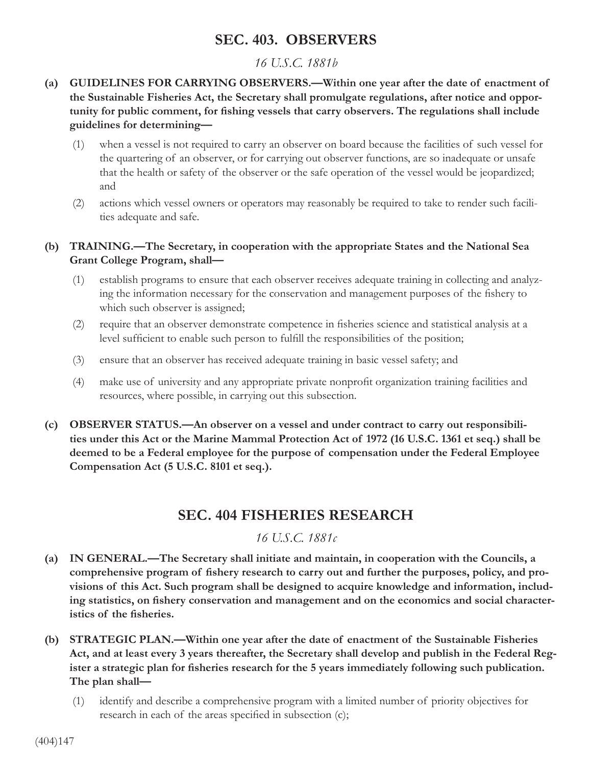## SEC. 403. OBSERVERS

*16 U.S.C. 1881b*

**(a) GUIDELINES FOR CARRYING OBSERVERS.—Within one year after the date of enactment of the Sustainable Fisheries Act, the Secretary shall promulgate regulations, after notice and opportunity for public comment, for fishing vessels that carry observers. The regulations shall include guidelines for determining—**

(1) when a vessel is not required to carry an observer on board because the facilities of such vessel for the quartering of an observer, or for carrying out observer functions, are so inadequate or unsafe that the health or safety of the observer or the safe operation of the vessel would be jeopardized; and

(2) actions which vessel owners or operators may reasonably be required to take to render such facilities adequate and safe.

**(b) TRAINING.—The Secretary, in cooperation with the appropriate States and the National Sea Grant College Program, shall—**

(1) establish programs to ensure that each observer receives adequate training in collecting and analyzing the information necessary for the conservation and management purposes of the fishery to which such observer is assigned;

(2) require that an observer demonstrate competence in fisheries science and statistical analysis at a level sufficient to enable such person to fulfill the responsibilities of the position;

(3) ensure that an observer has received adequate training in basic vessel safety; and

(4) make use of university and any appropriate private nonprofit organization training facilities and resources, where possible, in carrying out this subsection.

**(c) OBSERVER STATUS.—An observer on a vessel and under contract to carry out responsibilities under this Act or the Marine Mammal Protection Act of 1972 (16 U.S.C. 1361 et seq.) shall be deemed to be a Federal employee for the purpose of compensation under the Federal Employee Compensation Act (5 U.S.C. 8101 et seq.).**

## SEC. 404 FISHERIES RESEARCH

*16 U.S.C. 1881c*

**(a) IN GENERAL.—The Secretary shall initiate and maintain, in cooperation with the Councils, a comprehensive program of fishery research to carry out and further the purposes, policy, and provisions of this Act. Such program shall be designed to acquire knowledge and information, including statistics, on fishery conservation and management and on the economics and social characteristics of the fisheries.**

**(b) STRATEGIC PLAN.—Within one year after the date of enactment of the Sustainable Fisheries Act, and at least every 3 years thereafter, the Secretary shall develop and publish in the Federal Register a strategic plan for fisheries research for the 5 years immediately following such publication. The plan shall—**

(1) identify and describe a comprehensive program with a limited number of priority objectives for research in each of the areas specified in subsection (c);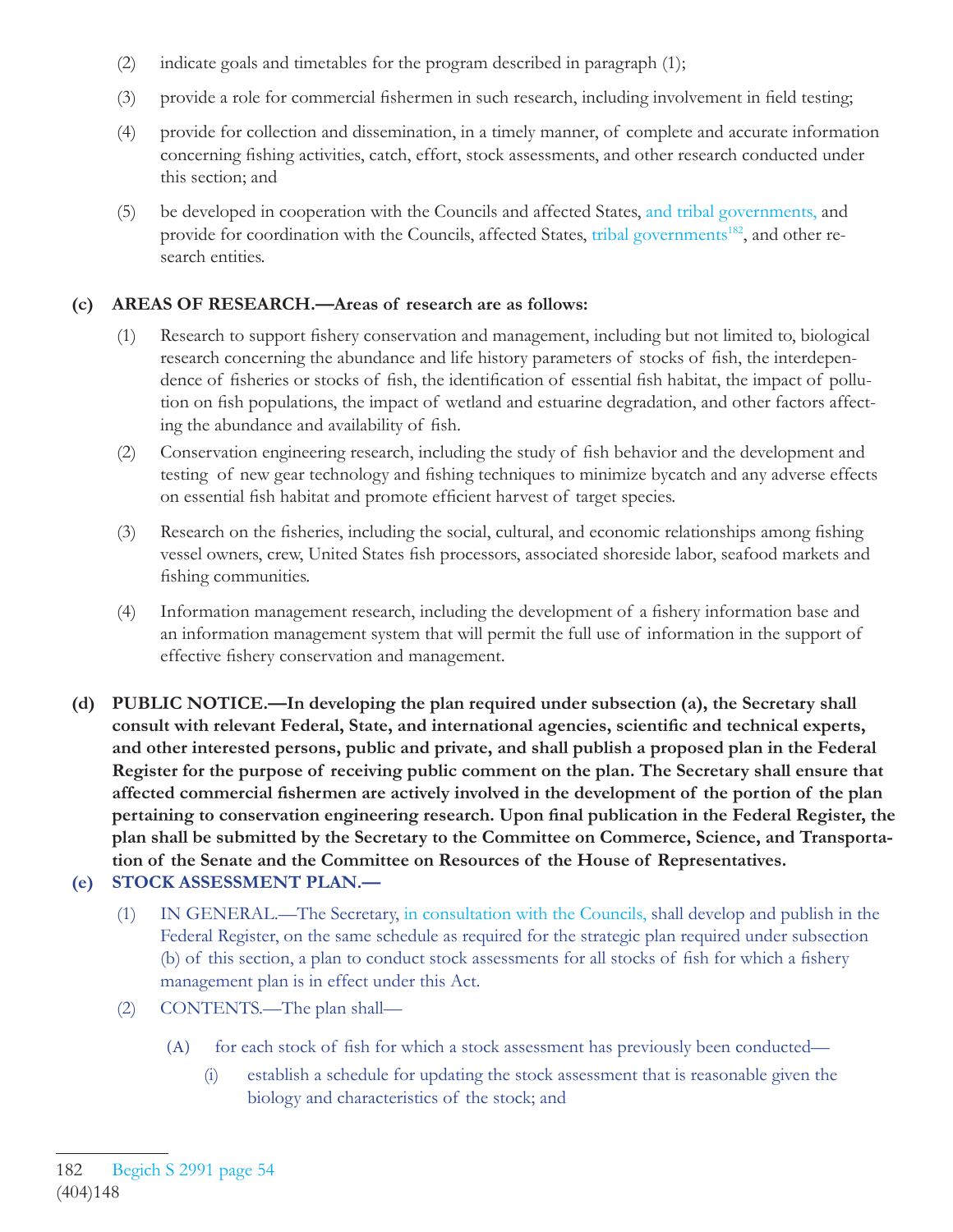(2) indicate goals and timetables for the program described in paragraph (1);

(3) provide a role for commercial fishermen in such research, including involvement in field testing;

(4) provide for collection and dissemination, in a timely manner, of complete and accurate information concerning fishing activities, catch, effort, stock assessments, and other research conducted under this section; and

(5) be developed in cooperation with the Councils and affected States, and tribal governments, and provide for coordination with the Councils, affected States, tribal governments[182], and other research entities.

**(c) AREAS OF RESEARCH.—Areas of research are as follows:**

(1) Research to support fishery conservation and management, including but not limited to, biological research concerning the abundance and life history parameters of stocks of fish, the interdependence of fisheries or stocks of fish, the identification of essential fish habitat, the impact of pollution on fish populations, the impact of wetland and estuarine degradation, and other factors affecting the abundance and availability of fish.

(2) Conservation engineering research, including the study of fish behavior and the development and testing of new gear technology and fishing techniques to minimize bycatch and any adverse effects on essential fish habitat and promote efficient harvest of target species.

(3) Research on the fisheries, including the social, cultural, and economic relationships among fishing vessel owners, crew, United States fish processors, associated shoreside labor, seafood markets and fishing communities.

(4) Information management research, including the development of a fishery information base and an information management system that will permit the full use of information in the support of effective fishery conservation and management.

**(d) PUBLIC NOTICE.—In developing the plan required under subsection (a), the Secretary shall consult with relevant Federal, State, and international agencies, scientific and technical experts, and other interested persons, public and private, and shall publish a proposed plan in the Federal Register for the purpose of receiving public comment on the plan. The Secretary shall ensure that affected commercial fishermen are actively involved in the development of the portion of the plan pertaining to conservation engineering research. Upon final publication in the Federal Register, the plan shall be submitted by the Secretary to the Committee on Commerce, Science, and Transportation of the Senate and the Committee on Resources of the House of Representatives.**

**(e) STOCK ASSESSMENT PLAN.—**

(1) IN GENERAL.—The Secretary, in consultation with the Councils, shall develop and publish in the Federal Register, on the same schedule as required for the strategic plan required under subsection (b) of this section, a plan to conduct stock assessments for all stocks of fish for which a fishery management plan is in effect under this Act.

(2) CONTENTS.—The plan shall—

(A) for each stock of fish for which a stock assessment has previously been conducted—

(i) establish a schedule for updating the stock assessment that is reasonable given the biology and characteristics of the stock; and

---

182 Begich S 2991 page 54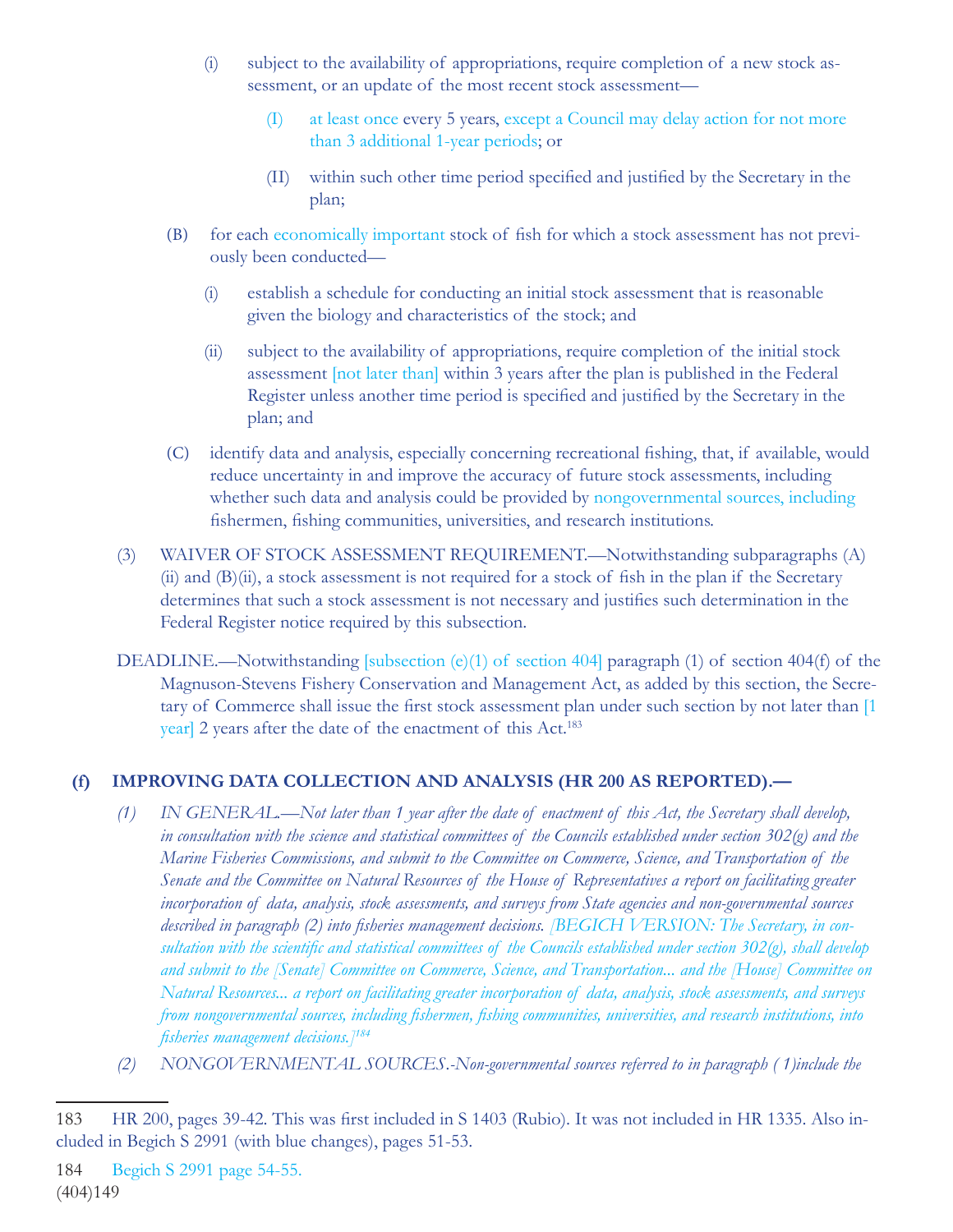(i) subject to the availability of appropriations, require completion of a new stock assessment, or an update of the most recent stock assessment—

(I) at least once every 5 years, except a Council may delay action for not more than 3 additional 1-year periods; or

(II) within such other time period specified and justified by the Secretary in the plan;

(B) for each economically important stock of fish for which a stock assessment has not previously been conducted—

(i) establish a schedule for conducting an initial stock assessment that is reasonable given the biology and characteristics of the stock; and

(ii) subject to the availability of appropriations, require completion of the initial stock assessment [not later than] within 3 years after the plan is published in the Federal Register unless another time period is specified and justified by the Secretary in the plan; and

(C) identify data and analysis, especially concerning recreational fishing, that, if available, would reduce uncertainty in and improve the accuracy of future stock assessments, including whether such data and analysis could be provided by nongovernmental sources, including fishermen, fishing communities, universities, and research institutions.

(3) WAIVER OF STOCK ASSESSMENT REQUIREMENT.—Notwithstanding subparagraphs (A)(ii) and (B)(ii), a stock assessment is not required for a stock of fish in the plan if the Secretary determines that such a stock assessment is not necessary and justifies such determination in the Federal Register notice required by this subsection.

DEADLINE.—Notwithstanding [subsection (e)(1) of section 404] paragraph (1) of section 404(f) of the Magnuson-Stevens Fishery Conservation and Management Act, as added by this section, the Secretary of Commerce shall issue the first stock assessment plan under such section by not later than [1 year] 2 years after the date of the enactment of this Act.[183]

**(f) IMPROVING DATA COLLECTION AND ANALYSIS (HR 200 AS REPORTED).—**

*(1) IN GENERAL.—Not later than 1 year after the date of enactment of this Act, the Secretary shall develop, in consultation with the science and statistical committees of the Councils established under section 302(g) and the Marine Fisheries Commissions, and submit to the Committee on Commerce, Science, and Transportation of the Senate and the Committee on Natural Resources of the House of Representatives a report on facilitating greater incorporation of data, analysis, stock assessments, and surveys from State agencies and non-governmental sources described in paragraph (2) into fisheries management decisions. [BEGICH VERSION: The Secretary, in consultation with the scientific and statistical committees of the Councils established under section 302(g), shall develop and submit to the [Senate] Committee on Commerce, Science, and Transportation... and the [House] Committee on Natural Resources... a report on facilitating greater incorporation of data, analysis, stock assessments, and surveys from nongovernmental sources, including fishermen, fishing communities, universities, and research institutions, into fisheries management decisions.][184]*

*(2) NONGOVERNMENTAL SOURCES.-Non-governmental sources referred to in paragraph (1)include the*

---

183 HR 200, pages 39-42. This was first included in S 1403 (Rubio). It was not included in HR 1335. Also included in Begich S 2991 (with blue changes), pages 51-53.

184 Begich S 2991 page 54-55.

(404)149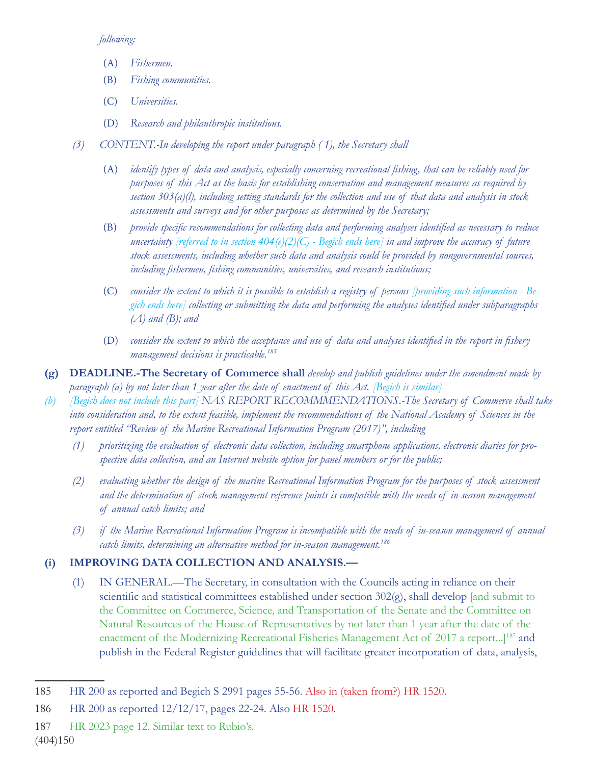*following:*

(A) *Fishermen.*

(B) *Fishing communities.*

(C) *Universities.*

(D) *Research and philanthropic institutions.*

*(3) CONTENT.-In developing the report under paragraph ( 1), the Secretary shall*

(A) *identify types of data and analysis, especially concerning recreational fishing, that can be reliably used for purposes of this Act as the basis for establishing conservation and management measures as required by section 303(a)(l), including setting standards for the collection and use of that data and analysis in stock assessments and surveys and for other purposes as determined by the Secretary;*

(B) *provide specific recommendations for collecting data and performing analyses identified as necessary to reduce uncertainty [referred to in section 404(e)(2)(C) - Begich ends here] in and improve the accuracy of future stock assessments, including whether such data and analysis could be provided by nongovernmental sources, including fishermen, fishing communities, universities, and research institutions;*

(C) *consider the extent to which it is possible to establish a registry of persons [providing such information - Begich ends here] collecting or submitting the data and performing the analyses identified under subparagraphs (A) and (B); and*

(D) *consider the extent to which the acceptance and use of data and analyses identified in the report in fishery management decisions is practicable.*[185]

**(g) DEADLINE.-The Secretary of Commerce shall** *develop and publish guidelines under the amendment made by paragraph (a) by not later than 1 year after the date of enactment of this Act. [Begich is similar]*

*(h) [Begich does not include this part] NAS REPORT RECOMMMENDATIONS.-The Secretary of Commerce shall take into consideration and, to the extent feasible, implement the recommendations of the National Academy of Sciences in the report entitled "Review of the Marine Recreational Information Program (2017)", including*

*(1) prioritizing the evaluation of electronic data collection, including smartphone applications, electronic diaries for prospective data collection, and an Internet website option for panel members or for the public;*

*(2) evaluating whether the design of the marine Recreational Information Program for the purposes of stock assessment and the determination of stock management reference points is compatible with the needs of in-season management of annual catch limits; and*

*(3) if the Marine Recreational Information Program is incompatible with the needs of in-season management of annual catch limits, determining an alternative method for in-season management.*[186]

**(i) IMPROVING DATA COLLECTION AND ANALYSIS.—**

(1) IN GENERAL.—The Secretary, in consultation with the Councils acting in reliance on their scientific and statistical committees established under section 302(g), shall develop [and submit to the Committee on Commerce, Science, and Transportation of the Senate and the Committee on Natural Resources of the House of Representatives by not later than 1 year after the date of the enactment of the Modernizing Recreational Fisheries Management Act of 2017 a report...][187] and publish in the Federal Register guidelines that will facilitate greater incorporation of data, analysis,

---

185 HR 200 as reported and Begich S 2991 pages 55-56. Also in (taken from?) HR 1520.

186 HR 200 as reported 12/12/17, pages 22-24. Also HR 1520.

187 HR 2023 page 12. Similar text to Rubio's.

(404)150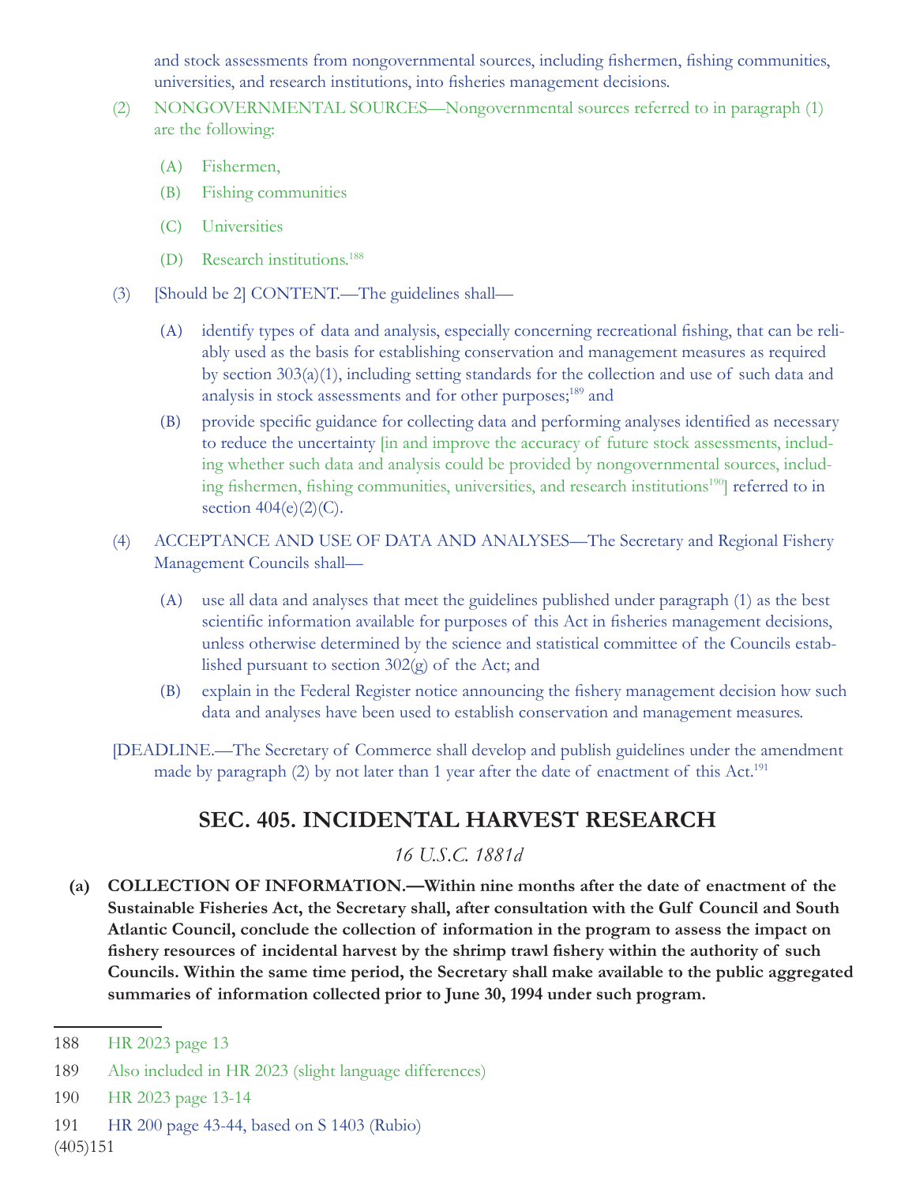and stock assessments from nongovernmental sources, including fishermen, fishing communities, universities, and research institutions, into fisheries management decisions.

(2) NONGOVERNMENTAL SOURCES—Nongovernmental sources referred to in paragraph (1) are the following:

  (A) Fishermen,

  (B) Fishing communities

  (C) Universities

  (D) Research institutions.[188]

(3) [Should be 2] CONTENT.—The guidelines shall—

  (A) identify types of data and analysis, especially concerning recreational fishing, that can be reliably used as the basis for establishing conservation and management measures as required by section 303(a)(1), including setting standards for the collection and use of such data and analysis in stock assessments and for other purposes;[189] and

  (B) provide specific guidance for collecting data and performing analyses identified as necessary to reduce the uncertainty [in and improve the accuracy of future stock assessments, including whether such data and analysis could be provided by nongovernmental sources, including fishermen, fishing communities, universities, and research institutions[190]] referred to in section 404(e)(2)(C).

(4) ACCEPTANCE AND USE OF DATA AND ANALYSES—The Secretary and Regional Fishery Management Councils shall—

  (A) use all data and analyses that meet the guidelines published under paragraph (1) as the best scientific information available for purposes of this Act in fisheries management decisions, unless otherwise determined by the science and statistical committee of the Councils established pursuant to section 302(g) of the Act; and

  (B) explain in the Federal Register notice announcing the fishery management decision how such data and analyses have been used to establish conservation and management measures.

[DEADLINE.—The Secretary of Commerce shall develop and publish guidelines under the amendment made by paragraph (2) by not later than 1 year after the date of enactment of this Act.[191]

## SEC. 405. INCIDENTAL HARVEST RESEARCH

*16 U.S.C. 1881d*

**(a) COLLECTION OF INFORMATION.—Within nine months after the date of enactment of the Sustainable Fisheries Act, the Secretary shall, after consultation with the Gulf Council and South Atlantic Council, conclude the collection of information in the program to assess the impact on fishery resources of incidental harvest by the shrimp trawl fishery within the authority of such Councils. Within the same time period, the Secretary shall make available to the public aggregated summaries of information collected prior to June 30, 1994 under such program.**

---

188 HR 2023 page 13

189 Also included in HR 2023 (slight language differences)

190 HR 2023 page 13-14

191 HR 200 page 43-44, based on S 1403 (Rubio)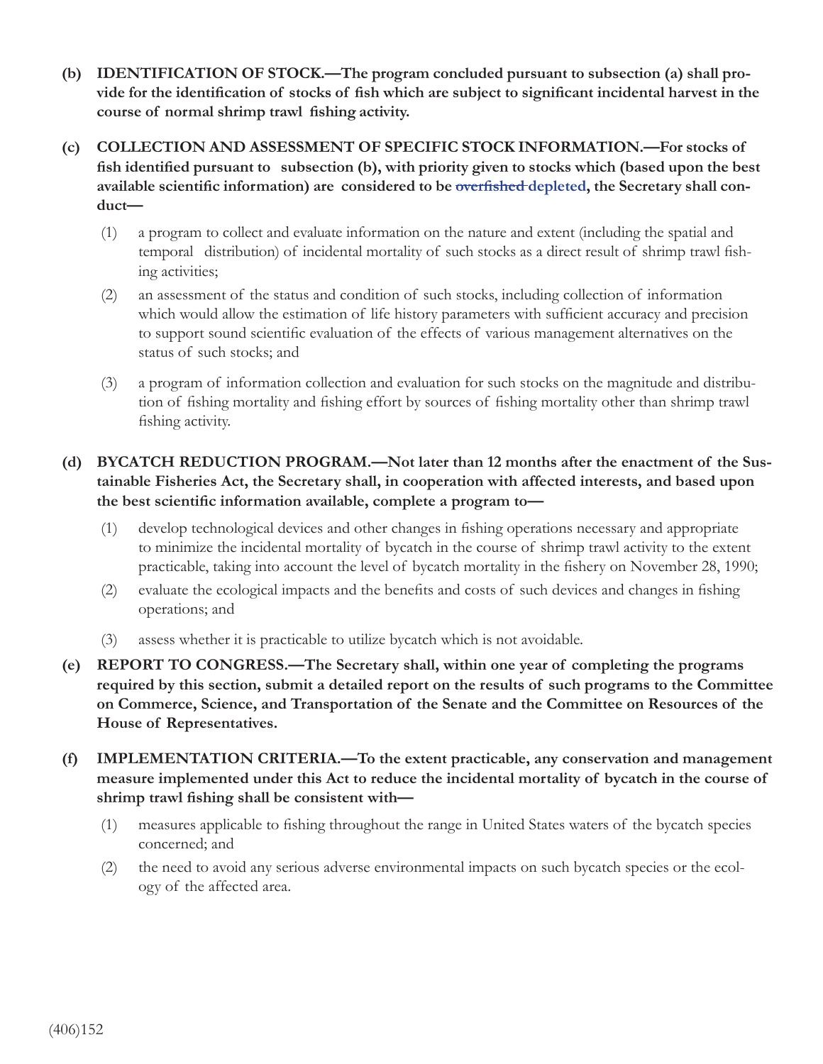**(b) IDENTIFICATION OF STOCK.—The program concluded pursuant to subsection (a) shall provide for the identification of stocks of fish which are subject to significant incidental harvest in the course of normal shrimp trawl fishing activity.**

**(c) COLLECTION AND ASSESSMENT OF SPECIFIC STOCK INFORMATION.—For stocks of fish identified pursuant to subsection (b), with priority given to stocks which (based upon the best available scientific information) are considered to be ~~overfished~~ depleted, the Secretary shall conduct—**

(1) a program to collect and evaluate information on the nature and extent (including the spatial and temporal distribution) of incidental mortality of such stocks as a direct result of shrimp trawl fishing activities;

(2) an assessment of the status and condition of such stocks, including collection of information which would allow the estimation of life history parameters with sufficient accuracy and precision to support sound scientific evaluation of the effects of various management alternatives on the status of such stocks; and

(3) a program of information collection and evaluation for such stocks on the magnitude and distribution of fishing mortality and fishing effort by sources of fishing mortality other than shrimp trawl fishing activity.

**(d) BYCATCH REDUCTION PROGRAM.—Not later than 12 months after the enactment of the Sustainable Fisheries Act, the Secretary shall, in cooperation with affected interests, and based upon the best scientific information available, complete a program to—**

(1) develop technological devices and other changes in fishing operations necessary and appropriate to minimize the incidental mortality of bycatch in the course of shrimp trawl activity to the extent practicable, taking into account the level of bycatch mortality in the fishery on November 28, 1990;

(2) evaluate the ecological impacts and the benefits and costs of such devices and changes in fishing operations; and

(3) assess whether it is practicable to utilize bycatch which is not avoidable.

**(e) REPORT TO CONGRESS.—The Secretary shall, within one year of completing the programs required by this section, submit a detailed report on the results of such programs to the Committee on Commerce, Science, and Transportation of the Senate and the Committee on Resources of the House of Representatives.**

**(f) IMPLEMENTATION CRITERIA.—To the extent practicable, any conservation and management measure implemented under this Act to reduce the incidental mortality of bycatch in the course of shrimp trawl fishing shall be consistent with—**

(1) measures applicable to fishing throughout the range in United States waters of the bycatch species concerned; and

(2) the need to avoid any serious adverse environmental impacts on such bycatch species or the ecology of the affected area.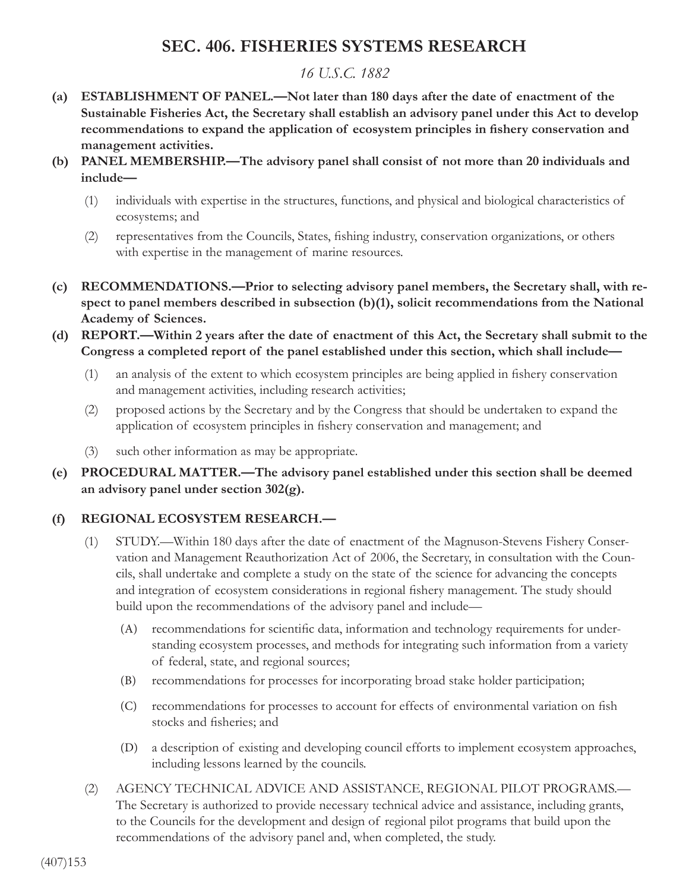# SEC. 406. FISHERIES SYSTEMS RESEARCH

*16 U.S.C. 1882*

**(a) ESTABLISHMENT OF PANEL.—Not later than 180 days after the date of enactment of the Sustainable Fisheries Act, the Secretary shall establish an advisory panel under this Act to develop recommendations to expand the application of ecosystem principles in fishery conservation and management activities.**

**(b) PANEL MEMBERSHIP.—The advisory panel shall consist of not more than 20 individuals and include—**

(1) individuals with expertise in the structures, functions, and physical and biological characteristics of ecosystems; and

(2) representatives from the Councils, States, fishing industry, conservation organizations, or others with expertise in the management of marine resources.

**(c) RECOMMENDATIONS.—Prior to selecting advisory panel members, the Secretary shall, with respect to panel members described in subsection (b)(1), solicit recommendations from the National Academy of Sciences.**

**(d) REPORT.—Within 2 years after the date of enactment of this Act, the Secretary shall submit to the Congress a completed report of the panel established under this section, which shall include—**

(1) an analysis of the extent to which ecosystem principles are being applied in fishery conservation and management activities, including research activities;

(2) proposed actions by the Secretary and by the Congress that should be undertaken to expand the application of ecosystem principles in fishery conservation and management; and

(3) such other information as may be appropriate.

**(e) PROCEDURAL MATTER.—The advisory panel established under this section shall be deemed an advisory panel under section 302(g).**

**(f) REGIONAL ECOSYSTEM RESEARCH.—**

(1) STUDY.—Within 180 days after the date of enactment of the Magnuson-Stevens Fishery Conservation and Management Reauthorization Act of 2006, the Secretary, in consultation with the Councils, shall undertake and complete a study on the state of the science for advancing the concepts and integration of ecosystem considerations in regional fishery management. The study should build upon the recommendations of the advisory panel and include—

(A) recommendations for scientific data, information and technology requirements for understanding ecosystem processes, and methods for integrating such information from a variety of federal, state, and regional sources;

(B) recommendations for processes for incorporating broad stake holder participation;

(C) recommendations for processes to account for effects of environmental variation on fish stocks and fisheries; and

(D) a description of existing and developing council efforts to implement ecosystem approaches, including lessons learned by the councils.

(2) AGENCY TECHNICAL ADVICE AND ASSISTANCE, REGIONAL PILOT PROGRAMS.—The Secretary is authorized to provide necessary technical advice and assistance, including grants, to the Councils for the development and design of regional pilot programs that build upon the recommendations of the advisory panel and, when completed, the study.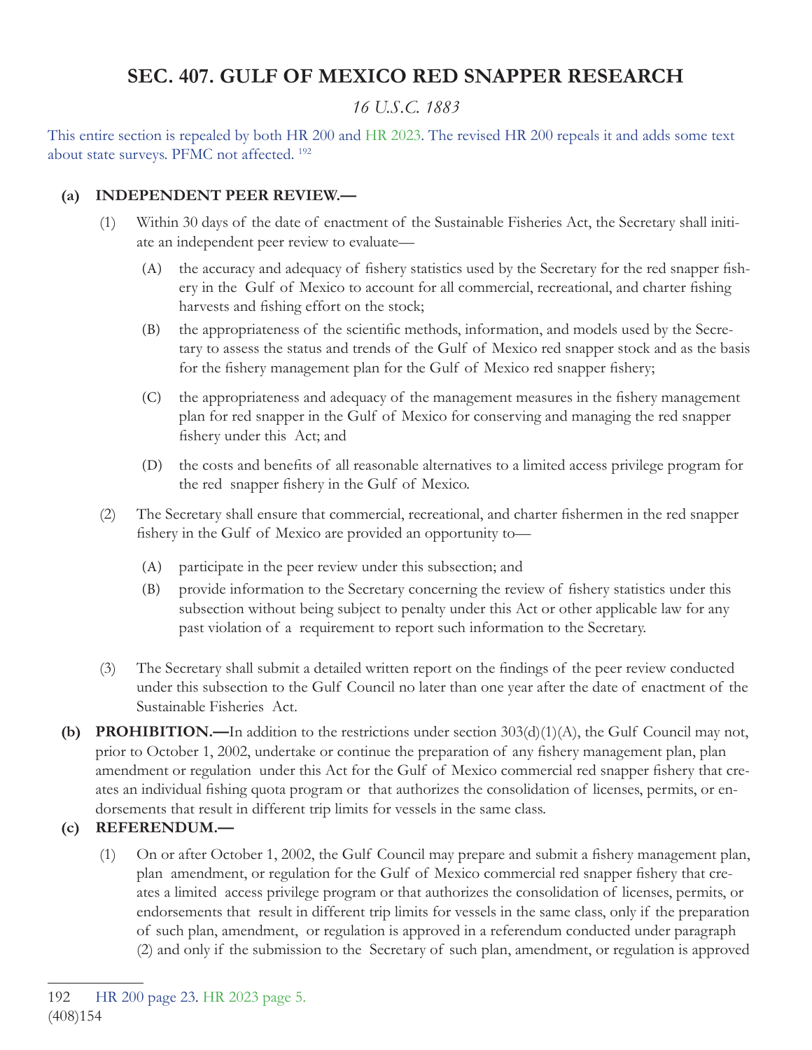# SEC. 407. GULF OF MEXICO RED SNAPPER RESEARCH

*16 U.S.C. 1883*

This entire section is repealed by both HR 200 and HR 2023. The revised HR 200 repeals it and adds some text about state surveys. PFMC not affected. [192]

**(a) INDEPENDENT PEER REVIEW.—**

(1) Within 30 days of the date of enactment of the Sustainable Fisheries Act, the Secretary shall initiate an independent peer review to evaluate—

(A) the accuracy and adequacy of fishery statistics used by the Secretary for the red snapper fishery in the Gulf of Mexico to account for all commercial, recreational, and charter fishing harvests and fishing effort on the stock;

(B) the appropriateness of the scientific methods, information, and models used by the Secretary to assess the status and trends of the Gulf of Mexico red snapper stock and as the basis for the fishery management plan for the Gulf of Mexico red snapper fishery;

(C) the appropriateness and adequacy of the management measures in the fishery management plan for red snapper in the Gulf of Mexico for conserving and managing the red snapper fishery under this Act; and

(D) the costs and benefits of all reasonable alternatives to a limited access privilege program for the red snapper fishery in the Gulf of Mexico.

(2) The Secretary shall ensure that commercial, recreational, and charter fishermen in the red snapper fishery in the Gulf of Mexico are provided an opportunity to—

(A) participate in the peer review under this subsection; and

(B) provide information to the Secretary concerning the review of fishery statistics under this subsection without being subject to penalty under this Act or other applicable law for any past violation of a requirement to report such information to the Secretary.

(3) The Secretary shall submit a detailed written report on the findings of the peer review conducted under this subsection to the Gulf Council no later than one year after the date of enactment of the Sustainable Fisheries Act.

**(b) PROHIBITION.—**In addition to the restrictions under section 303(d)(1)(A), the Gulf Council may not, prior to October 1, 2002, undertake or continue the preparation of any fishery management plan, plan amendment or regulation under this Act for the Gulf of Mexico commercial red snapper fishery that creates an individual fishing quota program or that authorizes the consolidation of licenses, permits, or endorsements that result in different trip limits for vessels in the same class.

**(c) REFERENDUM.—**

(1) On or after October 1, 2002, the Gulf Council may prepare and submit a fishery management plan, plan amendment, or regulation for the Gulf of Mexico commercial red snapper fishery that creates a limited access privilege program or that authorizes the consolidation of licenses, permits, or endorsements that result in different trip limits for vessels in the same class, only if the preparation of such plan, amendment, or regulation is approved in a referendum conducted under paragraph (2) and only if the submission to the Secretary of such plan, amendment, or regulation is approved

---

[192] HR 200 page 23. HR 2023 page 5.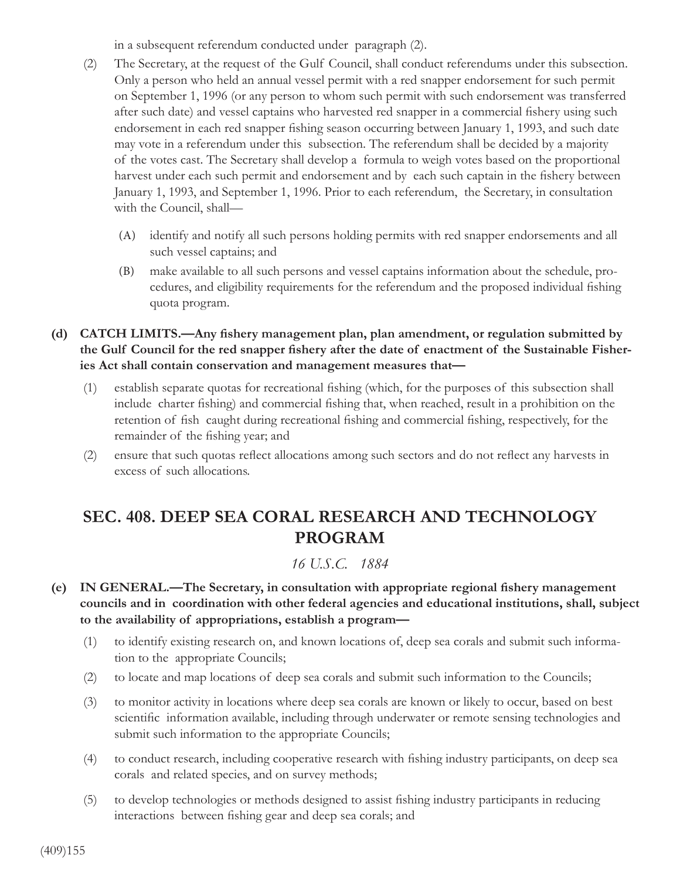in a subsequent referendum conducted under paragraph (2).

(2) The Secretary, at the request of the Gulf Council, shall conduct referendums under this subsection. Only a person who held an annual vessel permit with a red snapper endorsement for such permit on September 1, 1996 (or any person to whom such permit with such endorsement was transferred after such date) and vessel captains who harvested red snapper in a commercial fishery using such endorsement in each red snapper fishing season occurring between January 1, 1993, and such date may vote in a referendum under this subsection. The referendum shall be decided by a majority of the votes cast. The Secretary shall develop a formula to weigh votes based on the proportional harvest under each such permit and endorsement and by each such captain in the fishery between January 1, 1993, and September 1, 1996. Prior to each referendum, the Secretary, in consultation with the Council, shall—

   (A) identify and notify all such persons holding permits with red snapper endorsements and all such vessel captains; and

   (B) make available to all such persons and vessel captains information about the schedule, procedures, and eligibility requirements for the referendum and the proposed individual fishing quota program.

**(d) CATCH LIMITS.—Any fishery management plan, plan amendment, or regulation submitted by the Gulf Council for the red snapper fishery after the date of enactment of the Sustainable Fisheries Act shall contain conservation and management measures that—**

(1) establish separate quotas for recreational fishing (which, for the purposes of this subsection shall include charter fishing) and commercial fishing that, when reached, result in a prohibition on the retention of fish caught during recreational fishing and commercial fishing, respectively, for the remainder of the fishing year; and

(2) ensure that such quotas reflect allocations among such sectors and do not reflect any harvests in excess of such allocations.

## SEC. 408. DEEP SEA CORAL RESEARCH AND TECHNOLOGY PROGRAM

*16 U.S.C. 1884*

**(e) IN GENERAL.—The Secretary, in consultation with appropriate regional fishery management councils and in coordination with other federal agencies and educational institutions, shall, subject to the availability of appropriations, establish a program—**

(1) to identify existing research on, and known locations of, deep sea corals and submit such information to the appropriate Councils;

(2) to locate and map locations of deep sea corals and submit such information to the Councils;

(3) to monitor activity in locations where deep sea corals are known or likely to occur, based on best scientific information available, including through underwater or remote sensing technologies and submit such information to the appropriate Councils;

(4) to conduct research, including cooperative research with fishing industry participants, on deep sea corals and related species, and on survey methods;

(5) to develop technologies or methods designed to assist fishing industry participants in reducing interactions between fishing gear and deep sea corals; and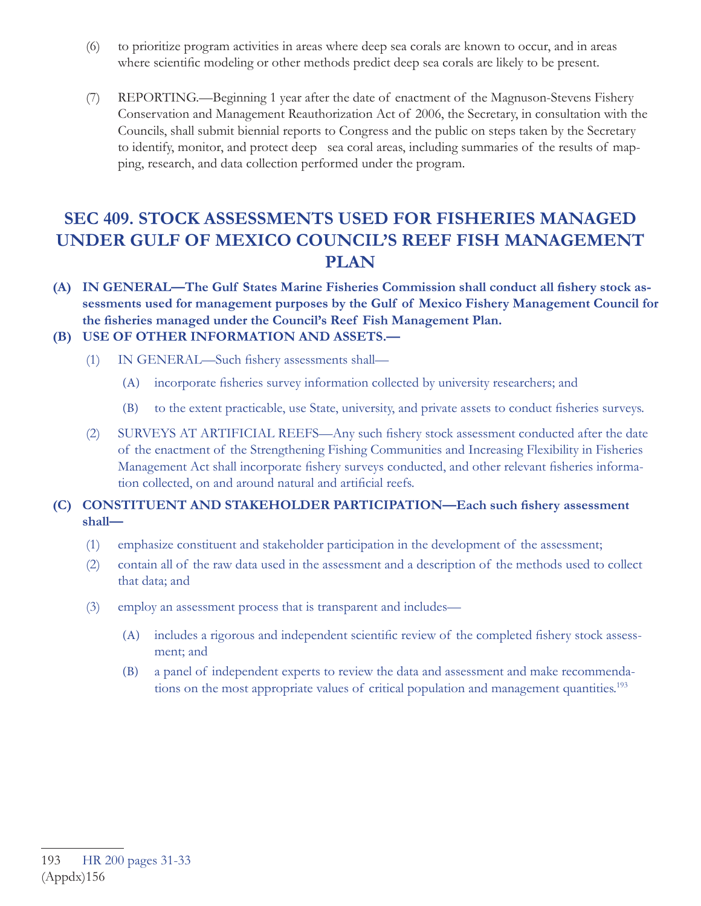(6) to prioritize program activities in areas where deep sea corals are known to occur, and in areas where scientific modeling or other methods predict deep sea corals are likely to be present.

(7) REPORTING.—Beginning 1 year after the date of enactment of the Magnuson-Stevens Fishery Conservation and Management Reauthorization Act of 2006, the Secretary, in consultation with the Councils, shall submit biennial reports to Congress and the public on steps taken by the Secretary to identify, monitor, and protect deep sea coral areas, including summaries of the results of mapping, research, and data collection performed under the program.

## SEC 409. STOCK ASSESSMENTS USED FOR FISHERIES MANAGED UNDER GULF OF MEXICO COUNCIL'S REEF FISH MANAGEMENT PLAN

**(A) IN GENERAL—The Gulf States Marine Fisheries Commission shall conduct all fishery stock assessments used for management purposes by the Gulf of Mexico Fishery Management Council for the fisheries managed under the Council's Reef Fish Management Plan.**

**(B) USE OF OTHER INFORMATION AND ASSETS.—**

(1) IN GENERAL—Such fishery assessments shall—

(A) incorporate fisheries survey information collected by university researchers; and

(B) to the extent practicable, use State, university, and private assets to conduct fisheries surveys.

(2) SURVEYS AT ARTIFICIAL REEFS—Any such fishery stock assessment conducted after the date of the enactment of the Strengthening Fishing Communities and Increasing Flexibility in Fisheries Management Act shall incorporate fishery surveys conducted, and other relevant fisheries information collected, on and around natural and artificial reefs.

**(C) CONSTITUENT AND STAKEHOLDER PARTICIPATION—Each such fishery assessment shall—**

(1) emphasize constituent and stakeholder participation in the development of the assessment;

(2) contain all of the raw data used in the assessment and a description of the methods used to collect that data; and

(3) employ an assessment process that is transparent and includes—

(A) includes a rigorous and independent scientific review of the completed fishery stock assessment; and

(B) a panel of independent experts to review the data and assessment and make recommendations on the most appropriate values of critical population and management quantities.[193]

---

193 HR 200 pages 31-33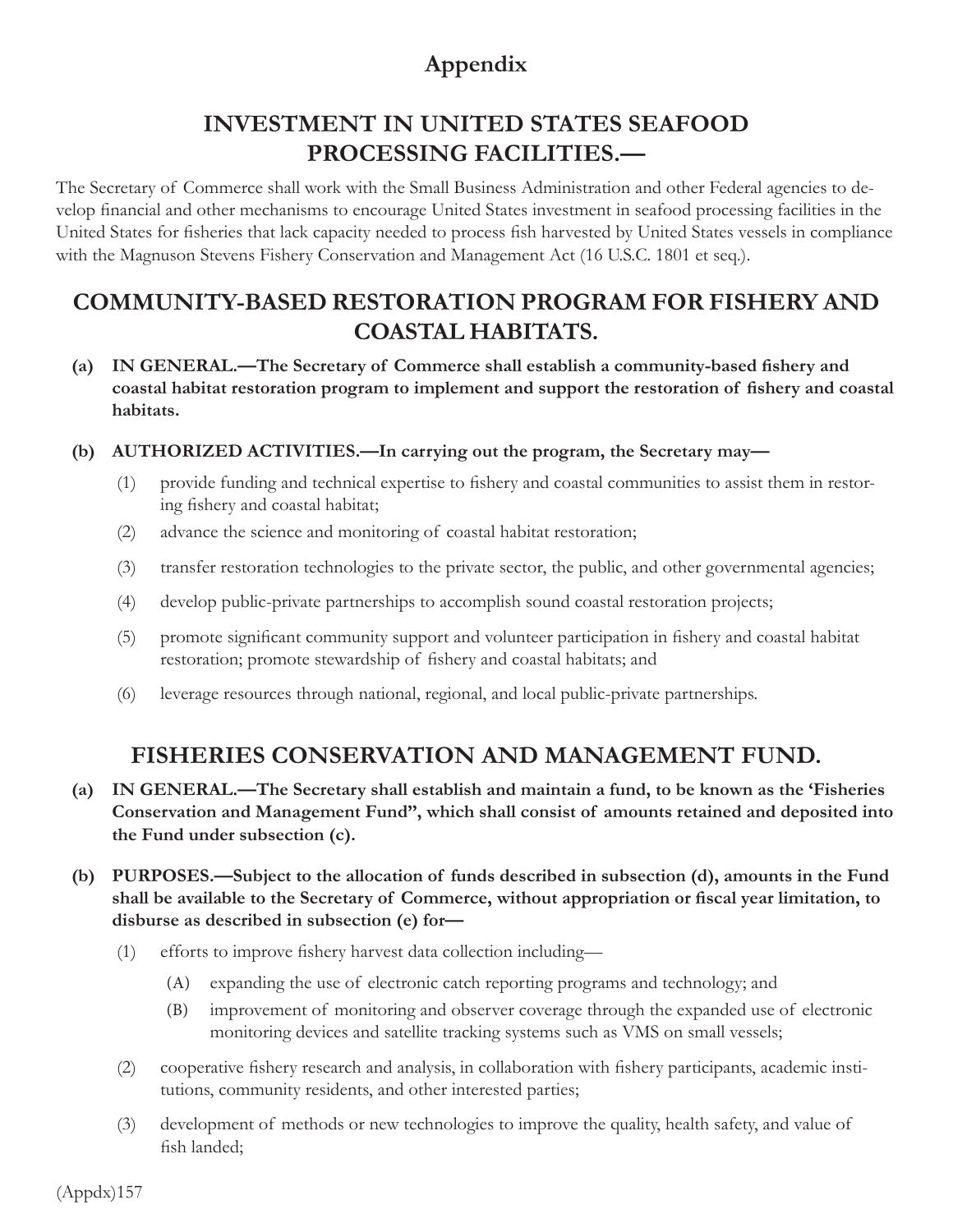# Appendix

## INVESTMENT IN UNITED STATES SEAFOOD PROCESSING FACILITIES.—

The Secretary of Commerce shall work with the Small Business Administration and other Federal agencies to develop financial and other mechanisms to encourage United States investment in seafood processing facilities in the United States for fisheries that lack capacity needed to process fish harvested by United States vessels in compliance with the Magnuson Stevens Fishery Conservation and Management Act (16 U.S.C. 1801 et seq.).

## COMMUNITY-BASED RESTORATION PROGRAM FOR FISHERY AND COASTAL HABITATS.

**(a) IN GENERAL.—The Secretary of Commerce shall establish a community-based fishery and coastal habitat restoration program to implement and support the restoration of fishery and coastal habitats.**

**(b) AUTHORIZED ACTIVITIES.—In carrying out the program, the Secretary may—**

(1) provide funding and technical expertise to fishery and coastal communities to assist them in restoring fishery and coastal habitat;

(2) advance the science and monitoring of coastal habitat restoration;

(3) transfer restoration technologies to the private sector, the public, and other governmental agencies;

(4) develop public-private partnerships to accomplish sound coastal restoration projects;

(5) promote significant community support and volunteer participation in fishery and coastal habitat restoration; promote stewardship of fishery and coastal habitats; and

(6) leverage resources through national, regional, and local public-private partnerships.

## FISHERIES CONSERVATION AND MANAGEMENT FUND.

**(a) IN GENERAL.—The Secretary shall establish and maintain a fund, to be known as the 'Fisheries Conservation and Management Fund", which shall consist of amounts retained and deposited into the Fund under subsection (c).**

**(b) PURPOSES.—Subject to the allocation of funds described in subsection (d), amounts in the Fund shall be available to the Secretary of Commerce, without appropriation or fiscal year limitation, to disburse as described in subsection (e) for—**

(1) efforts to improve fishery harvest data collection including—

(A) expanding the use of electronic catch reporting programs and technology; and

(B) improvement of monitoring and observer coverage through the expanded use of electronic monitoring devices and satellite tracking systems such as VMS on small vessels;

(2) cooperative fishery research and analysis, in collaboration with fishery participants, academic institutions, community residents, and other interested parties;

(3) development of methods or new technologies to improve the quality, health safety, and value of fish landed;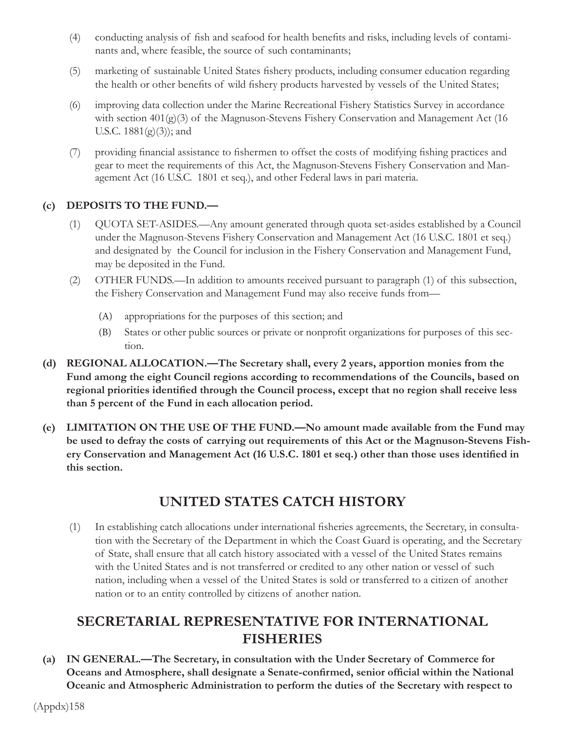(4) conducting analysis of fish and seafood for health benefits and risks, including levels of contaminants and, where feasible, the source of such contaminants;

(5) marketing of sustainable United States fishery products, including consumer education regarding the health or other benefits of wild fishery products harvested by vessels of the United States;

(6) improving data collection under the Marine Recreational Fishery Statistics Survey in accordance with section 401(g)(3) of the Magnuson-Stevens Fishery Conservation and Management Act (16 U.S.C. 1881(g)(3)); and

(7) providing financial assistance to fishermen to offset the costs of modifying fishing practices and gear to meet the requirements of this Act, the Magnuson-Stevens Fishery Conservation and Management Act (16 U.S.C. 1801 et seq.), and other Federal laws in pari materia.

**(c) DEPOSITS TO THE FUND.—**

(1) QUOTA SET-ASIDES.—Any amount generated through quota set-asides established by a Council under the Magnuson-Stevens Fishery Conservation and Management Act (16 U.S.C. 1801 et seq.) and designated by the Council for inclusion in the Fishery Conservation and Management Fund, may be deposited in the Fund.

(2) OTHER FUNDS.—In addition to amounts received pursuant to paragraph (1) of this subsection, the Fishery Conservation and Management Fund may also receive funds from—

(A) appropriations for the purposes of this section; and

(B) States or other public sources or private or nonprofit organizations for purposes of this section.

**(d) REGIONAL ALLOCATION.—The Secretary shall, every 2 years, apportion monies from the Fund among the eight Council regions according to recommendations of the Councils, based on regional priorities identified through the Council process, except that no region shall receive less than 5 percent of the Fund in each allocation period.**

**(e) LIMITATION ON THE USE OF THE FUND.—No amount made available from the Fund may be used to defray the costs of carrying out requirements of this Act or the Magnuson-Stevens Fishery Conservation and Management Act (16 U.S.C. 1801 et seq.) other than those uses identified in this section.**

## UNITED STATES CATCH HISTORY

(1) In establishing catch allocations under international fisheries agreements, the Secretary, in consultation with the Secretary of the Department in which the Coast Guard is operating, and the Secretary of State, shall ensure that all catch history associated with a vessel of the United States remains with the United States and is not transferred or credited to any other nation or vessel of such nation, including when a vessel of the United States is sold or transferred to a citizen of another nation or to an entity controlled by citizens of another nation.

## SECRETARIAL REPRESENTATIVE FOR INTERNATIONAL FISHERIES

**(a) IN GENERAL.—The Secretary, in consultation with the Under Secretary of Commerce for Oceans and Atmosphere, shall designate a Senate-confirmed, senior official within the National Oceanic and Atmospheric Administration to perform the duties of the Secretary with respect to**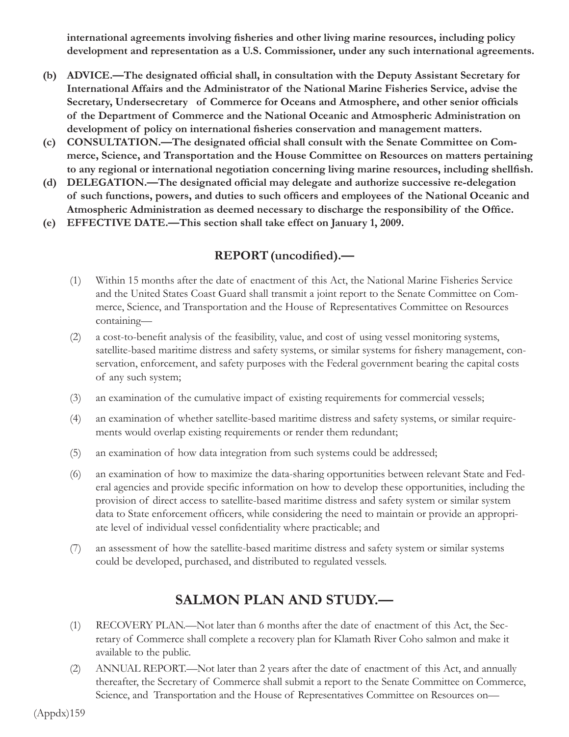**international agreements involving fisheries and other living marine resources, including policy development and representation as a U.S. Commissioner, under any such international agreements.**

- **(b) ADVICE.—The designated official shall, in consultation with the Deputy Assistant Secretary for International Affairs and the Administrator of the National Marine Fisheries Service, advise the Secretary, Undersecretary of Commerce for Oceans and Atmosphere, and other senior officials of the Department of Commerce and the National Oceanic and Atmospheric Administration on development of policy on international fisheries conservation and management matters.**
- **(c) CONSULTATION.—The designated official shall consult with the Senate Committee on Commerce, Science, and Transportation and the House Committee on Resources on matters pertaining to any regional or international negotiation concerning living marine resources, including shellfish.**
- **(d) DELEGATION.—The designated official may delegate and authorize successive re-delegation of such functions, powers, and duties to such officers and employees of the National Oceanic and Atmospheric Administration as deemed necessary to discharge the responsibility of the Office.**
- **(e) EFFECTIVE DATE.—This section shall take effect on January 1, 2009.**

### REPORT (uncodified).—

(1) Within 15 months after the date of enactment of this Act, the National Marine Fisheries Service and the United States Coast Guard shall transmit a joint report to the Senate Committee on Commerce, Science, and Transportation and the House of Representatives Committee on Resources containing—

(2) a cost-to-benefit analysis of the feasibility, value, and cost of using vessel monitoring systems, satellite-based maritime distress and safety systems, or similar systems for fishery management, conservation, enforcement, and safety purposes with the Federal government bearing the capital costs of any such system;

(3) an examination of the cumulative impact of existing requirements for commercial vessels;

(4) an examination of whether satellite-based maritime distress and safety systems, or similar requirements would overlap existing requirements or render them redundant;

(5) an examination of how data integration from such systems could be addressed;

(6) an examination of how to maximize the data-sharing opportunities between relevant State and Federal agencies and provide specific information on how to develop these opportunities, including the provision of direct access to satellite-based maritime distress and safety system or similar system data to State enforcement officers, while considering the need to maintain or provide an appropriate level of individual vessel confidentiality where practicable; and

(7) an assessment of how the satellite-based maritime distress and safety system or similar systems could be developed, purchased, and distributed to regulated vessels.

## SALMON PLAN AND STUDY.—

(1) RECOVERY PLAN.—Not later than 6 months after the date of enactment of this Act, the Secretary of Commerce shall complete a recovery plan for Klamath River Coho salmon and make it available to the public.

(2) ANNUAL REPORT.—Not later than 2 years after the date of enactment of this Act, and annually thereafter, the Secretary of Commerce shall submit a report to the Senate Committee on Commerce, Science, and Transportation and the House of Representatives Committee on Resources on—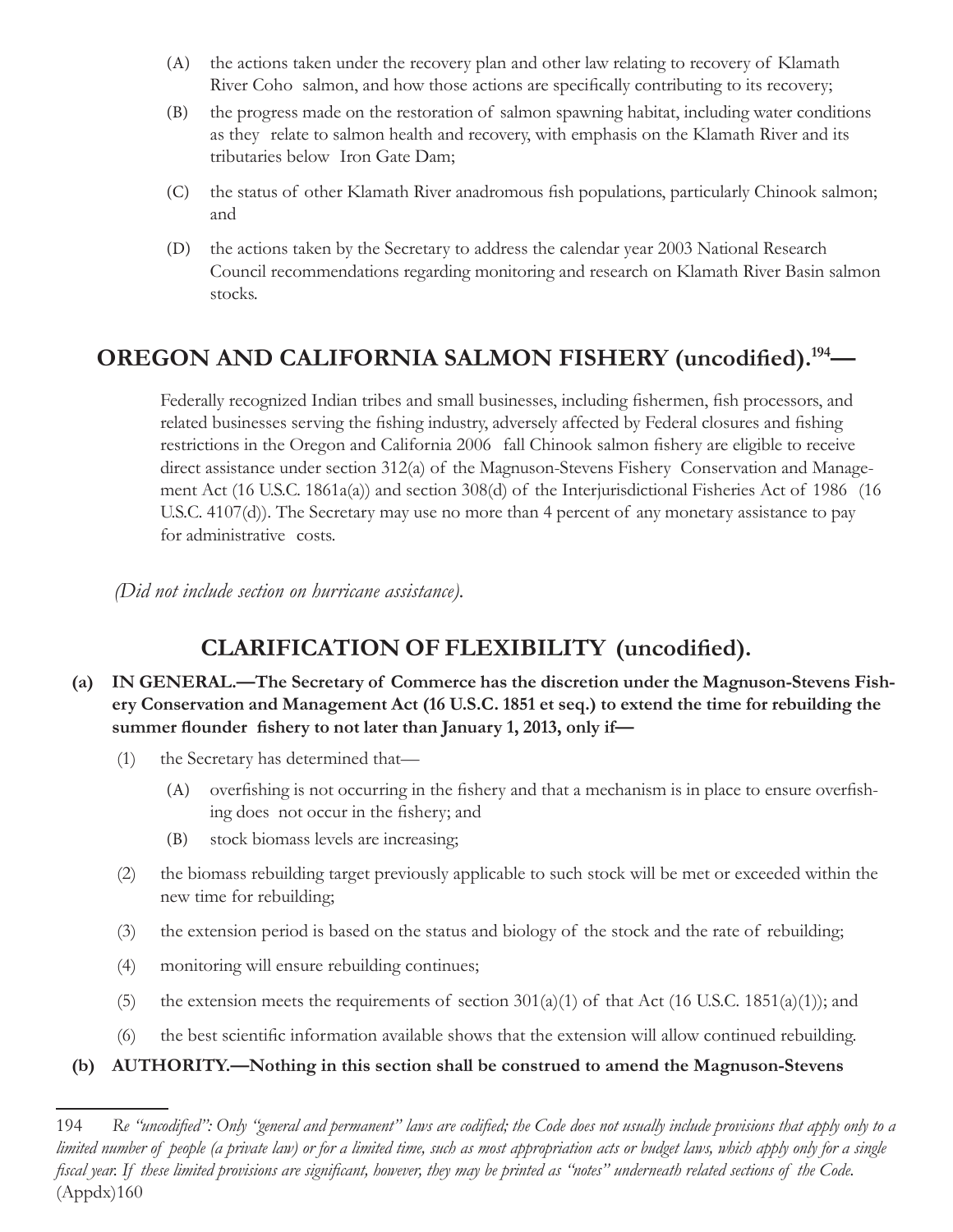(A) the actions taken under the recovery plan and other law relating to recovery of Klamath River Coho salmon, and how those actions are specifically contributing to its recovery;

(B) the progress made on the restoration of salmon spawning habitat, including water conditions as they relate to salmon health and recovery, with emphasis on the Klamath River and its tributaries below Iron Gate Dam;

(C) the status of other Klamath River anadromous fish populations, particularly Chinook salmon; and

(D) the actions taken by the Secretary to address the calendar year 2003 National Research Council recommendations regarding monitoring and research on Klamath River Basin salmon stocks.

## OREGON AND CALIFORNIA SALMON FISHERY (uncodified).[194]—

Federally recognized Indian tribes and small businesses, including fishermen, fish processors, and related businesses serving the fishing industry, adversely affected by Federal closures and fishing restrictions in the Oregon and California 2006 fall Chinook salmon fishery are eligible to receive direct assistance under section 312(a) of the Magnuson-Stevens Fishery Conservation and Management Act (16 U.S.C. 1861a(a)) and section 308(d) of the Interjurisdictional Fisheries Act of 1986 (16 U.S.C. 4107(d)). The Secretary may use no more than 4 percent of any monetary assistance to pay for administrative costs.

*(Did not include section on hurricane assistance).*

## CLARIFICATION OF FLEXIBILITY (uncodified).

**(a) IN GENERAL.—The Secretary of Commerce has the discretion under the Magnuson-Stevens Fishery Conservation and Management Act (16 U.S.C. 1851 et seq.) to extend the time for rebuilding the summer flounder fishery to not later than January 1, 2013, only if—**

(1) the Secretary has determined that—

(A) overfishing is not occurring in the fishery and that a mechanism is in place to ensure overfishing does not occur in the fishery; and

(B) stock biomass levels are increasing;

(2) the biomass rebuilding target previously applicable to such stock will be met or exceeded within the new time for rebuilding;

(3) the extension period is based on the status and biology of the stock and the rate of rebuilding;

(4) monitoring will ensure rebuilding continues;

(5) the extension meets the requirements of section 301(a)(1) of that Act (16 U.S.C. 1851(a)(1)); and

(6) the best scientific information available shows that the extension will allow continued rebuilding.

**(b) AUTHORITY.—Nothing in this section shall be construed to amend the Magnuson-Stevens**

---

194 *Re "uncodified": Only "general and permanent" laws are codified; the Code does not usually include provisions that apply only to a limited number of people (a private law) or for a limited time, such as most appropriation acts or budget laws, which apply only for a single fiscal year. If these limited provisions are significant, however, they may be printed as "notes" underneath related sections of the Code.*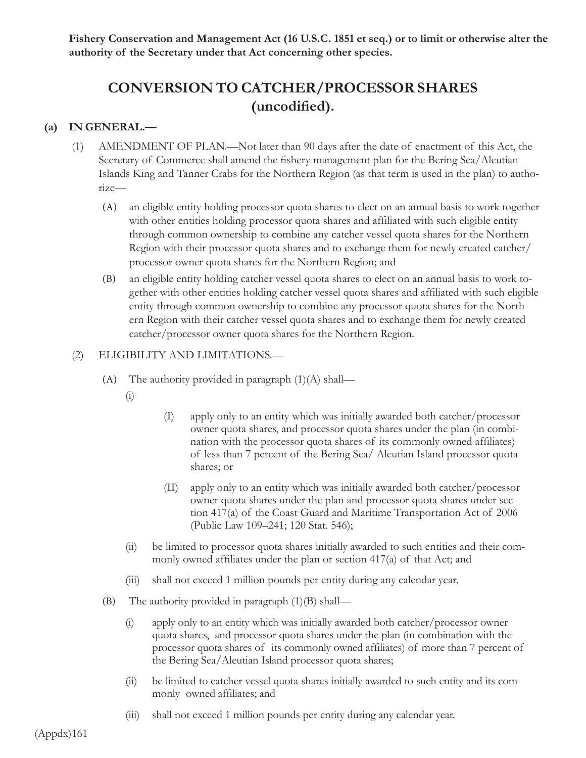**Fishery Conservation and Management Act (16 U.S.C. 1851 et seq.) or to limit or otherwise alter the authority of the Secretary under that Act concerning other species.**

## CONVERSION TO CATCHER/PROCESSOR SHARES (uncodified).

**(a) IN GENERAL.—**

(1) AMENDMENT OF PLAN.—Not later than 90 days after the date of enactment of this Act, the Secretary of Commerce shall amend the fishery management plan for the Bering Sea/Aleutian Islands King and Tanner Crabs for the Northern Region (as that term is used in the plan) to authorize—

(A) an eligible entity holding processor quota shares to elect on an annual basis to work together with other entities holding processor quota shares and affiliated with such eligible entity through common ownership to combine any catcher vessel quota shares for the Northern Region with their processor quota shares and to exchange them for newly created catcher/processor owner quota shares for the Northern Region; and

(B) an eligible entity holding catcher vessel quota shares to elect on an annual basis to work together with other entities holding catcher vessel quota shares and affiliated with such eligible entity through common ownership to combine any processor quota shares for the Northern Region with their catcher vessel quota shares and to exchange them for newly created catcher/processor owner quota shares for the Northern Region.

(2) ELIGIBILITY AND LIMITATIONS.—

(A) The authority provided in paragraph (1)(A) shall—

(i)

(I) apply only to an entity which was initially awarded both catcher/processor owner quota shares, and processor quota shares under the plan (in combination with the processor quota shares of its commonly owned affiliates) of less than 7 percent of the Bering Sea/ Aleutian Island processor quota shares; or

(II) apply only to an entity which was initially awarded both catcher/processor owner quota shares under the plan and processor quota shares under section 417(a) of the Coast Guard and Maritime Transportation Act of 2006 (Public Law 109–241; 120 Stat. 546);

(ii) be limited to processor quota shares initially awarded to such entities and their commonly owned affiliates under the plan or section 417(a) of that Act; and

(iii) shall not exceed 1 million pounds per entity during any calendar year.

(B) The authority provided in paragraph (1)(B) shall—

(i) apply only to an entity which was initially awarded both catcher/processor owner quota shares, and processor quota shares under the plan (in combination with the processor quota shares of its commonly owned affiliates) of more than 7 percent of the Bering Sea/Aleutian Island processor quota shares;

(ii) be limited to catcher vessel quota shares initially awarded to such entity and its commonly owned affiliates; and

(iii) shall not exceed 1 million pounds per entity during any calendar year.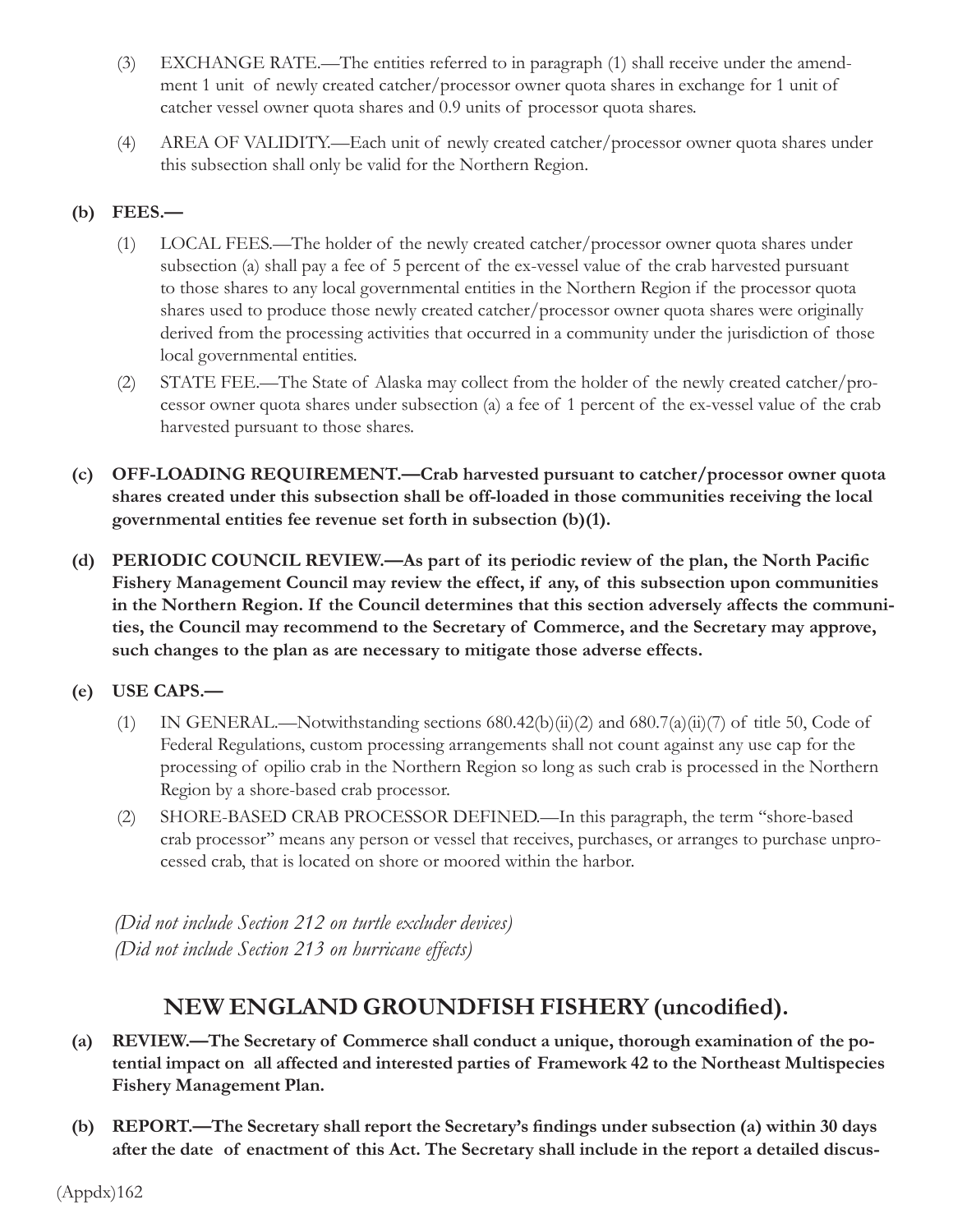(3) EXCHANGE RATE.—The entities referred to in paragraph (1) shall receive under the amendment 1 unit of newly created catcher/processor owner quota shares in exchange for 1 unit of catcher vessel owner quota shares and 0.9 units of processor quota shares.

(4) AREA OF VALIDITY.—Each unit of newly created catcher/processor owner quota shares under this subsection shall only be valid for the Northern Region.

**(b) FEES.—**

(1) LOCAL FEES.—The holder of the newly created catcher/processor owner quota shares under subsection (a) shall pay a fee of 5 percent of the ex-vessel value of the crab harvested pursuant to those shares to any local governmental entities in the Northern Region if the processor quota shares used to produce those newly created catcher/processor owner quota shares were originally derived from the processing activities that occurred in a community under the jurisdiction of those local governmental entities.

(2) STATE FEE.—The State of Alaska may collect from the holder of the newly created catcher/processor owner quota shares under subsection (a) a fee of 1 percent of the ex-vessel value of the crab harvested pursuant to those shares.

**(c) OFF-LOADING REQUIREMENT.—Crab harvested pursuant to catcher/processor owner quota shares created under this subsection shall be off-loaded in those communities receiving the local governmental entities fee revenue set forth in subsection (b)(1).**

**(d) PERIODIC COUNCIL REVIEW.—As part of its periodic review of the plan, the North Pacific Fishery Management Council may review the effect, if any, of this subsection upon communities in the Northern Region. If the Council determines that this section adversely affects the communities, the Council may recommend to the Secretary of Commerce, and the Secretary may approve, such changes to the plan as are necessary to mitigate those adverse effects.**

**(e) USE CAPS.—**

(1) IN GENERAL.—Notwithstanding sections 680.42(b)(ii)(2) and 680.7(a)(ii)(7) of title 50, Code of Federal Regulations, custom processing arrangements shall not count against any use cap for the processing of opilio crab in the Northern Region so long as such crab is processed in the Northern Region by a shore-based crab processor.

(2) SHORE-BASED CRAB PROCESSOR DEFINED.—In this paragraph, the term "shore-based crab processor" means any person or vessel that receives, purchases, or arranges to purchase unprocessed crab, that is located on shore or moored within the harbor.

*(Did not include Section 212 on turtle excluder devices)*
*(Did not include Section 213 on hurricane effects)*

## NEW ENGLAND GROUNDFISH FISHERY (uncodified).

**(a) REVIEW.—The Secretary of Commerce shall conduct a unique, thorough examination of the potential impact on all affected and interested parties of Framework 42 to the Northeast Multispecies Fishery Management Plan.**

**(b) REPORT.—The Secretary shall report the Secretary's findings under subsection (a) within 30 days after the date of enactment of this Act. The Secretary shall include in the report a detailed discus-**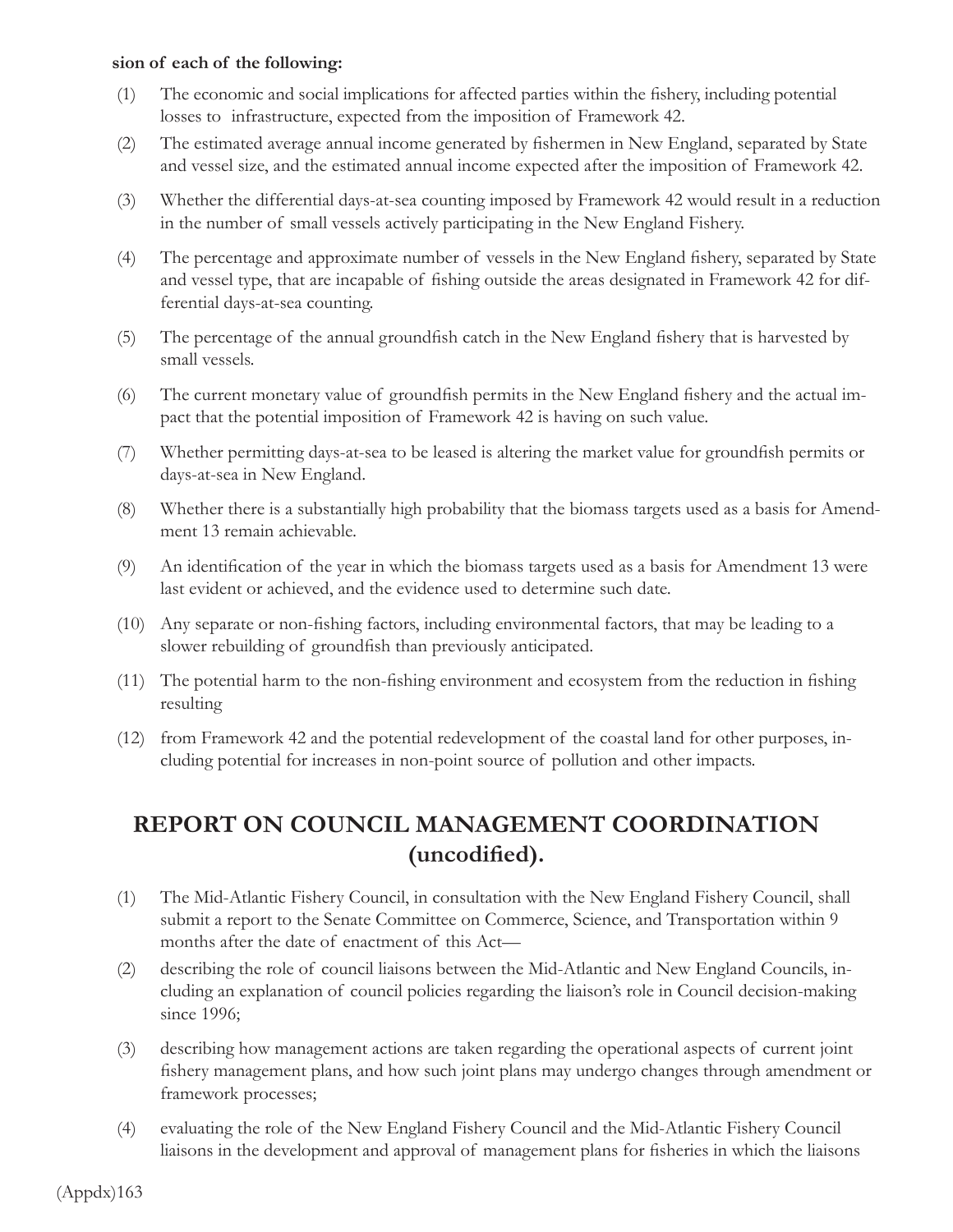**sion of each of the following:**

(1) The economic and social implications for affected parties within the fishery, including potential losses to infrastructure, expected from the imposition of Framework 42.

(2) The estimated average annual income generated by fishermen in New England, separated by State and vessel size, and the estimated annual income expected after the imposition of Framework 42.

(3) Whether the differential days-at-sea counting imposed by Framework 42 would result in a reduction in the number of small vessels actively participating in the New England Fishery.

(4) The percentage and approximate number of vessels in the New England fishery, separated by State and vessel type, that are incapable of fishing outside the areas designated in Framework 42 for differential days-at-sea counting.

(5) The percentage of the annual groundfish catch in the New England fishery that is harvested by small vessels.

(6) The current monetary value of groundfish permits in the New England fishery and the actual impact that the potential imposition of Framework 42 is having on such value.

(7) Whether permitting days-at-sea to be leased is altering the market value for groundfish permits or days-at-sea in New England.

(8) Whether there is a substantially high probability that the biomass targets used as a basis for Amendment 13 remain achievable.

(9) An identification of the year in which the biomass targets used as a basis for Amendment 13 were last evident or achieved, and the evidence used to determine such date.

(10) Any separate or non-fishing factors, including environmental factors, that may be leading to a slower rebuilding of groundfish than previously anticipated.

(11) The potential harm to the non-fishing environment and ecosystem from the reduction in fishing resulting

(12) from Framework 42 and the potential redevelopment of the coastal land for other purposes, including potential for increases in non-point source of pollution and other impacts.

## REPORT ON COUNCIL MANAGEMENT COORDINATION (uncodified).

(1) The Mid-Atlantic Fishery Council, in consultation with the New England Fishery Council, shall submit a report to the Senate Committee on Commerce, Science, and Transportation within 9 months after the date of enactment of this Act—

(2) describing the role of council liaisons between the Mid-Atlantic and New England Councils, including an explanation of council policies regarding the liaison's role in Council decision-making since 1996;

(3) describing how management actions are taken regarding the operational aspects of current joint fishery management plans, and how such joint plans may undergo changes through amendment or framework processes;

(4) evaluating the role of the New England Fishery Council and the Mid-Atlantic Fishery Council liaisons in the development and approval of management plans for fisheries in which the liaisons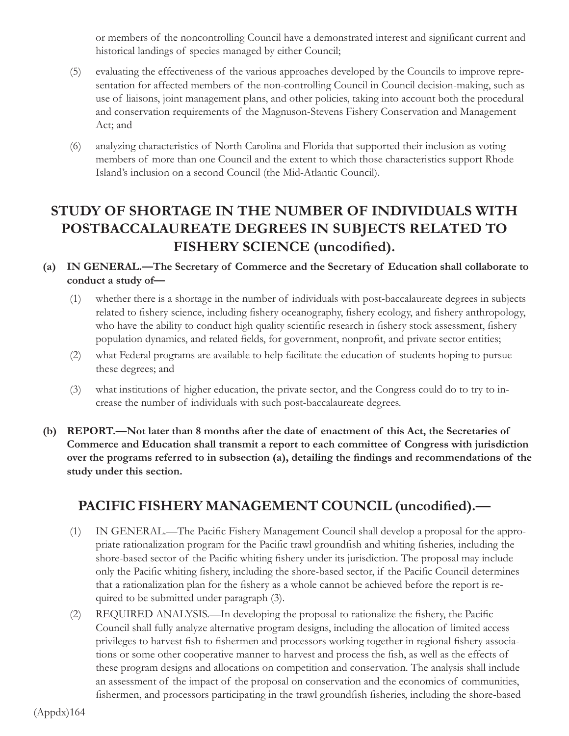or members of the noncontrolling Council have a demonstrated interest and significant current and historical landings of species managed by either Council;

(5) evaluating the effectiveness of the various approaches developed by the Councils to improve representation for affected members of the non-controlling Council in Council decision-making, such as use of liaisons, joint management plans, and other policies, taking into account both the procedural and conservation requirements of the Magnuson-Stevens Fishery Conservation and Management Act; and

(6) analyzing characteristics of North Carolina and Florida that supported their inclusion as voting members of more than one Council and the extent to which those characteristics support Rhode Island's inclusion on a second Council (the Mid-Atlantic Council).

## STUDY OF SHORTAGE IN THE NUMBER OF INDIVIDUALS WITH POSTBACCALAUREATE DEGREES IN SUBJECTS RELATED TO FISHERY SCIENCE (uncodified).

**(a) IN GENERAL.—The Secretary of Commerce and the Secretary of Education shall collaborate to conduct a study of—**

(1) whether there is a shortage in the number of individuals with post-baccalaureate degrees in subjects related to fishery science, including fishery oceanography, fishery ecology, and fishery anthropology, who have the ability to conduct high quality scientific research in fishery stock assessment, fishery population dynamics, and related fields, for government, nonprofit, and private sector entities;

(2) what Federal programs are available to help facilitate the education of students hoping to pursue these degrees; and

(3) what institutions of higher education, the private sector, and the Congress could do to try to increase the number of individuals with such post-baccalaureate degrees.

**(b) REPORT.—Not later than 8 months after the date of enactment of this Act, the Secretaries of Commerce and Education shall transmit a report to each committee of Congress with jurisdiction over the programs referred to in subsection (a), detailing the findings and recommendations of the study under this section.**

## PACIFIC FISHERY MANAGEMENT COUNCIL (uncodified).—

(1) IN GENERAL.—The Pacific Fishery Management Council shall develop a proposal for the appropriate rationalization program for the Pacific trawl groundfish and whiting fisheries, including the shore-based sector of the Pacific whiting fishery under its jurisdiction. The proposal may include only the Pacific whiting fishery, including the shore-based sector, if the Pacific Council determines that a rationalization plan for the fishery as a whole cannot be achieved before the report is required to be submitted under paragraph (3).

(2) REQUIRED ANALYSIS.—In developing the proposal to rationalize the fishery, the Pacific Council shall fully analyze alternative program designs, including the allocation of limited access privileges to harvest fish to fishermen and processors working together in regional fishery associations or some other cooperative manner to harvest and process the fish, as well as the effects of these program designs and allocations on competition and conservation. The analysis shall include an assessment of the impact of the proposal on conservation and the economics of communities, fishermen, and processors participating in the trawl groundfish fisheries, including the shore-based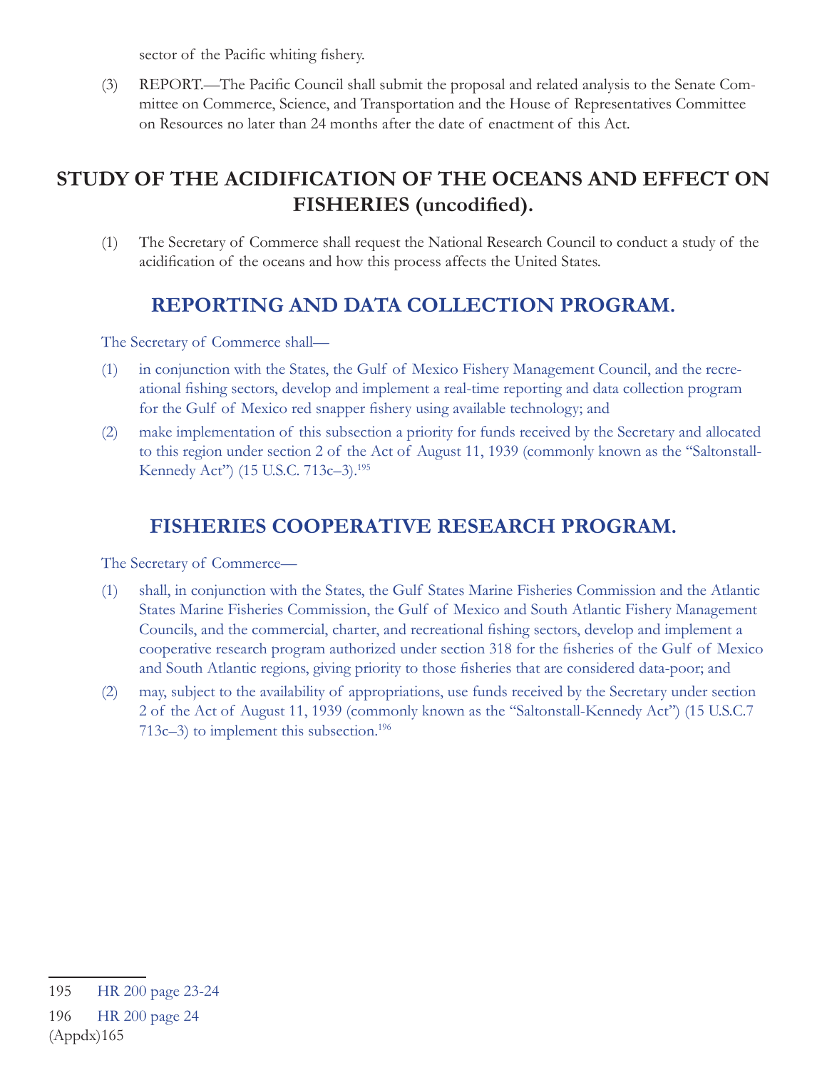sector of the Pacific whiting fishery.

(3) REPORT.—The Pacific Council shall submit the proposal and related analysis to the Senate Committee on Commerce, Science, and Transportation and the House of Representatives Committee on Resources no later than 24 months after the date of enactment of this Act.

## STUDY OF THE ACIDIFICATION OF THE OCEANS AND EFFECT ON FISHERIES (uncodified).

(1) The Secretary of Commerce shall request the National Research Council to conduct a study of the acidification of the oceans and how this process affects the United States.

## REPORTING AND DATA COLLECTION PROGRAM.

The Secretary of Commerce shall—

(1) in conjunction with the States, the Gulf of Mexico Fishery Management Council, and the recreational fishing sectors, develop and implement a real-time reporting and data collection program for the Gulf of Mexico red snapper fishery using available technology; and

(2) make implementation of this subsection a priority for funds received by the Secretary and allocated to this region under section 2 of the Act of August 11, 1939 (commonly known as the "Saltonstall-Kennedy Act") (15 U.S.C. 713c–3).[195]

## FISHERIES COOPERATIVE RESEARCH PROGRAM.

The Secretary of Commerce—

(1) shall, in conjunction with the States, the Gulf States Marine Fisheries Commission and the Atlantic States Marine Fisheries Commission, the Gulf of Mexico and South Atlantic Fishery Management Councils, and the commercial, charter, and recreational fishing sectors, develop and implement a cooperative research program authorized under section 318 for the fisheries of the Gulf of Mexico and South Atlantic regions, giving priority to those fisheries that are considered data-poor; and

(2) may, subject to the availability of appropriations, use funds received by the Secretary under section 2 of the Act of August 11, 1939 (commonly known as the "Saltonstall-Kennedy Act") (15 U.S.C.7 713c–3) to implement this subsection.[196]

---

195 HR 200 page 23-24

196 HR 200 page 24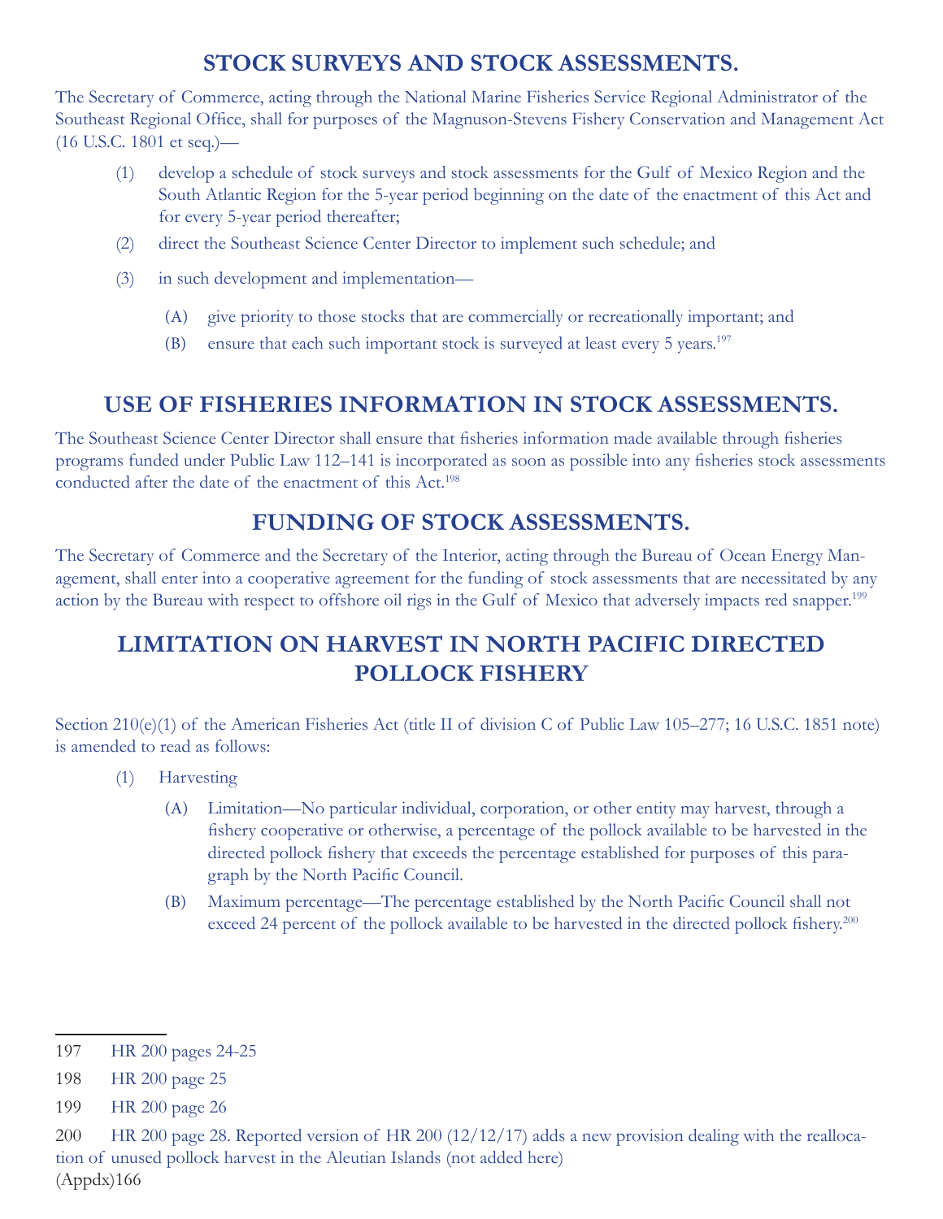## STOCK SURVEYS AND STOCK ASSESSMENTS.

The Secretary of Commerce, acting through the National Marine Fisheries Service Regional Administrator of the Southeast Regional Office, shall for purposes of the Magnuson-Stevens Fishery Conservation and Management Act (16 U.S.C. 1801 et seq.)—

(1) develop a schedule of stock surveys and stock assessments for the Gulf of Mexico Region and the South Atlantic Region for the 5-year period beginning on the date of the enactment of this Act and for every 5-year period thereafter;

(2) direct the Southeast Science Center Director to implement such schedule; and

(3) in such development and implementation—

  (A) give priority to those stocks that are commercially or recreationally important; and

  (B) ensure that each such important stock is surveyed at least every 5 years.[197]

## USE OF FISHERIES INFORMATION IN STOCK ASSESSMENTS.

The Southeast Science Center Director shall ensure that fisheries information made available through fisheries programs funded under Public Law 112–141 is incorporated as soon as possible into any fisheries stock assessments conducted after the date of the enactment of this Act.[198]

## FUNDING OF STOCK ASSESSMENTS.

The Secretary of Commerce and the Secretary of the Interior, acting through the Bureau of Ocean Energy Management, shall enter into a cooperative agreement for the funding of stock assessments that are necessitated by any action by the Bureau with respect to offshore oil rigs in the Gulf of Mexico that adversely impacts red snapper.[199]

## LIMITATION ON HARVEST IN NORTH PACIFIC DIRECTED POLLOCK FISHERY

Section 210(e)(1) of the American Fisheries Act (title II of division C of Public Law 105–277; 16 U.S.C. 1851 note) is amended to read as follows:

(1) Harvesting

  (A) Limitation—No particular individual, corporation, or other entity may harvest, through a fishery cooperative or otherwise, a percentage of the pollock available to be harvested in the directed pollock fishery that exceeds the percentage established for purposes of this paragraph by the North Pacific Council.

  (B) Maximum percentage—The percentage established by the North Pacific Council shall not exceed 24 percent of the pollock available to be harvested in the directed pollock fishery.[200]

---

197 HR 200 pages 24-25

198 HR 200 page 25

199 HR 200 page 26

200 HR 200 page 28. Reported version of HR 200 (12/12/17) adds a new provision dealing with the reallocation of unused pollock harvest in the Aleutian Islands (not added here)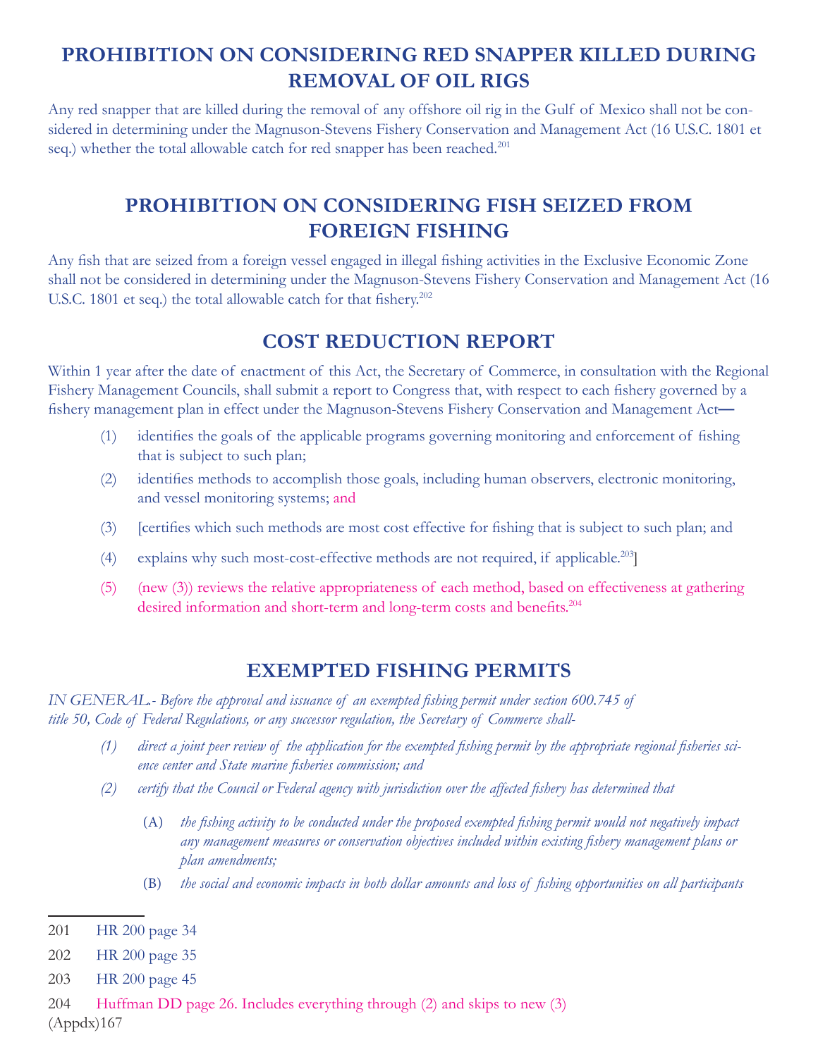## PROHIBITION ON CONSIDERING RED SNAPPER KILLED DURING REMOVAL OF OIL RIGS

Any red snapper that are killed during the removal of any offshore oil rig in the Gulf of Mexico shall not be considered in determining under the Magnuson-Stevens Fishery Conservation and Management Act (16 U.S.C. 1801 et seq.) whether the total allowable catch for red snapper has been reached.[201]

## PROHIBITION ON CONSIDERING FISH SEIZED FROM FOREIGN FISHING

Any fish that are seized from a foreign vessel engaged in illegal fishing activities in the Exclusive Economic Zone shall not be considered in determining under the Magnuson-Stevens Fishery Conservation and Management Act (16 U.S.C. 1801 et seq.) the total allowable catch for that fishery.[202]

## COST REDUCTION REPORT

Within 1 year after the date of enactment of this Act, the Secretary of Commerce, in consultation with the Regional Fishery Management Councils, shall submit a report to Congress that, with respect to each fishery governed by a fishery management plan in effect under the Magnuson-Stevens Fishery Conservation and Management Act—

(1) identifies the goals of the applicable programs governing monitoring and enforcement of fishing that is subject to such plan;

(2) identifies methods to accomplish those goals, including human observers, electronic monitoring, and vessel monitoring systems; and

(3) [certifies which such methods are most cost effective for fishing that is subject to such plan; and

(4) explains why such most-cost-effective methods are not required, if applicable.[203]]

(5) (new (3)) reviews the relative appropriateness of each method, based on effectiveness at gathering desired information and short-term and long-term costs and benefits.[204]

## EXEMPTED FISHING PERMITS

*IN GENERAL.- Before the approval and issuance of an exempted fishing permit under section 600.745 of title 50, Code of Federal Regulations, or any successor regulation, the Secretary of Commerce shall-*

*(1) direct a joint peer review of the application for the exempted fishing permit by the appropriate regional fisheries science center and State marine fisheries commission; and*

*(2) certify that the Council or Federal agency with jurisdiction over the affected fishery has determined that*

*(A) the fishing activity to be conducted under the proposed exempted fishing permit would not negatively impact any management measures or conservation objectives included within existing fishery management plans or plan amendments;*

*(B) the social and economic impacts in both dollar amounts and loss of fishing opportunities on all participants*

---

201 HR 200 page 34

202 HR 200 page 35

203 HR 200 page 45

204 Huffman DD page 26. Includes everything through (2) and skips to new (3)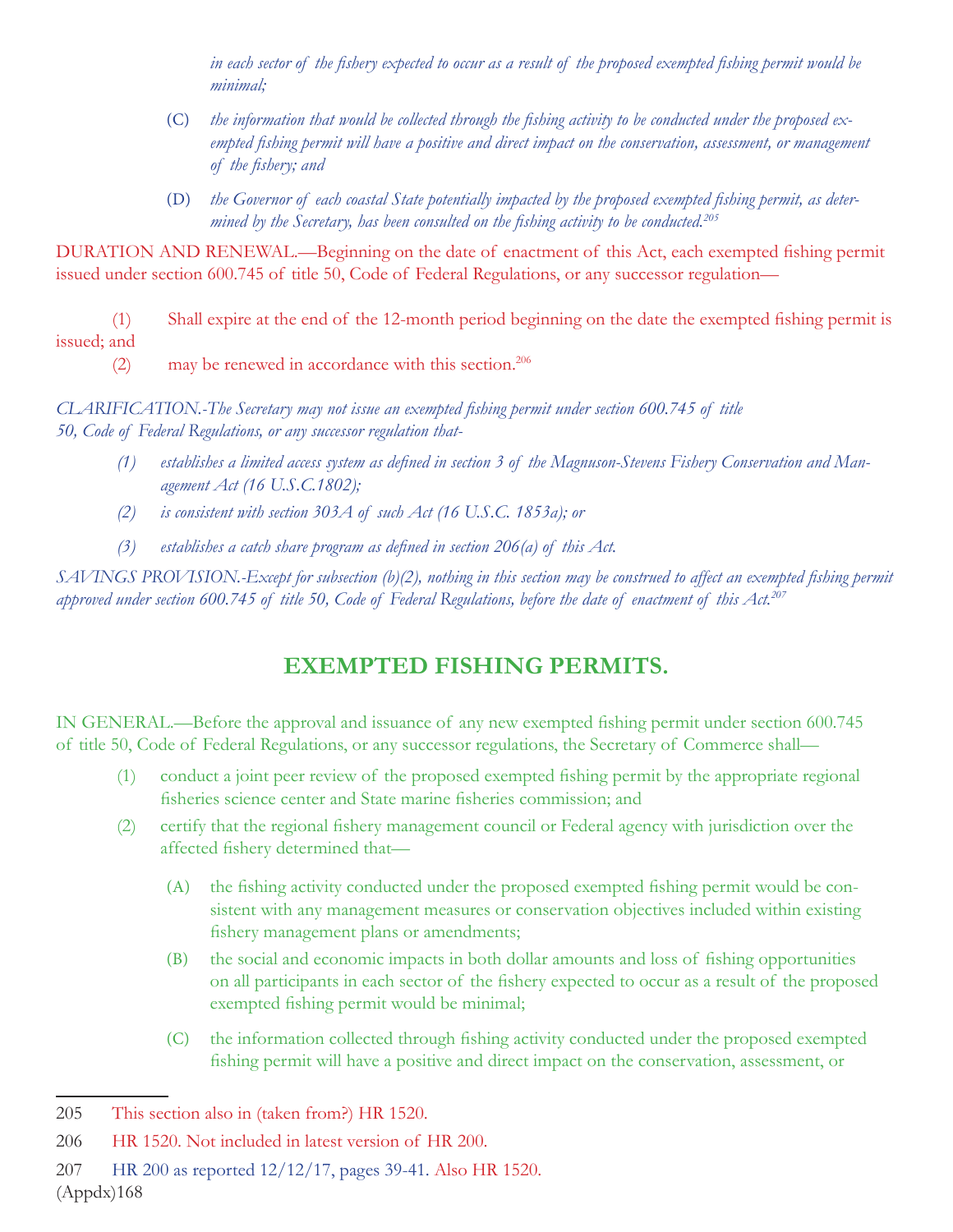*in each sector of the fishery expected to occur as a result of the proposed exempted fishing permit would be minimal;*

(C) *the information that would be collected through the fishing activity to be conducted under the proposed exempted fishing permit will have a positive and direct impact on the conservation, assessment, or management of the fishery; and*

(D) *the Governor of each coastal State potentially impacted by the proposed exempted fishing permit, as determined by the Secretary, has been consulted on the fishing activity to be conducted.*[205]

DURATION AND RENEWAL.—Beginning on the date of enactment of this Act, each exempted fishing permit issued under section 600.745 of title 50, Code of Federal Regulations, or any successor regulation—

(1) Shall expire at the end of the 12-month period beginning on the date the exempted fishing permit is issued; and

(2) may be renewed in accordance with this section.[206]

*CLARIFICATION.-The Secretary may not issue an exempted fishing permit under section 600.745 of title 50, Code of Federal Regulations, or any successor regulation that-*

*(1) establishes a limited access system as defined in section 3 of the Magnuson-Stevens Fishery Conservation and Management Act (16 U.S.C.1802);*

*(2) is consistent with section 303A of such Act (16 U.S.C. 1853a); or*

*(3) establishes a catch share program as defined in section 206(a) of this Act.*

*SAVINGS PROVISION.-Except for subsection (b)(2), nothing in this section may be construed to affect an exempted fishing permit approved under section 600.745 of title 50, Code of Federal Regulations, before the date of enactment of this Act.*[207]

## EXEMPTED FISHING PERMITS.

IN GENERAL.—Before the approval and issuance of any new exempted fishing permit under section 600.745 of title 50, Code of Federal Regulations, or any successor regulations, the Secretary of Commerce shall—

(1) conduct a joint peer review of the proposed exempted fishing permit by the appropriate regional fisheries science center and State marine fisheries commission; and

(2) certify that the regional fishery management council or Federal agency with jurisdiction over the affected fishery determined that—

(A) the fishing activity conducted under the proposed exempted fishing permit would be consistent with any management measures or conservation objectives included within existing fishery management plans or amendments;

(B) the social and economic impacts in both dollar amounts and loss of fishing opportunities on all participants in each sector of the fishery expected to occur as a result of the proposed exempted fishing permit would be minimal;

(C) the information collected through fishing activity conducted under the proposed exempted fishing permit will have a positive and direct impact on the conservation, assessment, or

---

205 This section also in (taken from?) HR 1520.

206 HR 1520. Not included in latest version of HR 200.

207 HR 200 as reported 12/12/17, pages 39-41. Also HR 1520.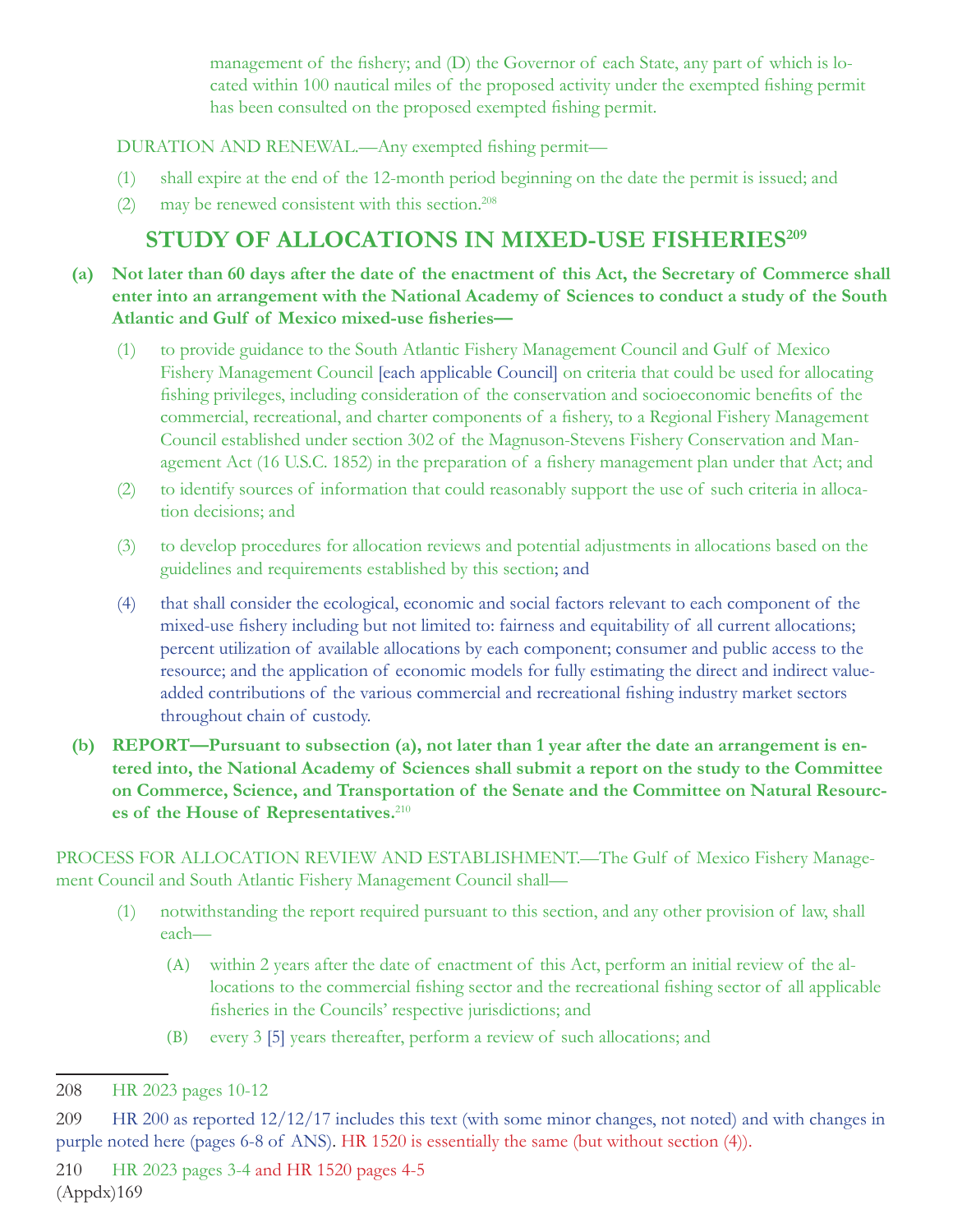management of the fishery; and (D) the Governor of each State, any part of which is located within 100 nautical miles of the proposed activity under the exempted fishing permit has been consulted on the proposed exempted fishing permit.

DURATION AND RENEWAL.—Any exempted fishing permit—

(1) shall expire at the end of the 12-month period beginning on the date the permit is issued; and

(2) may be renewed consistent with this section.[208]

## STUDY OF ALLOCATIONS IN MIXED-USE FISHERIES[209]

**(a) Not later than 60 days after the date of the enactment of this Act, the Secretary of Commerce shall enter into an arrangement with the National Academy of Sciences to conduct a study of the South Atlantic and Gulf of Mexico mixed-use fisheries—**

(1) to provide guidance to the South Atlantic Fishery Management Council and Gulf of Mexico Fishery Management Council [each applicable Council] on criteria that could be used for allocating fishing privileges, including consideration of the conservation and socioeconomic benefits of the commercial, recreational, and charter components of a fishery, to a Regional Fishery Management Council established under section 302 of the Magnuson-Stevens Fishery Conservation and Management Act (16 U.S.C. 1852) in the preparation of a fishery management plan under that Act; and

(2) to identify sources of information that could reasonably support the use of such criteria in allocation decisions; and

(3) to develop procedures for allocation reviews and potential adjustments in allocations based on the guidelines and requirements established by this section; and

(4) that shall consider the ecological, economic and social factors relevant to each component of the mixed-use fishery including but not limited to: fairness and equitability of all current allocations; percent utilization of available allocations by each component; consumer and public access to the resource; and the application of economic models for fully estimating the direct and indirect value-added contributions of the various commercial and recreational fishing industry market sectors throughout chain of custody.

**(b) REPORT—Pursuant to subsection (a), not later than 1 year after the date an arrangement is entered into, the National Academy of Sciences shall submit a report on the study to the Committee on Commerce, Science, and Transportation of the Senate and the Committee on Natural Resources of the House of Representatives.**[210]

PROCESS FOR ALLOCATION REVIEW AND ESTABLISHMENT.—The Gulf of Mexico Fishery Management Council and South Atlantic Fishery Management Council shall—

(1) notwithstanding the report required pursuant to this section, and any other provision of law, shall each—

(A) within 2 years after the date of enactment of this Act, perform an initial review of the allocations to the commercial fishing sector and the recreational fishing sector of all applicable fisheries in the Councils' respective jurisdictions; and

(B) every 3 [5] years thereafter, perform a review of such allocations; and

---

208 HR 2023 pages 10-12

209 HR 200 as reported 12/12/17 includes this text (with some minor changes, not noted) and with changes in purple noted here (pages 6-8 of ANS). HR 1520 is essentially the same (but without section (4)).

210 HR 2023 pages 3-4 and HR 1520 pages 4-5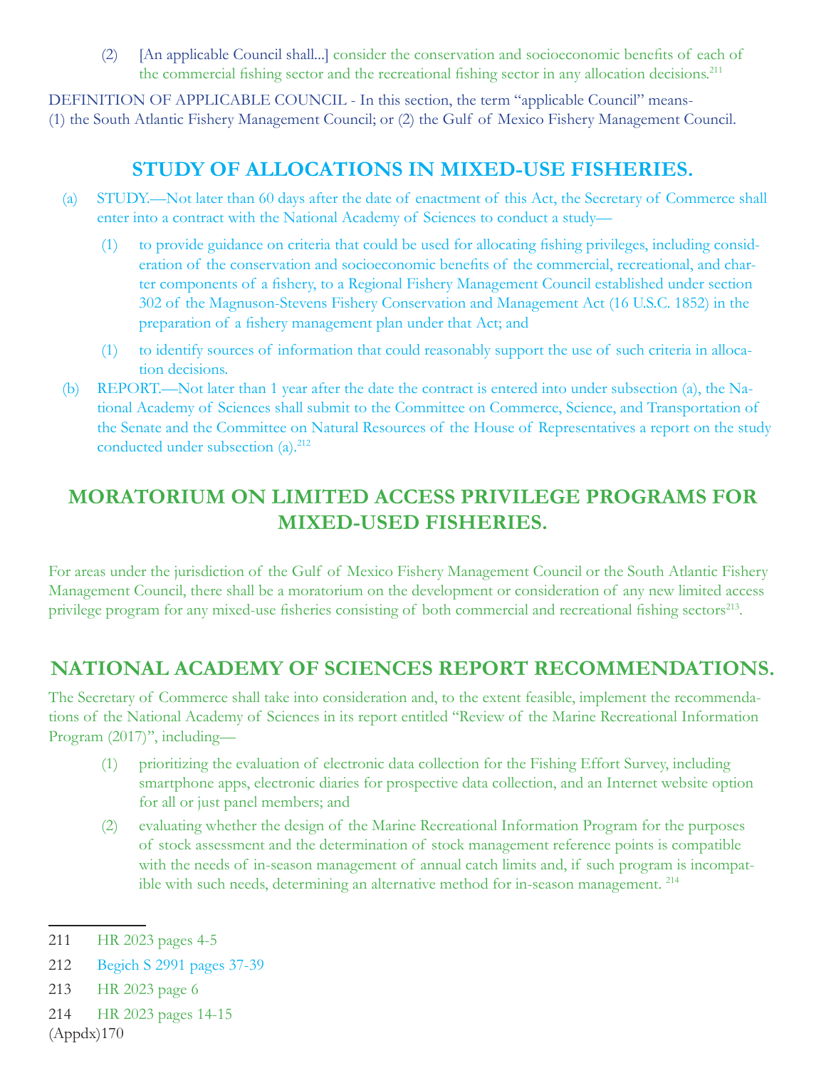(2) [An applicable Council shall...] consider the conservation and socioeconomic benefits of each of the commercial fishing sector and the recreational fishing sector in any allocation decisions.[211]

DEFINITION OF APPLICABLE COUNCIL - In this section, the term "applicable Council" means- (1) the South Atlantic Fishery Management Council; or (2) the Gulf of Mexico Fishery Management Council.

## STUDY OF ALLOCATIONS IN MIXED-USE FISHERIES.

(a) STUDY.—Not later than 60 days after the date of enactment of this Act, the Secretary of Commerce shall enter into a contract with the National Academy of Sciences to conduct a study—

  (1) to provide guidance on criteria that could be used for allocating fishing privileges, including consideration of the conservation and socioeconomic benefits of the commercial, recreational, and charter components of a fishery, to a Regional Fishery Management Council established under section 302 of the Magnuson-Stevens Fishery Conservation and Management Act (16 U.S.C. 1852) in the preparation of a fishery management plan under that Act; and

  (1) to identify sources of information that could reasonably support the use of such criteria in allocation decisions.

(b) REPORT.—Not later than 1 year after the date the contract is entered into under subsection (a), the National Academy of Sciences shall submit to the Committee on Commerce, Science, and Transportation of the Senate and the Committee on Natural Resources of the House of Representatives a report on the study conducted under subsection (a).[212]

## MORATORIUM ON LIMITED ACCESS PRIVILEGE PROGRAMS FOR MIXED-USED FISHERIES.

For areas under the jurisdiction of the Gulf of Mexico Fishery Management Council or the South Atlantic Fishery Management Council, there shall be a moratorium on the development or consideration of any new limited access privilege program for any mixed-use fisheries consisting of both commercial and recreational fishing sectors[213].

## NATIONAL ACADEMY OF SCIENCES REPORT RECOMMENDATIONS.

The Secretary of Commerce shall take into consideration and, to the extent feasible, implement the recommendations of the National Academy of Sciences in its report entitled "Review of the Marine Recreational Information Program (2017)", including—

  (1) prioritizing the evaluation of electronic data collection for the Fishing Effort Survey, including smartphone apps, electronic diaries for prospective data collection, and an Internet website option for all or just panel members; and

  (2) evaluating whether the design of the Marine Recreational Information Program for the purposes of stock assessment and the determination of stock management reference points is compatible with the needs of in-season management of annual catch limits and, if such program is incompatible with such needs, determining an alternative method for in-season management. [214]

---

211 HR 2023 pages 4-5

212 Begich S 2991 pages 37-39

213 HR 2023 page 6

214 HR 2023 pages 14-15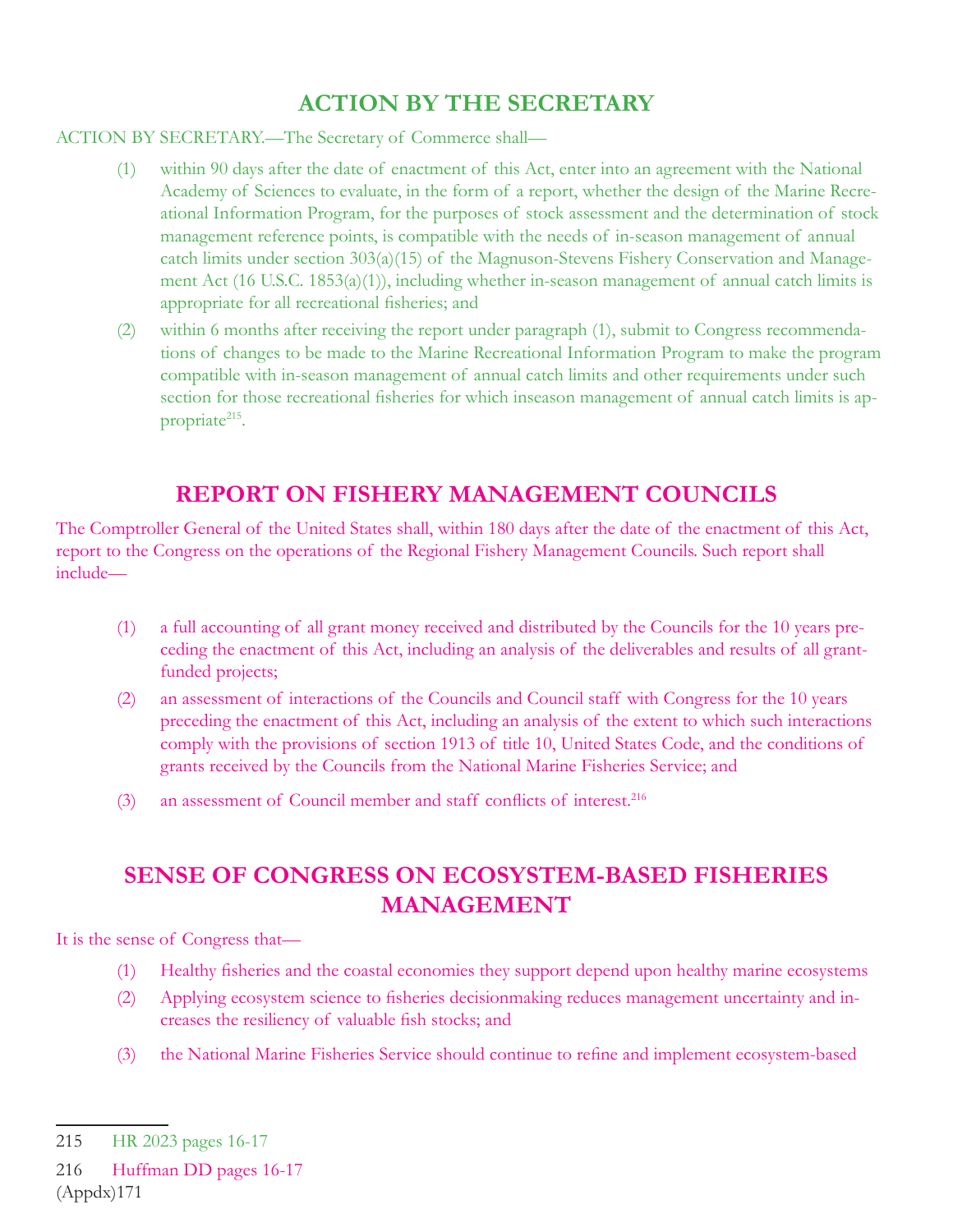## ACTION BY THE SECRETARY

ACTION BY SECRETARY.—The Secretary of Commerce shall—

(1) within 90 days after the date of enactment of this Act, enter into an agreement with the National Academy of Sciences to evaluate, in the form of a report, whether the design of the Marine Recreational Information Program, for the purposes of stock assessment and the determination of stock management reference points, is compatible with the needs of in-season management of annual catch limits under section 303(a)(15) of the Magnuson-Stevens Fishery Conservation and Management Act (16 U.S.C. 1853(a)(1)), including whether in-season management of annual catch limits is appropriate for all recreational fisheries; and

(2) within 6 months after receiving the report under paragraph (1), submit to Congress recommendations of changes to be made to the Marine Recreational Information Program to make the program compatible with in-season management of annual catch limits and other requirements under such section for those recreational fisheries for which inseason management of annual catch limits is appropriate[215].

## REPORT ON FISHERY MANAGEMENT COUNCILS

The Comptroller General of the United States shall, within 180 days after the date of the enactment of this Act, report to the Congress on the operations of the Regional Fishery Management Councils. Such report shall include—

(1) a full accounting of all grant money received and distributed by the Councils for the 10 years preceding the enactment of this Act, including an analysis of the deliverables and results of all grant-funded projects;

(2) an assessment of interactions of the Councils and Council staff with Congress for the 10 years preceding the enactment of this Act, including an analysis of the extent to which such interactions comply with the provisions of section 1913 of title 10, United States Code, and the conditions of grants received by the Councils from the National Marine Fisheries Service; and

(3) an assessment of Council member and staff conflicts of interest.[216]

## SENSE OF CONGRESS ON ECOSYSTEM-BASED FISHERIES MANAGEMENT

It is the sense of Congress that—

(1) Healthy fisheries and the coastal economies they support depend upon healthy marine ecosystems

(2) Applying ecosystem science to fisheries decisionmaking reduces management uncertainty and increases the resiliency of valuable fish stocks; and

(3) the National Marine Fisheries Service should continue to refine and implement ecosystem-based

---

215 HR 2023 pages 16-17

216 Huffman DD pages 16-17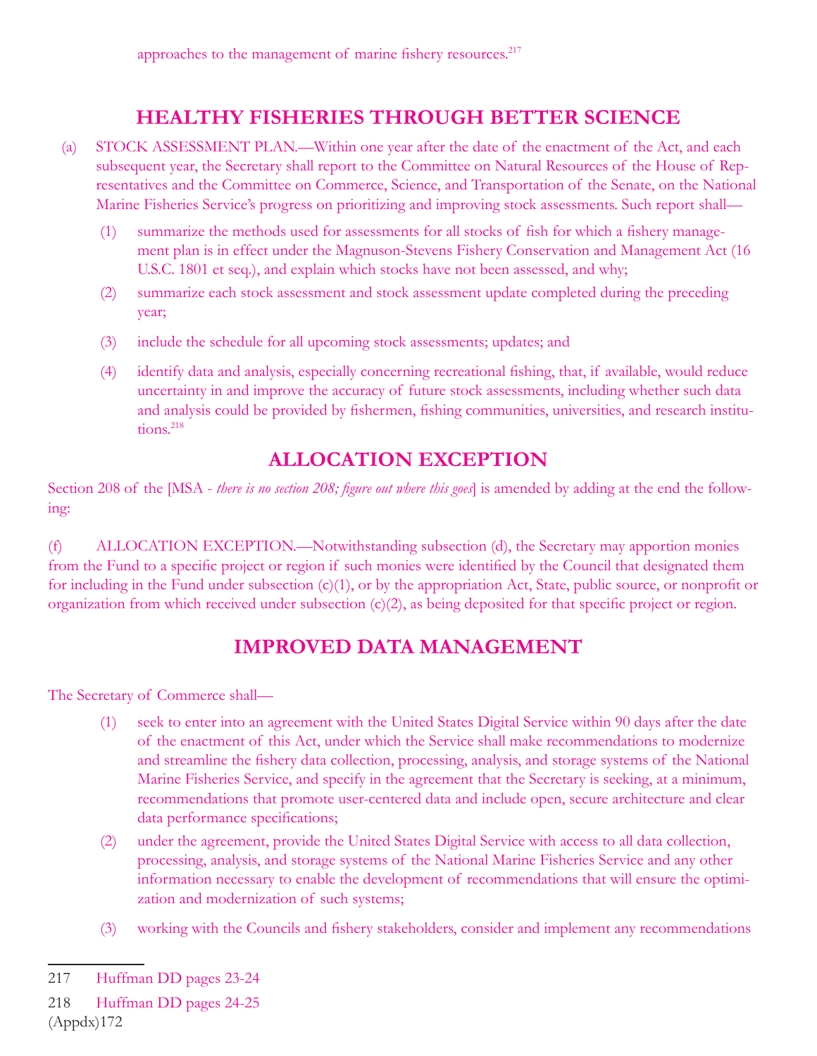approaches to the management of marine fishery resources.[217]

## HEALTHY FISHERIES THROUGH BETTER SCIENCE

(a) STOCK ASSESSMENT PLAN.—Within one year after the date of the enactment of the Act, and each subsequent year, the Secretary shall report to the Committee on Natural Resources of the House of Representatives and the Committee on Commerce, Science, and Transportation of the Senate, on the National Marine Fisheries Service's progress on prioritizing and improving stock assessments. Such report shall—

(1) summarize the methods used for assessments for all stocks of fish for which a fishery management plan is in effect under the Magnuson-Stevens Fishery Conservation and Management Act (16 U.S.C. 1801 et seq.), and explain which stocks have not been assessed, and why;

(2) summarize each stock assessment and stock assessment update completed during the preceding year;

(3) include the schedule for all upcoming stock assessments; updates; and

(4) identify data and analysis, especially concerning recreational fishing, that, if available, would reduce uncertainty in and improve the accuracy of future stock assessments, including whether such data and analysis could be provided by fishermen, fishing communities, universities, and research institutions.[218]

## ALLOCATION EXCEPTION

Section 208 of the [MSA - *there is no section 208; figure out where this goes*] is amended by adding at the end the following:

(f) ALLOCATION EXCEPTION.—Notwithstanding subsection (d), the Secretary may apportion monies from the Fund to a specific project or region if such monies were identified by the Council that designated them for including in the Fund under subsection (c)(1), or by the appropriation Act, State, public source, or nonprofit or organization from which received under subsection (c)(2), as being deposited for that specific project or region.

## IMPROVED DATA MANAGEMENT

The Secretary of Commerce shall—

(1) seek to enter into an agreement with the United States Digital Service within 90 days after the date of the enactment of this Act, under which the Service shall make recommendations to modernize and streamline the fishery data collection, processing, analysis, and storage systems of the National Marine Fisheries Service, and specify in the agreement that the Secretary is seeking, at a minimum, recommendations that promote user-centered data and include open, secure architecture and clear data performance specifications;

(2) under the agreement, provide the United States Digital Service with access to all data collection, processing, analysis, and storage systems of the National Marine Fisheries Service and any other information necessary to enable the development of recommendations that will ensure the optimization and modernization of such systems;

(3) working with the Councils and fishery stakeholders, consider and implement any recommendations

---

217 Huffman DD pages 23-24

218 Huffman DD pages 24-25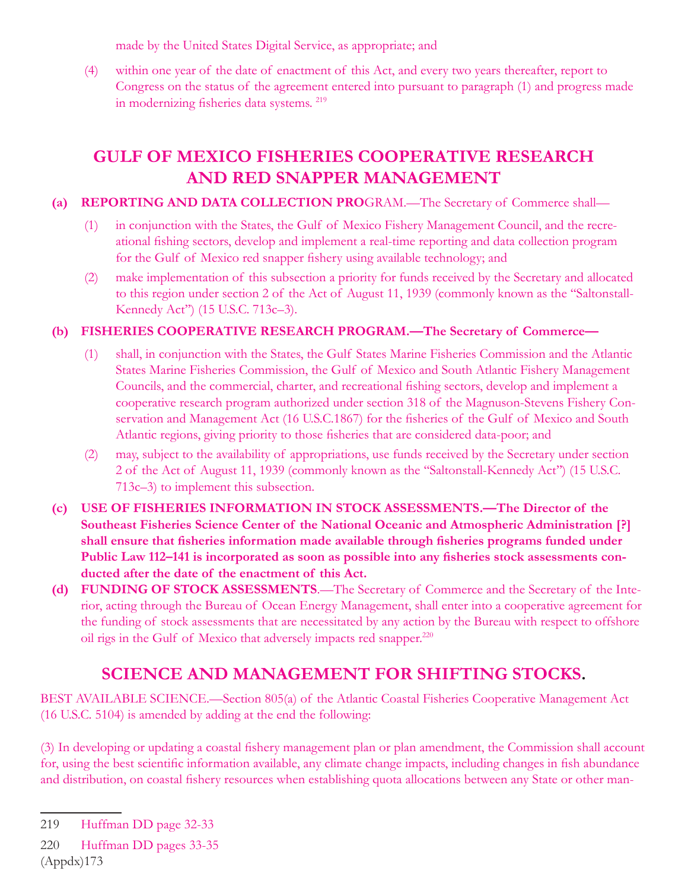made by the United States Digital Service, as appropriate; and

(4) within one year of the date of enactment of this Act, and every two years thereafter, report to Congress on the status of the agreement entered into pursuant to paragraph (1) and progress made in modernizing fisheries data systems. [219]

## GULF OF MEXICO FISHERIES COOPERATIVE RESEARCH AND RED SNAPPER MANAGEMENT

**(a) REPORTING AND DATA COLLECTION PRO**GRAM.—The Secretary of Commerce shall—

(1) in conjunction with the States, the Gulf of Mexico Fishery Management Council, and the recreational fishing sectors, develop and implement a real-time reporting and data collection program for the Gulf of Mexico red snapper fishery using available technology; and

(2) make implementation of this subsection a priority for funds received by the Secretary and allocated to this region under section 2 of the Act of August 11, 1939 (commonly known as the "Saltonstall-Kennedy Act") (15 U.S.C. 713c–3).

**(b) FISHERIES COOPERATIVE RESEARCH PROGRAM.—The Secretary of Commerce—**

(1) shall, in conjunction with the States, the Gulf States Marine Fisheries Commission and the Atlantic States Marine Fisheries Commission, the Gulf of Mexico and South Atlantic Fishery Management Councils, and the commercial, charter, and recreational fishing sectors, develop and implement a cooperative research program authorized under section 318 of the Magnuson-Stevens Fishery Conservation and Management Act (16 U.S.C.1867) for the fisheries of the Gulf of Mexico and South Atlantic regions, giving priority to those fisheries that are considered data-poor; and

(2) may, subject to the availability of appropriations, use funds received by the Secretary under section 2 of the Act of August 11, 1939 (commonly known as the "Saltonstall-Kennedy Act") (15 U.S.C. 713c–3) to implement this subsection.

**(c) USE OF FISHERIES INFORMATION IN STOCK ASSESSMENTS.—The Director of the Southeast Fisheries Science Center of the National Oceanic and Atmospheric Administration [?] shall ensure that fisheries information made available through fisheries programs funded under Public Law 112–141 is incorporated as soon as possible into any fisheries stock assessments conducted after the date of the enactment of this Act.**

**(d) FUNDING OF STOCK ASSESSMENTS**.—The Secretary of Commerce and the Secretary of the Interior, acting through the Bureau of Ocean Energy Management, shall enter into a cooperative agreement for the funding of stock assessments that are necessitated by any action by the Bureau with respect to offshore oil rigs in the Gulf of Mexico that adversely impacts red snapper.[220]

## SCIENCE AND MANAGEMENT FOR SHIFTING STOCKS.

BEST AVAILABLE SCIENCE.—Section 805(a) of the Atlantic Coastal Fisheries Cooperative Management Act (16 U.S.C. 5104) is amended by adding at the end the following:

(3) In developing or updating a coastal fishery management plan or plan amendment, the Commission shall account for, using the best scientific information available, any climate change impacts, including changes in fish abundance and distribution, on coastal fishery resources when establishing quota allocations between any State or other man-

---

219 Huffman DD page 32-33

220 Huffman DD pages 33-35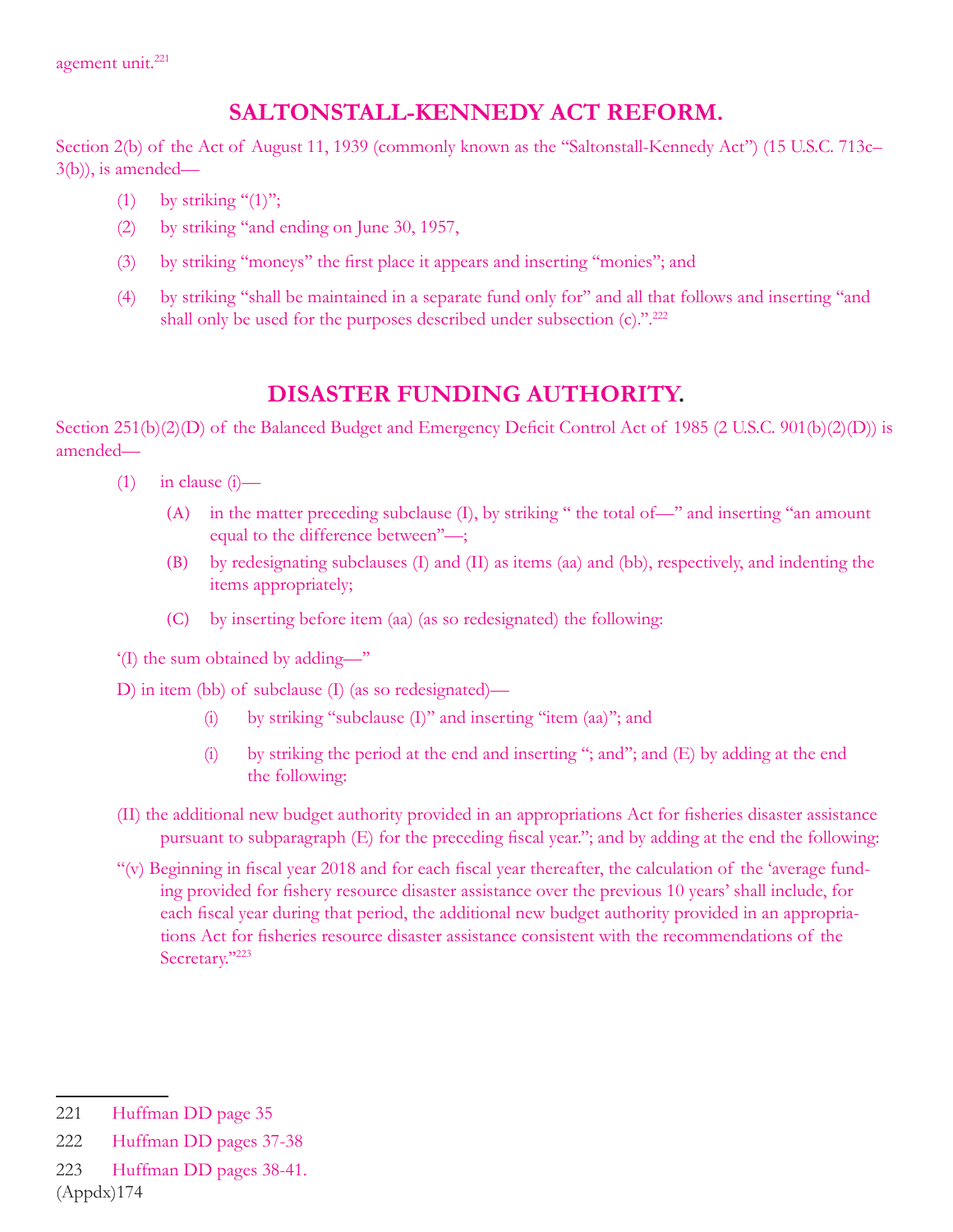agement unit.[221]

## SALTONSTALL-KENNEDY ACT REFORM.

Section 2(b) of the Act of August 11, 1939 (commonly known as the "Saltonstall-Kennedy Act") (15 U.S.C. 713c–3(b)), is amended—

(1) by striking "(1)";

(2) by striking "and ending on June 30, 1957,

(3) by striking "moneys" the first place it appears and inserting "monies"; and

(4) by striking "shall be maintained in a separate fund only for" and all that follows and inserting "and shall only be used for the purposes described under subsection (c).".[222]

## DISASTER FUNDING AUTHORITY.

Section 251(b)(2)(D) of the Balanced Budget and Emergency Deficit Control Act of 1985 (2 U.S.C. 901(b)(2)(D)) is amended—

(1) in clause (i)—

(A) in the matter preceding subclause (I), by striking " the total of—" and inserting "an amount equal to the difference between"—;

(B) by redesignating subclauses (I) and (II) as items (aa) and (bb), respectively, and indenting the items appropriately;

(C) by inserting before item (aa) (as so redesignated) the following:

'(I) the sum obtained by adding—"

D) in item (bb) of subclause (I) (as so redesignated)—

(i) by striking "subclause (I)" and inserting "item (aa)"; and

(i) by striking the period at the end and inserting "; and"; and (E) by adding at the end the following:

(II) the additional new budget authority provided in an appropriations Act for fisheries disaster assistance pursuant to subparagraph (E) for the preceding fiscal year."; and by adding at the end the following:

"(v) Beginning in fiscal year 2018 and for each fiscal year thereafter, the calculation of the 'average funding provided for fishery resource disaster assistance over the previous 10 years' shall include, for each fiscal year during that period, the additional new budget authority provided in an appropriations Act for fisheries resource disaster assistance consistent with the recommendations of the Secretary."[223]

---

221 Huffman DD page 35

222 Huffman DD pages 37-38

223 Huffman DD pages 38-41.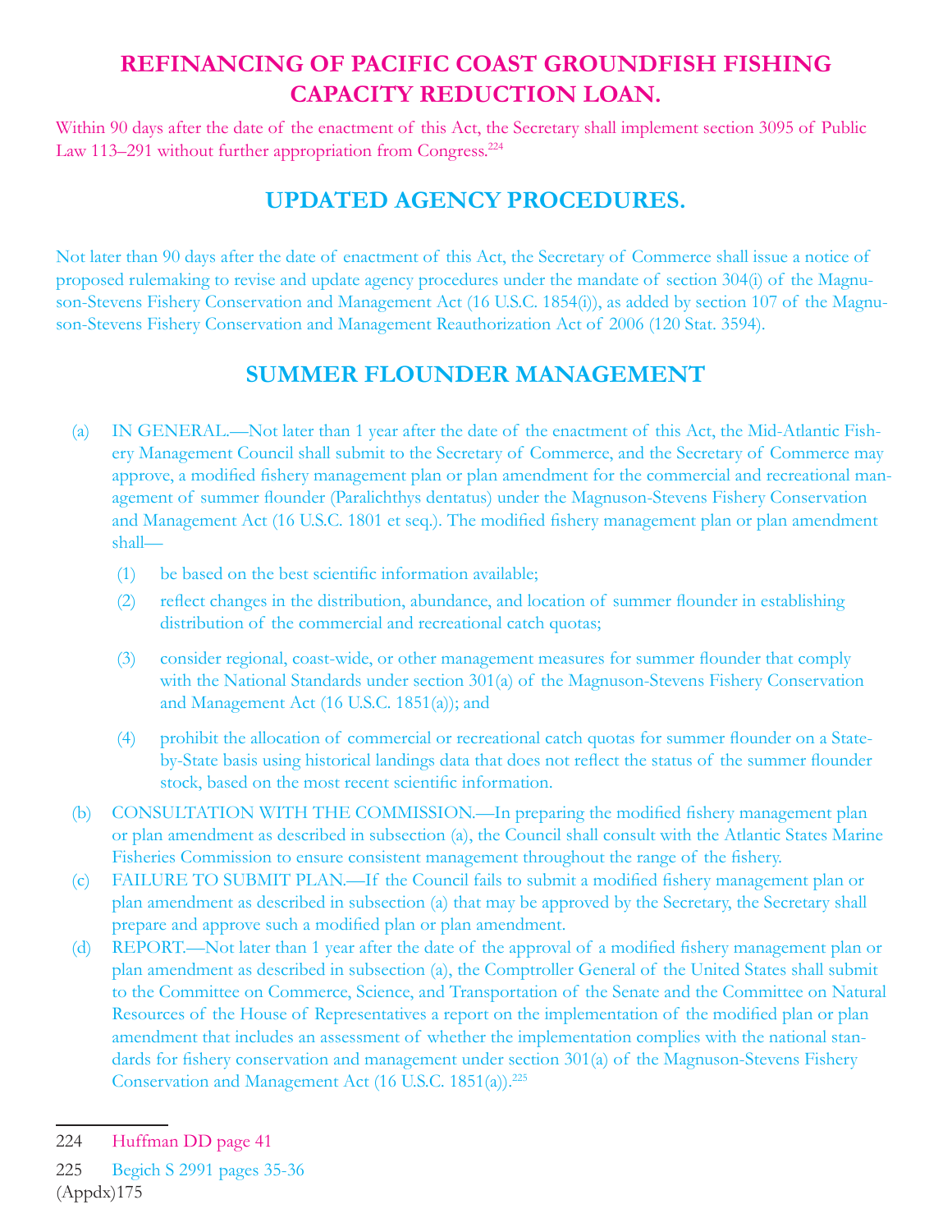# REFINANCING OF PACIFIC COAST GROUNDFISH FISHING CAPACITY REDUCTION LOAN.

Within 90 days after the date of the enactment of this Act, the Secretary shall implement section 3095 of Public Law 113–291 without further appropriation from Congress.[224]

## UPDATED AGENCY PROCEDURES.

Not later than 90 days after the date of enactment of this Act, the Secretary of Commerce shall issue a notice of proposed rulemaking to revise and update agency procedures under the mandate of section 304(i) of the Magnuson-Stevens Fishery Conservation and Management Act (16 U.S.C. 1854(i)), as added by section 107 of the Magnuson-Stevens Fishery Conservation and Management Reauthorization Act of 2006 (120 Stat. 3594).

## SUMMER FLOUNDER MANAGEMENT

(a) IN GENERAL.—Not later than 1 year after the date of the enactment of this Act, the Mid-Atlantic Fishery Management Council shall submit to the Secretary of Commerce, and the Secretary of Commerce may approve, a modified fishery management plan or plan amendment for the commercial and recreational management of summer flounder (Paralichthys dentatus) under the Magnuson-Stevens Fishery Conservation and Management Act (16 U.S.C. 1801 et seq.). The modified fishery management plan or plan amendment shall—

(1) be based on the best scientific information available;

(2) reflect changes in the distribution, abundance, and location of summer flounder in establishing distribution of the commercial and recreational catch quotas;

(3) consider regional, coast-wide, or other management measures for summer flounder that comply with the National Standards under section 301(a) of the Magnuson-Stevens Fishery Conservation and Management Act (16 U.S.C. 1851(a)); and

(4) prohibit the allocation of commercial or recreational catch quotas for summer flounder on a State-by-State basis using historical landings data that does not reflect the status of the summer flounder stock, based on the most recent scientific information.

(b) CONSULTATION WITH THE COMMISSION.—In preparing the modified fishery management plan or plan amendment as described in subsection (a), the Council shall consult with the Atlantic States Marine Fisheries Commission to ensure consistent management throughout the range of the fishery.

(c) FAILURE TO SUBMIT PLAN.—If the Council fails to submit a modified fishery management plan or plan amendment as described in subsection (a) that may be approved by the Secretary, the Secretary shall prepare and approve such a modified plan or plan amendment.

(d) REPORT.—Not later than 1 year after the date of the approval of a modified fishery management plan or plan amendment as described in subsection (a), the Comptroller General of the United States shall submit to the Committee on Commerce, Science, and Transportation of the Senate and the Committee on Natural Resources of the House of Representatives a report on the implementation of the modified plan or plan amendment that includes an assessment of whether the implementation complies with the national standards for fishery conservation and management under section 301(a) of the Magnuson-Stevens Fishery Conservation and Management Act (16 U.S.C. 1851(a)).[225]

---

224 Huffman DD page 41

225 Begich S 2991 pages 35-36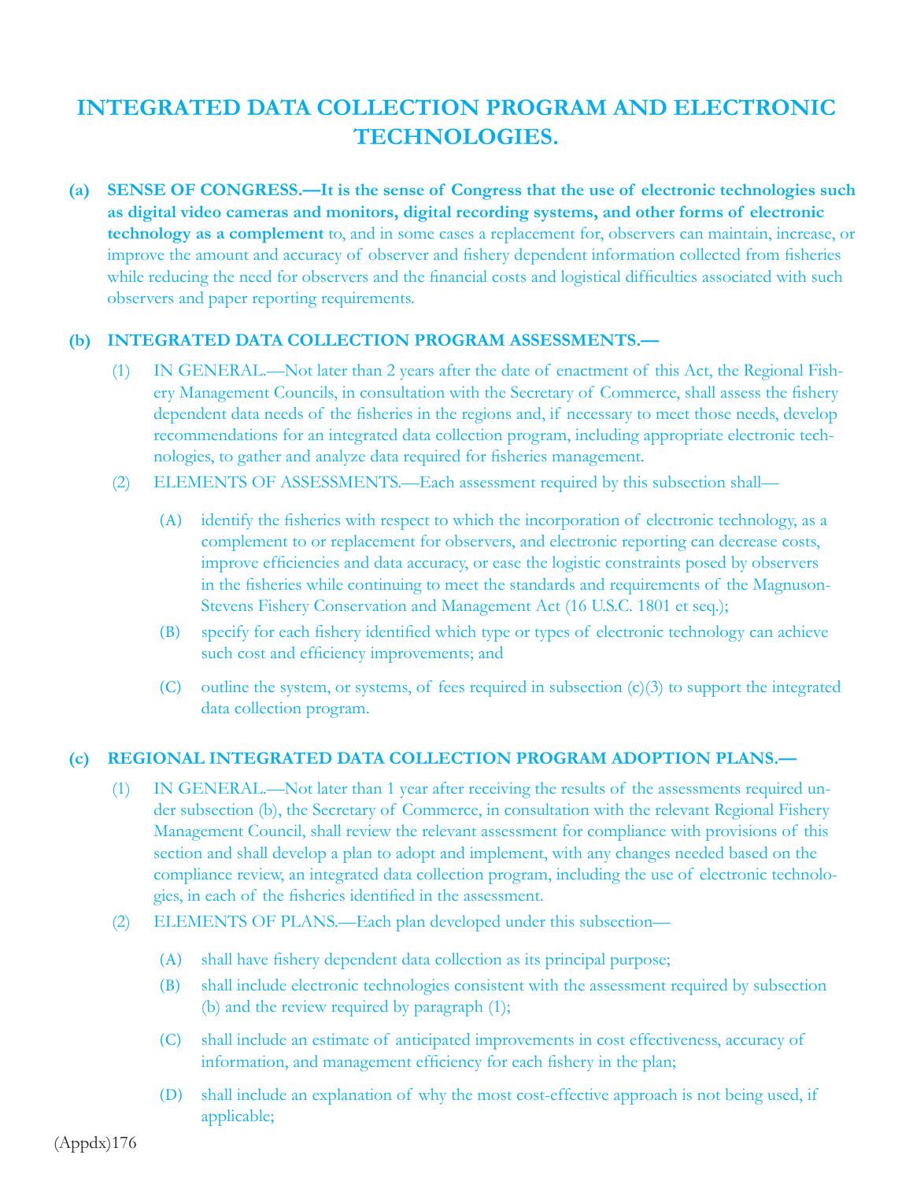# INTEGRATED DATA COLLECTION PROGRAM AND ELECTRONIC TECHNOLOGIES.

**(a) SENSE OF CONGRESS.—It is the sense of Congress that the use of electronic technologies such as digital video cameras and monitors, digital recording systems, and other forms of electronic technology as a complement** to, and in some cases a replacement for, observers can maintain, increase, or improve the amount and accuracy of observer and fishery dependent information collected from fisheries while reducing the need for observers and the financial costs and logistical difficulties associated with such observers and paper reporting requirements.

**(b) INTEGRATED DATA COLLECTION PROGRAM ASSESSMENTS.—**

(1) IN GENERAL.—Not later than 2 years after the date of enactment of this Act, the Regional Fishery Management Councils, in consultation with the Secretary of Commerce, shall assess the fishery dependent data needs of the fisheries in the regions and, if necessary to meet those needs, develop recommendations for an integrated data collection program, including appropriate electronic technologies, to gather and analyze data required for fisheries management.

(2) ELEMENTS OF ASSESSMENTS.—Each assessment required by this subsection shall—

(A) identify the fisheries with respect to which the incorporation of electronic technology, as a complement to or replacement for observers, and electronic reporting can decrease costs, improve efficiencies and data accuracy, or ease the logistic constraints posed by observers in the fisheries while continuing to meet the standards and requirements of the Magnuson-Stevens Fishery Conservation and Management Act (16 U.S.C. 1801 et seq.);

(B) specify for each fishery identified which type or types of electronic technology can achieve such cost and efficiency improvements; and

(C) outline the system, or systems, of fees required in subsection (c)(3) to support the integrated data collection program.

**(c) REGIONAL INTEGRATED DATA COLLECTION PROGRAM ADOPTION PLANS.—**

(1) IN GENERAL.—Not later than 1 year after receiving the results of the assessments required under subsection (b), the Secretary of Commerce, in consultation with the relevant Regional Fishery Management Council, shall review the relevant assessment for compliance with provisions of this section and shall develop a plan to adopt and implement, with any changes needed based on the compliance review, an integrated data collection program, including the use of electronic technologies, in each of the fisheries identified in the assessment.

(2) ELEMENTS OF PLANS.—Each plan developed under this subsection—

(A) shall have fishery dependent data collection as its principal purpose;

(B) shall include electronic technologies consistent with the assessment required by subsection (b) and the review required by paragraph (1);

(C) shall include an estimate of anticipated improvements in cost effectiveness, accuracy of information, and management efficiency for each fishery in the plan;

(D) shall include an explanation of why the most cost-effective approach is not being used, if applicable;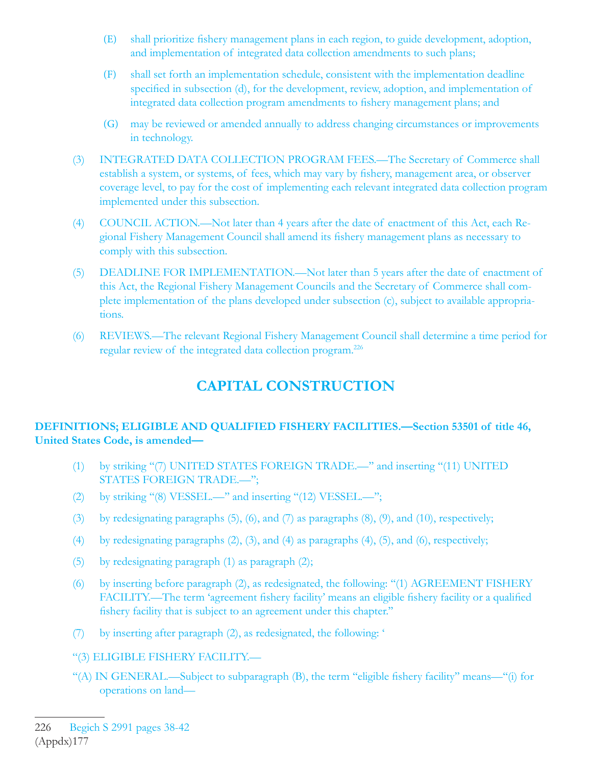(E) shall prioritize fishery management plans in each region, to guide development, adoption, and implementation of integrated data collection amendments to such plans;

(F) shall set forth an implementation schedule, consistent with the implementation deadline specified in subsection (d), for the development, review, adoption, and implementation of integrated data collection program amendments to fishery management plans; and

(G) may be reviewed or amended annually to address changing circumstances or improvements in technology.

(3) INTEGRATED DATA COLLECTION PROGRAM FEES.—The Secretary of Commerce shall establish a system, or systems, of fees, which may vary by fishery, management area, or observer coverage level, to pay for the cost of implementing each relevant integrated data collection program implemented under this subsection.

(4) COUNCIL ACTION.—Not later than 4 years after the date of enactment of this Act, each Regional Fishery Management Council shall amend its fishery management plans as necessary to comply with this subsection.

(5) DEADLINE FOR IMPLEMENTATION.—Not later than 5 years after the date of enactment of this Act, the Regional Fishery Management Councils and the Secretary of Commerce shall complete implementation of the plans developed under subsection (c), subject to available appropriations.

(6) REVIEWS.—The relevant Regional Fishery Management Council shall determine a time period for regular review of the integrated data collection program.[226]

## CAPITAL CONSTRUCTION

**DEFINITIONS; ELIGIBLE AND QUALIFIED FISHERY FACILITIES.—Section 53501 of title 46, United States Code, is amended—**

(1) by striking "(7) UNITED STATES FOREIGN TRADE.—" and inserting "(11) UNITED STATES FOREIGN TRADE.—";

(2) by striking "(8) VESSEL.—" and inserting "(12) VESSEL.—";

(3) by redesignating paragraphs (5), (6), and (7) as paragraphs (8), (9), and (10), respectively;

(4) by redesignating paragraphs (2), (3), and (4) as paragraphs (4), (5), and (6), respectively;

(5) by redesignating paragraph (1) as paragraph (2);

(6) by inserting before paragraph (2), as redesignated, the following: "(1) AGREEMENT FISHERY FACILITY.—The term 'agreement fishery facility' means an eligible fishery facility or a qualified fishery facility that is subject to an agreement under this chapter."

(7) by inserting after paragraph (2), as redesignated, the following: '

"(3) ELIGIBLE FISHERY FACILITY.—

"(A) IN GENERAL.—Subject to subparagraph (B), the term "eligible fishery facility" means—"(i) for operations on land—

226 Begich S 2991 pages 38-42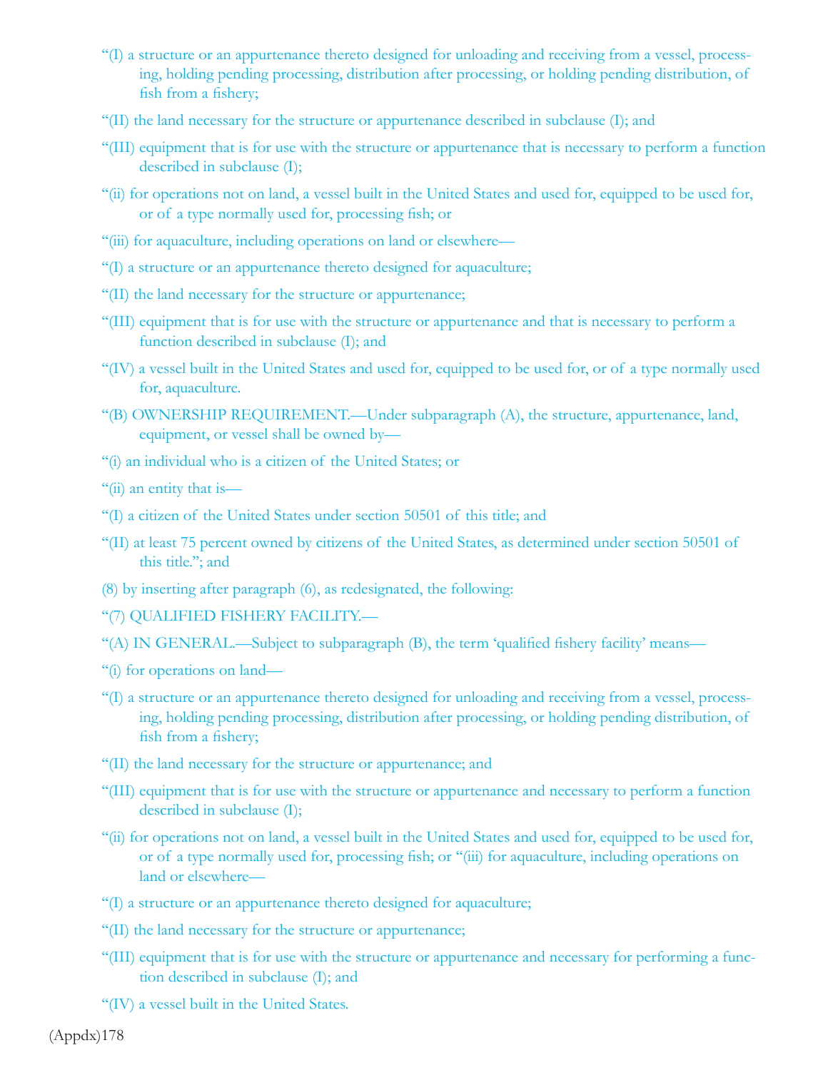"(I) a structure or an appurtenance thereto designed for unloading and receiving from a vessel, processing, holding pending processing, distribution after processing, or holding pending distribution, of fish from a fishery;

"(II) the land necessary for the structure or appurtenance described in subclause (I); and

"(III) equipment that is for use with the structure or appurtenance that is necessary to perform a function described in subclause (I);

"(ii) for operations not on land, a vessel built in the United States and used for, equipped to be used for, or of a type normally used for, processing fish; or

"(iii) for aquaculture, including operations on land or elsewhere—

"(I) a structure or an appurtenance thereto designed for aquaculture;

"(II) the land necessary for the structure or appurtenance;

"(III) equipment that is for use with the structure or appurtenance and that is necessary to perform a function described in subclause (I); and

"(IV) a vessel built in the United States and used for, equipped to be used for, or of a type normally used for, aquaculture.

"(B) OWNERSHIP REQUIREMENT.—Under subparagraph (A), the structure, appurtenance, land, equipment, or vessel shall be owned by—

"(i) an individual who is a citizen of the United States; or

"(ii) an entity that is—

"(I) a citizen of the United States under section 50501 of this title; and

"(II) at least 75 percent owned by citizens of the United States, as determined under section 50501 of this title."; and

(8) by inserting after paragraph (6), as redesignated, the following:

"(7) QUALIFIED FISHERY FACILITY.—

"(A) IN GENERAL.—Subject to subparagraph (B), the term 'qualified fishery facility' means—

"(i) for operations on land—

"(I) a structure or an appurtenance thereto designed for unloading and receiving from a vessel, processing, holding pending processing, distribution after processing, or holding pending distribution, of fish from a fishery;

"(II) the land necessary for the structure or appurtenance; and

"(III) equipment that is for use with the structure or appurtenance and necessary to perform a function described in subclause (I);

"(ii) for operations not on land, a vessel built in the United States and used for, equipped to be used for, or of a type normally used for, processing fish; or "(iii) for aquaculture, including operations on land or elsewhere—

"(I) a structure or an appurtenance thereto designed for aquaculture;

"(II) the land necessary for the structure or appurtenance;

"(III) equipment that is for use with the structure or appurtenance and necessary for performing a function described in subclause (I); and

"(IV) a vessel built in the United States.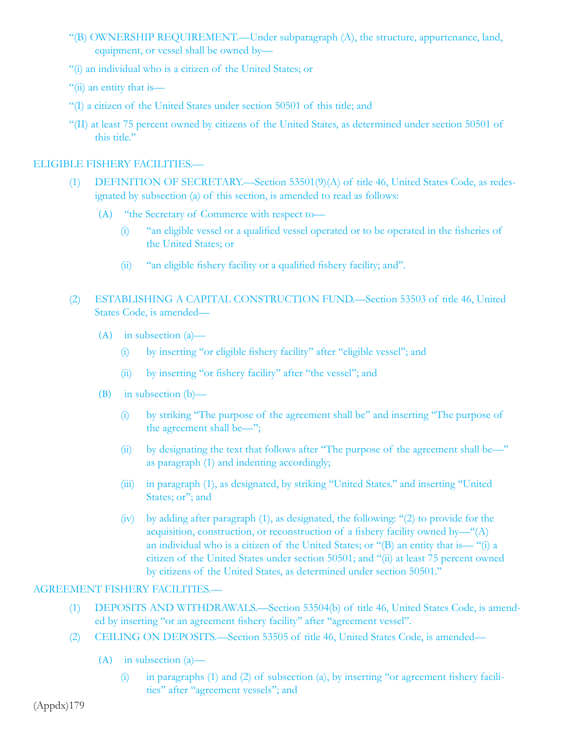“(B) OWNERSHIP REQUIREMENT.—Under subparagraph (A), the structure, appurtenance, land, equipment, or vessel shall be owned by—

“(i) an individual who is a citizen of the United States; or

“(ii) an entity that is—

“(I) a citizen of the United States under section 50501 of this title; and

“(II) at least 75 percent owned by citizens of the United States, as determined under section 50501 of this title.”

ELIGIBLE FISHERY FACILITIES.—

(1) DEFINITION OF SECRETARY.—Section 53501(9)(A) of title 46, United States Code, as redesignated by subsection (a) of this section, is amended to read as follows:

(A) “the Secretary of Commerce with respect to—

(i) “an eligible vessel or a qualified vessel operated or to be operated in the fisheries of the United States; or

(ii) “an eligible fishery facility or a qualified fishery facility; and”.

(2) ESTABLISHING A CAPITAL CONSTRUCTION FUND.—Section 53503 of title 46, United States Code, is amended—

(A) in subsection (a)—

(i) by inserting “or eligible fishery facility” after “eligible vessel”; and

(ii) by inserting “or fishery facility” after “the vessel”; and

(B) in subsection (b)—

(i) by striking “The purpose of the agreement shall be” and inserting “The purpose of the agreement shall be—”;

(ii) by designating the text that follows after “The purpose of the agreement shall be—” as paragraph (1) and indenting accordingly;

(iii) in paragraph (1), as designated, by striking “United States.” and inserting “United States; or”; and

(iv) by adding after paragraph (1), as designated, the following: “(2) to provide for the acquisition, construction, or reconstruction of a fishery facility owned by—“(A) an individual who is a citizen of the United States; or “(B) an entity that is— “(i) a citizen of the United States under section 50501; and “(ii) at least 75 percent owned by citizens of the United States, as determined under section 50501.”

AGREEMENT FISHERY FACILITIES.—

(1) DEPOSITS AND WITHDRAWALS.—Section 53504(b) of title 46, United States Code, is amended by inserting “or an agreement fishery facility” after “agreement vessel”.

(2) CEILING ON DEPOSITS.—Section 53505 of title 46, United States Code, is amended—

(A) in subsection (a)—

(i) in paragraphs (1) and (2) of subsection (a), by inserting “or agreement fishery facilities” after “agreement vessels”; and

(Appdx)179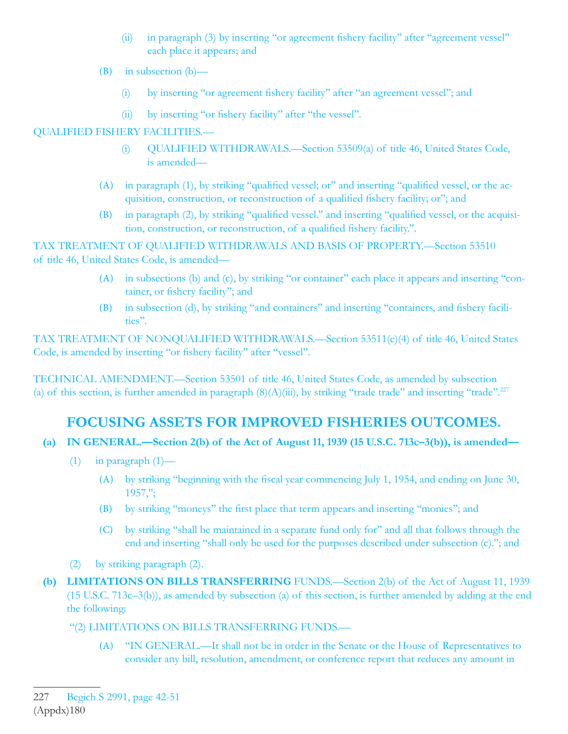(ii) in paragraph (3) by inserting "or agreement fishery facility" after "agreement vessel" each place it appears; and

(B) in subsection (b)—

(i) by inserting "or agreement fishery facility" after "an agreement vessel"; and

(ii) by inserting "or fishery facility" after "the vessel".

QUALIFIED FISHERY FACILITIES.—

(i) QUALIFIED WITHDRAWALS.—Section 53509(a) of title 46, United States Code, is amended—

(A) in paragraph (1), by striking "qualified vessel; or" and inserting "qualified vessel, or the acquisition, construction, or reconstruction of a qualified fishery facility; or"; and

(B) in paragraph (2), by striking "qualified vessel." and inserting "qualified vessel, or the acquisition, construction, or reconstruction, of a qualified fishery facility.".

TAX TREATMENT OF QUALIFIED WITHDRAWALS AND BASIS OF PROPERTY.—Section 53510 of title 46, United States Code, is amended—

(A) in subsections (b) and (c), by striking "or container" each place it appears and inserting "container, or fishery facility"; and

(B) in subsection (d), by striking "and containers" and inserting "containers, and fishery facilities".

TAX TREATMENT OF NONQUALIFIED WITHDRAWALS.—Section 53511(e)(4) of title 46, United States Code, is amended by inserting "or fishery facility" after "vessel".

TECHNICAL AMENDMENT.—Section 53501 of title 46, United States Code, as amended by subsection (a) of this section, is further amended in paragraph (8)(A)(iii), by striking "trade trade" and inserting "trade".[227]

## FOCUSING ASSETS FOR IMPROVED FISHERIES OUTCOMES.

**(a) IN GENERAL.—Section 2(b) of the Act of August 11, 1939 (15 U.S.C. 713c–3(b)), is amended—**

(1) in paragraph (1)—

(A) by striking "beginning with the fiscal year commencing July 1, 1954, and ending on June 30, 1957,";

(B) by striking "moneys" the first place that term appears and inserting "monies"; and

(C) by striking "shall be maintained in a separate fund only for" and all that follows through the end and inserting "shall only be used for the purposes described under subsection (c)."; and

(2) by striking paragraph (2).

**(b) LIMITATIONS ON BILLS TRANSFERRING** FUNDS.—Section 2(b) of the Act of August 11, 1939 (15 U.S.C. 713c–3(b)), as amended by subsection (a) of this section, is further amended by adding at the end the following:

"(2) LIMITATIONS ON BILLS TRANSFERRING FUNDS.—

(A) "IN GENERAL.—It shall not be in order in the Senate or the House of Representatives to consider any bill, resolution, amendment, or conference report that reduces any amount in

---

227 Begich S 2991, page 42-51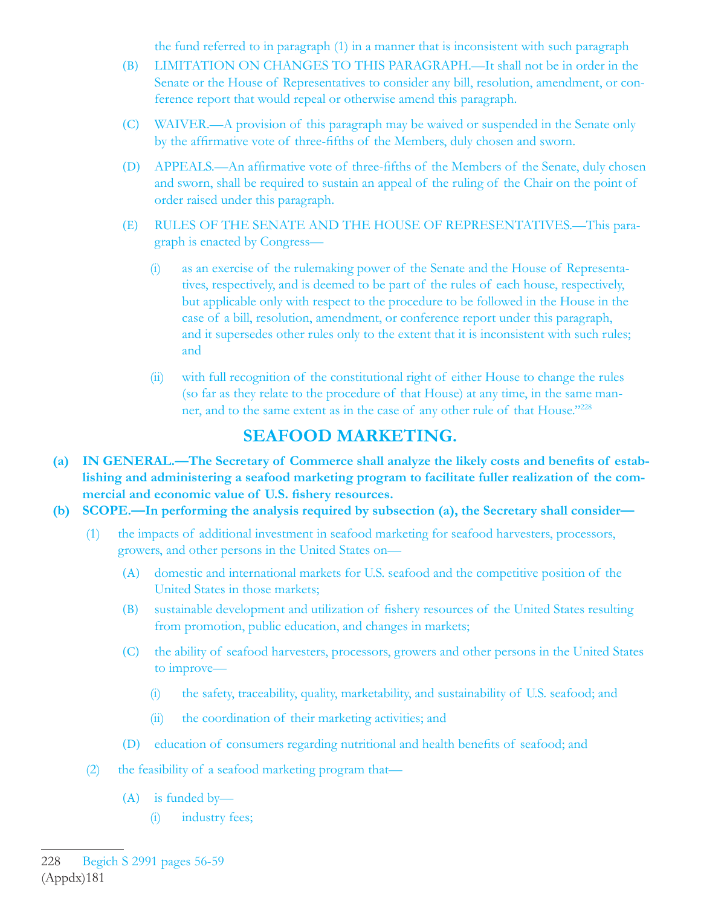the fund referred to in paragraph (1) in a manner that is inconsistent with such paragraph

(B) LIMITATION ON CHANGES TO THIS PARAGRAPH.—It shall not be in order in the Senate or the House of Representatives to consider any bill, resolution, amendment, or conference report that would repeal or otherwise amend this paragraph.

(C) WAIVER.—A provision of this paragraph may be waived or suspended in the Senate only by the affirmative vote of three-fifths of the Members, duly chosen and sworn.

(D) APPEALS.—An affirmative vote of three-fifths of the Members of the Senate, duly chosen and sworn, shall be required to sustain an appeal of the ruling of the Chair on the point of order raised under this paragraph.

(E) RULES OF THE SENATE AND THE HOUSE OF REPRESENTATIVES.—This paragraph is enacted by Congress—

(i) as an exercise of the rulemaking power of the Senate and the House of Representatives, respectively, and is deemed to be part of the rules of each house, respectively, but applicable only with respect to the procedure to be followed in the House in the case of a bill, resolution, amendment, or conference report under this paragraph, and it supersedes other rules only to the extent that it is inconsistent with such rules; and

(ii) with full recognition of the constitutional right of either House to change the rules (so far as they relate to the procedure of that House) at any time, in the same manner, and to the same extent as in the case of any other rule of that House."[228]

## SEAFOOD MARKETING.

**(a) IN GENERAL.—The Secretary of Commerce shall analyze the likely costs and benefits of establishing and administering a seafood marketing program to facilitate fuller realization of the commercial and economic value of U.S. fishery resources.**

**(b) SCOPE.—In performing the analysis required by subsection (a), the Secretary shall consider—**

(1) the impacts of additional investment in seafood marketing for seafood harvesters, processors, growers, and other persons in the United States on—

(A) domestic and international markets for U.S. seafood and the competitive position of the United States in those markets;

(B) sustainable development and utilization of fishery resources of the United States resulting from promotion, public education, and changes in markets;

(C) the ability of seafood harvesters, processors, growers and other persons in the United States to improve—

(i) the safety, traceability, quality, marketability, and sustainability of U.S. seafood; and

(ii) the coordination of their marketing activities; and

(D) education of consumers regarding nutritional and health benefits of seafood; and

(2) the feasibility of a seafood marketing program that—

(A) is funded by—

(i) industry fees;

228 Begich S 2991 pages 56-59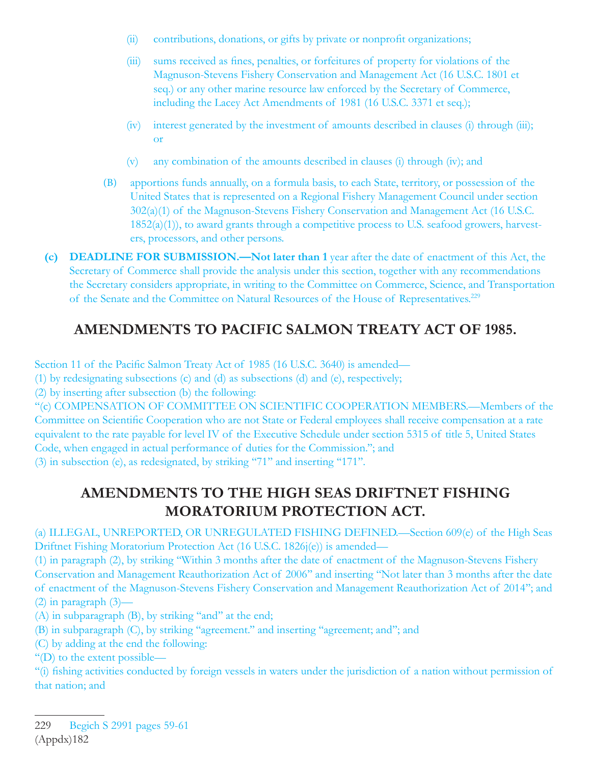(ii) contributions, donations, or gifts by private or nonprofit organizations;

(iii) sums received as fines, penalties, or forfeitures of property for violations of the Magnuson-Stevens Fishery Conservation and Management Act (16 U.S.C. 1801 et seq.) or any other marine resource law enforced by the Secretary of Commerce, including the Lacey Act Amendments of 1981 (16 U.S.C. 3371 et seq.);

(iv) interest generated by the investment of amounts described in clauses (i) through (iii); or

(v) any combination of the amounts described in clauses (i) through (iv); and

(B) apportions funds annually, on a formula basis, to each State, territory, or possession of the United States that is represented on a Regional Fishery Management Council under section 302(a)(1) of the Magnuson-Stevens Fishery Conservation and Management Act (16 U.S.C. 1852(a)(1)), to award grants through a competitive process to U.S. seafood growers, harvesters, processors, and other persons.

**(c) DEADLINE FOR SUBMISSION.—Not later than 1** year after the date of enactment of this Act, the Secretary of Commerce shall provide the analysis under this section, together with any recommendations the Secretary considers appropriate, in writing to the Committee on Commerce, Science, and Transportation of the Senate and the Committee on Natural Resources of the House of Representatives.[229]

## AMENDMENTS TO PACIFIC SALMON TREATY ACT OF 1985.

Section 11 of the Pacific Salmon Treaty Act of 1985 (16 U.S.C. 3640) is amended—
(1) by redesignating subsections (c) and (d) as subsections (d) and (e), respectively;
(2) by inserting after subsection (b) the following:
"(c) COMPENSATION OF COMMITTEE ON SCIENTIFIC COOPERATION MEMBERS.—Members of the Committee on Scientific Cooperation who are not State or Federal employees shall receive compensation at a rate equivalent to the rate payable for level IV of the Executive Schedule under section 5315 of title 5, United States Code, when engaged in actual performance of duties for the Commission."; and
(3) in subsection (e), as redesignated, by striking "71" and inserting "171".

## AMENDMENTS TO THE HIGH SEAS DRIFTNET FISHING MORATORIUM PROTECTION ACT.

(a) ILLEGAL, UNREPORTED, OR UNREGULATED FISHING DEFINED.—Section 609(e) of the High Seas Driftnet Fishing Moratorium Protection Act (16 U.S.C. 1826j(e)) is amended—
(1) in paragraph (2), by striking "Within 3 months after the date of enactment of the Magnuson-Stevens Fishery Conservation and Management Reauthorization Act of 2006" and inserting "Not later than 3 months after the date of enactment of the Magnuson-Stevens Fishery Conservation and Management Reauthorization Act of 2014"; and
(2) in paragraph (3)—
(A) in subparagraph (B), by striking "and" at the end;
(B) in subparagraph (C), by striking "agreement." and inserting "agreement; and"; and
(C) by adding at the end the following:
"(D) to the extent possible—
"(i) fishing activities conducted by foreign vessels in waters under the jurisdiction of a nation without permission of that nation; and

229 Begich S 2991 pages 59-61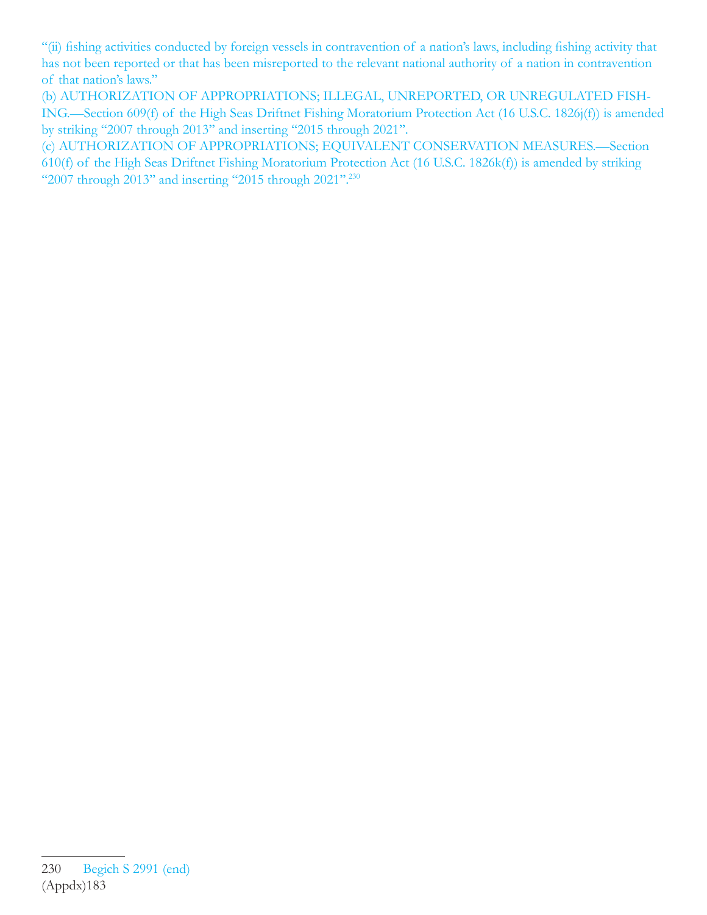"(ii) fishing activities conducted by foreign vessels in contravention of a nation's laws, including fishing activity that has not been reported or that has been misreported to the relevant national authority of a nation in contravention of that nation's laws."

(b) AUTHORIZATION OF APPROPRIATIONS; ILLEGAL, UNREPORTED, OR UNREGULATED FISHING.—Section 609(f) of the High Seas Driftnet Fishing Moratorium Protection Act (16 U.S.C. 1826j(f)) is amended by striking "2007 through 2013" and inserting "2015 through 2021".

(c) AUTHORIZATION OF APPROPRIATIONS; EQUIVALENT CONSERVATION MEASURES.—Section 610(f) of the High Seas Driftnet Fishing Moratorium Protection Act (16 U.S.C. 1826k(f)) is amended by striking "2007 through 2013" and inserting "2015 through 2021".[230]

---

230 Begich S 2991 (end)